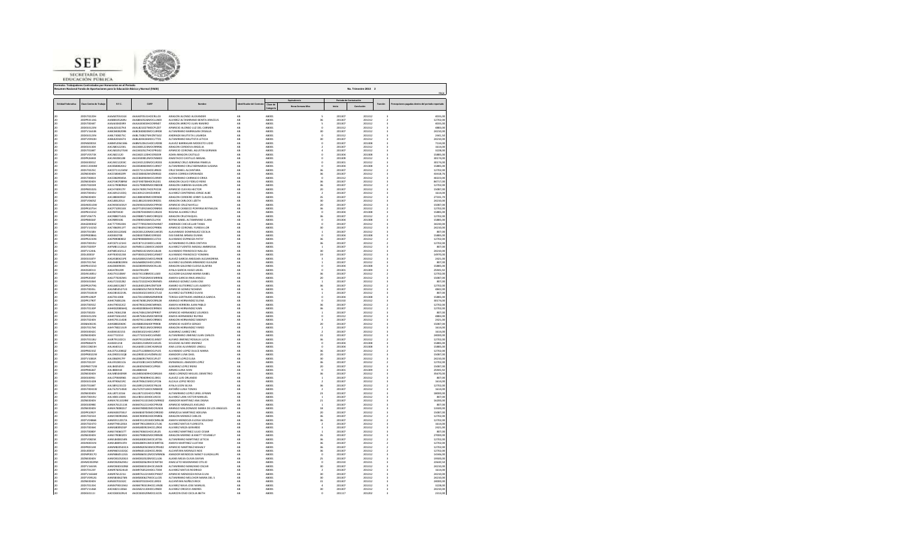**SEP**
**SECRETARÍA DE EDUCACIÓN PÚBLICA**

**Formato: Trabajadores Contratados por Honorarios en el Periodo**
**Resumen Nacional Fondo de Aportaciones para la Educación Básica y Normal (FAEB)**

**No. Trimestre 2013 2**

Hoja

| Entidad Federativa | Clave Centro de Trabajo | R.F.C. | CURP | Nombre | Identificador del Contrato | Equivalencia | | Periodo de Contratación | | Función | Percepciones pagadas dentro del periodo reportado |
|---|---|---|---|---|---|---|---|---|---|---|---|
| | | | | | | Clave de Categoría | Horas Semana Mes | Inicio | Conclusión | | |
| 20 | 20DST0220H | AAAA870531GE | AAAA870531HOCBLL03 | ARAGON ALONSO ALEXANDER | AB | AB001 | 5 | 201307 | 201312 | 3 | 4035.00 |
| 20 | 20DPR0114S | AAAB810526RU | AAAB810526MOCLND00 | ALVAREZ ALTAMIRANO BENITA ARACELIS | AB | AB001 | 36 | 201307 | 201312 | 2 | 12702.00 |
| 20 | 20DST0094T | AAAJ640405R9 | AAAJ640405HOCRRM07 | ARAGON ARROYO JUAN RAMIRO | AB | AB001 | 5 | 201307 | 201312 | 3 | 4035.00 |
| 20 | 20DES0123N | AAAL821027K4 | AAAL821027MOCPLZ07 | APARICIO ALONSO LUZ DEL CARMEN | AB | AB001 | 0 | 201312 | 201312 | 3 | 4883.00 |
| 20 | 20DTV1643B | AABC800820RK | AABC800820MOCLRR08 | ALTAMIRANO BARRAGAN CRISALIA | AB | AB001 | 30 | 201307 | 201312 | 3 | 24210.00 |
| 20 | 20DES0123N | AABL730827SC | AABL730827MVZNTS02 | ANDRADE BAUTISTA LUGARDA | AB | AB001 | 0 | 201312 | 201312 | 3 | 2441.50 |
| 20 | 20DTV0910H | AABL820426T6 | AABL820426MOCLTT05 | ALTAMIRANO BAUTISTA LETICIA | AB | AB001 | 30 | 201307 | 201312 | 3 | 24210.00 |
| 20 | 20DNS0001K | AABM520615BN | AABM520615HOCLRD08 | ALAVEZ BARRAGAN MODESTO LIDIO | AB | AB001 | 0 | 201307 | 201308 | 3 | 7134.00 |
| 20 | 20DES0130X | AACA8012214L | AACA801221MOCRRN06 | ARAGON CORDOVA ANGELA | AB | AB001 | 2 | 201307 | 201312 | 3 | 1614.00 |
| 20 | 20DST0184T | AACA810527GW | AACA810527HOCRRG03 | APARICIO CORONEL AGUSTIN GERMAN | AB | AB001 | 4 | 201307 | 201312 | 3 | 3228.00 |
| 20 | 20DTV0574X | AACA821120 | AACA821120HOCDSD09 | ADAN ARAGON CASTILLO | AB | AB001 | 0 | 201304 | 201308 | 3 | 15865.00 |
| 20 | 20DPR0484R | AACA810812BI | AACA810812HOCSMB05 | ANASTACIO CASTILLO ABIGAIL | AB | AB001 | 0 | 201309 | 201312 | 3 | 30174.00 |
| 20 | 20DES0001Z | AACA921220IC | AACA921220MOCLRD03 | ALMARAZ CRUZ ADRIANA PAMELA | AB | AB001 | 0 | 201301 | 201312 | 3 | 30174.00 |
| 20 | 20DCC2060M | AACB680825G2 | AACB680825MOCLRR07 | ALTAMIRANO CRUZ BERNARDA SUSANA | AB | AB001 | 0 | 201304 | 201308 | 3 | 15865.00 |
| 20 | 20DST0225C | AACD711123KW | AACD711123HOCLRN03 | CRUZ DANIEL ALCANTARA | AB | AB001 | 36 | 201307 | 201312 | 2 | 12702.00 |
| 20 | 20DNE0004V | AACE560402RY | AACE560402MOCNRS02 | ANAYA CORREA ESPERANZA | AB | AB001 | 36 | 201307 | 201312 | 3 | 34335.76 |
| 20 | 20DST0081X | AACE860904SA | AACE860904MOCLRR09 | ALTAMIRANO CARRASCO ERIKA | AB | AB001 | 0 | 201312 | 201312 | 3 | 40223.00 |
| 20 | 20DNE0040V | AACF590708RW | AACF590708HOCRLD01 | ARAGON CALVO FIDELIO RENE | AB | AB001 | 36 | 201307 | 201312 | 3 | 34717.00 |
| 20 | 20DST0205R | AACG780806SH | AACG780806MOCRBD08 | ARAGON CABRERA GUADALUPE | AB | AB001 | 36 | 201307 | 201312 | 2 | 12702.00 |
| 20 | 20DPR0102G | AACH7409179Y | AACH740917HOCPVC04 | APARICIO CUEVAS HECTOR | AB | AB001 | 20 | 201307 | 201312 | 2 | 15087.00 |
| 20 | 20DST0045U | AACJ691223DQ | AACJ691223HVZLNR04 | ALVAREZ CONTRERAS JORGE ALBE | AB | AB001 | 2 | 201307 | 201312 | 3 | 1614.00 |
| 20 | 20DNE0040V | AACJ880609G9 | AACJ880609MOCRRN08 | ARAGON CORDERO JENNY CLAUDIA | AB | AB001 | 35 | 201307 | 201312 | 3 | 27355.70 |
| 20 | 20DTV0605Z | AACL8012012 | AACL801201MOCRRZ01 | ARAGON CARLOCK LIZETH | AB | AB001 | 30 | 201307 | 201312 | 3 | 24210.00 |
| 20 | 20DES0510W | AACN910103UY | AACN910103MOCPRP00 | APARICIO CRUZ NAYELLI | AB | AB001 | 20 | 201307 | 201312 | 2 | 15087.00 |
| 20 | 20DPR1075H | AACP710913U8 | AACP710913MOCRNR08 | ARANGO CANSECO PORFIRIA REYNALDA | AB | AB001 | 36 | 201307 | 201312 | 2 | 12702.00 |
| 20 | 20DPR1553O | AACR870430 | AACR870430MOCLRG03 | REGINA ALVAREZ CRUZ | AB | AB001 | 0 | 201304 | 201308 | 3 | 15865.00 |
| 20 | 20DTV0677S | AACR880714JU | AACR880714MOCRRQ03 | ARAGON CRUZ RAQUEL | AB | AB001 | 36 | 201307 | 201312 | 2 | 12702.00 |
| 20 | 20DPR0846F | AACR890106 | AACR890106MVZLLY04 | REYNA ISABEL ALTAMIRANO CLARA | AB | AB001 | 0 | 201304 | 201308 | 3 | 15865.00 |
| 20 | 20AGD0003Z | AACT7709238I | AACT770923MOCNHN07 | ANDRADE CHICUELLAR TANIA | AB | AB001 | 0 | 201307 | 201312 | 3 | 34230.00 |
| 20 | 20DTV1415D | AACY860912FF | AACY860912MOCPRR06 | APARICIO CORONEL YURIDIA LOR | AB | AB001 | 30 | 201307 | 201312 | 3 | 24210.00 |
| 20 | 20DST0158X | AADC8312204E | AADC831220MOCLMC05 | ALVARADO DOMINGUEZ CECILIA | AB | AB001 | 1 | 201307 | 201312 | 3 | 807.00 |
| 20 | 20DPR0086G | AADE8407081 | AADE840708MOCRRS00 | ISIS EMENE ARMAS DURAN | AB | AB001 | 0 | 201304 | 201308 | 3 | 15865.00 |
| 20 | 20DPR2219N | AAEP890808I2 | AAEP890808MOCLST04 | ALVARADO ESPINOZA PATSY | AB | AB001 | 36 | 201307 | 201312 | 2 | 12702.00 |
| 20 | 20DST0059U | AAFC871121H3 | AAFC871121MOCLLN04 | ALTAMIRANO FLORES CINTHYA | AB | AB001 | 36 | 201307 | 201312 | 2 | 12702.00 |
| 20 | 20DST0205P | AAFM8111262A | AAFM811126MOCLND09 | ALVAREZ FUENTES MADALI AMBROSIA | AB | AB001 | 1 | 201307 | 201312 | 3 | 807.00 |
| 20 | 20DTV1244L | AAFN8510311J | AAFN851031MOCRLL02 | ALVARADO FRANCISCO NALLELI | AB | AB001 | 30 | 201307 | 201312 | 3 | 24210.00 |
| 20 | 20DLD0001F | AAFY83032258 | AAFY830322MOCLRM07 | ALVARADO FRANCISCO YOMARA | AB | AB001 | 19 | 201307 | 201312 | 3 | 14970.00 |
| 20 | 20DES0187Y | AAGA80421P8 | AAGA800421MOCLRN08 | ALAVEZ GARCIA ANSELMA ALEJANDRINA | AB | AB001 | 3 | 201307 | 201312 | 3 | 2421.00 |
| 20 | 20DST0176K | AAGA800823NN | AAGA800823HOCLZR05 | ALVAREZ GUZMAN ARMANDO ELEAZAR | AB | AB001 | 1 | 201307 | 201312 | 3 | 807.00 |
| 20 | 20DPR1555O | AAGE800903I1 | AAGE800903MOCRLL05 | ARAGON GALDINO ELOISA ELMIRA | AB | AB001 | 0 | 201304 | 201308 | 3 | 15865.00 |
| 20 | 20AGD0001I | AAGH781209 | AAGH781209 | AYALA GARCIA HUGO JASIEL | AB | AB001 | 0 | 201301 | 201309 | 3 | 25945.92 |
| 20 | 20DJN1485U | AAGI741106AF | AAGI741106MOCLLS00 | ALCAZAR GALLEGOS MARIA ISABEL | AB | AB001 | 36 | 201307 | 201312 | 2 | 12702.00 |
| 20 | 20DPR2026F | AAGI770202N5 | AAGI770202MOCMRR06 | AMAYA GARCIA IRIS ARACELI | AB | AB001 | 20 | 201307 | 201312 | 2 | 15087.00 |
| 20 | 20DES0034X | AAGJ7210228Z | AAGJ721022HOCRMN05 | ARRIAGA GOMEZ JUAN JOSE | AB | AB001 | 1 | 201307 | 201312 | 3 | 807.00 |
| 20 | 20DPR2479L | AAGL800128R7 | AAGL800128HVZMTS09 | AMARO GUTIERREZ LUIS ALBERTO | AB | AB001 | 36 | 201307 | 201312 | 2 | 12702.00 |
| 20 | 20DST0035L | AAGN8502713I | AAGN850527MOCPMH02 | APARICIO GOMEZ NOHEMI | AB | AB001 | 6 | 201307 | 201312 | 3 | 4842.00 |
| 20 | 20DST0181W | AAGO8102235 | AAGO810223MOCLTL03 | ALVAREZ GUTIERREZ OLIVIA | AB | AB001 | 1 | 201307 | 201312 | 3 | 807.00 |
| 20 | 20DPR1182P | AAGT811006 | AAGT811006MGRNRR08 | TERESA GERTRUDIS ANDRACA GARCIA | AB | AB001 | 0 | 201304 | 201308 | 3 | 15865.00 |
| 20 | 20DPR2740T | AAHE7608226 | AAHE760822MOCRRL08 | ARANGO HERNANDEZ ELENA | AB | AB001 | 0 | 201310 | 201312 | 3 | 30174.00 |
| 20 | 20DST0055Z | AAHJ790422C2 | AAHJ790422HOCNRN01 | ANAYA HERRERA JUAN PABLO | AB | AB001 | 36 | 201307 | 201312 | 2 | 12702.00 |
| 20 | 20DST0130P | AAHK820806HQ | AAHK820806HOCRRR03 | ARAGON HERNANDEZ KAIN | AB | AB001 | 36 | 201307 | 201312 | 2 | 12702.00 |
| 20 | 20DST0050U | AAHL740613FA | AAHL740613MVZPRR07 | APARICIO HERNANDEZ LOURDES | AB | AB001 | 1 | 201307 | 201312 | 3 | 807.00 |
| 20 | 20DES0123N | AAHR750614VE | AAHR750614MOCNRF08 | ANAYA HERNANDEZ RUFINA | AB | AB001 | 0 | 201312 | 201312 | 3 | 4883.00 |
| 20 | 20DST0230V | AAHS791114D8 | AAHS791114HOCRRB01 | ARAGON HERNANDEZ SABINEY | AB | AB001 | 3 | 201307 | 201312 | 3 | 2421.00 |
| 20 | 20DBA0023S | AAHS8802064C | AAHS880206HOFPRR08 | APARICIO HUERTA SERGIO | AB | AB001 | 20 | 201307 | 201312 | 2 | 15087.00 |
| 20 | 20DST0176K | AAHY780213UR | AAHY780213MOCRRR03 | ARAGON HERNANDEZ YARED | AB | AB001 | 2 | 201307 | 201312 | 3 | 1614.00 |
| 20 | 20DES0030C | AAJE8402215 | AAJE840221HOCLRR07 | ALMARAZ JUAREZ ERIC | AB | AB001 | 2 | 201307 | 201312 | 3 | 1614.00 |
| 20 | 20DNE0040V | AAJF7710153 | AAJF771015HOCLMN00 | ALTAMIRANO JIMENEZ JUAN CARLOS | AB | AB001 | 31 | 201307 | 201312 | 3 | 24300.00 |
| 20 | 20DST0226J | AAJR791102C3 | AAJR791102MOCLSS07 | ALVARO JIMENEZ ROSALIA LUCIA | AB | AB001 | 36 | 201307 | 201312 | 2 | 12702.00 |
| 20 | 20DPR0907F | AAJS0011218 | AAJS001121MOCLML05 | SOLEDAD ALVARO JIMENEZ | AB | AB001 | 0 | 201304 | 201308 | 3 | 15865.00 |
| 20 | 20DCC0823H | AALA640111 | AALA640111MCHLNN18 | ANA LUISA ALVARADO LINGUL | AB | AB001 | 0 | 201304 | 201308 | 3 | 15865.00 |
| 20 | 20DPR0219Z | AALD751008QZ | AALD751008MOCLPL05 | ALVARADO LOPEZ DULCE MIRIRA | AB | AB001 | 36 | 201307 | 201312 | 2 | 12702.00 |
| 20 | 20DPR0023W | AALD900131QB | AALD900131HVZMNL02 | AMADOR LUNA DAEL | AB | AB001 | 20 | 201307 | 201312 | 2 | 15087.00 |
| 20 | 20DTV1085X | AALE86091797 | AALE860917MOCLPL07 | ALVAREZ LOPEZ ELENA | AB | AB001 | 30 | 201307 | 201312 | 3 | 24210.00 |
| 20 | 20DST0222F | AALE910801C6 | AALE910801HOCMPM05 | EMMANUEL AMADOR LOPEZ | AB | AB001 | 36 | 201307 | 201312 | 2 | 12702.00 |
| 20 | 20DPR0772M | AALI8403455I | AALI840345MOCLPR04 | ALMARAZ LOPEZ IRENE | AB | AB001 | 20 | 201307 | 201312 | 2 | 15087.00 |
| 20 | 20DPR0646T | AALI880418 | AALI880418 | ARMAS LUNA IVAN | AB | AB001 | 0 | 201301 | 201309 | 3 | 25945.92 |
| 20 | 20DNE0040V | AALM6404058I | AALM640405HOCBRG04 | ABAD LORENZO MIGUEL DEMETRIO | AB | AB001 | 36 | 201307 | 201312 | 3 | 35470.00 |
| 20 | 20DES0094U | AALO790409K6 | AALO790409HOCLSR01 | ALAVEZ LUIS ORLANDO | AB | AB001 | 1 | 201307 | 201312 | 3 | 807.00 |
| 20 | 20DES0192B | AALR7906219C | AALR790621MOCLPC06 | ALCALA LOPEZ ROCIO | AB | AB001 | 2 | 201307 | 201312 | 3 | 1614.00 |
| 20 | 20DST0184T | AALS891231CD | AALS891231MOCYNL04 | AYALA LEON SILVIA | AB | AB001 | 36 | 201307 | 201312 | 2 | 12702.00 |
| 20 | 20DST0023W | AALT670714DV | AALT670714HOCNNM08 | ANTARIO LUNA TOMAS | AB | AB001 | 2 | 201307 | 201312 | 3 | 1614.00 |
| 20 | 20DNE0030V | AALU8710316J | AALU871031HOCLRF08 | ALTAMIRANO LOPEZ URIEL EFRAIN | AB | AB001 | 23 | 201307 | 201312 | 3 | 18200.00 |
| 20 | 20DST0059U | AALV8011304S | AALV801130HOCLRC03 | ALVAREZ LARA VICTOR MANUEL | AB | AB001 | 1 | 201307 | 201312 | 3 | 807.00 |
| 20 | 20DNE0040V | AAMA741101RM | AAMA741101MOCMRN02 | AMADOR MARTINEZ ANA ZAIDNA | AB | AB001 | 21 | 201307 | 201312 | 3 | 16200.00 |
| 20 | 20DES0098E | AAMA761211IK | AAMA761211HOCPRV08 | APARICIO MORALES AVELINO | AB | AB001 | 1 | 201307 | 201312 | 3 | 807.00 |
| 20 | 20DNE0040V | AAMA7808023T | AAMA780802MOCRLN04 | ARRIAGA MALDONADO MARIA DE LOS ANGELES | AB | AB001 | 18 | 201307 | 201312 | 3 | 13500.00 |
| 20 | 20DPR0082Y | AAMA8307041Y | AAMA830704MOCRRD00 | ARRAZOLA MARTINEZ ADELINA | AB | AB001 | 20 | 201307 | 201312 | 2 | 15087.00 |
| 20 | 20DST0235Q | AAMC9808106A | AAMC980810HOCRNR08 | ARAGON MENDEZ CARLOS | AB | AB001 | 36 | 201307 | 201312 | 2 | 12702.00 |
| 20 | 20DTV0986B | AAME911207I6 | AAME911207MOCMNL08 | AMAYA MENDOZA ELOISA SOLEDAD | AB | AB001 | 36 | 201307 | 201312 | 2 | 12702.00 |
| 20 | 20DST0237O | AAMF7901203A | AAMF790120MOCLTL06 | ALVAREZ MATUS FLORIDITA | AB | AB001 | 2 | 201307 | 201312 | 3 | 1614.00 |
| 20 | 20DST0036K | AAMG800925EP | AAMG800925HOCLZR00 | ALVAREZ MAZA GERARDO | AB | AB001 | 3 | 201307 | 201312 | 3 | 2421.00 |
| 20 | 20DST0085Y | AAMJ7606077T | AAMJ760607HOCLRL05 | ALVAREZ MARTINEZ JULIO CESAR | AB | AB001 | 1 | 201307 | 201312 | 3 | 807.00 |
| 20 | 20DNE0040V | AAMJ7808020V | AAMJ780802MOCRRN06 | ARAGON MARINO JEANETT YOVANELY | AB | AB001 | 35 | 201307 | 201312 | 3 | 27000.00 |
| 20 | 20DTV0825K | AAML840815RH | AAML840815MOCLRT06 | ALTAMIRANO MARTINEZ LETICIA | AB | AB001 | 36 | 201307 | 201312 | 2 | 12702.00 |
| 20 | 20DNS0001N | AAML880512IH | AAML880512MOCMRT06 | AMAYA MARTINEZ LUATAN | AB | AB001 | 36 | 201307 | 201312 | 2 | 12702.00 |
| 20 | 20DPR0514K | AAMM820503CA | AAMM820503MOCPRN02 | APARICIO MARTINEZ MANAILY | AB | AB001 | 36 | 201307 | 201312 | 2 | 12702.00 |
| 20 | 20DLD0003F | AAMN8010202C | AAMN801020MOCLRX06 | ALCANTARA MORALES NOX | AB | AB001 | 36 | 201307 | 201312 | 2 | 12702.00 |
| 20 | 20DNP0017O | AAMN8405105S | AAMN840510MOCMNN06 | AMADOR MENDOZA NANCY GUADALUPE | AB | AB001 | 0 | 201307 | 201312 | 3 | 14346.00 |
| 20 | 20DNE0040V | AAMO810520LS | AAMO810520MOCLLL06 | ALANIS MEJIA OLIVIA DAYAN | AB | AB001 | 25 | 201307 | 201312 | 3 | 19500.00 |
| 20 | 20HMC0009M | AAMO8206294U | AAMO820629HOCNTX04 | ANACLETO MAXIMIANO OTILIO | AB | AB001 | 0 | 201310 | 201311 | 3 | 22630.16 |
| 20 | 20DTV1665N | AAMO8403108R | AAMO840310HOCLNS08 | ALTAMIRANO MANZANO OSCAR | AB | AB001 | 30 | 201307 | 201312 | 3 | 24210.00 |
| 20 | 20DST0123F | AAMR760523U8 | AAMR760523HOCLTD04 | ALVAREZ MATUS RODRIGO | AB | AB001 | 2 | 201307 | 201312 | 3 | 1614.00 |
| 20 | 20DTV1684M | AAMR761221LJ | AAMR761221MOCPND07 | APARICIO MENDOZA ROSALUVA | AB | AB001 | 30 | 201307 | 201312 | 3 | 24210.00 |
| 20 | 20DTV0962G | AAMS850627KN | AAMS850627MOCLLL05 | ALTAMIRANO MELCHOR MARIA DEL S | AB | AB001 | 30 | 201307 | 201312 | 3 | 24210.00 |
| 20 | 20DNE0040V | AANE870615SC | AANE870615HOCLXR03 | ALCANTARA NUÑEZ ERICK | AB | AB001 | 31 | 201307 | 201312 | 3 | 24300.00 |
| 20 | 20DST0135K | AANJ780915NK | AANJ780915HOCLVS08 | ALVAREZ NAVA JOSE MANUEL | AB | AB001 | 4 | 201307 | 201312 | 3 | 3228.00 |
| 20 | 20DTV1144B | AAOA821130A | AAOA821130HOCLRN00 | ALVAREZ OROZCO ANDRES | AB | AB001 | 30 | 201307 | 201312 | 3 | 24210.00 |
| 20 | 20DES0131J | AAOC830328 | AAOC830328MOCLSL05 | ALARCON OSIO CECILIA IBETH | AB | AB001 | 0 | 201117 | 201202 | 3 | 2314.00 |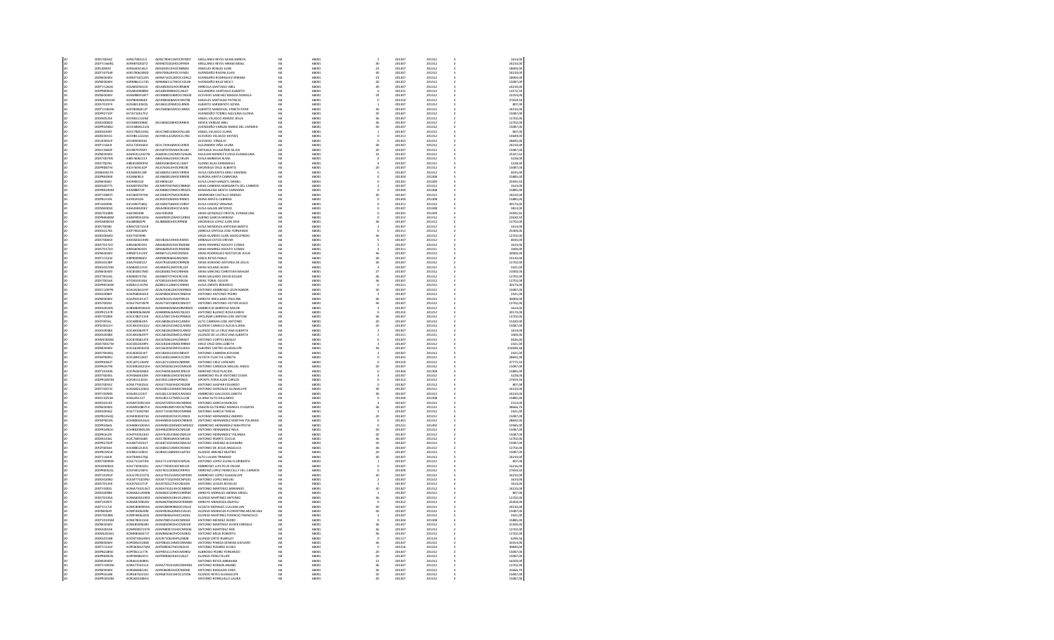| | | | | | | | | | | | |
|---|---|---|---|---|---|---|---|---|---|---|---|
| 20 | 20DTV0654Z | AERG790411I1 | AERG790411MOCRYM07 | ARELLANES REYES GEMA MIREYA | AB | AB001 | 2 | 201307 | 201312 | 3 | 1614,00 |
| 20 | 20DTV1569Q | AERH870202Z2 | AERH870202HOCRYR09 | ARELLANES REYES HIRAM ABSAL | AB | AB001 | 30 | 201307 | 201312 | 3 | 24210,00 |
| 20 | 20DJN0001F | AERJ6405141O | AERJ640514HOCNBN04 | ANGELES ROBLES JUAN | AB | AB001 | 23 | 201307 | 201312 | 3 | 18000,00 |
| 20 | 20DTV0750K | AERJ790624MD | AERJ790624HOCVVN02 | AVENDAÑO RIVERA JUAN | AB | AB001 | 30 | 201307 | 201312 | 3 | 24210,00 |
| 20 | 20DNE0004V | AERM741012Q1 | AERM741012MOCVDR12 | AVENDAÑO RODRIGUEZ MIRIAM | AB | AB001 | 23 | 201307 | 201312 | 3 | 18000,00 |
| 20 | 20DEE0040V | AERM861117I5 | AERM861117MOCVZL08 | AVENDAÑO RUIZ MELY | AB | AB001 | 20 | 201307 | 201312 | 3 | 15087,00 |
| 20 | 20DTV1262A | AESA850401J6 | AESA850401HOCRNB08 | ARREOLA SANTIAGO ABEL | AB | AB001 | 30 | 201307 | 201312 | 3 | 24210,00 |
| 20 | 20DPR0004G | AESA850908NH | AESA850908HOCLNL07 | ALEJANDRO SANTIAGO ALBERTO | AB | AB001 | 0 | 201312 | 201312 | 3 | 12572,50 |
| 20 | 20DNE0004V | AESM880318X7 | AESM880318MOCCNG04 | ACEVEDO SANCHEZ MAGDA DANIELA | AB | AB001 | 29 | 201307 | 201312 | 3 | 22254,00 |
| 20 | 20DML0010M | AESP800404G5 | AESP800404MOCNNT08 | ANGELES SANTIAGO PATRICIA | AB | AB001 | 0 | 201310 | 201312 | 3 | 27659,50 |
| 20 | 20DTV0739X | AESS841204Q5 | AESS841204MOCLRN06 | ALBERTO SARMIENTO SONIA | AB | AB001 | 1 | 201307 | 201312 | 3 | 807,00 |
| 20 | 20DTV1364W | AESY840415IP | AESY840415MOCLNN05 | ALBERTO SANDOVAL YANETH PAMF | AB | AB001 | 30 | 201307 | 201312 | 3 | 24210,00 |
| 20 | 20DPR2710P | AETA741917L2 | | AVENDAÑO TORRES AQUILINA GLORIA | AB | AB001 | 20 | 201307 | 201312 | 3 | 15087,00 |
| 20 | 20DIN0535E | AEVA811122NZ | | ANGEL VELASCO AMADO JESUS | AB | AB001 | 36 | 201307 | 201312 | 2 | 12702,00 |
| 20 | 20DES0081D | AEVA890308B1 | AEVA890308HOCRRB05 | ARVIZA VARGAS ABEL | AB | AB001 | 36 | 201307 | 201312 | 2 | 12702,00 |
| 20 | 20DPR3436N | AEVC680912UQ | | AVENDAÑO VARGAS MARIA DEL CARMEN | AB | AB001 | 20 | 201307 | 201312 | 3 | 15087,00 |
| 20 | 20DES0209Y | AEVC780510NJ | AEVC780510MOCNLL08 | ANGEL VELASCO CLARA | AB | AB001 | 1 | 201307 | 201312 | 3 | 807,00 |
| 20 | 20DES0015C | AEVH811222Q5 | AEVH811222MOCCLY06 | ACEVEDO VELASCO HAYDEE | AB | AB001 | 0 | 201311 | 201312 | 3 | 14649,00 |
| 20 | 20FUE0001P | AEVV690415I6 | | ACEVEDO VIRGILIO | AB | AB001 | 0 | 201301 | 201312 | 3 | 28692,00 |
| 20 | 20DTV1641I | AEVL720616I0 | AEVL720616MOCLXR05 | ALEJANDRO VIÑA LAURA | AB | AB001 | 30 | 201307 | 201312 | 3 | 24210,00 |
| 20 | 20DCC0682F | AEVS870705PI | AEVS870705MOCRLL00 | ARTEAGA VILLASEÑOR SILVIA | AB | AB001 | 20 | 201307 | 201312 | 3 | 15087,00 |
| 20 | 20DNE0004V | AGME811202TN | AGME811202MOCLNL06 | AGUILAR MENDEZ ELDESA EVANGELINA | AB | AB001 | 33 | 201307 | 201312 | 3 | 25427,62 |
| 20 | 20DST0074N | AIBA760621I3 | AIBA760621MOCVRL09 | AVILA BARBOSA ALMA | AB | AB001 | 4 | 201307 | 201312 | 3 | 3228,00 |
| 20 | 20DST0074L | AIBE810805FM | AIBE820805HOCLLM07 | ALONSO BLAS EMMANUEL | AB | AB001 | 4 | 201307 | 201312 | 3 | 3228,00 |
| 20 | 20DPR0073H | AICA760414ZP | AICA760414HOCRRL08 | ARCINIEGA CRUZ ALBERTO | AB | AB001 | 20 | 201307 | 201312 | 3 | 15087,00 |
| 20 | 20DEN0017H | AICA840515SB | AICA840515MOCVRR05 | AVILA CERVANTES ARELI GEMIMA | AB | AB001 | 5 | 201307 | 201312 | 3 | 4035,00 |
| 20 | 20DPR0465E | AICA860813 | AICA860813MOCRRR06 | ALFONSA ARISTA CARRERA | AB | AB001 | 0 | 201304 | 201308 | 3 | 15865,00 |
| 20 | 20DEE0046I | AICH900120 | AICH900120 | AVILA CANO HANZEYL DANIEL | AB | AB001 | 0 | 201301 | 201309 | 3 | 25945,52 |
| 20 | 20DES0077S | AICM870507XX | AICM870507MOCRBR00 | ARIAS CABRERA MARGARITA DEL CARMEN | AB | AB001 | 2 | 201307 | 201312 | 3 | 1614,00 |
| 20 | 20DPR0296M | AICM880729 | AICM880729MOCRRG05 | MAGDALENA ARISTA CARMONA | AB | AB001 | 0 | 201304 | 201308 | 3 | 15865,00 |
| 20 | 20DTV0965Y | AICO840707HK | AICO840707HOCRSR00 | ARIZMENDI CASTILLO ORENDI | AB | AB001 | 30 | 201307 | 201312 | 3 | 24210,00 |
| 20 | 20DPR1319L | AIDR920106 | AIRR920106MOCRRN01 | REINA ARISTA CABRERA | AB | AB001 | 0 | 201304 | 201308 | 3 | 15865,00 |
| 20 | 20FUA0009L | AICV690718QL | AICV690718MOCVHR07 | AVILA CHAVEZ VIRGINIA | AB | AB001 | 0 | 201311 | 201312 | 3 | 30174,00 |
| 20 | 20DNE0001X | AIGA890420KZ | AIGA890420HOCVLN05 | AVILA GALAN ANTONIO | AB | AB001 | 0 | 201307 | 201308 | 3 | 3811,00 |
| 20 | 20DST0108N | AIGC900108 | AIGC900108 | ARIAS GONZALEZ CRISTAL EVANGELINA | AB | AB001 | 0 | 201305 | 201309 | 3 | 22945,92 |
| 20 | 20DPR0680M | AIGM900513IG | AIGM900510MOCLRR03 | ALBINO GARCIA MIRIAM | AB | AB001 | 0 | 201312 | 201312 | 3 | 22628,54 |
| 20 | 20HSM0001H | AILJ880809PE | AILJ880809HOCRPN08 | ARCINIEGA LOPEZ JUAN JOSE | AB | AB001 | 36 | 201307 | 201312 | 3 | 12702,00 |
| 20 | 20DST0038I | AIMA720715GB | | AVILA MENDOZA ANTONIA BENITA | AB | AB001 | 2 | 201307 | 201312 | 3 | 1614,00 |
| 20 | 20DPR0189N | AIOF790218KV | | ARRIOLA ORTEGA JOSE FERNANDO | AB | AB001 | 0 | 201312 | 201312 | 3 | 25008,00 |
| 20 | 20DES0066O | AIOL750709I0 | | ARIZA OLMEDO LUIS GUILLERMO | AB | AB001 | 36 | 201307 | 201312 | 3 | 12702,00 |
| 20 | 20DST0081X | AIOO820219IN | AIOO820219HOCRSR05 | ARRIAGA OSTOS ORVIER | AB | AB001 | 5 | 201307 | 201312 | 3 | 4035,00 |
| 20 | 20DST0172O | AIRA690925I1 | AIRA690925HOCRMD08 | ARIAS RAMIREZ ADOLFO COSME | AB | AB001 | 2 | 201307 | 201312 | 3 | 1614,00 |
| 20 | 20DST0172O | AIRA690925I1 | AIRA690925HOCRMD08 | ARIAS RAMIREZ ADOLFO COSME | AB | AB001 | 2 | 201311 | 201311 | 3 | 1000,00 |
| 20 | 20DNE0004V | AIRN871212D | AIRN871212HOCRDS00 | ARIAS RODRIGUEZ NESTOR DE JESUS | AB | AB001 | 36 | 201307 | 201312 | 3 | 30000,00 |
| 20 | 20DTV1553C | AIRP890906UV | AIRP890906HGRRYB00 | ARICA REYES PABLO | AB | AB001 | 30 | 201307 | 201312 | 3 | 23130,00 |
| 20 | 20DES0138P | AISA791001A7 | AISA791001MOCRRN00 | ARIAS SORIANO ANTONIA DE JESUS | AB | AB001 | 36 | 201307 | 201312 | 3 | 12702,00 |
| 20 | 20DES0223M | AISA840512VD | AISA840512MOCRLL03 | ARIAS SOLANO ALMA | AB | AB001 | 3 | 201307 | 201312 | 3 | 2421,00 |
| 20 | 20DNE0004V | AISC850417MD | AISC850417HOCRNH06 | ARIAS SANCHEZ CHRISTIAN NAHUM | AB | AB001 | 27 | 201307 | 201312 | 3 | 21000,00 |
| 20 | 20FZT0014L | AISD800727SK | AISD800727HOCRLV00 | ARIAS SALGADO DAVID EDGAR | AB | AB001 | 36 | 201307 | 201312 | 2 | 12702,00 |
| 20 | 20DST0054X | AITO810414L6 | AITO810414HOCRRL06 | ARIAS TORAL OLIVER | AB | AB001 | 36 | 201307 | 201312 | 2 | 12702,00 |
| 20 | 20DPR0136M | AIZB821130TM | AIZB821130MOCHRR09 | ALVAREZ ZARATE BERENICE | AB | AB001 | 0 | 201311 | 201312 | 3 | 30174,00 |
| 20 | 20DCC1097N | AOAL810611HY | AOAL550612HOCMRN02 | ANTONIO AMBROSIO LEON NAMOR | AB | AB001 | 20 | 201307 | 201312 | 3 | 15087,00 |
| 20 | 20DES0080F | AOAP680403I4 | AOAP680403HOCNNS00 | ANTONIO ANTONIO PEDRO | AB | AB001 | 3 | 201307 | 201312 | 3 | 2421,00 |
| 20 | 20DEE0040V | AOAP831011C7 | AOAP831011MDFRRL01 | ARROYO ARELLANES PAULINA | AB | AB001 | 36 | 201307 | 201312 | 3 | 30000,00 |
| 20 | 20DST0026V | AOAV750728YK | AOAV750728HOCNNC07 | ANTONIO ANTONIO VICTOR HUGO | AB | AB001 | 36 | 201307 | 201312 | 2 | 12702,00 |
| 20 | 20DES0024N | AOBM840504VD | AOBM840504MGRMRR03 | AMBROCIO BARROSO MAURI | AB | AB001 | 2 | 201307 | 201312 | 3 | 1614,00 |
| 20 | 20DPR2147R | AOBR890626MR | AOBR890626MOCNLS01 | ANTONIO BLANCO ROSA KAREN | AB | AB001 | 0 | 201310 | 201312 | 3 | 30174,00 |
| 20 | 20DST0180E | AOCA780713I8 | AOCA780713HOCPRN03 | APOLINAR CARRERA JOSE ANTONI | AB | AB001 | 36 | 201307 | 201312 | 2 | 12702,00 |
| 20 | 20FZF0016L | AOCA880610S | AOCA880610HOCLRN03 | ALTO CABRERA JOSE ANTONIO | AB | AB001 | 20 | 201307 | 201312 | 3 | 15420,00 |
| 20 | 20FSE0011H | AOCA810331GV | AOCA810331MOCLNN01 | ALONSO CANSECO ALICIA ELIANA | AB | AB001 | 20 | 201307 | 201312 | 3 | 15087,00 |
| 20 | 20DES0048X | AOCA840629FP | AOCA840629MOCLRL02 | ALONZO DE LA CRUZ ANA ALBERTA | AB | AB001 | 2 | 201307 | 201312 | 3 | 1614,00 |
| 20 | 20DES0048X | AOCA840629FP | AOCA840629MOCLRL02 | ALONZO DE LA CRUZ ANA ALBERTA | AB | AB001 | 2 | 201311 | 201311 | 3 | 1000,00 |
| 20 | 20HMC0009Z | AOCB780613T8 | AOCB780613HSRNRS02 | ANTONIO CORTES BASILIO | AB | AB001 | 6 | 201307 | 201312 | 3 | 4626,00 |
| 20 | 20DST0075W | AOCE810919PY | AOCE810919MOCRRR04 | ARCO CRUZ ERIKA LIZBETH | AB | AB001 | 3 | 201307 | 201312 | 3 | 2421,00 |
| 20 | 20DEE0040V | AOCG630502HZ | AOCG630502MOCLSD03 | ALBORES CASTRO GUADALUPE | AB | AB001 | 36 | 201307 | 201312 | 3 | 232695,36 |
| 20 | 20DST0030Q | AOCJ840321ET | AOCJ840321HOCNBV07 | ANTONIO CABRERA JEOVANI | AB | AB001 | 3 | 201307 | 201312 | 3 | 2421,00 |
| 20 | 20FMP0005I | AOCL881126I7 | AOCL881126MOCCZZ00 | ACOSTA CUACTLE LIZBETH | AB | AB001 | 0 | 201301 | 201312 | 3 | 28692,00 |
| 20 | 20DPR0462T | AOCL871130DM | AOCL871130HOCNRR00 | ANTONIO CRUZ LORENZO | AB | AB001 | 0 | 201310 | 201312 | 3 | 47775,50 |
| 20 | 20DPR1679X | AOCM920621EH | AOCM920621HOCRRG00 | ANTONIO CARDOZA MIGUEL ANGEL | AB | AB001 | 20 | 201307 | 201312 | 3 | 15087,00 |
| 20 | 20DTV0339S | AOCP600426AE | AOCP600426MOCRRL03 | ARMONZ CRUZ PLACIDA | AB | AB001 | 0 | 201304 | 201308 | 3 | 15865,00 |
| 20 | 20DST0045S | AOFA860610V8 | AOFA860610HOCMLN03 | AMBROSIO FELIX ANTONIO CESAR | AB | AB001 | 4 | 201307 | 201312 | 3 | 3228,00 |
| 20 | 20DPR3055M | AOFJ841013IA | AOFJ841013MPEPRN05 | APONTE FERIA JUAN CARLOS | AB | AB001 | 0 | 201312 | 201312 | 3 | 27659,50 |
| 20 | 20DST0055Z | AOGE770425HJ | AOGE770425HOCNSD08 | ANTONIO GASPAR EDUARDO | AB | AB001 | 1 | 201307 | 201312 | 3 | 807,00 |
| 20 | 20DTV0372C | AOGG821226QJ | AOGG821226MOCNNS04 | ANTONIO GONZALEZ GUADALUPE | AB | AB001 | 30 | 201307 | 201312 | 3 | 24210,00 |
| 20 | 20DTV0090S | AOGJ811231I7 | AOGJ811231HOCMLN05 | AMBROSIO GALLEGOS JANETH | AB | AB001 | 30 | 201307 | 201312 | 3 | 24210,00 |
| 20 | 20DCC0253H | AOGL841127 | AOGL841127MOCLLL06 | LILIANA ALTO GALLARDO | AB | AB001 | 0 | 201304 | 201308 | 3 | 15865,00 |
| 20 | 20DES0214X | AOGM720911DU | AOGM720911HOCNRR03 | ANTONIO GARCIA MARCOS | AB | AB001 | 3 | 201307 | 201312 | 3 | 2421,00 |
| 20 | 20DEE0040V | AOGM850807LK | AOGM850807HOCNTN06 | ANGON GUTIERREZ MANUEL FILEMON | AB | AB001 | 36 | 201307 | 201312 | 3 | 38846,70 |
| 20 | 20DES0001J | AOGT710307BX | AOGT710307MOCNRR00 | ANTONIO GARCIA TERESA | AB | AB001 | 3 | 201307 | 201312 | 3 | 2421,00 |
| 20 | 20DPR1634Q | AOHA900827I6 | AOHA900827HOCLRN03 | ALFONSO HERNANDEZ ANDRES | AB | AB001 | 20 | 201307 | 201312 | 3 | 15087,00 |
| 20 | 20FMP0019L | AOHM850516UU | AOHM850516MOCNRR03 | ANTONIO HERNANDEZ MARTHA YOLANDA | AB | AB001 | 0 | 201301 | 201312 | 3 | 28692,00 |
| 20 | 20DPR3464L | AOHM810304SS | AOHM810304MOCMRR02 | AMBROSIO HERNANDEZ MARYPATIA | AB | AB001 | 0 | 201221 | 201302 | 3 | 10585,00 |
| 20 | 20DPR3492H | AOHR820905ZW | AOHR820905HOCNRL08 | ANTONIO HERNANDEZ RAUL | AB | AB001 | 20 | 201307 | 201312 | 3 | 15087,00 |
| 20 | 20DPR2613H | AOHY910515HZ | AOHY910515MOCNRL04 | ANTONIO HERNANDEZ YOLANDA | AB | AB001 | 20 | 201307 | 201312 | 3 | 15087,00 |
| 20 | 20DPR1436L | AOIC780914A8 | AOIC780914MOCNRC06 | ANTONIO IRIARTE CECILIA | AB | AB001 | 36 | 201307 | 201312 | 3 | 12702,00 |
| 20 | 20DPR2763F | AOJA871026UT | AOJA871026MOCNML02 | ANTONIO JIMENEZ ALEJANDRA | AB | AB001 | 20 | 201307 | 201312 | 3 | 15087,00 |
| 20 | 20FZF0016X | AOJA880121KA | AOJA880121HOCNSN02 | ANTONIO DE JESUS ANGELICA | AB | AB001 | 36 | 201307 | 201312 | 3 | 12702,00 |
| 20 | 20DPR1565X | AOJB811108U4 | AOJB811108MOCLMT03 | ALONSO JIMENEZ BEATRIZ | AB | AB001 | 20 | 201307 | 201312 | 3 | 15087,00 |
| 20 | 20DTV1644I | AOLT830617QS | | ALTO LUJAN TRINIDAD | AB | AB001 | 30 | 201307 | 201312 | 3 | 24210,00 |
| 20 | 20DST0099W | AOLL711207GM | AOLL711207MOCNPL06 | ANTONIO LOPEZ ELENA FLORIBERTA | AB | AB001 | 1 | 201307 | 201312 | 3 | 807,00 |
| 20 | 20AGD0002A | AOLF730301DU | AOLF730301HOCMSS03 | AMBROSIO LUIS FELIX OSCAR | AB | AB001 | 0 | 201307 | 201312 | 3 | 16226,00 |
| 20 | 20DPR0053Q | AOLF811208FG | AOLF811208MOCRPR03 | ARMONZ LOPEZ FRANCISCA DEL CARMEN | AB | AB001 | 0 | 201309 | 201312 | 3 | 27659,50 |
| 20 | 20DTV0295P | AOLG791215TQ | AOLG791215HOCMPD09 | AMBROSIO LOPEZ GUADALUPE | AB | AB001 | 30 | 201307 | 201312 | 3 | 24210,00 |
| 20 | 20DES0208U | AOLM771023HU | AOLM771023HOCNPG01 | ANTONIO LOPEZ MIGUEL | AB | AB001 | 2 | 201307 | 201312 | 3 | 1614,00 |
| 20 | 20DST0135K | AOLR750127LP | AOLR750127HOCNGG00 | ANTONIO LLAGAS ROGELIO | AB | AB001 | 2 | 201307 | 201312 | 3 | 1614,00 |
| 20 | 20DTV0001 | AOMA741013G7 | AOMA741013HOCNRR03 | ANTONIO MARTINEZ ARMANDO | AB | AB001 | 30 | 201307 | 201312 | 3 | 24210,00 |
| 20 | 20DES0098X | AOMA821209DB | AOMA821209MOCBRR00 | ABOGADO MORALES ARIANA GIRSEL | AB | AB001 | 1 | 201307 | 201312 | 3 | 807,00 |
| 20 | 20DST0194A | AOMA840519D2 | AOMA840519HOCLRN01 | ALONSO MARTINEZ ANTONIO | AB | AB001 | 36 | 201307 | 201312 | 2 | 12702,00 |
| 20 | 20DTV0497I | AOMA870902EJ | AOMA870902MOCRNN09 | ARROYO MENDOZA ANAYELI | AB | AB001 | 0 | 201312 | 201312 | 3 | 25406,00 |
| 20 | 20DTV1172J | AOMC800909I4 | AOMC800909MOCSRL00 | ACOSTA MORALES CLAUDIA LIVI | AB | AB001 | 30 | 201307 | 201312 | 3 | 24210,00 |
| 20 | 20DNE0442F | AOMF820620IG | AOMF820620MOCLNL01 | ALONSO MENDOZA FLORENTINA MICAELINA | AB | AB001 | 20 | 201307 | 201312 | 3 | 15087,00 |
| 20 | 20DST0238N | AOMF840624Z5 | AOMF840624HOCLRD03 | ALONSO MARTINEZ FIDENCIO FRANCISCO | AB | AB001 | 3 | 201307 | 201312 | 3 | 2421,00 |
| 20 | 20DTV0193M | AOMI780515G8 | AOMI780515HOCNNS04 | ANTONIO MENDEZ ISIDRO | AB | AB001 | 0 | 201304 | 201308 | 3 | 15865,00 |
| 20 | 20DEE0040V | AOMJ850901BV | AOMJ850902HOCNRV00 | ANTONIO MARTINEZ JAVIER ENRIQUE | AB | AB001 | 36 | 201307 | 201312 | 3 | 31500,00 |
| 20 | 20DES0010X | AOMN900721TX | AOMN900721HOCNRS06 | ANTONIO MARTINEZ NERI | AB | AB001 | 36 | 201307 | 201312 | 3 | 12702,00 |
| 20 | 20DML0016U | AOMR850407I7 | AOMR850407HOCNJB02 | ANTONIO MEJIA ROBERTO | AB | AB001 | 36 | 201307 | 201312 | 3 | 12702,00 |
| 20 | 20DES0218B | AOOR710624H1 | AOOR710624HPLRRB08 | ALONSO ORTIZ RUBICLEY | AB | AB001 | 0 | 201117 | 201124 | 3 | 6296,56 |
| 20 | 20DEE0040V | AOPD801113D8 | AOPD801120MOCNNV06 | ANTONIO PINEDA DENISSE GIOVANNY | AB | AB001 | 36 | 201307 | 201312 | 3 | 33354,00 |
| 20 | 20DTV1141F | AOPE800427QM | AOPE800427HOCNZL05 | ANTONIO PIZARRO ELISEO | AB | AB001 | 0 | 201216 | 201224 | 3 | 30840,00 |
| 20 | 20DPR0280O | AOPF851117V4 | AOPF851117HOCMDR02 | ALBROSIO PEDRO FERNANDO | AB | AB001 | 20 | 201307 | 201312 | 3 | 15087,00 |
| 20 | 20DPR0492N | AOPF890823FU | AOPF890823HOCLRL07 | ALONSO PEREZ FELIPE | AB | AB001 | 20 | 201307 | 201312 | 3 | 15087,00 |
| 20 | 20DNE0036M | AORA610308H1 | | ANTONIO REYES ABRAHAM | AB | AB001 | 21 | 201307 | 201312 | 3 | 16500,00 |
| 20 | 20DTV1099W | AORA770311L4 | AORA770311MOCNMN01 | ANTONIO ROMAN ANABEL | AB | AB001 | 36 | 201307 | 201312 | 3 | 12702,00 |
| 20 | 20DNE0040V | AORE860822AE | AORE860822HOCNSD08 | ANTONIO ROSGADO EDER | AB | AB001 | 36 | 201307 | 201312 | 3 | 31666,70 |
| 20 | 20DPR1618E | AORG870221X1 | AORG870221MOCLYD06 | ALONSO REYES GUADALUPE | AB | AB001 | 20 | 201307 | 201312 | 3 | 15087,00 |
| 20 | 20DPR1654M | AORL820109BU | | ANTONIO RONQUILLO LAURA | AB | AB001 | 20 | 201307 | 201312 | 3 | 15087,00 |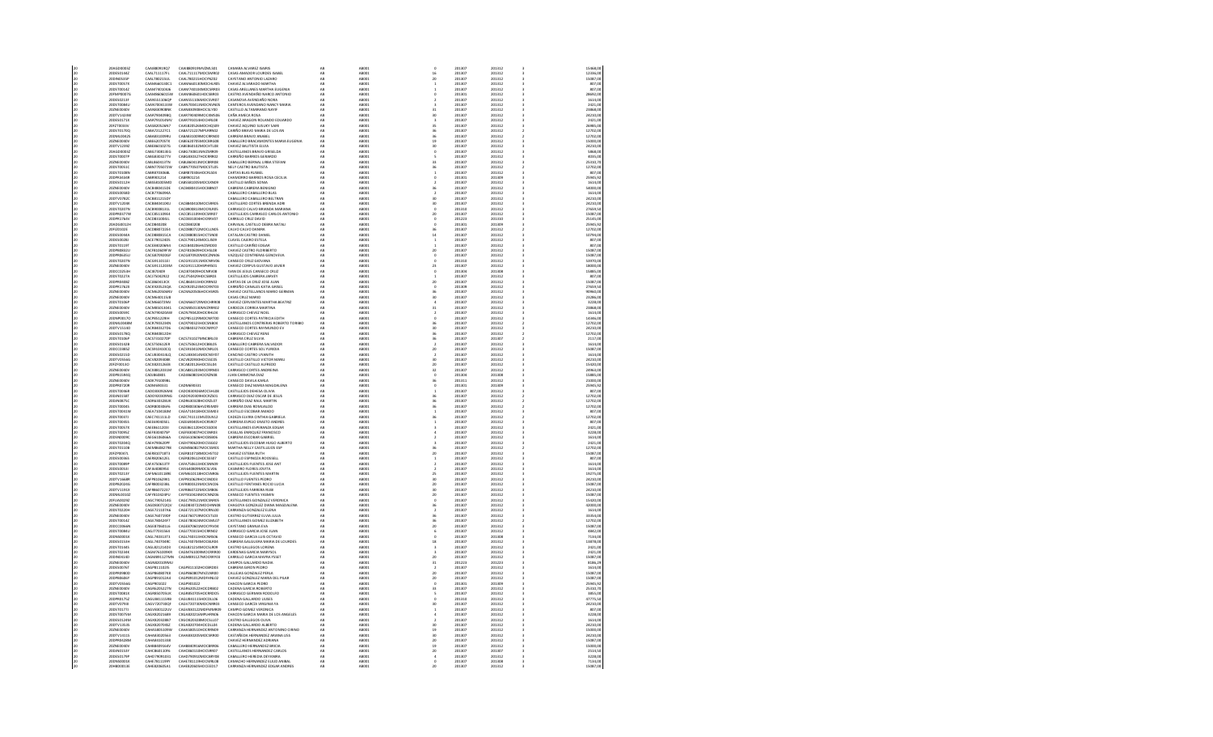| | | | | | | | | | | | |
|---|---|---|---|---|---|---|---|---|---|---|---|
| 20 | 20AGD0033Z | CAAI880919KZ | CAAI880919MVZMLS01 | CAMARA ALVAREZ ISARIS | AB | AB001 | 0 | 201307 | 201312 | 3 | 15466,00 |
| 20 | 20DES0154Z | CAAL711117FL | CAAL711117MOCSMR02 | CASAS AMADOR LOURDES ISABEL | AB | AB001 | 16 | 201307 | 201312 | 3 | 12336,00 |
| 20 | 20DNI0155P | CAAL780215GL | CAAL780215HOCYRZ02 | CAYETANO ANTONIO LAZARO | AB | AB001 | 20 | 201307 | 201312 | 3 | 15087,00 |
| 20 | 20DST0057X | CAAM840518C1 | CAAM840518MOCHLR05 | CHAVEZ ALVARADO MARTHA | AB | AB001 | 1 | 201307 | 201312 | 3 | 807,00 |
| 20 | 20DST0054Z | CAAM740326I6 | CAAM740326MOCSRR05 | CASAS ARELLANES MARTHA EUGENIA | AB | AB001 | 1 | 201307 | 201312 | 3 | 807,00 |
| 20 | 20FMP0007G | CAAN860601SW | CAAN860601HOCSVR03 | CASTRO AVENDAÑO NARCO ANTONIO | AB | AB001 | 0 | 201301 | 201312 | 3 | 28692,00 |
| 20 | 20DES0213F | CAAN551106QP | CAAN551106MOCSVR07 | CASANOVA AVENDAÑO NORA | AB | AB001 | 2 | 201307 | 201312 | 3 | 1614,00 |
| 20 | 20DST0084U | CAAN700413SW | CAAN700413MOCNVN05 | CANTEROS AVENDAÑO NANCY MARIA | AB | AB001 | 3 | 201307 | 201312 | 3 | 2421,00 |
| 20 | 20DNE0040V | CAAN830808NK | CAAN830808HOCSLY00 | CASTILLO ALTAMIRANO NAYIF | AB | AB001 | 31 | 201307 | 201312 | 3 | 23868,00 |
| 20 | 20DTV1433W | CAAR790409KQ | CAAR790409MOCXNS06 | CAÑA ANAICA ROSA | AB | AB001 | 30 | 201307 | 201312 | 3 | 24210,00 |
| 20 | 20DES0171X | CAAR791014NV | CAAR791014HOCHRL08 | CHAVEZ ARAGON ROLANDO EDUARDO | AB | AB001 | 3 | 201307 | 201312 | 3 | 2421,00 |
| 20 | 20FZT0033V | CAAS820626KY | CAAS820626MOCHQS09 | CHAVEZ AQUINO SUSUKY SARI | AB | AB001 | 35 | 201307 | 201312 | 3 | 26985,00 |
| 20 | 20DST0170Q | CABA721227C1 | CABA721227MPLRRN02 | CARREÑO BRAVO MARIA DE LOS AN | AB | AB001 | 36 | 201307 | 201312 | 2 | 12702,00 |
| 20 | 20DML0042S | CABA831009RU | CABA831009MOCRRN00 | CARRERA BRAVO ANABEL | AB | AB001 | 36 | 201307 | 201312 | 2 | 12702,00 |
| 20 | 20DNE0040V | CABE620707I7 | CABE620707MOCBRG08 | CABALLERO BRACAMONTES MARIA EUGENIA | AB | AB001 | 19 | 201307 | 201312 | 3 | 15003,00 |
| 20 | 20DTV1239Z | CABE861022T5 | CABE861022MOCHTL00 | CHAVEZ BAUTISTA ELVIA | AB | AB001 | 30 | 201307 | 201312 | 3 | 24210,00 |
| 20 | 20AGD0005Z | CABG730813EQ | CABG730813MZSRRS09 | CASTELLANOS BRAVO GRISELDA | AB | AB001 | 0 | 201307 | 201312 | 3 | 5868,00 |
| 20 | 20DST0007P | CABG830327TV | CABG830327HOCRRR02 | CARREÑO BARRIOS GERARDO | AB | AB001 | 5 | 201307 | 201312 | 3 | 4035,00 |
| 20 | 20DNE0040V | CABL860417IN | CABL860413MOCBRR08 | CABALLERO BERNAL LIBNA STEFANI | AB | AB001 | 33 | 201307 | 201312 | 3 | 25310,70 |
| 20 | 20DST0051C | CABN770507OW | CABN770507MOCSTL05 | NELY CASTRO BAUTISTA | AB | AB001 | 36 | 201307 | 201312 | 2 | 12702,00 |
| 20 | 20DST0108N | CABR870306EL | CABR870306HOCRLS04 | CARTAS BLAS RUSBEL | AB | AB001 | 1 | 201307 | 201312 | 3 | 807,00 |
| 20 | 20DPR3444R | CABR801214 | CABR801214 | CHAMORRO BARRIOS ROSA CECILIA | AB | AB001 | 0 | 201301 | 201309 | 3 | 25945,92 |
| 20 | 20DES0112H | CABS581005MD | CABS581005MOCSXN09 | CASTILLO BAÑOS SONIA | AB | AB001 | 2 | 201307 | 201312 | 3 | 1614,00 |
| 20 | 20DNE0040V | CACB680415DE | CACB680415HOCBRN07 | CABRERA CABRERA BENIGNO | AB | AB001 | 36 | 201307 | 201312 | 3 | 34003,00 |
| 20 | 20DES0058Z | CACB770909NS | | CABALLERO CABALLERO BLAS | AB | AB001 | 2 | 201307 | 201312 | 3 | 1614,00 |
| 20 | 20DTV1092C | CACB811215GY | | CABALLERO CABALLERO BELTRAN | AB | AB001 | 30 | 201307 | 201312 | 3 | 24210,00 |
| 20 | 20DTV1328R | CACB840519Q3 | CACB840519MOCSRR05 | CASTILLO CORTES BRENDA ADRI | AB | AB001 | 30 | 201307 | 201312 | 3 | 24210,00 |
| 20 | 20DST0207N | CACB890613JL | CACB890613MOCRVR05 | CARRASCO CALVO BRANDA MARIANA | AB | AB001 | 0 | 201310 | 201312 | 3 | 27659,50 |
| 20 | 20DPR3477H | CACC851109E4 | CACC851109HOCSRR07 | CASTELLEIDS CARRASCO CARLOS ANTONIO | AB | AB001 | 20 | 201307 | 201312 | 3 | 15087,00 |
| 20 | 20DPR1764V | CACD810404L | CACD810404HOCRRV07 | CARRILLO CRUZ DAVID | AB | AB001 | 0 | 201223 | 201310 | 3 | 25145,05 |
| 20 | 20ADG0012H | CACD860206 | CACD860206 | CARVAJAL CASTILLO DEBRA NATALI | AB | AB001 | 0 | 201301 | 201309 | 3 | 25945,92 |
| 20 | 20FZD102E | CACD880722E4 | CACD880722MOCLLN05 | CALVO CALVO DANIRA | AB | AB001 | 36 | 201307 | 201312 | 2 | 12702,00 |
| 20 | 20DES0046X | CACD880815CA | CACD880815HOCTSN00 | CATALAN CASTRO DANIEL | AB | AB001 | 14 | 201307 | 201312 | 3 | 10794,00 |
| 20 | 20DES0028U | CACE780224D5 | CACE780224MOCLJS09 | CLAVEL CAJERO ESTELA | AB | AB001 | 1 | 201307 | 201312 | 3 | 807,00 |
| 20 | 20DST0119T | CACE880206N3 | CACE840206HOCRRD03 | CASTILLO CARREÑO EDGAR | AB | AB001 | 1 | 201307 | 201312 | 3 | 807,00 |
| 20 | 20DPR0061U | CACF810609FW | CACF810609HOCHSL08 | CHAVEZ CASTRO FLORIBERTO | AB | AB001 | 20 | 201307 | 201312 | 3 | 15087,00 |
| 20 | 20DPR0461U | CACG870920GV | CACG870920MOCZNN06 | VAZQUEZ CONTRERAS GENOVEVA | AB | AB001 | 0 | 201307 | 201312 | 3 | 15087,00 |
| 20 | 20DST0207N | CACG851011E1 | CACG851011MOCMRV06 | CAMACO CRUZ GIOVANA | AB | AB001 | 0 | 201310 | 201312 | 3 | 53970,00 |
| 20 | 20DNE0040V | CACJ851123SM | CACJ851123HOMRPV01 | CHAVEZ CAMPOS ULISTAVO JAVIER | AB | AB001 | 23 | 201307 | 201312 | 3 | 18003,00 |
| 20 | 20DCC0253H | CACJ870409 | CACJ870409HOCNRV08 | CANO DE JESUS CRASECO CRUZ | AB | AB001 | 0 | 201304 | 201308 | 3 | 15885,00 |
| 20 | 20DST0227A | CACJ750429Z2 | CACJ750429HOCSBR01 | CASTELLEIDS CABRERA JARVEY | AB | AB001 | 1 | 201307 | 201312 | 3 | 807,00 |
| 20 | 20DPR3480Z | CACJ860413C8 | CACJ860413HOCRRS02 | CARTAS DE LA CRUZ JOSE JUAN | AB | AB001 | 20 | 201307 | 201312 | 3 | 15087,00 |
| 20 | 20DPR1762X | CACK920523Q6 | CACK920523MOCRNT03 | CARREÑO CANALES KATIA GRISEL | AB | AB001 | 0 | 201309 | 201312 | 3 | 27659,50 |
| 20 | 20DNE0040V | CACM620506NV | CACM620506HOCSRR05 | CHAVEZ CASTELLANOS MARIO GERMAN | AB | AB001 | 36 | 201307 | 201312 | 3 | 90960,00 |
| 20 | 20DNE0040V | CACM640113U8 | | CASAS CRUZ MARIO | AB | AB001 | 30 | 201307 | 201312 | 3 | 23286,00 |
| 20 | 20DST0106P | CACM660729M1 | CACM660729MOCHRR08 | CHAVEZ CERVANTES MARTHA BEATRIZ | AB | AB001 | 4 | 201307 | 201312 | 3 | 3228,00 |
| 20 | 20DNE0040V | CACM850430H1 | CACM850430MOCRRR02 | CARDOZA CORREA MARTINA | AB | AB001 | 31 | 201307 | 201312 | 3 | 23868,00 |
| 20 | 20DES0059C | CACN790430AW | CACN790420HOCRHL04 | CARRASCO CHEVEZ NOEL | AB | AB001 | 2 | 201307 | 201312 | 3 | 1614,00 |
| 20 | 20DNP0017O | CACP851229HI | CACP851229MOCNRT00 | CANACO CORTES PATRICIA EDITH | AB | AB001 | 0 | 201307 | 201312 | 3 | 14346,00 |
| 20 | 20DML0048M | CACR790124D5 | CACR790124HOCSNB06 | CASTILLANOS CONTRERAS ROBERTO TONBIO | AB | AB001 | 36 | 201307 | 201312 | 2 | 12702,00 |
| 20 | 20DTV1514D | CACR840327S6 | CACR840327HOCRNY07 | CANACO CORTES RAYMUNDO EV | AB | AB001 | 30 | 201307 | 201312 | 3 | 24210,00 |
| 20 | 20DES0179Q | CACR880120H | | CARRASCO CHEVEZ RENE | AB | AB001 | 36 | 201307 | 201312 | 2 | 12702,00 |
| 20 | 20DST0106P | CACS731027OP | CACS731027MNCBRL03 | CABRERA CRUZ SILVIA | AB | AB001 | 36 | 201307 | 201307 | 2 | 2117,00 |
| 20 | 20DES0142B | CACS750612ER | CACS750612HOCBBL05 | CABALLERO CABRERA SALVADOR | AB | AB001 | 3 | 201307 | 201312 | 3 | 1614,00 |
| 20 | 20DCC0382U | CACS910202Q | CACS910410MOCNRL01 | CANACO CORTES SOL FURIDIA | AB | AB001 | 20 | 201307 | 201312 | 3 | 15087,00 |
| 20 | 20DES0215D | CACU830914U2 | CACU830414HOCNSY07 | CANCINO CASTRO UYANITH | AB | AB001 | 2 | 201307 | 201312 | 3 | 1614,00 |
| 20 | 20DTV0456G | CACV820904BK | CACV820904HOCSSC05 | CASTILLO CASTILLO VICTOR MANU | AB | AB001 | 30 | 201307 | 201312 | 3 | 24210,00 |
| 20 | 20FZP0019D | CACB820126EK | CACA820126HOCSSL04 | CASTILLO CASTILLO ALFREDO | AB | AB001 | 20 | 201307 | 201312 | 3 | 15420,00 |
| 20 | 20DNE0040V | CACA881201IM | CACA861203MOCRRN03 | CARRASCO CORTES ANDREINA | AB | AB001 | 32 | 201307 | 201312 | 3 | 24964,00 |
| 20 | 20DPR0394Q | CADJ864801 | CADJ860801HOCRZN08 | JUAN CARMONA DIAZ | AB | AB001 | 0 | 201304 | 201308 | 3 | 15885,00 |
| 20 | 20DNE0040V | CADK790309RL | | CANACO DAVILA KAHLA | AB | AB001 | 36 | 201311 | 201312 | 3 | 21003,00 |
| 20 | 20DPR0720R | CADM840331 | CADM840331 | CANACO DIAZ MARIA MAGDALENA | AB | AB001 | 0 | 201301 | 201309 | 3 | 25945,92 |
| 20 | 20DST0036R | CADO830926ME | CADO830926MOCSHL08 | CASTILLEJOS DEHESA OLIVIA | AB | AB001 | 1 | 201307 | 201312 | 3 | 807,00 |
| 20 | 20DNL0138T | CADO920309NG | CADO920309HOCRZS01 | CARRASCO DIAZ OSCAR DE JESUS | AB | AB001 | 36 | 201307 | 201312 | 2 | 12702,00 |
| 20 | 20DNB0075C | CADR840320UK | CADR840320HOCRZL07 | CARREÑO DIAZ RAUL MARTIN | AB | AB001 | 36 | 201307 | 201312 | 2 | 12702,00 |
| 20 | 20DST0004S | CADR800804RL | CADR800804MVZRSN09 | CARRERA DIAS RENALALDO | AB | AB001 | 36 | 201307 | 201312 | 2 | 12702,00 |
| 20 | 20DST0033V | CAEA710418IM | CAEA710418HOCSSM03 | CASTILLO ESCOBAR AMADO | AB | AB001 | 1 | 201307 | 201312 | 3 | 807,00 |
| 20 | 20DST0037I | CAEC741113JD | CAEC741113MVZDLN12 | CADEZA ELVIRA CINTHIA GABRIELA | AB | AB001 | 36 | 201307 | 201312 | 2 | 12702,00 |
| 20 | 20DST0055 | CAEE690301EL | CAEE690405HOCRSR07 | CARRERA ESPEJO ERASTO ANDRES | AB | AB001 | 1 | 201307 | 201312 | 3 | 807,00 |
| 20 | 20DST0057X | CAEE861120I3 | CAEE861120HOCSSD00 | CASTELLANOS ESPERANZA EDGAR | AB | AB001 | 3 | 201307 | 201312 | 3 | 2421,00 |
| 20 | 20DST0095Z | CAEF830407VF | CAEF830407HOCSNR03 | CASILLAS ENRIQUEZ FRANCISCO | AB | AB001 | 4 | 201307 | 201312 | 3 | 3228,00 |
| 20 | 20DND0009C | CAEG610606AS | CAEG610606HOCRSB06 | CABRERA ESCOBAR GABRIEL | AB | AB001 | 2 | 201307 | 201312 | 3 | 1614,00 |
| 20 | 20DST0204Q | CAEH790620PF | CAEH790620HOCSSG02 | CASTILLEJOS ESCOBAR HUGO ALBERTO | AB | AB001 | 3 | 201307 | 201312 | 3 | 2421,00 |
| 20 | 20DST0110B | CAEM840827RE | CAEM840827MOCSSR01 | MARTHA NELLY CASTILLEJOS ESP | AB | AB001 | 36 | 201307 | 201312 | 2 | 12702,00 |
| 20 | 20FZP0047L | CAER600718T4 | CAER600718MOCHST02 | CHAVEZ ESTEBA RUTH | AB | AB001 | 20 | 201307 | 201312 | 3 | 15087,00 |
| 20 | 20DES0056S | CAER820612EL | CAER820612HOCSSS07 | CASTILLO ESPINOZA ROOSSELL | AB | AB001 | 1 | 201307 | 201312 | 3 | 807,00 |
| 20 | 20DST0089P | CAFA750613T7 | CAFA750613HOCSNS09 | CASTILLEJOS FUENTES JOSE ANT | AB | AB001 | 2 | 201307 | 201312 | 3 | 1614,00 |
| 20 | 20DES0053V | CAFE640809S4 | CAFE640809MOCSLV06 | CASIMIRO FLORES LOVITA | AB | AB001 | 2 | 201307 | 201312 | 3 | 1614,00 |
| 20 | 20DST0213Y | CAFM811018NI | CAFM611018HOCSNR06 | CASTILLEJOS FUENTES MARTIN | AB | AB001 | 25 | 201307 | 201312 | 3 | 19275,00 |
| 20 | 20DTV1668R | CAFP820629HU | CAFP820629HOCSND03 | CASTILLO FUENTES PEDRO | AB | AB001 | 30 | 201307 | 201312 | 3 | 24210,00 |
| 20 | 20DPR0234S | CAFR800324IL | CAFR800324MOCSNC06 | CASTILLO FONTANES ROCIO LUCIA | AB | AB001 | 20 | 201307 | 201312 | 3 | 15087,00 |
| 20 | 20DTV1192X | CAFR860722I7 | CAFR860722MOCSBR06 | CASTILLEJOS FABRERA RUBI | AB | AB001 | 30 | 201307 | 201312 | 3 | 24210,00 |
| 20 | 20DML0010Z | CAFY810428FQ | CAFY810428MOCMNZ06 | CAMACO FUENTES YASMIN | AB | AB001 | 20 | 201307 | 201312 | 3 | 15087,00 |
| 20 | 20FUA0029Z | CAGC780521AG | CAGC780521MOCSNR05 | CASTELLANOS GONZALEZ VERONICA | AB | AB001 | 0 | 201307 | 201312 | 3 | 15420,00 |
| 20 | 20DNE0040V | CAGD830722QV | CAGD830722MOCHNN08 | CHAGOYA GONZALEZ DIANA MAGDALENA | AB | AB001 | 36 | 201307 | 201312 | 3 | 63003,00 |
| 20 | 20DST0220H | CAGE721107K6 | CAGE721107MOCRNV20 | CARRANZA GONZALEZ ELVIRA | AB | AB001 | 2 | 201307 | 201312 | 3 | 1614,00 |
| 20 | 20DNE0040V | CAGL760719GP | CAGL760719MOCSTL03 | CASTRO GUTIERREZ ELVIA LELIA | AB | AB001 | 36 | 201307 | 201312 | 3 | 33453,00 |
| 20 | 20DST0016Z | CAGE780618HT | CAGE780618MOCSNL07 | CASTELLANOS GONZALEZ ELIZABETH | AB | AB001 | 36 | 201307 | 201312 | 2 | 12702,00 |
| 20 | 20DCC0066N | CAGE870401L6 | CAGE870401MOCYRV04 | CAYETANO GRANDA EVA | AB | AB001 | 20 | 201307 | 201312 | 3 | 15087,00 |
| 20 | 20DST0084U | CAGJ770515E6 | CAGJ770515HOCRRN02 | CARRASCO GARCIA JOSE JUAN | AB | AB001 | 6 | 201307 | 201312 | 3 | 4842,00 |
| 20 | 20DNE0001X | CAGL740313T3 | CAGL740313HOCNRS06 | CANSECO GARCIA LUIS OCTAVIO | AB | AB001 | 0 | 201307 | 201308 | 3 | 7134,00 |
| 20 | 20DES0153H | CAGL740704RE | CAGL740704MOCBLR04 | CABRERA GALLEGOS MARIA DE LOURDES | AB | AB001 | 18 | 201307 | 201312 | 3 | 13878,00 |
| 20 | 20DST0134S | CAGL821214D3 | CAGL821214MOCSLR08 | CASTRO GALLEGOS LORENA | AB | AB001 | 3 | 201307 | 201312 | 3 | 2421,00 |
| 20 | 20DST0234K | CAGM761009KR | CAGM761009MOCRRR00 | CARDENAS GARCIA MARYSOL | AB | AB001 | 3 | 201307 | 201312 | 3 | 2421,00 |
| 20 | 20DML0024D | CAGM891127MN | CAGM891127MOCRRY03 | CARRILLO GARCIA MAYRA YISSET | AB | AB001 | 20 | 201307 | 201312 | 3 | 15087,00 |
| 20 | 20DNE0040V | CAGN831009MU | | CAMPOS GALLARDO NADIA | AB | AB001 | 31 | 201223 | 201223 | 3 | 8186,29 |
| 20 | 20DES0076T | CAGP811102I5 | CAGP811102HOCBRD05 | CABRERA GIRON PEDRO | AB | AB001 | 2 | 201307 | 201312 | 3 | 1614,00 |
| 20 | 20DPR0980D | CAGP860807K8 | CAGP860807MOCLNR00 | CALLEJAS GONZALEZ PERLA | AB | AB001 | 20 | 201307 | 201312 | 3 | 15087,00 |
| 20 | 20DPR0486Y | CAGP891012K4 | CAGP891012MDFHNL02 | CHAVEZ GONZALEZ NANHA DEL PILAR | AB | AB001 | 20 | 201307 | 201312 | 3 | 15087,00 |
| 20 | 20DTV0564G | CAGP901022 | CAGP901022 | CHIRLON GARCIA PEDRO | AB | AB001 | 0 | 201301 | 201309 | 3 | 25945,92 |
| 20 | 20DNE0040V | CAGR620522TN | CAGR620522HOCDRB02 | CADENA GARCIA ROBERTO | AB | AB001 | 34 | 201307 | 201312 | 3 | 25410,70 |
| 20 | 20DST0081X | CAGR850705UK | CAGR850705HOCRRD05 | CARRASCO GERMAN RODOLFO | AB | AB001 | 5 | 201307 | 201312 | 3 | 3855,00 |
| 20 | 20DPR0175Z | CAGU841115B8 | CAGU841115HOCDLL05 | CADENA GALLARDO ULISES | AB | AB001 | 0 | 201310 | 201312 | 3 | 37775,50 |
| 20 | 20DTV0793E | CAGV720730QF | CAGV720730MOCNRR03 | CANACO GARCIA VIRGINIA YA | AB | AB001 | 30 | 201307 | 201312 | 3 | 24210,00 |
| 20 | 20DST0177J | CAGV800122LV | CAGV800122MDFMMR09 | CAMPO GOMEZ VERONICA | AB | AB001 | 1 | 201307 | 201312 | 3 | 807,00 |
| 20 | 20DST0075W | CAGX820216BR | CAGX820216MPLHRN06 | CHACON GARCIA MARIA DE LOS ANGELES | AB | AB001 | 4 | 201307 | 201312 | 3 | 3228,00 |
| 20 | 20DES0124N | CAGX820228K7 | CAGC820228MOCSLL07 | CASTRO GALLEGOS OLIVA | AB | AB001 | 2 | 201307 | 201312 | 3 | 1614,00 |
| 20 | 20DTV1353S | CAGX820704Q2 | CAGX820704HOCDLL03 | CADENA GALLARDO ALBERTO | AB | AB001 | 30 | 201307 | 201312 | 3 | 24210,00 |
| 20 | 20DNE0040V | CAHA580510IW | CAHA580510HOCRRN00 | CARRANZA HERNANDEZ ANTONINO CIRINO | AB | AB001 | 19 | 201307 | 201312 | 3 | 15003,00 |
| 20 | 20DTV1315S | CAHA830205GE | CAHA830205MOCSRR00 | CASTAÑEDA HERNANDEZ ARIANA LISS | AB | AB001 | 30 | 201307 | 201312 | 3 | 24210,00 |
| 20 | 20DPR0420M | CAHA881011G8 | | CHAVEZ HERNANDEZ ADRIANA | AB | AB001 | 20 | 201307 | 201312 | 3 | 15087,00 |
| 20 | 20DNE0040V | CAHB840705LV | CAHB800516MOCBRR06 | CABALLERO HERNANDEZ BRICIA | AB | AB001 | 19 | 201307 | 201312 | 3 | 15003,00 |
| 20 | 20DNI0218Y | CAHC860110HS | CAHC860110HOCSRR07 | CASTELLANOS HERNANDEZ CARLOS | AB | AB001 | 20 | 201307 | 201307 | 3 | 2514,50 |
| 20 | 20DES0219V | CAHD790915D1 | CAHD790915MOCBRY04 | CABALLERO HEREDIA DEYANIRA | AB | AB001 | 4 | 201307 | 201312 | 3 | 3228,00 |
| 20 | 20DNE0001X | CAHE781119E9 | CAHE781119HOCMRL08 | CAMACHO HERNANDEZ ELIUD ANIBAL | AB | AB001 | 0 | 201307 | 201308 | 3 | 7134,00 |
| 20 | 20HBD0013K | CAHE820605A1 | CAHE820605HOCSSD17 | CARRANZA HERNANDEZ EDGAR ANDRES | AB | AB001 | 20 | 201307 | 201312 | 3 | 15087,00 |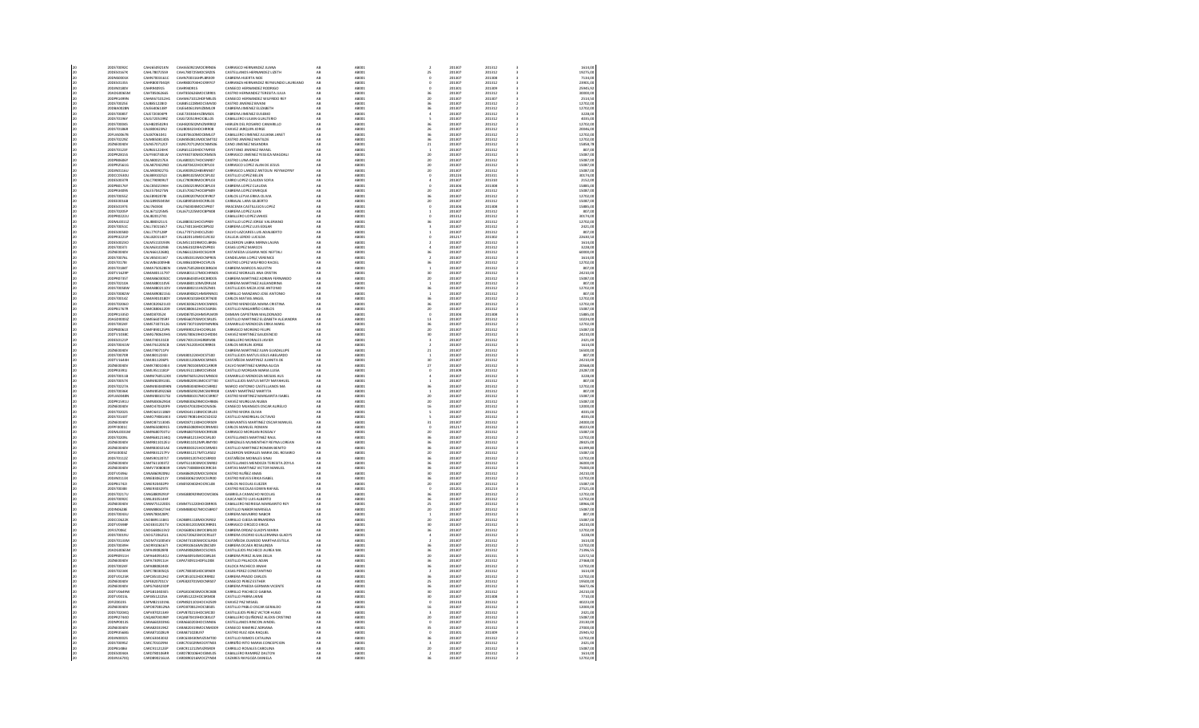| | | | | | | | | | | |
|---|---|---|---|---|---|---|---|---|---|---|
| 20 | 20DST0092C | CAHA560921EN | CAHA560921MOCRRN06 | CARRASCO HERNANDEZ ILIANA | AB | AB001 | 2 | 201307 | 201312 | 3 | 1614,00 |
| 20 | 20DES0167K | CAHL780715S9 | CAHL780715MOCSRZ05 | CASTELLANOS HERNANDEZ LIZETH | AB | AB001 | 25 | 201307 | 201312 | 3 | 19275,00 |
| 20 | 20DNS0002X | CAHN700316I1 | CAHN700316HPLBRX09 | CABRERA HUERTA NOE | AB | AB001 | 0 | 201307 | 201308 | 3 | 7134,00 |
| 20 | 20DES0135S | CAHR800704QR | CAHR800704HOCRRY07 | CARRANZA HERNANDEZ REYMUNDO LAURIANO | AB | AB001 | 0 | 201307 | 201312 | 3 | 23901,00 |
| 20 | 20DIN0180V | CAHR9409I5 | CAHR9409I5 | CARASCO HERNANDEZ RODRIGO | AB | AB001 | 0 | 201301 | 201309 | 3 | 25945,92 |
| 20 | 20ADG0065M | CAHT850626K5 | CAHT850626MOCSRR01 | CASTRO HERNANDEZ TERESITA JULIA | AB | AB001 | 36 | 201307 | 201312 | 3 | 30000,00 |
| 20 | 20DPR1499N | CAHW731124I1 | CAHW731124HPLRRL05 | CARASCO HERNANDEZ WILFRIDO REY | AB | AB001 | 20 | 201307 | 201307 | 3 | 2516,50 |
| 20 | 20DST0025E | CAIB851228ID | CAIB851228MOCSMV00 | CASTRO JIMENEZ BIVIAN | AB | AB001 | 36 | 201307 | 201312 | 2 | 12702,00 |
| 20 | 20DML0028N | CAIE640613EF | CAIE640613MVZBML08 | CABRERA JIMENEZ ELIZABETH | AB | AB001 | 36 | 201307 | 201312 | 2 | 12702,00 |
| 20 | 20DST0085T | CAIE720304P9 | CAIE720304HUZBMS01 | CABRERA JIMENEZ EUSEBIO | AB | AB001 | 4 | 201307 | 201312 | 3 | 3228,00 |
| 20 | 20DST0196Y | CAIG720519R2 | CAIG720519HOCBLL05 | CABALLERO JUSAN GUALTERIO | AB | AB001 | 5 | 201307 | 201312 | 3 | 4035,00 |
| 20 | 20DST0004S | CAHB820402H4 | CAHK820402MVZRRR02 | HARLAN DEL ROSARIO CAMARILLO | AB | AB001 | 36 | 201307 | 201312 | 2 | 12702,00 |
| 20 | 20DST0188M | CAIJ080615N2 | CAIJ080615HOCHRR08 | CHAVEZ JARQUIN JORGE | AB | AB001 | 26 | 201307 | 201312 | 3 | 20946,00 |
| 20 | 20FUA0067B | CAIJ870613G1 | CAIJ870610MOCBML07 | CABALLERO JIMENEZ JULIANA JANET | AB | AB001 | 36 | 201307 | 201312 | 2 | 12702,00 |
| 20 | 20DST0229Z | CAJM850813DS | CAJM850813MOCSMT10 | CASTRO JIMENEZ MATILDE | AB | AB001 | 36 | 201307 | 201312 | 2 | 12702,00 |
| 20 | 20DNE0045V | CAJN570712C9 | CAJN570712MOCSMS06 | CANO JIMENEZ NOHEMINA | AB | AB001 | 21 | 201307 | 201312 | 3 | 15858,78 |
| 20 | 20DST0123F | CAJR851228HK | CAJR851228HOCYMF00 | CAYETANO JIMENEZ RAFAEL | AB | AB001 | 1 | 201307 | 201312 | 3 | 807,00 |
| 20 | 20DPR2903S | CAJY930730LW | CAJY930730MOCRMS05 | CARRASCO JIMENEZ YESSICA MAGDALI | AB | AB001 | 20 | 201307 | 201312 | 3 | 15087,00 |
| 20 | 20DPB0486F | CALA800217EA | CALA800217HOCSNR07 | CASTRO LUNA ARCHI | AB | AB001 | 20 | 201307 | 201312 | 3 | 15087,00 |
| 20 | 20DPR2563G | CALA870422R0 | CALA870422HOCRPL03 | CARRASCO LOPEZ ALAN DE JESUS | AB | AB001 | 20 | 201307 | 201312 | 3 | 15087,00 |
| 20 | 20DIN0116U | CALA900327I1 | CALA900327HBSRNR07 | CARRASCO LANDEZ ANTOLIN REYMADYNY | AB | AB001 | 20 | 201307 | 201312 | 3 | 15087,00 |
| 20 | 20DCC0543U | CALB891025I1 | CALB891025MOCSPL02 | CASTILLO LOPEZ BELEN | AB | AB001 | 0 | 201210 | 201311 | 3 | 30174,00 |
| 20 | 20DES0037R | CALC780808U7 | CALC780808MOCRPL03 | CARRO LOPEZ CLAUDIA SOFIA | AB | AB001 | 4 | 201307 | 201310 | 3 | 2152,00 |
| 20 | 20DPR0176Y | CALC850219KH | CALC850219MOCBPL02 | CABRERA LOPEZ CLAUDIA | AB | AB001 | 0 | 201304 | 201308 | 3 | 15885,00 |
| 20 | 20DPR3009S | CALE570227SN | CALE570227HOCBPN09 | CABRERA LOPEZ ENRIQUE | AB | AB001 | 20 | 201307 | 201312 | 3 | 15087,00 |
| 20 | 20DST0055Z | CALE860207IB | CALE860207MOCRYR07 | CARLOS LEYVA ERIKA OLIVIA | AB | AB001 | 36 | 201307 | 201312 | 2 | 12702,00 |
| 20 | 20DEE0016B | CALG890504HE | CALG890504HOCBRL01 | CABALLA LARA GILBERTO | AB | AB001 | 20 | 201307 | 201312 | 3 | 15087,00 |
| 20 | 20DES0197E | CALI760304 | CALI760304MOCSPR07 | IRASCEMA CASTILLEJOS LOPEZ | AB | AB001 | 0 | 201306 | 201308 | 3 | 15885,00 |
| 20 | 20DST0205P | CALJ671225H5 | CALJ671225MOCBPN08 | CABRERA LOPEZ JUAN | AB | AB001 | 1 | 201307 | 201312 | 3 | 807,00 |
| 20 | 20DPR0222U | CALJ820127I1 | | CABALLERO LOPEZ JANUIS | AB | AB001 | 0 | 201312 | 201312 | 3 | 30174,00 |
| 20 | 20DML0011Z | CALJ880321U1 | CALJ880321HOCSPR09 | CASTILLO LOPEZ JORGE VALERIANO | AB | AB001 | 36 | 201307 | 201312 | 2 | 12702,00 |
| 20 | 20DST0051C | CALL730116S7 | CALL730116HOCBPS03 | CABRERA LOPEZ LUIS EDGAR | AB | AB001 | 3 | 201307 | 201312 | 3 | 2421,00 |
| 20 | 20DES0058D | CALL770712RP | CALL770712HOCLZS00 | CALVO LAZCARES LUIS ADALBERTO | AB | AB001 | 1 | 201307 | 201312 | 3 | 807,00 |
| 20 | 20DPR3221P | CALL820114S7 | CALL820114MOCLRC02 | CALLEJA LEREDO LUCILDA | AB | AB001 | 0 | 201217 | 201302 | 3 | 22430,50 |
| 20 | 20DES0025O | CALM511019RN | CALM511019MOCLBR06 | CALDERON LABRA MIRNA LAURA | AB | AB001 | 2 | 201307 | 201312 | 3 | 1614,00 |
| 20 | 20DST0037J | CALM611029I6 | CALM611029HOCSPR03 | CASAS LOPEZ MARCOS | AB | AB001 | 4 | 201307 | 201312 | 3 | 3228,00 |
| 20 | 20ZNE0050V | CALN661226B1 | CALN661226HOCSGF09 | CASTANEDA LEGARIA NOE NEFTALI | AB | AB001 | 36 | 201307 | 201312 | 3 | 30000,00 |
| 20 | 20DST0076L | CALV850319E7 | CALV850319MOCNPR06 | CANDELARIA LOPEZ VERENICE | AB | AB001 | 2 | 201307 | 201312 | 3 | 1614,00 |
| 20 | 20DST0179I | CALV861009H8 | CALV861009MOCSPL01 | CASTRO LOPEZ WILFREDO RACIEL | AB | AB001 | 36 | 201307 | 201312 | 2 | 12702,00 |
| 20 | 20DST0158T | CAMA750528CN | CAMA750528HOCBRG04 | CABRERA MARCOS AGUSTIN | AB | AB001 | 1 | 201307 | 201312 | 3 | 807,00 |
| 20 | 20DTV1629P | CAMA801117I7 | CAMA801117MOCHRN05 | CHAVEZ MORALES ANA CRISTIN | AB | AB001 | 30 | 201307 | 201312 | 3 | 24210,00 |
| 20 | 20DPR0781T | CAMA860605DC | CAMA860605HOCBRD05 | CABRERA MARTINEZ ADRIAN FERNANDO | AB | AB001 | 20 | 201307 | 201312 | 3 | 15087,00 |
| 20 | 20DST0210A | CAMA880310VE | CAMA880310MVZRRL04 | CARRERA MARTINEZ ALEJANDRINA | AB | AB001 | 1 | 201307 | 201312 | 3 | 807,00 |
| 20 | 20DST0058W | CAMA880211DY | CAMA880211HOSZSN01 | CASTILLEJOS MEZA JOSE ANTONIO | AB | AB001 | 36 | 201307 | 201312 | 2 | 12702,00 |
| 20 | 20DST0082W | CAMA890821Q6 | CAMA890821HMSRNN01 | CARLOS MANZANO JOSE ANTONIO | AB | AB001 | 1 | 201307 | 201312 | 3 | 807,00 |
| 20 | 20DST0054Z | CAMA9010183Y | CAMA901018HOCRTN08 | CARLOS MATIAS ANGEL | AB | AB001 | 36 | 201307 | 201312 | 2 | 12702,00 |
| 20 | 20DST0206O | CAMC820621U2 | CAMC820621MOCSNR05 | CASTRO MENDOZA MARIA CRISTINA | AB | AB001 | 36 | 201307 | 201312 | 2 | 12702,00 |
| 20 | 20DPR1767R | CAMC880612D9 | CAMC880612HOCSGR06 | CASTILLO MAGARIÑO CARLOS | AB | AB001 | 20 | 201307 | 201312 | 3 | 15087,00 |
| 20 | 20DPR1165D | CAMD870524 | CAMD870524HMSPLM09 | DAMIAN CAPISTRAN MALDONADO | AB | AB001 | 0 | 201304 | 201308 | 3 | 15885,00 |
| 20 | 20ADG0065Z | CAME660705RF | CAME660705MOCSRL05 | CASTILLO MARTINEZ ELIZABETH ALEJANDRA | AB | AB001 | 16 | 201307 | 201312 | 3 | 13224,00 |
| 20 | 20DST0024F | CAME730713I6 | CAME730713MDFBNR05 | CABALLERO MENDOZA ERIKA YADIRA | AB | AB001 | 36 | 201307 | 201312 | 2 | 12702,00 |
| 20 | 20DPB0061I | CAMF800125PN | CAMF800125HOCRRL04 | CARRASCO MORENO FELIPE | AB | AB001 | 20 | 201307 | 201312 | 3 | 15087,00 |
| 20 | 20DTV1038E | CAMG780619H1 | CAMG780619HOCHRD05 | CHAVEZ MARTINEZ GAUDENCIO | AB | AB001 | 30 | 201307 | 201312 | 3 | 24210,00 |
| 20 | 20DES0121P | CAMJ740411EB | CAMJ740411HGRBRV08 | CABALLERO MORALES JAVIER | AB | AB001 | 3 | 201307 | 201312 | 3 | 2421,00 |
| 20 | 20DST0092W | CAMJ761205C8 | CAMJ761205HOCRRR03 | CARLOS MERLIN JORGE | AB | AB001 | 2 | 201307 | 201312 | 3 | 1614,00 |
| 20 | 20ZNE0040V | CAMJ780711PV | | CABRERA MARTINEZ JUAN GUADALUPE | AB | AB001 | 21 | 201307 | 201312 | 3 | 16503,00 |
| 20 | 20DST0070R | CAMJ801224I4 | CAMJ801224HOCSTS00 | CASTILLEJOS MATUS JESUS ABELARDO | AB | AB001 | 1 | 201307 | 201312 | 3 | 807,00 |
| 20 | 20DTV1649H | CAMJ811206P5 | CAMJ811206MOCSRN05 | CASTAÑEDA MARTINEZ JUANITA DE | AB | AB001 | 30 | 201307 | 201312 | 3 | 24210,00 |
| 20 | 20ZNE0040V | CAMK780104G3 | CAMK780104MOCLRR09 | CALVO MARTINEZ KARINA ALICIA | AB | AB001 | 27 | 201307 | 201312 | 3 | 20568,00 |
| 20 | 20DPR3931J | CAML951118GP | CAML951118MOCSRS04 | CASTILLO MORGAN MARIA LUISA | AB | AB001 | 0 | 201309 | 201312 | 3 | 23287,00 |
| 20 | 20DST0011B | CAMM760512KX | CAMM760512HOCMRN04 | CAMARILLO MENDOZA MOISES ALIS | AB | AB001 | 4 | 201307 | 201312 | 3 | 3228,00 |
| 20 | 20DST0097X | CAMM820915EL | CAMM820915MOCSTT00 | CASTILLEJOS MATUS MITZY MAYAHUEL | AB | AB001 | 1 | 201307 | 201312 | 3 | 807,00 |
| 20 | 20DST0227S | CAMM830409KN | CAMM830409HOCSRR02 | MARIO ANTONIO CASTELLANOS MA | AB | AB001 | 36 | 201307 | 201312 | 2 | 12702,00 |
| 20 | 20DST0209K | CAMM850922IW | CAMM850922MCSMRR08 | CAMEY MARTINEZ MARITZA | AB | AB001 | 1 | 201307 | 201312 | 3 | 807,00 |
| 20 | 20FUA0048N | CAMM880217SE | CAMM880217MOCSRR07 | CASTRO MARTINEZ MARGARITA ISABEL | AB | AB001 | 20 | 201307 | 201312 | 3 | 15087,00 |
| 20 | 20DPR1581U | CAMN880629G8 | CAMN880629MOCHRB05 | CHAVEZ MURGUIA NUBIA | AB | AB001 | 20 | 201307 | 201312 | 3 | 15087,00 |
| 20 | 20ZNE0050V | CAMO470320F9 | CAMO470320HOCNSS06 | CANSECO MIJANGOS OSCAR AURELIO | AB | AB001 | 16 | 201307 | 201312 | 3 | 12001,00 |
| 20 | 20DST0202S | CAMO641118BV | CAMO641118MOCSRL03 | CASTRO MORAL OLIVIA | AB | AB001 | 5 | 201307 | 201312 | 3 | 4035,00 |
| 20 | 20DST0183T | CAMO790816E3 | CAMO790816HOCSDC02 | CASTILLO MADRIGAL OCTAVIO | AB | AB001 | 5 | 201307 | 201312 | 3 | 4035,00 |
| 20 | 20ZNE0040V | CAMO871130I5 | CAMO871130HOCRRS09 | CERVANTES MARTINEZ OSCAR MANUEL | AB | AB001 | 31 | 201307 | 201312 | 3 | 24000,00 |
| 20 | 20FPF0001C | CAMR650809I5 | CAMR650809HOCRRM03 | CARLOS MANUEL ROMAN | AB | AB001 | 0 | 201217 | 201312 | 3 | 40224,00 |
| 20 | 20DML0012M | CAMR680707TU | CAMR680707MOCRRS08 | CARRASCO MORGAN ROSSALY | AB | AB001 | 20 | 201307 | 201312 | 3 | 15087,00 |
| 20 | 20DST0039L | CAMR681211GQ | CAMR681211HOCSRL00 | CASTELLANOS MARTINEZ RAUL | AB | AB001 | 36 | 201307 | 201312 | 2 | 12702,00 |
| 20 | 20ZNE0050V | CAMR811012E2 | CAMR811012MPLRNY00 | CARRIZALES MUNENTHEY REYNA LORENA | AB | AB001 | 36 | 201307 | 201312 | 3 | 28025,00 |
| 20 | 20ZNE0040V | CAMR830321A0 | CAMR830321HOCSMM03 | CASTILLO MARTINEZ ROMAN BENITO | AB | AB001 | 0 | 201307 | 201312 | 3 | 61399,00 |
| 20 | 20FIE0001Z | CAMR831217TY | CAMR831217MTCLRS02 | CALDERON MORALES MARIA DEL ROSARIO | AB | AB001 | 20 | 201307 | 201312 | 3 | 15087,00 |
| 20 | 20DST0112Z | CAMS901227C7 | CAMS901227HOCSRR03 | CASTAÑEDA MORALES SINAI | AB | AB001 | 36 | 201307 | 201312 | 2 | 12702,00 |
| 20 | 20ZNE0050V | CAMT611003T2 | CAMT611003MOCSNR02 | CASTELLANOS MENDOZA TERESITA ZOYLA | AB | AB001 | 36 | 201307 | 201312 | 3 | 36000,00 |
| 20 | 20ZNE0040V | CAMV740808S9 | CAMV740808HOCHRC04 | CHIÑAS MARTINEZ VICTOR MANUEL | AB | AB001 | 36 | 201307 | 201312 | 3 | 75000,00 |
| 20 | 20DTV1096I | CANA860920RU | CANA860920MOCSXN04 | CASTRO NUÑEZ ANAIS | AB | AB001 | 30 | 201307 | 201312 | 3 | 24210,00 |
| 20 | 20DIN0111X | CANE830621SY | CANE830621MOCSVR00 | CASTRO NIEVES ERIKA ISABEL | AB | AB001 | 36 | 201307 | 201312 | 2 | 12702,00 |
| 20 | 20DPR1762I | CANE820402P4 | CANE820402HOCRCL08 | CARLOS NICOLAS ELIEZER | AB | AB001 | 20 | 201307 | 201312 | 3 | 15087,00 |
| 20 | 20DST0038I | CANE850329TE | | CASTRO NICOLAS EDWIN RAFAEL | AB | AB001 | 0 | 201201 | 201213 | 3 | 27521,00 |
| 20 | 20DST0217U | CANG880929GF | CANG880929MOCMCB06 | GABRIELA CAMACHO NICOLAS | AB | AB001 | 36 | 201307 | 201312 | 2 | 12702,00 |
| 20 | 20DST0090C | CANL810514HF | | CAJICA NIETO LUIS ALBERTO | AB | AB001 | 36 | 201307 | 201312 | 2 | 12702,00 |
| 20 | 20ZNE0040V | CANM751122DG | CANM751122HOCBRR05 | CABALLERO NORIEGA MARGARITO REY | AB | AB001 | 25 | 201307 | 201312 | 3 | 18966,00 |
| 20 | 20DIN0428B | CANM880427AK | CANM880427MOCSBR07 | CASTILLO NABOR MARICELA | AB | AB001 | 20 | 201307 | 201312 | 3 | 15087,00 |
| 20 | 20DST0044U | CANN780428PC | | CASTILLO NOLASCO NABOR | AB | AB001 | 1 | 201307 | 201312 | 3 | 807,00 |
| 20 | 20DCC0622K | CAOB991118H1 | CAOB991118MOCRJR02 | CARRILLO OJEDA BERNARDINA | AB | AB001 | 20 | 201307 | 201312 | 3 | 15087,00 |
| 20 | 20DTV1694M | CAOE831201TH | CAOE831201MOCRRR01 | CARRASCO OROZCO ERICA | AB | AB001 | 30 | 201307 | 201312 | 3 | 24210,00 |
| 20 | 20FJS7006C | CAOG680613V2 | CAOG680613MOCBRL00 | CABRERA ORDAZ GLADYS MAIRA | AB | AB001 | 36 | 201307 | 201312 | 2 | 12702,00 |
| 20 | 20DST0033U | CAOG720625I1 | CAOG720625MOCRSL07 | CARRERA OSORIO GUILLERMINA GLADYS | AB | AB001 | 4 | 201307 | 201312 | 3 | 3228,00 |
| 20 | 20DST0143M | CAOM731005KV | CAOM731005MOCSLR04 | CASTAÑEDA OLMEDO MARTHA ESTELA | AB | AB001 | 2 | 201307 | 201312 | 3 | 1614,00 |
| 20 | 20DST0039H | CAOR910616CY | CAOR910616MVZBCS09 | CABRERA OCAÑA ROSALINDA | AB | AB001 | 36 | 201307 | 201312 | 2 | 12702,00 |
| 20 | 20ADG0065M | CAPA890828FB | CAPA890828MOCSCR05 | CASTILLEJOS PACHECO AUREA MA | AB | AB001 | 36 | 201307 | 201312 | 3 | 71996,55 |
| 20 | 20DPR0951H | CAPA640914DU | CAPA640914MOCBRL04 | CABRERA PEREZ ALMA DELIA | AB | AB001 | 20 | 201307 | 201311 | 3 | 12572,50 |
| 20 | 20ZNE0040V | CAPA730911LH | CAPA730911HDFSLD06 | CASTILLO PALACIOS ADAN | AB | AB001 | 36 | 201307 | 201312 | 3 | 27868,00 |
| 20 | 20DST0024F | CAPA880824Q5 | | CALDOS PACHECO ANAHI | AB | AB001 | 36 | 201307 | 201312 | 2 | 12702,00 |
| 20 | 20DST0224K | CAPC780305Q5 | CAPC780305HOCSRN09 | CASAS PEREZ CONSTANTINO | AB | AB001 | 2 | 201307 | 201312 | 3 | 1614,00 |
| 20 | 20DTV0125K | CAPC851012H2 | CAPC851012HOCBRR02 | CABRERA PINEDA CARLOS | AB | AB001 | 36 | 201307 | 201312 | 2 | 12702,00 |
| 20 | 20ZNE0050V | CAPE820701CV | CAPE820701MOCNRS07 | CANSECO PEREZ ESTHER | AB | AB001 | 25 | 201307 | 201312 | 3 | 19500,00 |
| 20 | 20ZNE0040V | CAPG760423DP | | CABRERA PINEDA GERMAN VICENTE | AB | AB001 | 36 | 201307 | 201312 | 3 | 36672,56 |
| 20 | 20DTV0409M | CAPG810603ES | CAPG810603MOCRCR08 | CARRILLO PACHECO GABINA | AB | AB001 | 30 | 201307 | 201312 | 3 | 24210,00 |
| 20 | 20DTV0313L | CAPI851222SA | CAPI851222HOCSRN08 | CASTILLO PARRA IRAME | AB | AB001 | 30 | 201307 | 201308 | 3 | 7710,00 |
| 20 | 20FIZ0023S | CAPM821101NL | CAPM821101HOCHZS09 | CHAVEZ PAZ MISAEL | AB | AB001 | 0 | 201210 | 201312 | 3 | 30223,00 |
| 20 | 20ZNE0050V | CAPO870812NA | CAPO870812HOCSBS05 | CASTILLO PABLO OSCAR GERALDO | AB | AB001 | 16 | 201307 | 201312 | 3 | 12000,00 |
| 20 | 20DST0206Q | CAPV870213A9 | CAPV870213HOCSRC00 | CASTELLEJOS PEREZ VICTOR HUGO | AB | AB001 | 3 | 201307 | 201312 | 3 | 2421,00 |
| 20 | 20DPR2746O | CAQA870419EF | CAQA870419HOCBLL07 | CABALLERO QUIÑONEZ ALEXIS CRISTINO | AB | AB001 | 20 | 201307 | 201312 | 3 | 15087,00 |
| 20 | 20DNP0013S | CARA660205NL | CARA660205HOCSNN06 | CASTELLANOS RINCON ANDEL | AB | AB001 | 0 | 201307 | 201312 | 3 | 23192,00 |
| 20 | 20ZNE0040V | CARA820319HZ | CARA820319MOCNMD09 | CANSECO RAMIREZ ADRIANA | AB | AB001 | 35 | 201307 | 201312 | 3 | 27000,00 |
| 20 | 20DPR3568G | CARA871028LR | CARA871028LR7 | CASTRO RUIZ ADA RAQUEL | AB | AB001 | 0 | 201301 | 201309 | 3 | 25945,92 |
| 20 | 20DIN0002S | CARC640404OZ | CARC640404MOCSMT00 | CASTILLO RAMOS CATALINA | AB | AB001 | 36 | 201307 | 201312 | 2 | 12702,00 |
| 20 | 20DST0196E | CARC701029NI | CARC701029MOCSTN03 | CARREÑO RITO MARIA CONCEPCION | AB | AB001 | 3 | 201307 | 201312 | 3 | 2421,00 |
| 20 | 20DPR1588U | CARC811211EP | CARC811211MOCRSR09 | CARRILLO ROSALES CAROLINA | AB | AB001 | 20 | 201307 | 201312 | 3 | 15087,00 |
| 20 | 20DES0094A | CARD780106RR | CARD780106HOCBML05 | CABALLERO RAMIREZ DALTON | AB | AB001 | 2 | 201307 | 201312 | 3 | 1614,00 |
| 20 | 20DIV1670Q | CARD890216UA | CARD890216MOCZYN04 | CAZARES RAYGOZA DANIELA | AB | AB001 | 36 | 201307 | 201312 | 2 | 12702,00 |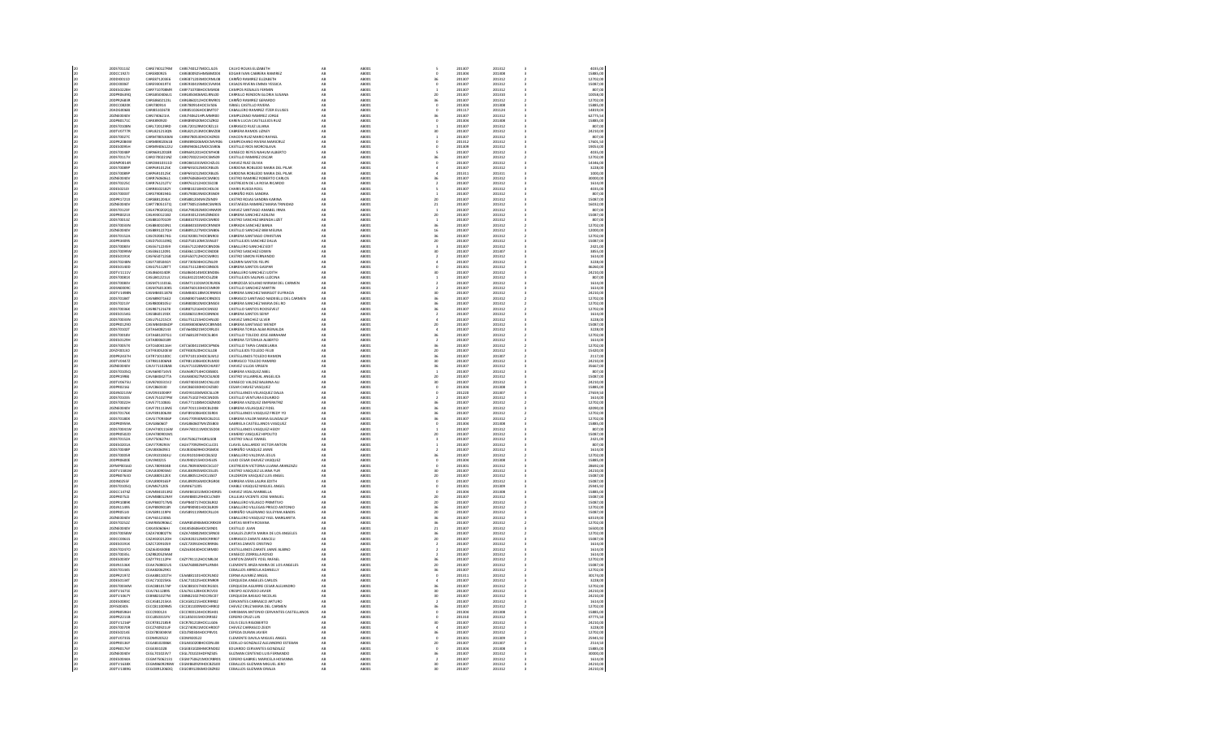| | | | | | | | | | | | |
|---|---|---|---|---|---|---|---|---|---|---|---|
| 20 | 20DST0113Z | CARE740127MM | CARE740127MDCLJL05 | CALVO ROJAS ELIZABETH | AB | AB001 | 5 | 201307 | 201312 | 3 | 4035,00 |
| 20 | 20DCC1347J | CARE800925 | CARE800925HMNBRD04 | EDGAR IVAN CABRERA RAMIREZ | AB | AB001 | 0 | 201304 | 201308 | 3 | 15885,00 |
| 20 | 20DDI0011D | CARE871203EA | CARE871203MOCMML08 | CAMÑO RAMIREZ ELIZABETH | AB | AB001 | 36 | 201307 | 201312 | 2 | 12702,00 |
| 20 | 20DCD0006T | CARE930419T4 | CARE930419MOCSVS04 | CASADO RIVERA EMMA YESSICA | AB | AB001 | 0 | 201307 | 201312 | 3 | 15087,00 |
| 20 | 20DES0228H | CARF710708MH | CARF710708HOCMMR08 | CAMPOS ROSALES FERMIN | AB | AB001 | 1 | 201307 | 201312 | 3 | 807,00 |
| 20 | 20DPR0649Q | CARG850406U1 | CARG850406MOCLNL00 | CARRILLO RENDON GLORIA SUSANA | AB | AB001 | 20 | 201307 | 201312 | 3 | 10058,00 |
| 20 | 20DPR2683R | CARG860123L | CARG860123HOCMMR01 | CAMÑO RAMIREZ GERARDO | AB | AB001 | 36 | 201307 | 201312 | 2 | 12702,00 |
| 20 | 20DCC0820E | CARI780914 | CARI780914HOCSVS06 | ISRAEL CASTILLO RIVERA | AB | AB001 | 0 | 201304 | 201308 | 3 | 15885,00 |
| 20 | 20ADG0036D | CARI851026SE | CARI851026HOCBMT07 | CABALLERO RAMIREZ ITZER ULISES | AB | AB001 | 0 | 201117 | 201124 | 3 | 14819,00 |
| 20 | 20DNE0040V | CARJ740621IA | CARJ740621HPLMMR00 | CAMPUZANO RAMIREZ JORGE | AB | AB001 | 36 | 201307 | 201312 | 3 | 62775,50 |
| 20 | 20DPB0171C | CARK890920 | CARK890920MOCSZR02 | KAREN LUCIA CASTILLEJOS RUIZ | AB | AB001 | 0 | 201304 | 201308 | 3 | 15885,00 |
| 20 | 20DST0108N | CARL720529NE | CARL720529MOCRZL13 | CARRASCO RUIZ LILIANA | AB | AB001 | 1 | 201307 | 201312 | 3 | 807,00 |
| 20 | 20DTV0777R | CARL821214Q5 | CARL821214MOCBMZ08 | CABRERA RAMOS LIZNEY | AB | AB001 | 30 | 201307 | 201312 | 3 | 24210,00 |
| 20 | 20DST0027C | CARM780530EN | CARM780530HOCHZR03 | CHACON RUIZ MARIO RAFAEL | AB | AB001 | 1 | 201307 | 201312 | 3 | 807,00 |
| 20 | 20DPR2806W | CARM880826GB | CARM880826MOCMVR06 | CAMPECHANO RIVERA MARICRUZ | AB | AB001 | 0 | 201312 | 201312 | 3 | 17655,50 |
| 20 | 20DES0090H | CARM890612CU | CARM890612MOCSBR08 | CASTILLEJOS RAYBOS NAYA | AB | AB001 | 0 | 201309 | 201312 | 3 | 19053,00 |
| 20 | 20DST0048P | CARN691201BB | CARN691201HOCSYH08 | CASASOLI REYES NAHUM ALBERTO | AB | AB001 | 5 | 201307 | 201312 | 3 | 4035,00 |
| 20 | 20DST0117V | CARO790221HZ | CARO790221HOCSMS09 | CASTILLO RAMIREZ OSCAR | AB | AB001 | 36 | 201307 | 201312 | 2 | 12702,00 |
| 20 | 20DNP0014R | CARO841031SD | CARO841031MOCHZL01 | CHAVEZ RUIZ OLIVIA | AB | AB001 | 0 | 201307 | 201312 | 3 | 14346,00 |
| 20 | 20DST0089P | CARP681012SE | CARP681012MOCRBL05 | CARDONA ROBLEDO MARIA DEL PILAR | AB | AB001 | 4 | 201307 | 201312 | 3 | 3228,00 |
| 20 | 20DST0089P | CARP681012SE | CARP681012MOCRBL05 | CARDONA ROBLEDO MARIA DEL PILAR | AB | AB001 | 4 | 201311 | 201311 | 3 | 1000,00 |
| 20 | 20DNE0040V | CARR760606L1 | CARR760606HOCSMB01 | CASTRO RAMIREZ ROBERTO CARLOS | AB | AB001 | 36 | 201307 | 201312 | 3 | 30000,00 |
| 20 | 20DST0025C | CARR761212TV | CARR761212HOCSSC06 | CASTREJON DE LA ROSA RICARDO | AB | AB001 | 2 | 201307 | 201312 | 3 | 1614,00 |
| 20 | 20DES0215I | CARR810218Z5 | CARR810218HOCHDL04 | CHAIRES RUEDA RAUL | AB | AB001 | 5 | 201307 | 201312 | 3 | 4035,00 |
| 20 | 20DST0003T | CARS780819K6 | CARS780819MOCRNN09 | CARREÑO RIOS SANDRA | AB | AB001 | 1 | 201307 | 201312 | 3 | 807,00 |
| 20 | 20DST0090E | CARS810526LA | CARS810526MOCRJN09 | CASTRO ROJAS SANDRA KARINA | AB | AB001 | 20 | 201307 | 201312 | 3 | 15087,00 |
| 20 | 20DNE0040V | CART780513TQ | CART780513MMCSMR05 | CASTAÑEDA RAMIREZ MARIA TRINIDAD | AB | AB001 | 21 | 201307 | 201312 | 3 | 16032,00 |
| 20 | 20DST0123F | CASA780202QQ | CASA780202MOCHMM09 | CHAVEZ SANTIAGO AMARAL IRMA | AB | AB001 | 1 | 201307 | 201312 | 3 | 807,00 |
| 20 | 20DPR0021I | CASA930121SN | CASA930121MOCBNB00 | CABRERA SANCHEZ ADELINE | AB | AB001 | 20 | 201307 | 201312 | 3 | 15087,00 |
| 20 | 20DST0013Z | CASB810701D9 | CASB810701MOCSNR00 | CASTRO SANCHEZ BRENDA LIZET | AB | AB001 | 1 | 201307 | 201312 | 3 | 807,00 |
| 20 | 20DST0016N | CASB840109Q | CASB840109MOCRNN09 | CARRADA SANCHEZ BANIA | AB | AB001 | 36 | 201307 | 201312 | 2 | 12702,00 |
| 20 | 20DNE0040V | CASB891227QH | CASB891227MOCSNN06 | CASTILLO SANCHEZ BIBI MILENA | AB | AB001 | 16 | 201307 | 201312 | 3 | 12000,00 |
| 20 | 20DST0152A | CASC920817XG | CASC920817HOCBNR03 | CABRERA SANTIAGO CHRISTIAN | AB | AB001 | 36 | 201307 | 201312 | 2 | 12702,00 |
| 20 | 20DPR0409S | CASD750310NQ | CASD750310MOCSNL07 | CASTILLEJOS SANCHEZ DALIA | AB | AB001 | 20 | 201307 | 201312 | 3 | 15087,00 |
| 20 | 20DST0083V | CASE671220S9 | CASE671220MOCBRD06 | CABALLERO SANCHEZ EDIT | AB | AB001 | 3 | 201307 | 201312 | 3 | 2421,00 |
| 20 | 20DST0099W | CASE861120SS | CASE861120HOCSMD08 | CASTRO SANCHEZ EDWIN | AB | AB001 | 30 | 201307 | 201307 | 3 | 3455,00 |
| 20 | 20DES0193X | CASF650712GB | CASF650712HOCSMR01 | CASTRO SIMON FERNANDO | AB | AB001 | 2 | 201307 | 201312 | 3 | 1614,00 |
| 20 | 20DST0018N | CASF730504GH | CASF730504HOCZNL09 | CAZARIN SANTOS FELIPE | AB | AB001 | 4 | 201307 | 201312 | 3 | 3228,00 |
| 20 | 20DES0163D | CASG751128T7 | CASG751128HOCBNS06 | CABRERA SANTOS GASPAR | AB | AB001 | 0 | 201301 | 201312 | 3 | 36260,00 |
| 20 | 20DPT1111V | CASL860418QR | CASL860418MOCRND06 | CARRASCO SANCHEZ LIDITH | AB | AB001 | 30 | 201307 | 201312 | 3 | 24210,00 |
| 20 | 20DST0081X | CASL851221L5 | CASL851221MOCSLZ08 | CASTILLEJOS SALINAS LUZCINA | AB | AB001 | 1 | 201307 | 201312 | 3 | 807,00 |
| 20 | 20DST0081X | CASM711015EL | CASM711015MOCRLR06 | CARRIZOZA SOLANO MIRIAM DEL CARMEN | AB | AB001 | 2 | 201307 | 201312 | 3 | 1614,00 |
| 20 | 20DSN0009C | CASM760310D5 | CASM760310HOCSNR09 | CASTILLO SANCHEZ MARTIN | AB | AB001 | 2 | 201307 | 201312 | 3 | 1614,00 |
| 20 | 20DTV1398N | CASM840118TB | CASM840118MOCRNR06 | CARRERA SANCHEZ MARGOT EUFRACIA | AB | AB001 | 30 | 201307 | 201312 | 3 | 24210,00 |
| 20 | 20DST0188T | CASN880716E2 | CASN880716MOCRND01 | CARRASCO SANTIAGO NADXIELLI DEL CARMEN | AB | AB001 | 36 | 201307 | 201312 | 2 | 12702,00 |
| 20 | 20DST0213Y | CASR800810SU | CASR800810MOCBNS03 | CABRERA SANCHEZ MARIA DEL RO | AB | AB001 | 36 | 201307 | 201312 | 2 | 12702,00 |
| 20 | 20DST0036K | CASR871216TB | CASR871216HOCSNS02 | CASTILLO SANTOS ROOSEVELT | AB | AB001 | 36 | 201307 | 201312 | 2 | 12702,00 |
| 20 | 20DES0154G | CASS860119XX | CASS860119HOCBNR04 | CABRERA SANTOS SEINF | AB | AB001 | 2 | 201307 | 201312 | 3 | 1614,00 |
| 20 | 20DST0033N | CASU751215CX | CASU751215HOCHNL00 | CHAVEZ SANCHEZ ULISER | AB | AB001 | 4 | 201307 | 201312 | 3 | 3228,00 |
| 20 | 20DPR0129Q | CASW860406DP | CASW860406MOCBNN06 | CABRERA SANTIAGO WENDY | AB | AB001 | 20 | 201307 | 201312 | 3 | 15087,00 |
| 20 | 20DST0182T | CATA640821SE | CATA640821MOCSRN08 | CASTAÑEDA TORRES ANA REYNALDA | AB | AB001 | 4 | 201307 | 201312 | 3 | 3228,00 |
| 20 | 20DST0018V | CATA881207G1 | CATA881207HOCSLB04 | CASTILLO TOLEDO JOSE ABRAHAM | AB | AB001 | 36 | 201307 | 201312 | 2 | 12702,00 |
| 20 | 20DES0129H | CATA830601BR | | CARRERA TZITZIHUA ALBERTO | AB | AB001 | 2 | 201307 | 201312 | 3 | 1614,00 |
| 20 | 20DST0057X | CATC680116IH | CATC680116MOCSPN06 | CASTILLO TAPIA CANDELARIA | AB | AB001 | 36 | 201307 | 201312 | 2 | 12702,00 |
| 20 | 20FZF0014D | CATF830520DW | CATF830520HOCSLL08 | CASTILLEJOS TOLEDO FELIX | AB | AB001 | 20 | 201307 | 201312 | 3 | 15420,00 |
| 20 | 20DPR2637H | CATR731018DC | CATR731018HOCSLM12 | CASTELLANOS TOLEDO RAMON | AB | AB001 | 36 | 201307 | 201307 | 2 | 2117,00 |
| 20 | 20DTV0467Z | CATR801006K8 | CATR811006HOCRLM00 | CARRASCO TOLEDO RAMIRO | AB | AB001 | 30 | 201307 | 201312 | 3 | 24210,00 |
| 20 | 20DNE0040V | CAUV711028M8 | CAUV711028MOCHLR07 | CHAVEZ ULLOA VIRGEN | AB | AB001 | 36 | 201307 | 201312 | 3 | 35667,09 |
| 20 | 20DST0105Q | CAVA690714VX | CAVA690714HOCBSB05 | CABRERA VASQUEZ ABEL | AB | AB001 | 1 | 201307 | 201312 | 3 | 807,00 |
| 20 | 20DPR1998I | CAVA840427TA | CAVA840427MOCSLN00 | CASTRO VILLAREAL ANGELICA | AB | AB001 | 20 | 201307 | 201312 | 3 | 15087,00 |
| 20 | 20DTV0475U | CAVB780331MQ | CAVB780331MOCSLL00 | CASASOLI VALDEZ BALBINA AU | AB | AB001 | 30 | 201307 | 201312 | 3 | 24210,00 |
| 20 | 20DPR0216I | CAVC860330 | CAVC860330HOCHZS00 | CESAR CHAVEZ VASQUEZ | AB | AB001 | 0 | 201304 | 201308 | 3 | 15885,00 |
| 20 | 20DIN0213W | CAVD910408FF | CAVD910408MOCSLL08 | CASTELLANOS VELASQUEZ DALIA | AB | AB001 | 0 | 201218 | 201307 | 3 | 27659,50 |
| 20 | 20DST0185S | CAVE751027NB | CAVE751027HOCSND03 | CASTILLO VENTURA EDUARDO | AB | AB001 | 2 | 201307 | 201312 | 3 | 1614,00 |
| 20 | 20DST0022H | CAVE771108SL | CAVE771108MOCBZM00 | CABRERA VAZQUEZ EMPERATRIZ | AB | AB001 | 36 | 201307 | 201312 | 2 | 12702,00 |
| 20 | 20DNE0040V | CAVF791113MX | CAVF791113HOCBLD08 | CABRERA VELASQUEZ FIDEL | AB | AB001 | 36 | 201307 | 201312 | 3 | 42090,00 |
| 20 | 20DST0176K | CAVF891006JM | CAVF891006HOCSSR05 | CASTELLANOS VASQUEZ FREDY YO | AB | AB001 | 36 | 201307 | 201312 | 2 | 12702,00 |
| 20 | 20DST0180K | CAVG770904MP | CAVG770904MOCBLD11 | CABRERA VALOR MARIA GUADALUP | AB | AB001 | 36 | 201307 | 201312 | 2 | 12702,00 |
| 20 | 20DPR0959A | CAVG860607 | CAVG860607MVZSSB03 | GABRIELA CASTELLANOS VASQUEZ | AB | AB001 | 0 | 201304 | 201308 | 3 | 15885,00 |
| 20 | 20DST0031W | CAVH740511LW | CAVH740511MOCSSD04 | CASTELLANOS VASQUEZ HEIDY | AB | AB001 | 1 | 201307 | 201312 | 3 | 807,00 |
| 20 | 20DPR0502D | CAVH780401M1 | CAVH780401 | CAMERO VASQUEZ HIPOLITO | AB | AB001 | 20 | 201307 | 201312 | 3 | 15087,00 |
| 20 | 20DST0152A | CAVI750627 | CAXI750627HGRSLS08 | CASTRO VALLE ISMAEL | AB | AB001 | 3 | 201307 | 201312 | 3 | 2421,00 |
| 20 | 20DES0201K | CAVJ770919IV | CAVJ770919HOCLLC01 | CLAVEL GALLARDO VICTOR ANTON | AB | AB001 | 1 | 201307 | 201312 | 3 | 807,00 |
| 20 | 20DST0098P | CAVJ860609E1 | CAVJ860609HOCRSM04 | CARREÑO VASQUEZ JAIME | AB | AB001 | 2 | 201307 | 201312 | 3 | 1614,00 |
| 20 | 20DST0004S | CAVJ910304AV | CAVJ910304HOCBLS04 | CABALLERO VALDIVIA JESUS | AB | AB001 | 36 | 201307 | 201312 | 2 | 12702,00 |
| 20 | 20DPR0405E | CAVJ900215 | CAVJ900215HOCHSL05 | JULIO CESAR CHAVEZ VASQUEZ | AB | AB001 | 0 | 201304 | 201308 | 3 | 15885,00 |
| 20 | 20RMP0035D | CAVL780904SB | CAVL780904MOCSCL07 | CASTAÑEDA VICTORIA LILIANA ARANZAZU | AB | AB001 | 0 | 201301 | 201312 | 3 | 28692,00 |
| 20 | 20DTV1582M | CAVL830905MJ | CAVL830905MOCSSL05 | CASTRO VASQUEZ LILIANA YUR | AB | AB001 | 30 | 201307 | 201312 | 3 | 24210,00 |
| 20 | 20DPR0765D | CAVL880512EX | CAVL880512HOCLSS07 | CALDERON VASQUEZ LUIS ANGEL | AB | AB001 | 20 | 201307 | 201312 | 3 | 15087,00 |
| 20 | 20DNE0255F | CAVL890916EP | CAVL890916MOCRLR04 | CARRERA VERA LAURA EDITH | AB | AB001 | 0 | 201307 | 201312 | 3 | 15087,00 |
| 20 | 20DST0105Q | CAVM471205 | CAVM471205 | CHABLE VASQUEZ MIGUEL ANGEL | AB | AB001 | 0 | 201301 | 201309 | 3 | 25945,92 |
| 20 | 20DCC1374Z | CAVM841013KI | CAVM841013MOCHZR05 | CHAVEZ VEZA MARIBELLA | AB | AB001 | 0 | 201304 | 201308 | 3 | 15885,00 |
| 20 | 20DPR0752I | CAVM880129MY | CAVM880129HOCLCN09 | CALLEJAS VICENTE JOSE MANUEL | AB | AB001 | 20 | 201307 | 201312 | 3 | 15087,00 |
| 20 | 20DPR1008K | CAVP840717NN | CAVP840717HOCBLR03 | CABALLERO VELASCO PRIMITIVO | AB | AB001 | 20 | 201307 | 201312 | 3 | 15087,00 |
| 20 | 20DJN1138S | CAVP890914RI | CAVP890914HOCBLR09 | CABALLERO VILLEGAS PRISCO ANTONIO | AB | AB001 | 36 | 201307 | 201312 | 2 | 12702,00 |
| 20 | 20DPR0510I | CAVS891119P4 | CAVS891119MOCRLL09 | CARREÑO VALDERAMO SULEYMA ABNERS | AB | AB001 | 20 | 201307 | 201312 | 3 | 15087,00 |
| 20 | 20DNE0040V | CAVY611203GL | | CABALLERO VASQUEZ YAEL MARGARITA | AB | AB001 | 36 | 201307 | 201312 | 3 | 16533,00 |
| 20 | 20DST0215Z | CAWR850906LC | CAWR850906MOCRRX03 | CASTILLO WIRTH ROXANA | AB | AB001 | 36 | 201307 | 201312 | 2 | 12702,00 |
| 20 | 20DNE0040V | CAXJ450606H1 | CAXJ450606HOCSXN01 | CASTILLO JUAN | AB | AB001 | 21 | 201307 | 201312 | 3 | 16501,00 |
| 20 | 20DST0098M | CAZA740802TN | CAZA740802MOCSRN03 | CASALES ZURITA MARIA DE LOS ANGELES | AB | AB001 | 36 | 201307 | 201312 | 2 | 12702,00 |
| 20 | 20DCC0061S | CAZA920212DH | CAZA920212MOCRRR07 | CARRASCO ZARATE ARACELI | AB | AB001 | 20 | 201307 | 201312 | 3 | 15087,00 |
| 20 | 20DES0191X | CAZC720910XX | CAZC720910HOCRRR06 | CARYAS ZARATE CRISTINO | AB | AB001 | 2 | 201307 | 201312 | 3 | 1614,00 |
| 20 | 20DST0237D | CAZJ640408EB | CAZJ640408HOCSRM00 | CASTELLANOS ZARATE JAIME ALBINO | AB | AB001 | 2 | 201307 | 201312 | 3 | 1614,00 |
| 20 | 20DST0035L | CAZR820523AM | | CAMACHO ZORRILLA ROSIO | AB | AB001 | 2 | 201307 | 201312 | 3 | 1614,00 |
| 20 | 20DES0040Y | CAZY781112PH | CAZY781112HOCNRL04 | CANTON ZARATE YOEL RAFAEL | AB | AB001 | 36 | 201307 | 201312 | 2 | 12702,00 |
| 20 | 20DJN1536K | CEAA760821V4 | CEAA760821MPLLRN06 | CLEMENTE ARIZA MARIA DE LOS ANGELES | AB | AB001 | 20 | 201307 | 201312 | 3 | 15087,00 |
| 20 | 20DST0134S | CEAA820629K1 | | CEBALLOS ARREOLA ADRNELLY | AB | AB001 | 36 | 201307 | 201312 | 2 | 12702,00 |
| 20 | 20DPR2197Z | CEAA881101TH | CEAA881101HOCRLN02 | CERNA ALVAREZ ANGEL | AB | AB001 | 0 | 201311 | 201312 | 3 | 30274,00 |
| 20 | 20DES0134T | CEAC710225KK | CEAC710225HOCRRR08 | CERQUEDA ANGELES CARLOS | AB | AB001 | 4 | 201307 | 201312 | 3 | 3228,00 |
| 20 | 20DST0034M | CEAC881017AF | CEAC881017HOCRLS03 | CERQUEDA AGUIRRE CESAR ALEJANDRO | AB | AB001 | 36 | 201307 | 201312 | 2 | 12702,00 |
| 20 | 20DTV1674I | CEAL761128PK | CEAL761128HOCRCV01 | CRESPO ACEVEDO LIXVER | AB | AB001 | 30 | 201307 | 201312 | 3 | 24210,00 |
| 20 | 20DTV1067Y | CEBN821027NI | CEBN821027HOCRSC07 | CERQUEDA BASILIO NICOLAS | AB | AB001 | 30 | 201307 | 201312 | 3 | 24210,00 |
| 20 | 20DES0080C | CECA581215KA | CECA581215HOCRRR02 | CERVANTES CARRASCO ARTURO | AB | AB001 | 2 | 201307 | 201312 | 3 | 1614,00 |
| 20 | 20FIS0030S | CECC811009MS | CECC811009MOCHRR02 | CHEVEZ CRUZ MARIA DEL CARMEN | AB | AB001 | 36 | 201307 | 201312 | 2 | 12702,00 |
| 20 | 20DPR0486H | CECC900124 | CECC900124HOCRSH01 | CHRISMAN ANTONIO CERVANTES CASTELLANOS | AB | AB001 | 0 | 201304 | 201308 | 3 | 15885,00 |
| 20 | 20DPR2211B | CECJ850315FV | CECJ850315HOCRRS02 | CERERO CRUZ LUIS | AB | AB001 | 0 | 201210 | 201312 | 3 | 47775,50 |
| 20 | 20DTV1216P | CECR781218IX | CECR781218HOCLLG06 | CELIS CELIS RIGOBERTO | AB | AB001 | 30 | 201307 | 201312 | 3 | 24210,00 |
| 20 | 20DST0070R | CECZ740921LP | CECZ740921HOCHRD07 | CHEVEZ CARRASCO ZEIDY | AB | AB001 | 4 | 201307 | 201312 | 3 | 3228,00 |
| 20 | 20DES0214I | CEDX780304HX | CEDX780304HOCPRV01 | CEPEDA DURAN XAVIER | AB | AB001 | 36 | 201307 | 201312 | 2 | 12702,00 |
| 20 | 20DTV0745S | CEDM920522 | CEDM920522 | CLEMENTE DAVILA MIGUEL ANGEL | AB | AB001 | 0 | 201301 | 201309 | 3 | 25945,92 |
| 20 | 20DPR0136Y | CEGA810208KK | CEGA810208HOCRNL08 | CEDILLO GONZALEZ ALEJANDRO ESTEBAN | AB | AB001 | 20 | 201307 | 201307 | 3 | 2514,50 |
| 20 | 20DPR0174O | CEGE810228 | CEGE810228HMCRZD02 | EDUARDO CERVANTES GONZALEZ | AB | AB001 | 0 | 201304 | 201308 | 3 | 15885,00 |
| 20 | 20DNE0040V | CEGL701023V7 | CEGL701023HDFNZS05 | GUZMAN CENTENO LUIS FERNANDO | AB | AB001 | 36 | 201307 | 201312 | 3 | 30000,00 |
| 20 | 20DES0046A | CEGM750621G3 | CEGM750621MOCRBR05 | CERVERO GABRIEL MARICELA HOSANNA | AB | AB001 | 2 | 201307 | 201312 | 3 | 1614,00 |
| 20 | 20DTV1634D | CEGM860929NW | CEGM860929HOCBZG03 | CEBALLOS GUZMAN MIGUEL JERO | AB | AB001 | 30 | 201307 | 201312 | 3 | 24210,00 |
| 20 | 20DTV1389L | CEGO891206DQ | CEGO891206MOCBZR02 | CEBALLOS GUZMAN ORALIA | AB | AB001 | 30 | 201307 | 201312 | 3 | 24210,00 |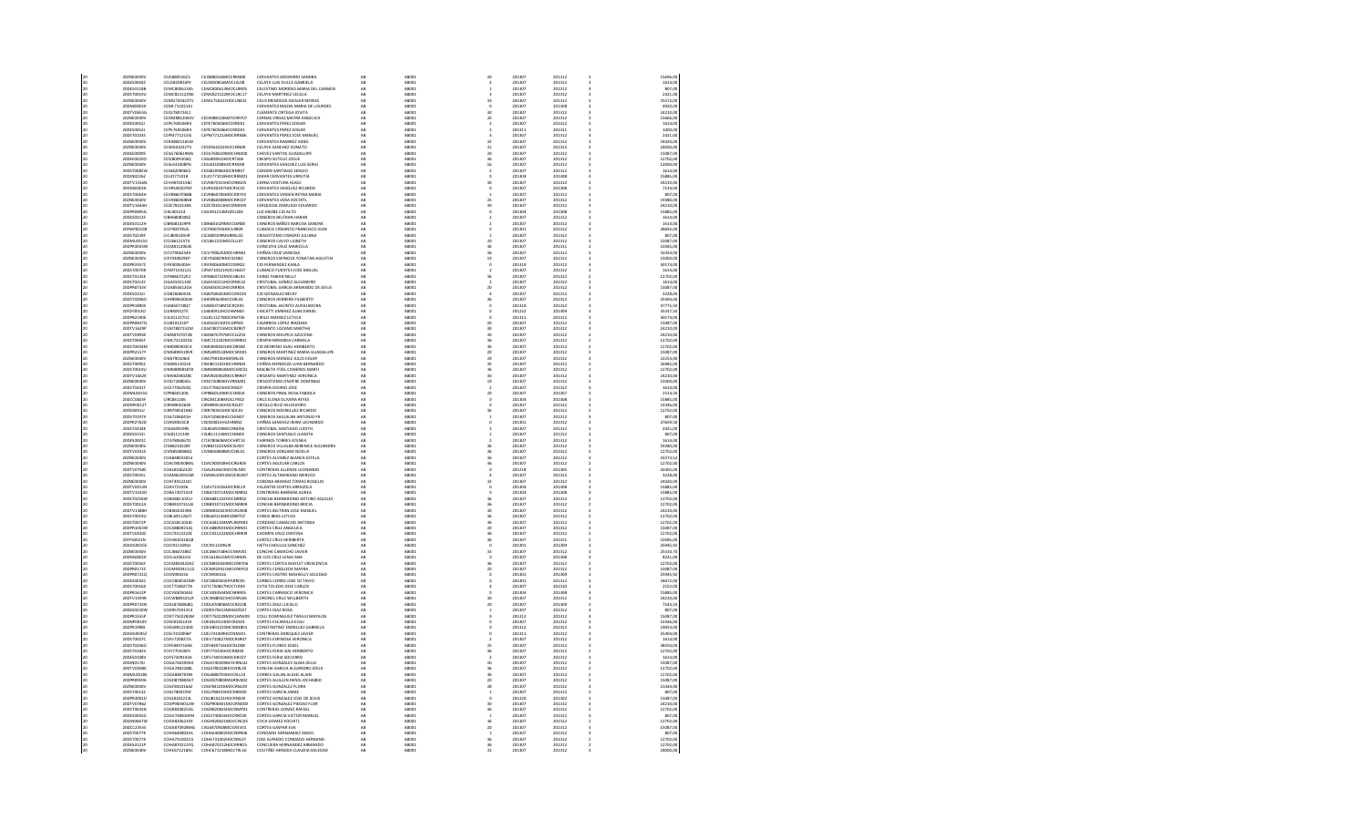| | | | | | | | | | | | |
|---|---|---|---|---|---|---|---|---|---|---|---|
| 20 | 20DNE0040V | CEJS880526IC5 | CEJS880526MOCRRN08 | CERVANTES JERONIMO SANDRA | AB | AB001 | 20 | 201307 | 201312 | 3 | 15696.00 |
| 20 | 20DES0004Z | CELD920816FK | CELD920816MOCLSL08 | CELAYA LUIS DULCE GABRIELA | AB | AB001 | 2 | 201307 | 201312 | 3 | 1614.00 |
| 20 | 20DES0218B | CEMC800614S5 | CEMC800614MOCLRR05 | CELESTINO MORENO MARIA DEL CARMEN | AB | AB001 | 1 | 201307 | 201312 | 3 | 807.00 |
| 20 | 20DST0019U | CEMC821122NS | CEMC821122MOCLRC17 | CELAYA MARTINEZ CECILIA | AB | AB001 | 3 | 201307 | 201312 | 3 | 2421.00 |
| 20 | 20DNE0040V | CEMG750422TV | CEMG750422HOCLSS02 | CELIS MENDOZA GESSLER MOISES | AB | AB001 | 34 | 201307 | 201312 | 3 | 25572.00 |
| 20 | 20DNS0001K | CEML71102141 | | CERVANTES MAZAS MARIA DE LOURDES | AB | AB001 | 0 | 201307 | 201308 | 3 | 4920.00 |
| 20 | 20DTV0655G | CEOJ780726L1 | | CLEMENTE ORTEGA JOVITA | AB | AB001 | 30 | 201307 | 201312 | 3 | 24210.00 |
| 20 | 20DNE0040V | CEOM881206SV | CEOM881206MTCRRY07 | CERNAS ORDAZ MAYRA ANGELICA | AB | AB001 | 20 | 201307 | 201312 | 3 | 15666.00 |
| 20 | 20DES0052I | CEPE760504SR3 | CEPE760504HOCRRD01 | CERVANTES PEREZ EDGAR | AB | AB001 | 2 | 201307 | 201312 | 3 | 1614.00 |
| 20 | 20DES0052I | CEPE760504SR3 | CEPE760504HOCRRD01 | CERVANTES PEREZ EDGAR | AB | AB001 | 2 | 201311 | 201311 | 3 | 1000.00 |
| 20 | 20DST0034S | CEPM771214I3 | CEPM771214HOCRRN06 | CERVANTES PEREZ JOSE MANUEL | AB | AB001 | 3 | 201307 | 201312 | 3 | 2421.00 |
| 20 | 20DNE0040V | CERA800116SW | | CERVANTES RAMIREZ AIDEE | AB | AB001 | 32 | 201307 | 201312 | 3 | 24420.00 |
| 20 | 20DNE0040V | CESD561022TV | CESD561022HOCLNN00 | CELAYA SANCHEZ DONATO | AB | AB001 | 31 | 201307 | 201312 | 3 | 24100.00 |
| 20 | 20DES0009V | CESG760619NN | CESG760619MOCHNS00 | CHAVEZ SANTOS GUADALUPE | AB | AB001 | 20 | 201307 | 201312 | 3 | 15087.00 |
| 20 | 20DES0020O | CESJ800920KQ | CESJ800920HOCRTS06 | CRESPO SOTELO JOSUE | AB | AB001 | 36 | 201307 | 201312 | 2 | 12702.00 |
| 20 | 20DNE0040V | CESL631008P6 | CESL631008HOCRNS08 | CERVANTES SANCHEZ LUIS SERGIO | AB | AB001 | 16 | 201307 | 201312 | 3 | 12001.00 |
| 20 | 20DST0082W | CESS820906KS | CESS820906HOCRNR07 | CERDON SANTIAGO SERGIO | AB | AB001 | 2 | 201307 | 201312 | 3 | 1614.00 |
| 20 | 20DIN0026Z | CEUO771018 | CEUO771018HOCRRM01 | OMAR CERVANTES URRUTIA | AB | AB001 | 0 | 201304 | 201308 | 3 | 15885.00 |
| 20 | 20DTV1556N | CEVH870315BC | CEVH870315HOCRNG05 | CERNA VENTURA HUGO | AB | AB001 | 30 | 201307 | 201312 | 3 | 24210.00 |
| 20 | 20DNS0001K | CEVR540207HF | CEVR540207HOCRSC02 | CERVANTES VASQUEZ RICARDO | AB | AB001 | 0 | 201307 | 201308 | 3 | 7116.00 |
| 20 | 20DST0063H | CEVR860706EB | CEVR860706MOCRYC03 | CERVANTES VIRGEN REYNA MARIA | AB | AB001 | 1 | 201307 | 201312 | 3 | 807.00 |
| 20 | 20DNE0040V | CEVX860608S8 | CEVX860608MOCRRC07 | CERVANTES VERA XOCHITL | AB | AB001 | 25 | 201307 | 201312 | 3 | 19380.00 |
| 20 | 20DTV1564H | CEZE781013BA | CEZE781013HOCRMD09 | CERQUEDA ZAMUDIO EDUARDO | AB | AB001 | 30 | 201307 | 201312 | 3 | 24210.00 |
| 20 | 20DPR0091S | CIAL801214 | CIAL801214MVZDLZ04 | LUZ ARIZBE CID ALTO | AB | AB001 | 0 | 201304 | 201308 | 3 | 15885.00 |
| 20 | 20DES0213F | CIBH680808HZ | | CISNEROS BELTRAN HARIM | AB | AB001 | 2 | 201307 | 201312 | 3 | 1614.00 |
| 20 | 20DES0312H | CIBN681019P9 | CIBN681019MOCSXD08 | CISNEROS IBAÑES NARCISA SANDRA | AB | AB001 | 2 | 201307 | 201312 | 3 | 1614.00 |
| 20 | 20FMP0019R | CICF901705J5 | CICF901705HOCLRR00 | CLIMACO CRISTOBAL FRANCISCO JEAN | AB | AB001 | 0 | 201301 | 201312 | 3 | 28601.00 |
| 20 | 20DST0029F | CICJ800109UR | CICJ800109MGRRSL02 | CRISOSTOMO CISNERO JULIANA | AB | AB001 | 1 | 201307 | 201312 | 3 | 807.00 |
| 20 | 20DML0015V | CICL861215Y3 | CICL861215MOCSLL07 | CISNEROS CALVO LILIBETH | AB | AB001 | 20 | 201307 | 201312 | 3 | 15087.00 |
| 20 | 20DPR0033W | CICM811206I8 | | CHINCOYA CRUZ MARICELA | AB | AB001 | 36 | 201307 | 201311 | 2 | 10565.00 |
| 20 | 20DNE0040V | CICV790625IN | CICV790625MOCHRN01 | CHIÑAS CRUZ VANESSA | AB | AB001 | 46 | 201307 | 201312 | 3 | 33454.00 |
| 20 | 20DNE0040V | CIEY930829IP | CIEY930829HOCSSN02 | CISNEROS ESPINOZA YONATAN AGUSTIN | AB | AB001 | 19 | 201307 | 201312 | 3 | 15003.00 |
| 20 | 20DPR2357E | CIFK900605IH | CIFK900605MOCDRR02 | CID FERNANDEZ KARLA | AB | AB001 | 0 | 201310 | 201312 | 3 | 30174.00 |
| 20 | 20DST0070R | CIFM710321J1 | CIFM710321HOCLNG07 | CLIMACO FUENTES JOSE MIGUEL | AB | AB001 | 2 | 201307 | 201312 | 3 | 1614.00 |
| 20 | 20DST0135K | CIFN660722R2 | CIFN660722MOCHBL03 | CHINO FABIAN NELLY | AB | AB001 | 36 | 201307 | 201312 | 2 | 12702.00 |
| 20 | 20DST0213Y | CIGA550213J6 | CIGA550213HOCRML02 | CRISTOBAL GOMEZ ALEJANDRO | AB | AB001 | 2 | 201307 | 201312 | 3 | 1614.00 |
| 20 | 20DPR0733V | CIGA850124GA | CIGA850124HOCRRR05 | CRISTOBAL GARCIA ARMANDO DE JESUS | AB | AB001 | 20 | 201307 | 201312 | 3 | 15087.00 |
| 20 | 20DES0152I | CIGB760605IH | CIGB760605HOCDNC09 | CID GONZALEZ BALDO | AB | AB001 | 4 | 201307 | 201312 | 3 | 3228.00 |
| 20 | 20DST0206O | CIHF890403SW | CIHF890403HOCSRL04 | CISNEROS HERRERA FILIBERTO | AB | AB001 | 36 | 201307 | 201312 | 2 | 25403.00 |
| 20 | 20DPR1690G | CIJA850718G7 | CIJA850718MOCRCX05 | CRISTOBAL JACINTO AUXILIADORA | AB | AB001 | 0 | 201310 | 201312 | 3 | 47776.00 |
| 20 | 20FZF0013D | CIJD850527I5 | CIJD850527HOCHMN03 | CHICATTI JIMENEZ JUAN DANIEL | AB | AB001 | 0 | 201222 | 201309 | 3 | 35337.50 |
| 20 | 20DPR2190E | CIJL811227LC | CIJL811227MOCRMT06 | CIRILO JIMENEZ LETICIA | AB | AB001 | 0 | 201311 | 201312 | 3 | 30174.00 |
| 20 | 20DPR0007Q | CILI810121IP | CILI810121MOCGPR05 | CIGARROA LOPEZ IRAZEMA | AB | AB001 | 20 | 201307 | 201312 | 3 | 15087.00 |
| 20 | 20DTV1629P | CILM780715QM | CILM780715MOCRZR07 | CRISANTO LOZANO MARTHA | AB | AB001 | 30 | 201307 | 201312 | 3 | 24210.00 |
| 20 | 20DTV0995E | CIMA870707Z8 | CIMA870707MOCSLZ03 | CISNEROS MALPICA AZUCENA | AB | AB001 | 30 | 201307 | 201312 | 3 | 24210.00 |
| 20 | 20DST0065F | CIMC7212025B | CIMC721202MOCRRR01 | CRISPIN MIRANDA CARMELA | AB | AB001 | 36 | 201307 | 201312 | 2 | 12702.00 |
| 20 | 20DST0034M | CIME890402C4 | CIME890402HOCDRS08 | CID MORENO ESAU HERIBERTO | AB | AB001 | 36 | 201307 | 201312 | 2 | 12702.00 |
| 20 | 20DPR2157Y | CIMG890518V8 | CIMG890518MOCSRD01 | CISNEROS MARTINEZ MARIA GUADALUPE | AB | AB001 | 20 | 201307 | 201312 | 3 | 15087.00 |
| 20 | 20DNE0040V | CIMJ780106IK | CIMJ780106HGRSNL05 | CISNEROS MENDEZ JULIO CESAR | AB | AB001 | 29 | 201307 | 201312 | 3 | 22254.00 |
| 20 | 20DST0095Z | CIMJ851102JY | CIMJ851102HOCHNN09 | CHIÑAS MENDOZA JUAN BERNARDO | AB | AB001 | 35 | 201307 | 201312 | 2 | 26901.00 |
| 20 | 20DST0019U | CIMM890818TB | CIMM890818HOCHZR03 | MACHETA OZIEL CISNEROS MARTI | AB | AB001 | 36 | 201307 | 201312 | 2 | 12702.00 |
| 20 | 20DTV1662X | CIMV820602KI | CIMV820602MOCRRR07 | CRISANTO MARTINEZ VERONICA | AB | AB001 | 30 | 201307 | 201312 | 3 | 24210.00 |
| 20 | 20DNE0040V | CIOD720804EL | CIOD720804HVZRRM01 | CRISOSTOMO ONOFRE DOMINGO | AB | AB001 | 19 | 201307 | 201312 | 3 | 15003.00 |
| 20 | 20DST0201T | CIOJ770625IG | CIOJ770625HOCRSS07 | CRISPIN OSORIO JOSE | AB | AB001 | 2 | 201307 | 201312 | 3 | 1614.00 |
| 20 | 20DML0015V | CIPR860120IL | CIPR860120MOCSNS03 | CISNEROS PINAL ROSA FABIOLA | AB | AB001 | 20 | 201307 | 201307 | 3 | 2514.50 |
| 20 | 20DCC0825F | CIRC841206 | CIRC841206MOCLYR02 | CRUZ ELENA OLIVERA REYES | AB | AB001 | 0 | 201304 | 201308 | 3 | 15885.00 |
| 20 | 20DNP0012T | CIRH890626I4 | CIRH890626HOCRZL07 | CIRIGLLO RUIZ HELIODORO | AB | AB001 | 0 | 201307 | 201312 | 3 | 14346.00 |
| 20 | 20FIZ0001U | CIRR790504S96 | CIRR790504HOCSDC01 | CISNEROS RODRIGUEZ RICARDO | AB | AB001 | 36 | 201307 | 201312 | 2 | 12702.00 |
| 20 | 20DST0197X | CISA720604I34 | CISA720604HOCSGN07 | CISNEROS SAGUILAN ANTONIO FR | AB | AB001 | 1 | 201307 | 201312 | 3 | 807.00 |
| 20 | 20DPR2762O | CISR820815CB | CISR820815HOCHNR02 | CHIÑAS SANCHEZ RIBAY LEONARDO | AB | AB001 | 0 | 201301 | 201312 | 3 | 27659.50 |
| 20 | 20DST0234K | CISJ661099W8 | CISJ661099MOCRND06 | CRISTOBAL SANTIAGO JUDITH | AB | AB001 | 3 | 201307 | 201312 | 3 | 2421.00 |
| 20 | 20DES0152I | CISJ811115HR | CISJ811115MOCHNN05 | CISNEROS SANTIAGO JUANITA | AB | AB001 | 1 | 201307 | 201312 | 3 | 807.00 |
| 20 | 20DES0001C | CITA780605TD | CITA780605HOCHRT16 | CHIÑASS TORRES ATENEA | AB | AB001 | 2 | 201307 | 201312 | 3 | 1614.00 |
| 20 | 20DNE0040V | CIVB831022NY | CIVB831022MOCSLR07 | CISNEROS VILLALBA BERENICE ALEJANDRA | AB | AB001 | 26 | 201307 | 201312 | 3 | 18080.00 |
| 20 | 20DTV0541E | CIVN850808KG | CIVN850808MOCSRL01 | CISNEROS VERGARA NOELIA | AB | AB001 | 36 | 201307 | 201312 | 2 | 12702.00 |
| 20 | 20DNE0040V | COAE880304I4 | | CORTES ALVAREZ BLANCA ESTELA | AB | AB001 | 36 | 201307 | 201312 | 3 | 43073.52 |
| 20 | 20DNE0040V | COAC900508ML | COAC900508HOCRGR05 | CORTES AGUILAR CARLOS | AB | AB001 | 36 | 201307 | 201312 | 2 | 12702.00 |
| 20 | 20DTV0758C | COAL850623ZD | COAL850623HOCNLN05 | CONTRERAS ALLENDE LEONARDO | AB | AB001 | 0 | 201218 | 201305 | 3 | 42005.00 |
| 20 | 20DST0035L | COAM610915SK | COAM610915MOCRLR07 | CORTES ALTAMIRANO MERCED | AB | AB001 | 4 | 201307 | 201312 | 3 | 3228.00 |
| 20 | 20DNE0040V | COAT491221E1 | | CORONA ARANGO TOMAS ROGELIO | AB | AB001 | 32 | 201307 | 201312 | 3 | 24420.00 |
| 20 | 20DTV0013N | COAV721026 | COAV721026HOCRRL19 | VALENTIN CORTES ARRAZOLA | AB | AB001 | 0 | 201304 | 201308 | 3 | 15885.00 |
| 20 | 20DTV1532O | COBA720714I8 | COBA720714MOCNRR02 | CONTRERAS BARRERA AUREA | AB | AB001 | 0 | 201304 | 201308 | 3 | 15885.00 |
| 20 | 20DST0236W | COBA881102U2 | COBA881102HOCNRR02 | CONCHA BERNARDINO ARTURO AQUILES | AB | AB001 | 36 | 201307 | 201312 | 2 | 12702.00 |
| 20 | 20DST0012A | COBB930731L8 | COBB930731MOCNRR09 | CONCHA BERNARDINO BRICIA | AB | AB001 | 36 | 201307 | 201312 | 2 | 12702.00 |
| 20 | 20DTV1488H | COBJ820403R6 | COBM820403HOCRLN06 | CORTES BELTRAN JOSE MANUEL | AB | AB001 | 30 | 201307 | 201312 | 3 | 24210.00 |
| 20 | 20DST0019U | COBL891126Z3 | COBL891126MOCRRT07 | CORDS BRAS LETICIA | AB | AB001 | 36 | 201307 | 201312 | 2 | 12702.00 |
| 20 | 20DST0072P | COCA811004I0 | COCA811004MNLRNN02 | CORDERO CAMACHO ANTONIA | AB | AB001 | 36 | 201307 | 201312 | 2 | 12702.00 |
| 20 | 20DPR1655N | COCA880923XJ | COCA880923MOCRRN01 | CORTES CRUZ ANGELICA | AB | AB001 | 20 | 201307 | 201312 | 3 | 15087.00 |
| 20 | 20DTV0534E | COCC9212223V | COCC921222MOCHRR08 | CHOMPA CRUZ CRISTINA | AB | AB001 | 36 | 201307 | 201312 | 2 | 12702.00 |
| 20 | 20FFS0021N | COCH830316Q8 | | CORTEZ CRUZ HERIBERTA | AB | AB001 | 36 | 201307 | 201311 | 2 | 10565.00 |
| 20 | 20ADG0015E | COCI911109GI | COCI911109LLR | IVETH CHOLULA SANCHEZ | AB | AB001 | 0 | 201301 | 201309 | 3 | 25945.92 |
| 20 | 20DNE0040V | COCJ860728IZ | COCJ860728HOCNMV01 | CONCHA CAMACHO JAVIER | AB | AB001 | 33 | 201307 | 201312 | 3 | 25333.70 |
| 20 | 20DNS0001K | COCL620615I4 | COCL620615MOCSRN05 | DE COS CRUZ LENA ANA | AB | AB001 | 0 | 201307 | 201308 | 3 | 3241.00 |
| 20 | 20DST0056Y | COCM850420XZ | COCM850420MOCRRY06 | CORTES CORTES MAYELT CRESCENCIA | AB | AB001 | 36 | 201307 | 201312 | 2 | 12702.00 |
| 20 | 20DPR0172C | COCM920411U2 | COCM920411MOCRRY02 | CORTES CERQUEDA MAYRA | AB | AB001 | 20 | 201307 | 201312 | 3 | 15087.00 |
| 20 | 20DPR0721Q | COCN901016 | COCN901016 | CORTES CASTRO NASHIELLY SOLEDAD | AB | AB001 | 0 | 201301 | 201309 | 3 | 25945.92 |
| 20 | 20DES0001C | COCO800502N9 | COCO800502HPLRRC05 | CORRES CORRO JOSE OCTAVIO | AB | AB001 | 0 | 201301 | 201312 | 3 | 26472.00 |
| 20 | 20DST0018V | COCT750827TE | COTC750827HOCTLR04 | COTA TOLEDO JOSE CARLOS | AB | AB001 | 4 | 201307 | 201310 | 3 | 2152.00 |
| 20 | 20DPR1612P | COCV800506N4 | COCV800506MOCRRR05 | CORTES CARRASCO VERONICA | AB | AB001 | 0 | 201304 | 201308 | 3 | 15885.00 |
| 20 | 20DTV1590R | COCW880521LR | COCW880521HOCRRL06 | CORONEL CRUZ WILLBERTH | AB | AB001 | 30 | 201307 | 201312 | 3 | 24210.00 |
| 20 | 20DPR0724N | CODL870806BQ | CODL870806MOCRZC08 | CORTES DIAZ LUCIELO | AB | AB001 | 20 | 201307 | 201309 | 3 | 7543.50 |
| 20 | 20DES0230W | CODR570415I3 | CODR570415MOCRZS07 | CORTES DIAZ ROSA | AB | AB001 | 1 | 201307 | 201312 | 3 | 807.00 |
| 20 | 20DPR1555P | CODT750228EM | CODT750228MOCLMV09 | COLLI DOMINGUEZ TWIGLI MAYLIN | AB | AB001 | 20 | 201307 | 201312 | 3 | 15087.00 |
| 20 | 20DNP0018V | COEE831014I4 | COEE831014HOCRSS03 | CORTES ESCAMILLA ESAU | AB | AB001 | 0 | 201307 | 201312 | 3 | 14346.00 |
| 20 | 20DPR2998I | COEG891223E8 | COEG891223MCSNNB01 | CONSTANTINO ENRIQUEZ GABRIELA | AB | AB001 | 0 | 201312 | 201312 | 3 | 19914.00 |
| 20 | 20ADG0045Z | COEJ741009NP | COEJ741009HOCRNV01 | CORTES ENRIQUEZ JAVIER | AB | AB001 | 0 | 201311 | 201312 | 3 | 25404.00 |
| 20 | 20DST0027C | COEV720827I6 | COEV720827MOCRSR07 | CORTES ESPINOSA VERONICA | AB | AB001 | 2 | 201307 | 201312 | 3 | 1614.00 |
| 20 | 20DST0236O | COFE840716HA | COFE840716HOCRLD08 | CORTES FLORES EDSEL | AB | AB001 | 25 | 201307 | 201312 | 3 | 38550.00 |
| 20 | 20DST0182V | COFF770330F5 | COFF770330HOCRBR08 | CORTES FERIA IZAN HERIBERTO | AB | AB001 | 36 | 201307 | 201312 | 2 | 12702.00 |
| 20 | 20DES0188V | COFS730918U6 | COFS730918MOCRRC07 | CORTES FERIA SOCCORRO | AB | AB001 | 3 | 201307 | 201312 | 3 | 2421.00 |
| 20 | 20DIN0176I | COGA740209H4 | COGA740209MOCRML02 | CORTES GONZALEZ ALMA DELIA | AB | AB001 | 20 | 201307 | 201312 | 3 | 15087.00 |
| 20 | 20DTV0508X | COGA780228BL | COGA780228HOCNRL10 | CONCHA GARCIA ALEJANDRO EDLA | AB | AB001 | 36 | 201307 | 201312 | 2 | 12702.00 |
| 20 | 20DML0018S | COGA880703IN | COGA880703HOCRLL07 | CORREO GALAN ALEXIS ALAIN | AB | AB001 | 36 | 201307 | 201312 | 2 | 12702.00 |
| 20 | 20DPR0959A | COGD870804G7 | COGD870804MGRRLN02 | CORTES GUILLEN DENIS JOCHABED | AB | AB001 | 20 | 201307 | 201312 | 3 | 15087.00 |
| 20 | 20DNE0040V | COGF801016AZ | COGF801016MOCRNL00 | CORTES GONZALEZ FLORA | AB | AB001 | 28 | 201307 | 201312 | 3 | 21343.00 |
| 20 | 20DST0013Z | COGJ780419SF | COGJ780419HOCRRM00 | CORTES GARCIA JAIME | AB | AB001 | 1 | 201307 | 201312 | 3 | 807.00 |
| 20 | 20DPR3081E | COGJ810221I5 | COGJ810221HOCRNS03 | CORTES GONZALEZ JOSE DE JESUS | AB | AB001 | 0 | 201220 | 201302 | 3 | 15087.00 |
| 20 | 20DTV0786Z | COGP900401ZM | COGP900401MOCRND03 | CORTES GONZALEZ PIEDAD FLOR | AB | AB001 | 30 | 201307 | 201312 | 3 | 24210.00 |
| 20 | 20DST0034N | COGR820625IG | COGR820625HOCNMF01 | CONTRERAS GOMEZ RAFAEL | AB | AB001 | 36 | 201307 | 201312 | 2 | 12702.00 |
| 20 | 20DES0055G | COGV740816FM | COGV740816HOCRRC00 | CORTES GARCIA VICTOR MANUEL | AB | AB001 | 1 | 201307 | 201312 | 3 | 807.00 |
| 20 | 20DPR0847W | COGX820623IY | COGX820623MOCCMC03 | COCA GOMEZ XOCHITL | AB | AB001 | 36 | 201307 | 201312 | 2 | 12702.00 |
| 20 | 20DCC2359S | COGE870928MG | COGE870928MOCRVV01 | CORTES GASPAR EVE | AB | AB001 | 20 | 201307 | 201312 | 3 | 15087.00 |
| 20 | 20DST0077K | COHA840802H4 | COHA840802HOCNRN06 | CONDADO HERNANDEZ ANGEL | AB | AB001 | 1 | 201307 | 201312 | 3 | 807.00 |
| 20 | 20DST0077K | COHA710102G1 | COHA710102HOCNRL07 | CONCALFREDO CONDADO HERNAND | AB | AB001 | 36 | 201307 | 201312 | 2 | 12702.00 |
| 20 | 20DES0121P | COHA870212FQ | COHA870212HOCRRR05 | CONCUERA HERNANDEZ ARMANDO | AB | AB001 | 36 | 201307 | 201312 | 2 | 12702.00 |
| 20 | 20DNE0040V | COHC671218BC | COHC671218MOCTRL16 | COUTIÑO HEREDIA CLAUDIA SOLEDAD | AB | AB001 | 31 | 201307 | 201312 | 3 | 24000.00 |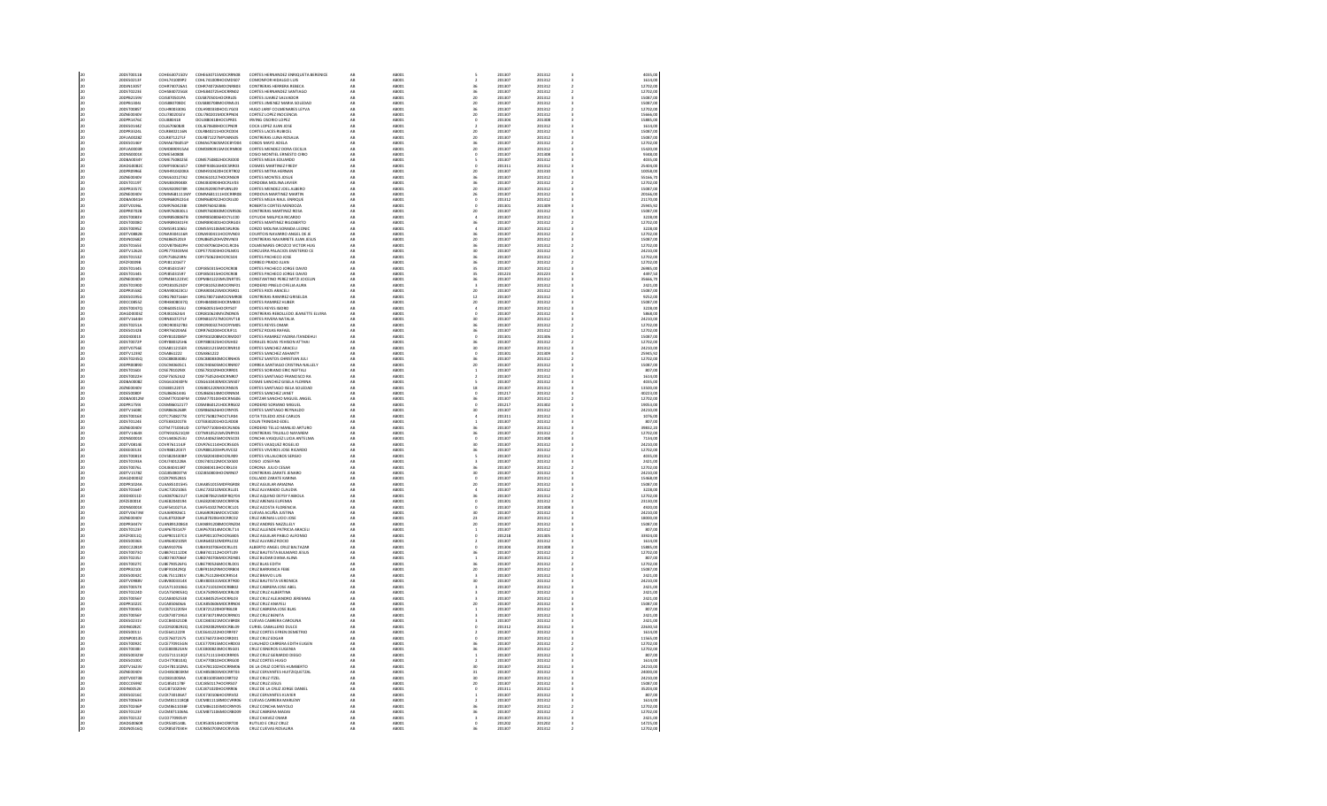| | | | | | | | | | | | |
|---|---|---|---|---|---|---|---|---|---|---|---|
| 20 | 20DST0011B | COHE640715IDV | COHE640715MOCRRN08 | CORTES HERNANDEZ ENRIQUETA BERENICE | AB | AB001 | 5 | 201307 | 201312 | 3 | 4035,09 |
| 20 | 20DES0213F | COHL741009PI1 | COHL741009HOCRDS07 | CORONORFOR HIDALGO LUIS | AB | AB001 | 2 | 201307 | 201312 | 3 | 1614,03 |
| 20 | 20DES0105T | COHR780726A1 | COHR780726MOCRRB03 | CONTRERAS HERRERA REBECA | AB | AB001 | 36 | 201307 | 201312 | 2 | 12702,00 |
| 20 | 20DST0223E | COHS880725G0 | COHS880725HOCRRN02 | CORTES HERNANDEZ SANTIAGO | AB | AB001 | 36 | 201307 | 201312 | 3 | 12702,00 |
| 20 | 20DPR2159V | COJS870501FK5 | COJS870501HOCRRL05 | CORTES JUAREZ SALVADOR | AB | AB001 | 20 | 201307 | 201312 | 2 | 15087,00 |
| 20 | 20DPR1193I | COJS880708DC | COJS880708MOCRMV01 | CORTES JIMENEZ MARIA SOLEDAD | AB | AB001 | 20 | 201307 | 201312 | 2 | 15087,00 |
| 20 | 20DST0080T | COLH900330KL | COLH900330HOCLYG03 | HUGO LARIF COLMENARES LEYVA | AB | AB001 | 36 | 201307 | 201312 | 2 | 12702,00 |
| 20 | 20DBE0004V | COLI780201EY | COLI780201MOCRPN04 | CORTEZ LOPEZ INOCENCIA | AB | AB001 | 20 | 201307 | 201312 | 2 | 15666,00 |
| 20 | 20DPR1476C | COLJ880418 | COLJ880418HOCSPN01 | IRVING OSORIO LOPEZ | AB | AB001 | 0 | 201308 | 201308 | 3 | 15885,00 |
| 20 | 20DES0134Z | COLJ670608LB | COLJ670608HOCCPN09 | COCA LOPEZ JUAN JOSE | AB | AB001 | 2 | 201307 | 201312 | 3 | 1614,03 |
| 20 | 20DPR1520L | COLR860711KN | COLR860711HOCRCB04 | CORTES LUCAS RUBICEL | AB | AB001 | 20 | 201307 | 201312 | 2 | 15087,00 |
| 20 | 20FUA0028Z | COLR871227LF | COLR871227MPMNNS05 | CONTRERAS LUNA ROSALIA | AB | AB001 | 20 | 201307 | 201312 | 3 | 15087,00 |
| 20 | 20DES0136Y | COMA670601LP | COMA670606MOCRYD04 | CORDS MAYO ADELA | AB | AB001 | 36 | 201307 | 201312 | 3 | 12702,00 |
| 20 | 20FUA0028Z | COMD800915A4 | COMD800915MOCRMB08 | CORTES MENDEZ DORA CECILIA | AB | AB001 | 20 | 201307 | 201312 | 3 | 15424,00 |
| 20 | 20DNS0003X | COME560808 | COME560808HOCSRR08 | COSIO MONTIEL ERNESTO CIRO | AB | AB001 | 0 | 201307 | 201308 | 3 | 9348,00 |
| 20 | 20DBA0004Y | COME750802SE | COME750802HOCRDD00 | CORTES MENDOZA EDUARDO | AB | AB001 | 5 | 201307 | 201312 | 3 | 4035,09 |
| 20 | 20ADG0082C | COMF930616S7 | COMF930616HOCSRR03 | COSMES MARTINEZ FREDY | AB | AB001 | 0 | 201311 | 201312 | 3 | 25003,00 |
| 20 | 20DPR0996I | COMH910420KA | COMH910420HOCRTR02 | CORTES MITRA HERMAN | AB | AB001 | 20 | 201307 | 201310 | 3 | 10058,00 |
| 20 | 20DBE0004V | COMJ610127A1 | COMJ610127HOCRNS09 | CORTES MONTES JESUS | AB | AB001 | 36 | 201307 | 201312 | 3 | 55166,70 |
| 20 | 20DST0119Y | COML830904DK | COML830904HOCRLV01 | CORDOBA MOLINA LNVIER | AB | AB001 | 36 | 201307 | 201312 | 2 | 12702,00 |
| 20 | 20DPR1457C | COMJ920907BR | COMJ920907HPLRNL09 | CORTES MENDEZ JOEL HUBERO | AB | AB001 | 20 | 201307 | 201312 | 3 | 15087,00 |
| 20 | 20DBE0004V | COMM481113MY | COMM481113HOCRRR08 | CORDOVA MARTINEZ MARTIN | AB | AB001 | 26 | 201307 | 201312 | 3 | 20566,00 |
| 20 | 20DBA0051H | COMR680922G4 | COMR680922HOCRLN00 | CORTES MEJIA RAUL ENRIQUE | AB | AB001 | 0 | 201312 | 201312 | 3 | 21170,00 |
| 20 | 20DTV0194L | COMR760423B6 | COMR760423MOCRNB06 | ROBERTA CORTES MENDOZA | AB | AB001 | 0 | 201301 | 201309 | 3 | 25945,92 |
| 20 | 20DPR0782B | COMR760830I1 | COMR760830MOCRRS06 | CONTRERAS MARTINEZ ROSA | AB | AB001 | 20 | 201307 | 201312 | 3 | 15087,00 |
| 20 | 20DST0083V | COMR860806TE | COMR860806HOCYLC09 | COYLODE MALPICA RICARDO | AB | AB001 | 4 | 201307 | 201312 | 3 | 3228,00 |
| 20 | 20DST0009B0 | COMR890301F8 | COMR890301HOCRRG03 | CORTES MARTINEZ RIGOBERTO | AB | AB001 | 36 | 201307 | 201312 | 2 | 12702,00 |
| 20 | 20DST0095Z | COMS591120EU | COMS591120HOCSRLR06 | COSIO MOLINA SORAIDA LEONIC | AB | AB001 | 4 | 201307 | 201312 | 3 | 3228,00 |
| 20 | 20DTV0882E | CONA930411AF | CONA930411HOCRVN03 | CHURTOS NAVARRO ANGEL DE A | AB | AB001 | 36 | 201307 | 201312 | 3 | 12702,00 |
| 20 | 20DNS0266Z | CONJ860520L9 | CONJ860520HVZNVN03 | CONTRERAS NAVARRETE JUAN JESUS | AB | AB001 | 20 | 201307 | 201312 | 3 | 15087,00 |
| 20 | 20DST0166X | COOV870602PH | COOV870602HOCLRC06 | COLMENARES OROZCO VICTOR HUG | AB | AB001 | 36 | 201307 | 201312 | 2 | 12702,00 |
| 20 | 20DTV1262A | COPE770303H4 | COPE770303HOCRLM01 | CORCUERA PALACIOS EMETERIO CE | AB | AB001 | 30 | 201307 | 201312 | 3 | 24210,00 |
| 20 | 20DST0153Z | COPJ750629RN | COPJ750629HOCRCS04 | CORTES PACHECO JOSE | AB | AB001 | 36 | 201307 | 201312 | 2 | 12702,00 |
| 20 | 20FZF0099B | COPJ811016T7 | | CORREO PRADO JUAN | AB | AB001 | 36 | 201307 | 201312 | 2 | 12702,00 |
| 20 | 20DST0134S | COPJ850315HT | COPJ850315HOCRCR08 | CORTES PACHECO JORGE DAVID | AB | AB001 | 35 | 201307 | 201312 | 3 | 25985,00 |
| 20 | 20DST0134S | COPJ850315HT | COPJ850315HOCRCR08 | CORTES PACHECO JORGE DAVID | AB | AB001 | 35 | 201223 | 201223 | 3 | 4497,54 |
| 20 | 20ZNE0004V | COPM941223IC | COPM941223MVZNRT05 | CONSTANTINO PEREZ MITZI JOCELIN | AB | AB001 | 36 | 201307 | 201312 | 3 | 35666,70 |
| 20 | 20DST0090D | COPO810522G7 | COPO810522MOCRRR01 | CORDERO PINELO OFELIA AURA | AB | AB001 | 3 | 201307 | 201312 | 3 | 2421,00 |
| 20 | 20DPR0169Z | CORA900823LI | CORA900823MOCRSR01 | CORTES RIOS ARACELI | AB | AB001 | 20 | 201307 | 201312 | 2 | 15087,00 |
| 20 | 20DES0105T | CORG780716NH | CORG780716MOCNMR06 | CONTRERAS RAMIREZ GRISELDA | AB | AB001 | 12 | 201307 | 201312 | 3 | 9252,00 |
| 20 | 20DCC0855Z | CORH880803TQ | CORH880803HOCRMB03 | CORTES RAMIREZ HUBER | AB | AB001 | 20 | 201307 | 201312 | 3 | 15087,00 |
| 20 | 20DST0047Q | CORH600515S1 | CORH600515HOCRYS07 | CORTES REYES HIZAS | AB | AB001 | 4 | 201307 | 201312 | 3 | 3228,00 |
| 20 | 20ADG0049Z | CORJ810624JI | CORJ810624MVZNDN05 | CONTRERAS REBOLLEDO JEANETTE ELVIRA | AB | AB001 | 0 | 201307 | 201312 | 3 | 5868,00 |
| 20 | 20DTV1643H | CORN810727LF | CORN810727MOCRVT18 | CORTES RIVERA NATALIA | AB | AB001 | 30 | 201307 | 201312 | 3 | 24210,00 |
| 20 | 20DST0251A | CORO900327BS | CORO900327HOCRYM05 | CORTES REYES OMAR | AB | AB001 | 36 | 201307 | 201312 | 2 | 12702,00 |
| 20 | 20DES0142B | CORR760204SE | CORR760204HOCRJF11 | CORTEZ ROJAS RAFAEL | AB | AB001 | 36 | 201307 | 201312 | 2 | 12702,00 |
| 20 | 20DDI0001X | CORY810206IF | CORY810206MOCRMD07 | CORTES RAMIREZ YADIRA ITANDEHUI | AB | AB001 | 0 | 201301 | 201306 | 3 | 15087,00 |
| 20 | 20DST0072F | CORY880325HE | CORY880325HOCSHS02 | CORALES ROJAS YEHISEN ATTHAI | AB | AB001 | 36 | 201307 | 201312 | 2 | 12702,00 |
| 20 | 20DTV0756E | COSA811215EH | COSA811215MOCRNR18 | CORTES SANCHEZ ARACELI | AB | AB001 | 30 | 201307 | 201312 | 3 | 24210,00 |
| 20 | 20DTV1229Z | COSA861222 | COSA861222 | CORTES SANCHEZ AMARETT | AB | AB001 | 0 | 201301 | 201309 | 3 | 25945,92 |
| 20 | 20DST0092Q | COSC880930N1 | COSC880930MOCRNH05 | CRUZ CANTOS CHRISTIAN JULI | AB | AB001 | 36 | 201307 | 201312 | 2 | 12702,00 |
| 20 | 20DPR0089D | COSC941605C1 | COSC950605MOCRNR07 | CORREA SANTIAGO CRISTINA NALLELY | AB | AB001 | 20 | 201307 | 201312 | 3 | 15087,00 |
| 20 | 20DST0140I | COSE781029I0 | COSE781029HOCRRR03 | CORTES SORIANO ERIC NEFTALI | AB | AB001 | 1 | 201307 | 201312 | 3 | 807,00 |
| 20 | 20DST0022H | COSF750524JZ | COSF750524HOCRRR07 | CORTES SANTIAGO FRANCISCO RA | AB | AB001 | 2 | 201307 | 201312 | 3 | 1614,00 |
| 20 | 20DBA0008Z | COSG610430FN | COSG610430MOCSNS07 | COSME SANCHEZ GISELA FLORINA | AB | AB001 | 5 | 201307 | 201312 | 3 | 4035,00 |
| 20 | 20DBE0004V | COSN801220T1 | COSN801220MOCRNL05 | CORTES SANTIAGO NELA SOLEDAD | AB | AB001 | 18 | 201307 | 201312 | 3 | 13500,00 |
| 20 | 20DES0089F | COSJ860614HL | COSJ860614MOCRNN04 | CORTES SANCHEZ JANET | AB | AB001 | 0 | 201217 | 201312 | 3 | 80223,00 |
| 20 | 20DBA0012M | COSM770304PM | COSM770304HOCRNG05 | CORTZAR SANCHO MIGUEL ANGEL | AB | AB001 | 36 | 201307 | 201312 | 2 | 12702,00 |
| 20 | 20DPR1759I | COSM860121T7 | COSM860121HOCRRG02 | CORDERO SORIANO MIGUEL | AB | AB001 | 0 | 201217 | 201302 | 3 | 19053,00 |
| 20 | 20DTV1660C | COSR860626BR | COSR860626HOCRNY05 | CORTES SANTIAGO REYNALDO | AB | AB001 | 30 | 201307 | 201312 | 3 | 24210,00 |
| 20 | 20DST0056X | COTC750827TE | COTC750827HOCTLR06 | COTA TOLEDO JOSE CARLOS | AB | AB001 | 4 | 201311 | 201312 | 3 | 3276,00 |
| 20 | 20DST0124E | COTE830201TB | COTE830201HOCLRD08 | COLIN TRINIDAD EDEL | AB | AB001 | 1 | 201307 | 201312 | 3 | 807,00 |
| 20 | 20ZNE0004V | COTH771004UD | COTH771004HOCRLN06 | CORDERO TELLO MARCO ARTURO | AB | AB001 | 36 | 201307 | 201312 | 3 | 39852,20 |
| 20 | 20DST0126V | COTM810523DM | COTM810523MOCNRY01 | CONTRERAS TRUJILLO MAYARNA | AB | AB001 | 36 | 201307 | 201312 | 2 | 12702,00 |
| 20 | 20DNS0001V | COVL690625J5 | COVL690625MOCNSC03 | CONCHA VASQUEZ LUCIA ANTELMA | AB | AB001 | 0 | 201307 | 201308 | 3 | 7134,00 |
| 20 | 20DTV0810E | COVR741114IF | COVR741114HOCRSG05 | CORTES VASQUEZ ROGELIO | AB | AB001 | 30 | 201307 | 201312 | 3 | 24210,00 |
| 20 | 20DES0013K | COVR881203I7 | COVR881203HPLRVC02 | CORTES VIVEROS JOSE RICARDO | AB | AB001 | 36 | 201307 | 201312 | 2 | 12702,00 |
| 20 | 20DST0081K | COVS820430BP | COVS820430HOCRLR09 | CORTES VILLALOBOS SERGIO | AB | AB001 | 5 | 201307 | 201312 | 3 | 4035,00 |
| 20 | 20DST0193A | COXJ7303126A | COXJ730312MOCSXS03 | COSIO JOSEFINA | AB | AB001 | 3 | 201307 | 201312 | 3 | 2421,00 |
| 20 | 20DST0076L | COXJ830413RT | COXJ830413HOCRXL00 | CORONA JULIO CESAR | AB | AB001 | 36 | 201307 | 201312 | 2 | 12702,00 |
| 20 | 20DTV1578Z | COZJ850803TW | COZJ850803HOCRRN07 | CONTRERAS ZARATE JENARO | AB | AB001 | 30 | 201307 | 201312 | 3 | 24210,00 |
| 20 | 20AGD0083Z | COZK7905215 | | COLLADO ZARATE KARINA | AB | AB001 | 0 | 201307 | 201312 | 3 | 15868,00 |
| 20 | 20DPR0243A | CUAA851015H5 | CUAA851015MDFRGR08 | CRUZ AGUILAR ARIADNA | AB | AB001 | 20 | 201307 | 201312 | 3 | 15087,00 |
| 20 | 20DST0164T | CUAC720210E6 | CUAC720210MOCRLL01 | CRUZ ALVARADO CLAUDIA | AB | AB001 | 4 | 201307 | 201312 | 3 | 3228,00 |
| 20 | 20DDI0011D | CUAD870621LY | CUAD870621MDFRQF03 | CRUZ AQUINO DEYSY FABIOLA | AB | AB001 | 36 | 201307 | 201312 | 2 | 12702,00 |
| 20 | 20DCE0001K | CUAE820401Y6 | CUAE820401MOCRRM06 | CRUZ ARENAS ELMYRNA | AB | AB001 | 0 | 201301 | 201312 | 3 | 24210,00 |
| 20 | 20DNS0001V | CUAF541027LS | CUAF541027MOCRCL01 | CRUZ ACOSTA FLORENCIA | AB | AB001 | 0 | 201307 | 201308 | 3 | 4920,00 |
| 20 | 20DTV0674M | CUAJ690926C1 | CUAJ690926MOCVCS00 | CUEVAS ACUÑA JUSTINA | AB | AB001 | 30 | 201307 | 201312 | 3 | 24210,00 |
| 20 | 20ZNE0040V | CUAL870206HP | CUAL870206HOCRRC02 | CRUZ ARENAS LUCIO JOSE | AB | AB001 | 23 | 201307 | 201312 | 3 | 18000,00 |
| 20 | 20DPR0447V | CUAN891208G0 | CUAN891208MOCRND04 | CRUZ ANDRES NAZZLELLY | AB | AB001 | 20 | 201307 | 201312 | 3 | 15087,00 |
| 20 | 20DST0123F | CUAP670314TV | CUAP670314MOCRLT14 | CRUZ ALLENDE PATRICIA ARACELI | AB | AB001 | 1 | 201307 | 201312 | 3 | 807,00 |
| 20 | 20FZF0011Q | CUAP901107C3 | CUAP901107HOCRGB05 | CRUZ AGUILAR PABLO ALFONSO | AB | AB001 | 0 | 201218 | 201305 | 3 | 33924,00 |
| 20 | 20DES0026S | CUAR640210GR | CUAR640210MDFRLC02 | CRUZ ALVAREZ ROCIO | AB | AB001 | 2 | 201307 | 201312 | 3 | 1614,00 |
| 20 | 20DCC2082A | CUBA910706 | CUBA910706HOCLRL01 | ALBERTO ANGEL CRUZ BALTAZAR | AB | AB001 | 0 | 201304 | 201308 | 3 | 15885,00 |
| 20 | 20DST0073D | CUBE741112H0 | CUBE741112HOCRTL09 | CRUZ BAUTISTA ELEAZAR JESUS | AB | AB001 | 36 | 201307 | 201312 | 2 | 12702,00 |
| 20 | 20DST0235J | CUBD740706AT | CUBD740706MOCRCN01 | CRUZ BUCHER DIANA ALINA | AB | AB001 | 1 | 201307 | 201312 | 3 | 807,00 |
| 20 | 20DST0027C | CUBE790526F6 | CUBE790526MOCRLD01 | CRUZ BLAS EDITH | AB | AB001 | 36 | 201307 | 201312 | 2 | 12702,00 |
| 20 | 20DPR1219S | CUBF810629GQ | CUBF810629MOCRRB06 | CRUZ BARRANCO FEBE | AB | AB001 | 20 | 201307 | 201312 | 2 | 15087,00 |
| 20 | 20DES0042C | CUBL751120LV | CUBL751120HOCRRS14 | CRUZ BRAVO LUIS | AB | AB001 | 3 | 201307 | 201312 | 3 | 2421,00 |
| 20 | 20DTV0988V | CUBV800415AX | CUBV800415MOCRTR00 | CRUZ BAUTISTA VERONICA | AB | AB001 | 30 | 201307 | 201312 | 3 | 24210,00 |
| 20 | 20DST0057X | CUCA711010S6 | CUCA711010HOCRBB02 | CRUZ CABRERA JOSE ABEL | AB | AB001 | 3 | 201307 | 201312 | 3 | 2421,00 |
| 20 | 20DST0224D | CUCA750905GQ | CUCA750905MOCRBL03 | CRUZ CRUZ ALBERTINA | AB | AB001 | 3 | 201307 | 201312 | 3 | 2421,00 |
| 20 | 20DST0036Y | CUCA840523U8 | CUCA840523HOCRRL03 | CRUZ CRUZ ALEJANDRO JEREMIAS | AB | AB001 | 3 | 201307 | 201312 | 3 | 2421,00 |
| 20 | 20DPR1022C | CUCA850606U6 | CUCA850606MOCRRM04 | CRUZ CRUZ AMAYELI | AB | AB001 | 20 | 201307 | 201312 | 2 | 15087,00 |
| 20 | 20DST0065S | CUCB721220SH | CUCB721220HOCRBL08 | CRUZ CABRERA JOSE BLAS | AB | AB001 | 1 | 201307 | 201312 | 3 | 807,00 |
| 20 | 20DST0036Y | CUCB730719K3 | CUCB730719MOCRRN01 | CRUZ CRUZ BENITA | AB | AB001 | 3 | 201307 | 201312 | 3 | 2421,00 |
| 20 | 20DES0231V | CUCC840212DB | CUCC840212MOCVBR08 | CUEVAS CABRERA CAROLINA | AB | AB001 | 3 | 201307 | 201312 | 3 | 2421,00 |
| 20 | 20DNS0382C | CUCD920828Q1 | CUCD920828MOCRBL09 | CURIEL CABALLERO DULCE | AB | AB001 | 0 | 201312 | 201312 | 3 | 22630,50 |
| 20 | 20DES0051J | CUCE641222FR | CUCE641222HOCRRF07 | CRUZ CORTES EFREN DEMETRIO | AB | AB001 | 2 | 201307 | 201312 | 3 | 1614,00 |
| 20 | 20DNP0013S | CUCE750723T5 | CUCE750723HOCRRD01 | CRUZ CRUZ EDGAR | AB | AB001 | 0 | 201307 | 201312 | 3 | 11565,00 |
| 20 | 20DST0092C | CUCE770915GN | CUCE770915MOCHBD03 | CUAUHIZO CABRERA EDITH ELIGEN | AB | AB001 | 36 | 201307 | 201312 | 2 | 12702,00 |
| 20 | 20DST0038I | CUCE800823AN | CUCE800823MOCRSG01 | CRUZ CISNEROS EUGENIA | AB | AB001 | 36 | 201307 | 201312 | 2 | 12702,00 |
| 20 | 20DES0025W | CUCG711111KP | CUCG711111HOCRRD05 | CRUZ CRUZ GERARDO DIEGO | AB | AB001 | 1 | 201307 | 201312 | 3 | 807,00 |
| 20 | 20DES0100C | CUCH770810XJ | CUCH770810HOCRRG00 | CRUZ CORTES HUGO | AB | AB001 | 2 | 201307 | 201312 | 3 | 1614,00 |
| 20 | 20DTV1623V | CUCH781102ML | CUCH781102HOCRRM06 | DE LA CRUZ CORTES HUMBERTO | AB | AB001 | 30 | 201307 | 201312 | 3 | 24210,00 |
| 20 | 20ZNE0040V | CUCH860808EM | CUCH860808MOCRRT03 | CRUZ CERVANTES HUITZIQUETZAL | AB | AB001 | 31 | 201307 | 201312 | 3 | 28000,00 |
| 20 | 20DTV0073B | CUCI8010058A | CUCI801005MOCRRT02 | CRUZ CRUZ ITZEL | AB | AB001 | 30 | 201307 | 201312 | 3 | 24210,00 |
| 20 | 20DCC0599Z | CUCJ850117BF | CUCJ850117HOCRRS07 | CRUZ CRUZ JESUS | AB | AB001 | 20 | 201307 | 201312 | 2 | 15087,00 |
| 20 | 20DNS0052K | CUCJ871020HH | CUCJ871020HOCRRN06 | CRUZ DE LA CRUZ JORGE DANIEL | AB | AB001 | 0 | 201311 | 201312 | 3 | 25203,00 |
| 20 | 20DES0216C | CUCK730418A7 | CUCK730418HOCRRV02 | CRUZ CERVANTES KUVIER | AB | AB001 | 1 | 201307 | 201312 | 3 | 807,00 |
| 20 | 20DST0063H | CUCM811118QB | CUCM811118MOCVBR06 | CUEVAS CABRERA MARILENY | AB | AB001 | 2 | 201307 | 201312 | 3 | 1614,00 |
| 20 | 20DST0236P | CUCM861103BP | CUCM861103HOCRNY05 | CRUZ CONCHA MAYOLO | AB | AB001 | 36 | 201307 | 201312 | 2 | 12702,00 |
| 20 | 20DST0223V | CUCM871106NL | CUCM871106MOCRBD09 | CRUZ CABRERA MAGNI | AB | AB001 | 36 | 201307 | 201312 | 2 | 12702,00 |
| 20 | 20DST0212Z | CUCO770905Y5 | | CRUZ CAMACHO OMAR | AB | AB001 | 3 | 201307 | 201312 | 3 | 2421,00 |
| 20 | 20ADG0060R | CUCR530510BL | CUCR530510HOCRRT00 | RUTILIO E CRUZ CRUZ | AB | AB001 | 0 | 201202 | 201202 | 3 | 14725,00 |
| 20 | 20DNS0116Q | CUCR850703X4 | CUCR850703MOCRVS06 | CRUZ CUEVAS ROSAURA | AB | AB001 | 36 | 201307 | 201312 | 2 | 12702,00 |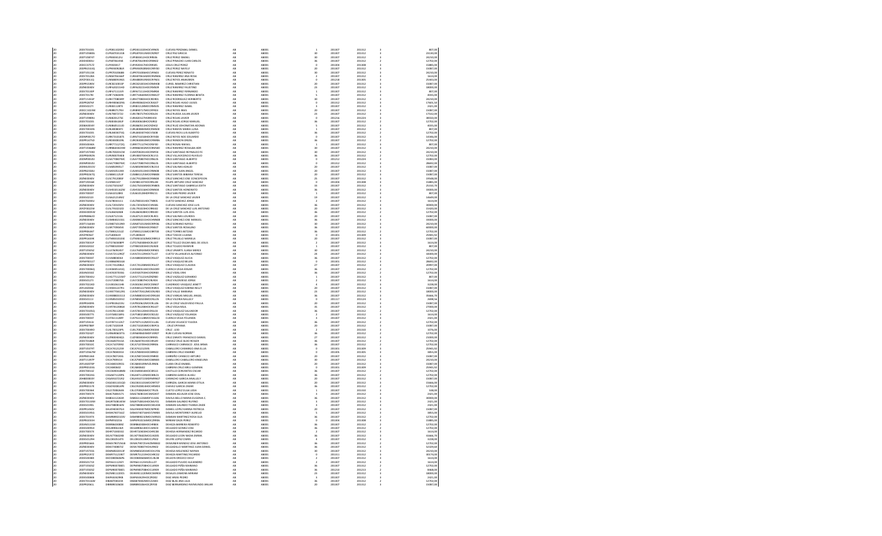| | | | | | | | | | | | |
|---|---|---|---|---|---|---|---|---|---|---|---|
| 20 | 20DST0104S | CUPD811020S2 | CUPD811020HOCVRN05 | CUEVAS PERZABAL DANIEL | AB | AB001 | 1 | 201307 | 201312 | 3 | 807,08 |
| 20 | 20DTV0580G | CUPG870313S8 | CUPG870313MOCRZR07 | CRUZ PAZ GRECIA | AB | AB001 | 30 | 201307 | 201312 | 3 | 24210,00 |
| 20 | 20DTV0874T | CUPI800412IU | CUPI800412HOCRRS06 | CRUZ PEREZ ISMAEL | AB | AB001 | 30 | 201307 | 201312 | 3 | 24210,00 |
| 20 | 20DDI0004U | CUPJ870619A4 | CUPJ870619HOCRNN02 | CRUZ PINACHO JUAN CARLOS | AB | AB001 | 36 | 201307 | 201312 | 2 | 12702,00 |
| 20 | 20DCC0757Z | CUPJ920417 | CUPJ920417HOCRRS05 | JESUS CRUZ PEREZ | AB | AB001 | 0 | 201304 | 201308 | 3 | 15885,00 |
| 20 | 20DPR1553Q | CUPM930828UR | CUPM930828MOCRRY00 | CRUZ PEREZ MAYELY | AB | AB001 | 20 | 201307 | 201312 | 3 | 15087,00 |
| 20 | 20DTV0115K | CUPR791006A6 | CUPR791006HOCVRN03 | CUEVAS PEREZ RENATO | AB | AB001 | 30 | 201307 | 201312 | 3 | 24210,00 |
| 20 | 20DST0128A | CURA870616EP | CURA870616MOCRMN05 | CRUZ RAMIREZ ANA ROSA | AB | AB001 | 2 | 201307 | 201312 | 3 | 1614,00 |
| 20 | 20FZF0011Q | CURA880919KS | CURA880919MOCRYN01 | CRUZ REYES ANAKAREN | AB | AB001 | 0 | 201218 | 201305 | 3 | 25414,00 |
| 20 | 20DPR2580V | CURC821001EP | CURC821001HOCRMH08 | CURIEL RAMIREZ CHRISTIAN | AB | AB001 | 20 | 201307 | 201312 | 3 | 15087,00 |
| 20 | 20DNE0040V | CURF620215H0 | CURF620215HOCRMS09 | CRUZ RAMIREZ FAUSTINO | AB | AB001 | 23 | 201307 | 201312 | 3 | 18000,00 |
| 20 | 20DST0140P | CURF671113TY | CURF671113HOCRMR04 | CRUZ RAMIREZ FERNANDO | AB | AB001 | 1 | 201307 | 201312 | 3 | 807,08 |
| 20 | 20DST0179I | CURF7106049N | CURF710604MOCRMLD7 | CRUZ RAMIREZ FLORINA BENITA | AB | AB001 | 5 | 201307 | 201312 | 3 | 4035,00 |
| 20 | 20DTV1355P | CURH770803HP | CURH770803HOCRDR01 | CRUZ RODRIGUEZ HERIBERTO | AB | AB001 | 30 | 201307 | 201312 | 3 | 24210,00 |
| 20 | 20DPR2825P | CURH980602NL | CURH980602HOCRSG07 | CRUZ ROJAS HUGO JACIEL | AB | AB001 | 0 | 201312 | 201312 | 3 | 17605,00 |
| 20 | 20DES0127I | CURI831128T3 | CURI831128MOCRMS05 | CRUZ RAMIREZ ISABEL | AB | AB001 | 3 | 201307 | 201312 | 3 | 2421,00 |
| 20 | 20DCC1020W | CURI890717NV | CURI890717MOCRYR03 | CRUZ REYES IRAIS | AB | AB001 | 20 | 201307 | 201312 | 3 | 15087,00 |
| 20 | 20DPR2772I | CURJ780727HC | CURJ780727HOCRDL03 | CRUZ RUEDA JULIAN JAVIER | AB | AB001 | 23 | 201307 | 201312 | 3 | 17542,00 |
| 20 | 20DTV0889U | CURJ820127SE | CURJ820127HSRRVV03 | CRUZ ROJAS JAVIER | AB | AB001 | 0 | 201216 | 201224 | 3 | 38550,00 |
| 20 | 20DST0103S | CURJ840826U9 | CURJ840826HOCRJR06 | CRUZ ROJAS JORGE MANUEL | AB | AB001 | 36 | 201307 | 201312 | 2 | 12702,00 |
| 20 | 20DBA0034Y | CURJ860511LD | CURJ860511HOCRZN02 | CRUZ RUIZ JOHONATAN ADONAI | AB | AB001 | 5 | 201307 | 201312 | 3 | 4035,00 |
| 20 | 20DST0034N | CURL800804T1 | CURL800804MOCRMS03 | CRUZ RAMOS MARIA LUISA | AB | AB001 | 1 | 201307 | 201312 | 3 | 807,08 |
| 20 | 20DST0033S | CURL840307I4 | CURL840307HOCVSS08 | CUEVAS RIOS LUIS ALBERTO | AB | AB001 | 36 | 201307 | 201312 | 2 | 12702,00 |
| 20 | 20DNP0017O | CURN710318T5 | CURN710318HOCRYD08 | CRUZ REYES NOE EDUARDO | AB | AB001 | 0 | 201307 | 201312 | 3 | 14346,00 |
| 20 | 20DPR1476D | CURO830810IN | CURO830810MOCRNN06 | CRUZ RENDON ONEEL | AB | AB001 | 36 | 201307 | 201312 | 2 | 12702,00 |
| 20 | 20DES0036A | CURR771127QL | CURR771127HOCRFS00 | CRUZ ROSAS RAFAEL | AB | AB001 | 1 | 201307 | 201312 | 3 | 807,08 |
| 20 | 20DTV0688M | CURR860302HB | CURR860302MOCRMS00 | DE LA CRUZ RAMIREZ ROSALBA ADE | AB | AB001 | 30 | 201307 | 201312 | 3 | 24210,00 |
| 20 | 20DTV0739D | CURS700201CW | CURS700201HOCRRY04 | CRUZ SANTIAGO REYNALDO FE | AB | AB001 | 30 | 201307 | 201312 | 3 | 24210,00 |
| 20 | 20DPR0460N | CURV800704EB | CURV800704HOCRLL13 | CRUZ VILLAVICENCIO RUVELIO | AB | AB001 | 36 | 201307 | 201312 | 2 | 12702,00 |
| 20 | 20DNP0010V | CUSA770807MC | CUSA770807HOCRNL05 | CRUS SANTIAGO ALBERTO | AB | AB001 | 0 | 201212 | 201224 | 3 | 31083,00 |
| 20 | 20DNP0010V | CUSA770807MC | CUSA770807HOCRNL05 | CRUS SANTIAGO ALBERTO | AB | AB001 | 0 | 201312 | 201312 | 3 | 28692,00 |
| 20 | 20DML0015V | CUSA850905CY | CUSA850905MOCRLD10 | CRUZ SALINAS ADALID | AB | AB001 | 20 | 201307 | 201312 | 3 | 15087,00 |
| 20 | 20DPR2250U | CUSA910513EX | CUSA910513HOCRNN08 | CRUZ SAN JUAN ANGEL | AB | AB001 | 20 | 201307 | 201312 | 3 | 15087,00 |
| 20 | 20DPR0267Q | CUSB841125JF | CUSB841125MOCRNB08 | CRUZ SANTOS BIBIANA TERESA | AB | AB001 | 20 | 201307 | 201312 | 3 | 15087,00 |
| 20 | 20DNE0040V | CUSC791208GF | CUSC791208HOCRNN08 | CRUZ SANCHEZ JOSE CONCEPCION | AB | AB001 | 25 | 201307 | 201312 | 3 | 19548,00 |
| 20 | 20DTV0016K | CUSF881107 | CUSF881107HOCRNL08 | FELIPE ARTURO CRUZ SANCHEZ | AB | AB001 | 0 | 201304 | 201308 | 3 | 15885,00 |
| 20 | 20DNE0040V | CUSG750104T | CUSG750104MOCRNB05 | CRUZ SANTIAGO GABRIELA EDITH | AB | AB001 | 33 | 201307 | 201312 | 3 | 25331,70 |
| 20 | 20DNE0040V | CUSH5501162W | CUSH550116HOCNNN04 | CRUZ SANTOS HONORATO | AB | AB001 | 36 | 201307 | 201312 | 2 | 18000,00 |
| 20 | 20DST0003T | CUSI610228R3 | CUSJ610228HDFRNV11 | CRUZ SAN PEDRO JAVIER | AB | AB001 | 1 | 201307 | 201312 | 3 | 807,08 |
| 20 | 20DES0210I | CUSJ621214MZ | | DE LA CRUZ SANCHEZ JAVIER | AB | AB001 | 19 | 201307 | 201312 | 3 | 14649,00 |
| 20 | 20DST0200U | CUSJ78033111 | CUSJ780331HOCTNR06 | CUETO SANCHEZ JORGE | AB | AB001 | 2 | 201307 | 201312 | 3 | 1614,00 |
| 20 | 20DNE0040V | CUSL720505F4 | CUSL720505HOCVNS06 | CUEVAS SANCHEZ JOSE LUIS | AB | AB001 | 36 | 201307 | 201312 | 3 | 30000,00 |
| 20 | 20FZF0023V | CUSL791023Z0 | CUSL791023HOCRNS02 | DE LA CRUZ SANCHEZ LUIS ANTONIO | AB | AB001 | 20 | 201307 | 201312 | 3 | 15432,00 |
| 20 | 20DES0035W | CUSL860428LB | CUSL860428HOCRNS00 | CRUZ SANTOS LUIS JOEL | AB | AB001 | 36 | 201307 | 201312 | 2 | 12702,00 |
| 20 | 20DPR0862Z | CUSL871211I6 | CUSL871211MOCRLR01 | CRUZ SALINAS LOURDES | AB | AB001 | 20 | 201307 | 201312 | 3 | 15087,00 |
| 20 | 20DNE0040V | CUSM840215S1 | CUSM840215HOCRNN08 | CRUZ SANCHEZ JOSE MANUEL | AB | AB001 | 36 | 201307 | 201312 | 3 | 30000,00 |
| 20 | 20DTV1649H | CUSN871031NV | CUSN871031MOCRRY06 | CRUZ SORIANO NAYELI | AB | AB001 | 30 | 201307 | 201312 | 3 | 24210,00 |
| 20 | 20DNE0040V | CUSR770904S6 | CUSR770904HOCRNS07 | CRUZ SANTOS ROSALINO | AB | AB001 | 36 | 201307 | 201312 | 3 | 30000,00 |
| 20 | 20DPR0646T | CUTB901221Z2 | CUTB901221MOCRRT00 | CRUZ TORRES BETZAID | AB | AB001 | 36 | 201307 | 201312 | 2 | 12702,00 |
| 20 | 20DPR0566T | CUTL800619 | CUTL800619 | CRUZ TOLEDO LILIANA | AB | AB001 | 0 | 201301 | 201309 | 3 | 25945,92 |
| 20 | 20DPR2658R | CUTM830101DB | CUTM830101MOCRRR13 | CRUZ TRUJILLO MARISELA | AB | AB001 | 20 | 201307 | 201312 | 3 | 15087,00 |
| 20 | 20DST0031P | CUTO760308PF | CUTO760308HOCRLS07 | CRUZ TELLEZ OSCAR ABEL DE JESUS | AB | AB001 | 2 | 201307 | 201312 | 3 | 1614,00 |
| 20 | 20DES0202Z | CUTR801003KF | CUTR801003HOCRLN08 | CRUZ TOLEDO RANFERI | AB | AB001 | 1 | 201307 | 201312 | 3 | 807,08 |
| 20 | 20DTV0505Z | CUUE760923ST | CUUL760924MOCRRN01 | CRUZ URIARTE LLIANA MERCE | AB | AB001 | 30 | 201307 | 201312 | 3 | 24210,00 |
| 20 | 20DNE0040V | CUVA721129OF | CUVA721129HOCTLL07 | CUETO VILLANUEVA ALFONSO | AB | AB001 | 24 | 201307 | 201312 | 3 | 18000,00 |
| 20 | 20DST0003T | CUVA880404JI | CUVA880404MOCRSL07 | CRUZ VASQUEZ ALICIA | AB | AB001 | 36 | 201307 | 201312 | 2 | 12702,00 |
| 20 | 20FMP0011T | CUVB860815G8 | | CRUZ VASQUEZ BELEN | AB | AB001 | 0 | 201301 | 201312 | 3 | 28692,00 |
| 20 | 20DNE0040V | CUVC741208LA | CUVC741208MOCRSL07 | CRUZ VASQUEZ CLAUDIA | AB | AB001 | 27 | 201307 | 201312 | 3 | 20997,00 |
| 20 | 20DST0006Q | CUVE840514GJ | CUVE840514HOCNGD09 | CUENCA VEGA EDGAR | AB | AB001 | 36 | 201307 | 201312 | 2 | 12702,00 |
| 20 | 20DJN0334Z | CUVE920703SG | CUVE920703HOCRDR00 | CRUZ VIDAL ERIK | AB | AB001 | 36 | 201307 | 201312 | 2 | 12702,00 |
| 20 | 20DST0045U | CUVG771121VD | CUVG771121HOCRZR00 | CRUZ VAZQUEZ GERARDO | AB | AB001 | 1 | 201307 | 201312 | 3 | 807,08 |
| 20 | 20DES0127I | CUVJ720807GL | CUVJ720807HOCRLR03 | CRUZ VALDIVIESO JORGE | AB | AB001 | 2 | 201307 | 201312 | 3 | 1614,00 |
| 20 | 20DST0224D | CUVJ810413H6 | CUVJ810413HOCDSN07 | CUADRADO VASQUEZ JANETT | AB | AB001 | 4 | 201307 | 201312 | 3 | 3228,00 |
| 20 | 20DNE0040V | CUVK841127RG | CUVK841127MOCRSR03 | CRUZ VASQUEZ KARINA NELLY | AB | AB001 | 20 | 201307 | 201312 | 3 | 15087,00 |
| 20 | 20DNE0040V | CUVM770412R1 | CUVM770412MOCRLR09 | CRUZ VALLE MARIANA | AB | AB001 | 23 | 201307 | 201312 | 3 | 18000,00 |
| 20 | 20DNE0040V | CUVM880331C3 | CUVM880331HOCRRG04 | CRUZ VARGAS MIGUEL ANGEL | AB | AB001 | 36 | 201307 | 201312 | 3 | 35466,70 |
| 20 | 20DES0111I | CUVN860103V2 | CUVN860103MOCRLL05 | CRUZ VILLORIA NALLELY | AB | AB001 | 0 | 201117 | 201224 | 3 | 2698,56 |
| 20 | 20DPR2409H | CUVP810622XU | CUVP810622MOCRLL06 | DE LA CRUZ VALDIVIESO PAULA | AB | AB001 | 20 | 201307 | 201312 | 3 | 15087,00 |
| 20 | 20DNE0040V | CUVR781208GE | CUVR781208HOCRGL07 | CRUZ VEGA RAUL | AB | AB001 | 35 | 201307 | 201312 | 3 | 27000,00 |
| 20 | 20DST0105Q | CUVS781120A0 | CUVS781120HOCRSL04 | CRUZ VASQUEZ SALVADOR | AB | AB001 | 36 | 201307 | 201312 | 2 | 12702,00 |
| 20 | 20DES0077S | CUVY580218FG | CUVY580218MOCRZL02 | CRUZ VAZQUEZ YOLANDA | AB | AB001 | 2 | 201307 | 201312 | 3 | 1614,00 |
| 20 | 20DST0003T | CUVY611228IY | CUVY611228MOCNGL04 | CUENCA VEGA YOLANDA | AB | AB001 | 3 | 201307 | 201312 | 3 | 2421,00 |
| 20 | 20DTV0414J | CUVY871112K7 | CUVY871112MOCVLL06 | CUEVAS VELASCO YULIDIA | AB | AB001 | 36 | 201307 | 201312 | 2 | 12702,00 |
| 20 | 20DPR0788P | CUXE750203IR | CUXE750203MOCRXP03 | CRUZ EPIFANIA | AB | AB001 | 20 | 201307 | 201312 | 3 | 15087,00 |
| 20 | 20DST0039O | CUXL780123S3 | CUXL780123MOCRXD04 | CRUZ LUPE | AB | AB001 | 4 | 201307 | 201312 | 3 | 3276,00 |
| 20 | 20DST0242T | CUXN840603T6 | CUXN840603MDFRXR07 | RUBI CUEVAS NORMA | AB | AB001 | 36 | 201307 | 201312 | 2 | 12702,00 |
| 20 | 20DNE0040V | CUZF690404DJ | CUZF690404HOCRRR05 | CRUZ ZARATE FRANCISCO DANIEL | AB | AB001 | 27 | 201307 | 201312 | 3 | 21000,00 |
| 20 | 20DST0186R | CXCA840701SA | CXCA840701HOCHRL09 | CHAVEZ CRUZ ALDO ROGER | AB | AB001 | 36 | 201307 | 201312 | 2 | 12702,00 |
| 20 | 20DST0010C | CXCA710709RQ | CXCA710709HOCRRR06 | CARRASCO CARRASCO JOSE ARMA | AB | AB001 | 36 | 201307 | 201312 | 2 | 12702,00 |
| 20 | 20DTV0376T | CXCA741212SN | CXCA741212SN | CABALLERO CAMARGO ANA ELLIA | AB | AB001 | 0 | 201301 | 201309 | 3 | 25945,92 |
| 20 | 20DTV0567M | CXCA760403S4 | CXCA760403HOCBRM02 | CABRERA CRUZ AMARBO | AB | AB001 | 0 | 201305 | 201305 | 3 | 3855,00 |
| 20 | 20DPR0136B | CXCA780724IG | CXCA780724HOCRNR00 | CARREÑO CANSECO ARTURO | AB | AB001 | 20 | 201307 | 201312 | 3 | 15087,00 |
| 20 | 20DTV1397P | CXCA790915I0 | CXCA790915MOCBBN00 | CABALLERO CABALLERO ANGELINA | AB | AB001 | 30 | 201307 | 201312 | 3 | 24210,00 |
| 20 | 20FUA0070P | CXCA840109GL | CXCA840109MVZLRN06 | CLARA CRUZ ANABEL | AB | AB001 | 20 | 201307 | 201312 | 3 | 15087,00 |
| 20 | 20DPR0333S | CXCA840602 | CXCA840602 | CABRERA CRUZ ABELI GUIMINA | AB | AB001 | 0 | 201301 | 201309 | 3 | 25945,92 |
| 20 | 20DST0013Z | CXCO690318NE | CXCO690318HOCSRS13 | CASTILLO CERVANTES OSCAR | AB | AB001 | 36 | 201307 | 201312 | 2 | 12702,00 |
| 20 | 20DST0023G | CXGA871120P6 | CXGA871120MOCBRL01 | CABRERA GARCIA ALHELI | AB | AB001 | 36 | 201307 | 201312 | 2 | 12702,00 |
| 20 | 20HBD0005V | CXGA910721IZ | CXGA910721MDFRRR07 | CHAMORRO GARCIA ARELI LILY | AB | AB001 | 20 | 201307 | 201312 | 3 | 15087,00 |
| 20 | 20DNE0040V | CXGO831101QD | CXGO831101MOCRRT07 | CHIRIZAL GARCIA MARIA OTILIA | AB | AB001 | 20 | 201307 | 201312 | 3 | 15666,00 |
| 20 | 20DPR0157F | CXGO920814P8 | CXGO920814HOCHRM03 | CHAVEZ GARCIA OMAR | AB | AB001 | 36 | 201307 | 201312 | 2 | 12702,00 |
| 20 | 20DST0036K | CXLO700826EB | CXLO700826MOCTPL05 | CUETO LOPEZ OLGA LIDIA | AB | AB001 | 1 | 201307 | 201310 | 3 | 538,00 |
| 20 | 20DST0057K | DAAJ760815T1 | DAAJ760815HOCMGS07 | DAMIAN AGUILAR JOSE SAUL | AB | AB001 | 3 | 201307 | 201312 | 3 | 2421,00 |
| 20 | 20DNE0040V | DABE6112263R | DABE611226MDFVLG06 | DAVILA BELLO MARIA EUGENIA C | AB | AB001 | 36 | 201307 | 201312 | 3 | 30000,00 |
| 20 | 20DST0193M | DAGR750814EM | DAGR750814HOCMLF01 | DAMIAN GALINDO RUFINO | AB | AB001 | 3 | 201307 | 201312 | 3 | 2421,00 |
| 20 | 20DES0190L | DAGT880816EN | DAGT880816MOCMLH04 | DAMIAN GALINDO THANIA ZAIDE | AB | AB001 | 3 | 201307 | 201312 | 3 | 2421,00 |
| 20 | 20DPR1650V | DALK940307G4 | DALK940307MOCNPR00 | DANIEL LOPEZ KARINA PATRICIA | AB | AB001 | 20 | 201307 | 201312 | 3 | 15087,00 |
| 20 | 20DES0195G | DAMA740716LT | DAMA740716HOCVNR08 | DAVILA MONTERREY AURELIO | AB | AB001 | 5 | 201307 | 201312 | 3 | 3855,00 |
| 20 | 20DST0197X | DAMR890210IV | DAMR890210MOCMRS01 | DAMIAN MARTINEZ ROSA ELIA | AB | AB001 | 36 | 201307 | 201312 | 2 | 12702,00 |
| 20 | 20DPR0103H | DAPM930216 | DAPM930216MOCZRR06 | MIRIAM DAZA PEREZ | AB | AB001 | 0 | 201304 | 201308 | 3 | 15885,00 |
| 20 | 20DES0115N | DEBR860908K0 | DEBR860908HOCHRB06 | DE HOZA BARRERA ROBERTO | AB | AB001 | 36 | 201307 | 201312 | 2 | 12702,00 |
| 20 | 20DES0095H | DEGL890614LR | DEGL890614HOCLMS03 | DELGADO GOMEZ JOSE | AB | AB001 | 36 | 201307 | 201312 | 2 | 12702,00 |
| 20 | 20DST0057K | DEHR710403U2 | DEHR710403HOCHRC06 | DE HESA HERNANDEZ RICARDO | AB | AB001 | 2 | 201307 | 201312 | 3 | 1614,00 |
| 20 | 20DNE0040V | DELN770602KB | DELN770602MOCLNS05 | DELGADO LEON NADIA ZIMMA | AB | AB001 | 36 | 201307 | 201312 | 3 | 32466,70 |
| 20 | 20DES0129H | DELO810514T5 | DELO810514MOCLPS02 | DELFIN LOPEZ OSIRIS | AB | AB001 | 4 | 201307 | 201312 | 3 | 3228,00 |
| 20 | 20DPR0166N | DEMA790725GB | DEMA790725HOCNNN03 | DE MUNER MENDEZ JOSE ANTONIO | AB | AB001 | 36 | 201307 | 201312 | 2 | 12702,00 |
| 20 | 20DNE0040V | DEMJ740807IZ | DEMJ740807HOCLRN02 | DELGADILLO MARTINEZ JUAN DANIEL | AB | AB001 | 36 | 201307 | 201312 | 3 | 32429,60 |
| 20 | 20DTV0755S | DEMN850201M | DEMN850201MOCHLY06 | DE HESA MELENDEZ NAYMA | AB | AB001 | 30 | 201307 | 201312 | 3 | 24210,00 |
| 20 | 20DPR2197Z | DEMR751213F7 | DEMR751213HOCHRC02 | DE HEZA MARTINEZ RICARDO | AB | AB001 | 0 | 201311 | 201312 | 3 | 30176,00 |
| 20 | 20DES0038X | DEOD800606PN | DEOD800606MOCLRL08 | DE LEON OROZCO DEILY | AB | AB001 | 2 | 201307 | 201312 | 3 | 1614,00 |
| 20 | 20DES0171X | DEPA611123SY | DEPA611123HVZLLL07 | DELGADO PULIDO ALEJANDRO | AB | AB001 | 2 | 201307 | 201312 | 3 | 1614,00 |
| 20 | 20DTV0505Z | DEPM870708E5 | DEPM870708HOCLXR09 | DELGADO PEÑA MARIANO | AB | AB001 | 36 | 201307 | 201312 | 2 | 12702,00 |
| 20 | 20DTV0505Z | DEPM870708E5 | DEPM870708HOCLXR09 | DELGADO PEÑA MARIANO | AB | AB001 | 36 | 201213 | 201224 | 3 | 8468,00 |
| 20 | 20DNE0040V | DEZM811220CS | DEZM811220MOCSMR03 | DE SILVA ZAMORA MIRIAM | AB | AB001 | 23 | 201307 | 201312 | 3 | 18000,00 |
| 20 | 20DES0086B | DIAP641029KB | DIAP641029HOCZPD01 | DIAZ APAC PEDRO | AB | AB001 | 3 | 201307 | 201312 | 3 | 2421,00 |
| 20 | 20DST0136R | DIBA870402S9 | DIBA870402MOCZLN03 | DIAZ BLAS ANA LILIA | AB | AB001 | 36 | 201307 | 201312 | 2 | 12702,00 |
| 20 | 20DPR2061L | DIBR890106GB | DIBR890106HOCZRY00 | DIAZ BERNARDINO RAYMUNDO ANUAR | AB | AB001 | 20 | 201307 | 201312 | 3 | 15087,00 |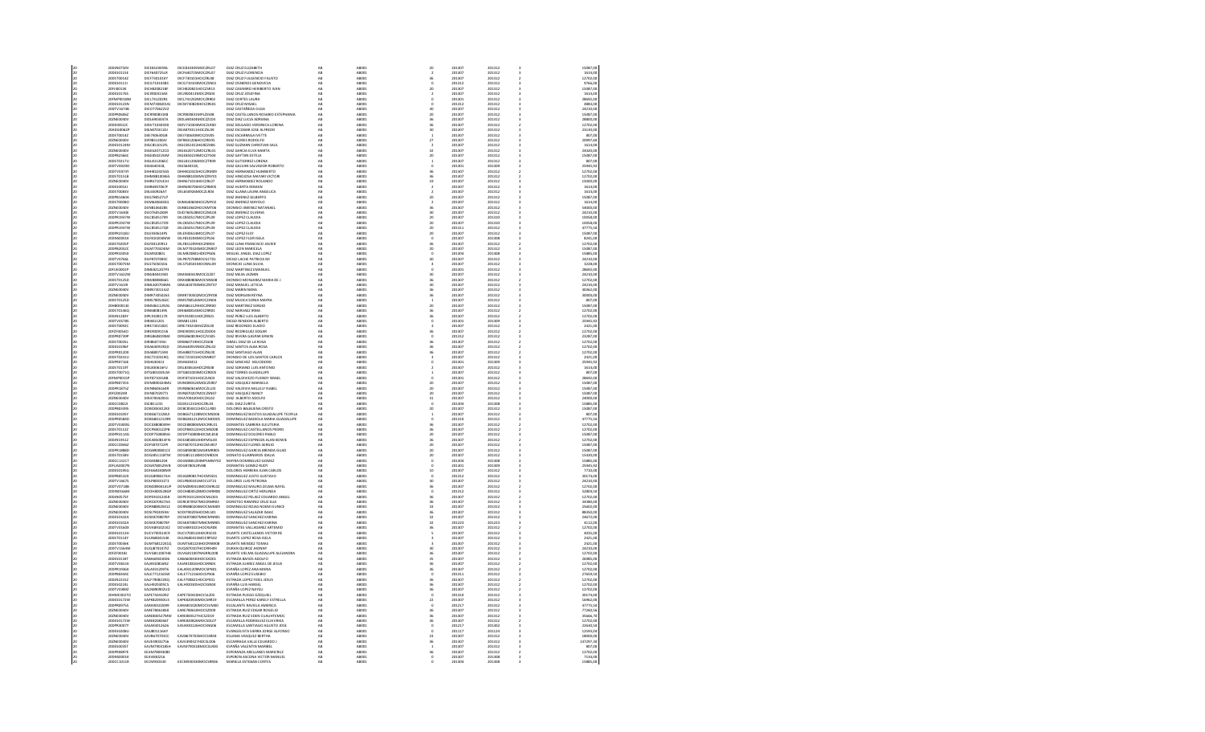| | | | | | | | | | | | |
|---|---|---|---|---|---|---|---|---|---|---|---|
| 20 | 20DJN0750V | DICE820905IKL | DICE820905MOCZRL07 | DIAZ CRUZ ELIZABETH | AB | AB001 | 20 | 201307 | 201312 | 3 | 15087,00 |
| 20 | 20DES0115E | DICF640725IL9 | DICF640725MOCZRL07 | DIAZ CRUZ FLORENCIA | AB | AB001 | 2 | 201307 | 201312 | 3 | 1614,00 |
| 20 | 20DST0014Z | DICF741015EY | DICF741015HOCZRL08 | DIAZ CRUZ FULGENCIO FAUSTO | AB | AB001 | 36 | 201307 | 201312 | 2 | 12702,00 |
| 20 | 20DES0111I | DICG710103BS | DICG710103MOCZNN01 | DIAZ CISNEROS GENOVEVA | AB | AB001 | 0 | 201312 | 201312 | 3 | 9766,00 |
| 20 | 20HDB0013E | DICH820821IIF | DICH820821HOCZSR13 | DIAZ CASIMIRO HERIBERTO IVAN | AB | AB001 | 20 | 201307 | 201312 | 3 | 15087,00 |
| 20 | 20DES0176S | DICJ900314A6 | DICJ900313MOCZRS04 | DIAZ CRUZ JOSEFINA | AB | AB001 | 2 | 201307 | 201312 | 3 | 1614,00 |
| 20 | 20FMP0028M | DICL741202RS | DICL741202MOCZRR02 | DIAZ CORTES LAURA | AB | AB001 | 0 | 201301 | 201312 | 3 | 28692,00 |
| 20 | 20DES0123N | DICM730820A5 | DICM730820HOCZRS01 | DIAZ CRUZ MISAEL | AB | AB001 | 0 | 201312 | 201312 | 3 | 4883,00 |
| 20 | 20DTV1679B | DICO770622V2 | | DIAZ CASTAÑEDA OLGA | AB | AB001 | 30 | 201307 | 201312 | 3 | 24210,00 |
| 20 | 20DPR0846Z | DICR900810IE | DICR900810MPLZSS08 | DIAZ CASTELLANOS ROSARIO ESTEPHANIA | AB | AB001 | 20 | 201307 | 201312 | 3 | 15087,00 |
| 20 | 20ZNE0040V | DIDL6904047A | DIDL690404MOCZZC03 | DIAZ DIAZ LUCIA ADRIANA | AB | AB001 | 36 | 201307 | 201312 | 3 | 28800,00 |
| 20 | 20DDI0012C | DIDV741030E38 | DIDV741030MOCLRR00 | DIAZ DELGADO VERONICA LORENA | AB | AB001 | 36 | 201307 | 201312 | 2 | 12702,00 |
| 20 | 20ADG0062P | DIEA870312J2 | DIEA870312HOCZSL09 | DIAZ ESCOBAR JOSE ALFREDO | AB | AB001 | 30 | 201307 | 201312 | 3 | 21143,00 |
| 20 | 20DST0014Z | DIEI740630Y38 | DIEI740630MOCZSV05 | DIAZ ESCARRAGA IVETTE | AB | AB001 | 1 | 201307 | 201312 | 3 | 807,00 |
| 20 | 20ZNE0040V | DIFR8112065V | DIFR811206HOCZRD03 | DIAZ FLORES RODOLFO | AB | AB001 | 27 | 201307 | 201312 | 3 | 20997,00 |
| 20 | 20DES0124M | DIGC8510129J5 | DIGC851012HGRZRR06 | DIAZ GARCIA CHRISTIAN SAUL | AB | AB001 | 2 | 201307 | 201312 | 3 | 1614,00 |
| 20 | 20ZNE0040V | DIGE6207132I3 | DIGE620713MOCZRL01 | DIAZ GARCIA ELVA MARTA | AB | AB001 | 32 | 201307 | 201312 | 3 | 24320,00 |
| 20 | 20DPR2366C | DIGE850219M | DIGE850219MOCZTS04 | DIAZ GAYTAN ESTELA | AB | AB001 | 20 | 201307 | 201312 | 3 | 15087,00 |
| 20 | 20DST0217U | DIGL8112066C | DIGL811206MOCZTR09 | DIAZ GUTIERREZ LORENA | AB | AB001 | 1 | 201307 | 201312 | 3 | 807,00 |
| 20 | 20DTV0029O | DIGS640318 | DIGS640318_ | DIAZ GALVAN SALVADOR ROBERTO | AB | AB001 | 0 | 201301 | 201309 | 3 | 25945,92 |
| 20 | 20DTV0372Y | DIHH810423G5 | DIHH810423HOCZRM09 | DIAZ HERNANDEZ HUMBERTO | AB | AB001 | 36 | 201307 | 201312 | 2 | 12702,00 |
| 20 | 20DTE0151B | DIHM881004NA | DIHM881004HMCZNY01 | DIAZ HINOJOSA MAYAR VICTOR | AB | AB001 | 36 | 201307 | 201312 | 2 | 12702,00 |
| 20 | 20ZNE0040V | DIHR671015I1H | DIHR671015HOCZRL07 | DIAZ HERNANDEZ ROLANDO | AB | AB001 | 19 | 201307 | 201312 | 3 | 15000,00 |
| 20 | 20DES0032J | DIHR8807067F | DIHR880706HOCZRM05 | DIAZ HUERTA ROMAN | AB | AB001 | 2 | 201307 | 201312 | 3 | 1614,00 |
| 20 | 20DST0080V | DILA8208267 | DILA820826MOCZLN04 | DIAZ ILLANA LAURA ANGELICA | AB | AB001 | 2 | 201307 | 201312 | 3 | 1614,00 |
| 20 | 20DPR0460A | DIJG780527U7 | | DIAZ JIMENEZ GILBERTO | AB | AB001 | 20 | 201307 | 201312 | 3 | 15087,00 |
| 20 | 20DST0080V | DINN840604H1 | DINN840604HOCZNP02 | DIAZ JIMENEZ NAPOLEON | AB | AB001 | 2 | 201307 | 201312 | 3 | 1614,00 |
| 20 | 20ZNE0040V | DIJN810603B5 | DIJN810603HOCNNT06 | DIONISIO JIMENEZ NATANAEL | AB | AB001 | 36 | 201307 | 201312 | 3 | 54000,00 |
| 20 | 20DTV1630S | DIJO7605204H | DIJO760520MOCZMLO0 | DIAZ JIMENEZ OLIVERIA | AB | AB001 | 30 | 201307 | 201312 | 3 | 24210,00 |
| 20 | 20DPR1937M | DILC850517T9 | DILC850517MOCZPL09 | DIAZ LOPEZ CLAUDIA | AB | AB001 | 20 | 201307 | 201310 | 3 | 10058,00 |
| 20 | 20DPR1937M | DILC850517T9 | DILC850517MOCZPL09 | DIAZ LOPEZ CLAUDIA | AB | AB001 | 20 | 201307 | 201310 | 3 | 10058,00 |
| 20 | 20DPR1937M | DILC850517T9 | DILC850517MOCZPL09 | DIAZ LOPEZ CLAUDIA | AB | AB001 | 20 | 201311 | 201312 | 3 | 47775,50 |
| 20 | 20DPR2310U | DILE930614PV | DILE930614MOCZPL07 | DIAZ LOPEZ ELSY | AB | AB001 | 20 | 201307 | 201312 | 3 | 15087,00 |
| 20 | 20ZNE0001E | DILF8102008W | DILF810200MOZPLD6 | DIAZ LOPEZ FLOR ISELA | AB | AB001 | 0 | 201307 | 201308 | 3 | 8241,00 |
| 20 | 20DST0205P | DILF811209I3 | DILF811209HOCZNR09 | DIAZ LUNA FRANCISCO JAVIER | AB | AB001 | 36 | 201307 | 201312 | 2 | 12702,00 |
| 20 | 20DPR2052C | DILM7703284H | DILM770328MOCZNR07 | DIAZ LEON MARICELA | AB | AB001 | 20 | 201307 | 201312 | 3 | 15087,00 |
| 20 | 20DPR1685U | DILM9008D1 | DILM900801HDFZPG06 | MIGUEL ANGEL DIAZ LOPEZ | AB | AB001 | 0 | 201304 | 201308 | 3 | 15865,00 |
| 20 | 20DTV0766L | DILP870708SC | DILP870708MOCGLT01 | DIEGO LACHE PATRICIA NE | AB | AB001 | 30 | 201307 | 201312 | 3 | 24210,00 |
| 20 | 20DTE0074X | DILS750501E6 | DILS750501MOCNNL09 | DIONICIO LUNA SILVIA | AB | AB001 | 4 | 201307 | 201312 | 3 | 3228,00 |
| 20 | 20FUE0001P | DIME821207YE | | DIAZ MARTINEZ EMMANUEL | AB | AB001 | 0 | 201301 | 201312 | 3 | 28692,00 |
| 20 | 20DTV1622W | DIMI840419I3 | DIMI840419MOCZCR07 | DIAZ MEJIA JAZMIN | AB | AB001 | 30 | 201307 | 201312 | 3 | 24210,00 |
| 20 | 20DST0125O | DIMM880806A6 | DIMM880806MOCNRR08 | DIONISIO MONJARAZ MARIA DE J | AB | AB001 | 36 | 201307 | 201312 | 2 | 12702,00 |
| 20 | 20DTV1639I | DIML820704MG | DIML820704MOCZNT07 | DIAZ MANUEL LETICIA | AB | AB001 | 30 | 201307 | 201312 | 3 | 24210,00 |
| 20 | 20ZNE0040V | DIMN7301143Z | | DIAZ MARIN NORA | AB | AB001 | 36 | 201307 | 201312 | 3 | 30362,00 |
| 20 | 20ZNE0040V | DIMR7405026S | DIMR740502MOCZRY08 | DIAZ MORGAN REYNA | AB | AB001 | 36 | 201307 | 201312 | 3 | 30000,00 |
| 20 | 20DST0125O | DIMS7905264C | DIMS790526MOCZRN06 | DIAZ MUJICA SONIA MAYRA | AB | AB001 | 1 | 201307 | 201312 | 3 | 807,00 |
| 20 | 20HBD0013E | DIMS861129D5 | DIMS861129HOCZRR00 | DIAZ MARTINEZ SERGIO | AB | AB001 | 20 | 201307 | 201312 | 3 | 15087,00 |
| 20 | 20DST0186Q | DINI8805149S | DINI880514MOCZRR01 | DIAZ NARVAEZ IRMA | AB | AB001 | 36 | 201307 | 201312 | 2 | 12702,00 |
| 20 | 20DJN1283Y | DIPL910811T9 | DIPL910811HOCZRS01 | DIAZ PEREZ LUIS ALBERTO | AB | AB001 | 36 | 201307 | 201312 | 2 | 12702,00 |
| 20 | 20DTV0578S | DIRE811201 | DIRE811201 | DIEGO RENDON ALBERTO | AB | AB001 | 0 | 201301 | 201309 | 3 | 25945,92 |
| 20 | 20DST0098X | DIRE740328KC | DIRE740328HOCZDL01 | DIAZ REDONDO ELADIO | AB | AB001 | 3 | 201307 | 201312 | 3 | 2421,00 |
| 20 | 20FZF0054O | DIRE930911VN | DIRE930911HOCZDD03 | DIAZ RODRIGUEZ EDGAR | AB | AB001 | 36 | 201307 | 201312 | 2 | 12702,00 |
| 20 | 20DPR0739P | DIRG860819MI | DIRG860819HOCZVS05 | DIAZ RIVERA GASPAR ERWIN | AB | AB001 | 0 | 201312 | 201312 | 3 | 23287,00 |
| 20 | 20DST0035L | DIRI860719HU | DIRI860719HOCZSS08 | ISRAEL DIAZ DE LA ROSA | AB | AB001 | 36 | 201307 | 201312 | 2 | 12702,00 |
| 20 | 20DES0196F | DISA640919CD | DISA640919MOCZNL02 | DIAZ SANTOS ALBA ROSA | AB | AB001 | 36 | 201307 | 201312 | 2 | 12702,00 |
| 20 | 20DPR0120X | DISA880715EK | DISA880715HOCZNL00 | DIAZ SANTIAGO ALAN | AB | AB001 | 36 | 201307 | 201312 | 2 | 12702,00 |
| 20 | 20DST0241U | DISC721031RQ | DISC721031HOCNNR07 | DIONISIO DE LOS SANTOS CARLOS | AB | AB001 | 3 | 201307 | 201312 | 3 | 2421,00 |
| 20 | 20DPR0736E | DISH640413 | DISH640413 | DIAZ SANCHEZ HELIODORO | AB | AB001 | 0 | 201301 | 201309 | 3 | 25945,92 |
| 20 | 20DST0119T | DISL830616FU | DISL830616HOCZRS08 | DIAZ SORIANO LUIS ANTONIO | AB | AB001 | 2 | 201307 | 201312 | 3 | 1614,00 |
| 20 | 20DST0071Q | DITG800301LM | DITG800301MOCZRD05 | DIAZ TORRES GUADALUPE | AB | AB001 | 1 | 201307 | 201312 | 3 | 807,00 |
| 20 | 20DMP0015P | DIVF871001KD | DIVF871001HOCLLR03 | DIAZ VALDIVIESO FLERIDY ISRAEL | AB | AB001 | 0 | 201301 | 201312 | 3 | 28692,00 |
| 20 | 20DPR0735S | DIVM890324MU | DIVM890324MOCZSR07 | DIAZ VASQUEZ MARISELA | AB | AB001 | 20 | 201307 | 201312 | 3 | 15087,00 |
| 20 | 20DPR1075Z | DIVN880616H9 | DIVN880616MOCZLL03 | DIAZ VALDIVIA NALLELY ISABEL | AB | AB001 | 20 | 201307 | 201312 | 3 | 15087,00 |
| 20 | 20DJN0029T | DIVN870207T1 | DIVN870207MOCZNR02 | DIAZ VENTURA NORMA | AB | AB001 | 20 | 201307 | 201312 | 3 | 15087,00 |
| 20 | 20ZNE0040V | DIXA700420SG | DIXA700420HOCZXL02 | DIAZ ALBERTO ADOLFO | AB | AB001 | 31 | 201307 | 201312 | 3 | 24000,00 |
| 20 | 20DCC0822I | DIZE11231 | DIZE11231HOCZRL03 | DIEL DIAZ ZURITA | AB | AB001 | 0 | 201304 | 201308 | 3 | 15865,00 |
| 20 | 20DPR0459S | DOBC850412KE | DOBC850412HOCLLR00 | DOLORES BALBUENA CRISTO | AB | AB001 | 20 | 201307 | 201312 | 3 | 15087,00 |
| 20 | 20DES0102Y | DOBG6712284X | DOBG671228MOCMSD06 | DOMINGUEZ BUSTOS GUADALUPE TEOFILA | AB | AB001 | 1 | 201307 | 201312 | 3 | 807,00 |
| 20 | 20DPR0584D | DOBG841212IN | DOBG841212MOCMDD05 | DOMINGUEZ BADIOLA MARIA GUADALUPE | AB | AB001 | 0 | 201310 | 201312 | 3 | 47775,50 |
| 20 | 20DTV0020Q | DOCE880804DH | DOCE880804MOCRBL01 | DORANTES CABRERA ELEUTERIA | AB | AB001 | 36 | 201307 | 201312 | 2 | 12702,00 |
| 20 | 20DST0112Z | DOCP8801122P8 | DOCP880112HOCMSD08 | DOMINGUEZ CASTELLANOS PEDRO | AB | AB001 | 36 | 201307 | 201312 | 2 | 12702,00 |
| 20 | 20DPR0134G | DODP750808H6 | DODP750808HOCMLB18 | DOMINGUEZ DOLORES PABLO | AB | AB001 | 20 | 201307 | 201312 | 3 | 15087,00 |
| 20 | 20DJN1951C | DOEA850814FN | DOEA850814HDFMSL03 | DOMINGUEZ ESPINOZA ALAN BOWIE | AB | AB001 | 36 | 201307 | 201312 | 2 | 12702,00 |
| 20 | 20DCC0346Z | DOFS870722PF | DOFS870722HOCMLR07 | DOMINGUEZ FLORES SERGIO | AB | AB001 | 20 | 201307 | 201312 | 3 | 15087,00 |
| 20 | 20DPR1888D | DOGB800802LU | DOGB800802MGRMRR05 | DOMINGUEZ GARCIA BRENDA LILIO | AB | AB001 | 20 | 201307 | 201312 | 3 | 15087,00 |
| 20 | 20DST0158V | DOGE8511107M | DOGE851108HOCNRD04 | DONATO GUARNEROS IDALIA | AB | AB001 | 20 | 201307 | 201312 | 3 | 15320,00 |
| 20 | 20DCC1321T | DOGM8812D4 | DOGM881204MOCMMY02 | MAYRA DOMINGUEZ GOMEZ | AB | AB001 | 0 | 201304 | 201308 | 3 | 15865,00 |
| 20 | 20FUA0007N | DOGR780525VB | DOGR780525MOB | DORANTES GOMEZ RUDY | AB | AB001 | 0 | 201301 | 201309 | 3 | 25945,92 |
| 20 | 20DES0195G | DOHJ6404085M9 | | DOLORES HERRERA JUAN CARLOS | AB | AB001 | 10 | 201307 | 201312 | 3 | 7710,00 |
| 20 | 20DPR0542E | DOJG890817AH | DOJG890817HOCMSS01 | DOMINGUEZ JUSTO GUSTAVO | AB | AB001 | 0 | 201312 | 201312 | 3 | 30174,00 |
| 20 | 20DPR0855M | DOLP800303Y6 | DOLP800303MOCLST15 | DOLORES LUIS PETRONA | AB | AB001 | 30 | 201307 | 201312 | 3 | 24210,00 |
| 20 | 20DTV0718B | DOMZ890414UP | DOMZ890414MOCMRL02 | DOMINGUEZ MAURO ZELMA NAYEL | AB | AB001 | 36 | 201307 | 201312 | 2 | 12702,00 |
| 20 | 20DND0466M | DOOH800528GP | DOOH800528MOCMRR08 | DOMINGUEZ ORTIZ HERLINDA | AB | AB001 | 0 | 201312 | 201312 | 3 | 52803,50 |
| 20 | 20DJN0575F | DOPE910124G8 | DOPE910124HOCMLD03 | DOMINGUEZ PELAEZ EDUARDO ANGEL | AB | AB001 | 36 | 201307 | 201312 | 2 | 12702,00 |
| 20 | 20ZNE0040V | DORC870927A3 | DORC870927MOCRMR03 | DOROTEO RAMIREZ CRUZ ELIA | AB | AB001 | 36 | 201307 | 201312 | 3 | 34380,00 |
| 20 | 20ZNE0040V | DORN880503G2 | DORN880503MOCMJR09 | DOMINGUEZ ROJAS NORMA EUNICE | AB | AB001 | 33 | 201307 | 201312 | 3 | 25602,00 |
| 20 | 20ZNE0040V | DOSI790205AV | DOSI790205HOCMLS01 | DOMINGUEZ SALAZAR ISAAC | AB | AB001 | 36 | 201307 | 201312 | 3 | 38160,00 |
| 20 | 20DES0102Y | DOSK870807HF | DOSK870807MMCMNR05 | DOMINGUEZ SANCHEZ KARINA | AB | AB001 | 32 | 201307 | 201312 | 3 | 24672,00 |
| 20 | 20DES0102A | DOSK870807HF | DOSK870807MMCMNR05 | DOMINGUEZ SANCHEZ KARINA | AB | AB001 | 32 | 201223 | 201223 | 3 | 4112,00 |
| 20 | 20DTV0340K | DOVA891022G2 | DOVA891022HOCRLR08 | DORANTES VALLADAREZ ARTEMIO | AB | AB001 | 36 | 201307 | 201312 | 2 | 12702,00 |
| 20 | 20DES0212H | DUCV780514C9 | DUCV780514HOCRSC03 | DUARTE CASTELLANOS VICTOR RE | AB | AB001 | 5 | 201307 | 201312 | 3 | 4035,00 |
| 20 | 20DST0216V | DULR680815UB | DULR680815MOCRPS02 | DUARTE LOPEZ ROSA ISELA | AB | AB001 | 3 | 201307 | 201312 | 3 | 2421,00 |
| 20 | 20DST0036K | DUMT681224Q | DUMT681224HOCRNM08 | DUARTE MENDEZ TOMAS | AB | AB001 | 3 | 201307 | 201312 | 3 | 2421,00 |
| 20 | 20DTV1566M | DUQJ870107F2 | DUQJ870107HOCRRH09 | DURAN QUIROZ JHONNY | AB | AB001 | 30 | 201307 | 201312 | 3 | 24210,00 |
| 20 | 20FZF0018J | DUVG811007H8 | DUVG811007MGRRLD08 | DUARTE VILLAN GUADALUPE ALEJANDRA | AB | AB001 | 36 | 201307 | 201312 | 2 | 12702,00 |
| 20 | 20DES0134T | EABA6008300N | EABA600830HOCSXD01 | ESTRADA BAÑOS ADOLFO | AB | AB001 | 35 | 201307 | 201312 | 3 | 26985,00 |
| 20 | 20DTV0651I | EAJA910816NZ | EAJA910816HOCSRN00 | ESTRADA JUAREZ ANGEL DE JESUS | AB | AB001 | 36 | 201307 | 201312 | 2 | 12702,00 |
| 20 | 20DPR1934X | EALM9120976 | EALM912098MOCSPR01 | ESPAÑA LOPEZ ANA MARIA | AB | AB001 | 36 | 201307 | 201312 | 2 | 12702,00 |
| 20 | 20DPR0843C | EALR771216HV | EALR771216HOCSPB06 | ESPAÑA LOPEZ RUBIBRO | AB | AB001 | 0 | 201311 | 201312 | 3 | 27659,50 |
| 20 | 20DJN2213Z | EALF780812NQ | EALF780812HOCSPD03 | ESTRADA LOPEZ FIDEL JESUS | AB | AB001 | 36 | 201307 | 201312 | 2 | 12702,00 |
| 20 | 20DES0224L | EALH920305C1 | EALH920305HOCSSN04 | ESPAÑA LUIS HANSEL | AB | AB001 | 36 | 201307 | 201312 | 2 | 12702,00 |
| 20 | 20DTV0389Z | EALN890902LD | | ESPAÑA LOPEZ NAYELI | AB | AB001 | 36 | 201307 | 201312 | 2 | 12702,00 |
| 20 | 20HMC0027O | EAPE750322RZ | EAPE750322HOCSLZ05 | ESTRADA PUEBLO EZEQUIEL | AB | AB001 | 0 | 201310 | 201312 | 3 | 30174,00 |
| 20 | 20DES0172W | EAPK820930U3 | EAPK820930MOCSRR19 | ESCAMILLA PEREZ KARELY ESTRELLA | AB | AB001 | 22 | 201307 | 201312 | 3 | 16962,00 |
| 20 | 20DPR0075G | EARA901020K8 | EARA901020MOCSVM00 | ESCALANTE RAVELLA AMERICA | AB | AB001 | 0 | 201217 | 201312 | 3 | 47775,50 |
| 20 | 20ZNE0040V | EARE780618S8 | EARE780618HOCSZD09 | ESTRADA RUIZ EDGAR ROGELIO | AB | AB001 | 36 | 201307 | 201312 | 3 | 77260,56 |
| 20 | 20ZNE0040V | EARO850527WW | EARO850527HOCSZD03 | ESTRADA RUIZ ODIN CUAUHTEMOC | AB | AB001 | 36 | 201307 | 201312 | 3 | 39466,78 |
| 20 | 20DES0172W | EARE820826H9 | EARE820826MOCSDL07 | ESCAMILLA RODRIGUEZ ELIZA ERIKA | AB | AB001 | 36 | 201307 | 201312 | 2 | 12702,00 |
| 20 | 20DPR0897F | EASA930126J6 | EASA930126HOCSNG06 | ESCAMILLA SANTIAGO AGUSTO JOSE | AB | AB001 | 0 | 201217 | 201302 | 3 | 22669,50 |
| 20 | 20DES0208U | EASJ801156A7 | | EVANGELISTA SIERRA JORGE ALFONSO | AB | AB001 | 0 | 201117 | 201124 | 3 | 12593,00 |
| 20 | 20ZNE0040V | EAVB670923CC | EAVB670923MOCSSR04 | ESLAVAS VASQUEZ BERTHA | AB | AB001 | 24 | 201307 | 201312 | 3 | 18000,00 |
| 20 | 20ZNE0040V | EAVE890327S4 | EAVE890327HOCSLD06 | ESCARRAGA VALLE EDUARDO | AB | AB001 | 36 | 201307 | 201312 | 3 | 137297,30 |
| 20 | 20DES0020T | EAVM790318G8 | EAVM790318MOCSLR03 | ESPAÑA VALENTIN MARIBEL | AB | AB001 | 1 | 201307 | 201312 | 3 | 807,00 |
| 20 | 20DPR0697E | EEAM780904D5 | | ESPINOZA ARELLANES MARICRUZ | AB | AB001 | 36 | 201307 | 201312 | 2 | 12702,00 |
| 20 | 20DNS0001A | EEJE900216 | | ESPERON ASCONA VICTOR MANUEL | AB | AB001 | 0 | 201307 | 201308 | 3 | 7134,00 |
| 20 | 20DCC1311E | EECM900303D | EECM900303MOCSRN06 | MANUELA ESTEBAN CORTES | AB | AB001 | 0 | 201304 | 201308 | 3 | 15865,00 |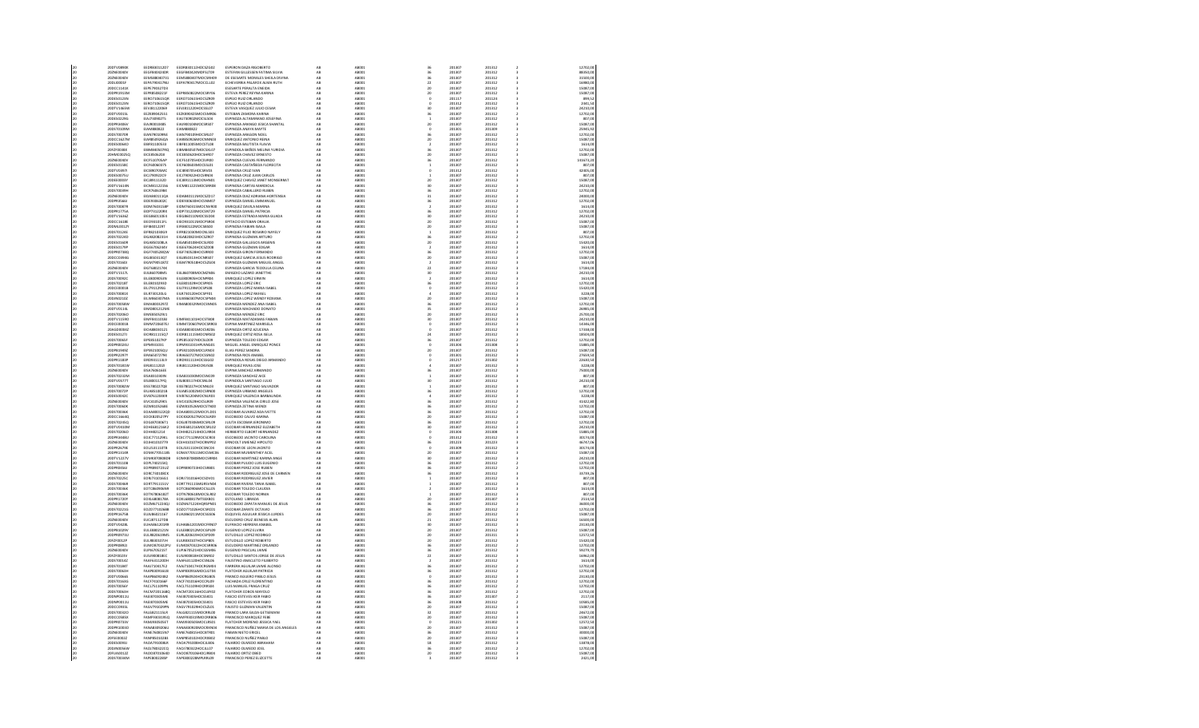| | | | | | | | | | | | |
|---|---|---|---|---|---|---|---|---|---|---|---|
| 20 | 20DTV0890E | EODR800112D7 | EODR800112HOCSZG02 | ESPERON DAZA RIGOBERTO | AB | AB001 | 36 | 201307 | 201312 | 2 | 12702,00 |
| 20 | 20DST0040V | EGIF840424DR | | ESTEBAN GILLESSEN FATIMA SILVIA | AB | AB001 | 36 | 201307 | 201312 | 2 | 88350,00 |
| 20 | 20DES0040V | EDMO | | DE ESCUARTE MORALES SHEILA DIVINA | AB | AB001 | 36 | 201307 | 201312 | 2 | 31500,00 |
| 20 | 20DJN0005F | EEPA | | ECHEVERRIA PALAFOX ALMA RUTH | AB | AB001 | 22 | 201307 | 201312 | 2 | 16980,00 |
| 20 | 20DCC1141E | EEPE | | ESCUARTE PERALTA ENEIDA | AB | AB001 | 20 | 201307 | 201312 | 2 | 15087,00 |
| 20 | 20DPR1913M | EEPR | | ESTEVA PEREZ REYNA KARINA | AB | AB001 | 20 | 201307 | 201312 | 2 | 15087,00 |
| 20 | 20DES0125N | EERO | | ESPEJO RUIZ ORLANDO | AB | AB001 | 0 | 201127 | 201124 | 2 | 899,52 |
| 20 | 20DES0125N | EERO | | ESPEJO RUIZ ORLANDO | AB | AB001 | 0 | 201312 | 201312 | 2 | 2441,58 |
| 20 | 20DTV1366W | EEVJ | | ESTEVA VASQUEZ JULIO CESAR | AB | AB001 | 30 | 201307 | 201312 | 2 | 24210,00 |
| 20 | 20DTV0015L | EEZK | | ESTEBAN ZAMORA KARINA | AB | AB001 | 36 | 201307 | 201312 | 2 | 12702,00 |
| 20 | 20DES0229G | EIAJ | | ESPINOZA ALTAMIRANO JOSEFINA | AB | AB001 | 1 | 201307 | 201312 | 2 | 807,00 |
| 20 | 20DPR3606I | EIAJ | | ESPINOSA ARANGO JESSICA SHANTAL | AB | AB001 | 20 | 201307 | 201312 | 2 | 15087,00 |
| 20 | 20DST0109M | EIAM | | ESPINOZA ANAYA MARTE | AB | AB001 | 0 | 201303 | 201309 | 2 | 21945,92 |
| 20 | 20DST0079R | EIAN | | ESPINOZA ARAGON NIDIA | AB | AB001 | 36 | 201307 | 201312 | 2 | 12702,00 |
| 20 | 20DCC1627M | EIAR | | ENRIQUEZ ANTONIO REINA | AB | AB001 | 20 | 201307 | 201312 | 2 | 15087,00 |
| 20 | 20DES0064D | EIBF | | ESCOBEDO BAUTISTA FLAVIA | AB | AB001 | 2 | 201307 | 201312 | 2 | 1614,00 |
| 20 | 20FZF0048X | EIBM | | ESPINDOLA BAÑOS MELINA YURIDIA | AB | AB001 | 36 | 201307 | 201312 | 2 | 12702,00 |
| 20 | 20HMT0025G | EICE | | ESPINOZA CHAVEZ ERNESTO | AB | AB001 | 20 | 201307 | 201312 | 2 | 15087,00 |
| 20 | 20DNE0030V | EICF | | ESPINOSA CUEVAS FERNANDO | AB | AB001 | 36 | 201307 | 201312 | 2 | 143674,20 |
| 20 | 20DES0118C | EICF | | ESPINOSA CASTAÑEDA FLORECITA | AB | AB001 | 1 | 201307 | 201312 | 2 | 807,00 |
| 20 | 20DTV0397I | EICI | | ESPINOSA CRUZ IVAN | AB | AB001 | 0 | 201312 | 201312 | 2 | 42305,00 |
| 20 | 20DES0075U | EICJ | | ESPINOSA CRUZ JUAN CARLOS | AB | AB001 | 1 | 201307 | 201312 | 2 | 807,00 |
| 20 | 20DES0003Y | EICJ | | ENRIQUEZ CHAVEZ JANET MONSERRAT | AB | AB001 | 20 | 201307 | 201312 | 2 | 15087,00 |
| 20 | 20DTV1614N | EICM | | ESPINOZA CARTAS MARISOLA | AB | AB001 | 30 | 201307 | 201312 | 2 | 24210,00 |
| 20 | 20DST0059H | EICR | | ESPINOZA CABALLERO RUBEN | AB | AB001 | 36 | 201307 | 201312 | 2 | 12702,00 |
| 20 | 20DNE0040V | EIDA | | ESPINOZA DIAZ ADRIANA HORTENSIA | AB | AB001 | 31 | 201307 | 201312 | 2 | 28080,00 |
| 20 | 20DPR3566I | EIDE | | ESPINOZA DANIEL EMMANUEL | AB | AB001 | 36 | 201307 | 201312 | 2 | 12702,00 |
| 20 | 20DST0087R | EIDM | | ENRIQUEZ DAVILA MARINA | AB | AB001 | 2 | 201307 | 201312 | 2 | 1614,00 |
| 20 | 20DPR1775A | EIDP | | ESPINOZA DANIEL PATRICIA | AB | AB001 | 36 | 201307 | 201312 | 2 | 12702,00 |
| 20 | 20DTV1646Z | EIEG | | ESPINOZA ESTRADA MARIA GILADA | AB | AB001 | 30 | 201307 | 201312 | 2 | 24210,00 |
| 20 | 20DCC1618E | EIEO | | EPITACIO ESTEBAN ORALIA | AB | AB001 | 20 | 201307 | 201312 | 2 | 15087,00 |
| 20 | 20DML0012Y | EIFI | | ESPINOSA FABIAN ISAILA | AB | AB001 | 20 | 201307 | 201312 | 2 | 15087,00 |
| 20 | 20DST0124E | EIFR | | ENRIQUEZ FILIO ROSARIO NAYELY | AB | AB001 | 1 | 201307 | 201312 | 2 | 807,00 |
| 20 | 20DST0224D | EIGA | | ESPINOSA GUZMAN ARTURO | AB | AB001 | 36 | 201307 | 201312 | 2 | 12702,00 |
| 20 | 20DES0146R | EIGA | | ESPINOSA GALLEGOS ARSENIO | AB | AB001 | 20 | 201307 | 201312 | 2 | 15420,00 |
| 20 | 20DES0179F | EIGE | | ESPINOSA GUZMAN EDGAR | AB | AB001 | 2 | 201307 | 201312 | 2 | 1614,00 |
| 20 | 20DPR0730Q | EIGF | | ESPINOZA GIRON FERNANDO | AB | AB001 | 36 | 201307 | 201312 | 2 | 12702,00 |
| 20 | 20DCC0393G | EIGJ | | ENRIQUEZ GARCIA JESUS RODRIGO | AB | AB001 | 20 | 201307 | 201312 | 2 | 15087,00 |
| 20 | 20DST0164I | EIGM | | ESPINOZA GUZMAN MIGUEL ANGEL | AB | AB001 | 2 | 201307 | 201312 | 2 | 1614,00 |
| 20 | 20DNE0040V | EIGT | | ESPINOZA GARCIA TEODULIA CELINA | AB | AB001 | 22 | 201307 | 201312 | 2 | 17184,00 |
| 20 | 20DTV1517L | EILA | | ENSUEÑO LAZARO ANNETTHE | AB | AB001 | 30 | 201307 | 201312 | 2 | 24210,00 |
| 20 | 20DST0092C | EILE | | ENRIQUEZ LOPEZ ERWIN | AB | AB001 | 2 | 201307 | 201312 | 2 | 1614,00 |
| 20 | 20DST0218T | EILE | | ESPINOZA LOPEZ ERIC | AB | AB001 | 36 | 201307 | 201312 | 2 | 12702,00 |
| 20 | 20DCC0081B | EILI | | ESPINOZA LOPEZ MARIA ISABEL | AB | AB001 | 0 | 201307 | 201312 | 2 | 15420,00 |
| 20 | 20DST0081X | EILR | | ESPINOZA LOPEZ RAFAEL | AB | AB001 | 4 | 201307 | 201312 | 2 | 3228,00 |
| 20 | 20DES0210Z | EILW | | ESPINOZA LOPEZ WENDY ROXANA | AB | AB001 | 20 | 201307 | 201312 | 2 | 15087,00 |
| 20 | 20DST0058M | EIMA | | ESPINOZA MENDEZ ANA ISABEL | AB | AB001 | 36 | 201307 | 201312 | 2 | 12702,00 |
| 20 | 20DTV0113L | EIMD | | ESPINOZA MACHORRO DONATO | AB | AB001 | 35 | 201307 | 201312 | 2 | 26985,00 |
| 20 | 20DST0206O | EIME | | ESPINOZA MENDEZ ERIC | AB | AB001 | 20 | 201307 | 201312 | 2 | 25700,00 |
| 20 | 20DTV1110Q | EIMF | | ESPINOZA MATADAMAS FABIAN | AB | AB001 | 30 | 201307 | 201312 | 2 | 24210,00 |
| 20 | 20DST0081B | EIMM | | ESPINOZA MARTINEZ MARINELA | AB | AB001 | 0 | 201307 | 201312 | 2 | 14346,00 |
| 20 | 20AGD0006Z | EIOA | | ESPINOZA ORTIZ AZUCENA | AB | AB001 | 0 | 201307 | 201312 | 2 | 17346,00 |
| 20 | 20DES0127I | EIOR | | ENRIQUEZ ORTIZ ROSA ISELA | AB | AB001 | 24 | 201307 | 201312 | 2 | 18504,00 |
| 20 | 20DST0065F | EIPE | | ESPINOZA TOLEDO EDGAR | AB | AB001 | 36 | 201307 | 201312 | 2 | 12702,00 |
| 20 | 20DPR0026U | EIPM | | MIGUEL ANGEL ENRIQUEZ PONCE | AB | AB001 | 0 | 201304 | 201308 | 2 | 15885,00 |
| 20 | 20DPR2949Z | EIPS | | ELIAS PEREZ SANDRA | AB | AB001 | 20 | 201307 | 201312 | 2 | 15087,00 |
| 20 | 20DPR2297F | EIRA | | ESPINOSA RIOS ANABEL | AB | AB001 | 0 | 201301 | 201312 | 2 | 27669,58 |
| 20 | 20DPR1183P | EIRD | | ESPINOLA ROSAS DIEGO ARMANDO | AB | AB001 | 0 | 201217 | 201302 | 2 | 22665,14 |
| 20 | 20DST0181W | EIRJ | | ENRIQUEZ RIVAS JOSE | AB | AB001 | 4 | 201307 | 201312 | 2 | 3228,00 |
| 20 | 20DNE0040V | EISA | | ESPINA SANCHEZ ARMANDO | AB | AB001 | 36 | 201307 | 201312 | 2 | 75000,00 |
| 20 | 20DST0224N | EISA | | ESPINOZA SANCHEZ ALICE | AB | AB001 | 1 | 201307 | 201312 | 2 | 807,00 |
| 20 | 20DTV0577Y | EISJ | | ESPINDOLA SANTIAGO JULIO | AB | AB001 | 30 | 201307 | 201312 | 2 | 24210,00 |
| 20 | 20DST0082W | EIST | | ENRIQUEZ SANTIAGO SALVADOR | AB | AB001 | 1 | 201307 | 201312 | 2 | 807,00 |
| 20 | 20DST0072F | EIUA | | ESPINOZA URBANO ANGELES | AB | AB001 | 36 | 201307 | 201312 | 2 | 12702,00 |
| 20 | 20DES0042C | EIVB | | ENRIQUEZ VALENCIA BARBALINDA | AB | AB001 | 4 | 201307 | 201312 | 2 | 3228,00 |
| 20 | 20DNE0040V | EIVC | | ESPINOSA VALENCIA CIRILO JOSE | AB | AB001 | 36 | 201307 | 201312 | 2 | 81622,80 |
| 20 | 20DST0060K | EIZM | | ESPINOZA ZETINA MIRNER | AB | AB001 | 36 | 201307 | 201312 | 2 | 12702,00 |
| 20 | 20DST0066K | EOAA | | ESCOBAR ALVAREZ ADA IVETTE | AB | AB001 | 36 | 201307 | 201312 | 2 | 12702,00 |
| 20 | 20DCC1664Q | EOCK | | ESCOBEDO CALVO KARINA | AB | AB001 | 20 | 201307 | 201312 | 2 | 15087,00 |
| 20 | 20DST0245Q | EOGJ | | EGUTA ESCOBAR JERONIMO | AB | AB001 | 36 | 201307 | 201312 | 2 | 12702,00 |
| 20 | 20DTV0332M | EOHE | | ESCOBAR HERNANDEZ ELIZABETH | AB | AB001 | 30 | 201307 | 201312 | 2 | 24210,00 |
| 20 | 20DST0206O | EOHH | | HERIBERTO ELBORT HERNANDEZ | AB | AB001 | 0 | 201304 | 201308 | 2 | 15885,00 |
| 20 | 20DPR3408U | EOIC | | ESCOBEDO JACINTO CAROLINA | AB | AB001 | 0 | 201312 | 201312 | 2 | 30174,00 |
| 20 | 20DNE0040V | EOJH | | ENDOLT JIMENEZ HIPOLITO | AB | AB001 | 36 | 201223 | 201223 | 2 | 36747,06 |
| 20 | 20DPR2674A | EOLG | | ESCOBAR DE LEON AGENTE | AB | AB001 | 0 | 201307 | 201312 | 2 | 30174,00 |
| 20 | 20DPR1153R | EOMA | | ESCOBAR MONSERRAT AXEL | AB | AB001 | 20 | 201307 | 201312 | 2 | 15087,00 |
| 20 | 20DTV1127V | EOMJ | | ESCOBAR MARTINEZ MARIA JOSE | AB | AB001 | 30 | 201307 | 201312 | 2 | 24210,00 |
| 20 | 20DST0110B | EOPL | | ESCOBAR PULIDO LUIS EUGENIO | AB | AB001 | 36 | 201307 | 201312 | 2 | 12702,00 |
| 20 | 20DPR0456I | EOPR | | ESCOBAR PEREZ JOSE RUBEN | AB | AB001 | 36 | 201307 | 201312 | 2 | 12702,00 |
| 20 | 20DNE0040V | EORC | | ESCOBAR RODRIGUEZ JOSE DE CARMEN | AB | AB001 | 36 | 201307 | 201312 | 2 | 33735,26 |
| 20 | 20DST0225C | EORJ | | ESCOBAR RODRIGUEZ JAVIER | AB | AB001 | 1 | 201307 | 201312 | 2 | 807,00 |
| 20 | 20DST0066R | EORT | | ESCOBAR RIVERA TANIA ISABEL | AB | AB001 | 1 | 201307 | 201312 | 2 | 807,00 |
| 20 | 20DST0066K | EOTC | | ESCOBAR TOLEDO CLAUDIA | AB | AB001 | 2 | 201307 | 201312 | 2 | 1614,00 |
| 20 | 20DST0066K | EOTN | | ESCOBAR TOLEDO NORMA | AB | AB001 | 1 | 201307 | 201312 | 2 | 807,00 |
| 20 | 20DPR1720Y | EOUL | | ESTOLANO LIBRADA | AB | AB001 | 20 | 201307 | 201312 | 2 | 2514,50 |
| 20 | 20DNE0040V | EOZM | | ESCOBEDO ZAPATA MANUEL DE JESUS | AB | AB001 | 36 | 201307 | 201312 | 2 | 36000,00 |
| 20 | 20DST0221G | EOZO | | ESCOBAR ZARATE OCTAVIO | AB | AB001 | 36 | 201307 | 201312 | 2 | 12702,00 |
| 20 | 20DPR2670B | EUAL | | EUGENIO AGUILAR LOURDES | AB | AB001 | 20 | 201307 | 201312 | 2 | 15087,00 |
| 20 | 20DNE0040V | EUCJ | | ESCUDERO CRUZ JENNESIS ALAN | AB | AB001 | 21 | 201307 | 201312 | 2 | 16501,00 |
| 20 | 20DTV0428L | EUHA | | EUFRACIO HERRERA ANABEL | AB | AB001 | 30 | 201307 | 201312 | 2 | 23130,00 |
| 20 | 20DPR3329V | EULE | | EUGENIO LOPEZ ELVIRA | AB | AB001 | 20 | 201307 | 201312 | 2 | 15087,00 |
| 20 | 20DPR0973U | EULR | | ESTUDILLO LOPEZ RODRIGO | AB | AB001 | 20 | 201307 | 201311 | 2 | 12572,50 |
| 20 | 20FZF0012P | EULR | | ESTUDILLO LOPEZ ROBERTO | AB | AB001 | 20 | 201307 | 201312 | 2 | 15420,00 |
| 20 | 20DPR0090J | EUMO | | ESCUDERO MARTINEZ ORLANDO | AB | AB001 | 36 | 201307 | 201312 | 2 | 12702,00 |
| 20 | 20DNE0040V | EUPN | | EUGENIO PASCUAL IMME | AB | AB001 | 36 | 201307 | 201312 | 2 | 39279,78 |
| 20 | 20FZF0023V | EUSR | | ESTUDILLO SANTOS JORGE DE JESUS | AB | AB001 | 22 | 201307 | 201312 | 2 | 16962,00 |
| 20 | 20DST0054Z | FAAF | | FAUSTINO ANACLETO FILIBERTO | AB | AB001 | 2 | 201307 | 201312 | 2 | 1614,00 |
| 20 | 20DST0188T | FAAJ | | FARRERA AGUILAR JAIME ALONSO | AB | AB001 | 36 | 201307 | 201312 | 2 | 12702,00 |
| 20 | 20DST0063H | FAAP | | FLATCHER AGUILAR PATRICIA | AB | AB001 | 36 | 201307 | 201312 | 2 | 12702,00 |
| 20 | 20DTV0064S | FAAP | | FRANCO AGUERO PABLO JESUS | AB | AB001 | 0 | 201307 | 201312 | 2 | 23130,00 |
| 20 | 20DST0165G | FACF | | FACHADA CRUZ FLORENTINO | AB | AB001 | 36 | 201307 | 201312 | 2 | 12702,00 |
| 20 | 20DST0056Y | FACL | | LUIS MANUEL FRAGA CRUZ | AB | AB001 | 36 | 201307 | 201312 | 2 | 12702,00 |
| 20 | 20DST0063H | FACM | | FLATCHER CORDIS MAYOLO | AB | AB001 | 36 | 201307 | 201312 | 2 | 12702,00 |
| 20 | 20DNP0011U | FAEE | | FASCIO ESTEVES IGOR FABIO | AB | AB001 | 36 | 201307 | 201307 | 2 | 2117,00 |
| 20 | 20DNP0011U | FAEE | | FASCIO ESTEVES IGOR FABIO | AB | AB001 | 36 | 201308 | 201308 | 2 | 10585,00 |
| 20 | 20DCC0093L | FAGV | | FAUSTO GUZMAN VALENTIN | AB | AB001 | 20 | 201307 | 201312 | 2 | 15087,00 |
| 20 | 20DST0032O | FALG | | FRANCO LARA GILDA GETSEMANI | AB | AB001 | 32 | 201307 | 201312 | 2 | 24672,00 |
| 20 | 20DCC0365X | FAMF | | FRANCISCO MARQUEZ FEBE | AB | AB001 | 20 | 201307 | 201312 | 2 | 15087,00 |
| 20 | 20DPR0733V | FAMJ | | FLATCHER MORENO JESSICA YAEL | AB | AB001 | 0 | 201221 | 201302 | 2 | 22725,00 |
| 20 | 20DPR1083D | FANA | | FRANCISCO NUÑEZ MARIA DE LOS ANGELES | AB | AB001 | 20 | 201307 | 201312 | 2 | 15087,00 |
| 20 | 20DNE0040V | FANE | | FABIAN NIETO ERICEL | AB | AB001 | 36 | 201307 | 201312 | 2 | 30000,00 |
| 20 | 20FSE0002Z | FANP | | FRANCISCO NUÑEZ PABLO | AB | AB001 | 20 | 201307 | 201312 | 2 | 15087,00 |
| 20 | 20DES0095I | FAOA | | FAJARDO OLMEDO ABRAHAM | AB | AB001 | 18 | 201307 | 201312 | 2 | 13878,00 |
| 20 | 20DNE0056N | FAOJ | | FAJARDO OLMEDO JOEL | AB | AB001 | 36 | 201307 | 201312 | 2 | 12702,00 |
| 20 | 20FUA0012Z | FAOO | | FAJARDO ORTIZ OBED | AB | AB001 | 20 | 201307 | 201312 | 2 | 15087,00 |
| 20 | 20DST0024N | FAPE | | FRANCISCO PEREZ ELIZCETTE | AB | AB001 | 3 | 201307 | 201312 | 2 | 2421,00 |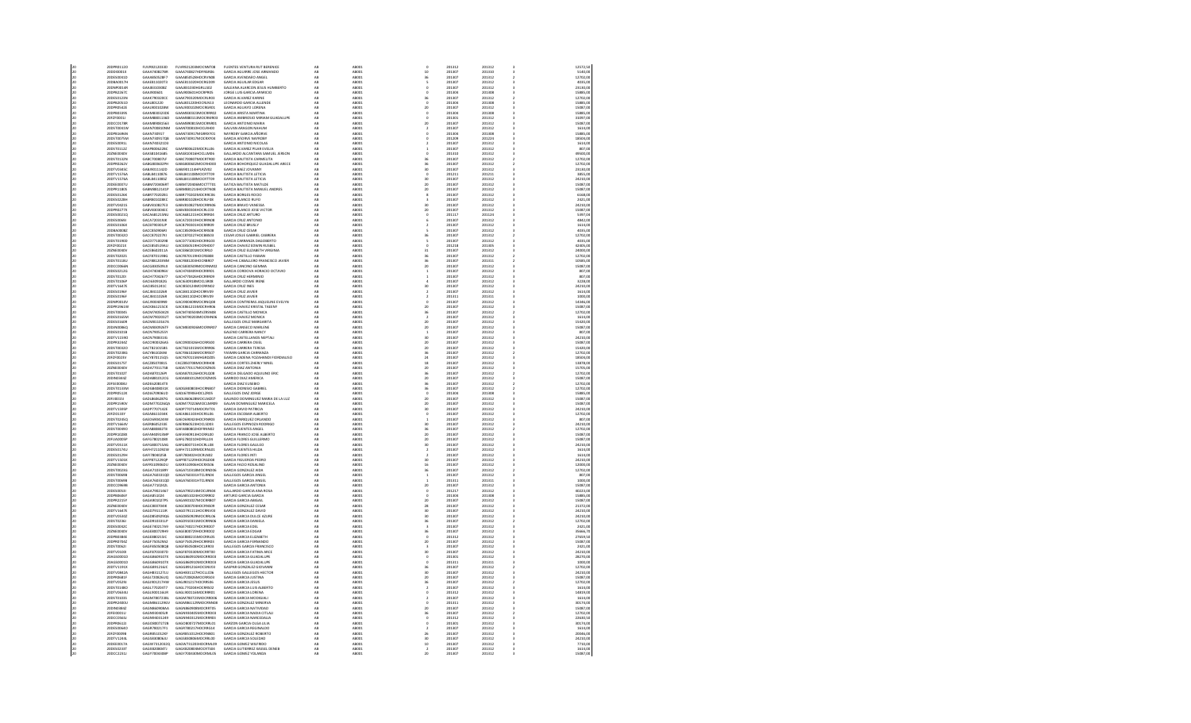| | | | | | | | | | | |
|---|---|---|---|---|---|---|---|---|---|---|
| 20 | 20DPR0112Q | FUVR921203430 | FUVR921203MOCNNT08 | FUENTES VENTURA RUT BERENICE | AB | AB001 | 0 | 201312 | 201312 | 12572,50 |
| 20 | 20DDI0001E | GAAJ7408279R | GAAJ740827HDFRGR06 | GARCIA AGUIRRE JOSE ARMANDO | AB | AB001 | 10 | 201307 | 201312 | 5143,00 |
| 20 | 20DES0091D | GAAA800528F7 | GAAA800528HOCRVN08 | GARCIA AVENDAÑO ANGEL | AB | AB001 | 36 | 201307 | 201312 | 12702,00 |
| 20 | 20DBA0017H | GAAE8110207X | GAAE811020HOCRGD09 | GARCIA AGUILAR EDGAR | AB | AB001 | 5 | 201307 | 201312 | 4035,00 |
| 20 | 20DPR0814R | GAAJ8101030Z | GAAJ810103HGRLLS02 | GALEANA ALARCON JESUS HUMBERTO | AB | AB001 | 0 | 201307 | 201312 | 24130,00 |
| 20 | 20DPR2267C | GAAJ900601 | GAAJ900601HOCRPR05 | JORGE LUIS GARCIA APARICIO | AB | AB001 | 0 | 201304 | 201308 | 15865,00 |
| 20 | 20DES0123N | GAAK790320CC | GAAK790320MOCRLR03 | GARCIA ALVAREZ KARINE | AB | AB001 | 36 | 201307 | 201312 | 12702,00 |
| 20 | 20DPR0291D | GAAL801220 | GAAL801220HOCRLN13 | LEONARDO GARCIA ALLENDE | AB | AB001 | 0 | 201304 | 201308 | 15865,00 |
| 20 | 20DPR0542S | GAAL800102MW | GAAL800102MOCRGR01 | GARCIA AGUAYO LORENA | AB | AB001 | 20 | 201307 | 201312 | 15087,00 |
| 20 | 20DPR0049S | GAAM8402020E | GAAM840202MOCRRR02 | GARCIA ARISTA MARTINA | AB | AB001 | 0 | 201304 | 201308 | 15865,00 |
| 20 | 20FZF0001I | GAAM8011180 | GAAM801118MOCRRR03 | GARCIA ARMENDARIZ MIRIAM GUADALUPE | AB | AB001 | 0 | 201301 | 201312 | 31097,00 |
| 20 | 20DCC0178R | GAAM8808016U | GAAM880801MOCRRR01 | GARCIA ANTONIO MARIA | AB | AB001 | 20 | 201307 | 201312 | 15087,00 |
| 20 | 20DST0043W | GAAN700602NM | GAAN700602HOCLRH09 | GALVAN ARAGON NAHUM | AB | AB001 | 2 | 201307 | 201312 | 1614,00 |
| 20 | 20DPR0289N | GAAN740917 | GAAN740917MGRRVY01 | NAYBERY GARCIA ARCHIVE | AB | AB001 | 0 | 201304 | 201308 | 15865,00 |
| 20 | 20DST0079A | GAAN740917QB | GAAN740917MOCRXY03 | GARCIA AVENAS NAYBERY | AB | AB001 | 0 | 201208 | 201224 | 18504,00 |
| 20 | 20DES0091L | GAAN741021DX | | GARCIA MARTINEZ NOELIA | AB | AB001 | 2 | 201307 | 201312 | 1614,00 |
| 20 | 20DST0112Z | GAAP800622BC | GAAP800622MOCRLL06 | GARCIA ALVAREZ PILAR EVELIA | AB | AB001 | 1 | 201307 | 201312 | 807,00 |
| 20 | 20DBD0030V | GAAS8104168L | GAAS810416HOCLLM06 | GALLARDO ALCANTARA SAMUEL JEBSON | AB | AB001 | 0 | 201310 | 201312 | 49500,00 |
| 20 | 20DST0133N | GABC700807LF | GABC700807MOCRTR00 | GARCIA BAUTISTA CARMELITA | AB | AB001 | 36 | 201307 | 201312 | 12702,00 |
| 20 | 20DPR0262V | GABG800602PH | GABG800602MOCRHD00 | GARCIA BOHORQUEZ GUADALUPE ARECE | AB | AB001 | 36 | 201307 | 201312 | 12702,00 |
| 20 | 20DTV0345C | GABJ931114ZO | GABJ931114HYUQZV02 | GARCIA BAEZ JOVANNY | AB | AB001 | 30 | 201307 | 201312 | 24130,00 |
| 20 | 20DTV1576A | GABL8411067K | GABL841106MOCRTT09 | GARCIA BAUTISTA LETICIA | AB | AB001 | 0 | 201211 | 201211 | 3855,00 |
| 20 | 20DTV1576A | GABL8411065Z | GABL841106MOCRTT09 | GARCIA BAUTISTA LETICIA | AB | AB001 | 30 | 201307 | 201312 | 24130,00 |
| 20 | 20DES0037G | GABM720406RT | GABM720406MOCTTT01 | GATICA BAUTISTA MATILDE | AB | AB001 | 20 | 201307 | 201312 | 15087,00 |
| 20 | 20DPR1180S | GABM8612141F | GABM861214HOCRTN08 | GARCIA BAUTISTA MANUEL ANDRES | AB | AB001 | 20 | 201307 | 201312 | 15087,00 |
| 20 | 20DES0126K | GABR770202EG | GABR770202MOCRRC06 | GARCIA BORGES ROCIO | AB | AB001 | 8 | 201307 | 201312 | 6344,00 |
| 20 | 20DES0229V | GABR8010180C | GABR801018HOCRLF00 | GARCIA BLANCO RUFO | AB | AB001 | 3 | 201307 | 201312 | 2421,00 |
| 20 | 20DTV0321S | GABV8202B7E3 | GABV820627MOCRRN06 | GARCIA BRAVO VANESSA | AB | AB001 | 30 | 201307 | 201312 | 24130,00 |
| 20 | 20DPR0277S | GABV880304EC | GABV880304HOCRLC03 | GARCIA BLANCO JOSE VICTOR | AB | AB001 | 20 | 201307 | 201312 | 15087,00 |
| 20 | 20DES0021Q | GACA6812159U | GACA681215HOCRRR04 | GARCIA CRUZ ARTURO | AB | AB001 | 0 | 201117 | 201124 | 5397,00 |
| 20 | 20DES0045I | GACA72031838 | GACA720319HOCRRN08 | GARCIA CRUZ ANTONIO | AB | AB001 | 6 | 201307 | 201312 | 4842,00 |
| 20 | 20DES0106X | GACB790301LP | GACB790301HOCRRR09 | GARCIA CRUZ BRUNLY | AB | AB001 | 2 | 201307 | 201312 | 1614,00 |
| 20 | 20DBA0030Z | GACC850906RI | GACC850906HOCRRS08 | GARCIA CRUZ CESAR | AB | AB001 | 5 | 201307 | 201312 | 4035,00 |
| 20 | 20DST0032X | GACC870227S1 | GACC870227HOCSBB03 | CESAR JOSUE GABRIEL CABRERA | AB | AB001 | 36 | 201307 | 201312 | 12702,00 |
| 20 | 20DST0190D | GACD7710029B | GACD771002HOCRRG03 | GARCIA CARRANZA DAGOBERTO | AB | AB001 | 5 | 201307 | 201312 | 4035,00 |
| 20 | 20FZF0021X | GACE8405194U | GACE840519HOCHHD07 | GARCIA CHAVEZ EDWIN RUSSELL | AB | AB001 | 0 | 201218 | 201305 | 42005,00 |
| 20 | 20ZNE0092V | GACE8602013i | GACE860201MOCRRL0 | GARCIA CRUZ ELIZABETH VIRGINIA | AB | AB001 | 31 | 201307 | 201312 | 24003,00 |
| 20 | 20DST0202S | GACF870119RG | GACF870119HOCRSB08 | GARCIA CASTILLO FABIAN | AB | AB001 | 36 | 201307 | 201312 | 12702,00 |
| 20 | 20DST0118U | GACF881203NM | GACF881203HOCSBB07 | GARCHA CABALLERO FRANCISCO JAVIER | AB | AB001 | 36 | 201307 | 201312 | 12585,00 |
| 20 | 20DCC0206N | GACG850509G3 | GACG850509MOCRNM02 | GARCIA CANCINO GEMMA | AB | AB001 | 20 | 201307 | 201312 | 15087,00 |
| 20 | 20DES0212G | GACH740809kV | GACH740809HOCRRR01 | GARCIA CORDOVA HORACIO OCTAVIO | AB | AB001 | 1 | 201307 | 201312 | 807,00 |
| 20 | 20DST0120I | GACH770426T7 | GACH770426HOCRRR09 | GARCIA CRUZ HERMINIO | AB | AB001 | 1 | 201307 | 201312 | 807,00 |
| 20 | 20DST0106P | GACI6409182G | GACI640918MOCLSR08 | GALLARDO COSME IRENE | AB | AB001 | 4 | 201307 | 201312 | 3228,00 |
| 20 | 20DTV1647E | GACI85022411 | GACI850224MOCRRN02 | GARCIA CRUZ INES | AB | AB001 | 30 | 201307 | 201312 | 24230,00 |
| 20 | 20DES0196F | GACJ841102kR | GACJ841102HOCRRV09 | GARCIA CRUZ JAVIER | AB | AB001 | 2 | 201307 | 201312 | 1614,00 |
| 20 | 20DES0196F | GACJ841102kR | GACJ841102HOCRRV09 | GARCIA CRUZ JAVIER | AB | AB001 | 2 | 201311 | 201311 | 1003,00 |
| 20 | 20DMP0010V | GACJ900409NE | GACJ900409MOCRNQ08 | GARCIA CONTRERAS JAQUELINE EVELYN | AB | AB001 | 0 | 201307 | 201312 | 14346,00 |
| 20 | 20DPR2961R | GACK861215CE | GACK861215MOCHRR06 | GARCIA CHAVEZ KRISTAL YASENY | AB | AB001 | 20 | 201307 | 201312 | 15087,00 |
| 20 | 20DST0004S | GACM7605042X | GACM760504MVZRSN08 | GARCIA CASTILLO MONICA | AB | AB001 | 36 | 201307 | 201312 | 12702,00 |
| 20 | 20DES0165M | GACM790223J7 | GACM790223MOCHHN06 | GARCIA CHAVEZ MONICA | AB | AB001 | 2 | 201307 | 201312 | 1614,00 |
| 20 | 20DES0160R | GACM911011Ta | | GALLARDO CRUZ MARGARITA | AB | AB001 | 20 | 201307 | 201312 | 15420,00 |
| 20 | 20DNS0086Q | GACM880928DY | GACM880928MOCRRN07 | GARCIA CARASCO MARLENE | AB | AB001 | 20 | 201307 | 201312 | 15087,00 |
| 20 | 20DES0101B | GACN7905255Y | | GALEND CABRERA NANCY | AB | AB001 | 1 | 201307 | 201312 | 807,00 |
| 20 | 20DTV1159O | GACN7908313G | | GARCIA CASTELLANOS NEPTALI | AB | AB001 | 30 | 201307 | 201312 | 24230,00 |
| 20 | 20DPR3266Z | GACO900326HO | GACO900326HOCRRS00 | GARCIA CABRERA OSIEL | AB | AB001 | 20 | 201307 | 201312 | 15087,00 |
| 20 | 20DST0032X | GACT821015E6 | GACT821015MOCRRR06 | GARCIA CABRERA TERESA | AB | AB001 | 20 | 201307 | 201312 | 15420,00 |
| 20 | 20DST0238G | GACY861026HE | GACY861026MOCRRS07 | YASMIN GARCIA CARRANZA | AB | AB001 | 36 | 201307 | 201312 | 12702,00 |
| 20 | 20FZF0023V | GACY87011502 | GACY870115MHGRZD05 | GARCIA CADENA YOZAHANDI FIDENILSO | AB | AB001 | 24 | 201307 | 201312 | 18504,00 |
| 20 | 20DES0175T | GACZ850708ZS | GACZ850708MOCRHN08 | GARCIA CORTES ZHERLY NINEL | AB | AB001 | 18 | 201307 | 201312 | 13878,00 |
| 20 | 20DNE0060V | GADA77011758 | GADA770117MOCRZN05 | GARCIA DIAZ ANTONIA | AB | AB001 | 20 | 201307 | 201312 | 15705,00 |
| 20 | 20DST0102T | GADA870326PI | GADA870326HOCRLQ08 | GARCIA DELGADO AQUILINO ERIC | AB | AB001 | 36 | 201307 | 201312 | 12702,00 |
| 20 | 20DNE0044Z | GADA8810121G | GADA881012MOCRZM05 | GARRIDO DIAZ AMERICA | AB | AB001 | 20 | 201307 | 201312 | 15087,00 |
| 20 | 20FSE0002I | GADE6208187E | | GARCIA DIAZ EUSEBIO | AB | AB001 | 36 | 201307 | 201312 | 12702,00 |
| 20 | 20DST0114X | GADG6008034H | GADG600803HOCRMB07 | GARCIA DOMINGO GABRIEL | AB | AB001 | 36 | 201307 | 201312 | 12702,00 |
| 20 | 20DPR0512X | GADL670906UO | GADL670906HOCLZR05 | GALLEGOS DIAZ JORGE | AB | AB001 | 0 | 201304 | 201308 | 15865,00 |
| 20 | 20FJI0015I | GADL8608267G | GADL860826MOCLMZ07 | GALINDO DOMINGUEZ MARIA DE LA LUZ | AB | AB001 | 20 | 201307 | 201312 | 15087,00 |
| 20 | 20DPR1980V | GADM770226QS | GADM770226MOCLMR09 | GALAN DOMINGUEZ MARICELA | AB | AB001 | 20 | 201307 | 201312 | 15087,00 |
| 20 | 20DTV1595P | GADP7707142E | GADP770714MOCRVT01 | GARCIA DAVID PATRICIA | AB | AB001 | 30 | 201307 | 201312 | 24230,00 |
| 20 | 20FZI0110Y | GAEA861103EK | GAEA861103HOCRSL06 | GARCIA ESCOBAR ALBERTO | AB | AB001 | 0 | 201307 | 201312 | 12702,00 |
| 20 | 20DST0185Q | GAEO690424IW | GAEO690424HOCRNR03 | GARCIA ENRIQUEZ ORLANDO | AB | AB001 | 1 | 201307 | 201312 | 807,00 |
| 20 | 20DTV1666V | GAER8405233E | GAER840523HOCLSD03 | GALLEGOS ESPINOZA RODRIGO | AB | AB001 | 30 | 201307 | 201312 | 24230,00 |
| 20 | 20DST0049Q | GAFA8808078 | GAFA880820HOCRNN02 | GARCIA FUENTES ANGEL | AB | AB001 | 36 | 201307 | 201312 | 12702,00 |
| 20 | 20DPR0028X | GAFA960919MF | GAFA960919HOCRRL00 | GARCIA FRANCO JOSE ALBERTO | AB | AB001 | 20 | 201307 | 201312 | 15087,00 |
| 20 | 20FUA0059P | GAFG780210BE | GAFG780210HOCRLL04 | GARCIA FLORES GUILLERMO | AB | AB001 | 20 | 201307 | 201312 | 15087,00 |
| 20 | 20DTV0531K | GAFG8007158G | GAFG800715HOCRLL08 | GARCIA FLORES GALILEO | AB | AB001 | 30 | 201307 | 201312 | 24230,00 |
| 20 | 20DES0176J | GAFH721109GW | GAFH721109MOCRNL01 | GARCIA FUENTES HILDA | AB | AB001 | 2 | 201307 | 201312 | 1614,00 |
| 20 | 20DES0109N | GAFI780402SB | GAFI780402HOCRLV02 | GARCIA FLORES IVO | AB | AB001 | 2 | 201307 | 201312 | 1614,00 |
| 20 | 20DTV1501E | GAFP8711290F | GAFP871129HOCRGD08 | GARCIA FIGUEROA PEDRO | AB | AB001 | 30 | 201307 | 201312 | 24231,00 |
| 20 | 20DBD0030V | GAFR510906UU | GAFR510906HOCRXS06 | GARCIA FAXO ROSALINO | AB | AB001 | 16 | 201307 | 201312 | 12003,00 |
| 20 | 20DST0023G | GAGA7110198Y | GAGA711019MOCRNS06 | GARCIA GONZALEZ AIDA | AB | AB001 | 36 | 201307 | 201312 | 12702,00 |
| 20 | 20DST0069B | GAGA760331QD | GAGA760331HTLLRN04 | GALLEGOS GARCIA ANGEL | AB | AB001 | 1 | 201307 | 201312 | 807,00 |
| 20 | 20DST0069B | GAGA760331QD | GAGA760331HTLLRN04 | GALLEGOS GARCIA ANGEL | AB | AB001 | 1 | 201311 | 201311 | 1003,00 |
| 20 | 20DCC0069B | GAGA7710242L | | GARCIA GARCIA ANTONIA | AB | AB001 | 20 | 201307 | 201312 | 15087,00 |
| 20 | 20DES0055I | GAGA7902165Y | GAGA790216MOCLRN04 | GALLARDO GARCIA ANA ROSA | AB | AB001 | 0 | 201217 | 201312 | 40023,00 |
| 20 | 20DPR0506Y | GAGA810224 | GAGA810224HOCRRR02 | ARTURO GARCIA GARCIA | AB | AB001 | 0 | 201304 | 201308 | 15865,00 |
| 20 | 20DPR2215F | GAGA9010279S | GAGA901027MOCRRB07 | GARCIA GARCIA ABIGAIL | AB | AB001 | 20 | 201307 | 201312 | 15087,00 |
| 20 | 20ZNE0040V | GAGC800704GE | GAGC800704HOCNSS09 | GARCIA GONZALEZ CESAR | AB | AB001 | 30 | 201307 | 201312 | 21372,00 |
| 20 | 20DTV1647E | GAGD791111PD | GAGD791111HOCRRV03 | GARCIA GARCIA DAVID | AB | AB001 | 30 | 201307 | 201312 | 24230,00 |
| 20 | 20DTV0530Z | GAGD8509292Q6 | GAGD850929MOCRRL06 | GARCIA GARCIA DULCE AZURE | AB | AB001 | 30 | 201307 | 201312 | 24231,00 |
| 20 | 20DST0228C | GAGD910331LP | GAGD910331MOCRRN06 | GARCIA GARCIA DANIELA | AB | AB001 | 36 | 201307 | 201312 | 12702,00 |
| 20 | 20DES0032C | GAGE740217A9 | GAGE740217HOCRRD07 | GARCIA GARCIA EDEL | AB | AB001 | 3 | 201307 | 201312 | 2421,00 |
| 20 | 20ZNE0040V | GAGE800729HH | GAGE800729HOCRRD02 | GARCIA GARCIA EDGAR | AB | AB001 | 36 | 201307 | 201312 | 35666,70 |
| 20 | 20DPR0484E | GAGE880215C | GAGE880215MOCRRL05 | GARCIA GARCIA ELIZABETH | AB | AB001 | 0 | 201312 | 201312 | 27659,50 |
| 20 | 20DPR0784Z | GAGF75052963 | GAGF750529HOCRRR02 | GARCIA GARCIA FERNANDO | AB | AB001 | 20 | 201307 | 201312 | 15087,00 |
| 20 | 20DST0062I | GAGF850508QB | GAGF850508HOCLRR03 | GALLEGOS GARCIA FRANCISCO | AB | AB001 | 3 | 201307 | 201312 | 2421,00 |
| 20 | 20DTV0100I | GAGF870330TD | GAGF870330MOCRRT00 | GARCIA GARCIA FATIMA AKCE | AB | AB001 | 30 | 201307 | 201312 | 24231,00 |
| 20 | 20AGS0001D | GAGG860910TX | GAGG860910MOCRRD03 | GARCIA GARCIA GUADALUPE | AB | AB001 | 0 | 201301 | 201312 | 28270,00 |
| 20 | 20AGS0001D | GAGG860910TX | GAGG860910MOCRRD03 | GARCIA GARCIA GUADALUPE | AB | AB001 | 0 | 201311 | 201311 | 1003,00 |
| 20 | 20DTV1192I | GAGG891216kS | GAGG891216HOCSNV02 | GASPAR GONZALEZ GIOVANNI | AB | AB001 | 36 | 201307 | 201312 | 12702,00 |
| 20 | 20DTV0862A | GAGH8112271U | GAGH811227HOCLLC06 | GALLEGOS GALLEGOS HECTOR | AB | AB001 | 30 | 201307 | 201312 | 24231,00 |
| 20 | 20DPR0481F | GAGL720826UQ | GAGL720826MOCRRS03 | GARCIA GARCIA LISTINA | AB | AB001 | 20 | 201307 | 201312 | 15087,00 |
| 20 | 20DTV0529J | GAGJ80121744 | GAGJ801217HOCRRS06 | GARCIA GARCIA JESUS | AB | AB001 | 36 | 201307 | 201312 | 12702,00 |
| 20 | 20DST0138D | GAGL7702047 | GAGL770204HOCRRS02 | GARCIA GARCIA LUIS ALBERTO | AB | AB001 | 2 | 201307 | 201312 | 1614,00 |
| 20 | 20DTV0663U | GAGL900116UX | GAGL900116MOCRRR01 | GARCIA GARCIA LORENA | AB | AB001 | 0 | 201312 | 201312 | 14019,00 |
| 20 | 20DST0103S | GAGM780723BL | GAGM780723HOCRRD06 | GARCIA GARCIA MODIGLIALI | AB | AB001 | 2 | 201307 | 201312 | 1614,00 |
| 20 | 20DPR2400U | GAGM8611290V | GAGM861129MOCNNN08 | GARCIA GONZALEZ MINERVA | AB | AB001 | 0 | 201312 | 201312 | 30174,00 |
| 20 | 20DNE0084Z | GAGN860908SA | GAGN860908MOCRRT05 | GARCIA GARCIA NATIVIDAD | AB | AB001 | 20 | 201307 | 201312 | 15087,00 |
| 20 | 20FEI0001U | GAGN930405BR | GAGN930405MOCRRD03 | GARCIA GARCIA NAIDA CITLALI | AB | AB001 | 36 | 201307 | 201312 | 12702,00 |
| 20 | 20DCC0065Q | GAGN940312E9 | GAGN940312MOCRRR01 | GARCIA GARCIA NARCEDALIA | AB | AB001 | 0 | 201312 | 201312 | 22693,50 |
| 20 | 20DPR0612I | GAGO800727ZB | GAGO800727MOCRRL01 | GARZON GARCIA OLGA LILIA | AB | AB001 | 0 | 201301 | 201312 | 30174,00 |
| 20 | 20DES0084D | GAGR780217Y5 | GAGR780217HOCRRG14 | GARCIA GARCIA REGINALDO | AB | AB001 | 2 | 201307 | 201312 | 1614,00 |
| 20 | 20FZF0009B | GAGR851012K5 | GAGR851012HOCNRB01 | GARCIA GONZALEZ ROBERTO | AB | AB001 | 26 | 201307 | 201312 | 20046,00 |
| 20 | 20DTV1245L | GAGS830826JU | GAGS830826MOCRRL00 | GARCIA GARCIA SOLEDAD | AB | AB001 | 30 | 201307 | 201312 | 24231,00 |
| 20 | 20DES0017A | GAGW731201Q | GAGW731201HOCRML09 | GARCIA GOMEZ WALFREDO | AB | AB001 | 10 | 201307 | 201312 | 7710,00 |
| 20 | 20DES0233T | GAGX820804TJ | GAGX820804MOCRTS04 | GARCIA GUTIERREZ MASIEL DENEB | AB | AB001 | 2 | 201307 | 201312 | 1614,00 |
| 20 | 20DCC0231I | GAGY7006308F | GAGY700630MOCRMLO5 | GARCIA GOMEZ YOLANDA | AB | AB001 | 20 | 201307 | 201312 | 15087,00 |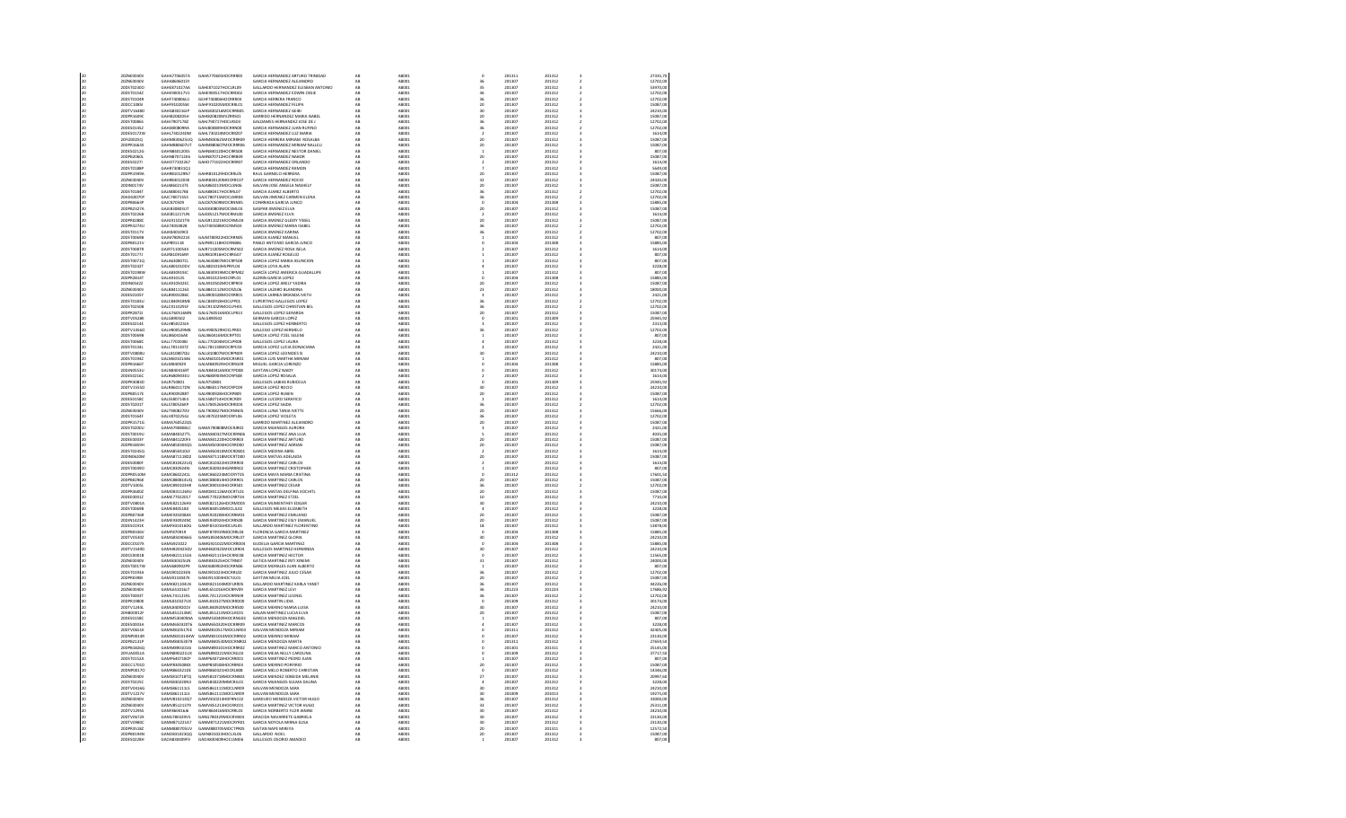| | | | | | | | | | | |
|---|---|---|---|---|---|---|---|---|---|---|
| 20 | 20DES0040V | GAHA770605TA | GARCIA HERNANDEZ ARTURO TRINIDAD | AB | AB001 | 0 | 201311 | 201312 | 3 | 27335,70 |
| 20 | 20DES0040V | GAHA860615Y | GARCIA HERNANDEZ ALEJANDRO | AB | AB001 | 36 | 201307 | 201312 | 3 | 12702,00 |
| 20 | 20DST0240O | GAHE871027VA | GALLARDO HERNANDEZ ELEAZAR ANTONIO | AB | AB001 | 35 | 201307 | 201312 | 3 | 14970,00 |
| 20 | 20DST0154Z | GAHE900517V1 | GARCIA HERNANDEZ EDWIN OSSIE | AB | AB001 | 36 | 201307 | 201312 | 2 | 12702,00 |
| 20 | 20DST0104K | GAHF730806LU | GARCIA HERRERA FRANCO | AB | AB001 | 36 | 201307 | 201312 | 2 | 12702,00 |
| 20 | 20DCC1085I | GAHF910205SH | GARCIA HERNANDEZ FELIPA | AB | AB001 | 20 | 201307 | 201312 | 3 | 15087,00 |
| 20 | 20DTV1648D | GAHG800216EP | GARCIA HERNANDEZ GEIBI | AB | AB001 | 30 | 201307 | 201312 | 3 | 24210,00 |
| 20 | 20DPR1649X | GAHI820820SH | GARRIDO HERNANDEZ MARIA ISABEL | AB | AB001 | 20 | 201307 | 201312 | 3 | 15087,00 |
| 20 | 20DST0086S | GAHJ790717GB | GALDAMES HERNANDEZ JOSE DE J | AB | AB001 | 36 | 201307 | 201312 | 2 | 12702,00 |
| 20 | 20DES0145Z | GAHJ800808RA | GARCIA HERNANDEZ JUAN RUFINO | AB | AB001 | 36 | 201307 | 201312 | 3 | 12702,00 |
| 20 | 20DES0172W | GAHL730224DM | GARCIA HERNANDEZ LUZ MARIA | AB | AB001 | 2 | 201307 | 201312 | 3 | 3614,00 |
| 20 | 20FZE0025Q | GAHM800625UQ | GARCIA HERRERA MIRIAM ROSALBA | AB | AB001 | 20 | 201307 | 201312 | 3 | 15087,00 |
| 20 | 20DPR1563X | GAHM880607UT | GARCIA HERNANDEZ MIRIAM NALLELI | AB | AB001 | 20 | 201307 | 201312 | 3 | 15087,00 |
| 20 | 20DES0212G | GAHN881205 | GARCIA HERNANDEZ NESTOR DANIEL | AB | AB001 | 1 | 201307 | 201312 | 3 | 807,00 |
| 20 | 20DPR0280L | GAHN870712 | GARCIA HERNANDEZ NANCIR | AB | AB001 | 20 | 201307 | 201312 | 3 | 15087,00 |
| 20 | 20DES0127I | GAHO771022 | GARCIA HERNANDEZ ORLANDO | AB | AB001 | 2 | 201307 | 201312 | 3 | 3614,00 |
| 20 | 20DST0188P | GAHR730810 | GARCIA HERNANDEZ RAMON | AB | AB001 | 7 | 201307 | 201312 | 3 | 5649,00 |
| 20 | 20DPR1949A | GAHR810129 | RAUL GARNELO HERRERA | AB | AB001 | 20 | 201307 | 201312 | 3 | 15087,00 |
| 20 | 20DES0040V | GAHR860512 | GARCIA HERNANDEZ ROCIO | AB | AB001 | 32 | 201307 | 201312 | 3 | 24320,00 |
| 20 | 20DIN0174V | GAIA860121 | GALVAN IOSE ANGELA NASHELY | AB | AB001 | 20 | 201307 | 201312 | 3 | 15087,00 |
| 20 | 20DST0188T | GAJA880417 | GARCIA JUAREZ ALBERTO | AB | AB001 | 36 | 201307 | 201312 | 2 | 12702,00 |
| 20 | 20ADG0070F | GAJC780715 | GALVAN JIMENEZ CARMEN ELENA | AB | AB001 | 36 | 201307 | 201312 | 2 | 12702,00 |
| 20 | 20DPB0843P | GAJC870509 | CONRRADA GARCIA JUNCO | AB | AB001 | 0 | 201304 | 201308 | 3 | 15865,00 |
| 20 | 20DPR0227A | GAJE830801 | GASPAR JIMENEZ ELVA | AB | AB001 | 20 | 201307 | 201312 | 3 | 15087,00 |
| 20 | 20DST0226E | GAJE851217 | GARCIA JIMENEZ ELVA | AB | AB001 | 2 | 201307 | 201312 | 3 | 3614,00 |
| 20 | 20DPR0288K | GAJG911027 | GARCIA JIMENEZ GLADY YISSEL | AB | AB001 | 20 | 201307 | 201312 | 3 | 15087,00 |
| 20 | 20DES0274U | GAJI740508 | GARCIA JIMENEZ IMPRIS YSABEL | AB | AB001 | 36 | 201307 | 201312 | 3 | 12702,00 |
| 20 | 20DST0117V | GAJK860109 | GARCIA JIMENEZ KARINA | AB | AB001 | 36 | 201307 | 201312 | 2 | 12702,00 |
| 20 | 20DST0049B | GAJM780922 | GARCIA JUAREZ MANUEL | AB | AB001 | 1 | 201307 | 201312 | 3 | 807,00 |
| 20 | 20DPB0121V | GAJP891118 | PABLO ANTONIO GARCIA JUNCO | AB | AB001 | 0 | 201304 | 201308 | 3 | 15865,00 |
| 20 | 20DST0087R | GAJR711005 | GARCIA JIMENEZ ROSA ISELA | AB | AB001 | 2 | 201307 | 201312 | 3 | 3614,00 |
| 20 | 20DST0177J | GAJR810918 | GARCIA JUAREZ ROGELIO | AB | AB001 | 1 | 201307 | 201312 | 3 | 807,00 |
| 20 | 20DST0071Q | GALA840807 | GARCIA LOPEZ MARIA ASUNCION | AB | AB001 | 1 | 201307 | 201312 | 3 | 807,00 |
| 20 | 20DST0232T | GALA850102 | GARCIA LOYA ALAIN | AB | AB001 | 4 | 201307 | 201312 | 3 | 3228,00 |
| 20 | 20DST0980V | GALA850916 | GARCIA LOPEZ AMERICA GUADALUPE | AB | AB001 | 1 | 201307 | 201312 | 3 | 807,00 |
| 20 | 20DPR2816T | GALA910125 | ALDRIN GARCIA LOPEZ | AB | AB001 | 0 | 201304 | 201308 | 3 | 15865,00 |
| 20 | 20DIN0542Z | GALA910423 | GARCIA LOPEZ ARELY YADIRA | AB | AB001 | 20 | 201307 | 201312 | 3 | 15087,00 |
| 20 | 20DES0040V | GALB841112 | GARCIA LAZARO BLANDINA | AB | AB001 | 23 | 201307 | 201312 | 3 | 18006,00 |
| 20 | 20DES0105Y | GALB900128 | GARCIA LAMBIA BRANDA IVETH | AB | AB001 | 3 | 201307 | 201312 | 3 | 2421,00 |
| 20 | 20DST0184U | GALC840918 | CLAUDINO GALLEGOS LOPEZ | AB | AB001 | 36 | 201307 | 201312 | 2 | 12702,00 |
| 20 | 20DST0250B | GALC911029 | GALLEGOS LOPEZ CHRISTIAN BEL | AB | AB001 | 36 | 201307 | 201312 | 2 | 12702,00 |
| 20 | 20DPR2872I | GALG760516 | GALLEGOS LOPEZ GERARDO | AB | AB001 | 20 | 201307 | 201312 | 3 | 15087,00 |
| 20 | 20DTV0528K | GALG89050 | GERMAN GARCIA LOPEZ | AB | AB001 | 0 | 201301 | 201309 | 3 | 25965,92 |
| 20 | 20DES0214I | GALH850221 | GALLEGOS LOPEZ HERIBERTO | AB | AB001 | 3 | 201307 | 201312 | 3 | 2313,00 |
| 20 | 20DTV1556O | GALH800529 | GALLEGO LOPEZ HERMELO | AB | AB001 | 36 | 201307 | 201312 | 2 | 12702,00 |
| 20 | 20DST0069B | GALI860416 | GARCIA LOPEZ ITZEL SELENE | AB | AB001 | 1 | 201307 | 201312 | 3 | 807,00 |
| 20 | 20DST0068C | GALL770204 | GALLEGOS LOPEZ LAURA | AB | AB001 | 4 | 201307 | 201312 | 3 | 3228,00 |
| 20 | 20DST0134L | GALL781130 | GARCIA LOPEZ LUCIA DONACIANA | AB | AB001 | 3 | 201307 | 201312 | 3 | 2421,00 |
| 20 | 20DTV0880U | GALL810807 | GALLEGOS LOPEZ LEONIDES M | AB | AB001 | 30 | 201307 | 201312 | 3 | 24210,00 |
| 20 | 20DST0196Z | GALM841014 | GARCIA LUIS MARTHA MIRIAM | AB | AB001 | 1 | 201307 | 201312 | 3 | 807,00 |
| 20 | 20DPR1666T | GALM830929 | MIGUEL GARCIA LORENZO | AB | AB001 | 0 | 201304 | 201308 | 3 | 15865,00 |
| 20 | 20DIN0551U | GALN840416 | GAYTAN LOPEZ NADIY | AB | AB001 | 0 | 201301 | 201312 | 3 | 30174,00 |
| 20 | 20DES0216C | GALR840903 | GARCIA LOPEZ ROSALIA | AB | AB001 | 2 | 201307 | 201312 | 3 | 3614,00 |
| 20 | 20DPR0083D | GALR750801 | GALLEGOS LABRA RUBICELIA | AB | AB001 | 0 | 201301 | 201309 | 3 | 25965,92 |
| 20 | 20DTV1555Q | GALR860117 | GARCIA LOPEZ ROCIO | AB | AB001 | 30 | 201307 | 201312 | 3 | 24210,00 |
| 20 | 20DPR0517E | GALR890928 | GARCIA LOPEZ RUBEN | AB | AB001 | 20 | 201307 | 201312 | 3 | 15087,00 |
| 20 | 20DES0158C | GALS580714 | GARCIA LUCERO SERAFICO | AB | AB001 | 2 | 201307 | 201312 | 3 | 3614,00 |
| 20 | 20DST0201T | GALS780526 | GARCIA LOPEZ SAIDA | AB | AB001 | 36 | 201307 | 201312 | 2 | 12702,00 |
| 20 | 20DES0040V | GALT900827 | GARCIA LUNA TANIA IVETTE | AB | AB001 | 20 | 201307 | 201312 | 3 | 15666,00 |
| 20 | 20DST0164F | GALV870325 | GARCIA LOPEZ VIOLETA | AB | AB001 | 36 | 201307 | 201312 | 2 | 12702,00 |
| 20 | 20DPR1571G | GAMA760520 | GARRIDO MARTINEZ ALEJANDRO | AB | AB001 | 20 | 201307 | 201312 | 3 | 15087,00 |
| 20 | 20DST0200U | GAMA790808 | GARCIA MIGANGOS AURORA | AB | AB001 | 3 | 201307 | 201312 | 3 | 2421,00 |
| 20 | 20DST0015V | GAMA840427 | GARCIA MARTINEZ ANA LILIA | AB | AB001 | 5 | 201307 | 201312 | 3 | 4035,00 |
| 20 | 20DPR0668E | GAMA871220 | GARCIA MARTINEZ ARTURO | AB | AB001 | 20 | 201307 | 201312 | 3 | 15087,00 |
| 20 | 20DPR1659H | GAMA850404 | GARCIA MARTINEZ ADRIAN | AB | AB001 | 20 | 201307 | 201312 | 3 | 15087,00 |
| 20 | 20DST0245J | GAMA850410 | GARCIA MEDINA ABRIL | AB | AB001 | 2 | 201307 | 201312 | 3 | 3614,00 |
| 20 | 20DIN0630M | GAMA871130 | GARCIA MATIAS ADELAIDA | AB | AB001 | 20 | 201307 | 201312 | 3 | 15087,00 |
| 20 | 20DES0080F | GAMC810421 | GARCIA MARTINEZ CARLOS | AB | AB001 | 2 | 201307 | 201312 | 3 | 3614,00 |
| 20 | 20DST0039V | GAMC840924 | GARCIA MARTINEZ CRISTOPHER | AB | AB001 | 1 | 201307 | 201312 | 3 | 807,00 |
| 20 | 20DPR0520M | GAMC860224 | GARCIA MAYA MARIA CRISTINA | AB | AB001 | 0 | 201312 | 201312 | 3 | 17601,50 |
| 20 | 20DPR0296K | GAMC880814 | GARCIA MARTINEZ CARLOS | AB | AB001 | 20 | 201307 | 201312 | 3 | 15087,00 |
| 20 | 20DTV1305L | GAMC890104 | GARCIA MARTINEZ CESAR | AB | AB001 | 36 | 201307 | 201312 | 2 | 12702,00 |
| 20 | 20DPR0660V | GAMD831126 | GARCIA MATIAS DELFINA XOCHITL | AB | AB001 | 20 | 201307 | 201312 | 3 | 15087,00 |
| 20 | 20DES0031Z | GAME770220 | GARCIA MARTINEZ ETZEL | AB | AB001 | 10 | 201307 | 201312 | 3 | 7710,00 |
| 20 | 20DTV0801A | GAME831126 | GARCIA MIJANGOS EDGAR | AB | AB001 | 30 | 201307 | 201312 | 3 | 24210,00 |
| 20 | 20DST0049B | GAME860518 | GALLEGOS MEDINA ELIZABETH | AB | AB001 | 4 | 201307 | 201312 | 3 | 3228,00 |
| 20 | 20DPR0736R | GAME920308 | GARCIA MARTINEZ EMILIANO | AB | AB001 | 20 | 201307 | 201312 | 3 | 15087,00 |
| 20 | 20DIN1423H | GAME930924 | GARCIA MARTINEZ ESLY EMANUEL | AB | AB001 | 20 | 201307 | 201312 | 3 | 15087,00 |
| 20 | 20DES0219Z | GAMF831016 | GALLARDO MARTINEZ FLORENTINO | AB | AB001 | 18 | 201307 | 201312 | 3 | 13878,00 |
| 20 | 20DPR0536V | GAMF870919 | FLORENCIA GARCIA MARTINEZ | AB | AB001 | 0 | 201304 | 201308 | 3 | 15865,00 |
| 20 | 20DTV0550Z | GAMG850406 | GARCIA MARTINEZ GLORIA | AB | AB001 | 30 | 201307 | 201312 | 3 | 24210,00 |
| 20 | 20DCC0107X | GAMG872022 | GUDELIA GARCIA MARTINEZ | AB | AB001 | 0 | 201304 | 201308 | 3 | 15865,00 |
| 20 | 20DTV1549D | GAMH820419 | GALLEGOS MARTINEZ HERMINIA | AB | AB001 | 30 | 201307 | 201312 | 3 | 24210,00 |
| 20 | 20DCC0081B | GAMH821115 | GARCIA MARTINEZ HECTOR | AB | AB001 | 0 | 201307 | 201312 | 3 | 13565,00 |
| 20 | 20DES0040V | GAMI850325 | GATICA MARTINEZ INTI XIMENE | AB | AB001 | 31 | 201307 | 201312 | 3 | 24000,00 |
| 20 | 20DST0037W | GAMJ840902 | GARCIA MORALES JUAN ALBERTO | AB | AB001 | 1 | 201307 | 201312 | 3 | 807,00 |
| 20 | 20DST0193A | GAMJ901023 | GARCIA MARTINEZ JULIO CESAR | AB | AB001 | 36 | 201307 | 201312 | 2 | 12702,00 |
| 20 | 20DPR0379I | GAMJ911004 | GAYTAN MARTINEZ | AB | AB001 | 20 | 201307 | 201312 | 3 | 15087,00 |
| 20 | 20DES0040V | GAMK821104 | GALLARDO MARTINEZ KARLA YANET | AB | AB001 | 36 | 201307 | 201312 | 3 | 34226,00 |
| 20 | 20DES0040V | GAML641016 | GARCIA MARTINEZ LEVI | AB | AB001 | 36 | 201223 | 201224 | 3 | 17686,92 |
| 20 | 20DST0020T | GAML741121 | GARCIA MARTINEZ LEONEL | AB | AB001 | 36 | 201307 | 201312 | 2 | 12702,00 |
| 20 | 20DPR1980K | GAML810427 | GARCIA MARTIN LIDIA | AB | AB001 | 0 | 201309 | 201312 | 3 | 30174,00 |
| 20 | 20DTV1244L | GAML840921 | GARCIA MERINO MARIA LUISA | AB | AB001 | 30 | 201307 | 201312 | 3 | 24210,00 |
| 20 | 20HBD0012F | GAML851213 | GALAN MARTINEZ LUCIA ELVA | AB | AB001 | 20 | 201307 | 201312 | 3 | 15087,00 |
| 20 | 20DES0158C | GAMM530408 | GARCIA MENDOZA MIGDIEL | AB | AB001 | 1 | 201307 | 201312 | 3 | 807,00 |
| 20 | 20DES0003A | GAMM650327 | GARCIA MARTINEZ MARCOS | AB | AB001 | 4 | 201307 | 201312 | 3 | 3228,00 |
| 20 | 20DTV0561X | GAMM810517 | GALVAN MENDOZA MIRIAM | AB | AB001 | 0 | 201311 | 201312 | 3 | 42305,00 |
| 20 | 20DPR0318F | GAMM840104 | GARCIA MERINO MIRIAM | AB | AB001 | 0 | 201307 | 201312 | 3 | 24150,00 |
| 20 | 20DPR0241P | GAMM860510 | GARCIA MENDOZA MARTA | AB | AB001 | 0 | 201311 | 201312 | 3 | 27655,50 |
| 20 | 20DPR1026Q | GAMM900316 | GARCIA MARTINEZ MARCO ANTONIO | AB | AB001 | 0 | 201303 | 201311 | 3 | 25345,00 |
| 20 | 20FUA0051A | GAMN890321 | GARCIA MEJIA NELLY CAROLINA | AB | AB001 | 0 | 201309 | 201312 | 3 | 37717,50 |
| 20 | 20DST0152A | GAMP840718 | GARCIA MARTINEZ PEDRO JUAN | AB | AB001 | 1 | 201307 | 201312 | 3 | 807,00 |
| 20 | 20DCC1701D | GAMP850608 | GARCIA MERINO PORFIRIO | AB | AB001 | 20 | 201307 | 201312 | 3 | 15087,00 |
| 20 | 20DNP0017C | GAMR860321 | GARCIA MELO ROBERTO CHRISTIAN | AB | AB001 | 0 | 201307 | 201312 | 3 | 14346,00 |
| 20 | 20DES0040V | GAMS810718 | GARCIA MENDEZ SEBEIDA MELANIE | AB | AB001 | 27 | 201307 | 201312 | 3 | 20997,60 |
| 20 | 20DST0225C | GAMS830209 | GARCIA MIJANGOS SILVIA DALINA | AB | AB001 | 4 | 201307 | 201312 | 3 | 3228,00 |
| 20 | 20DTV0316G | GAMS861111 | GALVAN MENDOZA SARA | AB | AB001 | 30 | 201307 | 201312 | 3 | 24210,00 |
| 20 | 20DTV1227V | GAMS861111 | GALVAN MENDOZA SARA | AB | AB001 | 30 | 201309 | 201312 | 3 | 19275,00 |
| 20 | 20DES0040V | GAMV810415 | GARDUÑO MENDOZA VICTOR HUGO | AB | AB001 | 36 | 201307 | 201312 | 3 | 34000,00 |
| 20 | 20DES0040V | GAMV821107 | GARCIA MARTINEZ VICTOR HUGO | AB | AB001 | 33 | 201307 | 201312 | 3 | 25311,00 |
| 20 | 20DTV1295S | GANF860416 | GARCIA NORBERTO FLOR JANINE | AB | AB001 | 30 | 201307 | 201312 | 3 | 24210,00 |
| 20 | 20DTV0672X | GANG780829 | GRACIDA NAVARRETE GABRIELA | AB | AB001 | 30 | 201307 | 201312 | 3 | 24210,00 |
| 20 | 20DTV0880C | GANM871221 | GARCIA NOYOLA MIRNA ELISA | AB | AB001 | 30 | 201307 | 201312 | 3 | 24210,00 |
| 20 | 20FIR0518Z | GANN880705 | GAYTAN NIEVES NINFA | AB | AB001 | 20 | 201307 | 201311 | 3 | 12572,50 |
| 20 | 20DPR0190N | GANO931023 | GALLARDO NOEL | AB | AB001 | 20 | 201307 | 201312 | 3 | 15087,00 |
| 20 | 20DES0228H | GAOA840409 | GALLEGOS OSORIO AMADEO | AB | AB001 | 1 | 201307 | 201312 | 3 | 807,00 |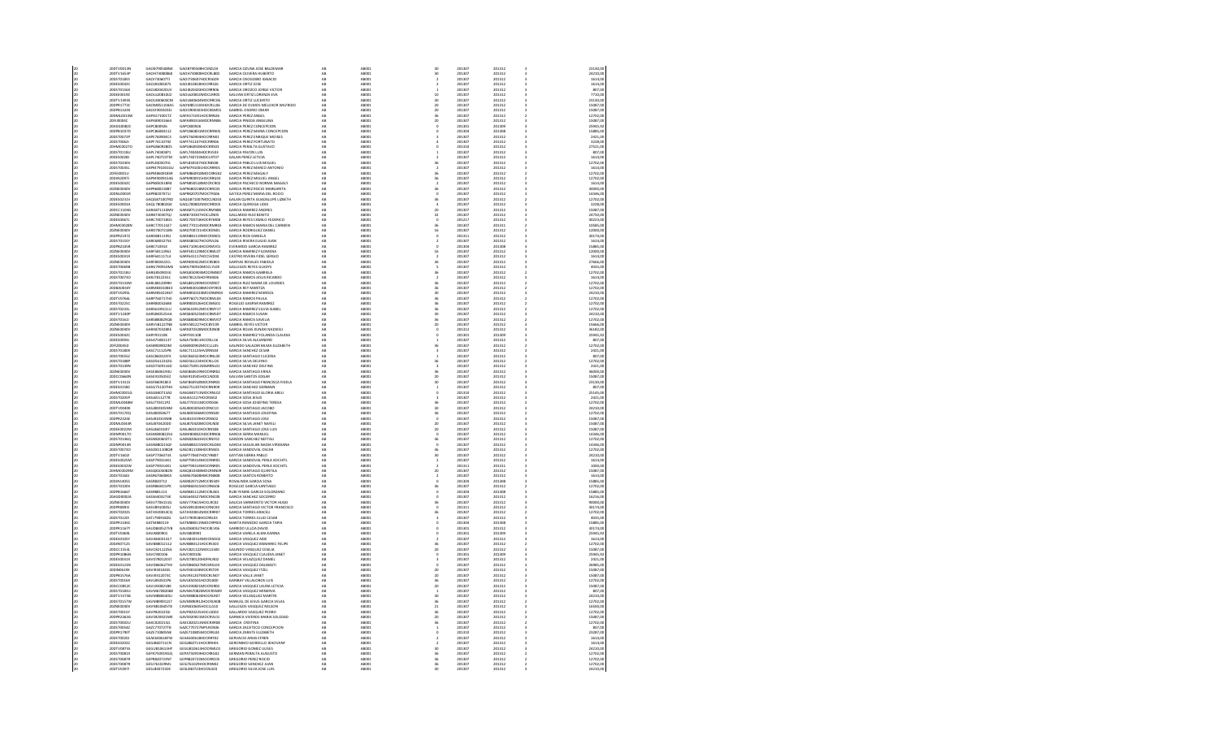| | | | | | | | | | | | |
|---|---|---|---|---|---|---|---|---|---|---|---|
| 20 | 20DTV0013N | GAOA790508M4 | GAOA790508HCSRZL04 | GARCIA OZUNA JOSE BALDEMAR | AB | AB001 | 30 | 201307 | 201312 | 3 | 24243,00 |
| 20 | 20DTV1664P | GAOH730808B4 | GAOH730808HOCRLB00 | GARCIA OLIVERA HUBERTO | AB | AB001 | 30 | 201307 | 201312 | 3 | 24243,00 |
| 20 | 20DST0185S | GAOI730607T1 | GAOI730607HOCRSG09 | GARCIA OSOGOBIO IGNACIO | AB | AB001 | 2 | 201307 | 201312 | 3 | 1614,00 |
| 20 | 20DES0042C | GAOJ810818T5 | GAOJ810818HOCRRS06 | GARCIA ORTIZ JOSE | AB | AB001 | 2 | 201307 | 201312 | 3 | 1614,00 |
| 20 | 20DST0156X | GAOJ820420UV | GAOJ820420HOCRRR06 | GARCIA OROZCO JORGE VICTOR | AB | AB001 | 1 | 201307 | 201312 | 3 | 807,00 |
| 20 | 20DES0019D | GAOL620818LE | GAOL620818MOCLRR05 | GALVAN ORTIZ LORENZA EVA | AB | AB001 | 10 | 201307 | 201312 | 3 | 7710,00 |
| 20 | 20DTV1490S | GAOL8406068M | GAOL840606MOCRRC06 | GARCIA ORTIZ LUCERITO | AB | AB001 | 30 | 201307 | 201312 | 3 | 24243,00 |
| 20 | 20DPR1775C | GAOM851106S5 | GAOM851106HOCRLL06 | GARCIA DE OLMOS MELCHOR WILFRIDO | AB | AB001 | 20 | 201307 | 201312 | 3 | 15087,00 |
| 20 | 20DPR1224I | GAOO690303S1 | GAOO690303HOCRMM01 | GABRIEL OSORIO OMAR | AB | AB001 | 20 | 201307 | 201312 | 3 | 15087,00 |
| 20 | 20DML0015W | GAPA5710017Z | GAPA571001HOCRRN06 | GARCIA PEREZ ANGEL | AB | AB001 | 36 | 201307 | 201312 | 2 | 12702,00 |
| 20 | 20FJI0004C | GAPA890516E4 | GAPA890516MOCRNN06 | GARCIA PINEDA ANGELINA | AB | AB001 | 20 | 201307 | 201312 | 3 | 15087,00 |
| 20 | 20ADG0082C | GAPC800926 | GAPC800926 | GARCIA PEREZ CONCEPCION | AB | AB001 | 0 | 201301 | 201309 | 3 | 25945,92 |
| 20 | 20DPR1037D | GAPC860813 12 | GAPC860813MOCRRN05 | GARCIA PEREZ MARIA CONCEPCION | AB | AB001 | 0 | 201304 | 201308 | 3 | 15885,04 |
| 20 | 20DST0072P | GAPE760904C3 | GAPE760904HOCRRN01 | GARCIA PEREZ ENRIQUE MOISES | AB | AB001 | 3 | 201307 | 201312 | 3 | 2421,00 |
| 20 | 20DST0062J | GAPF7411274Z | GAPF741127HOCRRR06 | GARCIA PEREZ FORTUNATO | AB | AB001 | 4 | 201307 | 201312 | 3 | 3228,00 |
| 20 | 20HMC0027D | GAPG840928D5 | GAPG840928HOCRRS03 | GARCIA PERALTA GUSTAVO | AB | AB001 | 0 | 201310 | 201312 | 3 | 27521,00 |
| 20 | 20DST0118U | GAPL740804P1 | GAPL740804HOCRVS03 | GARCIA PAVON LUIS | AB | AB001 | 1 | 201307 | 201312 | 3 | 807,00 |
| 20 | 20DES0028J | GAPL7607239W | GAPL760723MOCLRT07 | GALAN PEREZ LETICIA | AB | AB001 | 2 | 201307 | 201312 | 3 | 1614,00 |
| 20 | 20DST0240V | GAPL830507T6 | GAPL830507HOCRBS08 | GARCIA PABLO LUIS MIGUEL | AB | AB001 | 36 | 201307 | 201312 | 2 | 12702,00 |
| 20 | 20DST0093L | GAPM791001GU | GAPM791001HOCRRR01 | GARCIA PEREZ MARCO ANTONIO | AB | AB001 | 2 | 201307 | 201312 | 3 | 1614,00 |
| 20 | 20FZE0001U | GAPM860916SB | GAPM860916MOCRRG02 | GARCIA PEREZ MAGALY | AB | AB001 | 36 | 201307 | 201312 | 2 | 12702,00 |
| 20 | 20DZN0097J | GAPM8609154S | GAPM860915HOCRRG03 | GARCIA PEREZ MIGUEL ANGEL | AB | AB001 | 36 | 201307 | 201312 | 2 | 12702,00 |
| 20 | 20DES0032C | GAPN860518M | GAPN860518MOCCRR05 | GARCIA PACHECO NORMA MAGALY | AB | AB001 | 2 | 201307 | 201312 | 3 | 1614,00 |
| 20 | 20ZNE0090V | GAPR680218BT | GAPR680218MOCRRC03 | GARCIA PEREZ ROCIO MARGARITA | AB | AB001 | 36 | 201307 | 201312 | 2 | 8000,00 |
| 20 | 20DML0003R | GAPR820707LI | GAPR820707MOCTRD06 | GATICA PEREZ MARIA DEL ROCIO | AB | AB001 | 0 | 201307 | 201312 | 3 | 14346,00 |
| 20 | 20DES0231V | GAQG8710079D | GAQG871007MOCLND03 | GALAN QUINTIN GUADALUPE LIZBETH | AB | AB001 | 36 | 201307 | 201312 | 2 | 12702,00 |
| 20 | 20DES0003A | GAQL780803Q6 | GAQL780803HOCRRS05 | GARCIA QUIROGA LUISA | AB | AB001 | 4 | 201307 | 201312 | 3 | 3228,00 |
| 20 | 20DCC1103G | GARA8711109W | GARA871110HOCRMN08 | GARCIA RAMIREZ ANDRES | AB | AB001 | 20 | 201307 | 201312 | 3 | 15087,00 |
| 20 | 20ZNE0080Y | GARB7303070J | GARB730307HOCLZN05 | GALLARDO RUIZ BENITO | AB | AB001 | 32 | 201307 | 201312 | 3 | 24750,00 |
| 20 | 20DES0067L | GARC700718G5 | GARC700718HOCYSN08 | GARCIA REYES CAMILO FEDERICO | AB | AB001 | 0 | 201217 | 201312 | 3 | 40221,00 |
| 20 | 20HMC0028N | GARC770114EY | GARC770114MOCRMR03 | GARCIA RAMOS MARIA DEL CARMEN | AB | AB001 | 36 | 201307 | 201312 | 2 | 10585,00 |
| 20 | 20ZNE0040X | GARD780713KB | GARD780713HOCRDN01 | GARCIA RODRIGUEZ DANIEL | AB | AB001 | 16 | 201307 | 201312 | 3 | 12003,00 |
| 20 | 20DPR2197Z | GARD881119SU | GARD881119MOCRSN01 | GARCIA RIOS DANIELA | AB | AB001 | 0 | 201311 | 201312 | 3 | 30174,00 |
| 20 | 20DST0155Y | GARE680327S4 | GARE680327HOCRVL06 | GARCIA RIVERA ELIGIO JUAN | AB | AB001 | 2 | 201307 | 201312 | 3 | 1614,00 |
| 20 | 20DPR2135B | GARE710914 | GARE710914HOCRMV01 | EVERARDO GARCIA RAMIREZ | AB | AB001 | 0 | 201304 | 201308 | 3 | 15885,04 |
| 20 | 20ZNE0040X | GARF561129K4 | GARF561129MOCRML07 | GARCIA RAMIREZ FILOMENA | AB | AB001 | 16 | 201307 | 201312 | 3 | 12003,00 |
| 20 | 20DES0031X | GARF641117L4 | GARF641117HOCSVS04 | CASTRO RIVERA FIDEL SERGIO | AB | AB001 | 2 | 201307 | 201312 | 3 | 1614,00 |
| 20 | 20ZNE0080Y | GARF800422CL | GARF800422MOCRSB03 | GARCIA ROSALES FABIOLA | AB | AB001 | 36 | 201307 | 201312 | 2 | 27666,00 |
| 20 | 20DST0049R | GARG790910M6 | GARG790910MOCLYL09 | GALLEGOS REYES GLADYS | AB | AB001 | 5 | 201307 | 201312 | 3 | 4035,00 |
| 20 | 20DST0118U | GARG850909SD | GARG850909MOCRMB07 | GARCIA RAMOS GABRIELA | AB | AB001 | 36 | 201307 | 201312 | 2 | 12702,00 |
| 20 | 20DST0076O | GARI781225S1 | GARI781225HOCRMS06 | GARCIA RAMOS JESUS RICARDO | AB | AB001 | 2 | 201307 | 201312 | 3 | 1614,00 |
| 20 | 20DST0133M | GARL881209BH | GARL881209MOCRZR07 | GARCIA RUIZ MARIA DE LOURDES | AB | AB001 | 36 | 201307 | 201312 | 2 | 12702,00 |
| 20 | 20DBA0034Y | GARM850310BG3 | GARM850310MOCYRR03 | GARCIA REY MARITZA | AB | AB001 | 36 | 201307 | 201312 | 2 | 12702,00 |
| 20 | 20DTV0295L | GARM8502246T | GARM850224MOCRMR01 | GARCIA RAMIREZ MARISOL | AB | AB001 | 30 | 201307 | 201312 | 3 | 24243,00 |
| 20 | 20DTV0766L | GARP760717H8 | GARP760717MOCRML04 | GARCIA RAMOS PAULA | AB | AB001 | 36 | 201307 | 201312 | 2 | 12702,00 |
| 20 | 20DST0225C | GARR800326E8 | GARR800326HOCSMG01 | ROGELIO GASPAR RAMIREZ | AB | AB001 | 36 | 201307 | 201312 | 2 | 12702,00 |
| 20 | 20DST0233L | GARS6109121U | GARS610912MOCRMY17 | GARCIA RAMIREZ SILVIA ISABEL | AB | AB001 | 36 | 201307 | 201312 | 2 | 12702,00 |
| 20 | 20DTV1240P | GARS840525HA | GARS840525MOCRML07 | GARCIA RAMOS LILIAN | AB | AB001 | 30 | 201307 | 201312 | 3 | 24243,00 |
| 20 | 20DST0161I | GARS880829Q6 | GARS880829MOCRMV07 | GARCIA RAMOS SAVELIA | AB | AB001 | 36 | 201307 | 201312 | 2 | 12702,00 |
| 20 | 20ZNE0040V | GARV581227NE | GARV581227HOCBYC09 | GABRIEL REYES VICTOR | AB | AB001 | 20 | 201307 | 201312 | 3 | 15086,00 |
| 20 | 20ZNE0040V | GARX870428K5 | GARX870428MOCRXN08 | GARCIA DEL RUMAN NADHELI | AB | AB001 | 0 | 201312 | 201312 | 3 | 36182,00 |
| 20 | 20DES0043C | GARY931108 | GARY931108 | GARCIA RAMIREZ YOLANDA CLAUDIA | AB | AB001 | 0 | 201301 | 201309 | 3 | 25945,92 |
| 20 | 20DES0093I | GASA750811XE | GASA750811HOCRLL16 | GARCIA SILVA ALEJANDRO | AB | AB001 | 1 | 201307 | 201312 | 3 | 807,00 |
| 20 | 20FZE0005D | GASB890902UM | GASB890902MOCLLL05 | GALINDO SALAZAR BILAHA ELIZABETH | AB | AB001 | 36 | 201307 | 201312 | 2 | 12702,00 |
| 20 | 20DST0180X | GASC711125YK | GASC711125HCRNS04 | GARCIA SANCHEZ CESAR | AB | AB001 | 3 | 201307 | 201312 | 3 | 2421,00 |
| 20 | 20DST0055Z | GASC860323FX | GASC860323MOCRNL00 | GARCIA SANTIAGO CLICERIA | AB | AB001 | 1 | 201307 | 201312 | 3 | 807,00 |
| 20 | 20DST0188P | GASD561224Q1 | GASD561224HOCRLL06 | GARCIA SILVA DELFINO | AB | AB001 | 36 | 201307 | 201312 | 2 | 12702,00 |
| 20 | 20DST0198N | GASD750915GD | GASD750915MSRNRL01 | GARCIA SANCHEZ DELFINA | AB | AB001 | 3 | 201307 | 201312 | 3 | 2421,00 |
| 20 | 20ZNE0040V | GASE860919GJ | GASE860919MOCRNR02 | GARCIA SANTIAGO ERIKA | AB | AB001 | 36 | 201307 | 201312 | 2 | 36000,00 |
| 20 | 20DCC0660N | GASE910505E2 | GASE910505HOCLND00 | GALVAN SANTOS EDGAR | AB | AB001 | 20 | 201307 | 201312 | 3 | 15087,00 |
| 20 | 20DTV1331S | GASF840905M | GASF840905MOCRNR03 | GARCIA SANTIAGO FRANCISCA FIDELA | AB | AB001 | 30 | 201307 | 201312 | 3 | 24243,00 |
| 20 | 20DES0158C | GASG751207H4 | GASG751207HOCRNR09 | GARCIA SANCHEZ GERMAN | AB | AB001 | 1 | 201307 | 201312 | 3 | 807,00 |
| 20 | 20HMC0001S | GASG840713NJ | GASG840713MOCRNL02 | GARCIA SANTIAGO GLORIA ABELI | AB | AB001 | 0 | 201310 | 201312 | 3 | 25145,00 |
| 20 | 20DST0235F | GASJ611127YB | GASJ611127HOCRSS01 | GARCIA SOSA JESUS | AB | AB001 | 3 | 201307 | 201312 | 3 | 2421,00 |
| 20 | 20DML0048M | GASJ770311P2 | GASJ770311MOCRSS06 | GARCIA SOSA JOSEFINA TERESA | AB | AB001 | 36 | 201307 | 201312 | 2 | 12702,00 |
| 20 | 20DTV0049K | GASJ800405HM | GASJ800405HOCRNC02 | GARCIA SANTIAGO JACOBO | AB | AB001 | 30 | 201307 | 201312 | 3 | 24243,00 |
| 20 | 20DST0170Q | GASJ8003067T | GASJ800306MOCRNS00 | GARCIA SANTIAGO JOSEFINA | AB | AB001 | 36 | 201307 | 201312 | 2 | 12702,00 |
| 20 | 20DPR2324I | GASJ810319AB | GASJ810319HOCRNS02 | GARCIA SANTIAGO JOSE | AB | AB001 | 0 | 201307 | 201312 | 3 | 15087,00 |
| 20 | 20DML0043R | GASJ870420DD | GASJ870420MOCRLN00 | GARCIA SILVA JANET NAYELI | AB | AB001 | 20 | 201307 | 201312 | 3 | 15087,00 |
| 20 | 20DES0022M | GASL860310D7 | GASL860310HOCRNS00 | GARCIA SANTIAGO JOSE LUIS | AB | AB001 | 20 | 201307 | 201312 | 3 | 15087,00 |
| 20 | 20DNP0017O | GASM800822SS | GASM800822HOCRRN04 | GARCIA SIERRA MANUEL | AB | AB001 | 0 | 201307 | 201312 | 3 | 14346,00 |
| 20 | 20DST0186Q | GASN820603T1 | GASN820603HOCRNF02 | GARZON SANCHEZ NEFTALI | AB | AB001 | 36 | 201307 | 201312 | 2 | 12702,00 |
| 20 | 20DNP0014R | GASN880215GF | GASN880215MOCRLD04 | GARCIA SALGUILAN NADIA VIRIDIANA | AB | AB001 | 0 | 201307 | 201312 | 3 | 14346,00 |
| 20 | 20DST0075O | GASO811108QB | GASO811108HOCRNS01 | GARCIA SANDOVAL OSCAR | AB | AB001 | 36 | 201307 | 201312 | 2 | 12702,00 |
| 20 | 20DTV1602I | GASP730607X8 | GASP730607HOCYRB07 | GAYTAN SIERRA PABLO | AB | AB001 | 30 | 201307 | 201312 | 3 | 24243,00 |
| 20 | 20DES0025X | GASP790314E1 | GASP790314MOCNNR05 | GARCIA SANDOVAL PERLA XOCHITL | AB | AB001 | 2 | 201307 | 201312 | 3 | 1614,00 |
| 20 | 20DES0025W | GASP790314E1 | GASP790314MOCNNR05 | GARCIA SANDOVAL PERLA XOCHITL | AB | AB001 | 2 | 201311 | 201311 | 3 | 1000,00 |
| 20 | 20HMC0029M | GASQ810308ZN | GASQ810308MOCRNN08 | GARCIA SANTIAGO QUINTILA | AB | AB001 | 20 | 201307 | 201312 | 3 | 15087,00 |
| 20 | 20DST0236E | GASR670608KS | GASR670608HOCNNB08 | GARCIA SANTOS ROBERTO | AB | AB001 | 2 | 201307 | 201312 | 3 | 1614,00 |
| 20 | 20DJN1405S | GASR820712 | GASR820712MOCRSS09 | ROSALINDA GARCIA SOSA | AB | AB001 | 0 | 201304 | 201308 | 3 | 15885,04 |
| 20 | 20DST0100V | GASR860415PX | GASR860415HOCRNG06 | ROGELIO GARCIA SANTIAGO | AB | AB001 | 36 | 201307 | 201312 | 2 | 12702,00 |
| 20 | 20DPR0466T | GASR881113 | GASR881112MOCRLB01 | RUBI PENINE GARCIA SOLORZANO | AB | AB001 | 0 | 201304 | 201308 | 3 | 15885,04 |
| 20 | 20ADG0082A | GASS640327SB | GASS640327MOCRNC08 | GARCIA SANCHEZ SOCORRO | AB | AB001 | 0 | 201307 | 201312 | 3 | 16216,00 |
| 20 | 20ZNE0040V | GASV770615D4 | GASV770615HOCRSC02 | GARCIA SARMIENTO VICTOR HUGO | AB | AB001 | 36 | 201307 | 201312 | 2 | 90000,00 |
| 20 | 20DPR0089I | GASV8910045J | GASV891004HOCRNC03 | GARCIA SANTIAGO VICTOR FRANCISCO | AB | AB001 | 0 | 201311 | 201312 | 3 | 30174,00 |
| 20 | 20DST0202S | GATA830814CE | GATA830814MOCRRR07 | GARCIA TORRES ARACELI | AB | AB001 | 36 | 201307 | 201312 | 2 | 12702,00 |
| 20 | 20DST0125Y | GATJ790926E6 | GATJ790926HOCRRL05 | GARCIA TORRES JULIO CESAR | AB | AB001 | 5 | 201307 | 201312 | 3 | 4035,00 |
| 20 | 20DPR0486G | GATM880119 | GATM880119MOCRRR06 | GUERRERO GARCIA TAPIA | AB | AB001 | 0 | 201304 | 201308 | 3 | 15885,04 |
| 20 | 20DPR1167Y | GAUD840527VB | GAUD840527HOCRLV06 | GARRIDO ULLOA DAVID | AB | AB001 | 0 | 201301 | 201312 | 3 | 30174,00 |
| 20 | 20DTV0469L | GAVA800901 | GAVA800901 | GARCIA VARELA ALMA KARINA | AB | AB001 | 0 | 201301 | 201309 | 3 | 25945,92 |
| 20 | 20DES0105Y | GAVA840331417 | GAVA840331MOCRSD02 | GARCIA VASQUEZ AIDE | AB | AB001 | 2 | 201307 | 201312 | 3 | 1614,00 |
| 20 | 20DST0212S | GAVB800211C2 | GAVB800211HOCRSO03 | GARCIA VASQUEZ RAMIREZ FELIPE | AB | AB001 | 36 | 201307 | 201312 | 2 | 12702,00 |
| 20 | 20DCC1553L | GAVC821122S6 | GAVC821122MOCLSS00 | GALINDO VASQUEZ CELSA | AB | AB001 | 20 | 201307 | 201312 | 3 | 15087,00 |
| 20 | 20DPR0086N | GAVC900106 | GAVC900106 | GARCIA VASQUEZ CLAUDIA JANET | AB | AB001 | 0 | 201301 | 201309 | 3 | 25945,92 |
| 20 | 20DES0031X | GAVD780120ST | GAVD780120HEPRLN02 | GARCIA VELAZQUEZ DANIEL | AB | AB001 | 3 | 201307 | 201312 | 3 | 2421,00 |
| 20 | 20DES0123N | GAVD860627H2 | GAVD860627MOSRSL03 | GARCIA VASQUEZ DALIMATI | AB | AB001 | 0 | 201307 | 201312 | 3 | 26985,00 |
| 20 | 20DNE0019X | GAVI930104S5 | GAVI930104MOCRST09 | GARCIA VASQUEZ ITZEL | AB | AB001 | 20 | 201307 | 201312 | 3 | 15087,00 |
| 20 | 20DPR2174A | GAVJ911207A1 | GAVJ911207MOCRLN07 | GARCIA VALLE JANET | AB | AB001 | 20 | 201307 | 201312 | 3 | 15087,00 |
| 20 | 20DST0056K | GAVL850331P6 | GAVL850331HOCRLS00 | GASPAR VILLASEÑOS LUIS | AB | AB001 | 36 | 201307 | 201312 | 2 | 12702,00 |
| 20 | 20DCC0852C | GAVL890823BK | GAVL890823MOCSSN00 | GARCIA VASQUEZ LAURA LETICIA | AB | AB001 | 36 | 201307 | 201312 | 2 | 12702,00 |
| 20 | 20DST0183U | GAVM670826G8 | GAVM670826MOCRSN03 | GARCIA VASQUEZ MINERVA | AB | AB001 | 1 | 201307 | 201312 | 3 | 807,00 |
| 20 | 20DTV1574E | GAVM880403SU | GAVM880403HOCRLR07 | GARCIA VELASQUEZ MARTIN | AB | AB001 | 30 | 201307 | 201312 | 3 | 24243,00 |
| 20 | 20DST0137W | GAVM890412I7 | GAVM890412HOCNLQ08 | MANUEL DE JESUS GARCIA VILLAS | AB | AB001 | 36 | 201307 | 201312 | 2 | 12702,00 |
| 20 | 20ZNE0040V | GAVN810405T8 | GAVN810405HOCLSL10 | GALLEGOS VASQUEZ NELSON | AB | AB001 | 21 | 201307 | 201312 | 3 | 16500,00 |
| 20 | 20DST0015Y | GAVP820225S6 | GAVP820225HOCLSD02 | GALLARDO VASQUEZ PEDRO | AB | AB001 | 36 | 201307 | 201312 | 2 | 12702,00 |
| 20 | 20DPR2363G | GAVS820921MS | GAVS820921MOCRVL01 | GARNICA VIVEROS MARIA SOLEDAD | AB | AB001 | 20 | 201307 | 201312 | 3 | 15087,00 |
| 20 | 20DST0002U | GAXC820514G | GAXC820514MOCRXR08 | GARCIA CRISTINA | AB | AB001 | 36 | 201307 | 201312 | 2 | 12702,00 |
| 20 | 20DST0054Z | GAZC770727TB | GAZC770727MPLRCN06 | GARCIA ZAGATECO CONCEPCION | AB | AB001 | 1 | 201307 | 201312 | 3 | 807,00 |
| 20 | 20DPR1780T | GAZE710805RA | GAZE710805MOCRRL04 | GARCIA ZARATE ELIZABETH | AB | AB001 | 0 | 201310 | 201312 | 3 | 23297,00 |
| 20 | 20DST0020I | GEAE600610FM | GEAE600610HOCRRF02 | GERVACIO ARIAS EFREN | AB | AB001 | 2 | 201307 | 201312 | 3 | 1614,00 |
| 20 | 20DES0203Z | GEGJ860711CN | GEGJ860711HOCRRH01 | GERONIMO GORDILLO JEHOVANY | AB | AB001 | 2 | 201307 | 201312 | 3 | 1614,00 |
| 20 | 20DTV0875X | GEGL810615HM | GEGL810615HOCRML01 | GREGORIO GOMEZ ULISES | AB | AB001 | 30 | 201307 | 201312 | 3 | 24243,00 |
| 20 | 20DST0081X | GEPA760919GL | GEPA760919HOCRRG02 | GERMAN PERALTA AUGUSTO | AB | AB001 | 36 | 201307 | 201312 | 2 | 12702,00 |
| 20 | 20DST0087R | GEPR830723NT | GEPR830723MOCRRC05 | GREGORIO PEREZ ROCIO | AB | AB001 | 36 | 201307 | 201312 | 2 | 12702,00 |
| 20 | 20DST0087R | GESJ761029MJ | GESJ761029HOCRNN02 | GREGORIO SANCHEZ JUAN | AB | AB001 | 36 | 201307 | 201312 | 2 | 12702,00 |
| 20 | 20DTV0397I | GESL840723DC | GESL840723HOCRLS03 | GREGORIO SILVA JOSE LUIS | AB | AB001 | 30 | 201307 | 201312 | 3 | 24243,00 |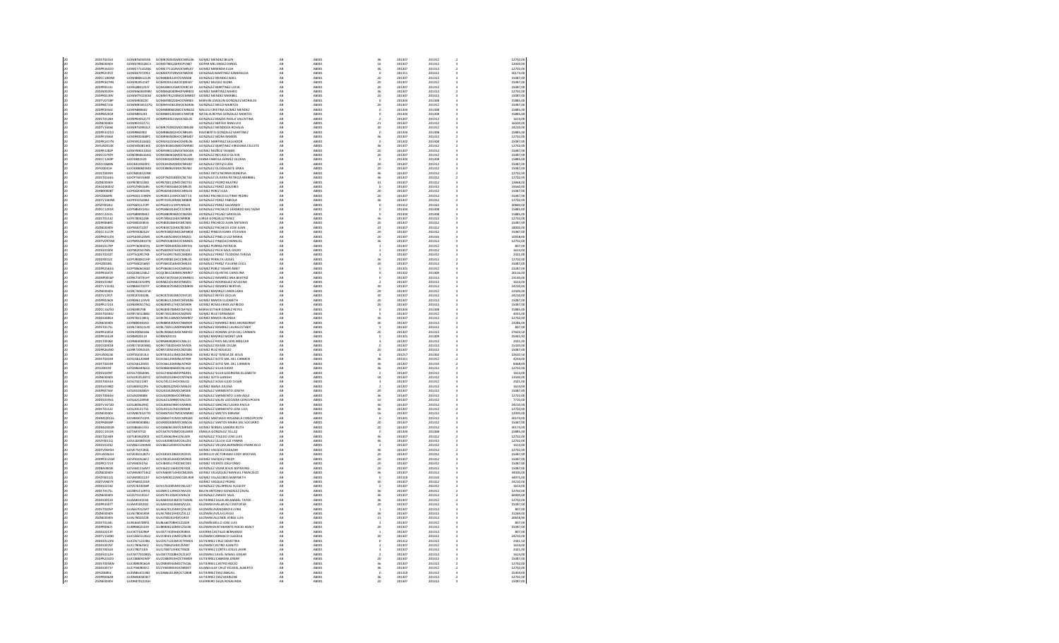| | | | | | | | | | | | |
|---|---|---|---|---|---|---|---|---|---|---|---|
| 20 | 20DST0255X | GOMB760505UI6 | GOMB760505MOCMNL06 | GOMEZ MENDEZ BELEN | AB | AB001 | 36 | 201307 | 201312 | 2 | 12702,00 |
| 20 | 20ZNE0040V | GOMD780126CI3 | GOMD780126HOCPLN07 | GOMEZ MELENDEZ DANIEL | AB | AB001 | 16 | 201307 | 201312 | 2 | 12003,00 |
| 20 | 20DPR1642D | GOME7711022Q6 | GOME771102MOCMRS07 | GOMEZ MIRANDA ELDA | AB | AB001 | 36 | 201307 | 201312 | 2 | 12702,00 |
| 20 | 20DPR2197Z | GOME8707295LI | GOME870729MOCNRS08 | GONZAGA MARTINEZ ESMERALDA | AB | AB001 | 0 | 201311 | 201312 | 4 | 30173,00 |
| 20 | 20DCC1869M | GOMI880613JV9 | GOMI880613HOCNNS08 | GONZALEZ MENDEZ ISAEL | AB | AB001 | 20 | 201307 | 201312 | 3 | 15087,00 |
| 20 | 20DPR3679N | GOMI820515ET | GOMI820515MOCMRS07 | GOMEZ MUÑOZ ISIDRA | AB | AB001 | 20 | 201307 | 201312 | 3 | 15087,00 |
| 20 | 20DPR0521L | GOML880123UY | GOML880123MOCNRC10 | GONZALEZ MARTINEZ LUCIA | AB | AB001 | 20 | 201307 | 201312 | 3 | 15087,00 |
| 20 | 20DIN0020H | GOMM6004089BV | GOMM600408HOFMRR03 | GOMEZ MARTINEZ MARIO | AB | AB001 | 36 | 201307 | 201312 | 2 | 12702,00 |
| 20 | 20DPR0139V | GOMM791230GI | GOMM791230MOCMNR07 | GOMEZ MENDEZ MARIBEL | AB | AB001 | 20 | 201307 | 201312 | 3 | 15087,00 |
| 20 | 20DTV0738P | GOMM800220 | GOMM800220HOCNRR03 | MARVIN JOAQUIN GONZALEZ MORALES | AB | AB001 | 0 | 201304 | 201308 | 3 | 15885,00 |
| 20 | 20DPR0715E | GOMM810612ZQ | GOMM810612MOCNLR06 | GONZALEZ MELO MARITZA | AB | AB001 | 20 | 201307 | 201312 | 3 | 15087,00 |
| 20 | 20DPR0456C | GOMN880602 | GOMN880602MOCMNL02 | NALLELI CRISTINA GOMEZ MENDEZ | AB | AB001 | 0 | 201304 | 201308 | 3 | 15885,00 |
| 20 | 20DPR0265R | GOMN891201 | GOMN891201MOCNNT08 | NATALIA REYNA GONZALEZ MONTES | AB | AB001 | 0 | 201304 | 201308 | 3 | 15885,00 |
| 20 | 20DST0128A | GOMP890521TF | GOMP890521MOCNZL05 | GONZALEZ MAZAS PAOLA VALENTINA | AB | AB001 | 2 | 201307 | 201312 | 2 | 1614,00 |
| 20 | 20ZNE0040V | GOMR610227I1 | | GONZALEZ MATEO RANULFO | AB | AB001 | 23 | 201307 | 201312 | 2 | 16503,00 |
| 20 | 20DTV1660K | GOMR750902LX | GOMR750902MOCRND08 | GORDILLO MENDOZA ROSALVA | AB | AB001 | 30 | 201307 | 201312 | 3 | 24231,00 |
| 20 | 20DPR3321O | GOMR860402 | GOMR860402HOCNRG05 | RIGOBERTO GONZALEZ MARTINEZ | AB | AB001 | 0 | 201304 | 201308 | 3 | 15885,00 |
| 20 | 20DPR1946B | GOMR900308PC | GOMR900308HOCMRM07 | GONZALEZ MORA RAMON | AB | AB001 | 36 | 201307 | 201312 | 2 | 12702,00 |
| 20 | 20DPR1417N | GOMS901010 | GOMS901010HOCNRL06 | GOMEZ MARTINEZ SALVADOR | AB | AB001 | 0 | 201302 | 201308 | 3 | 15087,00 |
| 20 | 20FUA0010X | GOMV850814KE | GOMV850814MOCNRR00 | GONZALEZ MARTINEZ VIRIDIANA CELESTE | AB | AB001 | 36 | 201307 | 201312 | 2 | 12702,00 |
| 20 | 20DPR1282P | GOMY890110GX | GOMY890110MOCMXS03 | GOMEZ MUÑOZ YASMIN | AB | AB001 | 20 | 201307 | 201312 | 3 | 15087,00 |
| 20 | 20DCC0790Y | GONO860626AQ | GONO860626MOCNLL09 | GONZALEZ NOLASCO OLIVIA | AB | AB001 | 20 | 201307 | 201312 | 3 | 15087,00 |
| 20 | 20DCC1268F | GOOD861020 | GOOD861020MOCMLN04 | DIANA FABIOLA GOMEZ OLVERA | AB | AB001 | 0 | 201304 | 201308 | 3 | 15885,00 | 
| 20 | 20DCC0680S | GOOE810920ZC | GOOE810920MOCNRL00 | GONZALEZ ORTIZ ELIDA | AB | AB001 | 20 | 201307 | 201312 | 3 | 15087,00 |
| 20 | 20FIZ0059I | GOOE880803MA | GOOE880803MOCNLR02 | GONZALEZ OLODAZANTE ERIKA | AB | AB001 | 20 | 201307 | 201312 | 3 | 15087,00 |
| 20 | 20DST0055V | GOON880223N8 | | GONZALEZ ORTIZ NORMA MINERVA | AB | AB001 | 36 | 201307 | 201312 | 2 | 12702,00 |
| 20 | 20DST0164A | GOOP760418MB | GOOP760418MOCNLT06 | GONZALEZ OLIVERA PATRICIA MARIBEL | AB | AB001 | 36 | 201307 | 201312 | 2 | 12702,00 |
| 20 | 20ZNE0040V | GOPB780118KE | GOPB780118MOCNDT03 | GONZALEZ PEDRO BEATRIZ | AB | AB001 | 31 | 201307 | 201312 | 3 | 23868,00 |
| 20 | 20AGD0005Z | GOPD7409164S | GOPD740916MOCNRL05 | GONZALEZ PEREZ DOLORES | AB | AB001 | 0 | 201307 | 201312 | 3 | 19560,00 |
| 20 | 20HBD0008T | GOPE820403IN | GOPE820403MOCMRL04 | GOMEZ PEREZ ELSA | AB | AB001 | 20 | 201307 | 201312 | 3 | 15087,00 |
| 20 | 20FJZ0068N | GOPE831119MH | GOPE831119HOCNCT14 | GOMEZ PACHECO ELITIMIO PEDRO | AB | AB001 | 20 | 201307 | 201312 | 3 | 15087,00 |
| 20 | 20DTV1066W | GOPF910520B2 | GOPF910520MOCNRB09 | GONZALEZ PEREZ FABIOLA | AB | AB001 | 36 | 201307 | 201312 | 2 | 12702,00 |
| 20 | 20FZF0026U | GOPG691121PF | GOPG691121HPLNRL05 | GONZALEZ PEREZ GILDARDO | AB | AB001 | 0 | 201312 | 201312 | 4 | 30843,00 |
| 20 | 20DCC1291K | GOPG860314KU | GOPG860314HOCCJR00 | GONZALEZ PACHECO GERARDO BALTAZAR | AB | AB001 | 0 | 201304 | 201308 | 3 | 15885,00 |
| 20 | 20DCC2031L | GOPG880904SZ | GOPG880904MOCNLR04 | GONZALEZ PELAEZ GRICELDA | AB | AB001 | 0 | 201304 | 201308 | 3 | 15885,00 |
| 20 | 20DST0313Z | GOPJ780822NE | GOPJ780822HOCNRR08 | JORGE GONZALEZ PEREZ | AB | AB001 | 36 | 201307 | 201312 | 2 | 12702,00 |
| 20 | 20DPR0685C | GOPJ800208I16 | GOPJ800208HOCMCN00 | GOMEZ PACHECO JUAN ANTONIO | AB | AB001 | 20 | 201307 | 201312 | 3 | 15087,00 |
| 20 | 20ZNE0040V | GOPJ830722SF | GOPJ830722HOCNCN05 | GONZALEZ PACHECO JOSE JUAN | AB | AB001 | 23 | 201307 | 201312 | 3 | 18003,00 |
| 20 | 20DCC1127K | GOPK900825UV | GOPK900825MOCMNR04 | GOMEZ PINEDA KARLA STEFANIA | AB | AB001 | 20 | 201307 | 201312 | 3 | 15087,00 |
| 20 | 20DPR0211N | GOPL640524MS | GOPL640524MOCNBZ01 | GONZALEZ PABLO LUZ MARIA | AB | AB001 | 20 | 201307 | 201310 | 3 | 10058,00 |
| 20 | 20DTV0976K | GOPM9108107N | GOPM910810HOCNMN05 | GONZALEZ PIMACHO MANUEL | AB | AB001 | 36 | 201307 | 201312 | 2 | 12702,00 |
| 20 | 20DES0179P | GOPP760914TQ | GOPP760914MOCMRT01 | GOMEZ PORRAS PATRICIA | AB | AB001 | 1 | 201307 | 201312 | 2 | 807,00 |
| 20 | 20DES0150K | GOPS820507M6 | GOPS820507HOCNCL01 | GONZALEZ PECH SAUL DAVID | AB | AB001 | 2 | 201307 | 201312 | 2 | 1614,00 |
| 20 | 20DST0102T | GOPT6309176B | GOPT630917MOCNRD08 | GONZALEZ PEREZ TEODORA TERESA | AB | AB001 | 3 | 201307 | 201312 | 2 | 2421,00 |
| 20 | 20DDI0012C | GOPU800811HP | GOPU800811HOCNRL05 | GOMEZ PERALTA ULISES | AB | AB001 | 36 | 201307 | 201312 | 2 | 12702,00 |
| 20 | 20FJZ0003N | GOPY880216MII | GOPY880216MOCNLC02 | GONZALEZ PEREZ YULIANA CECIL | AB | AB001 | 20 | 201307 | 201312 | 3 | 15087,00 |
| 20 | 20DPR2561G | GOPY860615GD | GOPY860615HOCMRS03 | GOMEZ PEREZ YASHIR AMET | AB | AB001 | 0 | 201301 | 201312 | 3 | 23287,00 |
| 20 | 20DPR3647E | GOQC861214LZ | GOQC861205MOCNNR07 | GONZALES QUINTAS CAROLINA | AB | AB001 | 0 | 201302 | 201309 | 3 | 20134,00 |
| 20 | 20DNP0016P | GORA730701HF | GORA730701MOCMMN02 | GONZALEZ RAMIREZ ANA BEATRIZ | AB | AB001 | 0 | 201307 | 201312 | 3 | 23130,00 |
| 20 | 20DES0196G | GORA821015PN | GORA821015MDFNDG01 | GONZALEZ RODRIGUEZ AGUSTINA | AB | AB001 | 2 | 201307 | 201312 | 2 | 1614,00 |
| 20 | 20DTV1583Q | GORB830703TP | GORB830703MOCMMR09 | GOMEZ RAMIREZ BERTHA | AB | AB001 | 30 | 201307 | 201312 | 3 | 24231,00 |
| 20 | 20ZNE0040V | GORC740614CW | | GOMEZ RAMIREZ CANDELARIA | AB | AB001 | 29 | 201307 | 201312 | 3 | 22101,00 |
| 20 | 20DTV1247I | GORC870920IB | GORC870920MOCNYC01 | GONZALEZ REYES CECILIA | AB | AB001 | 30 | 201307 | 201312 | 3 | 24231,00 |
| 20 | 20DPR0360I | GORE861124VX | GORE861124MOCMMK06 | GOMEZ RAMOS ELIZABETH | AB | AB001 | 20 | 201307 | 201312 | 3 | 15087,00 |
| 20 | 20DPR1721I | GORE890417AQ | GORE890417HOCMSR09 | GOMEZ ROSAS ERICK ALFREDO | AB | AB001 | 20 | 201307 | 201312 | 3 | 15087,00 |
| 20 | 20DCC1623U | GORE890708 | GORE890708MOCMYS01 | MARIA ESTHER GOMEZ REYES | AB | AB001 | 0 | 201304 | 201308 | 3 | 15885,00 |
| 20 | 20DST0205U | GORF740128I6 | GORF740128HOCZRN03 | GOMEZ RUIZ FERNANDO | AB | AB001 | 5 | 201307 | 201312 | 2 | 4035,00 |
| 20 | 20DES0085A | GORI781118EQ | GORI781118MOCMMR07 | GOMEZ RAMOS IRLANDA | AB | AB001 | 36 | 201307 | 201312 | 2 | 12702,00 |
| 20 | 20ZNE0040V | GORI880403AD | GORI880403MOCMMR09 | GONZALEZ RAMIREZ IRAIS MONSERRAT | AB | AB001 | 30 | 201307 | 201312 | 3 | 23286,00 |
| 20 | 20DST0175L | GORL7405114V | GORL740511MDFMMR08 | GONZALEZ RAMIREZ LAURA ESTHER | AB | AB001 | 1 | 201307 | 201312 | 2 | 807,00 |
| 20 | 20DPR0385E | GORL900601B6 | GORL900601MOCMVY02 | GONZALEZ ROMAN LEYDI DEL CARMEN | AB | AB001 | 20 | 201307 | 201312 | 3 | 27659,50 |
| 20 | 20DPR2662R | GORM920119 | GORM920119 | GOMEZ RAMIREZ MORET LAIR | AB | AB001 | 0 | 201301 | 201309 | 3 | 25945,92 |
| 20 | 20DST0036K | GORN860824R9 | GORN860824HOCNLL11 | GONZALEZ RIOS NELSON AXEL | AB | AB001 | 3 | 201307 | 201312 | 2 | 2421,00 |
| 20 | 20DCC0001E | GORO730201BQ | GORO730201HOCNVS03 | GONZALEZ RIVERA OSCAR | AB | AB001 | 0 | 201307 | 201312 | 3 | 15420,00 |
| 20 | 20DPR2649D | GORR730925D5 | GORR730925HOCMZG06 | GOMEZ RUIZ ROGELIO | AB | AB001 | 20 | 201307 | 201312 | 3 | 15087,00 |
| 20 | 20FUA0023B | GORT810314L3 | GORT810314MOCMZR03 | GOMEZ RUIZ TERESA DE JESUS | AB | AB001 | 0 | 201217 | 201302 | 3 | 22643,50 |
| 20 | 20DST0293R | GOSC661204D8 | GOSC661204MMNNTR09 | GONZALEZ SOTO MA. DEL CARMEN | AB | AB001 | 36 | 201311 | 201312 | 2 | 4234,00 |
| 20 | 20DST0293R | GOSC661204SS | GOSC661204MMNNTR09 | GONZALEZ SOTO MA. DEL CARMEN | AB | AB001 | 36 | 201307 | 201310 | 2 | 8468,00 |
| 20 | 20FIZ0019F | GOSD860406GS | GOSD860406HOCNLV02 | GONZALEZ SILVA DAVID | AB | AB001 | 36 | 201307 | 201312 | 2 | 12702,00 |
| 20 | 20DES0109T | GOSG7606046S | GOSG760604MDFNLR01 | GONZALEZ SILVA GEORGINA ELIZABETH | AB | AB001 | 2 | 201307 | 201312 | 2 | 1614,00 |
| 20 | 20ZNE0040V | GOSG910520TG | GOSG910520HOCMTN05 | GOMEZ SOTO GANDHI | AB | AB001 | 18 | 201307 | 201312 | 3 | 13500,00 |
| 20 | 20DST0054A | GOSJ741114IT | GOSJ741114HOCNSL01 | GONZALEZ SOSA JULIO CESAR | AB | AB001 | 3 | 201307 | 201312 | 2 | 2421,00 |
| 20 | 20DES0198D | GOSJ800522PS | GOSJ800522MOCMXL03 | GOMEZ SIBAJA JULISSA | AB | AB001 | 2 | 201307 | 201312 | 2 | 1614,00 |
| 20 | 20DPR0766F | GOSJ910428GH | GOSJ910428MOCNRS06 | GONZALEZ SARMIENTO JOSEFA | AB | AB001 | 20 | 201307 | 201312 | 3 | 15087,00 |
| 20 | 20DST0083H | GOSJ920908 | GOSJ920908HOCNRN00 | GONZALEZ SARMIENTO JUAN ADJI | AB | AB001 | 36 | 201307 | 201312 | 2 | 12702,00 |
| 20 | 20DES0195G | GOSL621209S6 | GOSL621209MOCNLC05 | GONZALEZ SALAS LEOCADIA CONCEPCION | AB | AB001 | 10 | 201307 | 201312 | 2 | 7710,00 |
| 20 | 20DTV1627O | GOSL8006294Q | GOSL800629MOCNNR05 | GONZALEZ SANCHEZ LAURA PAOLA | AB | AB001 | 30 | 201307 | 201312 | 3 | 24231,00 |
| 20 | 20DST0112Z | GOSL931217SL | GOSL931217HOCNRS09 | GONZALEZ SARMIENTO JOSE LUIS | AB | AB001 | 36 | 201307 | 201312 | 2 | 12702,00 |
| 20 | 20ZNE0040V | GOSM870527TG | GOSM870527MOCNNR00 | GONZALEZ SANTOS MIRIAM | AB | AB001 | 16 | 201307 | 201312 | 3 | 12003,00 |
| 20 | 20HMC0013L | GOSR800715PA | GOSR800715MOCMNS04 | GOMEZ SANTIAGO ROSANELA CONCEPCION | AB | AB001 | 0 | 201301 | 201312 | 4 | 30173,00 |
| 20 | 20DPR0083P | GOSR900308BU | GOSR900308MOCNNC06 | GONZALEZ SANTOS MARIA DEL SOCORRO | AB | AB001 | 20 | 201307 | 201312 | 3 | 15087,00 |
| 20 | 20DML0002R | GOSS860615EV | GOSS860615MOCMRN01 | GOMEZ SERNAS SANDRA RUTH | AB | AB001 | 20 | 201307 | 201312 | 4 | 30173,00 |
| 20 | 20DCC1011K | GOTA870710 | GOTA870710MOCNLM09 | AMALIA GONZALEZ TELLEZ | AB | AB001 | 0 | 201304 | 201308 | 3 | 15885,00 |
| 20 | 20DST0234R | GOTL850629GE | GOTL850629HOCNLS09 | GONZALEZ TOLEDO JOSE LUIS | AB | AB001 | 36 | 201307 | 201312 | 2 | 12702,00 |
| 20 | 20FZF0011Q | GOUL820803QR | GOUL820803MOCNLZ01 | GONZALEZ ULLOA LUZ YAMIRA | AB | AB001 | 36 | 201307 | 201312 | 2 | 12702,00 |
| 20 | 20DES0169Z | GOVB621204MH | GOVB621204HOCNLR04 | GONZALEZ VILLAVA BERNARDO FRANCISCO | AB | AB001 | 2 | 201307 | 201312 | 2 | 1614,00 |
| 20 | 20DTV0456H | GOVE750728IL | | GOMEZ VASQUEZ ELEAZAR | AB | AB001 | 36 | 201307 | 201312 | 2 | 12702,00 |
| 20 | 20FUA0010X | GOVE850128RT | GOVE850128HOCRZD05 | GORDILLO VAZQUEZ EDDY ROSTIAN | AB | AB001 | 20 | 201307 | 201312 | 3 | 15087,00 |
| 20 | 20DPR3125M | GOVF810526FZ | GOVF810526HOCMZR05 | GOMEZ VAZQUEZ FREDY | AB | AB001 | 20 | 201307 | 201312 | 3 | 15087,00 |
| 20 | 20DPR1721I | GOVI890517IL | GOVI890517HOCMCD05 | GOMEZ VICENTE IDELFONSO | AB | AB001 | 20 | 201307 | 201312 | 3 | 15087,00 |
| 20 | 20DBA0004E | GOVJ641116M7 | GOVJ641116HOCNVS04 | GONZALEZ VIVAR JESUS RAYMUNDO | AB | AB001 | 20 | 201307 | 201312 | 3 | 15087,00 |
| 20 | 20ZNE0040V | GOVM680714CZ | GOVM680714HOCNLN05 | GOMEZ VELAZQUEZ MANUEL FRANCISCO | AB | AB001 | 36 | 201307 | 201312 | 4 | 34500,00 |
| 20 | 20FZF0011Q | GOVM9001229T | GOVM900122MOCNLR08 | GOMEZ VILLALOBOS MARIBETH | AB | AB001 | 0 | 201310 | 201312 | 4 | 34975,00 |
| 20 | 20DTV0607X | GOVP660221IX | | GOMEZ VASQUEZ PEDRO | AB | AB001 | 30 | 201307 | 201312 | 3 | 24231,00 |
| 20 | 20DES0219Z | GOVS761005BF | GOVS761005MOCNLG07 | GONZALEZ VILLARREAL SUGEIDY | AB | AB001 | 2 | 201307 | 201312 | 2 | 1614,00 |
| 20 | 20DST0175L | GOZB911129TQ | GOZB911129HOCNVL04 | BELEN ANTONIO GONZALEZ ZAVAL | AB | AB001 | 36 | 201307 | 201312 | 2 | 12702,00 |
| 20 | 20ZNE0040V | GOZS791014S67 | GOZS791014HOCNRL03 | GONZALEZ ZARATE SAUL | AB | AB001 | 36 | 201307 | 201312 | 4 | 60000,00 |
| 20 | 20DES0051K | GUAA841023EI | GUAA841023MOCTGN06 | GUTIERREZ AGUILAR ANABEL TAYDE | AB | AB001 | 36 | 201307 | 201312 | 2 | 12702,00 |
| 20 | 20DPR3587T | GUAA910426IZ | GUAA910426HMSZVL01 | GUZMAN AVELAR ALCRISTOFER | AB | AB001 | 20 | 201307 | 201312 | 3 | 15087,00 |
| 20 | 20DST0205P | GUAE670125KY | GUAE670125MOCZVL00 | GUZMAN AVENDAÑO ELVIRA | AB | AB001 | 1 | 201307 | 201312 | 2 | 807,00 |
| 20 | 20ZNE0040V | GUAI780819GR | GUAI780819HOCZVL12 | GUZMAN AVILA ILLIFON | AB | AB001 | 36 | 201307 | 201312 | 4 | 31269,00 |
| 20 | 20ZNE0040V | GUAJ7802028 | GUAJ780202HOCZLR03 | GUZMAN ALLENDE JORGE LUIS | AB | AB001 | 21 | 201307 | 201312 | 3 | 20658,90 |
| 20 | 20DST0146L | GUBL6607089Q | GUBL660708HOCZLS09 | GUZMAN BELLO JOSE LUIS | AB | AB001 | 1 | 201307 | 201312 | 2 | 807,00 |
| 20 | 20DPR0967I | GUBR900210JH | GUBR900210MOCZSC06 | GUZMAN BUSTAMANTE ROCIO ADALY | AB | AB001 | 20 | 201307 | 201312 | 3 | 15087,00 |
| 20 | 20DES0214F | GUCB771029EP | GUCB771029HOCRSR03 | GUERRA CASTILLO BERNARDO | AB | AB001 | 1 | 201307 | 201312 | 2 | 807,00 |
| 20 | 20DTV1549D | GUCC850113QQ | GUCC850113MOCZRL00 | GUZMAN CARRASCO CLAUDIA | AB | AB001 | 30 | 201307 | 201312 | 3 | 24231,00 |
| 20 | 20DES0123N | GUCD571222BG | GUCD571222MOCTRM04 | GUTIERREZ CRUZ DEMETRIA | AB | AB001 | 0 | 201312 | 201312 | 2 | 2441,50 |
| 20 | 20DES0076T | GUCJ780625KV | GUCJ780625HOCZSN07 | GUZMAN CASTRO JUAN FCO | AB | AB001 | 2 | 201307 | 201312 | 2 | 1614,00 |
| 20 | 20DST0054A | GUCJ780713LB | GUCJ780713HOCTRS08 | GUTIERREZ CORTES JOSUE JAHIR | AB | AB001 | 3 | 201307 | 201312 | 2 | 2421,00 |
| 20 | 20DES0112H | GUCM770108DI | GUCM770108HOCZLS07 | GUZMAN CLAVEL MISAEL EDGAR | AB | AB001 | 2 | 201307 | 201312 | 2 | 1614,00 |
| 20 | 20DPR2233O | GUCO880919AP | GUCO880919HOCTBM09 | GUTIERREZ CABRERA OMAR | AB | AB001 | 20 | 201307 | 201312 | 3 | 15087,00 |
| 20 | 20DST0098W | GUCR890916ER | GUCR890916MOCTSC06 | GUTIERREZ CASTRO ROCIO | AB | AB001 | 36 | 201307 | 201312 | 2 | 12702,00 |
| 20 | 20DES0071Y | GUCY780805FZ | GUCY780805HOCNRD07 | GUANDULAY CRUZ YELIDSEL ALBERTO | AB | AB001 | 36 | 201307 | 201312 | 2 | 12702,00 |
| 20 | 20FIZ0085I | GUDA861011RD | GUDA861011MOCTZB08 | GUTIERREZ DIAZ ABIGAIL | AB | AB001 | 0 | 201310 | 201312 | 4 | 25006,00 |
| 20 | 20DPR0464R | GUDM880803I37 | | GUTIERREZ DIAZ MARLENE | AB | AB001 | 36 | 201307 | 201312 | 2 | 12702,00 |
| 20 | 20ZNE0040V | GUDR870222SH | | GUERRERO DAZA ROSALINDA | AB | AB001 | 20 | 201307 | 201312 | 3 | 15087,00 |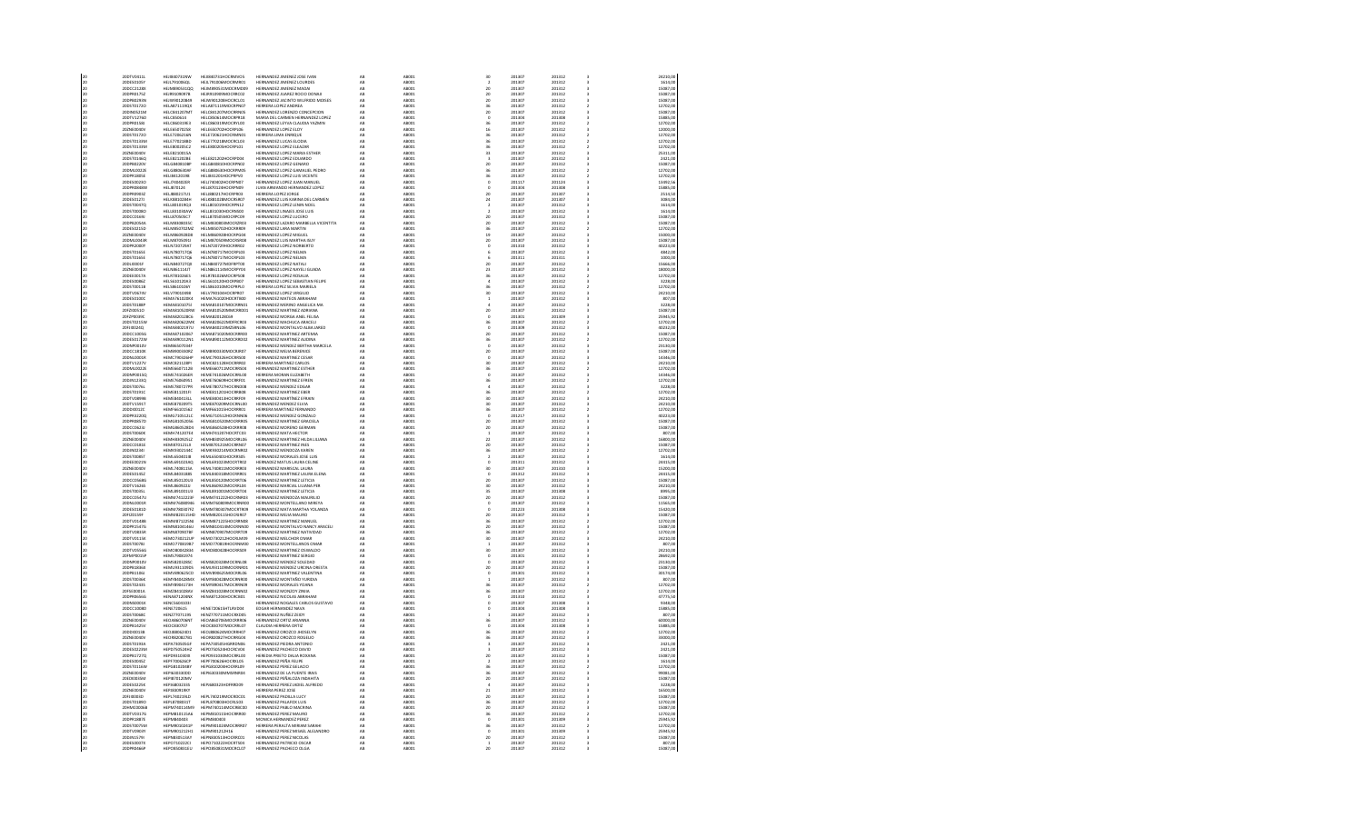| | | | | | | | | | | | |
|---|---|---|---|---|---|---|---|---|---|---|---|
| 20 | 20DTV0411L | HEJI880731IN2 | HEJI880731HOCRMV05 | HERNANDEZ JIMENEZ JOSE IVAN | AB | AB001 | 30 | 201307 | 201312 | 3 | 24210,00 |
| 20 | 20DES0155Y | HEJL7910066DL | HEJL791006MOCRMR01 | HERNANDEZ JIMENEZ LOURDES | AB | AB001 | 2 | 201307 | 201312 | 3 | 1614,00 |
| 20 | 20DCC2128X | HEJM890531GQ2 | HEJM890531MOCRMX09 | HERNANDEZ JIMENEZ MAXIM | AB | AB001 | 20 | 201307 | 201312 | 3 | 15087,00 |
| 20 | 20DPR0175Z | HEJR910809778 | HEJR910809MOCRRC02 | HERNANDEZ JUAREZ ROCIO DONAJI | AB | AB001 | 20 | 201307 | 201312 | 3 | 15087,00 |
| 20 | 20DPR0293N | HEJM901208K8 | HEJM901208HOCRCL01 | HERNANDEZ JACINTO WILFRIDO MOISES | AB | AB001 | 20 | 201307 | 201312 | 3 | 15087,00 |
| 20 | 20DST0172O | HELA871119Q4 | HELA871119MOCRPN07 | HERRERA LOPEZ ANDREA | AB | AB001 | 36 | 201307 | 201312 | 2 | 12702,00 |
| 20 | 20DNE0210M | HELC841207NI7 | HELC841207MOCRRN05 | HERNANDEZ LORENZO CONCEPCION | AB | AB001 | 20 | 201307 | 201312 | 3 | 15087,00 |
| 20 | 20DTV1276D | HELC850615 | HELC850615MOCRPR18 | MARIA DEL CARMEN HERNANDEZ LOPEZ | AB | AB001 | 0 | 201304 | 201308 | 3 | 15885,00 |
| 20 | 20DPR0150I | HELC860319E3 | HELC860319MOCRYL00 | HERNANDEZ LEYVA CLAUDIA YAZMIN | AB | AB001 | 36 | 201307 | 201312 | 2 | 12702,00 |
| 20 | 20ZNE0030V | HELE650702S8 | HELE650702HOCRPL06 | HERNANDEZ LOPEZ ELOY | AB | AB001 | 16 | 201307 | 201312 | 3 | 12000,00 |
| 20 | 20DST0172O | HELE720621KN | HELE720621HOCRRN01 | HERRERA LARA ENRIQUE | AB | AB001 | 36 | 201307 | 201312 | 2 | 12702,00 |
| 20 | 20DST0133M | HELE770218BI0 | HELE770218MOCRCL03 | HERNANDEZ LUCAS ELODIA | AB | AB001 | 36 | 201307 | 201312 | 2 | 12702,00 |
| 20 | 20DST0133M | HELE800305C2 | HELE800305HOCRPL01 | HERNANDEZ LOPEZ ELEAZAR | AB | AB001 | 36 | 201307 | 201312 | 2 | 12702,00 |
| 20 | 20ZNE0030V | HELE821001S6 | | HERNANDEZ LOPEZ MARIA ESTHER | AB | AB001 | 33 | 201307 | 201312 | 3 | 25311,00 |
| 20 | 20DST0136J | HELE821202B3 | HELE821202HOCRPD04 | HERNANDEZ LOPEZ EDUARDO | AB | AB001 | 3 | 201307 | 201312 | 3 | 2421,00 |
| 20 | 20DPR0229V | HELG830519PI | HELG830519HOCRPN02 | HERNANDEZ LOPEZ GENARO | AB | AB001 | 20 | 201307 | 201312 | 3 | 15087,00 |
| 20 | 20DML0022E | HELG880630HF | HELG880630HOCRPM05 | HERNANDEZ LOPEZ GAMALIEL PEDRO | AB | AB001 | 36 | 201307 | 201312 | 2 | 12702,00 |
| 20 | 20DPR1805E | HELI841201MI | HELI841201HOCRPV03 | HERNANDEZ LOPEZ LUIS VICENTE | AB | AB001 | 36 | 201307 | 201312 | 2 | 12702,00 |
| 20 | 20DES0023O | HELJ740402ER | HELJ740402HOCRPN07 | HERNANDEZ LOPEZ JUAN MANUEL | AB | AB001 | 0 | 201117 | 201124 | 3 | 14492,56 |
| 20 | 20DPR0880M | HELJ870124 | HELJ870124HOCRPN09 | JUAN ARMANDO HERNANDEZ LOPEZ | AB | AB001 | 0 | 201304 | 201308 | 3 | 15885,00 |
| 20 | 20DPR0903Z | HELJ840217U1 | HELJ840217HOCRPR03 | HERRERA LOPEZ JORGE | AB | AB001 | 20 | 201307 | 201307 | 3 | 2514,50 |
| 20 | 20DES0127J | HELK831028AI | HELK831028MOCRSR07 | HERNANDEZ LUIS KARINA DEL CARMEN | AB | AB001 | 24 | 201307 | 201307 | 3 | 3084,00 |
| 20 | 20DST0047Q | HELL801019C6 | HELL801019HOCRPN12 | HERNANDEZ LOPEZ LENIN NOEL | AB | AB001 | 2 | 201307 | 201312 | 3 | 1614,00 |
| 20 | 20DST0008O | HELL810506VW | HELL810506HOCRNS00 | HERNANDEZ LINARES JOSE LUIS | AB | AB001 | 2 | 201307 | 201312 | 3 | 1614,00 |
| 20 | 20DCC0264N | HELL870507SC7 | HELL870507MOCRPC00 | HERNANDEZ LOPEZ LUCERO | AB | AB001 | 20 | 201307 | 201312 | 3 | 15087,00 |
| 20 | 20DPR2055A | HELM800802E5C | HELM800802MOCRZR00 | HERNANDEZ LAZARO MARIBELLA VICENTITA | AB | AB001 | 20 | 201307 | 201312 | 3 | 15087,00 |
| 20 | 20DES0215E | HELM850702MZ | HELM850702HOCRRR03 | HERNANDEZ LUIS MARTIN | AB | AB001 | 36 | 201307 | 201312 | 2 | 12702,00 |
| 20 | 20ZNE0030V | HELM860928D8 | HELM860928HOCRPG04 | HERNANDEZ LOPEZ MIGUEL | AB | AB001 | 19 | 201307 | 201312 | 3 | 15003,00 |
| 20 | 20DML0043R | HELM870509R3 | HELM870509MOCRSR08 | HERNANDEZ LUIS MARTHA ISUY | AB | AB001 | 20 | 201307 | 201312 | 3 | 15087,00 |
| 20 | 20DPR2080Y | HELN720729HY | HELN720729HOCRPR02 | HERNANDEZ LOPEZ NORBERTO | AB | AB001 | 0 | 201310 | 201312 | 3 | 30223,00 |
| 20 | 20DST0163I | HELN780717Q6 | HELN780717MOCRPL03 | HERNANDEZ LOPEZ NELLMA | AB | AB001 | 6 | 201307 | 201312 | 3 | 4842,00 |
| 20 | 20DST0163I | HELN780717Q6 | HELN780717MOCRPL03 | HERNANDEZ LOPEZ NELMA | AB | AB001 | 6 | 201311 | 201311 | 3 | 1000,00 |
| 20 | 20DLI0001F | HELN840727Q8 | HELN840727MOFRPT00 | HERNANDEZ LOPEZ NATALI | AB | AB001 | 20 | 201307 | 201312 | 3 | 15666,00 |
| 20 | 20ZNE0030V | HELN861114T7 | HELN861114MOCRPY04 | HERNANDEZ LOPEZ NAYELI ILLIADA | AB | AB001 | 23 | 201307 | 201312 | 3 | 18000,00 |
| 20 | 20DES0057A | HELR781026E5 | HELR781026MOCRPS08 | HERNANDEZ LOPEZ ROSALIA | AB | AB001 | 36 | 201307 | 201312 | 2 | 12702,00 |
| 20 | 20DES0086Z | HELS610120K3 | HELS610120HOCRPB07 | HERNANDEZ LOPEZ SEBASTIAN FELIPE | AB | AB001 | 4 | 201307 | 201312 | 3 | 3228,00 |
| 20 | 20DST0051B | HELS861010IY | HELS861010MOCRPR03 | HERRERA LOPEZ SILVIA MARIELA | AB | AB001 | 36 | 201307 | 201312 | 2 | 12702,00 |
| 20 | 20DTV0679V | HELV790104988 | HELV790104HOCRPC07 | HERNANDEZ LOPEZ VIRGILIO | AB | AB001 | 30 | 201307 | 201312 | 3 | 24210,00 |
| 20 | 20DES0100C | HEMA761002R4 | HEMA761002HOCRTB00 | HERNANDEZ MATEOS ABRAHAM | AB | AB001 | 1 | 201307 | 201312 | 3 | 807,00 |
| 20 | 20DST0168O | HEMA810720TS2 | HEMA810720MOCRRN02 | HERNANDEZ MORENO ANGELICA MA | AB | AB001 | 4 | 201307 | 201312 | 3 | 3228,00 |
| 20 | 20FZI0051O | HEMA820520RW | HEMA820520MOCRRD01 | HERNANDEZ MARTINEZ ADRIANA | AB | AB001 | 20 | 201307 | 201312 | 3 | 15087,00 |
| 20 | 20DPR0349C | HEMA820124C6 | HEMA820124GB | HERNANDEZ MORGA ANEL FELISA | AB | AB001 | 0 | 201301 | 201309 | 3 | 25945,52 |
| 20 | 20DST0215W | HEMA820623NK | HEMA820623MOFRCR05 | HERNANDEZ MACHUCA ARACELI | AB | AB001 | 36 | 201307 | 201312 | 2 | 12702,00 |
| 20 | 20FJI0024Q | HEMA830219TU | HEMA830219MDFNNL06 | HERNANDEZ MONTALVO ALBA JARED | AB | AB001 | 0 | 201309 | 201312 | 3 | 30232,00 |
| 20 | 20DCC1005G | HEMA870320S7 | HEMA870320MOCRRR00 | HERNANDEZ MARTINEZ ARTEMIA | AB | AB001 | 20 | 201307 | 201312 | 3 | 15087,00 |
| 20 | 20DES0173W | HEMA881112ES | HEMA881112MOCRRD02 | HERNANDEZ MARTINEZ AUDINA | AB | AB001 | 36 | 201307 | 201312 | 2 | 12702,00 |
| 20 | 20DMP0010V | HEMB650703AT | | HERNANDEZ MENDEZ BERTHA MARCELA | AB | AB001 | 0 | 201307 | 201312 | 3 | 23140,00 |
| 20 | 20DCC1830R | HEMB900303RZ | HEMB900303MOCRJR07 | HERNANDEZ MEJIA BERENICE | AB | AB001 | 20 | 201307 | 201312 | 3 | 15087,00 |
| 20 | 20DNL0003R | HEMC790326HF | HEMC790326HOCRRS00 | HERNANDEZ MARTINEZ CESAR | AB | AB001 | 0 | 201307 | 201312 | 3 | 14346,00 |
| 20 | 20DTV1227V | HEMC821128PF | HEMC821128HOCRRR02 | HERRERA MARTINEZ CARLOS | AB | AB001 | 30 | 201307 | 201312 | 3 | 24210,00 |
| 20 | 20DML0022E | HEME660713QR | HEME660713MOCRRS04 | HERNANDEZ MARTINEZ ESTHER | AB | AB001 | 36 | 201307 | 201312 | 2 | 12702,00 |
| 20 | 20DMP0013J | HEME741026ER | HEME741026MOCRRL00 | HERRERA MORAN ELIZABETH | AB | AB001 | 0 | 201307 | 201312 | 3 | 14346,00 |
| 20 | 20DES0123Q | HEME760609N1 | HEME760609HOCRRF01 | HERNANDEZ MARTINEZ EFREN | AB | AB001 | 36 | 201307 | 201312 | 2 | 12702,00 |
| 20 | 20DST0076L | HEME780727PR | HEME780727HOCRND08 | HERNANDEZ MENDEZ EDGAR | AB | AB001 | 4 | 201307 | 201312 | 3 | 3228,00 |
| 20 | 20DST0191C | HEME811201FI | HEME811201HOCRRB08 | HERNANDEZ MARTINEZ EBER | AB | AB001 | 36 | 201307 | 201312 | 2 | 12702,00 |
| 20 | 20DTV0899B | HEME840413LL | HEME840413HOCRFR09 | HERNANDEZ MARTINEZ EFRAIN | AB | AB001 | 30 | 201307 | 201312 | 3 | 24210,00 |
| 20 | 20DTV1355T | HEME870209T5 | HEME870209MOCRNL00 | HERNANDEZ MENDEZ ELVIA | AB | AB001 | 30 | 201307 | 201312 | 3 | 24210,00 |
| 20 | 20DDI0012C | HEMF661015EJ | HEMF661015HOCRRR01 | HERRERA MARTINEZ FERNANDO | AB | AB001 | 36 | 201307 | 201312 | 2 | 12702,00 |
| 20 | 20DPR3220Q | HEMG710512HC | HEMG710512HOCRNN06 | HERNANDEZ MENDEZ GONZALO | AB | AB001 | 0 | 201217 | 201312 | 3 | 30223,00 |
| 20 | 20DPR0857D | HEMG810520S6 | HEMG810520MOCRRR05 | HERNANDEZ MARTINEZ GRACIELA | AB | AB001 | 20 | 201307 | 201312 | 3 | 15087,00 |
| 20 | 20DCC0623J | HEMG860528GH | HEMG860528HOCRRR08 | HERNANDEZ MORENO GERMAN | AB | AB001 | 20 | 201307 | 201312 | 3 | 15087,00 |
| 20 | 20DST0060K | HEMH741207K6 | HEMH741207HOCRTC03 | HERNANDEZ MATA HECTOR | AB | AB001 | 1 | 201307 | 201312 | 3 | 807,00 |
| 20 | 20ZNE0030V | HEMH840925LF | HEMH840925MOCRRL06 | HERNANDEZ MARTINEZ HILDA LILIANA | AB | AB001 | 22 | 201307 | 201312 | 3 | 16800,00 |
| 20 | 20DCC0181E | HEMI870121U3 | HEMI870121MOCRRN02 | HERNANDEZ MARTINEZ INES | AB | AB001 | 20 | 201307 | 201312 | 3 | 15087,00 |
| 20 | 20DES0234I | HEMK930214IC | HEMK930214MOCRNR02 | HERNANDEZ MENDOZA KAREN | AB | AB001 | 36 | 201307 | 201312 | 2 | 12702,00 |
| 20 | 20DST0085T | HEML650401IB | HEML650401HOCRRS05 | HERNANDEZ MORALES JOSE LUIS | AB | AB001 | 2 | 201307 | 201312 | 3 | 1614,00 |
| 20 | 20DES0021N | HEML691023AQ | HEML691023MOCRTR02 | HERNANDEZ MATUS LAURA CELINE | AB | AB001 | 0 | 201311 | 201312 | 3 | 24315,00 |
| 20 | 20ZNE0030V | HEML780813SA | HEML780813MOCRRR03 | HERNANDEZ MARROUIN LAURA | AB | AB001 | 30 | 201307 | 201310 | 3 | 15200,00 |
| 20 | 20DES0135Z | HEML840318RS | HEML840318MOCRRR01 | HERNANDEZ MARTINEZ LAURA ELENA | AB | AB001 | 0 | 201312 | 201312 | 3 | 24315,00 |
| 20 | 20DCC0568G | HEML850120U3 | HEML850120MOCRRT06 | HERNANDEZ MARTINEZ LETICIA | AB | AB001 | 20 | 201307 | 201312 | 3 | 15087,00 |
| 20 | 20DTV1626S | HEML860922U | HEML860922MOCRRL04 | HERNANDEZ MARCIAL LILIANA PER | AB | AB001 | 30 | 201307 | 201312 | 3 | 24210,00 |
| 20 | 20DST0036L | HEML891001U3 | HEML891001MOCRRT04 | HERNANDEZ MARTINEZ LETICIA | AB | AB001 | 35 | 201307 | 201308 | 3 | 8995,00 |
| 20 | 20DCC0567U | HEMM741022IF | HEMM741022HOCRNN03 | HERNANDEZ MENDOZA MANRUEO | AB | AB001 | 20 | 201307 | 201312 | 3 | 15087,00 |
| 20 | 20DNL0001R | HEMM760809H6 | HEMM760809MOCRRR00 | HERNANDEZ MONTELLANO MIREYA | AB | AB001 | 0 | 201307 | 201312 | 3 | 11565,00 |
| 20 | 20DES0181D | HEMM780307B8 | HEMM780307MOCRTR09 | HERNANDEZ MATA MARTHA YOLANDA | AB | AB001 | 0 | 201223 | 201308 | 3 | 15403,00 |
| 20 | 20FZI0196Y | HEMM820115H0 | HEMM820115HOCRJR07 | HERNANDEZ MEJIA MAURO | AB | AB001 | 20 | 201307 | 201312 | 3 | 15087,00 |
| 20 | 20DTV0166B | HEMM871117N6 | HEMM871117HOCRRN08 | HERNANDEZ MARTINEZ MANUEL | AB | AB001 | 36 | 201307 | 201312 | 2 | 12702,00 |
| 20 | 20DPR1507G | HEMN810414AU | HEMN810414MOCRNN00 | HERNANDEZ MONTALVO NANCY ARACELI | AB | AB001 | 20 | 201307 | 201312 | 3 | 15087,00 |
| 20 | 20DTV0493R | HEMN870907BF | HEMN870907MOCRRT08 | HERNANDEZ MARTINEZ NATIVIDAD | AB | AB001 | 36 | 201307 | 201312 | 2 | 12702,00 |
| 20 | 20DTV0115E | HEMO740212UP | HEMO740212HOCRLM09 | HERNANDEZ MELCHOR OMAR | AB | AB001 | 30 | 201307 | 201312 | 3 | 24210,00 |
| 20 | 20DST0078J | HEMO770819K7 | HEMO770819HOCRNM00 | HERNANDEZ MONTELLANOS OMAR | AB | AB001 | 1 | 201307 | 201312 | 3 | 807,00 |
| 20 | 20DTV0556G | HEMO800420G6 | HEMO800420HOCRRS09 | HERNANDEZ MARTINEZ OSWALDO | AB | AB001 | 30 | 201307 | 201312 | 3 | 24210,00 |
| 20 | 20FMP0010P | HEMS790802SYL | | HERNANDEZ MARTINEZ SERGIO | AB | AB001 | 0 | 201301 | 201312 | 3 | 28602,00 |
| 20 | 20DMP0010V | HEMS820326NC | HEMS820326MOCRNL08 | HERNANDEZ MENDEZ SOLEDAD | AB | AB001 | 0 | 201307 | 201312 | 3 | 23140,00 |
| 20 | 20DPR1806D | HEMU901109D5 | HEMU901109MOCRNR01 | HERNANDEZ MENDEZ URCINIA ORESTA | AB | AB001 | 20 | 201307 | 201312 | 3 | 15087,00 |
| 20 | 20DPR1106J | HEMY890625C0 | HEMY890625MOCRRL06 | HERNANDEZ MARTINEZ VALENTINA | AB | AB001 | 0 | 201301 | 201312 | 3 | 30174,00 |
| 20 | 20DST0036K | HEMY850420M6 | HEMY850420MOCRNR00 | HERNANDEZ MONTAÑO YURIDIA | AB | AB001 | 1 | 201307 | 201312 | 3 | 807,00 |
| 20 | 20DST0218S | HEMY890617TN | HEMY890617MOCRNS00 | HERNANDEZ MENDOZA YESIKA | AB | AB001 | 36 | 201307 | 201312 | 2 | 12702,00 |
| 20 | 20ESE0001A | HEMZ841026RV | HEMZ841026MOCRNN03 | HERNANDEZ MONZOY ZENIA | AB | AB001 | 36 | 201307 | 201312 | 2 | 12702,00 |
| 20 | 20DPR0856G | HENA871204RK | HENA871204HOCRCB01 | HERNANDEZ NICOLAS ABRAHAM | AB | AB001 | 0 | 201310 | 201312 | 3 | 47775,50 |
| 20 | 20DNS0001K | HENC5603103J | | HERNANDEZ NOGALES CARLOS GUSTAVO | AB | AB001 | 0 | 201307 | 201308 | 3 | 9468,00 |
| 20 | 20DCC1008D | HENE720615 | HENE720615HTLRVD04 | EDGAR HERNANDEZ NAVA | AB | AB001 | 0 | 201304 | 201308 | 3 | 15885,00 |
| 20 | 20DST0068C | HENZ770711IR5 | HENZ770711MOCRXD05 | HERNANDEZ NUÑEZ ZEIDY | AB | AB001 | 1 | 201307 | 201312 | 3 | 807,00 |
| 20 | 20ZNE0030V | HEOA860706NT | HEOA860706MOCRRR06 | HERNANDEZ ORTIZ ARIANNA | AB | AB001 | 36 | 201307 | 201312 | 3 | 60000,00 |
| 20 | 20DPR1625V | HEOC830707 | HEOC830707MOCRRL07 | CLAUDIA HERRERA ORTIZ | AB | AB001 | 0 | 201304 | 201308 | 3 | 15885,00 |
| 20 | 20DDI0013B | HEOJ880624DI | HEOJ880624MOCRRH07 | HERNANDEZ OROZCO JHOSELYN | AB | AB001 | 36 | 201307 | 201312 | 2 | 12702,00 |
| 20 | 20ZNE0030V | HEOR820827KE | HEOR820827HOCRRG04 | HERNANDEZ OROZCO ROGELIO | AB | AB001 | 36 | 201307 | 201312 | 3 | 33000,00 |
| 20 | 20DST0193A | HEPA730505G9 | HEPA730505HGRRDN06 | HERNANDEZ PIEDRA ANTONIO | AB | AB001 | 3 | 201307 | 201312 | 3 | 2421,00 |
| 20 | 20DES0223N | HEPD750524HZ | HEPD750524HOCRCV04 | HERNANDEZ PACHECO DAVID | AB | AB001 | 3 | 201307 | 201312 | 3 | 2421,00 |
| 20 | 20DPR1727Q | HEPD910316DE | HEPD910316MOCRRL03 | HEREDIA PRIETO DALIA ROSANA | AB | AB001 | 20 | 201307 | 201312 | 3 | 15087,00 |
| 20 | 20DES0045C | HEPF700626CP | HEPF700626HOCRXL05 | HERNANDEZ PEÑA FELIPE | AB | AB001 | 2 | 201307 | 201312 | 3 | 1614,00 |
| 20 | 20DST0116W | HEPG810204EY | HEPG810204HOCRRL09 | HERNANDEZ PEREZ GELACIO | AB | AB001 | 36 | 201307 | 201312 | 2 | 12702,00 |
| 20 | 20ZNE0030V | HEPI6303047 | HEPI6303046MOCRNR08 | HERNANDEZ DE LA PUENTE IRMA | AB | AB001 | 36 | 201307 | 201312 | 3 | 99081,00 |
| 20 | 20DDI0016M | HEPI870120MV | | HERNANDEZ PEÑALOZA INDHIRTA | AB | AB001 | 20 | 201307 | 201312 | 3 | 15087,00 |
| 20 | 20DES0222K | HEPJ680323I3 | HEPJ680323HOFRRD09 | HERNANDEZ PEREZ JADIEL ALFREDO | AB | AB001 | 4 | 201307 | 201312 | 3 | 3228,00 |
| 20 | 20ZNE0030V | HEPJ690919KF | | HERRERA PEREZ JOSE | AB | AB001 | 21 | 201307 | 201312 | 3 | 16500,00 |
| 20 | 20FJI0001D | HEPL740219LD | HEPL740219MOCRDC01 | HERNANDEZ PADILLA LUCY | AB | AB001 | 20 | 201307 | 201312 | 3 | 15087,00 |
| 20 | 20DST0189O | HEPL878801IT | HEPL878801HOCRLS04 | HERNANDEZ PALAFOX LUIS | AB | AB001 | 36 | 201307 | 201312 | 2 | 12702,00 |
| 20 | 20DMC0006B | HEPM740114M9 | HEPM740114MOCRBC00 | HERNANDEZ PABLO MACRINA | AB | AB001 | 20 | 201307 | 201312 | 3 | 15087,00 |
| 20 | 20DTV0017E | HEPM810115A6 | HEPM810115HOCRRR00 | HERNANDEZ PEREZ MAURO | AB | AB001 | 36 | 201307 | 201312 | 2 | 12702,00 |
| 20 | 20DPR1687E | HEPM830403 | HEPM830403 | MONICA HERNANDEZ PEREZ | AB | AB001 | 0 | 201301 | 201309 | 3 | 25945,52 |
| 20 | 20DST0079W | HEPM830324GP | HEPM830324MOCRRR07 | HERRERA PERALTA MIRIAM SARAHI | AB | AB001 | 36 | 201307 | 201312 | 2 | 12702,00 |
| 20 | 20DTV0903Y | HEPM901213H1 | HEPM901213H18 | HERNANDEZ PEREZ MANUEL ALEJANDRO | AB | AB001 | 0 | 201301 | 201309 | 3 | 25945,52 |
| 20 | 20DES0179S | HEPN810515HF | HEPN810515HOCRRC01 | HERNANDEZ PEREZ NICOLAS | AB | AB001 | 20 | 201307 | 201312 | 3 | 15087,00 |
| 20 | 20DES0007X | HEPO710222CI | HEPO710222HOCRTS03 | HERNANDEZ PATRICIO OSCAR | AB | AB001 | 1 | 201307 | 201312 | 3 | 807,00 |
| 20 | 20DPR0466P | HEPO850831EU | HEPO850831MOCRCL07 | HERNANDEZ PACHECO OLGA | AB | AB001 | 20 | 201307 | 201312 | 3 | 15087,00 |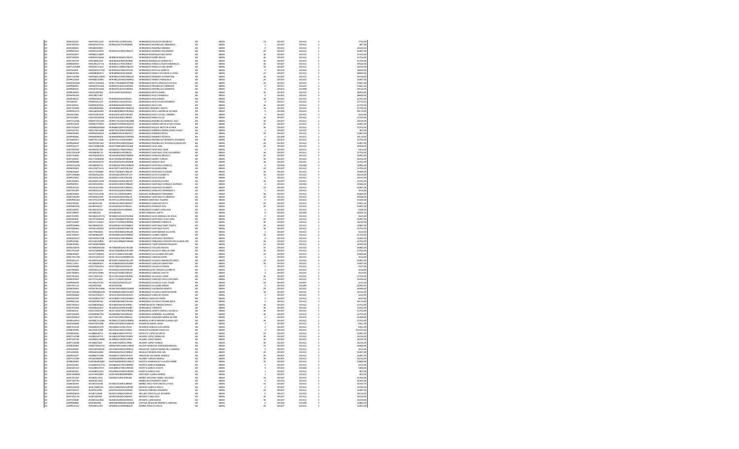| | | | | | | | | | | | |
|---|---|---|---|---|---|---|---|---|---|---|---|
| 20 | 20DES0224L | HEPR740112S3 | HEPR740112HDFRLD01 | HERNANDEZ PALACIOS RODRIGO | AB | AB001 | 10 | 201307 | 201312 | 3 | 7716,00 |
| 20 | 20DST0019U | HERA631027HL | HERA631027HVZRDR08 | HERNANDEZ RODRIGUEZ ARMANDO | AB | AB001 | 1 | 201307 | 201312 | 3 | 807,00 |
| 20 | 20DDI0004U | HERA8302092 | | HERNANDEZ RAMIREZ ANDREA | AB | AB001 | 0 | 201312 | 201312 | 3 | 22630,50 |
| 20 | 20DPR4541E | HERA931022Z5 | HERA931022HOCRML07 | HERNANDEZ RAMIREZ ALEJANDRO | AB | AB001 | 20 | 201307 | 201312 | 3 | 15087,00 |
| 20 | 20DES0187Y | HERB821228DP | | HERRERA RODRIGUEZ BALTAZAR | AB | AB001 | 36 | 201307 | 201312 | 2 | 12702,00 |
| 20 | 20DTV0449Y | HERB910106KX | HERB910106MOCDNL07 | HERNANDEZ RAÑO BELEN | AB | AB001 | 36 | 201307 | 201312 | 2 | 12702,00 |
| 20 | 20DST0072P | HERC860503J2 | HERC860503MPLRDR06 | HERRERA RODRIGUEZ MARIA DE L | AB | AB001 | 36 | 201307 | 201312 | 2 | 12702,00 |
| 20 | 20DBD0040V | HERC861217U5 | HERC861217HOCRBS07 | HERNANDEZ ROBLES CESAR EMMANUEL | AB | AB001 | 36 | 201307 | 201312 | 3 | 29166,00 |
| 20 | 20DTV1458M | HERE841114L8 | HERE841114MOCRBL05 | HERNANDEZ ROBLES ELISA ARIAN | AB | AB001 | 30 | 201307 | 201312 | 3 | 24210,00 |
| 20 | 20FJZ0164R | HERE850227TM | HERE850227MOCRYL00 | HERNANDEZ REYES ELIZABETH | AB | AB001 | 0 | 201219 | 201302 | 3 | 14819,00 |
| 20 | 20DBD0040V | HERE880807J1 | HERE880808HOCRBS00 | HERNANDEZ ROBLES ESTEBAN U LYSSE | AB | AB001 | 23 | 201307 | 201312 | 3 | 34000,00 |
| 20 | 20DTV1634X | HERF860129NW | HERF860129MOCRML09 | HERNANDEZ RAMIREZ FLORENTINA | AB | AB001 | 30 | 201307 | 201312 | 3 | 24210,00 |
| 20 | 20DPR1181R | HERF881203IN | HERF881203MOCRMR01 | HERNANDEZ RAMOS FRANCISCA | AB | AB001 | 20 | 201307 | 201312 | 3 | 15087,00 |
| 20 | 20DES0023W | HERG770430E6 | HERG770430MOCRYR08 | HERNANDEZ REYES GRACIELA CECILIA | AB | AB001 | 20 | 201307 | 201312 | 3 | 15087,00 |
| 20 | 20DPR0494L | HERG870126AS | HERG870126HOCRDR05 | HERNANDEZ RODRIGUEZ GERMAIN | AB | AB001 | 0 | 201213 | 201312 | 3 | 17601,50 |
| 20 | 20DPR0494L | HERG870126AS | HERG870126HOCRDR05 | HERNANDEZ RODRIGUEZ GERMAIN | AB | AB001 | 0 | 201301 | 201308 | 3 | 20116,00 |
| 20 | 20DBD0040V | HERI510907BZ | HERI510907HOCRYS01 | HERNANDEZ REYES ISRAEL | AB | AB001 | 36 | 201307 | 201312 | 3 | 34054,00 |
| 20 | 20FMP0010L | HERI7807166F | | HERNANDEZ RUIZ ITANDEHUI | AB | AB001 | 0 | 201301 | 201312 | 3 | 28692,00 |
| 20 | 20DES0001Z | HERI850402CZ | HERI850402HOCRZS00 | HERNANDEZ RUIZ ISMAEL | AB | AB001 | 36 | 201307 | 201312 | 2 | 12702,00 |
| 20 | 20FJZ0001G | HERI901011G7 | HERI901011HOCRYV03 | HERNANDEZ REYES IVAN DOMINGO | AB | AB001 | 0 | 201217 | 201312 | 3 | 47775,50 |
| 20 | 20DST0005L | HERJ680429VA | HERJ680429HOCRZS00 | HERNANDEZ RUIZ JOSE | AB | AB001 | 36 | 201307 | 201312 | 2 | 12702,00 |
| 20 | 20DST0190D | HERJ900602BH | HERJ900602MOCRMD03 | HERNANDEZ RAMIREZ JUDITH | AB | AB001 | 36 | 201307 | 201312 | 2 | 12702,00 |
| 20 | 20DPR0327O | HERL680509SK | HERL680509MOCRSN00 | HERNANDEZ RIOS LUMINOSA LEONOR | AB | AB001 | 0 | 201309 | 201312 | 3 | 30174,00 |
| 20 | 20DES0104Z | HERL810531HF | HERL810531MOCRZZ09 | HERNANDEZ RUIZ LUZ DEL CARMEN | AB | AB001 | 2 | 201307 | 201312 | 3 | 1614,00 |
| 20 | 20FJZ0168N | HERL920326SW | HERL920326HOCRBS00 | HERNANDEZ ROBLES LUIS | AB | AB001 | 36 | 201307 | 201312 | 2 | 12702,00 |
| 20 | 20DTV1225B | HERM770124EP | HERM770124HOCRDN08 | HERNANDEZ RODRIGUEZ MANUEL ALEJ | AB | AB001 | 30 | 201307 | 201312 | 3 | 24210,00 |
| 20 | 20DPR1181R | HERN870709SS | HERN870709MOCRMT03 | HERNANDEZ RAMIREZ NATALIA NATIVIDAD | AB | AB001 | 20 | 201307 | 201312 | 3 | 15087,00 |
| 20 | 20DST0162H | HERN881009QH | HERN881009HOCRQS06 | HERNANDEZ ROQUE NESTOR LEYBER | AB | AB001 | 36 | 201307 | 201312 | 2 | 12702,00 |
| 20 | 20DES0176S | HERO760120DS | HERO760120MVZRMS05 | HERNANDEZ RAMIREZ MARIA OSIRIS SUSEY | AB | AB001 | 1 | 201307 | 201312 | 3 | 807,00 |
| 20 | 20DBD0040V | HERR660106LD | HERR660106HPLRMY02 | HERNANDEZ RAMIREZ REYES | AB | AB001 | 20 | 201307 | 201312 | 3 | 15087,00 |
| 20 | 20DPR0080C | HERR690904IS | HERR690904MOCRMS04 | HERNANDEZ RAMIREZ ROSALIA | AB | AB001 | 0 | 201309 | 201312 | 3 | 30174,00 |
| 20 | 20TAR0005V | HERR791115BL | HERR791115HOCRDB07 | HERNANDEZ RODRIGUEZ ROBERTO EDUARDO | AB | AB001 | 36 | 201307 | 201312 | 2 | 12702,00 |
| 20 | 20DPR0385P | HERY870911K4 | HERY870911MOCRDS00 | HERNANDEZ RODRIGUEZ YESENIA GUADALUPE | AB | AB001 | 20 | 201307 | 201312 | 3 | 15087,00 |
| 20 | 20DPR2157Y | HESA750803VB | HESA750803MOCRLN08 | HERNANDEZ SILVA ANA | AB | AB001 | 20 | 201307 | 201310 | 3 | 10058,00 |
| 20 | 20DST0026D | HESA810517IB | HESA810517MOCRNL01 | HERNANDEZ SANTIAGO ALBA | AB | AB001 | 3 | 201307 | 201312 | 3 | 2421,00 |
| 20 | 20DST0236W | HESA860811I1 | HESA860811HPLRNL05 | HERNANDEZ SANTIAGO JOSE ALEJANDRO | AB | AB001 | 36 | 201307 | 201312 | 2 | 12702,00 |
| 20 | 20DCC0086Z | HESA920505E1 | HESA920505MOCRNR09 | HERNANDEZ SANCHEZ ARACELI | AB | AB001 | 20 | 201307 | 201312 | 3 | 15087,00 |
| 20 | 20DTV0891L | HESC740906GB | HESC740906HOFRRR06 | HERNANDEZ SERRET CARLOS | AB | AB001 | 30 | 201307 | 201312 | 3 | 24210,00 |
| 20 | 20DPR0009W | HESC850420TA | HESC850420HOCRMR08 | HERNANDEZ SIMON CRUZ | AB | AB001 | 36 | 201307 | 201312 | 2 | 12702,00 |
| 20 | 20DES2129W | HESD850927I5 | HESD850927MOCRNN03 | HERNANDEZ SANTIAGO DANIELA | AB | AB001 | 0 | 201304 | 201308 | 3 | 15885,00 |
| 20 | 20DBD0040V | HESE700711CH | HESE700711MOCRLD02 | HERNANDEZ SALAZAR EDNA | AB | AB001 | 20 | 201307 | 201312 | 3 | 15705,00 |
| 20 | 20DBD0040V | HESE770206BK | HESE770206HOCRNL09 | HERNANDEZ SANTIAGO ELEAZAR | AB | AB001 | 36 | 201307 | 201312 | 3 | 33000,00 |
| 20 | 20DTV0084Q | HESE810622E6 | HESE810622MOCRTL07 | HERNANDEZ SOTO ELIZABETH | AB | AB001 | 30 | 201307 | 201312 | 3 | 24210,00 |
| 20 | 20DPR2395Z | HESE820115FK | HESE820115HOCRLD02 | HERNANDEZ SILVA EDGAR | AB | AB001 | 0 | 201311 | 201312 | 3 | 25145,00 |
| 20 | 20DST0055S | HESE830125CN | HESE830125MOCRNL07 | HERNANDEZ SANCHEZ ELVIRA | AB | AB001 | 36 | 201307 | 201312 | 2 | 12702,00 |
| 20 | 20DPR0992I | HESE891010S1 | HESE891010HOCRNN00 | HERNANDEZ SANTIAGO ENRIQUE ALFREDO | AB | AB001 | 0 | 201221 | 201302 | 3 | 10585,00 |
| 20 | 20DPR3215E | HESE910214R5 | HESE910214HOCRND01 | HERNANDEZ SANCHEZ EDUARDO | AB | AB001 | 20 | 201307 | 201312 | 3 | 15087,00 |
| 20 | 20DST0190P | HESF691212Z | HESF691212HOCRNR07 | HERNANDEZ SANCHEZ FERNANDO E | AB | AB001 | 2 | 201307 | 201312 | 3 | 1614,00 |
| 20 | 20DBD0040V | HESF721219HF | HESF721219HPLRRN05 | SANCHEZ HERNANDEZ FERNANDO | AB | AB001 | 36 | 201307 | 201311 | 3 | 35000,00 |
| 20 | 20DCC0029O | HESF820214IN | HESF820214HOCRNL02 | HERNANDEZ SANTIAGO FLORENCIO | AB | AB001 | 20 | 201312 | 201312 | 3 | 10058,00 |
| 20 | 20DNP0016Q | HESH751119HB | HESH751119HOCRNL02 | HERNANDEZ SANTIAGO HILARIO | AB | AB001 | 0 | 201307 | 201312 | 3 | 15420,00 |
| 20 | 20DES0018Z | HESI810413R | HESI810413MHGRNV07 | HERNANDEZ SANCHEZ IVETH | AB | AB001 | 20 | 201307 | 201312 | 3 | 17601,50 |
| 20 | 20DPR0010Q | HESJ810501I7 | HESJ810501HOCRNL01 | HERNANDEZ SANCHEZ JOEL | AB | AB001 | 20 | 201307 | 201312 | 3 | 15087,00 |
| 20 | 20DES0087Z | HESJ830125SV | HESJ850125HOCRRN00 | HERNANDEZ SUAREZ JUAN JOSE | AB | AB001 | 4 | 201307 | 201312 | 3 | 3228,00 |
| 20 | 20DTV0895H | HESL881003 | HESL881003 | HERAS SANCHEZ LILIETH | AB | AB001 | 0 | 201301 | 201309 | 3 | 25945,92 |
| 20 | 20DST0199N | HESM691221TQ | HESM691221HOCRLN06 | HERNANDEZ SILVA MANUEL DE JESUS | AB | AB001 | 2 | 201307 | 201312 | 3 | 1614,00 |
| 20 | 20DDI0010E | HESO750208ND | HESO750208MOCRNL00 | HERNANDEZ SANTIAGO OLGA LIDIA | AB | AB001 | 20 | 201307 | 201312 | 3 | 15087,00 |
| 20 | 20DTV1669C | HESO771105EC | HESO771105MOCRRD07 | HERNANDEZ SERRANO ODIELILIA | AB | AB001 | 30 | 201307 | 201312 | 3 | 24210,00 |
| 20 | 20DPR2940Q | HESO880219 | HESO880219HOCRNM02 | HERNANDEZ SANTIAGO OBET SANTO | AB | AB001 | 20 | 201307 | 201312 | 3 | 15087,00 |
| 20 | 20ADG0066L | HESP911002I0 | HESP911002MOCRNT08 | HERNANDEZ SANTIAGO PATSY | AB | AB001 | 36 | 201307 | 201312 | 2 | 12702,00 |
| 20 | 20DST0218L | HESS790206II | HESS790206MOCRNL08 | HERNANDEZ SANTAMARIA SULEYMA | AB | AB001 | 2 | 201307 | 201312 | 3 | 1614,00 |
| 20 | 20DST0063H | HESS880821N7 | HESS880821HOCRRM02 | HERNANDEZ SUAREZ SIMON | AB | AB001 | 36 | 201307 | 201312 | 2 | 12702,00 |
| 20 | 20DML0017J | HESV930527QB | HESV930527MPLRNR09 | HERNANDEZ SANTIAGO VERONICA | AB | AB001 | 0 | 201310 | 201312 | 3 | 21287,00 |
| 20 | 20DPR1606S | HETC681208PN | HETC681208MOCRBN08 | HERNANDEZ TABOADA CONCEPCION GUADALUPE | AB | AB001 | 36 | 201307 | 201312 | 2 | 12702,00 |
| 20 | 20DBD0040V | HETG600520MH | | HERNANDEZ TORO GERMAN ROGELIO | AB | AB001 | 14 | 201307 | 201312 | 3 | 10500,00 |
| 20 | 20DML0001R | HETM680401ER | HETM680401HOCRLS08 | HERNANDEZ TOLEDO MOISES | AB | AB001 | 35 | 201307 | 201312 | 3 | 26985,00 |
| 20 | 20DST0192B | HEVA750828PN | HEVA750828MOCRLN05 | HERNANDEZ VELASCO ANA SALOME | AB | AB001 | 36 | 201307 | 201312 | 2 | 12702,00 |
| 20 | 20DBD0040V | HEVA771006IV | HEVA771006HOCRLR08 | HERNANDEZ VILLALOBOS ARTURO | AB | AB001 | 16 | 201307 | 201312 | 3 | 12600,00 |
| 20 | 20DST0157W | HEVD741021G7 | HEVD741021HMNRRV02 | HERNANDEZ VARGAS DAVID | AB | AB001 | 3 | 201307 | 201312 | 3 | 1614,00 |
| 20 | 20FSE0011H | HEVD811104KB | HEVD811104MOCRLL09 | HERNANDEZ VELASCO MARIA DOLORES | AB | AB001 | 20 | 201307 | 201312 | 3 | 15087,00 |
| 20 | 20DCC1341I | HEVD860818T5 | HEVD860818HOCRSM04 | HERNANDEZ VASQUEZ DEMETRIO | AB | AB001 | 20 | 201307 | 201312 | 3 | 15087,00 |
| 20 | 20DES0098B | HEVE700915SU | HEVE700915HOCRLF06 | HERNANDEZ VELASCO EFRAIN | AB | AB001 | 3 | 201307 | 201312 | 3 | 2421,00 |
| 20 | 20DST0060K | HEVE820121I9 | HEVE820121MOCRRL08 | HERRERA NEGALDO VIRGEN ELIZABETH | AB | AB001 | 2 | 201307 | 201312 | 3 | 1614,00 |
| 20 | 20DST0084U | HEVL610720RH | HEVL610720MOCRRL07 | HERNANDEZ VARGAS LILIBETA | AB | AB001 | 2 | 201307 | 201312 | 3 | 1614,00 |
| 20 | 20DST0016X | HEVL790515JF | HEVL790515MOCRLL06 | HERNANDEZ VILLEGAS LILIANA | AB | AB001 | 36 | 201307 | 201312 | 2 | 12702,00 |
| 20 | 20DBD0040V | HEVJ771220SL | HEVJ771220HOCRZS09 | HERNANDEZ VAZQUEZ JESUS ANTONIO | AB | AB001 | 21 | 201307 | 201312 | 3 | 16000,00 |
| 20 | 20DPR1648L | HEVJ901107V2 | HEVJ901107HOCRLL07 | HERNANDEZ VELASCO JULIO CESAR | AB | AB001 | 20 | 201307 | 201307 | 3 | 2514,50 |
| 20 | 20DST0111A | HEVK930108 | HEVK930108 | HERNANDEZ VILLALBA KAREN | AB | AB001 | 0 | 201301 | 201309 | 3 | 25945,92 |
| 20 | 20DBD0040V | HEVM780119BR | HEVM780119MOCRLR06 | HERNANDEZ VALERIANO MARTA | AB | AB001 | 29 | 201307 | 201312 | 3 | 30580,60 |
| 20 | 20DTV0404A | HEVM800813IW | HEVM800813MOCRLR07 | HERNANDEZ VELASCO MARTHA MARI | AB | AB001 | 30 | 201307 | 201312 | 3 | 24210,00 |
| 20 | 20DES0058D | HEVO670924TI | HEVO670924HOCRSS03 | HERNANDEZ VASQUEZ OSEAS | AB | AB001 | 2 | 201307 | 201312 | 3 | 1614,00 |
| 20 | 20DES0220P | HEVO840517Q7 | HEVO840517HOCRZM04 | HERRERA VAZQUEZ OMAR | AB | AB001 | 5 | 201307 | 201312 | 3 | 4035,00 |
| 20 | 20DPR0124S | HEVR820812N6 | HEVR820812MOCRLS06 | HERNANDEZ VELASCO ROSABLANCA | AB | AB001 | 0 | 201311 | 201312 | 3 | 30174,00 |
| 20 | 20DST0003U | HEVS860506E4 | HEVS860506HOCRRR01 | HERRERA NEGALDO VIRGEN SERGIO | AB | AB001 | 36 | 201307 | 201312 | 2 | 12702,00 |
| 20 | 20DST0192B | HEXE850226CS | HEXE850226HOCRXR06 | HERNANDEZ ERNESTO | AB | AB001 | 36 | 201307 | 201312 | 2 | 12702,00 |
| 20 | 20DDI0012C | HEZA730607RC | HEZA730607MOCRRR06 | HERNANDEZ ZARATE ARACELI GUISELA | AB | AB001 | 36 | 201307 | 201312 | 2 | 12702,00 |
| 20 | 20DST0164G | HEZA880827G5 | HEZA880827MVZRRL06 | HERNANDEZ ZARRABAL ALEJANDRA | AB | AB001 | 36 | 201307 | 201312 | 2 | 12702,00 |
| 20 | 20ADG0083Z | HEZI740612IL | HEZI740612MVZRRL03 | HERNANDEZ ZURCADO MARIA ILEANA | AB | AB001 | 0 | 201307 | 201312 | 3 | 15868,00 |
| 20 | 20DPR1645H | HEZM871211NB | HEZM871211MOCRRR06 | HERRERA ZURITA MIRIAM GUADALUPE | AB | AB001 | 36 | 201307 | 201312 | 2 | 12702,00 |
| 20 | 20DES0086B | HIAN740929NI | HIAN740929MOCLNV00 | HILARIDA ANGEL IVIDA | AB | AB001 | 3 | 201307 | 201312 | 3 | 2421,00 |
| 20 | 20DST0153B | HIGG880212P9 | HIGG880212HOCLRL05 | HILARION GARCIA GUILLERMO | AB | AB001 | 3 | 201307 | 201312 | 3 | 2421,00 |
| 20 | 20DBD0040V | HIGJ450524QF | HIGJ450524HOCDZN04 | HIDALGO GUZMAN JUAN LUIS | AB | AB001 | 0 | 201310 | 201312 | 3 | 152375,00 |
| 20 | 20DIN0059A | HILA880320TA | HILA880320MOCPPY01 | HIPOLITO LOPEZ AYUDITH | AB | AB001 | 20 | 201307 | 201312 | 3 | 15087,00 |
| 20 | 20DTV1278B | HILD861207C3 | HILD861207MOCLPM02 | HILARIO LOPEZ DMINICAS | AB | AB001 | 30 | 201307 | 201312 | 3 | 24210,00 |
| 20 | 20DTV0578S | HILM800119RM | HILM800119HOCLPR02 | HILARIO LOPEZ MARIO | AB | AB001 | 30 | 201307 | 201312 | 3 | 24210,00 |
| 20 | 20DTV1609B | HILY840720IV | HILY840720MOCLPN00 | HILARIO LOPEZ YUNERI | AB | AB001 | 30 | 201307 | 201312 | 3 | 24210,00 |
| 20 | 20DBD0040V | HIMM740415US | HIMM740415MOCLRR05 | HILERIO MORALES MIRNAMMA MAGALI | AB | AB001 | 31 | 201307 | 201312 | 3 | 24000,00 |
| 20 | 20DES0018C | HIOC690320SW | HIOC690320MOCNVR12 | HINOJOSA OVIEDO MARIA DEL CARMEN | AB | AB001 | 2 | 201307 | 201312 | 3 | 1614,00 |
| 20 | 20FUA0009L | HIRE840410NX | HIRE840410HOCDMR02 | HIDALGO RAMOS ERIK ISAI | AB | AB001 | 20 | 201307 | 201312 | 3 | 15087,00 |
| 20 | 20DPR2552T | HISA860711WN | HISA860711MOCNLD07 | HINOJOSA SALOMON ADRIELA | AB | AB001 | 36 | 201307 | 201312 | 2 | 12702,00 |
| 20 | 20DTV1183R | HIVA810609P5 | HIVA810609MOCLRM08 | HILARIO VARGAS AMADA | AB | AB001 | 30 | 201307 | 201312 | 3 | 24210,00 |
| 20 | 20DBD0040V | HUDC860820EV | HUDC860820MOCZML07 | HUIZCOS DOMINGUEZ CLAUDIA IMARI | AB | AB001 | 30 | 201307 | 201312 | 3 | 22800,00 |
| 20 | 20DES0185Y | HUGB800227TQ | HUGB800227MVZRRR04 | HUERTA GARCIA BARBARA | AB | AB001 | 2 | 201307 | 201312 | 3 | 1614,00 |
| 20 | 20DES0215D | HUGJ880307D7 | HUGJ880307MOCRRD02 | HUERTA GARCIA JUDITH | AB | AB001 | 0 | 201301 | 201306 | 3 | 3383,00 |
| 20 | 20DES0055D | HUGP800124I2 | HUGP800124MOCRRZ09 | HUERTA GARCIA PAZ | AB | AB001 | 1 | 201307 | 201312 | 3 | 807,00 |
| 20 | 20DST0099W | HUJK790428PE | HUJK790428MSRRRR09 | HURTADO JUAREZ KARINA | AB | AB001 | 1 | 201307 | 201312 | 3 | 807,00 |
| 20 | 20DST0176K | IAAR801141G | IAAR801141MOCBNS06 | IBAÑEZ ANTONIO ISABEL SOLEDAD | AB | AB001 | 36 | 201307 | 201312 | 2 | 12702,00 |
| 20 | 20DTV0279U | IABJ8301132G | | IBARRA BUSTAMANTE JANET | AB | AB001 | 0 | 201310 | 201312 | 3 | 42405,00 |
| 20 | 20DBD0040V | IACF800104BK | IACF800104MOCBRR05 | IBAÑEZ CRUZ FORTUNATA LETICIA | AB | AB001 | 33 | 201307 | 201312 | 3 | 25310,70 |
| 20 | 20DNL0001R | IAGA740807IQ | IAGA740807MOCGRD05 | IGNACIO GARCIA ADELA | AB | AB001 | 0 | 201307 | 201312 | 3 | 14466,00 |
| 20 | 20DCC0357S | IAJE870310RL | IAJE870310HOCGMD00 | IGNACIO JIMENEZ EDGARDO | AB | AB001 | 20 | 201307 | 201312 | 3 | 15087,00 |
| 20 | 20DPR0381H | IALM731004I | IALM731004MOCNPL00 | INCLAN LOPEZ DULCE ROSARIO | AB | AB001 | 0 | 201311 | 201312 | 3 | 20116,00 |
| 20 | 20DTV0317G | IALR810305SB | IALR810305MOCNNS02 | INFANTE LUNA ROSA | AB | AB001 | 30 | 201307 | 201312 | 3 | 24210,00 |
| 20 | 20DTV0358R | IALN811024KQ | IALN811024MOCNNN01 | INFANTE LUNA NADIA | AB | AB001 | 30 | 201307 | 201312 | 3 | 24210,00 |
| 20 | 20DPR0088E | IAMC860906 | IAMC860906MMCXDN08 | CINTHIA NENUFAR IÑARRITU MEDINA | AB | AB001 | 0 | 201304 | 201308 | 3 | 15885,00 |
| 20 | 20DPR3216U | IAPD800123PF | IAPD800123MMSRRL09 | IBARRA PERALTA DALIA | AB | AB001 | 20 | 201307 | 201312 | 3 | 15087,00 |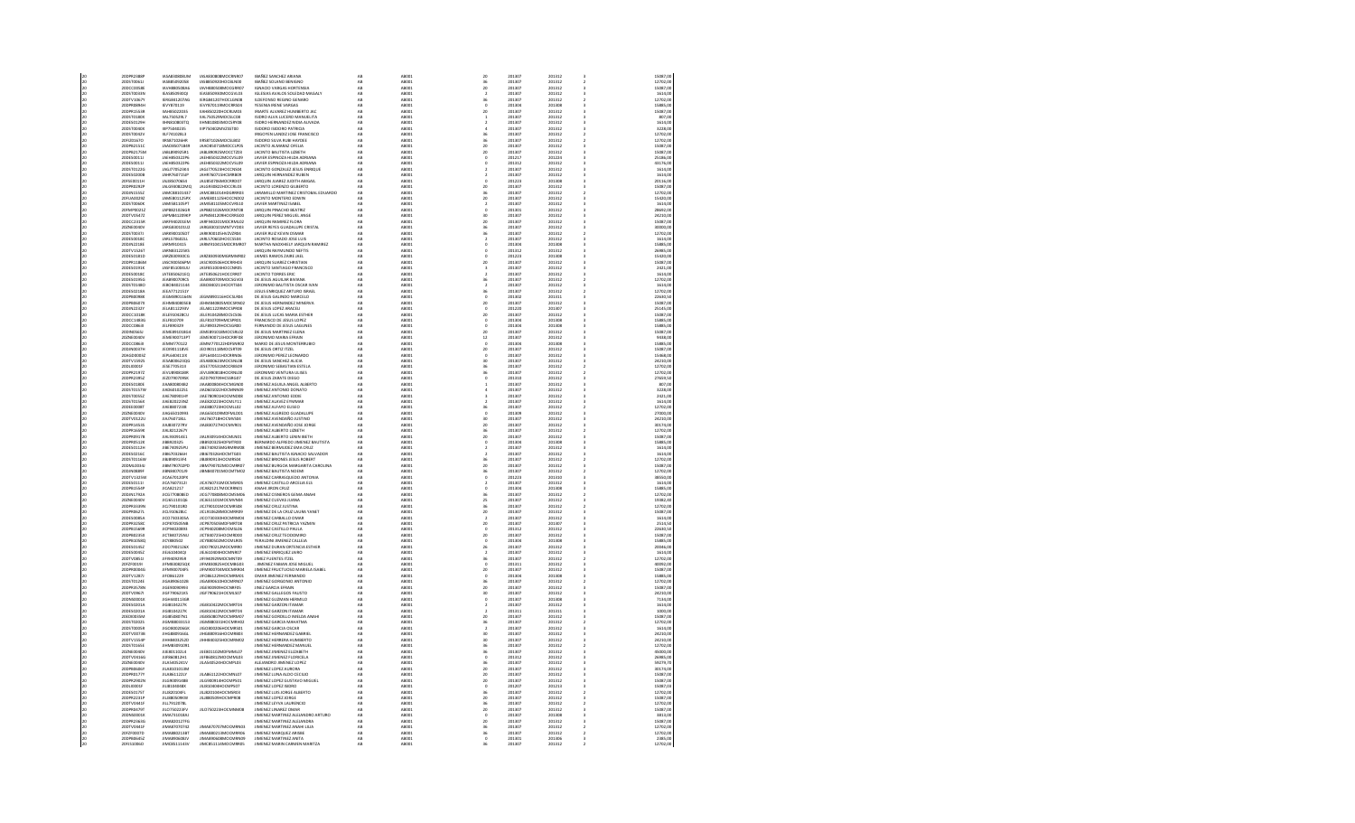| | | | | | | | | | | | |
|---|---|---|---|---|---|---|---|---|---|---|---|
| 20 | 20DPR2484P | IASA830826 | IASA830826MOCBNR07 | IBAÑEZ SANCHEZ ARIANA | AB | AB001 | 20 | 201307 | 201312 | 3 | 15087,08 |
| 20 | 20DST0061I | IASB850925 | IASB850925HOCBLN00 | IBAÑEZ SOLANO BENIGNO | AB | AB001 | 06 | 201307 | 201312 | 2 | 12702,00 |
| 20 | 20DCC0058E | IAVH680508 | IAVH680508MOCGRR07 | IGNACIO VARGAS HORTENSIA | AB | AB001 | 20 | 201307 | 201312 | 3 | 15087,08 |
| 20 | 20DST0033N | IEAS850930 | IEAS850930MOCGVL03 | IGLESIAS AVALOS SOLEDAD MAGALY | AB | AB001 | 2 | 201307 | 201312 | 3 | 1614,00 |
| 20 | 20FIY1067Y | IERG841207 | IERG841207HOCLGN08 | ILDEFONSO REGINO GENARO | AB | AB001 | 06 | 201307 | 201312 | 2 | 12702,00 |
| 20 | 20DPR0894H | IIVY870119 | IIVY870119MOCRRS03 | YESENIA IRENE VARGAS | AB | AB001 | 0 | 201304 | 201308 | 3 | 15865,06 |
| 20 | 20DPR1553R | IAHH650203 | IAHH650203HOCRLM03 | IRIARTE ALVAREZ HUMBERTO JAC | AB | AB001 | 20 | 201307 | 201312 | 3 | 15087,08 |
| 20 | 20DST0180X | IALY501206 | IALY501206MOCSLC08 | ISIDRO ALVA LUCERO MANUELITA | AB | AB001 | 1 | 201307 | 201312 | 3 | 807,00 |
| 20 | 20DES0129H | IHNE | | ISIDRO HERNANDEZ NIDIA ALHAIDA | AB | AB001 | 2 | 201307 | 201312 | 3 | 1614,00 |
| 20 | 20DST0040X | IIPT640215 | IIPT640215MOCSST00 | ISIDORO ISIDORO PATRICIA | AB | AB001 | 4 | 201307 | 201312 | 3 | 3228,00 |
| 20 | 20DST0092V | ILFT410823 | | IRISCHYN LANDO JOSE FRANCISCO | AB | AB001 | 06 | 201307 | 201312 | 2 | 12702,00 |
| 20 | 20FIZ0167O | IRSI871026 | IRSI871026MOCSLR02 | ISIDORO SILVA RUBI HAYDEE | AB | AB001 | 06 | 201307 | 201312 | 2 | 12702,00 |
| 20 | 20DPR2211C | | | JACINTO ALVAREZ OFELIA | AB | AB001 | 20 | 201307 | 201312 | 3 | 15087,08 |
| 20 | 20DPR2175M | | | JACINTO BAUTISTA LIZBETH | AB | AB001 | 20 | 201307 | 201312 | 3 | 15087,08 |
| 20 | 20DES0011J | | | JAVIER ESPINOZA HILDA ADRIANA | AB | AB001 | 0 | 201217 | 201224 | 3 | 25184,00 |
| 20 | 20DES0011J | | | JAVIER ESPINOZA HILDA ADRIANA | AB | AB001 | 0 | 201312 | 201312 | 3 | 34176,00 |
| 20 | 20DST0122G | | | JACINTO GONZALEZ JESUS ENRIQUE | AB | AB001 | 2 | 201307 | 201312 | 3 | 1614,00 |
| 20 | 20DES0200B | | | JARQUIN HERNANDEZ RUBEN | AB | AB001 | 2 | 201307 | 201312 | 3 | 1614,00 |
| 20 | 20FSE0011H | | | JARQUIN JUAREZ JUDITH ABIGAIL | AB | AB001 | 0 | 201223 | 201308 | 3 | 20116,00 |
| 20 | 20DPR0292P | | | JACINTO LORENZO GILBERTO | AB | AB001 | 20 | 201307 | 201312 | 3 | 15087,08 |
| 20 | 20DJN1555Z | | | JARAMILLO MARTINEZ CRISTOBAL EDUARDO | AB | AB001 | 06 | 201307 | 201312 | 2 | 12702,00 |
| 20 | 20FJA0029Z | | | JACINTO MONTERO EDWIN | AB | AB001 | 20 | 201307 | 201312 | 3 | 15420,00 |
| 20 | 20DST0060K | | | JAVIER MARTINEZ ISABEL | AB | AB001 | 2 | 201307 | 201312 | 3 | 1614,00 |
| 20 | 20FMP0021Z | | | JARQUIN PINACHO BEATRIZ | AB | AB001 | 0 | 201301 | 201312 | 3 | 28692,00 |
| 20 | 20DTV0547Z | | | JARQUIN PEREZ MIGUEL ANGE | AB | AB001 | 30 | 201307 | 201312 | 3 | 24210,00 |
| 20 | 20DCC2315R | | | JARQUIN RAMIREZ FLORA | AB | AB001 | 20 | 201307 | 201312 | 3 | 15087,08 |
| 20 | 20ZNE0080V | | | JAVIER REYES GUADALUPE CRISTAL | AB | AB001 | 06 | 201307 | 201312 | 3 | 30000,00 |
| 20 | 20DST0037I | | | JAVIER RUIZ KEVIN OMAR | AB | AB001 | 06 | 201307 | 201312 | 2 | 12702,00 |
| 20 | 20DES0010K | | | JACINTO ROSADO JOSE LUIS | AB | AB001 | 2 | 201307 | 201312 | 3 | 1614,00 |
| 20 | 20DJN2218E | | | MARTHA MAGNOLIA JARQUIN RAMIREZ | AB | AB001 | 0 | 201304 | 201308 | 3 | 15865,06 |
| 20 | 20DTV1326T | | | JARQUIN RAYMUNDO NEFTIS | AB | AB001 | 0 | 201312 | 201312 | 3 | 26965,00 |
| 20 | 20DES0181D | | | JAIMES RAMOS ZAIRE ASIL | AB | AB001 | 0 | 201223 | 201308 | 3 | 15420,00 |
| 20 | 20DPR1180M | | | JARQUIN SUAREZ CHRISTIAN | AB | AB001 | 20 | 201307 | 201312 | 3 | 15087,08 |
| 20 | 20DES0191K | | | JACINTO SANTIAGO FRANCISCO | AB | AB001 | 3 | 201307 | 201312 | 3 | 2421,00 |
| 20 | 20DES0018C | | | JACINTO TORRES ERIC | AB | AB001 | 2 | 201307 | 201312 | 3 | 1614,00 |
| 20 | 20DES0195G | | | DE JESUS AGUILAR BAYANA | AB | AB001 | 06 | 201307 | 201312 | 2 | 12702,00 |
| 20 | 20DST0138D | | | JERONIMO BAUTISTA OSCAR IVAN | AB | AB001 | 2 | 201307 | 201312 | 3 | 1614,00 |
| 20 | 20DES0218A | | | JESUS ENRIQUEZ ARTURO ISRAEL | AB | AB001 | 06 | 201307 | 201312 | 2 | 12702,00 |
| 20 | 20FPB0098K | | | DE JESUS GALINDO MARCELO | AB | AB001 | 0 | 201302 | 201311 | 3 | 22645,50 |
| 20 | 20DPR0667I | | | DE JESUS HERNANDEZ MINERVA | AB | AB001 | 20 | 201307 | 201312 | 3 | 15087,08 |
| 20 | 20DJN2226F | | | DE JESUS LOPEZ ARACELI | AB | AB001 | 0 | 201220 | 201307 | 3 | 25145,00 |
| 20 | 20DCC1018R | | | DE JESUS LUCAS MARIA ESTHER | AB | AB001 | 20 | 201307 | 201312 | 3 | 15087,08 |
| 20 | 20DCC1484G | | | FRANCISCO DE JESUS LOPEZ | AB | AB001 | 0 | 201304 | 201308 | 3 | 15865,06 |
| 20 | 20DCC0864I | | | FERNANDO DE JESUS LAGUNES | AB | AB001 | 0 | 201304 | 201308 | 3 | 15865,06 |
| 20 | 20DNE0644J | | | DE JESUS MENDOZA ELENA | AB | AB001 | 20 | 201307 | 201312 | 3 | 15087,08 |
| 20 | 20ZNE0040W | | | JERONIMO MARIA EFRAIN | AB | AB001 | 12 | 201307 | 201312 | 3 | 9468,00 |
| 20 | 20DCC0864I | | | MARIO DE JESUS MONTERRUBIO | AB | AB001 | 0 | 201304 | 201308 | 3 | 15865,06 |
| 20 | 20DJN0037H | | | DE JESUS ORTIZ ITZEL | AB | AB001 | 20 | 201307 | 201312 | 3 | 15087,08 |
| 20 | 20ADG0003Z | | | JERONIMO PEREZ LEONARDO | AB | AB001 | 0 | 201307 | 201312 | 3 | 15468,00 |
| 20 | 20DTV1392S | | | DE JESUS SANCHEZ ALICIA | AB | AB001 | 30 | 201307 | 201312 | 3 | 24210,00 |
| 20 | 20DES0003F | | | JERONIMO SEBASTIAN ESTELA | AB | AB001 | 06 | 201307 | 201312 | 2 | 12702,00 |
| 20 | 20DPR2197Z | | | JERONIMO VENTURA ULISES | AB | AB001 | 06 | 201307 | 201312 | 2 | 12702,00 |
| 20 | 20DPR2385Z | | | DE JESUS ZARATE DIEGO | AB | AB001 | 0 | 201310 | 201312 | 3 | 27669,50 |
| 20 | 20DES0180E | | | JIMENEZ AGUILA ANGEL ALBERTO | AB | AB001 | 1 | 201307 | 201312 | 3 | 807,00 |
| 20 | 20DST0157W | | | JIMENEZ ANTONIO DONATO | AB | AB001 | 4 | 201307 | 201312 | 3 | 3228,00 |
| 20 | 20DST0055Z | | | JIMENEZ ANTONIO EDDIS | AB | AB001 | 3 | 201307 | 201312 | 3 | 2421,00 |
| 20 | 20DST0136X | | | JIMENEZ ALVAREZ EYMMAR | AB | AB001 | 2 | 201307 | 201312 | 3 | 1614,00 |
| 20 | 20DES0008T | | | JIMENEZ ALFARO ELISEO | AB | AB001 | 06 | 201307 | 201312 | 2 | 12702,00 |
| 20 | 20ZNE0040V | | | JIMENEZ ALARCON GUADALUPE | AB | AB001 | 0 | 201309 | 201312 | 3 | 27000,00 |
| 20 | 20DTV0122U | | | JIMENEZ AVENDAÑO JUSTINO | AB | AB001 | 30 | 201307 | 201312 | 3 | 24210,00 |
| 20 | 20DPR1654S | | | JIMENEZ AVENDAÑO JOSE JORGE | AB | AB001 | 20 | 201307 | 201312 | 3 | 30174,00 |
| 20 | 20DPR1649K | | | JIMENEZ ALBERTO LIZBETH | AB | AB001 | 06 | 201307 | 201312 | 2 | 12702,00 |
| 20 | 20DPR0917B | | | JIMENEZ ALBERTO LENIN BETH | AB | AB001 | 20 | 201307 | 201312 | 3 | 15087,08 |
| 20 | 20DPR0913S | | | BERNARDO ALFONSO JIMENEZ BAUTISTA | AB | AB001 | 0 | 201304 | 201308 | 3 | 15865,06 |
| 20 | 20DES0112H | | | JIMENEZ BERMUDEZ ERIKA CRUZ | AB | AB001 | 2 | 201307 | 201312 | 3 | 1614,00 |
| 20 | 20DES0216C | | | JIMENEZ BAUTISTA IGNACIO SALVADOR | AB | AB001 | 2 | 201307 | 201312 | 3 | 1614,00 |
| 20 | 20DST0156W | | | JIMENEZ BRIONES JESUS ROBERT | AB | AB001 | 06 | 201307 | 201312 | 2 | 12702,00 |
| 20 | 20DML0036I | | | JIMENEZ BURGOA MARGARITA CAROLINA | AB | AB001 | 20 | 201307 | 201312 | 3 | 15087,08 |
| 20 | 20DJN0089F | | | JIMENEZ BAUTISTA NOEMI | AB | AB001 | 06 | 201307 | 201312 | 2 | 12702,00 |
| 20 | 20DTV1324W | | | JIMENEZ CARBAJAL LEIDI ANTONIA | AB | AB001 | 0 | 201223 | 201310 | 3 | 38550,00 |
| 20 | 20DES0111I | | | JIMENEZ CASTILLO ARCELIA ELS | AB | AB001 | 2 | 201307 | 201312 | 3 | 1614,00 |
| 20 | 20DPR2164P | | | ANAHI JIMEN CRUZ | AB | AB001 | 0 | 201304 | 201308 | 3 | 15865,06 |
| 20 | 20DJN1732X | | | JIMENEZ CISNEROS ILEANA ANAHI | AB | AB001 | 06 | 201307 | 201312 | 2 | 12702,00 |
| 20 | 20ZNE0040V | | | JIMENEZ CUEVAS ILIANA | AB | AB001 | 25 | 201307 | 201312 | 3 | 19082,40 |
| 20 | 20DPR0169N | | | JIMENEZ CRUZ JUSTINA | AB | AB001 | 06 | 201307 | 201312 | 2 | 12702,00 |
| 20 | 20DPR0627L | | | JIMENEZ DE LA CRUZ LAURA YANET | AB | AB001 | 20 | 201307 | 201312 | 3 | 15087,08 |
| 20 | 20DES0085A | | | JIMENEZ CARBALLO OMAR | AB | AB001 | 2 | 201307 | 201312 | 3 | 1614,00 |
| 20 | 20DPR2328C | | | JIMENEZ CRUZ PATRICIA YAZMIN | AB | AB001 | 20 | 201307 | 201307 | 3 | 2514,50 |
| 20 | 20DPR1549R | | | JIMENEZ CASTILLO PAULA | AB | AB001 | 0 | 201312 | 201312 | 3 | 22630,50 |
| 20 | 20DPR0235X | | | JIMENEZ CRUZ TEODOMIRO | AB | AB001 | 20 | 201307 | 201312 | 3 | 15087,08 |
| 20 | 20DPR1930Q | | | YERALDINE JIMENEZ CALLEJA | AB | AB001 | 0 | 201304 | 201308 | 3 | 15865,06 |
| 20 | 20DES0145Z | | | JIMENEZ DURAN ERTENCIA ESTHER | AB | AB001 | 26 | 201307 | 201312 | 3 | 20046,00 |
| 20 | 20DES0045Z | | | JIMENEZ ENRIQUEZ JAIRO | AB | AB001 | 2 | 201307 | 201312 | 3 | 1614,00 |
| 20 | 20DTV0851I | | | JIMENEZ FUENTES ITZEL | AB | AB001 | 06 | 201307 | 201312 | 2 | 12702,00 |
| 20 | 20DZF0015H | | | JIMENEZ FABIAN JOSE MIGUEL | AB | AB001 | 0 | 201311 | 201312 | 3 | 40092,00 |
| 20 | 20DPR0084G | | | JIMENEZ FRUCTUOSO MARISELA ISABEL | AB | AB001 | 20 | 201307 | 201312 | 3 | 15087,08 |
| 20 | 20DTV1282Y | | | OMAR JIMENEZ FERNANDEZ | AB | AB001 | 0 | 201304 | 201308 | 3 | 15865,06 |
| 20 | 20DJN1244Y | | | JIMENEZ GUZMAN ANTONIO | AB | AB001 | 06 | 201307 | 201312 | 2 | 12702,00 |
| 20 | 20DPR1578N | | | JIMENEZ GARCIA EFRAIN | AB | AB001 | 20 | 201307 | 201312 | 3 | 15087,08 |
| 20 | 20DTV0967I | | | JIMENEZ GALLEGOS FAUSTO | AB | AB001 | 30 | 201307 | 201312 | 3 | 24210,00 |
| 20 | 20DNS0001K | | | JIMENEZ GUZMAN HERMILO | AB | AB001 | 0 | 201307 | 201308 | 3 | 7134,00 |
| 20 | 20DES0201K | | | JIMENEZ GARZON ITAMAR | AB | AB001 | 2 | 201307 | 201312 | 3 | 1614,00 |
| 20 | 20DES0201A | | | JIMENEZ GARZON ITAMAR | AB | AB001 | 2 | 201311 | 201311 | 3 | 1003,00 |
| 20 | 20DPR0191A | | | JIMENEZ GORDILLO IMELDA ANAHI | AB | AB001 | 20 | 201307 | 201312 | 3 | 15087,08 |
| 20 | 20DST0202S | | | JIMENEZ GARCIA MAHATMA | AB | AB001 | 06 | 201307 | 201312 | 2 | 12702,00 |
| 20 | 20DST0005R | | | JIMENEZ GARCIA OSCAR | AB | AB001 | 2 | 201307 | 201312 | 3 | 1614,00 |
| 20 | 20DTV0073R | | | JIMENEZ HERNANDEZ GABRIEL | AB | AB001 | 30 | 201307 | 201312 | 3 | 24210,00 |
| 20 | 20DTV1554P | | | JIMENEZ HERRERA HUMBERTO | AB | AB001 | 30 | 201307 | 201312 | 3 | 24210,00 |
| 20 | 20DST0165E | | | JIMENEZ HERNANDEZ MANUEL | AB | AB001 | 06 | 201307 | 201312 | 2 | 12702,00 |
| 20 | 20ZNE0040V | | | JIMENEZ JIMENEZ ELIZABETH | AB | AB001 | 06 | 201307 | 201312 | 3 | 36000,00 |
| 20 | 20DTV0416G | | | JIMENEZ JIMENEZ FLORICELA | AB | AB001 | 0 | 201312 | 201312 | 3 | 26965,00 |
| 20 | 20ZNE0040V | | | ALEJANDRO JIMENEZ LOPEZ | AB | AB001 | 06 | 201307 | 201312 | 3 | 39279,70 |
| 20 | 20DPR0485K | | | JIMENEZ LOPEZ AURORA | AB | AB001 | 20 | 201307 | 201312 | 3 | 30174,00 |
| 20 | 20DPR0177Y | | | JIMENEZ LUNA ALDO CECILIO | AB | AB001 | 20 | 201307 | 201312 | 3 | 15087,08 |
| 20 | 20DPR2902N | | | JIMENEZ LOPEZ GUSTAVO MIGUEL | AB | AB001 | 20 | 201307 | 201312 | 3 | 15087,08 |
| 20 | 20DIU0001F | | | JIMENEZ LOPEZ ISIDRO | AB | AB001 | 0 | 201207 | 201213 | 3 | 15087,08 |
| 20 | 20DES0175T | | | JIMENEZ LUIS JORGE ALBERTO | AB | AB001 | 06 | 201307 | 201312 | 2 | 12702,00 |
| 20 | 20DPR2261P | | | JIMENEZ LOPEZ JORGE | AB | AB001 | 20 | 201307 | 201312 | 3 | 15087,08 |
| 20 | 20DTV0841F | | | JIMENEZ LEYVA LAURENCIO | AB | AB001 | 06 | 201307 | 201312 | 2 | 12702,00 |
| 20 | 20DPR0679T | | | JIMENEZ LINAREZ OMAR | AB | AB001 | 20 | 201307 | 201312 | 3 | 15087,08 |
| 20 | 20ZNE0001A | | | JIMENEZ MARTINEZ ALEJANDRO ARTURO | AB | AB001 | 0 | 201307 | 201308 | 3 | 3813,00 |
| 20 | 20DPR2363S | | | JIMENEZ MARTINEZ ALEJANDRA | AB | AB001 | 20 | 201307 | 201312 | 3 | 15087,08 |
| 20 | 20DTV0465F | | | JIMENEZ MARTINEZ ANAHI LILIA | AB | AB001 | 06 | 201307 | 201312 | 2 | 12702,00 |
| 20 | 20DTV0037D | | | JIMENEZ MARQUEZ ARMIDE | AB | AB001 | 06 | 201307 | 201312 | 2 | 12702,00 |
| 20 | 20DPR0045Z | | | JIMENEZ MARTINEZ ANITA | AB | AB001 | 0 | 201301 | 201306 | 3 | 2385,00 |
| 20 | 20FIZ0086D | | | JIMENEZ MARIN CARMEN MARITZA | AB | AB001 | 06 | 201307 | 201312 | 2 | 12702,00 |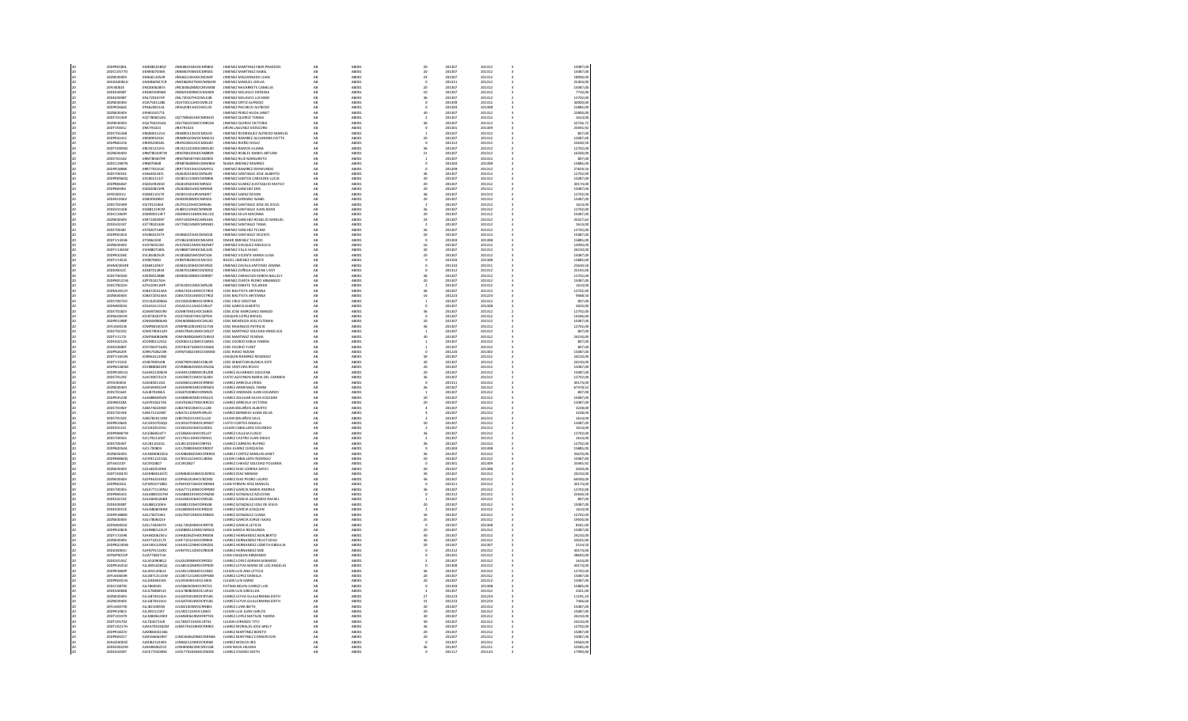| | | | | | | | | | | | |
|---|---|---|---|---|---|---|---|---|---|---|---|
| 20 | 20DPR0180L | JIME881018QY | JIME881018HOCMRB02 | JIMENEZ MARTINEZ EBER PRAXEDIS | AB | AB001 | 20 | 201307 | 201312 | 3 | 15087,00 |
| 20 | 20DCC0577O | JIMI840704IS | JIMI840704MOCMRS01 | JIMENEZ MARTINEZ ISABEL | AB | AB001 | 20 | 201307 | 201312 | 3 | 15087,00 |
| 20 | 20DIE0040V | JIMJ661105LR | JIMJ661105HOCMLN09 | JIMENEZ MALDONADO JUAN | AB | AB001 | 23 | 201307 | 201312 | 3 | 18000,00 |
| 20 | 20ADG0081D | JIMO860927CR | JIMO860927MOCMND09 | JIMENEZ MANUEL ODILIA | AB | AB001 | 0 | 201311 | 201312 | 3 | 25406,00 |
| 20 | 20FIZ0032E | JIMO830628V5 | JIMC830628MOCMVM08 | JIMENEZ NAVARRETE CAMELIA | AB | AB001 | 20 | 201307 | 201312 | 3 | 15087,00 |
| 20 | 20DES0008T | JIND691009NS | JIND691009MOCMLN09 | JIMENEZ NOLASCO DIONISIA | AB | AB001 | 10 | 201307 | 201312 | 3 | 7731,00 |
| 20 | 20DES0008T | JINL720107H7 | JINL720107HOCMLC08 | JIMENEZ NOLASCO LUCIANO | AB | AB001 | 36 | 201307 | 201312 | 3 | 12702,00 |
| 20 | 20DIE0040V | JIOA7501128E | JIOA750112HOCMRL10 | JIMENEZ ORTIZ ALFREDO | AB | AB001 | 0 | 201309 | 201312 | 3 | 30000,00 |
| 20 | 20DPR2664C | JIPA620811HL | JIPA620811HOCMCL05 | JIMENEZ PACHECO ALFREDO | AB | AB001 | 0 | 201304 | 201308 | 3 | 15885,00 |
| 20 | 20DIE0040V | JIPH833017T1 | | JIMENEZ PEREZ HILDA JANET | AB | AB001 | 30 | 201307 | 201312 | 3 | 22800,00 |
| 20 | 20DST0165R | JIQT780601UG | JIQT780601HOCMRM10 | JIMENEZ QUIROZ TOMAS | AB | AB001 | 2 | 201307 | 201312 | 3 | 1614,00 |
| 20 | 20DIE0040V | JIQV760225A6 | JIQV760225MOCMRC06 | JIMENEZ QUIROZ VICTORIA | AB | AB001 | 36 | 201307 | 201312 | 3 | 52726,72 |
| 20 | 20DTV0041U | JIRA791023 | JIRA791023 | JIRON LAGUNEZ DIOSCORO | AB | AB001 | 0 | 201301 | 201309 | 3 | 25945,92 |
| 20 | 20DST0226B | JIRA800112S4 | JIRA800112HOCMDL05 | JIMENEZ RODRIGUEZ ALFREDO MANUEL | AB | AB001 | 1 | 201307 | 201312 | 3 | 807,00 |
| 20 | 20DPR3241C | JIRA800101D1 | JIRA800101MOCMML01 | JIMENEZ RAMIREZ ALEJANDRA YAZTTE | AB | AB001 | 20 | 201307 | 201312 | 3 | 15087,00 |
| 20 | 20DPR0021S | JIRH9104014L | JIRH910401HOCMBG03 | JIMENEZ RUBIO HUGO | AB | AB001 | 0 | 201312 | 201312 | 3 | 22665,50 |
| 20 | 20DTV0094D | JIRL921221FG | JIRL921221MOCMML00 | JIMENEZ RAMOS LILIANA | AB | AB001 | 36 | 201307 | 201312 | 3 | 12702,00 |
| 20 | 20DIE0040V | JIRM780320TW | JIRM780320HOCMBR09 | JIMENEZ ROBLES MARIO ARTURO | AB | AB001 | 21 | 201307 | 201312 | 3 | 16500,00 |
| 20 | 20DST0154Z | JIRM780807NP | JIRM780807HOCMZR05 | JIMENEZ RUIZ MARGARITO | AB | AB001 | 1 | 201307 | 201312 | 3 | 807,00 |
| 20 | 20DCC2087N | JIRM870608 | JIRM870608MOCMMR04 | NUBIA JIMENEZ RAMIREZ | AB | AB001 | 0 | 201304 | 201308 | 3 | 15885,00 |
| 20 | 20DPR1898R | JIRR770415JC | JIRR770415HOCMMY01 | JIMENEZ RAMIREZ RAYMUNDO | AB | AB001 | 0 | 201309 | 201312 | 3 | 27659,50 |
| 20 | 20DST0050C | JISA840224YL | JISA840224HOCMNL09 | JIMENEZ SANTIAGO JOSE ALBERTO | AB | AB001 | 36 | 201307 | 201312 | 3 | 12702,00 |
| 20 | 20DPR0960Q | JISC801213J7 | JISC801213MOCMNR06 | JIMENEZ SANTOS CAROLINA LUCIA | AB | AB001 | 20 | 201307 | 201312 | 3 | 15087,00 |
| 20 | 20DPR0486P | JISE810925D4 | JISE810925HOCMNS02 | JIMENEZ SUAREZ EUSTAQUIO MATEO | AB | AB001 | 20 | 201307 | 201312 | 3 | 30174,00 |
| 20 | 20DPR0096J | JISE820815PB | JISE820815HOCMNR08 | JIMENEZ SANCHEZ ERIC | AB | AB001 | 20 | 201307 | 201312 | 3 | 15087,00 |
| 20 | 20FIS0001U | JISE831201TK | JISE831201HPLMNS07 | JIMENEZ SAENZ EDSON | AB | AB001 | 36 | 201307 | 201312 | 3 | 12702,00 |
| 20 | 20DPR1206V | JISE830908N1 | JISE830908MOCMRS04 | JIMENEZ SERRANO ENAIL | AB | AB001 | 20 | 201307 | 201312 | 3 | 15087,00 |
| 20 | 20DST0234R | JIST9122494 | JIST912249HOCMNS06 | JIMENEZ SANTIAGO JOSE DE JESUS | AB | AB001 | 2 | 201307 | 201312 | 3 | 1614,00 |
| 20 | 20DES0142B | JISJ881219CM | JISJ881219HOCMNN08 | JIMENEZ SANTIAGO JUAN ADAN | AB | AB001 | 36 | 201307 | 201312 | 3 | 12702,00 |
| 20 | 20DCC2060Y | JISM900114F7 | JISM900114MOCMLC02 | JIMENEZ SILVA MACRINA | AB | AB001 | 20 | 201307 | 201312 | 3 | 15087,00 |
| 20 | 20DIE0040V | JISR710929EP | JISR710929HOCMNG04 | JIMENEZ SANCHEZ ROGELIO MANUEL | AB | AB001 | 33 | 201307 | 201312 | 3 | 25417,62 |
| 20 | 20DES0233T | JIST790214AX | JIST790214MOCMNM01 | JIMENEZ SANTIAGO TAMA | AB | AB001 | 2 | 201307 | 201312 | 3 | 1614,00 |
| 20 | 20DST0038I | JIST8207148Y | | JIMENEZ SANCHEZ TELMA | AB | AB001 | 36 | 201307 | 201312 | 3 | 12702,00 |
| 20 | 20DPR0181K | JISV860225T3 | JISV860225HOCMNC00 | JIMENEZ SANTIAGO VICENTE | AB | AB001 | 20 | 201307 | 201312 | 3 | 15087,00 |
| 20 | 20DTV1565B | JITO861030 | JITO861030HOCMML02 | OMAR JIMENEZ TOLEDO | AB | AB001 | 0 | 201304 | 201308 | 3 | 15885,00 |
| 20 | 20DIE0040Q | JIVA760413A1 | JIVA760413MOCMZN07 | JIMENEZ VASQUEZ ANGELICA | AB | AB001 | 16 | 201307 | 201312 | 3 | 12000,00 |
| 20 | 20DTV1303M | JIVH880718E6 | JIVH880718HOCMLG05 | JIMENEZ VILLA HUGO | AB | AB001 | 30 | 201307 | 201312 | 3 | 24210,00 |
| 20 | 20DPR3236C | JIVL850825CR | JIVL850825MVZMCS04 | JIMENEZ VICENTE MARIA LUISA | AB | AB001 | 20 | 201307 | 201312 | 3 | 15087,00 |
| 20 | 20DTV1352S | JIVR870303 | JIVR870303HOCMCC02 | RACIEL JIMENEZ VICENTE | AB | AB001 | 0 | 201304 | 201308 | 3 | 15885,00 |
| 20 | 20ANC0024R | JIZA841204JY | JIZA841204HOCMVN02 | JIMENEZ ZAVALA ANTONIO ZAHINA | AB | AB001 | 0 | 201310 | 201311 | 3 | 22630,50 |
| 20 | 20DDI0012C | JIZA870128G4 | JIZA870128MOCMXS02 | JIMENEZ ZUÑIGA ADILENE LIVEY | AB | AB001 | 0 | 201312 | 201312 | 3 | 25145,00 |
| 20 | 20DST0050O | JIZK9002288B | JIZK900228MOCMRR07 | JIMENEZ ZARAGOZA KAREN NALLELY | AB | AB001 | 36 | 201307 | 201312 | 3 | 12702,00 |
| 20 | 20DPR0121M | JIZP701017GH | | JIMENEZ ZURITA PEDRO ARMANDO | AB | AB001 | 20 | 201307 | 201312 | 3 | 15087,00 |
| 20 | 20DST0022H | JIZY610911WP | JIZY610911MOCMRL08 | JIMENEZ ZARATE YOLANDA | AB | AB001 | 2 | 201307 | 201312 | 3 | 1614,00 |
| 20 | 20DML0012Y | JOBA720414A9 | JOBA720414MOCSTR02 | JOSE BAUTISTA ARTEMISA | AB | AB001 | 36 | 201307 | 201312 | 2 | 12702,00 |
| 20 | 20DIE0040V | JOBA720414A9 | JOBA720414MOCSTR02 | JOSE BAUTISTA ARTEMISA | AB | AB001 | 16 | 201223 | 201224 | 3 | 9868,50 |
| 20 | 20DST0073O | JOCC820208Q6 | JOCC820208MOCSRR05 | JOSE CRUZ CRISTINA | AB | AB001 | 1 | 201307 | 201312 | 3 | 807,00 |
| 20 | 20DNS0001K | JOGA541115LF | JOGA541115HOCSRL07 | JOSE GARCIA ALBERTO | AB | AB001 | 0 | 201307 | 201308 | 3 | 2650,00 |
| 20 | 20DST0182V | JOJM870401SH | JOJM870401HOCSSR05 | JOSE JOSE MARCIANO AMADO | AB | AB001 | 36 | 201307 | 201312 | 3 | 12702,00 |
| 20 | 20DNL0015R | JOLR740207YN | JOLR740207HOCSPF05 | JOAQUIN LOPEZ RAFAEL | AB | AB001 | 0 | 201307 | 201312 | 3 | 14346,00 |
| 20 | 20DPR1398F | JOME690806HN | JOME690806HOCSNS00 | JOSE MENDOZA ESTEBAN | AB | AB001 | 20 | 201307 | 201312 | 3 | 15087,00 |
| 20 | 20FUA0023E | JOMP801001CR | JOMP801001MOCSTT04 | JOSE MARQUES PATRICIA | AB | AB001 | 36 | 201307 | 201312 | 2 | 12702,00 |
| 20 | 20DST0225C | JOMS790411NY | JOMS790411MOCSRL07 | JOSE MARTINEZ SOLEDAD ANGELICA | AB | AB001 | 1 | 201307 | 201312 | 3 | 807,00 |
| 20 | 20DTV1172I | JOMY860828RB | JOMY860828MOCSRS03 | JOSE MARTINEZ YESENIA | AB | AB001 | 30 | 201307 | 201312 | 3 | 24210,00 |
| 20 | 20DES0213G | JOOK801123G2 | JOOK801123MOCSSR05 | JOSE OSORIO KARLA FANNIA | AB | AB001 | 1 | 201307 | 201312 | 3 | 807,00 |
| 20 | 20DES0080F | JOOY820716KG | JOOY820716MOCSSN06 | JOSE OSORIO YLINIT | AB | AB001 | 1 | 201307 | 201312 | 3 | 807,00 |
| 20 | 20DPR2420F | JORN7508219K | JORN750821MOCSBS00 | JOSE RIVERO NOEMI | AB | AB001 | 0 | 201220 | 201302 | 3 | 15087,00 |
| 20 | 20DTV1655N | JORN6411238Z | | JOAQUIN RAMIREZ ROSENDO | AB | AB001 | 30 | 201307 | 201312 | 3 | 24210,00 |
| 20 | 20DTV1531K | JOSB790914IB | JOSB790914MOCSBL09 | JOSE SEBASTIAN BLANCA ESTE | AB | AB001 | 30 | 201307 | 201312 | 3 | 24210,00 |
| 20 | 20DPR1182M | JOVR880825DX | JOVR880825MOCSNC06 | JOSE VENTURA ROCIO | AB | AB001 | 20 | 201307 | 201312 | 3 | 15087,00 |
| 20 | 20DPR1051Q | JUAA921208UM | JUAA921208MOCRLZ08 | JUAREZ ALVARADO AZUCENA | AB | AB001 | 20 | 201307 | 201312 | 3 | 15087,00 |
| 20 | 20DST0129Z | JUAC900721CK | JUAC900721MOCSLR03 | JUSTO ALFONSEN MARIA DEL CARMEN | AB | AB001 | 36 | 201307 | 201312 | 3 | 12702,00 |
| 20 | 20FSE0001E | JUAE860114IG | JUAE860114MOCRRR00 | JUAREZ ARREOLA ERIKA | AB | AB001 | 0 | 201311 | 201312 | 3 | 30174,00 |
| 20 | 20DBD0009V | JUAF690501HP | JUAF690501MOCRRN03 | JUAREZ ARMENGOL FANNI | AB | AB001 | 36 | 201307 | 201312 | 3 | 67378,50 |
| 20 | 20DST0166F | JUAJ870208L5 | JUAJ870208HOCRRN05 | JUAREZ ANDRADE JUAN EDUARDO | AB | AB001 | 1 | 201307 | 201312 | 3 | 807,00 |
| 20 | 20DPR2523R | JUAS880405Q9 | JUAS880405MOCRGL07 | JUAREZ AGUILAR SILVIA SOLEDAD | AB | AB001 | 20 | 201307 | 201312 | 3 | 15087,00 |
| 20 | 20DNE0018A | JUAV910627A6 | JUAV910627MOCRRC02 | JUAREZ ARREOLA VICTORIA | AB | AB001 | 20 | 201307 | 201312 | 3 | 15087,00 |
| 20 | 20DST0196Y | JUBA730220SK | JUBA730220HOCLLL08 | JULIAN BOLAÑOS ALBERTO | AB | AB001 | 4 | 201307 | 201312 | 3 | 3228,00 |
| 20 | 20DST0234K | JUBA751105BT | JUBA751105MPLRRL05 | JUAREZ BERMEJO ALMA DELIA | AB | AB001 | 4 | 201307 | 201312 | 3 | 3228,00 |
| 20 | 20DST0150C | JUBS781011NE | JUBS781011HOCLLL02 | JULIAN BOLAÑOS SAUL | AB | AB001 | 2 | 201307 | 201312 | 3 | 1614,00 |
| 20 | 20DPR0394S | JUCA910703QA | JUCA910703MOCSRN07 | JUSTO CORTES ANGELA | AB | AB001 | 20 | 201307 | 201312 | 3 | 15087,00 |
| 20 | 20DES0131D | JUCE810523LI | JUCE810523HOCLBD01 | JULIAN CABALLERO EDUARDO | AB | AB001 | 2 | 201307 | 201312 | 3 | 1614,00 |
| 20 | 20DPR0087W | JUCE860614T7 | JUCE860614HOCRLL07 | JUAREZ CALLEJA ELISEO | AB | AB001 | 36 | 201307 | 201312 | 2 | 12702,00 |
| 20 | 20DST0095S | JUCF921105I7 | JUCF921105HOCRSN01 | JUAREZ CASTRO JUAN DIEGO | AB | AB001 | 2 | 201307 | 201312 | 3 | 1614,00 |
| 20 | 20DST0004T | JUCJ8110101L | JUCJ811010HOCRRF02 | JUAREZ CARRERO RUFINO | AB | AB001 | 36 | 201307 | 201312 | 3 | 12702,00 |
| 20 | 20DPR0300A | JUCL780823 | JUCL780823MOCRRD07 | LIDIA JUAREZ CERQUEDA | AB | AB001 | 0 | 201304 | 201308 | 3 | 15885,00 |
| 20 | 20DIE0040V | JUCM8408256G | JUCM840825MOCRRR04 | JUAREZ CORTEZ MARLEN JANET | AB | AB001 | 36 | 201307 | 201312 | 3 | 35670,00 |
| 20 | 20DPR0860Q | JUCR9112213Q | JUCR911221HOCLBD06 | JULIAN CABALLERO RODRIGO | AB | AB001 | 20 | 201307 | 201312 | 3 | 15087,00 |
| 20 | 20FAS0119Y | JUCS910827 | JUCS910827 | JUAREZ CHAVEZ SOLEDAD YOLANDA | AB | AB001 | 0 | 201301 | 201309 | 3 | 25945,92 |
| 20 | 20DIE0040V | JUDL820520X0 | | JUAREZ DIAZ LORENA DAYCI | AB | AB001 | 20 | 201307 | 201308 | 3 | 5029,00 |
| 20 | 20DIE0040V | JUDM840107C | JUDM840106MOCRZR01 | JUAREZ DIAZ MIRIAM | AB | AB001 | 30 | 201307 | 201312 | 3 | 24210,00 |
| 20 | 20DIE0040V | JUDP461019SD | JUDP461019HOCRZD00 | JUAREZ DIAZ PEDRO LAURO | AB | AB001 | 36 | 201307 | 201312 | 3 | 44500,00 |
| 20 | 20DPR0455I | JUFM910718B2 | JUFM910718HOCRRN04 | JUAN FERMIN JOSE MANUEL | AB | AB001 | 0 | 201311 | 201312 | 3 | 30174,00 |
| 20 | 20DST0065S | JUGA771130NJ | JUGA771130MOCRRN09 | JUAREZ GARCIA MARIA ANDREA | AB | AB001 | 36 | 201307 | 201312 | 3 | 12702,00 |
| 20 | 20DPR0462C | JUGA880321FM | JUGA880321MOCRNZ06 | JUAREZ GONZALEZ AZUCENA | AB | AB001 | 0 | 201312 | 201312 | 3 | 22665,50 |
| 20 | 20DES0215E | JUGE8803268R | JUGE880326HOCRLF06 | JUAREZ GARCIA SALDANDO RAFAEL | AB | AB001 | 1 | 201307 | 201312 | 3 | 807,00 |
| 20 | 20DIE0008T | JUGJ881230EH | JUGJ881230HOCRNS08 | JUAREZ GONZALEZ JOSE DE JESUS | AB | AB001 | 20 | 201307 | 201312 | 3 | 15087,00 |
| 20 | 20DST0053Z | JUGJ840610HM | JUGJ840610HOCRRQ03 | JUAREZ GARCIA JOAQUIN | AB | AB001 | 2 | 201307 | 201312 | 3 | 1614,00 |
| 20 | 20DPR1880D | JUGJ7007243 | JUGJ700724MOCRNN05 | JUAREZ GONZALEZ JUANA | AB | AB001 | 36 | 201307 | 201312 | 3 | 12702,00 |
| 20 | 20DIE0040V | JUGJ780601F | | JUAREZ GARCIA JORGE ISAIAS | AB | AB001 | 25 | 201307 | 201312 | 3 | 19500,00 |
| 20 | 20DNS0001K | JUGL73020474 | JUGL730204MOCRRT00 | JUAREZ GARCIA LETICIA | AB | AB001 | 0 | 201307 | 201308 | 3 | 8241,00 |
| 20 | 20DPR1083H | JUGR880121UP | JUGR880121MOCRRS03 | JUAN GARCIA ROSALINDA | AB | AB001 | 20 | 201307 | 201312 | 3 | 15087,00 |
| 20 | 20DTV1559R | JUHA820625LU | JUHA820625HOCRRD06 | JUAREZ HERNANDEZ ADALBERTO | AB | AB001 | 30 | 201307 | 201312 | 3 | 24210,00 |
| 20 | 20ZNE0040V | JUHF7101217X | JUHF710121HOCRRR04 | JUAREZ HERNANDEZ FRUCTUOSO | AB | AB001 | 36 | 201307 | 201312 | 3 | 32025,00 |
| 20 | 20DPR2240X | JUHL901229ME | JUHL901229MOCRRZ00 | JUAREZ HERNANDEZ LIZBETH DEBOLIA | AB | AB001 | 20 | 201307 | 201312 | 3 | 2514,50 |
| 20 | 20DDI0004U | JUHN791110KC | JUHN791110HOCRRX09 | JUAREZ HERNANDEZ NOE | AB | AB001 | 0 | 201312 | 201312 | 3 | 30174,00 |
| 20 | 20FMP0015P | JUJA7706071A | | JUAN JOAQUIN ARMANDO | AB | AB001 | 0 | 201301 | 201312 | 3 | 28882,00 |
| 20 | 20DES0135Z | JULA520908G2 | JULA520908HOCRPD02 | JUAREZ LOPEZ ADRIAN GERARDO | AB | AB001 | 2 | 201307 | 201312 | 3 | 1614,00 |
| 20 | 20DPR2431D | JULA801026Q1 | JULA801026MOCRPN00 | JUAREZ LUPIVA MARIA DE LOS ANGELES | AB | AB001 | 0 | 201309 | 201312 | 3 | 30174,00 |
| 20 | 20DPR1869F | JULA921206LS | JULA921206MOCLSN01 | JULIAN LUIS ANA LETICIA | AB | AB001 | 36 | 201307 | 201312 | 3 | 12702,00 |
| 20 | 20FUA0019R | JULD871211KW | JULD871211MOCRPN06 | JUAREZ LOPEZ DANIELA | AB | AB001 | 20 | 201307 | 201312 | 3 | 15087,00 |
| 20 | 20DPR0451N | JULD940401BX | JULD940401HOCLSR03 | JULIAN LUIS DARIO | AB | AB001 | 20 | 201307 | 201312 | 3 | 15087,00 |
| 20 | 20DCC0870S | JULF860505 | JULF860505MOCRSTO1 | FATIMA BELEN JUAREZ LUIS | AB | AB001 | 0 | 201304 | 201308 | 3 | 15885,00 |
| 20 | 20DES0086B | JULG780805LS | JULG780805MOCLSR10 | JULIAN LUIS GRECILDA | AB | AB001 | 3 | 201307 | 201312 | 3 | 2421,00 |
| 20 | 20DIE0040V | JULG870414LH | JULG870414MOCRYL06 | JUAREZ LEYVA GUILLERMINA EDITH | AB | AB001 | 27 | 201223 | 201224 | 3 | 11191,24 |
| 20 | 20DIE0040V | JULG870414LH | JULG870414MOCRYL06 | JUAREZ LEYVA GUILLERMINA EDITH | AB | AB001 | 31 | 201223 | 201224 | 3 | 7946,60 |
| 20 | 20FUA0073X | JULI821004HK | JULI821004MOCRNB01 | JUAREZ LUNA IBETH | AB | AB001 | 20 | 201307 | 201312 | 3 | 15087,00 |
| 20 | 20DPR1081S | JULJ90112357 | JULJ901123HOCLSN01 | JULIAN LUIS JUAN CARLOS | AB | AB001 | 20 | 201307 | 201312 | 3 | 15087,00 |
| 20 | 20DTV1597R | JULM880619E9 | JULM880619MOPRPT03 | JUAREZ LOPEZ MATILDE YADIRA | AB | AB001 | 30 | 201307 | 201312 | 3 | 24210,00 |
| 20 | 20DTV0570O | JULT830715UR | JULT830715HOCLRT02 | JULIAN LORENZO TITO | AB | AB001 | 30 | 201307 | 201312 | 3 | 24210,00 |
| 20 | 20DTV0217H | JUMA791018ZM | JUMA791018HOCRRB01 | JUAREZ MORALES JOSE ARELY | AB | AB001 | 36 | 201307 | 201312 | 3 | 12702,00 |
| 20 | 20DPR2422V | JUMB840412A8 | | JUAREZ MARTINEZ BENITO | AB | AB001 | 20 | 201307 | 201312 | 3 | 15087,00 |
| 20 | 20DPR0213T | JUMC660627NT | JUMC660627MOCRRN06 | JUAREZ MARTINEZ CONCEPCION | AB | AB001 | 20 | 201307 | 201312 | 3 | 15087,00 |
| 20 | 20ADG0093Z | JUMI821224SE | JUMI821224MOCRJR00 | JUAREZ MEJIA IRIS | AB | AB001 | 0 | 201307 | 201312 | 3 | 15560,00 |
| 20 | 20DES0012M | JUNH880821Z2 | JUNH880821MOCVVL08 | JUAN NAVA HILIANA | AB | AB001 | 36 | 201307 | 201311 | 3 | 10585,00 |
| 20 | 20DES0234Y | JUOE770204N4 | JUOE770204MOCRSD06 | JUAREZ OSORIO EDITH | AB | AB001 | 0 | 201117 | 201124 | 3 | 17990,00 |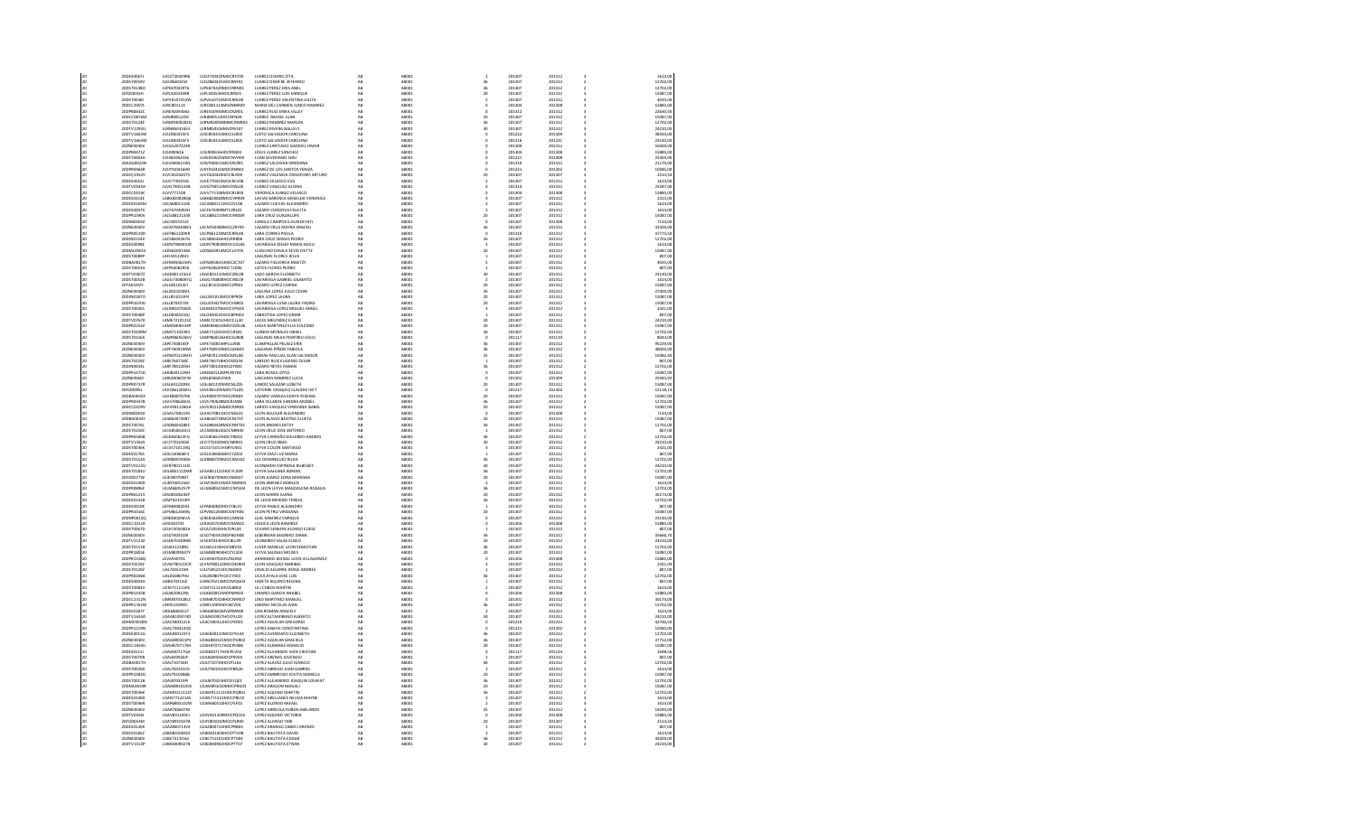| 20 | 20DES0067L | JUOZ730429R6 | JUOZ730429MOCRSTO0 | JUAREZ OSORIO ZITA | AB | AB001 | 2 | 201307 | 201312 | 3 | 1614,00 |
|---|---|---|---|---|---|---|---|---|---|---|---|
| 20 | 20DST0039V | JUOZ860425I | JUOZ860425HOCRMF02 | JUAREZ OMOPRE ZEFERINO | AB | AB001 | 36 | 201307 | 201312 | 2 | 12702,00 |
| 20 | 20DST0148O | JUPE870429T6 | JUPE870429MOCRRN03 | JUAREZ PEREZ ENIS ANEL | AB | AB001 | 36 | 201307 | 201312 | 2 | 12702,00 |
| 20 | 20FZO0011H | JUPL920530999 | JUPL920530HOCRRS01 | JUAREZ PEREZ LUIS ENRIQUE | AB | AB001 | 20 | 201307 | 201312 | 3 | 15087,00 |
| 20 | 20DST0038E | JUPV610725LW | JUPV610725MOCRRL08 | JUAREZ PEREZ VALENTINA LOLITA | AB | AB001 | 5 | 201307 | 201312 | 3 | 4035,00 |
| 20 | 20DCC2007L | JURC801114 | JURC801114MOZRMR09 | MARIA DEL CARMEN JUNCO RAMIREZ | AB | AB001 | 0 | 201304 | 201308 | 3 | 15885,00 |
| 20 | 20DPR0462C | JURE830904DA | JURE830904MOCRZR01 | JUAREZ RUIZ ERIKA VILLEY | AB | AB001 | 0 | 201212 | 201312 | 3 | 22680,50 |
| 20 | 20DCC0074M | JURI890512DC | JURI890512HOCRFN03 | JUAREZ RAFAEL JUAN | AB | AB001 | 20 | 201307 | 201312 | 3 | 15087,00 |
| 20 | 20DST0124E | JURM850928DG | JURM850928MOCRMR05 | JUAREZ RAMIREZ MARLEN | AB | AB001 | 36 | 201307 | 201312 | 2 | 12702,00 |
| 20 | 20DTV1291U | JURN881016HU | JURN881016MVZRVL07 | JUAREZ RIVERA NALLELY | AB | AB001 | 30 | 201307 | 201312 | 3 | 24210,00 |
| 20 | 20DTV1564W | JUSC860415FS | JUSC860415MOCSLR05 | JUSTO SALVADOR CAROLINA | AB | AB001 | 0 | 201222 | 201309 | 3 | 38016,00 |
| 20 | 20DTV1564W | JUSC860415FS | JUSC860415MOCSLR05 | JUSTO SALVADOR CAROLINA | AB | AB001 | 0 | 201216 | 201221 | 3 | 23181,00 |
| 20 | 20DNE0020V | JUSG5207219 | | JUAREZ SANTIAGO GADDIEL OMAR | AB | AB001 | 0 | 201308 | 201312 | 3 | 35001,00 |
| 20 | 20DPR1371Z | JUSH900614 | JUSH900614HOCRNS00 | JESUS JUAREZ SANCHEZ | AB | AB001 | 0 | 201304 | 201308 | 3 | 15885,00 |
| 20 | 20DST0063H | JUSJ810624SS | JUSJ810624MOCNVH09 | JUAN SEVERIANO JUAREZ | AB | AB001 | 0 | 201221 | 201308 | 3 | 29403,00 |
| 20 | 20ADG0023N | JUSV9606119Q | JUSV960611MOCRSR03 | JUAREZ SALDAÑA VERIDIANA | AB | AB001 | 0 | 201210 | 201213 | 3 | 21170,00 |
| 20 | 20DPR0464R | JUSY910416HS | JUSY910416HOCRNN01 | JUAREZ DE LOS SANTOS YENIZA | AB | AB001 | 0 | 201221 | 201302 | 3 | 10565,00 |
| 20 | 20DCC1952V | JUVC810420T5 | JUVC810420HOCRLR09 | JUAREZ VALENCIA CRISOFORO ARTURO | AB | AB001 | 20 | 201307 | 201307 | 3 | 2514,50 |
| 20 | 20DES0052J | JUVE770425KL | JUVE770425MOCRLV08 | JUAREZ VELASCO EVA | AB | AB001 | 2 | 201307 | 201312 | 3 | 1614,00 |
| 20 | 20DTV0545A | JUVG790513SE | JUVG790513MOCRSL00 | JUAREZ VASQUEZ GLORIA | AB | AB001 | 0 | 201310 | 201312 | 3 | 22287,00 |
| 20 | 20DCC0019Z | JUVV771108 | JUVV771108MOCRLR03 | VERONICA JUAREZ VELASCO | AB | AB001 | 0 | 201304 | 201308 | 3 | 15885,00 |
| 20 | 20DES0214E | LABG8308286J6 | LABG830828MOCVRR09 | LAVIAS BARENCA GRISELDA VERONICA | AB | AB001 | 3 | 201307 | 201312 | 3 | 2313,00 |
| 20 | 20DES0165M | LACA881111DL | LACA881111HOCZVL08 | LAZARO CUEVAS ALEJANDRO | AB | AB001 | 2 | 201307 | 201312 | 3 | 1614,00 |
| 20 | 20DES0037A | LACF670409QH | LACF670409MTCZRL02 | LAZARO CORDOVA FELICITA | AB | AB001 | 2 | 201307 | 201312 | 3 | 1614,00 |
| 20 | 20DPR2580V | LACG8812135H | LACG881213MOCRRD09 | LARA CRUZ GUADALUPE | AB | AB001 | 20 | 201307 | 201312 | 3 | 15087,00 |
| 20 | 20DNE0001X | LACI5907015U | | LANDA CAMPOS ILUMINOCHITL | AB | AB001 | 0 | 201307 | 201308 | 3 | 7134,00 |
| 20 | 20DNE0040V | LACN760608IE3 | LACN760608MOCZRY09 | LAZARO CRUZ NAYERIA ARACELI | AB | AB001 | 36 | 201307 | 201312 | 3 | 33301,00 |
| 20 | 20DPR0519D | LACP861220ER | LACP861220MOCRRL08 | LARA CORRES PAOLA | AB | AB001 | 0 | 201310 | 201312 | 3 | 37775,50 |
| 20 | 20DEN0154X | LACS860416Y6 | LACS860416HOCRRR08 | LARA CRUZ SERGIO PEDRO | AB | AB001 | 36 | 201307 | 201312 | 2 | 12702,00 |
| 20 | 20DES0098E | LADN790830U8 | LADN790830MOCVGL06 | LAVARIEGA DIEGO MARIA NOELI | AB | AB001 | 2 | 201307 | 201312 | 3 | 1614,00 |
| 20 | 20DML0001S | LADS8209134E | LADS820913MOCLVT05 | LLAGUNO DAVILA SEYDI IVETTE | AB | AB001 | 20 | 201307 | 201312 | 3 | 15087,00 |
| 20 | 20DST0089P | LAFJ5912289S | | LAGUNAS FLORES JESUS | AB | AB001 | 1 | 201307 | 201312 | 3 | 807,00 |
| 20 | 20DBA0017H | LAFM850615HL | LAFM850615MOCZCT07 | LAZARO FIGUEROA MAETZY | AB | AB001 | 5 | 201307 | 201312 | 3 | 4035,00 |
| 20 | 20DST0053A | LAFP6806295A | LAFP680629HOCTLD06 | LATOS FLORES PEDRO | AB | AB001 | 1 | 201307 | 201312 | 3 | 807,00 |
| 20 | 20DTV0307Z | LAGE881115G4 | LAGE881115MOCZRL08 | LAZO GARCIA ELIZABETH | AB | AB001 | 30 | 201307 | 201312 | 3 | 24130,00 |
| 20 | 20DST0052B | LAGG730808TQ | LAGG730808HOCVBL09 | LAVARIEGA GABRIEL GILBERTO | AB | AB001 | 2 | 201307 | 201312 | 3 | 1614,00 |
| 20 | 20TAE0092Y | LALC851015FI | LALC851015MOCZPR01 | LAZARO LOPEZ CARINA | AB | AB001 | 20 | 201307 | 201312 | 3 | 15087,00 |
| 20 | 20ZNE0040V | LALJ8610204M1 | | LAGUNA LOPEZ JULIO CESAR | AB | AB001 | 35 | 201307 | 201312 | 3 | 27003,00 |
| 20 | 20DJN0187O | LALL8110219YI | LALL811021MOCRPR04 | LARA LOPEZ LAURA | AB | AB001 | 20 | 201307 | 201312 | 3 | 15087,00 |
| 20 | 20DPR2627G | LALL870427SK | LALL870427MOCVNR02 | LAVARIEGA LUNA LAURA YADIRA | AB | AB001 | 20 | 201307 | 201312 | 3 | 15087,00 |
| 20 | 20DST0005S | LALM8107042S | LALM810704HOCVPG05 | LAVARIEGA LOPEZ MIGUEL ANGEL | AB | AB001 | 3 | 201307 | 201312 | 3 | 2421,00 |
| 20 | 20DST0088P | LALO830525SQ | LALO830525HOCBPM02 | LABASTIDA LOPEZ OMAR | AB | AB001 | 1 | 201307 | 201312 | 3 | 807,00 |
| 20 | 20DTV0767K | LAME72101232 | LAME721012HOCCLL00 | LACES MELENDEZ ELISEO | AB | AB001 | 30 | 201307 | 201312 | 3 | 24210,00 |
| 20 | 20DPR2254Z | LAME8306164P | LAME830616MOCGRL06 | LAGUS MARTINEZ ELIA SOLEDAD | AB | AB001 | 20 | 201307 | 201312 | 3 | 15087,00 |
| 20 | 20DST0109M | LAMI7110228G | LAMI711022HOCLRS02 | LLANOS MORALES ISRAEL | AB | AB001 | 36 | 201307 | 201312 | 2 | 12702,00 |
| 20 | 20DST0156X | LAMP8606266V | LAMP860626HOCGJR08 | LAGUNAS MEJIA PORFIRIO JESUS | AB | AB001 | 0 | 201117 | 201119 | 3 | 8043,00 |
| 20 | 20ZNE0040V | LAPE7308161F | LAPE730816HPLLLR08 | LLAMPALLAS PELAEZ ERIK | AB | AB001 | 36 | 201307 | 201312 | 3 | 95239,05 |
| 20 | 20ZNE0040V | LAPF760919RW | LAPF760919MOCGXB03 | LAGUNAS PIÑON FABIOLA | AB | AB001 | 36 | 201307 | 201312 | 3 | 48000,00 |
| 20 | 20ZNE0040V | LAPA8701135M | LAPA870113HOCMSL08 | LAMAS PASCUAL ALAN SALVADOR | AB | AB001 | 25 | 201307 | 201312 | 3 | 19062,50 |
| 20 | 20DST0229Z | LARE76071681 | LARE760716HOCRZD08 | LAREDO RUIZ EUGENIO CESAR | AB | AB001 | 1 | 201307 | 201312 | 3 | 807,00 |
| 20 | 20DIN0593L | LARF7801201H | LARF780120HOCCMR00 | LACAS REYES FABIAN | AB | AB001 | 36 | 201307 | 201312 | 2 | 12702,00 |
| 20 | 20DPR1475D | LARJ830112MH | LARJ830112MPLRSY04 | LARA ROSAS JOYCE | AB | AB001 | 0 | 201307 | 201312 | 3 | 15087,00 |
| 20 | 20ZNE0040I | LARL6806019F | LARL680601FMR | LASCARES RAMIREZ LUCIA | AB | AB001 | 0 | 201301 | 201309 | 3 | 25945,50 |
| 20 | 20DPR0737R | LASL841220NX | LASL841220MOCNLZ05 | LANDEZ SALAZAR LIZBETH | AB | AB001 | 20 | 201307 | 201312 | 3 | 15087,00 |
| 20 | 20FZI0095L | LAVC861205RU | LAVC861205MOCTSL09 | LATORRE VASQUEZ CLAUDIA IVET | AB | AB001 | 0 | 201217 | 201302 | 3 | 15118,14 |
| 20 | 20DBA0035X | LAVF800707DK | LAVF800707HOCRRR04 | LAZARO VARGAS KENYA FESENIA | AB | AB001 | 20 | 201307 | 201312 | 3 | 15087,00 |
| 20 | 20DPR0347R | LAVS790628US | LAVS790628MOCRLN08 | LARA VELARDE SANDRA ANABELL | AB | AB001 | 36 | 201307 | 201312 | 2 | 12702,00 |
| 20 | 20DCC0109V | LAVY8011266A | LAVY801126MOCRSB00 | LARIOS VASQUEZ YERDENIA ISABEL | AB | AB001 | 20 | 201307 | 201312 | 3 | 15087,00 |
| 20 | 20DNE0001X | LEAA570811S5 | LEAA570811HOCNGL01 | LEON AGUILAR ALEJANDRO | AB | AB001 | 0 | 201307 | 201308 | 3 | 7134,00 |
| 20 | 20DBA0034Y | LEAB6307308T | LEAB630730MOCNLT07 | LEON ALVAREZ BEATRIZ JULIETA | AB | AB001 | 20 | 201307 | 201312 | 3 | 15087,00 |
| 20 | 20DST0079L | LEAD860428KE | LEAD860428MOCNRT03 | LEON ARENAS DETSY | AB | AB001 | 36 | 201307 | 201312 | 2 | 12702,00 |
| 20 | 20DST0150C | LECA840610U1 | LECA840610HOCNRN00 | LEON CRUZ JOSE ANTONIO | AB | AB001 | 1 | 201307 | 201312 | 3 | 807,00 |
| 20 | 20DPR0346B | LECE830413FG | LECE830413HOCYRD05 | LEYVA CARREÑO EDUARDO ANDRES | AB | AB001 | 36 | 201307 | 201312 | 2 | 12702,00 |
| 20 | 20DTV1390N | LECI770319GK | LECI770319MOCNRR01 | LEON CRUZ IRMA | AB | AB001 | 30 | 201307 | 201312 | 3 | 24210,00 |
| 20 | 20DST0036K | LECS7101191Q | LECS710119HMRYLN01 | LEYVA COLON SANTIAGO | AB | AB001 | 3 | 201307 | 201312 | 3 | 2421,00 |
| 20 | 20DES0017N | LEDL530506F3 | LEDL530506MOCYZZ02 | LEYVA DIAZ LUZ MARIA | AB | AB001 | 1 | 201307 | 201312 | 3 | 807,00 |
| 20 | 20DST0152A | LEDR800709D6 | LEDR800709MOCSML02 | LEE DOMINGUEZ RILDA | AB | AB001 | 36 | 201307 | 201312 | 2 | 12702,00 |
| 20 | 20DTV0122U | LEER780113IN | | LEONARDO ESPINOSA RUBISEY | AB | AB001 | 30 | 201307 | 201312 | 3 | 24210,00 |
| 20 | 20DST0181U | LEGA851122MR | LEGA851122HOCTLD09 | LEYVA GALLEGOS ADRIAN | AB | AB001 | 36 | 201307 | 201312 | 2 | 12702,00 |
| 20 | 20FZI0077W | LEJE800709MT | LEJE800709MOCNRD07 | LEON JUAREZ EDNA MARIANA | AB | AB001 | 20 | 201307 | 201312 | 3 | 15087,00 |
| 20 | 20DES0140D | LEJM760513SC | LEJM760513MOCNMR03 | LEON JIMENEZ MARLEN | AB | AB001 | 2 | 201307 | 201312 | 3 | 1614,00 |
| 20 | 20DPR0896F | LELM6805257F | LELM680525MOCNYG08 | DE LEON LEYVA MAGDALENA ROSALIA | AB | AB001 | 36 | 201307 | 201312 | 2 | 12702,00 |
| 20 | 20DPR0121V | LEMJ836620F | | LEON MARIN JUANA | AB | AB001 | 20 | 201307 | 201312 | 3 | 30174,00 |
| 20 | 20DES0132B | LEMT821014IY | | DE LEON MERINO TERESA | AB | AB001 | 36 | 201307 | 201312 | 2 | 12702,00 |
| 20 | 20DES0053K | LEPA840820I3 | LEPA840820HOCYBL01 | LEYVA PABLO ALEJANDRO | AB | AB001 | 1 | 201307 | 201312 | 3 | 807,00 |
| 20 | 20DPR1516C | LEPV861203N5 | LEPV861203MOCNTR06 | LEON PETRIZ VIRIDIANA | AB | AB001 | 20 | 201307 | 201312 | 3 | 15087,00 |
| 20 | 20DPR0135X | LERE810306U3 | LERE810306HOCLMN00 | LEAL RAMIREZ ENRIQUE | AB | AB001 | 0 | 201307 | 201312 | 3 | 24180,00 |
| 20 | 20DCC1031R | LERJ920703 | LERJ920703MOCRMS02 | JESSICA LEÓN RAMIREZ | AB | AB001 | 0 | 201304 | 201308 | 3 | 15885,00 |
| 20 | 20DST0067D | LESA720508ZA | LESA720508HOCRVL04 | LEVARIO SERVIFN ALONSO ELISE | AB | AB001 | 1 | 201307 | 201312 | 3 | 807,00 |
| 20 | 20ZNE0040V | LESD740331RI | LESD740331MDFBGN08 | LEBERMAN SAGREDO DIANA | AB | AB001 | 36 | 201307 | 201312 | 3 | 35666,70 |
| 20 | 20DTV1123Z | LESE870430M6 | LESE870430HOCBLL09 | LEONARDO SALAS ELISEO | AB | AB001 | 30 | 201307 | 201312 | 3 | 24210,00 |
| 20 | 20DST0151B | LESI851218NC | LESI851218HOCNBV02 | LUVER MANELUC LEON SEBASTIAN | AB | AB001 | 36 | 201307 | 201312 | 2 | 12702,00 |
| 20 | 20DPR1685E | LESM800901IY | LESM800904HOCYLS04 | LEYVA SALINAS MOISES | AB | AB001 | 20 | 201307 | 201312 | 3 | 15087,00 |
| 20 | 20DPR1158Q | LEVA850701 | LEVA850701HVZNLR02 | ARMANDO JEZAEL LEON VILLASOMEZ | AB | AB001 | 0 | 201304 | 201308 | 3 | 15885,00 |
| 20 | 20DST0229Z | LEVM780122CR | LEVM780122MOCNSR03 | LEON VASQUEZ MARIBEL | AB | AB001 | 3 | 201307 | 201312 | 3 | 2421,00 |
| 20 | 20DST0125Z | LIAJ7605294E | LIAJ760529HOCNGR00 | LINALDI AGUIRRE JORGE ANDRES | AB | AB001 | 1 | 201307 | 201312 | 3 | 807,00 |
| 20 | 20DPR0208A | LIAJ8308079G | LIAJ830807HOCCYS03 | LICEA AYALA JOSE LUIS | AB | AB001 | 36 | 201307 | 201312 | 2 | 12702,00 |
| 20 | 20DST0003A | LIAR670213ID | LIAR670213MOCMQS06 | LIMATTA ALQUISO ROSENIA | AB | AB001 | 1 | 201307 | 201312 | 3 | 807,00 |
| 20 | 20DST0083V | LICM7111119S | LICM711111HVZLBR02 | LILI COBOS MARTIN | AB | AB001 | 2 | 201307 | 201312 | 3 | 1614,00 |
| 20 | 20DPR1493A | LIGA820812RL | LIGA820812MDFMRN00 | LIMARES GARCIA ANABEL | AB | AB001 | 0 | 201304 | 201308 | 3 | 15885,00 |
| 20 | 20DCC1312N | LIMM870328LC | LIMM870328HOCNRN07 | LINO MARTINEZ MANUEL | AB | AB001 | 0 | 201301 | 201312 | 3 | 30174,00 |
| 20 | 20DPR1763W | LINN5109965C | LINN510809HOCRCV00 | LINDERO NICOLAS IVAN | AB | AB001 | 36 | 201307 | 201312 | 2 | 12702,00 |
| 20 | 20DES0187Y | LIRA680602UT | LIRA680602MVZRMR08 | LIRA ROMAN ARACELY | AB | AB001 | 2 | 201307 | 201312 | 3 | 1614,00 |
| 20 | 20DTV1643A | LOAA810927K0 | LOAA810927HOCPLL02 | LOPEZ ALTAMIRANO ALBERTO | AB | AB001 | 30 | 201307 | 201312 | 3 | 24210,00 |
| 20 | 20HMC0028N | LOAC580312LK | LOAC580312HOCPGR01 | LOPEZ AGUILAR GREGORIO | AB | AB001 | 0 | 201210 | 201213 | 3 | 42746,50 |
| 20 | 20DPR1219N | LOAC7904132N | | LOPEZ ANAYA CONSTANTINA | AB | AB001 | 0 | 201221 | 201302 | 3 | 10565,00 |
| 20 | 20DES0013G | LOAE880312T3 | LOAE880312MOCPVL00 | LOPEZ AVENDAÑO ELIZABETH | AB | AB001 | 36 | 201307 | 201312 | 2 | 12702,00 |
| 20 | 20ZNE0040V | LOAG800215PV | LOAG800215MOCPGR02 | LOPEZ AGUILAR GRACIELA | AB | AB001 | 36 | 201307 | 201312 | 3 | 37752,00 |
| 20 | 20DCC1830U | LOAH870717SH | LOAH870717HOCPLR08 | LOPEZ ALMARAZ HORACIO | AB | AB001 | 20 | 201307 | 201312 | 3 | 15087,00 |
| 20 | 20DES1111I | LOAJ830717QX | LOAJ830717HOCPLV03 | LOPEZ ALVARADO JUAN CRISTIAN | AB | AB001 | 0 | 201117 | 201123 | 3 | 26898,56 |
| 20 | 20DST0070R | LOAJ600926KF | LOAJ600926HOCPRV03 | LOPEZ ARENAS JUVENCIO | AB | AB001 | 1 | 201307 | 201312 | 3 | 807,00 |
| 20 | 20DBA0017H | LOAJ710730HO | LOAJ710730HOCPLL04 | LOPEZ ALAVEZ JULIO IGNACIO | AB | AB001 | 36 | 201307 | 201312 | 2 | 12702,00 |
| 20 | 20DST0026D | LOAJ760331Q3 | LOAJ760331HOCPRN06 | LOPEZ ARRIAGA JUAN GABRIEL | AB | AB001 | 2 | 201307 | 201312 | 3 | 1614,00 |
| 20 | 20DPR1283O | LOAJ791028EE | | LOPEZ AMBROSIO JOVITA MIREILLA | AB | AB001 | 20 | 201307 | 201312 | 3 | 15087,00 |
| 20 | 20DST0013B | LOAJ870426PI | LOAJ870426HOCPLQ01 | LOPEZ ALEJANDRO JOAQUIN JOSAFAT | AB | AB001 | 36 | 201307 | 201312 | 2 | 12702,00 |
| 20 | 20DML0019R | LOAM891013VE | LOAM891013MOCPRG03 | LOPEZ ARAGON MAGALI | AB | AB001 | 20 | 201307 | 201312 | 3 | 15087,00 |
| 20 | 20DST0036K | LOAM9111111F | LOAM911111HOCPQR01 | LOPEZ AQUINO MARTIN | AB | AB001 | 36 | 201307 | 201312 | 2 | 12702,00 |
| 20 | 20DES0140D | LOAN771221XN | LOAN771221MOCPRL02 | LOPEZ ARELLANES NELEDA MAYNE | AB | AB001 | 2 | 201307 | 201312 | 3 | 1614,00 |
| 20 | 20DST0098R | LOAR8051026V | LOAR805510HOCPLF02 | LOPEZ ALONSO RAFAEL | AB | AB001 | 2 | 201307 | 201312 | 3 | 1614,00 |
| 20 | 20ZNE0040V | LOAR740407IW | LOAR740407HOCPRB06 | LOPEZ ARRIOLA RUBEN ABELARDO | AB | AB001 | 25 | 201307 | 201312 | 3 | 19293,00 |
| 20 | 20DTV0355U | LOAV811109CI | LOAV811109MOCPQC05 | LOPEZ AQUINO VICTORIA | AB | AB001 | 0 | 201304 | 201308 | 3 | 15885,00 |
| 20 | 20FZI0034M | LOAY891010YB | LOAY891010MOCPLN00 | LOPEZ ALONSO YANI | AB | AB001 | 20 | 201307 | 201307 | 3 | 2514,50 |
| 20 | 20DES0185R | LOAZ800715VU | LOAZ800715HOCPRB03 | LOPEZ ARANGO ZABDI LORENZO | AB | AB001 | 1 | 201307 | 201312 | 3 | 807,00 |
| 20 | 20DES0185F | LOBD810304G2 | LOBD810304HOCPTV08 | LOPEZ BAUTISTA DAVID | AB | AB001 | 2 | 201307 | 201312 | 3 | 1614,00 |
| 20 | 20ZNE0040V | LOBE751101UU | LOBE751101HOCPTD04 | LOPEZ BAUTISTA EDGAR | AB | AB001 | 36 | 201307 | 201312 | 3 | 45000,00 |
| 20 | 20DTV1510F | LOBE800802T8 | LOBE800802HOCPTT07 | LOPEZ BAUTISTA ETHAN | AB | AB001 | 30 | 201307 | 201312 | 3 | 24210,00 |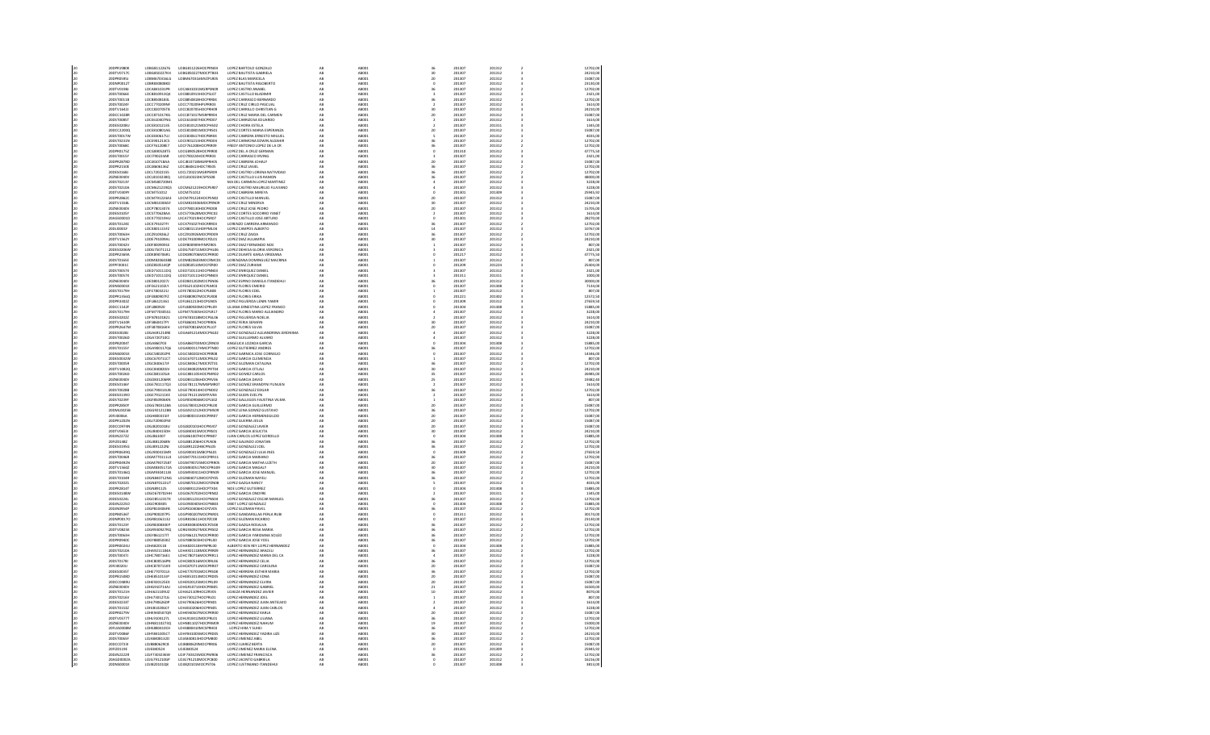| | | | | | | | | | | | |
|---|---|---|---|---|---|---|---|---|---|---|---|
| 20 | 20DPR2980K | LOBG801226676 | LOBG801226HOCPRN03 | LOPEZ BARTOLO GONZALO | AB | AB001 | 36 | 201307 | 201312 | 2 | 12702,00 |
| 20 | 20DTV0717C | LOBG850227FH | LOBG850227MOCPTB03 | LOPEZ BAUTISTA GABRIELA | AB | AB001 | 30 | 201307 | 201312 | 2 | 24210,00 |
| 20 | 20DPR0035J | LOBM670316LG | LOBM670316MOCPLR05 | LOPEZ BLAS MARICELA | AB | AB001 | 20 | 201307 | 201312 | 2 | 15087,00 |
| 20 | 20DNP0012T | LOBR830808IQ | | LOPEZ BAUTISTA RIGOBERTO | AB | AB001 | 0 | 201307 | 201312 | 2 | 23130,00 |
| 20 | 20DTV0108E | LOCA841031PR | LOCA841031MOCPSN09 | LOPEZ CASTRO ANABEL | AB | AB001 | 36 | 201307 | 201312 | 2 | 12702,00 |
| 20 | 20DTV0066E | LOCB810913Q0 | LOCB810913HOCPSL07 | LOPEZ CASTILLO BLADIMIR | AB | AB001 | 3 | 201307 | 201312 | 2 | 2421,00 |
| 20 | 20DST0013B | LOCB850818DL | LOCB850818HOCPRR03 | LOPEZ CARRASCO BERNARDO | AB | AB001 | 36 | 201307 | 201312 | 2 | 12702,00 |
| 20 | 20DST0024F | LOCC770209NF | LOCC770209HPLPRR03 | LOPEZ CRUZ CIRILO PASCUAL | AB | AB001 | 3 | 201307 | 201312 | 2 | 1614,00 |
| 20 | 20DTV1642I | LOCC820705T8 | LOCC820705HOCPRH09 | LOPEZ CARRILLO CHRISTIAN G | AB | AB001 | 30 | 201307 | 201312 | 2 | 24210,00 |
| 20 | 20DCC1028R | LOCC871017K6 | LOCC871017MSPPRR03 | LOPEZ CRUZ MARIA DEL CARMEN | AB | AB001 | 20 | 201307 | 201312 | 2 | 15087,00 |
| 20 | 20DST0085T | LOCE610807RG | LOCE610807HOCPRD07 | LOPEZ CARDOZA EDUARDO | AB | AB001 | 2 | 201307 | 201312 | 2 | 1614,00 |
| 20 | 20DES0208U | LOCE810215S | LOCE810215MOCPHS02 | LOPEZ CHORA ESTELA | AB | AB001 | 2 | 201307 | 201311 | 3 | 1345,00 |
| 20 | 20DCC1200Q | LOCE810805SN | LOCE810805MOCPRS01 | LOPEZ CORTES MARIA ESPERANZA | AB | AB001 | 20 | 201307 | 201312 | 2 | 15087,00 |
| 20 | 20DST0017W | LOCE880617U1 | LOCE880617HOCPRM04 | LOPEZ CABRERA ERNESTO MIGUEL | AB | AB001 | 5 | 201307 | 201312 | 2 | 4035,00 |
| 20 | 20DST0210N | LOCE901213CS | LOCE901213HOCPRD09 | LOPEZ CARMONA EDWIN ALDAHIR | AB | AB001 | 36 | 201307 | 201312 | 2 | 12702,00 |
| 20 | 20DST0068C | LOCF761209E7 | LOCF761209HOCPRD06 | FREDY ANTONIO LOPEZ DE LA CR | AB | AB001 | 36 | 201307 | 201312 | 2 | 12702,00 |
| 20 | 20DPR0175Z | LOCG890524T5 | LOCG890524HOCPRR00 | LOPEZ DEL A CRUZ GERMAN | AB | AB001 | 0 | 201310 | 201312 | 4 | 47775,50 |
| 20 | 20DST0015Y | LOCI790324AB | LOCI790324HOCPRR03 | LOPEZ CARRASCO IRVING | AB | AB001 | 3 | 201307 | 201312 | 2 | 2421,00 |
| 20 | 20DPR2676D | LOCJ810718AA | LOCJ810718MOCPPH05 | LOPEZ CABRERA JOHALY | AB | AB001 | 20 | 201307 | 201312 | 2 | 15087,00 |
| 20 | 20DPR2150E | LOCJ860613HZ | LOCJ860613HOCTRS05 | LOPEZ CRUZ JAVIEL | AB | AB001 | 36 | 201307 | 201312 | 2 | 12702,00 |
| 20 | 20DES0168U | LOCL720221S5 | LOCL720221MGRPSN09 | LOPEZ CASTRO LORENA NATIVIDAD | AB | AB001 | 36 | 201307 | 201312 | 2 | 12702,00 |
| 20 | 20DNE0040V | LOCL810216BQ | LOCL810216HOCPSS08 | LOPEZ CASTILLO LUIS RAMON | AB | AB001 | 36 | 201307 | 201312 | 2 | 48000,00 |
| 20 | 20DST0213Y | LOCM580720M1 | | MA DEL CARMEN LOPEZ MARTINEZ | AB | AB001 | 4 | 201307 | 201312 | 2 | 3228,00 |
| 20 | 20DST0210A | LOCM621219G3 | LOCM621219HOCPSR07 | LOPEZ CASTRO MAURILIO FULVIANO | AB | AB001 | 4 | 201307 | 201312 | 2 | 3228,00 |
| 20 | 20DTV0089Y | LOCM751012 | LOCM751012 | LOPEZ CABRERA MIREYA | AB | AB001 | 0 | 201301 | 201309 | 1 | 25965,92 |
| 20 | 20DPR2062C | LOCM791224A3 | LOCM791224HOCPSN02 | LOPEZ CASTILLO MANUEL | AB | AB001 | 20 | 201307 | 201312 | 2 | 15087,00 |
| 20 | 20DTV0258L | LOCM810406SF | LOCM810406MOCPRN08 | LOPEZ CRUZ MINERVA | AB | AB001 | 30 | 201307 | 201312 | 2 | 24210,00 |
| 20 | 20DNE0040V | LOCP780110T6 | LOCP780110HOCPRD08 | LOPEZ CRUZ JOSE PEDRO | AB | AB001 | 20 | 201307 | 201312 | 2 | 15705,00 |
| 20 | 20DES0105Y | LOCS770628KA | LOCS770628MOCPRC02 | LOPEZ CORTES SOCORRO YANET | AB | AB001 | 2 | 201307 | 201312 | 2 | 1614,00 |
| 20 | 20ADG0001D | LOCX770219HU | LOCX770219HOCPSR07 | LOPEZ CASTILLO JOSE ARTURO | AB | AB001 | 0 | 201301 | 201312 | 1 | 28270,00 |
| 20 | 20DST0124E | LOCX791027H | LOCX791027HOCRRR03 | LORENZO CABRERA ARMANDO | AB | AB001 | 36 | 201307 | 201312 | 2 | 12702,00 |
| 20 | 20DJI0001F | LOCX801115FZ | LOCX801115HOCPMR08 | LOPEZ CAMPOS ALBERTO | AB | AB001 | 14 | 201307 | 201312 | 2 | 10767,00 |
| 20 | 20DST0063H | LOCZ910926A2 | LOCZ910926HOCPRD09 | LOPEZ CRUZ ZAIDA | AB | AB001 | 36 | 201307 | 201312 | 2 | 12702,00 |
| 20 | 20DTV1562Y | LODE791009AL | LODE791009MOCPZL01 | LOPEZ DIAZ ALEJANDRIA | AB | AB001 | 30 | 201307 | 201312 | 2 | 24210,00 |
| 20 | 20DST0042V | LODF800909I6 | LODF800909HYNPZR05 | LOPEZ DIAZ FERNANDO NOE | AB | AB001 | 1 | 201307 | 201312 | 2 | 807,00 |
| 20 | 20DES0036W | LODG750711I2 | LODG750711MOCPHL06 | LOPEZ DEHESA GLORIA VERONICA | AB | AB001 | 3 | 201307 | 201312 | 2 | 2421,00 |
| 20 | 20DPR2169A | LODK890706R1 | LODK890706MOCPRR00 | LOPEZ DUARTE KARLA VIRIDIANA | AB | AB001 | 0 | 201217 | 201312 | 2 | 47775,50 |
| 20 | 20DST0165E | LODM830603IB | LODM830603MOCDMC01 | LORENZANA DOMINGUEZ MACRINA | AB | AB001 | 1 | 201307 | 201312 | 2 | 807,00 |
| 20 | 20FPF0001C | LODZ850514QF | LODZ850514MOCPZR00 | LOPEZ DIAZ ZURISADI | AB | AB001 | 0 | 201208 | 201224 | 3 | 25404,00 |
| 20 | 20DST0037A | LOED731111DQ | LOED731111HOCPNN03 | LOPEZ ENRIQUEZ DANIEL | AB | AB001 | 3 | 201307 | 201312 | 2 | 2421,00 |
| 20 | 20DST0057X | LOED731111DQ | LOED731111HOCPNN03 | LOPEZ ENRIQUEZ DANIEL | AB | AB001 | 3 | 201311 | 201311 | 2 | 1000,00 |
| 20 | 20DNE0040V | LOED801202TC | LOED801202MOCPSN06 | LOPEZ ESPINO DANIELA ITANDEHUI | AB | AB001 | 0 | 201307 | 201312 | 2 | 30000,00 |
| 20 | 20DNE0001X | LOFE621102LY | LOFE621102HOCPLM03 | LOPEZ FLORES EMEBIO | AB | AB001 | 0 | 201307 | 201308 | 3 | 7134,00 |
| 20 | 20DST0179H | LOFE780322H1 | LOFE780322HOCPLD08 | LOPEZ FLORES EDEL | AB | AB001 | 1 | 201307 | 201312 | 2 | 807,00 |
| 20 | 20DPR1356Q | LOFE880907R2 | LOFE880907MOCPLR08 | LOPEZ FLORES ERIKA | AB | AB001 | 0 | 201221 | 201302 | 3 | 12572,50 |
| 20 | 20DPR3302Z | LOFL861213A1 | LOFL861213HOCPGN05 | LOPEZ FIGUEROA LENIN YAMIR | AB | AB001 | 0 | 201308 | 201312 | 2 | 27659,50 |
| 20 | 20DCC1562F | LOFL880920 | LOFL880920MOCPRL09 | LILIANA ERNESTINA LOPEZ FRANCO | AB | AB001 | 0 | 201304 | 201308 | 3 | 15865,06 |
| 20 | 20DST0179H | LOFM770305A4 | LOFM770305HOCPLR17 | LOPEZ FLORES MARIO ALEJANDRO | AB | AB001 | 4 | 201307 | 201312 | 2 | 3228,00 |
| 20 | 20DES0102Z | LOFN761002I1 | LOFN761002MOCPGL06 | LOPEZ FIGUEROA NOELIA | AB | AB001 | 2 | 201307 | 201312 | 2 | 1614,00 |
| 20 | 20DTV1610R | LOFS860117FY | LOFS860117HOCPRR06 | LOPEZ FERIA SERAFIN | AB | AB001 | 30 | 201307 | 201312 | 2 | 24210,00 |
| 20 | 20DPR1667M | LOFS870916H9 | LOFS870916MOCPLL07 | LOPEZ FLORES SILVIA | AB | AB001 | 20 | 201307 | 201312 | 2 | 15087,00 |
| 20 | 20DES0039U | LOGA6912149E | LOGA691214MOCPNL02 | LOPEZ GONZALEZ ALEJANDRINA JERONIMA | AB | AB001 | 4 | 201307 | 201312 | 2 | 3228,00 |
| 20 | 20DST0026D | LOGA720718Q | | LOPEZ GUILLERMO ALVARO | AB | AB001 | 4 | 201307 | 201312 | 2 | 3228,00 |
| 20 | 20DPR2066T | LOGA860703 | LOGA860703MOCZRN03 | ANGELICA LOZADA GARCIA | AB | AB001 | 0 | 201304 | 201308 | 3 | 15865,06 |
| 20 | 20DST0155Y | LOGA900117QL | LOGA900117HMCPTN00 | LOPEZ GUTIERREZ ANDRES | AB | AB001 | 36 | 201307 | 201312 | 2 | 12702,00 |
| 20 | 20DNE0001X | LOGC580202PK | LOGC580202HOCPRR08 | LOPEZ GARNICA JOSE CORNELIO | AB | AB001 | 0 | 201307 | 201312 | 3 | 14346,00 |
| 20 | 20DES0032W | LOGC670711CT | LOGC670711MOCPRL02 | LOPEZ GARCIA CLEMENCIA | AB | AB001 | 1 | 201307 | 201312 | 2 | 807,00 |
| 20 | 20DST0005R | LOGC880617JY | LOGC880617MOCPZT01 | LOPEZ GUZMAN CATALINA | AB | AB001 | 36 | 201307 | 201312 | 2 | 12702,00 |
| 20 | 20DTV1082Q | LOGC880820XV | LOGC880820MOCPRT04 | LOPEZ GARCIA CITLALI | AB | AB001 | 30 | 201307 | 201312 | 2 | 24210,00 |
| 20 | 20DST0026D | LOGC881105LR | LOGC881105HOCPMR02 | LOPEZ GOMEZ CARLOS | AB | AB001 | 35 | 201307 | 201312 | 2 | 26985,00 |
| 20 | 20DNE0040V | LOGD810206RK | LOGD810206HOCPRV06 | LOPEZ GARCIA DAVID | AB | AB001 | 25 | 201307 | 201312 | 2 | 19362,00 |
| 20 | 20DES0165Y | LOGE781117QI | LOGE781117MMSPMR02 | LOPEZ GOMEZ ERANDYNI FUNUEN | AB | AB001 | 2 | 201307 | 201312 | 2 | 1614,00 |
| 20 | 20DST0028B | LOGE790914UB | LOGE790914HOCPNS02 | LOPEZ GONZALEZ EDGAR | AB | AB001 | 36 | 201307 | 201312 | 2 | 12702,00 |
| 20 | 20DES0139W | LOGE791214S0 | LOGE791214HDFPLV05 | LOPEZ GALAN EVELYN | AB | AB001 | 2 | 201307 | 201312 | 2 | 1614,00 |
| 20 | 20DST0239F | LOGF850906KN | LOGF850906MOCPLS02 | LOPEZ GALLEGOS FAUSTINA VILMA | AB | AB001 | 1 | 201307 | 201312 | 2 | 807,00 |
| 20 | 20DPR2065Y | LOGG780312BA | LOGG780312HOCPRL08 | LOPEZ GARCIA GUILLERMO | AB | AB001 | 20 | 201307 | 201312 | 2 | 15087,00 |
| 20 | 20DML0023B | LOGG92121288 | LOGG921212HOCPMS09 | LOPEZ LENA GOMEZ GUSTAVO | AB | AB001 | 36 | 201307 | 201312 | 2 | 12702,00 |
| 20 | 20FIS0006A | LOGH880815GF | LOGH880815HOCPRR07 | LOPEZ GARCIA HERMENEGILDO | AB | AB001 | 20 | 201307 | 201312 | 2 | 15087,00 |
| 20 | 20DPR1202N | LOGJ720902FM | | LOPEZ GUERRA JESUS | AB | AB001 | 20 | 201307 | 201312 | 2 | 15087,00 |
| 20 | 20DCC0973N | LOGJ820203BU | LOGJ820203HOCPRV07 | LOPEZ GONZALEZ JAVIER | AB | AB001 | 20 | 201307 | 201312 | 2 | 15087,00 |
| 20 | 20DTV0661E | LOGJ840415DH | LOGJ840415MOCPRS01 | LOPEZ GARCIA JESUCITA | AB | AB001 | 30 | 201307 | 201312 | 2 | 24210,00 |
| 20 | 20DJN2272Z | LOGJ861007 | LOGJ861007HOCPRN07 | JUAN CARLOS LOPEZ GORDILLO | AB | AB001 | 0 | 201304 | 201308 | 3 | 15865,06 |
| 20 | 20FZI0018Z | LOGJ881206BN | LOGJ881206HOCPLN06 | LOPEZ GALINDO JONATAN | AB | AB001 | 36 | 201307 | 201312 | 2 | 12702,00 |
| 20 | 20DES0195G | LOGJ891222RE | LOGJ891222HOCPNL05 | LOPEZ GONZALEZ JOEL | AB | AB001 | 36 | 201307 | 201312 | 2 | 12702,00 |
| 20 | 20DPR0649Q | LOGL900316WR | LOGL900316MOCPNS01 | LOPEZ GONZALEZ LUSIS INES | AB | AB001 | 0 | 201308 | 201312 | 2 | 27659,50 |
| 20 | 20DST0006R | LOGM770511U4 | LOGM770511HOCPRR11 | LOPEZ GARCIA MARIANO | AB | AB001 | 36 | 201307 | 201312 | 2 | 12702,00 |
| 20 | 20DPR0655A | LOGM780725B7 | LOGM780725MOCPRR05 | LOPEZ GARCIA MARTHA LIZETH | AB | AB001 | 20 | 201307 | 201312 | 2 | 15087,00 |
| 20 | 20DTV1560Z | LOGM800617ZA | LOGM800617MOCPRG09 | LOPEZ GARCIA MAGALY | AB | AB001 | 30 | 201307 | 201312 | 2 | 24210,00 |
| 20 | 20DST0186Q | LOGM900413A8 | LOGM900413HOCPRN09 | LOPEZ GARCIA JOSE MANUEL | AB | AB001 | 36 | 201307 | 201312 | 2 | 12702,00 |
| 20 | 20DST0104R | LOGN840712NG | LOGN840712MOCPZY05 | LOPEZ GUZMAN NAYELI | AB | AB001 | 36 | 201307 | 201312 | 2 | 12702,00 |
| 20 | 20DST0202S | LOGN870122UT | LOGN870122MOCPZN08 | LOPEZ GAZGA NANCY | AB | AB001 | 5 | 201307 | 201312 | 2 | 4035,00 |
| 20 | 20DPR2610T | LOGN891125 | LOGN891125HOCPTX00 | NOE LOPEZ GUTIERREZ | AB | AB001 | 0 | 201304 | 201308 | 3 | 15865,00 |
| 20 | 20DES0138W | LOGO670703HH | LOGO670703HOCPRN02 | LOPEZ GARCIA ONOFRE | AB | AB001 | 2 | 201307 | 201311 | 3 | 1345,00 |
| 20 | 20DES0224L | LOGO851231TK | LOGO851231HOCPNS04 | LOPEZ GONZALEZ OSCAR MANUEL | AB | AB001 | 36 | 201307 | 201312 | 2 | 12702,00 |
| 20 | 20DJN2225G | LOGO900405 | LOGO900405HOCPNB01 | OBET LOPEZ GONZALEZ | AB | AB001 | 0 | 201304 | 201308 | 3 | 15865,00 |
| 20 | 20DIN0956P | LOGP810406RE | LOGP810406HOCPZV05 | LOPEZ GUZMAN PAVEL | AB | AB001 | 36 | 201307 | 201312 | 2 | 12702,00 |
| 20 | 20DPR0146T | LOGP900207P5 | LOGP900207MOCPNR03 | LOPEZ GANDARILLAS PERLA RUBI | AB | AB001 | 0 | 201311 | 201312 | 4 | 20530,00 |
| 20 | 20DNP0013C | LOGR850611IZ | LOGR850611HOCPZC04 | LOPEZ GUZMAN RICARDO | AB | AB001 | 0 | 201307 | 201312 | 2 | 23130,00 |
| 20 | 20DST0123F | LOGR830830EF | LOGR830830MOCPZS08 | LOPEZ GAZGA ROSALVA | AB | AB001 | 36 | 201307 | 201312 | 2 | 12702,00 |
| 20 | 20DTV0815E | LOGR930927KQ | LOGR930927MOCPRS02 | LOPEZ GARCIA ROSA MARIA | AB | AB001 | 36 | 201307 | 201312 | 2 | 12702,00 |
| 20 | 20DST0065H | LOGY861217T | LOGY861217MOCPRR00 | LOPEZ GARCIA YARIDIANA SOLEO | AB | AB001 | 36 | 201307 | 201312 | 2 | 12702,00 |
| 20 | 20DPR0940C | LOGY880503EZ | LOGY880503HOCPRL00 | LOPEZ GARCIA JOSE YOELL | AB | AB001 | 36 | 201307 | 201312 | 2 | 12702,00 |
| 20 | 20DPR0326U | LOHA820118 | LOHA820118HYNPRL00 | ALBERTO KEN REY LOPEZ HERNANDEZ | AB | AB001 | 0 | 201304 | 201308 | 3 | 15865,00 |
| 20 | 20DST0210A | LOHA921118AS | LOHA921118MOCPRR09 | LOPEZ HERNANDEZ ARACELI | AB | AB001 | 36 | 201307 | 201312 | 2 | 12702,00 |
| 20 | 20DST0037I | LOHC780716E1 | LOHC780716MOCPRR11 | LOPEZ HERNANDEZ MARIA DEL CA | AB | AB001 | 4 | 201307 | 201312 | 2 | 3228,00 |
| 20 | 20DST0178I | LOHC800516PN | LOHC800516MOCRRL06 | LOPEZ HERNANDEZ CELIA | AB | AB001 | 36 | 201307 | 201312 | 2 | 12702,00 |
| 20 | 20FIS0020U | LOHC870711H9 | LOHC870711MOCPRR07 | LOPEZ HERNANDEZ CAROLINA | AB | AB001 | 20 | 201307 | 201312 | 2 | 15087,00 |
| 20 | 20DES0035T | LOHE770701UI | LOHE770701MOCPRS08 | LOPEZ HERRERA ESTHER MARIA | AB | AB001 | 36 | 201307 | 201312 | 2 | 12702,00 |
| 20 | 20DPR2580D | LOHE851013VF | LOHE851013MOCPRD05 | LOPEZ HERNANDEZ EDNA | AB | AB001 | 20 | 201307 | 201312 | 2 | 15087,00 |
| 20 | 20DCC0680U | LOHE920125DC | LOHE920125MOCPRL09 | LOPEZ HERNANDEZ ELVIRA | AB | AB001 | 20 | 201307 | 201312 | 2 | 15087,00 |
| 20 | 20DNE0040V | LOHG910714U | LOHG910714HOCPRB05 | LOPEZ HERNANDEZ GABRIEL | AB | AB001 | 21 | 201307 | 201312 | 2 | 16503,00 |
| 20 | 20DST0121H | LOHJ621109U2 | LOHJ621109HOCZRV05 | LOAEZA HERNANDEZ JAVIER | AB | AB001 | 10 | 201307 | 201312 | 2 | 8070,00 |
| 20 | 20DST0210A | LOHJ740127U6 | LOHJ740127HOCPRL01 | LOPEZ HERNANDEZ JOEL | AB | AB001 | 1 | 201307 | 201312 | 2 | 807,00 |
| 20 | 20DES0233T | LOHJ790626DF | LOHJ790626HOCPRN01 | LOPEZ HERNANDEZ JUAN ANTELMO | AB | AB001 | 2 | 201307 | 201312 | 2 | 1614,00 |
| 20 | 20DST0155Z | LOHJ810206G7 | LOHJ810206HOCPRN05 | LOPEZ HERNANDEZ JUAN CARLOS | AB | AB001 | 4 | 201307 | 201312 | 2 | 3228,00 |
| 20 | 20DPR0279V | LOHK940507Q8 | LOHK940507MOCPRR00 | LOPEZ HERNANDEZ KARLA | AB | AB001 | 20 | 201307 | 201312 | 2 | 15087,00 |
| 20 | 20DTV0577T | LOHL910412EL | LOHL910412MOCPRL01 | LOPEZ HERNANDEZ LILIANA | AB | AB001 | 36 | 201307 | 201312 | 2 | 12702,00 |
| 20 | 20DNE0040V | LOHN851027IQ | LOHN851027HOCPRH00 | LOPEZ HERNANDEZ NAHUM | AB | AB001 | 19 | 201307 | 201312 | 2 | 15003,00 |
| 20 | 20FUA0008M | LOHS880410CH | LOHS880410MOCPRH05 | LOPEZ HIRA Y SUHEI | AB | AB001 | 36 | 201307 | 201312 | 2 | 12702,00 |
| 20 | 20DTV0096F | LOHY841005CT | LOHY841005MOCPRD05 | LOPEZ HERNANDEZ YADIRA LIZE | AB | AB001 | 30 | 201307 | 201312 | 2 | 24210,00 |
| 20 | 20DST0065F | LOJA840814Z0 | LOJA840814HOCPMB00 | LOPEZ JIMENEZ ABEL | AB | AB001 | 36 | 201307 | 201312 | 2 | 12702,00 |
| 20 | 20DCC0715I | LOJB880629CB | LOJB880629MOCPRR06 | LOPEZ JUAREZ BERTA | AB | AB001 | 20 | 201307 | 201312 | 2 | 15087,00 |
| 20 | 20FZE0112N | LOJE830324 | LOJE830324 | LOPEZ JIMENEZ MARIA ELENA | AB | AB001 | 0 | 201301 | 201309 | 1 | 25965,92 |
| 20 | 20DPR2222B | LOJF730324LW | LOJF730324HOCPMR06 | LOPEZ JIMENEZ FRANCISCO | AB | AB001 | 36 | 201307 | 201312 | 2 | 12702,00 |
| 20 | 20HGD0002A | LOJG791210GF | LOJG791210MOCPCB00 | LOPEZ JACINTO GABRIELA | AB | AB001 | 0 | 201307 | 201312 | 2 | 16216,00 |
| 20 | 20DNE0001X | LOJI820510QE | LOJI820510MOCPST06 | LOPEZ JUSTINIANO ITANDEHUI | AB | AB001 | 0 | 201307 | 201308 | 3 | 5813,00 |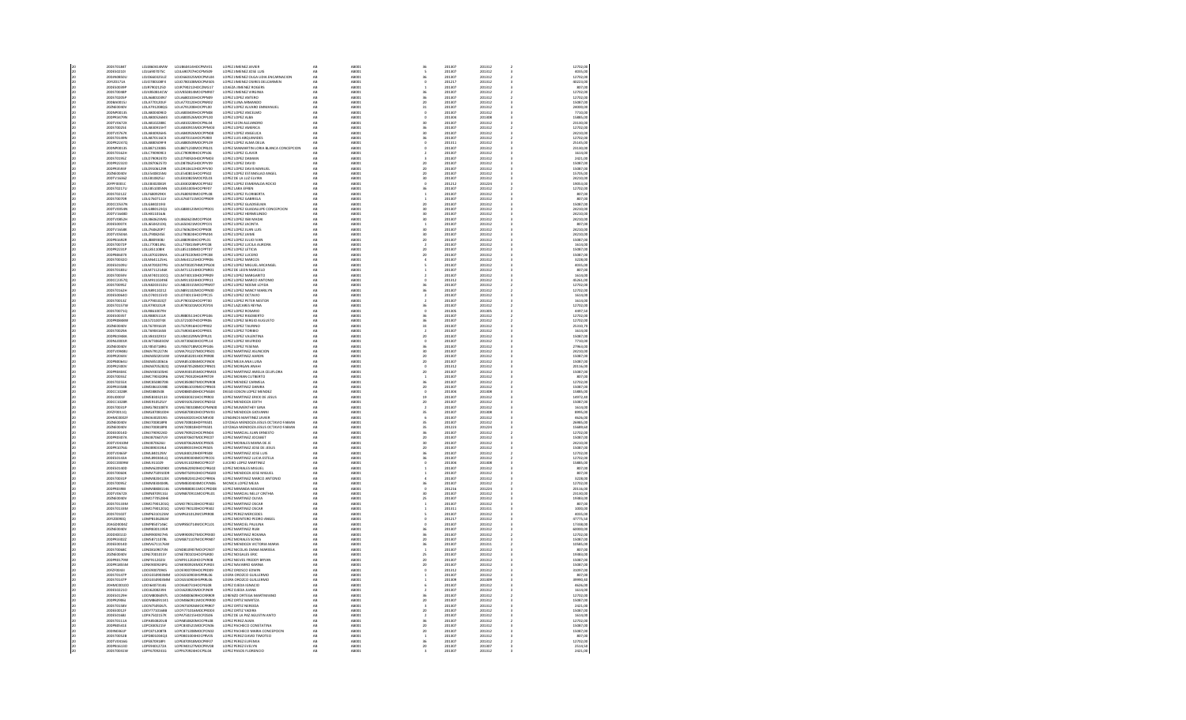| | | | | | | | | | | | |
|---|---|---|---|---|---|---|---|---|---|---|---|
| 20 | 20DST0184T | LOJJ840414MW | LOJJ840414HOCPMV01 | LOPEZ JIMENEZ JAVIER | AB | AB001 | 36 | 201307 | 201312 | 2 | 12702.00 |
| 20 | 20DES0210I | LOJJ690707SC | LOJJ690707HOCPMS09 | LOPEZ JIMENEZ JOSE LUIS | AB | AB001 | 5 | 201307 | 201312 | 2 | 4035.00 |
| 20 | 20DIN0800U | LOJE660321G2 | LOJE660321MOCPMV04 | LOPEZ JIMENEZ OLGA LIDIA ENCARNACION | AB | AB001 | 36 | 201307 | 201312 | 2 | 12702.00 |
| 20 | 20FJZ0171A | LOJO780508F6 | LOJO780508MOCPMS05 | LOPEZ JIMENEZ OSIRIS DEL CARMEN | AB | AB001 | 0 | 201217 | 201312 | 2 | 40223.00 |
| 20 | 20DES0038F | LOJR790212GD | LOJR790212HOCZMG17 | LOZADA JIMENEZ ROGERS | AB | AB001 | 1 | 201307 | 201312 | 2 | 807.00 |
| 20 | 20DST0048P | LOJV850614CW | LOJV850614MOCPMR07 | LOPEZ JIMENEZ VIRGINIA | AB | AB001 | 36 | 201307 | 201312 | 2 | 12702.00 |
| 20 | 20DST0205P | LOLA680103H7 | LOLA680103HOCPPN09 | LOPEZ LOPEZ ANTONIO | AB | AB001 | 36 | 201307 | 201312 | 2 | 12702.00 |
| 20 | 20DBA0015J | LOLA770120LF | LOLA770120HOCPNR02 | LOPEZ LUNA ARMANDO | AB | AB001 | 20 | 201307 | 201312 | 2 | 15087.00 |
| 20 | 20DNE0040V | LOLA791208QG | LOLA791208HOCPPL00 | LOPEZ LOPEZ ALVARO EMMANUEL | AB | AB001 | 31 | 201307 | 201312 | 2 | 24003.00 |
| 20 | 20DNP0013S | LOLA800409IO | LOLA800409HOCPPN08 | LOPEZ LOPEZ ANCELMO | AB | AB001 | 0 | 201307 | 201312 | 2 | 7710.00 |
| 20 | 20DPR3479N | LOLA800526H5 | LOLA800526MOCPPL00 | LOPEZ LOPEZ ALBA | AB | AB001 | 0 | 201304 | 201308 | 2 | 15885.00 |
| 20 | 20DTV0672V | LOLA810228KC | LOLA810228HOCPNL04 | LOPEZ LEON ALEJANDRO | AB | AB001 | 30 | 201307 | 201312 | 2 | 23143.00 |
| 20 | 20DST0025U | LOLA830915H7 | LOLA830915MOCPPM03 | LOPEZ LOPEZ AMERICA | AB | AB001 | 36 | 201307 | 201312 | 2 | 12702.00 |
| 20 | 20DTV1067F | LOLA840924HE | LOLA840924MOCPPN08 | LOPEZ LOPEZ ANGELICA | AB | AB001 | 30 | 201307 | 201312 | 2 | 24210.00 |
| 20 | 20DST0149N | LOLA870116C8 | LOLA870116HOCPPR00 | LOPEZ LUIS ARQUIMIDES | AB | AB001 | 36 | 201307 | 201312 | 2 | 12702.00 |
| 20 | 20DPR2207Q | LOLA880509F8 | LOLA880509MOCPPL03 | LOPEZ LOPEZ ALMA DELIA | AB | AB001 | 0 | 201311 | 201312 | 2 | 25345.00 |
| 20 | 20DNP0013S | LOLB871230B5 | LOLB871230MOCRPL01 | LOPEZ SANMARTIN LORIA BLANCA CONCEPCION | AB | AB001 | 0 | 201307 | 201312 | 2 | 23143.00 |
| 20 | 20DST0262H | LOLC780809E3 | LOLC780809HOCPPL06 | LOPEZ LOPEZ CLAVER | AB | AB001 | 2 | 201307 | 201312 | 2 | 1614.00 |
| 20 | 20DST0195Z | LOLD780827D | LOLD780827HOCPPM03 | LOPEZ LOPEZ DAMIAN | AB | AB001 | 3 | 201307 | 201312 | 2 | 2421.00 |
| 20 | 20DPR2231D | LOLD870625T0 | LOLD870625HOCPPV09 | LOPEZ LOPEZ DAVID | AB | AB001 | 20 | 201307 | 201312 | 2 | 15087.00 |
| 20 | 20DPR3543F | LOLD910612HR | LOLD910612HOCPPV00 | LOPEZ LOPEZ DAVID MANUEL | AB | AB001 | 20 | 201307 | 201312 | 2 | 15087.00 |
| 20 | 20DNE0040V | LOLE540815N6 | LOLE540815HOCPPS02 | LOPEZ LOPEZ ESTANISLAO ANGEL | AB | AB001 | 20 | 201307 | 201312 | 2 | 15703.00 |
| 20 | 20DTV1646Z | LOLE810825IJ | LOLE810825MOCPZL03 | LOPEZ DE LA LUZ ELVIRA | AB | AB001 | 30 | 201307 | 201312 | 2 | 24210.00 |
| 20 | 20FPF0001C | LOLE830508NR | LOLE830508MOCPPS02 | LOPEZ LOPEZ ESMERALDA ROCIO | AB | AB001 | 0 | 201212 | 201224 | 2 | 1905.00 |
| 20 | 20DST0217U | LOLE851005MN | LOLE851005HOCPPF07 | LOPEZ LARA EFREN | AB | AB001 | 36 | 201307 | 201312 | 2 | 12702.00 |
| 20 | 20DST0112Z | LOLF680920K8 | LOLF680920MOCPPL08 | LOPEZ LOPEZ FLORIBERTA | AB | AB001 | 1 | 201307 | 201312 | 2 | 807.00 |
| 20 | 20DST0070X | LOLF671111EU | LOLF671111MOCPPB08 | LOPEZ LOPEZ FABIOLA | AB | AB001 | 1 | 201307 | 201312 | 2 | 807.00 |
| 20 | 20DCC0557N | LOLG880219SI | | LOPEZ LOPEZ GLADISELMA | AB | AB001 | 20 | 201307 | 201312 | 2 | 15087.00 |
| 20 | 20DTV0458N | LOLG880123Q1 | LOLG880123MOCPPD01 | LOPEZ LOPEZ GUADALUPE CONCEPCION | AB | AB001 | 30 | 201307 | 201312 | 2 | 24210.00 |
| 20 | 20DTV1668D | LOLH6110163K | | LOPEZ LOPEZ HERMELINDO | AB | AB001 | 30 | 201307 | 201312 | 2 | 24210.00 |
| 20 | 20DTV0852H | LOLI860623MG | LOLI860623MOCPPS04 | LOPEZ LOPEZ ISAI MAGALI | AB | AB001 | 30 | 201307 | 201312 | 2 | 24210.00 |
| 20 | 20DES0007X | LOLJ650421D1 | LOLJ650421MOCPPC01 | LOPEZ LOPEZ JACINTA | AB | AB001 | 1 | 201307 | 201312 | 2 | 807.00 |
| 20 | 20DTV1638R | LOLJ760620FY | LOLJ760620HOCPPN08 | LOPEZ LOPEZ JUAN LUIS | AB | AB001 | 30 | 201307 | 201312 | 2 | 24210.00 |
| 20 | 20DTV0304A | LOLJ780824S6 | LOLJ780824HOCPPM04 | LOPEZ LOPEZ JAIME | AB | AB001 | 30 | 201307 | 201312 | 2 | 24210.00 |
| 20 | 20DPR3482R | LOLJ880930U | | LOPEZ LOPEZ JULIO IVAN | AB | AB001 | 20 | 201307 | 201312 | 2 | 15087.00 |
| 20 | 20DST0072P | LOLL770818NL | LOLL770818MOCPPC08 | LOPEZ LOPEZ LUCILA AURORA | AB | AB001 | 2 | 201307 | 201312 | 2 | 1614.00 |
| 20 | 20DPR2211P | LOLL851108EX | LOLL851108MOCPPT07 | LOPEZ LOPEZ LETICIA | AB | AB001 | 20 | 201307 | 201312 | 2 | 15087.00 |
| 20 | 20DPR0487E | LOLL870228NA | LOLL870228HOCPPC00 | LOPEZ LOPEZ LUCIANO | AB | AB001 | 20 | 201307 | 201312 | 2 | 15087.00 |
| 20 | 20DST0102G | LOLM681125HL | LOLM681125HOCPPR06 | LOPEZ LOPEZ MARCOS | AB | AB001 | 4 | 201307 | 201312 | 2 | 3228.00 |
| 20 | 20DES0189U | LOLM700207NU | LOLM700207HOCPPG09 | LOPEZ LOPEZ MIGUEL ARCANGEL | AB | AB001 | 5 | 201307 | 201312 | 2 | 4035.00 |
| 20 | 20DST0181U | LOLM711214RE | LOLM711214HOCPNR01 | LOPEZ DE LEON MARCELO | AB | AB001 | 1 | 201307 | 201312 | 2 | 807.00 |
| 20 | 20DST0059H | LOLM740510CQ | LOLM740510HOCPPR09 | LOPEZ LOPEZ MARGARITO | AB | AB001 | 2 | 201307 | 201312 | 2 | 1614.00 |
| 20 | 20DCC2357Q | LOLM9110245E | LOLM911024HOCPPR11 | LOPEZ LOPEZ MARCO ANTONIO | AB | AB001 | 0 | 201312 | 201312 | 2 | 45261.00 |
| 20 | 20DST0095Z | LOLN820315DU | LOLN820315MOCPPM07 | LOPEZ LOPEZ NOEMI LOYDA | AB | AB001 | 36 | 201307 | 201312 | 2 | 12702.00 |
| 20 | 20DST0162H | LOLN891102J2 | LOLN891102HOCPPN00 | LOPEZ LOPEZ NANCY MARILYN | AB | AB001 | 36 | 201307 | 201312 | 2 | 12702.00 |
| 20 | 20DES0064O | LOLO740115HI | LOLO740115HOCPPC15 | LOPEZ LOPEZ OCTAVIO | AB | AB001 | 2 | 201307 | 201312 | 2 | 1614.00 |
| 20 | 20DST0012Z | LOLP7908123T | LOLP790812HOCPPT00 | LOPEZ LOPEZ PETER NESTOR | AB | AB001 | 2 | 201307 | 201312 | 2 | 1614.00 |
| 20 | 20DST0157W | LOLR790310LW | LOLR790310MOCZYD04 | LOPEZ LAZCARES REYNA | AB | AB001 | 36 | 201307 | 201312 | 2 | 12702.00 |
| 20 | 20DST0071Q | LOLR840207NI | | LOPEZ LOPEZ ROSARIO | AB | AB001 | 0 | 201306 | 201305 | 2 | 4997.50 |
| 20 | 20DES0049T | LOLR800511UL | LOLR800511HOCPPG06 | LOPEZ LOPEZ RIGOBERTO | AB | AB001 | 36 | 201307 | 201312 | 2 | 12702.00 |
| 20 | 20DPR0490R | LOLS721007K6 | LOLS721007HOCPPR06 | LOPEZ LOPEZ SERGIO AUGUSTO | AB | AB001 | 36 | 201307 | 201312 | 2 | 12702.00 |
| 20 | 20DNE0040V | LOLT670916LR | LOLT670916HOCPPR02 | LOPEZ LOPEZ TAURINO | AB | AB001 | 33 | 201307 | 201312 | 2 | 25310.70 |
| 20 | 20DST0029N | LOLT690416SS | LOLT690416HOCPPR01 | LOPEZ LOPEZ TORIBIO | AB | AB001 | 2 | 201307 | 201312 | 2 | 1614.00 |
| 20 | 20DPR0348A | LOLV831023YV | LOLV831023MVZPPL01 | LOPEZ LOPEZ VALENTINA | AB | AB001 | 20 | 201307 | 201312 | 2 | 15087.00 |
| 20 | 20DNL0001K | LOLW740604DM | LOLW740604HOCPPL14 | LOPEZ LOPEZ WILFRIDO | AB | AB001 | 0 | 201307 | 201312 | 2 | 7710.00 |
| 20 | 20NDE0040V | LOLY850730R6 | LOLY850730MOCPPS06 | LOPEZ LOPEZ YESENIA | AB | AB001 | 36 | 201307 | 201312 | 2 | 27964.00 |
| 20 | 20DTV0968U | LOMA791227JN | LOMA791227MOCPRS01 | LOPEZ MARTINEZ ASUNCION | AB | AB001 | 30 | 201307 | 201312 | 2 | 24210.00 |
| 20 | 20DPR2064V | LOMA860201ER | LOMA860201HOCPRR08 | LOPEZ MARTINEZ AARON | AB | AB001 | 20 | 201307 | 201312 | 2 | 15087.00 |
| 20 | 20DPR0064U | LOMA851006SA | LOMA851006MOCPJN08 | LOPEZ MEJIA ANA LISSA | AB | AB001 | 20 | 201307 | 201312 | 2 | 15087.00 |
| 20 | 20DPR2300V | LOMA870528ZQ | LOMA870528MOCPRN01 | LOPEZ MORGAN ANAHI | AB | AB001 | 0 | 201312 | 201312 | 2 | 20116.00 |
| 20 | 20DPR0404C | LOMA900103AE | LOMA900103MOCPRM03 | LOPEZ MARTINEZ AMELIA CELIFLORA | AB | AB001 | 20 | 201307 | 201312 | 2 | 15087.00 |
| 20 | 20DTV0055Z | LOMC780322RG | LOMC780322HOCRRP09 | LOPEZ MORENO CUTBERTO | AB | AB001 | 1 | 201307 | 201312 | 2 | 807.00 |
| 20 | 20DST0235K | LOMC850807DB | LOMC850807MOCPNR08 | LOPEZ MENDEZ CARMELA | AB | AB001 | 36 | 201307 | 201312 | 2 | 12702.00 |
| 20 | 20DPR2058B | LOMD861015SB | LOMD861015MOCPRN05 | LOPEZ MARTINEZ DANIERA | AB | AB001 | 20 | 201307 | 201312 | 2 | 15087.00 |
| 20 | 20DCC3108R | LOMD880508 | LOMD880508HOCPNG04 | DIEGO EDSON LOPEZ MENDEZ | AB | AB001 | 0 | 201304 | 201308 | 2 | 15885.00 |
| 20 | 20DJE0005F | LOME80032413 | LOME800324HOCPRS01 | LOPEZ MARTINEZ ERICK DE JESUS | AB | AB001 | 19 | 201307 | 201312 | 2 | 14972.00 |
| 20 | 20DCC3108R | LOME910525LY | LOME910525MOCPND02 | LOPEZ MENDOZA EDITH | AB | AB001 | 20 | 201307 | 201312 | 2 | 15087.00 |
| 20 | 20DST0041P | LOMG780108TK | LOMG780108MOCPNV08 | LOPEZ MONTALVO GINA | AB | AB001 | 2 | 201307 | 201312 | 2 | 1614.00 |
| 20 | 20FZF0011Q | LOMG870810DH | LOMG870810HOCPNV15 | LOPEZ MENDOZA GIOVANNI | AB | AB001 | 35 | 201307 | 201308 | 2 | 8995.00 |
| 20 | 20MAD0002F | LOMG820210SL | LOMG820210HOCMRL04 | LOMBNOS MARTINEZ JAVIER | AB | AB001 | 6 | 201307 | 201312 | 2 | 4626.00 |
| 20 | 20NDE0040V | LOMJ700818PB | LOMJ700818HDFYNS01 | LOYZAGA MENDOZA JESUS OCTAVIO FABIAN | AB | AB001 | 35 | 201307 | 201312 | 2 | 26965.00 |
| 20 | 20NDE0040V | LOMJ700818PB | LOMJ700818HDFYNS01 | LOYZAGA MENDOZA JESUS OCTAVIO FABIAN | AB | AB001 | 35 | 201223 | 201224 | 2 | 15689.60 |
| 20 | 20DES0014D | LOMJ790922AD | LOMJ790922HOCRRN03 | LOPEZ MARCIAL JUAN ERNESTO | AB | AB001 | 36 | 201307 | 201312 | 2 | 12702.00 |
| 20 | 20DPR0307A | LOMJ870607U3 | LOMJ870607MOCRRC07 | LOPEZ MARTINEZ JOCABET | AB | AB001 | 20 | 201307 | 201312 | 2 | 15087.00 |
| 20 | 20DTV0350M | LOMJ870626EL | LOMJ870626MOCRNS05 | LOPEZ MORALES MARIA DE JE | AB | AB001 | 30 | 201307 | 201312 | 2 | 24210.00 |
| 20 | 20DPR1276G | LOMJ890319L4 | LOMJ890319HOCPRS05 | LOPEZ MARTINEZ JOSE DE JESUS | AB | AB001 | 20 | 201307 | 201312 | 2 | 15087.00 |
| 20 | 20DTV1466P | LOML8401293V | LOML840129HOCPRS06 | LOPEZ MARTINEZ JOSE LUIS | AB | AB001 | 36 | 201307 | 201312 | 2 | 12702.00 |
| 20 | 20DES0218A | LOML890303LQ | LOML890303MOCPRC01 | LOPEZ MARTINEZ LUCIA ESTELA | AB | AB001 | 36 | 201307 | 201312 | 2 | 12702.00 |
| 20 | 20DCC0309N | LOML911029 | LOML911029HOCCRR07 | LUCERO LOPEZ MARTINEZ | AB | AB001 | 0 | 201304 | 201308 | 2 | 15885.00 |
| 20 | 20DES0130D | LOMM420929KX | LOMM420929HOCRRG02 | LOPEZ MORALES MIGUEL | AB | AB001 | 1 | 201307 | 201312 | 2 | 807.00 |
| 20 | 20DST0060K | LOMM750910D9 | LOMM750910HOCPNG00 | LOPEZ MENDOZA JOSE MIGUEL | AB | AB001 | 1 | 201307 | 201312 | 2 | 807.00 |
| 20 | 20DST0001P | LOMM820412DX | LOMM820412HOCPRR06 | LOPEZ MARTINEZ MARCO ANTONIO | AB | AB001 | 4 | 201307 | 201312 | 2 | 3228.00 |
| 20 | 20DST0065Z | LOMM830404RL | LOMM830404MOCPNR05 | MONICA LOPEZ MEJIA | AB | AB001 | 36 | 201307 | 201312 | 2 | 12702.00 |
| 20 | 20DPR0598I | LOMM880811HE | LOMM880811MOCPRR08 | LOPEZ MIRANDA MADAHI | AB | AB001 | 0 | 201216 | 201224 | 2 | 20116.00 |
| 20 | 20DTV0672V | LOMN870911UQ | LOMN870911MOCPRL01 | LOPEZ MARCIAL NELLY CINTHIA | AB | AB001 | 30 | 201307 | 201312 | 2 | 23143.00 |
| 20 | 20NDE0040V | LOMO770528HB | | LOPEZ MARTINEZ OLIVIA | AB | AB001 | 25 | 201307 | 201312 | 2 | 19383.00 |
| 20 | 20DST0110M | LOMO790120GQ | LOMO790120HOCPRS02 | LOPEZ MARTINEZ OSCAR | AB | AB001 | 1 | 201307 | 201312 | 2 | 807.00 |
| 20 | 20DST0110M | LOMO790120GQ | LOMO790120HOCPRS02 | LOPEZ MARTINEZ OSCAR | AB | AB001 | 1 | 201311 | 201312 | 2 | 3300.00 |
| 20 | 20DST0102T | LOMP651012SM | LOMP651012MOCPRR00 | LOPEZ PEREZ MERCEDES | AB | AB001 | 5 | 201307 | 201312 | 2 | 4035.00 |
| 20 | 20FZ0009Q | LOMP810628LM | | LOPEZ MONTERO PEDRO ANGEL | AB | AB001 | 0 | 201217 | 201312 | 2 | 47775.58 |
| 20 | 20ADG0004Z | LOMP850716NC | LOMP850716MOCPCL05 | LOPEZ MARCIEL PAULINA | AB | AB001 | 0 | 201307 | 201312 | 2 | 17338.00 |
| 20 | 20NDE0040V | LOMR830119EI | | LOPEZ MARTINEZ RUBI | AB | AB001 | 36 | 201307 | 201312 | 2 | 60000.00 |
| 20 | 20DDI0011D | LOMR900927H5 | LOMR900927MOCPRX00 | LOPEZ MARTINEZ ROXANA | AB | AB001 | 36 | 201307 | 201312 | 2 | 12702.00 |
| 20 | 20DPR3302Z | LOMS871107BL | LOMS871107MOCPRN07 | LOPEZ MORALES SONIA | AB | AB001 | 20 | 201307 | 201312 | 2 | 15087.00 |
| 20 | 20DES0014D | LOMV671117KM | | LOPEZ MENDOZA VICTORIA MARIA | AB | AB001 | 36 | 201307 | 201311 | 2 | 10585.00 |
| 20 | 20DST0068C | LONE820907DN | LONE820907MOCPCN07 | LOPEZ NICOLAS DIANA MARISSA | AB | AB001 | 1 | 201307 | 201312 | 2 | 807.00 |
| 20 | 20NDE0040V | LONE700101SY | LONE700101HOCPGR00 | LOPEZ NOGALES ERIC | AB | AB001 | 25 | 201307 | 201312 | 2 | 19383.00 |
| 20 | 20DPR0179W | LONF911202I3 | LONF911202HOCPVR08 | LOPEZ NIEVES FREDDY BRYAN | AB | AB001 | 20 | 201307 | 201312 | 2 | 15087.00 |
| 20 | 20DPR1845M | LONK900924P6 | LONK900924MOCPVR03 | LOPEZ NAVARRO KARINA | AB | AB001 | 20 | 201307 | 201312 | 2 | 15087.00 |
| 20 | 20FZF0043I | LOOE900709K5 | LOOE900709HOCPRD09 | LOPEZ OROZCO EDWIN | AB | AB001 | 0 | 201307 | 201312 | 2 | 31097.00 |
| 20 | 20DST0147P | LOOG510903MM | LOOG510903HSPRRL06 | LOERA OROZCO GUILLERMO | AB | AB001 | 1 | 201307 | 201312 | 2 | 807.00 |
| 20 | 20DST0147P | LOOG510903MM | LOOG510903HSPRRL06 | LOERA OROZCO GUILLERMO | AB | AB001 | 1 | 201309 | 201309 | 2 | 39993.00 |
| 20 | 20MAD0002D | LOOI640731KG | LOOI640731HOCPJG08 | LOPEZ OJEDA IGNACIO | AB | AB001 | 6 | 201307 | 201312 | 2 | 4626.00 |
| 20 | 20DES0221O | LOOJ620820H4 | LOOJ620820MOCPJN09 | LOPEZ OJEDA JUANA | AB | AB001 | 2 | 201307 | 201312 | 2 | 1614.00 |
| 20 | 20DES0129H | LOOM860608VL | LOOM860608HOCRRR08 | LORENZO ORTEGA MARTINIANO | AB | AB001 | 36 | 201307 | 201312 | 2 | 12702.00 |
| 20 | 20DPR2906I | LOOM860911K1 | LOOM860911MOCPRR09 | LOPEZ ORTIZ MARITZA | AB | AB001 | 20 | 201307 | 201312 | 2 | 15087.00 |
| 20 | 20DST0159U | LOON760926UL | LOON760926MOCPRR07 | LOPEZ ORTIZ NEREIDA | AB | AB001 | 3 | 201307 | 201312 | 2 | 2421.00 |
| 20 | 20DES0012F | LOOY771016ES | LOOY771016MOCPRD05 | LOPEZ ORTIZ YADIRA | AB | AB001 | 20 | 201307 | 201312 | 2 | 15087.00 |
| 20 | 20DES0168I | LOPA750215ER | LOPA750215HOCPZG06 | LOPEZ DE LA PAZ AGUSTIN ANTO | AB | AB001 | 2 | 201307 | 201312 | 2 | 1614.00 |
| 20 | 20DST0111A | LOPA850820U8 | LOPA850820MOCPRL08 | LOPEZ PEREZ ALMA | AB | AB001 | 36 | 201307 | 201312 | 2 | 12702.00 |
| 20 | 20DPR0041E | LOPC850521GY | LOPC850521MOCPCN06 | LOPEZ PACHECO CONSTANTINA | AB | AB001 | 20 | 201307 | 201312 | 2 | 15087.00 |
| 20 | 20DNE0062F | LOPC871208T8 | LOPC871208MOCPCS03 | LOPEZ PACHECO MARIA CONCEPCION | AB | AB001 | 20 | 201307 | 201312 | 2 | 15087.00 |
| 20 | 20DST0032B | LOPD8010041E | LOPD801004HOCRRV05 | LOPEZ PEREZ DAVID TIMOTEO | AB | AB001 | 1 | 201307 | 201312 | 2 | 807.00 |
| 20 | 20DTV0156L | LOPE870918PI | LOPE870918MOCPRL04 | LOPEZ PEREZ ELPIDIA | AB | AB001 | 36 | 201307 | 201312 | 2 | 12702.00 |
| 20 | 20DPR1613O | LOPE900127ZA | LOPE900127MOCPRV04 | LOPEZ PEREZ EVELYN | AB | AB001 | 20 | 201307 | 201312 | 2 | 2514.50 |
| 20 | 20DST0043N | LOPF670924I6 | LOPF670924HOCPSL08 | LOPEZ PASOS FLORENCIO | AB | AB001 | 3 | 201307 | 201312 | 2 | 2421.00 |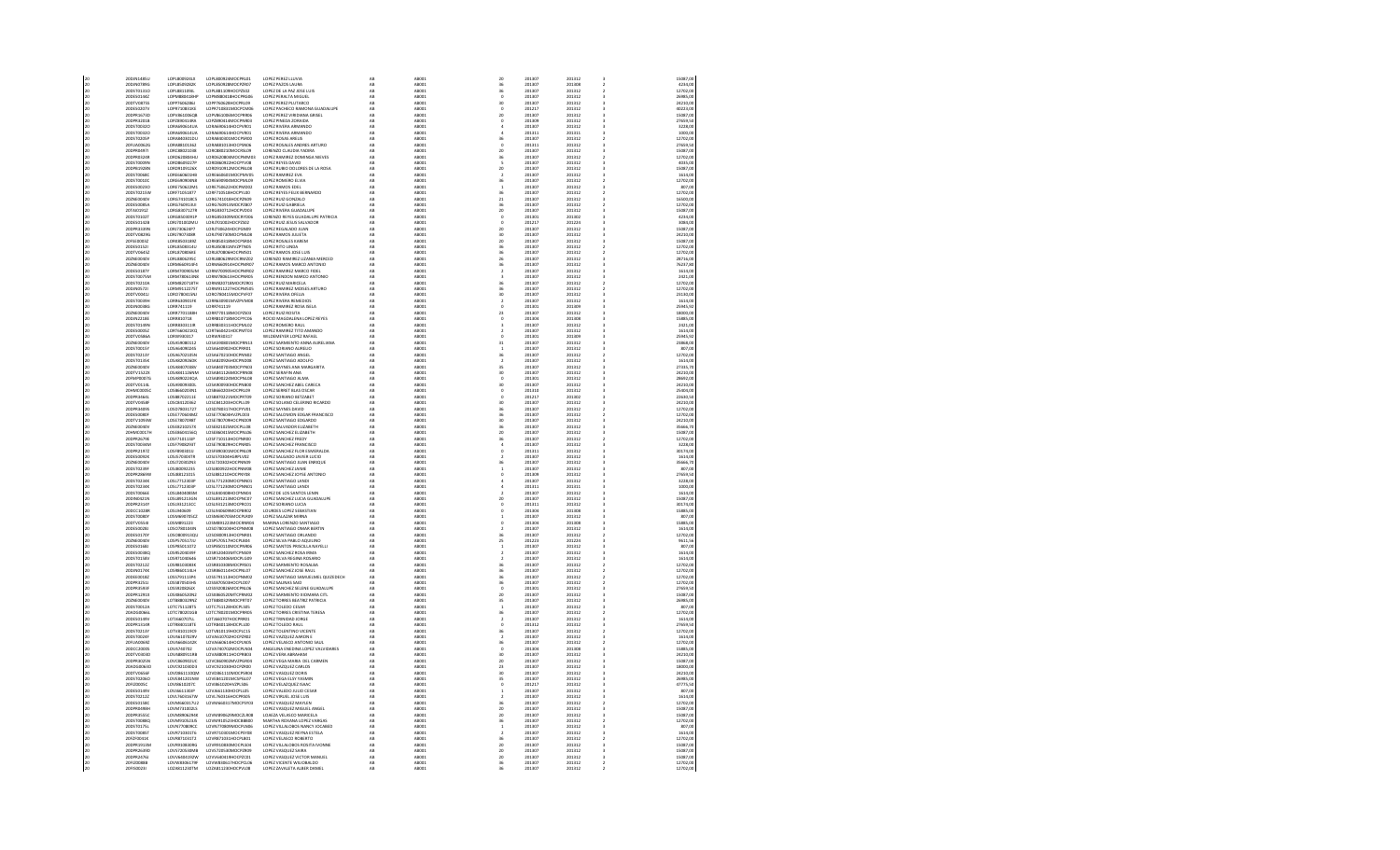| | | | | | | | | | | | |
|---|---|---|---|---|---|---|---|---|---|---|---|
| 20 | 20DJN1485U | LOPL800924J59 | LOPL800924MOCPRL01 | LOPEZ PEREZ LILIVIA | AB | AB001 | 20 | 201307 | 201312 | 3 | 15087,00 |
| 20 | 20DJN0789G | LOPL850920S28 | LOPL850920MOCPZR07 | LOPEZ PAZOS LAURA | AB | AB001 | 36 | 201307 | 201308 | 2 | 4234,00 |
| 20 | 20DST0131O | LOPL861109IL | LOPL861109HOCPZS03 | LOPEZ DE LA PAZ JOSE LUIS | AB | AB001 | 36 | 201307 | 201312 | 2 | 12702,00 |
| 20 | 20DES0134Z | LOPM880418HP | LOPM880418HOCPRG06 | LOPEZ PERALTA MIGUEL | AB | AB001 | 0 | 201307 | 201312 | 3 | 26865,00 |
| 20 | 20DTV0873S | LOPP760628K4 | LOPP760628HOCPRL09 | LOPEZ PEREZ PLUTARCO | AB | AB001 | 30 | 201307 | 201312 | 3 | 24210,00 |
| 20 | 20DES0207V | LOPR710812K5 | LOPR710812MOCPCM06 | LOPEZ PACHECO RAMONA GUADALUPE | AB | AB001 | 0 | 201217 | 201312 | 3 | 30223,00 |
| 20 | 20DPR1672D | LOPV861006QB | LOPV861006MOCPRR06 | LOPEZ PEREZ VIRIDIANA GRISEL | AB | AB001 | 20 | 201307 | 201312 | 3 | 15087,00 |
| 20 | 20DPR1201B | LOPZ890414K6 | LOPZ890414MOCPNR04 | LOPEZ PINEDA ZORAIDA | AB | AB001 | 0 | 201309 | 201312 | 3 | 27659,50 |
| 20 | 20DST0032O | LORA690614UA | LORA690614HOCPVR01 | LOPEZ RIVERA ARMANDO | AB | AB001 | 4 | 201307 | 201312 | 3 | 3228,00 |
| 20 | 20DST0032O | LORA690614UA | LORA690614HOCPVR01 | LOPEZ RIVERA ARMANDO | AB | AB001 | 4 | 201311 | 201311 | 3 | 1000,00 |
| 20 | 20DST0235P | LORA840302CU | LORA840302MOCPSR00 | LOPEZ ROSAL ARELIS | AB | AB001 | 36 | 201307 | 201312 | 2 | 12702,00 |
| 20 | 20FUA0062G | LORA881013A2 | LORA881013HOCPSN06 | LOPEZ ROSALES ANDRES ARTURO | AB | AB001 | 0 | 201311 | 201312 | 3 | 27659,50 |
| 20 | 20DPR0497I | LORC881013B | LORC881013MOCRSL09 | LORENZO CLAUDIA FABRIA | AB | AB001 | 20 | 201307 | 201312 | 3 | 15087,00 |
| 20 | 20DPR0320B | LORD620803H3 | LORD620803MOCPMN00 | LOPEZ RAMIREZ DOMINGA NIEVES | AB | AB001 | 36 | 201307 | 201312 | 2 | 12702,00 |
| 20 | 20DST0099N | LORD860922TP | LORD860922HOCPYV08 | LOPEZ REYES DAVID | AB | AB001 | 5 | 201307 | 201312 | 3 | 4035,00 |
| 20 | 20DPR1908N | LORD910915EK | LORD910915MOCPSL04 | LOPEZ DE LAS FLORES DE LA ROSA | AB | AB001 | 20 | 201307 | 201312 | 3 | 15087,00 |
| 20 | 20DST0068C | LORE660601H8 | LORE660601MOCPMV05 | LOPEZ RAMIREZ EVA | AB | AB001 | 2 | 201307 | 201312 | 3 | 1614,00 |
| 20 | 20DST0010C | LORE690904NB | LORE690904MOCPML09 | LOPEZ ROMERO ELVIA | AB | AB001 | 36 | 201307 | 201312 | 2 | 12702,00 |
| 20 | 20DES0029O | LORE750622M1 | LORE750622HOCPMD03 | LOPEZ RAMOS EDEL | AB | AB001 | 1 | 201307 | 201312 | 3 | 807,00 |
| 20 | 20DST0215W | LORF710518T7 | LORF710518HOCPYL00 | LOPEZ REYES FELIX BERNARDO | AB | AB001 | 36 | 201307 | 201312 | 2 | 12702,00 |
| 20 | 20DNE0002V | LORG741031EC | LORG741031HOCPZN09 | LOPEZ RUIZ GONZALO | AB | AB001 | 21 | 201307 | 201312 | 3 | 16500,00 |
| 20 | 20DES0085A | LORG760913U9 | LORG760913MOCPZB07 | LOPEZ RUIZ GABRIELA | AB | AB001 | 36 | 201307 | 201312 | 2 | 12702,00 |
| 20 | 20FIZ0091Z | LORG800712T9 | LORG800712MOCPVD03 | LOPEZ RIVERA GUADALUPE | AB | AB001 | 20 | 201307 | 201312 | 3 | 15087,00 |
| 20 | 20DST0102T | LORG850409QF | LORG850409MOCRYD06 | LORENZO REYES GUADALUPE PATRICIA | AB | AB001 | 0 | 201301 | 201302 | 3 | 4234,00 |
| 20 | 20DES0142B | LORJ701020NU | LORJ701020HOCPZS02 | LOPEZ RUIZ JESUS SALVADOR | AB | AB001 | 0 | 201217 | 201224 | 3 | 3006,00 |
| 20 | 20DPR0419N | LORJ730620H7 | LORJ730620HOCPGN09 | LOPEZ REGALADO JUAN | AB | AB001 | 20 | 201307 | 201312 | 3 | 15087,00 |
| 20 | 20DTV0829G | LORJ790730BB | LORJ790730MOCPML04 | LOPEZ RAMOS JULIETA | AB | AB001 | 30 | 201307 | 201312 | 3 | 24210,00 |
| 20 | 20FIZ0083Z | LORK850318KE | LORK850318MOCPSR04 | LOPEZ ROSALES KAREM | AB | AB001 | 20 | 201307 | 201312 | 3 | 15087,00 |
| 20 | 20DES0152I | LORL850801AU | LORL850801MVZPTN05 | LOPEZ RITO LINDA | AB | AB001 | 36 | 201307 | 201312 | 2 | 12702,00 |
| 20 | 20DTV0645Z | LORL870806KE | LORL870806HOCPMS01 | LOPEZ RAMOS JOSE LUIS | AB | AB001 | 36 | 201307 | 201312 | 2 | 12702,00 |
| 20 | 20DNE0030V | LORL680629SC | LORL680629MOCRMZ02 | LORENZO RAMIREZ LUZMA MERCED | AB | AB001 | 26 | 201307 | 201312 | 3 | 28716,00 |
| 20 | 20ZNE0006V | LORM660919FE | LORM660914HOCPMR07 | LOPEZ RAMOS MARCO ANTONIO | AB | AB001 | 36 | 201307 | 201312 | 3 | 76237,00 |
| 20 | 20DES0187Y | LORM700905UM | LORM700905HOCPMR02 | LOPEZ RAMIREZ MARCO FIDEL | AB | AB001 | 2 | 201307 | 201312 | 3 | 1614,00 |
| 20 | 20DST0075M | LORM780613N8 | LORM780613HOCPNR05 | LOPEZ RENDON MARCO ANTONIO | AB | AB001 | 3 | 201307 | 201312 | 3 | 2421,00 |
| 20 | 20DST0210A | LORM820718TH | LORM820718MOCPZR01 | LOPEZ RUIZ MARICELA | AB | AB001 | 36 | 201307 | 201312 | 2 | 12702,00 |
| 20 | 20DJN0572I | LORM911227S7 | LORM911227HOCPMS05 | LOPEZ RAMIREZ MOISES ARTURO | AB | AB001 | 36 | 201307 | 201312 | 2 | 12702,00 |
| 20 | 20DTV0341J | LORO780415NJ | LORO780415MOCPVF07 | LOPEZ RIVERA OFELIA | AB | AB001 | 30 | 201307 | 201312 | 3 | 24210,00 |
| 20 | 20DST0039H | LORR620901TK | LORR620901MVZPVM08 | LOPEZ RIVERA REMEDIOS | AB | AB001 | 2 | 201307 | 201312 | 3 | 1614,00 |
| 20 | 20DJN0038G | LORR741119 | LORR741119 | LOPEZ RAMIREZ ROSA ISELA | AB | AB001 | 0 | 201301 | 201309 | 3 | 25901,92 |
| 20 | 20DNE0030V | LORR770118BH | LORR770118MOCPZS03 | LOPEZ RUIZ ROSITA | AB | AB001 | 23 | 201307 | 201312 | 3 | 18002,00 |
| 20 | 20DJN2218E | LORR810718 | LORR810718MOCPPC06 | ROCIO MAGDALENA LOPEZ REYES | AB | AB001 | 0 | 201304 | 201308 | 3 | 15865,00 |
| 20 | 20DST0199V | LORR830113B | LORR830113HOCPML02 | LOPEZ ROMERO RAUL | AB | AB001 | 3 | 201307 | 201312 | 3 | 2421,00 |
| 20 | 20DES0005Z | LORT660421K5 | LORT660421HOCPMT03 | LOPEZ RAMIREZ TITO ARMANDO | AB | AB001 | 2 | 201307 | 201312 | 3 | 1614,00 |
| 20 | 20DTV0346A | LORW900317 | LORW900317 | WILDEMEYER LOPEZ RAFAEL | AB | AB001 | 0 | 201301 | 201309 | 3 | 25945,92 |
| 20 | 20ZNE0004D | LOSA590801L2 | LOSA590801MOCPRN13 | LOPEZ SARMIENTO ANNA AURELIANA | AB | AB001 | 31 | 201307 | 201312 | 3 | 23868,00 |
| 20 | 20DST0015Y | LOSA640902K5 | LOSA640902HOCPRR01 | LOPEZ SORIANO AURELIO | AB | AB001 | 1 | 201307 | 201312 | 3 | 807,00 |
| 20 | 20DST0213Y | LOSA670210SN | LOSA670210HOCPNN02 | LOPEZ SANTIAGO ANGEL | AB | AB001 | 36 | 201307 | 201312 | 2 | 12702,00 |
| 20 | 20DST0135K | LOSA820928G6 | LOSA820928HOCPND08 | LOPEZ SANTIAGO ADOLFO | AB | AB001 | 2 | 201307 | 201312 | 3 | 1614,00 |
| 20 | 20ZNE0030V | LOSA690709KH | LOSA690709MOCPYN03 | LOPEZ SAYNES ANA MARGARITA | AB | AB001 | 35 | 201307 | 201312 | 3 | 27355,70 |
| 20 | 20DTV1522A | LOSA801126WM | LOSA801126MOCPRN08 | LOPEZ SERAFIN ANA | AB | AB001 | 30 | 201307 | 201312 | 3 | 24210,00 |
| 20 | 20FMP0078C | LOSA890223QS | LOSA890223MOCPNL04 | LOPEZ SANCHEZ ALMA | AB | AB001 | 0 | 201304 | 201312 | 3 | 28692,00 |
| 20 | 20DTV0113L | LOSC690930DL | LOSC690930HOCPNR00 | LOPEZ SANCHEZ ABEL CARECA | AB | AB001 | 30 | 201307 | 201312 | 3 | 24210,00 |
| 20 | 20HMC0005C | LOSE660204NJ | LOSE660204HOCPRL09 | LOPEZ SERRET ELIAS OSCAR | AB | AB001 | 0 | 201310 | 201312 | 3 | 25004,00 |
| 20 | 20DPR0464L | LOSB870221L1 | LOSB870221MOCPRT09 | LOPEZ SORIANO BETZABET | AB | AB001 | 0 | 201217 | 201302 | 3 | 22643,50 |
| 20 | 20DTV0958F | LOSC801204S2 | LOSC801204HOCPLL09 | LOPEZ SOLANO CELERINO RICARDO | AB | AB001 | 30 | 201307 | 201312 | 3 | 24210,00 |
| 20 | 20DPR0499S | LOSD780317Z7 | LOSD780317HOCPYV01 | LOPEZ SAYNES DAVID | AB | AB001 | 36 | 201307 | 201312 | 2 | 12702,00 |
| 20 | 20DES0080F | LOSE770604MZ | LOSE770604HVZPLD03 | LOPEZ SALOMON EDGAR FRANCISCO | AB | AB001 | 36 | 201307 | 201312 | 2 | 12702,00 |
| 20 | 20DTV1093N | LOSE780708T | LOSE780708HOCPND09 | LOPEZ SANTIAGO EDGARDO | AB | AB001 | 30 | 201307 | 201312 | 3 | 24210,00 |
| 20 | 20ZNE0004D | LOSE821025T8 | LOSE821025MOCPLL08 | LOPEZ SALVADOR ELIZABETH | AB | AB001 | 36 | 201307 | 201312 | 3 | 35666,78 |
| 20 | 20HMC0017H | LOSE860415KQ | LOSE860415MOCPNL06 | LOPEZ SANCHEZ ELIZABETH | AB | AB001 | 20 | 201307 | 201312 | 3 | 15087,00 |
| 20 | 20DPR2679K | LOSF710113GP | LOSF710113HOCPNR00 | LOPEZ SANCHEZ FREDY | AB | AB001 | 36 | 201307 | 201312 | 2 | 12702,00 |
| 20 | 20DST0034M | LOSF780829G7 | LOSF780829HOCPNR05 | LOPEZ SANCHEZ FRANCISCO | AB | AB001 | 4 | 201307 | 201312 | 3 | 3228,00 |
| 20 | 20DPR2197Z | LOSF890403L6 | LOSF890403MOCPNL09 | LOPEZ SANCHEZ FLOR ESMERALDA | AB | AB001 | 0 | 201311 | 201312 | 3 | 30174,00 |
| 20 | 20DES0093W | LOSJ670307TR | LOSJ670307HOCRPV02 | LORENZO SOSA JAVIER LUCIO | AB | AB001 | 2 | 201307 | 201312 | 3 | 1614,00 |
| 20 | 20ZNE0004D | LOSJ720402N3 | LOSJ720402HOCPNN09 | LOPEZ SANTIAGO JUAN ENRIQUE | AB | AB001 | 36 | 201307 | 201312 | 3 | 35666,78 |
| 20 | 20DST0239F | LOSJ800922O3 | LOSJ800922HOCPNM08 | LOPEZ SANCHEZ JAIME | AB | AB001 | 1 | 201307 | 201312 | 3 | 807,00 |
| 20 | 20DPR2069M | LOSJ881215 | LOSJ881215HOCPNY08 | LOPEZ SANCHEZ JOYSE ANTONIO | AB | AB001 | 0 | 201309 | 201312 | 3 | 27659,50 |
| 20 | 20DST0234K | LOSL771230GP | LOSL771230MOCPNN01 | LOPEZ SANTIAGO LANDI | AB | AB001 | 4 | 201307 | 201312 | 3 | 3228,00 |
| 20 | 20DST0234K | LOSL771230GP | LOSL771230MOCPNN01 | LOPEZ SANTIAGO LANDI | AB | AB001 | 4 | 201311 | 201311 | 3 | 1000,00 |
| 20 | 20DST0066E | LOSL840808SM | LOSL840808HOCPNN09 | LOPEZ DE LOS SANTOS LENIN | AB | AB001 | 2 | 201307 | 201312 | 3 | 1614,00 |
| 20 | 20DIN0023N | LOSL891213GN | LOSL891213MOCPNC07 | LOPEZ SANCHEZ LUCIA GUADALUPE | AB | AB001 | 20 | 201307 | 201312 | 3 | 15087,00 |
| 20 | 20DPR2154F | LOSL901211CC | LOSL901211MOCPRC01 | LOPEZ SORIANO LUCIA | AB | AB001 | 0 | 201311 | 201312 | 3 | 30174,00 |
| 20 | 20DCC1028R | LOSL940609 | LOSL940609MOCPBR02 | LOURDES LOPEZ SEBASTIAN | AB | AB001 | 0 | 201304 | 201308 | 3 | 15865,00 |
| 20 | 20DST0080Y | LOSM690705GZ | LOSM690705MOCPLR09 | LOPEZ SALAZAR MIRNA | AB | AB001 | 1 | 201307 | 201312 | 3 | 807,00 |
| 20 | 20DTV0004E | LOSM891221 | LOSM891221MOCRNR04 | MARINA LORENZO SANTIAGO | AB | AB001 | 0 | 201304 | 201308 | 3 | 15865,00 |
| 20 | 20DES0026I | LOSO780109IN | LOSO780109HOCPNM08 | LOPEZ SANTIAGO OMAR BERTIN | AB | AB001 | 2 | 201307 | 201312 | 3 | 1614,00 |
| 20 | 20DES0179Y | LOSO800914Q2 | LOSO800914HOCPNR02 | LOPEZ SANCHEZ ORLANDO | AB | AB001 | 36 | 201307 | 201312 | 2 | 12702,00 |
| 20 | 20ZNE0004V | LOSP570517S2 | LOSP570517HOCPLB06 | LOPEZ SILVA PABLO AQUILINO | AB | AB001 | 25 | 201223 | 201224 | 3 | 9611,16 |
| 20 | 20DES0168U | LOSP850110T2 | LOSP850110MOCPNR06 | LOPEZ SANTOS PRISCILA NAYELLI | AB | AB001 | 1 | 201307 | 201312 | 3 | 807,00 |
| 20 | 20DES0038Q | LOSR520403FF | LOSR520403MOCPNS09 | LOPEZ SANCHEZ ROSA IRMA | AB | AB001 | 2 | 201307 | 201312 | 3 | 1614,00 |
| 20 | 20DST0138V | LOSR710806E6 | LOSR710806MOCPLG09 | LOPEZ SILVA REGINA ROSARIO | AB | AB001 | 2 | 201307 | 201312 | 3 | 1614,00 |
| 20 | 20DST0212Z | LOSR810308EK | LOSR810308MOCPRS01 | LOPEZ SARMIENTO ROSALBA | AB | AB001 | 36 | 201307 | 201312 | 2 | 12702,00 |
| 20 | 20DIN0174K | LOSR861114LH | LOSR861114HOCPNL02 | LOPEZ SANCHEZ JOSE RAUL | AB | AB001 | 36 | 201307 | 201312 | 2 | 12702,00 |
| 20 | 20DES0018Z | LOST791115P0 | LOST791115HOCPNB02 | LOPEZ SANTIAGO SAMUEL QUEZZBECH | AB | AB001 | 36 | 201307 | 201312 | 2 | 12702,00 |
| 20 | 20DPR0251L | LOSS870403HS | LOSS870403HOCPLL07 | LOPEZ SALINAS SAID | AB | AB001 | 36 | 201307 | 201312 | 2 | 12702,00 |
| 20 | 20DPR0545F | LOSS890826LK | LOSS890826MOCPNL04 | LOPEZ SANCHEZ SELENE GUADALUPE | AB | AB001 | 0 | 201301 | 201312 | 3 | 27659,50 |
| 20 | 20DPR1291X | LOSX860520N2 | LOSX860520MOCPRM02 | LOPEZ SARMIENTO XIOMARA ETL | AB | AB001 | 20 | 201307 | 201312 | 3 | 15087,00 |
| 20 | 20ZNE0016Z | LOTB880329NZ | LOTB880329MOCPRT02 | LOPEZ DE LA TRE PATRICIA | AB | AB001 | 35 | 201307 | 201312 | 3 | 26985,00 |
| 20 | 20DST0052A | LOTC751128T5 | LOTC751128HOCPLS05 | LOPEZ TOLEDO CESAR | AB | AB001 | 1 | 201307 | 201312 | 3 | 807,00 |
| 20 | 20ADG0036L | LOTC780201LB | LOTC780201MOCPRR05 | LOPEZ TORRES CRISTINA TERESA | AB | AB001 | 36 | 201307 | 201312 | 2 | 12702,00 |
| 20 | 20DES0139V | LOTJ660707LL | LOTJ660707HOCPRR01 | LOPEZ TRINIDAD JORGE | AB | AB001 | 2 | 201307 | 201312 | 3 | 1614,00 |
| 20 | 20DPR1314R | LOTR890118T3 | LOTR890118HOCPLL00 | LOPEZ TOLEDO RAUL | AB | AB001 | 0 | 201312 | 201312 | 3 | 27659,50 |
| 20 | 20DST0213Y | LOTV810119OY | LOTV810119HOCPLC15 | LOPEZ TOLENTINO VICENTE | AB | AB001 | 36 | 201307 | 201312 | 2 | 12702,00 |
| 20 | 20DST0024F | LOVA610702RY | LOVA610702HOCPZR02 | LOPEZ VAZQUEZ AARON E | AB | AB001 | 2 | 201307 | 201312 | 3 | 1614,00 |
| 20 | 20FUA0069Z | LOVA660614UK | LOVA660614HOCPLN05 | LOPEZ VELASCO ANTONIO SAUL | AB | AB001 | 36 | 201307 | 201312 | 2 | 12702,00 |
| 20 | 20DCC2000S | LOVA740702 | LOVA740702MOCPLN04 | ANGELINA ENEDINA LOPEZ VALDIVIARES | AB | AB001 | 0 | 201304 | 201308 | 3 | 15865,00 |
| 20 | 20DTV0304D | LOVA880911R8 | LOVA880911HOCPRB03 | LOPEZ VERA ABRAHAM | AB | AB001 | 30 | 201307 | 201312 | 3 | 24210,00 |
| 20 | 20DPR0025N | LOVC860902UC | LOVC860902MVZPGR06 | LOPEZ VEGA MARIA DEL CARMEN | AB | AB001 | 20 | 201307 | 201312 | 3 | 15087,00 |
| 20 | 20ADG0036D | LOVC921003D3 | LOVC921003HOCPZR00 | LOPEZ VAZQUEZ CARLOS | AB | AB001 | 23 | 201307 | 201312 | 3 | 18002,00 |
| 20 | 20DTV0404F | LOVD861113QM | LOVD861113MOCPVR08 | LOPEZ VAZQUEZ DORIS | AB | AB001 | 30 | 201307 | 201312 | 3 | 24210,00 |
| 20 | 20DST0206O | LOVE841201MD | LOVE841201MOCPGL07 | LOPEZ VEGA ELSY YAMMIN | AB | AB001 | 35 | 201307 | 201312 | 3 | 26985,00 |
| 20 | 20FIZ0005C | LOVI861020TC | LOVI861020HVZPLS05 | LOPEZ VELAZQUEZ ISAAC | AB | AB001 | 0 | 201217 | 201312 | 3 | 37775,50 |
| 20 | 20DES0139V | LOVJ661130UP | LOVJ661130HOCPLL05 | LOPEZ VALDEO JULIO CESAR | AB | AB001 | 1 | 201307 | 201312 | 3 | 807,00 |
| 20 | 20DST0212Z | LOVL760316TW | LOVL760316HOCPRS03 | LOPEZ VIRUEL JOSE LUIS | AB | AB001 | 2 | 201307 | 201312 | 3 | 1614,00 |
| 20 | 20DES0158C | LOVM660317L2 | LOVM660317MOCPZY03 | LOPEZ VASQUEZ MAYELEN | AB | AB001 | 36 | 201307 | 201312 | 2 | 12702,00 |
| 20 | 20DPR0496H | LOVM731002LS | LOVM731002HOCPSG01 | LOPEZ VASQUEZ MIGUEL ANGEL | AB | AB001 | 20 | 201307 | 201312 | 3 | 15087,00 |
| 20 | 20DPR0455C | LOVM890629HE | LOVM890629MOCZLR08 | LOZADA VELASCO MARICELA | AB | AB001 | 20 | 201307 | 201312 | 3 | 15087,00 |
| 20 | 20DST0088Q | LOVM920523JS | LOVM920523HOCBBR00 | MARTHA ROXANA LOPEZ VARGAS | AB | AB001 | 36 | 201307 | 201312 | 2 | 12702,00 |
| 20 | 20DST0175L | LOVN770808CC | LOVN770808MOCPLN06 | LOPEZ VILLALOBOS NANCY JOCABED | AB | AB001 | 1 | 201307 | 201312 | 3 | 807,00 |
| 20 | 20DST0085T | LOVR730307IS | LOVR730307MOCPSY08 | LOPEZ VASQUEZ REYNA ESTELA | AB | AB001 | 2 | 201307 | 201312 | 3 | 1614,00 |
| 20 | 20FIZ0043X | LOVR871007T2 | LOVR871007HOCPLB01 | LOPEZ VELASCO ROBERTO | AB | AB001 | 36 | 201307 | 201312 | 2 | 12702,00 |
| 20 | 20DPR1519M | LOVR920808RQ | LOVR920808MOCPLS08 | LOPEZ VILLALOBOS ROSITA IVONNE | AB | AB001 | 20 | 201307 | 201312 | 3 | 15087,00 |
| 20 | 20DPR2649D | LOVS720508M9 | LOVS720508MOCPZR09 | LOPEZ VAZQUEZ SAIRA | AB | AB001 | 20 | 201307 | 201312 | 3 | 15087,00 |
| 20 | 20DPR2476I | LOVV660919QW | LOVV660919HOCPZC01 | LOPEZ VAZQUEZ VICTOR MANUEL | AB | AB001 | 20 | 201307 | 201312 | 3 | 15087,00 |
| 20 | 20FIZ0008B | LOVW830617W | LOVW830617HOCPCL06 | LOPEZ VICENTE WILIOBALDO | AB | AB001 | 36 | 201307 | 201312 | 2 | 12702,00 |
| 20 | 20FIS0021I | LOZA811230TM | LOZA811230HOCPVL08 | LOPEZ ZAVALETA ALBER DANIEL | AB | AB001 | 36 | 201307 | 201312 | 2 | 12702,00 |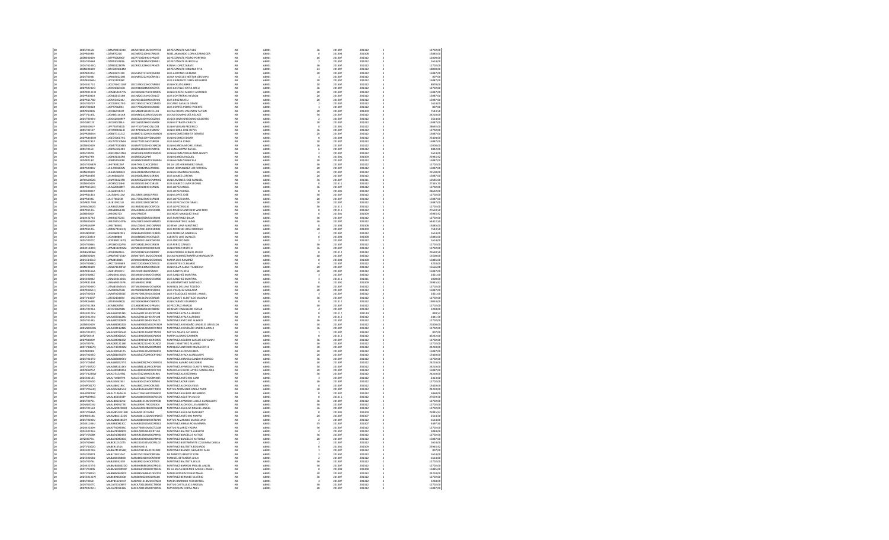| 20 | 20DST0166I | LOZM780415IRK | LOZM780415MOCPRT04 | LOPEZ ZARATE MATILDE | AB | AB001 | 36 | 201307 | 201312 | 2 | 12702.08 |
|---|---|---|---|---|---|---|---|---|---|---|---|
| 20 | 20DPR0496J | LOZN870210 | LOZN870210HOCRRL03 | NOEL ARMANDO LOREA ZARAGOZA | AB | AB001 | 0 | 201304 | 201308 | 3 | 15865.08 |
| 20 | 20DES0004N | LOZP760629QD | LOZP760629HOCPRD07 | LOPEZ ZARATE PEDRO PORFIRIO | AB | AB001 | 16 | 201307 | 201312 | 3 | 12000.00 |
| 20 | 20DST0066R | LOZR730328I4 | LOZR730328MOCPRB01 | LOPEZ ZARATE RUBICELIA | AB | AB001 | 2 | 201307 | 201312 | 3 | 1613.08 |
| 20 | 20DST0245Q | LOZR901228S7N | LOZR901228HOCPRN05 | RENAN LOPEZ ZARATE | AB | AB001 | 36 | 201307 | 201312 | 2 | 12702.08 |
| 20 | 20DES0030D | LOZV720106S1M | LOZV720106MOCPRR06 | LOPEZ ZARATE VIRGINIA TITA | AB | AB001 | 23 | 201307 | 201312 | 2 | 18000.00 |
| 20 | 20DPR2325C | LUAG850713 | LUAG850713HOCSNR08 | LUIS ANTONIO GUZMAN | AB | AB001 | 20 | 201307 | 201312 | 2 | 15087.08 |
| 20 | 20DST0038I | LUAN850222H5 | LUAN850222HOCRNS01 | LUNA ANGELES NESTOR GEOVANI | AB | AB001 | 1 | 201307 | 201312 | 2 | 807.08 |
| 20 | 20DPR1956H | LUCE811018IP | LUCE811018HOCSRD00 | LUIS CARRASCO CARIN EDUARDO | AB | AB001 | 20 | 201307 | 201312 | 2 | 15087.08 |
| 20 | 20DES0171X | LUCG790411LN8 | LUCG790411HOCNRB02 | LUNA CRUZ GABRIEL | AB | AB001 | 10 | 201307 | 201312 | 3 | 8070.08 |
| 20 | 20DPR2233D | LUCK910601 | LUCK910601MOCSST05 | LUIS CASTILLO KATIA ARELI | AB | AB001 | 36 | 201307 | 201312 | 2 | 12702.08 |
| 20 | 20DPR0125W | LUCM881027CN | LUCM881027HOCNDR05 | LUNA CEDEÑO MARCO ANTONIO | AB | AB001 | 20 | 201307 | 201312 | 3 | 15087.08 |
| 20 | 20DPR3032X | LUCN820115HS | LUCN820115HOCSNL07 | LUIS CONTRERAS NELSON | AB | AB001 | 20 | 201307 | 201312 | 3 | 15087.08 |
| 20 | 20DPR1178D | LUCN911026LJ | LUCN911026HOCRXF06 | LUIS CRUZ NAFIEL | AB | AB001 | 20 | 201307 | 201312 | 3 | 15087.08 |
| 20 | 20DST0072P | LUCO850427U | LUCO850427HOCSNM00 | LUCIANO CASALES OMAR | AB | AB001 | 2 | 201307 | 201312 | 3 | 1613.08 |
| 20 | 20DST0036K | LUCP770629H | LUCP770629HOCSRD08 | LUIS CORTES PEDRO VICENTE | AB | AB001 | 1 | 201307 | 201312 | 3 | 807.08 |
| 20 | 20DPR3060S | LUCV860112T | LUCV860112HOCCLL04 | LUCAS COLON VALENTIN TATIAN | AB | AB001 | 20 | 201307 | 201309 | 3 | 7543.54 |
| 20 | 20DTV1141L | LUDA861103A8 | LUDA861103HOCCMS06 | LUCAS DOMINGUEZ AGUAS | AB | AB001 | 30 | 201307 | 201312 | 3 | 24210.08 |
| 20 | 20DST0033N | LUDG620309FF | LUDG620309HOCSZL02 | LUGOS DAZA GREGORIO GILBERTO | AB | AB001 | 2 | 201307 | 201312 | 3 | 1613.08 |
| 20 | 20DEE0012E | LUEC690228LA | LUEC690228HOCSMR08 | LUNA ESTRADA CARLOS | AB | AB001 | 20 | 201307 | 201312 | 3 | 15087.08 |
| 20 | 20FUE0001P | LUFF750704DD | LUFF750704HDFNLD03 | LUNA FLORIAN FEDERICO | AB | AB001 | 0 | 201301 | 201312 | 3 | 28692.08 |
| 20 | 20DST0213Y | LUFR700106HE | LUFR700106HOCNRY07 | LUNA FERRA JOSE REYES | AB | AB001 | 36 | 201307 | 201312 | 3 | 12702.08 |
| 20 | 20DPR0960N | LUGB871112G2 | LUGB871112MOCNMN05 | LUNA GOMEZ BENITA DENISSE | AB | AB001 | 20 | 201307 | 201312 | 3 | 15087.08 |
| 20 | 20DPR3466H | LUGE750617HC | LUGE750617HVZNMD09 | LUNA GOMEZ EDGAR | AB | AB001 | 0 | 201308 | 201312 | 3 | 25404.08 |
| 20 | 20DPR2235P | LUGJ77021BM | LUGJ770218HOCNRR09 | LUIS GARCIA JORGE | AB | AB001 | 20 | 201307 | 201312 | 3 | 15087.08 |
| 20 | 20DES0036Y | LUGM770204 | LUGM770204HOCRRC06 | LUNA GARCIA MICHEL ISRAEL | AB | AB001 | 16 | 201307 | 201312 | 3 | 12000.08 |
| 20 | 20DST0166I | LUGR561024KC | LUGR561024HOCMPF06 | DE LUNA GOMEZ RAFAEL | AB | AB001 | 6 | 201307 | 201312 | 3 | 4842.08 |
| 20 | 20DST0020I | LUGR740612NH | LUGR740612MOCMMS02 | LUNA GOMEZ ROSALINDA NANCY | AB | AB001 | 2 | 201307 | 201312 | 3 | 1613.08 |
| 20 | 20DPR1799I | LUGR881022PB | LUGR881022PMY | LUNA GARCIA RAQUEL | AB | AB001 | 0 | 201301 | 201309 | 3 | 25945.92 |
| 20 | 20DPR0181I | LUGR850903FE | LUGR850903MOCMRB04 | LUNA GOMEZ RUBICELA | AB | AB001 | 20 | 201307 | 201312 | 3 | 15087.08 |
| 20 | 20DST0058M | LUHI780422H7 | LUHI780422HOCZRS04 | DE LA LUZ HERNANDEZ ISRAEL | AB | AB001 | 36 | 201307 | 201312 | 2 | 12702.08 |
| 20 | 20DPR2046V | LUHL780423SV | LUHL780423MVZRRZ06 | LUNA HERNANDEZ LUZ PATRICIA | AB | AB001 | 20 | 201307 | 201312 | 2 | 15087.08 |
| 20 | 20DES0030V | LUHL810829GX | LUHL810829MOCNRL01 | LUNA HERNANDEZ LILIANA | AB | AB001 | 29 | 201307 | 201312 | 2 | 22500.08 |
| 20 | 20DPR0495I | LUJL800629I7K | LUJL800628MOCSRR06 | LUIS JUAREZ LORENA | AB | AB001 | 20 | 201307 | 201312 | 2 | 15087.08 |
| 20 | 20FUA0062G | LUJM900219HE | LUJM900219HOCNMN02 | LUNA JIMENEZ JOSE MANUEL | AB | AB001 | 36 | 201307 | 201311 | 2 | 10585.08 |
| 20 | 20DES0026D | LUJO850214H8 | LUJO850214HOCSRL08 | LUIS JUAREZ OLIVER LEONEL | AB | AB001 | 0 | 201311 | 201312 | 2 | 27315.72 |
| 20 | 20DPR1534Q | LULA620108KY | LULA620108HOCSPN05 | LUIS LOPEZ ANGEL | AB | AB001 | 36 | 201307 | 201312 | 2 | 12702.08 |
| 20 | 20FUE0001P | LULG830117 | | LUIS LOPEZ GRISEL | AB | AB001 | 0 | 201301 | 201312 | 3 | 28692.08 |
| 20 | 20DPR0181E | LULJ800915SK | LULJ800915HOCPPS03 | LUNA LOPEZ JOSE | AB | AB001 | 36 | 201307 | 201312 | 2 | 12702.08 |
| 20 | 20DPR1959G | LULL770525IB | LULL770525MOCSPR03 | LUIS LOPEZ LLERNA | AB | AB001 | 20 | 201307 | 201312 | 2 | 15087.08 |
| 20 | 20DPR0179M | LULI810922LU | LULI810922HOCSPC06 | LUIS LOPEZ LNCOB ISRAEL | AB | AB001 | 20 | 201307 | 201312 | 2 | 15087.08 |
| 20 | 20FUA0062G | LULR850924MU | LULR850924MOCSPC06 | LUIS LOPEZ ROCIO | AB | AB001 | 36 | 201307 | 201312 | 2 | 12702.08 |
| 20 | 20DPR1145L | LUMA880613IU | LUMA880613HOCSXN01 | LUIS MUÑOZ ANTONIO WILFRIDO | AB | AB001 | 0 | 201211 | 201312 | 2 | 27659.58 |
| 20 | 20ZNE0006D | LUMI780723 | LUMI780723 | LUNAGAS MARQUEZ IRAIS | AB | AB001 | 0 | 201301 | 201309 | 2 | 25945.92 |
| 20 | 20DJN2274X | LUMI810702I6 | LUMI810702MOCSRD03 | LUIS MARTINEZ JAIME | AB | AB001 | 36 | 201307 | 201312 | 2 | 12702.08 |
| 20 | 20DES0034V | LUMJ590526SW | LUMJ590526HOFNRM00 | LUNA MARTINEZ JAIME | AB | AB001 | 36 | 201307 | 201312 | 2 | 54312.50 |
| 20 | 20DPR1629P | LUML780401 | LUML780401MOCNRR09 | LORENA LUNA MARTINEZ | AB | AB001 | 0 | 201304 | 201308 | 2 | 15865.08 |
| 20 | 20DPR1105L | LUMR570113Q | LUMR570113HOCSRD03 | LUIS MORENO JOSE RODRIGO | AB | AB001 | 20 | 201307 | 201309 | 3 | 7543.54 |
| 20 | 20DJN0009K | LUNG860920F6 | LUNG860920MOCSRB05 | LUIS NORIEGA GABRIELA | AB | AB001 | 2 | 201307 | 201312 | 3 | 1613.08 |
| 20 | 20DCC1021Y | LUOA880803 | LUOA880803HOCSLL05 | ALBERTO LUIS OVALLES | AB | AB001 | 0 | 201304 | 201308 | 3 | 15865.08 |
| 20 | 20DST0027C | LUON800114RQ | LUON800114HOCSRD08 | LUIS ORTIZ NOE | AB | AB001 | 2 | 201307 | 201312 | 3 | 1613.08 |
| 20 | 20DST0086S | LUPC680412AW | LUPC680412HOCSRR03 | LUIS PEREZ CARLOS | AB | AB001 | 36 | 201307 | 201312 | 2 | 12702.08 |
| 20 | 20DES1489Q | LUPN850209NM | LUPN850209HOCNRL02 | LUNA PEREZ NELSON | AB | AB001 | 36 | 201307 | 201312 | 2 | 12702.08 |
| 20 | 20DBA0006B | LUPS900821E6 | LUPS900821HOCNRR07 | LUNA PERRAS SERGIO JAVIER | AB | AB001 | 0 | 201312 | 201312 | 2 | 22630.58 |
| 20 | 20DES0034V | LURM750713IV | LURM750713MOCCMR08 | LUCAS RAMIREZ MARTHA MARGARITA | AB | AB001 | 18 | 201307 | 201312 | 2 | 13500.08 |
| 20 | 20DCC1051D | LURM850806 | LURM850806MOCSMR06 | MARIA LUIS RAMIREZ | AB | AB001 | 0 | 201304 | 201308 | 2 | 15865.08 |
| 20 | 20DST0088Q | LURO720306E9 | LURO720306HOCYLL00 | LUNA REYES OLEGARIO | AB | AB001 | 4 | 201307 | 201312 | 2 | 3228.08 |
| 20 | 20ZNE0006D | LUSA871130FW | LUSA871130MOCNLL00 | LUNA SILVA ALMA ITANDEHUI | AB | AB001 | 20 | 201307 | 201312 | 2 | 15666.08 |
| 20 | 20DPR3516A | LUSJ810921CU | LUSJ810921HOCSNS01 | LUIS SANTOS JOSE | AB | AB001 | 20 | 201307 | 201312 | 2 | 15087.08 |
| 20 | 20DES0004Z | LUSM640110DU | LUSM640110MOCSNR00 | LUIS SANCHEZ MARTINA | AB | AB001 | 3 | 201307 | 201312 | 2 | 2421.08 |
| 20 | 20DES0004Z | LUSM640110DU | LUSM640110MOCSNR00 | LUIS SANCHEZ MARTINA | AB | AB001 | 3 | 201311 | 201311 | 2 | 1003.08 |
| 20 | 20DPR3143B | LUSM690322Y6 | LUSM690322HBB | LUJAN MARTINEZ SANTIAGO | AB | AB001 | 0 | 201301 | 201309 | 2 | 25945.92 |
| 20 | 20DST0039D | LUTM800604V3 | LUTM800604MOCNLR06 | MARISOL DE LUNA TOLEDO | AB | AB001 | 36 | 201307 | 201312 | 2 | 12702.08 |
| 20 | 20DPR1853U | LUVA900605HN | LUVA900605MOCSSD03 | LUIS VASQUEZ ADELAIDA | AB | AB001 | 20 | 201307 | 201312 | 2 | 15087.08 |
| 20 | 20DST0052B | LUVM700326X1 | LUVM700326HOCSLG08 | LUIS VELAZQUEZ MIGUEL ANGEL | AB | AB001 | 3 | 201307 | 201312 | 2 | 2421.08 |
| 20 | 20DTV1350P | LUZE921016SV | LUZE921016MOCSRL08 | LUIS ZARATE ELIZETH | AB | AB001 | 36 | 201307 | 201312 | 2 | 12702.08 |
| 20 | 20DPR3468E | LUZE850608HX | LUZE850608HOCNRD05 | LUNA ZARATE EDUARDO | AB | AB001 | 0 | 201312 | 201312 | 2 | 19051.08 |
| 20 | 20DST0128A | LXCA880925IE | LXCA880925HOCPRM01 | LOPEZ CRUZ AMADO | AB | AB001 | 36 | 201307 | 201312 | 2 | 12702.08 |
| 20 | 20DST0193A | LXCO730609KU | LXCO730609HOCBBZ00 | LORENZO CABALLERO OZCAR | AB | AB001 | 4 | 201307 | 201312 | 2 | 3228.08 |
| 20 | 20DES0122N | MAAA690112KU | MAAA690112HOCRYL08 | MARTINEZ AYALA ALFREDO | AB | AB001 | 0 | 201117 | 201124 | 2 | 899.52 |
| 20 | 20DES0122N | MAAA690112KU | MAAA690112HOCRYL08 | MARTINEZ AYALA ALFREDO | AB | AB001 | 0 | 201213 | 201224 | 2 | 2441.58 |
| 20 | 20DST0156S | MAAA8001087K | MAAA800108HOCRNL01 | MARTINEZ ANTONIO ALBARO | AB | AB001 | 36 | 201307 | 201312 | 2 | 12702.08 |
| 20 | 20ZNE0006D | MAAG890802CB | MAAG890802MOCVNR09 | MARTINEZ AVENDAÑO ANGELES GRISELDA | AB | AB001 | 30 | 201307 | 201312 | 2 | 22800.08 |
| 20 | 20DML0020S | MAAA921124BK | MAAA921124MOCRVN03 | MARTINEZ AVENDAÑO ANDREA ANAHI | AB | AB001 | 36 | 201307 | 201312 | 2 | 12702.08 |
| 20 | 20DST0187Q | MAAC601225HD | MAAC601225HOCTNT05 | MATUS ANAYA CATARINA | AB | AB001 | 1 | 201307 | 201312 | 2 | 807.08 |
| 20 | 20FZF0012K | MAAC880626VJ | MAAC880626MOCLRL04 | MARÍA ALONSO CARMEN | AB | AB001 | 0 | 201312 | 201312 | 2 | 45213.08 |
| 20 | 20DPR0020Y | MAAC890910HZ | MAAC890910HOCRGR05 | MARTINEZ AGUILAR CARLOS GIOVANNI | AB | AB001 | 36 | 201307 | 201312 | 2 | 12702.08 |
| 20 | 20DST0076L | MAAD821211LE | MAAD821211HOCRLN02 | DANIEL MARTINEZ ALVAREZ | AB | AB001 | 36 | 201307 | 201312 | 2 | 12702.08 |
| 20 | 20DTV1387Q | MAAE780303SM | MAAE780303MOCRNS09 | MARQUEZ ANTONIO MARIA ESTHE | AB | AB001 | 30 | 201307 | 201312 | 2 | 24210.08 |
| 20 | 20DPR0990I | MAAE900531T5 | MAAE900531MOCRLR03 | MARTINEZ ALONSO ERIKA | AB | AB001 | 20 | 201307 | 201312 | 2 | 15087.08 |
| 20 | 20DST0206D | MAAG810702TK | MAAG810702MOCRYD02 | MARTINEZ AYALA GUADALUPE | AB | AB001 | 20 | 201307 | 201312 | 2 | 15420.08 |
| 20 | 20DST0237O | MAAG840409C3 | MAAG840917HOCRMR03 | MARTINEZ AMANDA GANDHI RODRIGO | AB | AB001 | 36 | 201307 | 201312 | 2 | 12702.08 |
| 20 | 20DTV0546Z | MAAG840917I4 | | MARCIAL AMARO GREGORIO | AB | AB001 | 30 | 201307 | 201312 | 2 | 24210.08 |
| 20 | 20DTV1672D | MAAG881111EV | MAAG881111MOCRPL06 | MARTINEZ APARICIO GLADYS ARIADNA | AB | AB001 | 30 | 201307 | 201312 | 2 | 24210.08 |
| 20 | 20DPR3075Z | MAAH900402UI | MAAH900402MOCRCY05 | MAURO ACEVEDO HAYDE CANDELARIA | AB | AB001 | 20 | 201307 | 201312 | 2 | 15087.08 |
| 20 | 20DTV1226W | MAAI711219ML | MAAI711219MOCRLR05 | MARTINEZ ALAVEZ IRMA | AB | AB001 | 30 | 201307 | 201312 | 2 | 24210.08 |
| 20 | 20DES0214E | MAAJ710607FB | MAAJ710607HOCRNN05 | MARTINEZ ANTONIO JUAN | AB | AB001 | 3 | 201307 | 201312 | 2 | 2421.08 |
| 20 | 20DST0026D | MAAJ800425S7 | MAAJ800425HOCRZN02 | MARTINEZ AZAR JUAN | AB | AB001 | 36 | 201307 | 201312 | 2 | 12702.08 |
| 20 | 20DPR0017J | MAAJ880219LC | MAAJ880219HOCRLS06 | MARTINEZ ALONSO JESUS | AB | AB001 | 20 | 201307 | 201312 | 2 | 15420.08 |
| 20 | 20DTV0563Q | MAAK830615IL2 | MAAK830615MDFTRR03 | MATUS ARMENDO KARLA PATRI | AB | AB001 | 30 | 201307 | 201312 | 2 | 24210.08 |
| 20 | 20ADG0003Z | MAAL710626LN | MAAL710626HOCRGN02 | MARTINEZ AGUERO LEONARDO | AB | AB001 | 0 | 201307 | 201312 | 2 | 5868.08 |
| 20 | 20DPR0096S | MAAL860304BP | MAAM860304HOCRSC06 | MARTINEZ AGUSTIN LUCIO | AB | AB001 | 0 | 201211 | 201312 | 2 | 27659.58 |
| 20 | 20DST0076L | MAAL881212NJ | MAAL881212MOCRPC08 | MARTINEZ APARICIO LUCILA GUADALUPE | AB | AB001 | 36 | 201307 | 201312 | 2 | 12702.08 |
| 20 | 20DML0016J | MAAL890917ZB | MAAL890917HOCRLS04 | MARTINEZ ALONSO LUIS ALBERTO | AB | AB001 | 36 | 201307 | 201312 | 2 | 12702.08 |
| 20 | 20DST0156S | MAAM901230 | MAAM901230HOCRGG04 | MARTINEZ AGUILAR MIGUEL ANGEL | AB | AB001 | 36 | 201307 | 201312 | 2 | 12702.08 |
| 20 | 20DTV0546A | MAAM810215MK | MAAM810215MRA | MARTINEZ AGUILAR MARLENY | AB | AB001 | 0 | 201301 | 201309 | 2 | 25945.92 |
| 20 | 20DES0158A | MAAM861122DS | MAAM861122MOCRNY03 | MARTINEZ ANTONIO MAYRA | AB | AB001 | 20 | 201307 | 201307 | 2 | 2514.58 |
| 20 | 20DST0205U | MAAM880306EV | MAAM880306HOCTLR09 | MATUS ALVARADO MARCELINO | AB | AB001 | 2 | 201307 | 201312 | 2 | 1613.08 |
| 20 | 20DPR1106U | MAAR840612CC | MAAR840915HOCRRL02 | MARTINEZ ARMAS ROSA MARIA | AB | AB001 | 35 | 201307 | 201307 | 2 | 9397.58 |
| 20 | 20DES0285M | MAAY760920BC | MAAY760920MOCTLZ08 | MATUS ALVAREZ YAZMIN | AB | AB001 | 36 | 201307 | 201312 | 2 | 12702.08 |
| 20 | 20DES0195G | MABA780402BZN | MABA780402HOCRTL09 | MARTINEZ BAUTISTA ALBERTO | AB | AB001 | 4 | 201307 | 201312 | 2 | 3064.08 |
| 20 | 20DTV0508X | MABA920824I3 | MABA920824MOCRRN01 | MARTINEZ BARCELOS ANTIDE | AB | AB001 | 36 | 201307 | 201312 | 2 | 12702.08 |
| 20 | 20DZI0276V | MABA930930CQ | MABA930930MOCRRN03 | MARTINEZ BARCELOS ANTONIA | AB | AB001 | 20 | 201307 | 201312 | 2 | 15087.08 |
| 20 | 20DST0066E | MABC810102TS | MABC810102MOCRLL02 | MARTINEZ BUSTAMANTE COLUMBIA DALILA | AB | AB001 | 2 | 201307 | 201312 | 2 | 1613.08 |
| 20 | 20DTV1002D | MABE910516 | MABE910516 | MARTINEZ BAUTISTA EDUARDO | AB | AB001 | 0 | 201301 | 201309 | 2 | 25945.92 |
| 20 | 20DES0229G | MABG741115BQ | MABG741115HOCRLR04 | MARTINEZ BLANCO GERARDO ALBE | AB | AB001 | 1 | 201307 | 201312 | 2 | 807.08 |
| 20 | 20DST0087R | MABJ750210AT | MABJ750210HOCRNS06 | DE MARCOS BENITEZ JOSE | AB | AB001 | 2 | 201307 | 201312 | 2 | 1613.08 |
| 20 | 20DES0036D | MABJ800308U8 | MABJ800308HOCNTN09 | MANUEL BETANZOS JUAN | AB | AB001 | 2 | 201307 | 201312 | 2 | 1613.08 |
| 20 | 20DST0076L | MABJ890324EK | MABJ890324HOCRTS05 | MARTINEZ BAUTISTA JESUS | AB | AB001 | 36 | 201307 | 201312 | 2 | 12702.08 |
| 20 | 20DJN2257G | MABM680802D0 | MABM680802HOCRRG01 | MARTINEZ BARRIOS MIGUEL ANGEL | AB | AB001 | 36 | 201307 | 201312 | 2 | 12702.08 |
| 20 | 20DTV1659N | MABM650309NT | MABM650309HOCTRG04 | DE LA MATA BERENICE MIGUEL ANGEL | AB | AB001 | 0 | 201304 | 201308 | 2 | 15865.08 |
| 20 | 20DTV0815D | MABN806260CN | MABN806260HOCNTX03 | MARIN BONIFACIO NATANAEL | AB | AB001 | 30 | 201307 | 201312 | 2 | 24210.08 |
| 20 | 20DES0115W | MABS890620GK | MABS890620HOCRRL05 | MARTINEZ BERNABE SILVERIO | AB | AB001 | 36 | 201307 | 201312 | 2 | 12702.08 |
| 20 | 20DST0082I | MABY851214H7 | MABY851214MOCCSS04 | MACEL BARROSO YESENIA | AB | AB001 | 4 | 201307 | 201312 | 2 | 3228.08 |
| 20 | 20DST0027C | MACA700308AT | MACA700308MOCTSR08 | MATUS CASTILLEJOS AROLLIA | AB | AB001 | 36 | 201307 | 201312 | 2 | 12702.08 |
| 20 | 20DPR2222H | MACA780114ZA | MACA780114MOCYRN04 | MAYORQUIN CORTA ANEL | AB | AB001 | 20 | 201307 | 201312 | 2 | 15087.08 |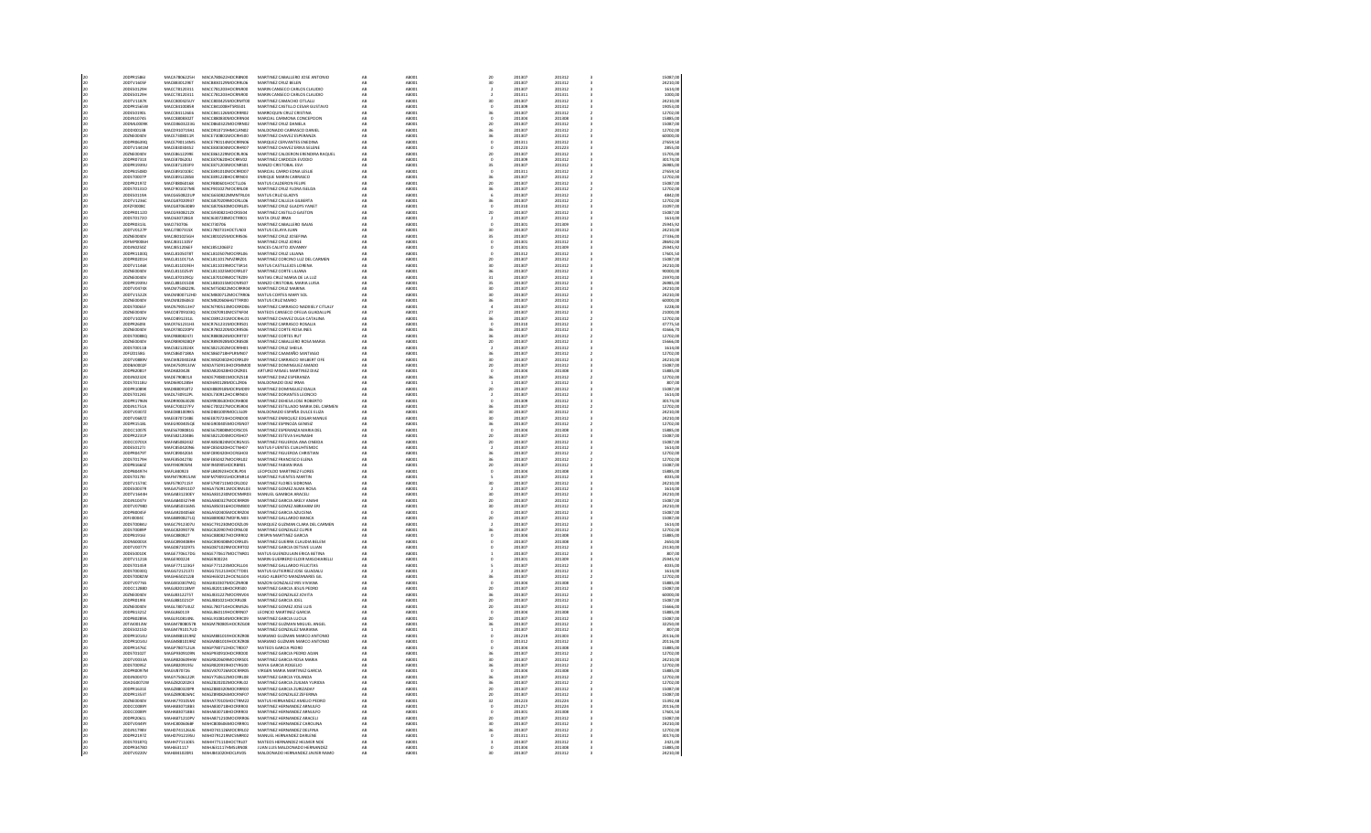| | | | | | | | | | | |
|---|---|---|---|---|---|---|---|---|---|---|
| 20 | 20DPR1548U | MACA780622SH | MACA780622HDCRBN00 | MARTINEZ CABALLERO JOSE ANTONIO | AB | AB001 | 20 | 201307 | 201312 | 3 | 15087,00 |
| 20 | 20DTV1565F | MACB850529R7 | MACB850529MOCRRL06 | MARTINEZ CRUZ BELEN | AB | AB001 | 30 | 201307 | 201312 | 3 | 24210,00 |
| 20 | 20DES0129H | MACC781203I1 | MACC781203HOCRMR00 | MARIN CAMACHO CARLOS CLAUDIO | AB | AB001 | 2 | 201307 | 201312 | 3 | 1614,00 |
| 20 | 20DES0129H | MACC781203I1 | MACC781203HOCRMR00 | MARIN CAMACHO CARLOS CLAUDIO | AB | AB001 | 2 | 201311 | 201311 | 3 | 1000,00 |
| 20 | 20DTV1187E | MACC800425G7 | MACC800425MOCRMT08 | MARTINEZ CAMACHO CITLALLI | AB | AB001 | 30 | 201307 | 201312 | 3 | 24210,00 |
| 20 | 20DPR1565M | MACC841008SR | MACC841008HTSRSS01 | MARTINEZ CASTILLO CESAR GUSTAVO | AB | AB001 | 0 | 201309 | 201312 | 3 | 19053,00 |
| 20 | 20DES0190L | MACC831126E6 | MACC841126MOCRRR03 | MARROQUIN CRUZ CRISTINA | AB | AB001 | 36 | 201307 | 201312 | 2 | 12702,00 |
| 20 | 20DJN1074S | MACC880830T | MACC880830MOCRRN04 | MARCIAL CARMONA CONCEPCION | AB | AB001 | 0 | 201304 | 201308 | 3 | 15885,00 |
| 20 | 20DML0009R | MACD860322JG | MACD860322MOCRRN02 | MARTINEZ CRUZ DANIELA | AB | AB001 | 20 | 201307 | 201312 | 3 | 15087,00 |
| 20 | 20DDI0013B | MACE910715H1 | MACE910715HMCLRN02 | MALDONADO CARRASCO DANIEL | AB | AB001 | 36 | 201307 | 201312 | 2 | 12702,00 |
| 20 | 20ZNE0040V | MACE740801J0 | MACE740801MOCRHS00 | MARTINEZ CHAVEZ ESPERANZA | AB | AB001 | 36 | 201307 | 201312 | 3 | 60000,00 |
| 20 | 20DPR0649Q | MACE790114SW5 | MACE790114MOCRRN06 | MARQUEZ CERVANTES ENEDINA | AB | AB001 | 0 | 201311 | 201312 | 3 | 27659,50 |
| 20 | 20DTV1341M | MACE830304U2 | MACE830304MOCRHR07 | MARTINEZ CHAVEZ ERIKA ELLENE | AB | AB001 | 0 | 201223 | 201223 | 3 | 2851,00 |
| 20 | 20ZNE0040V | MACE861229R6 | MACE861229MOCRLR06 | MARTINEZ CALDERON ERENDIRA RAQUEL | AB | AB001 | 20 | 201307 | 201312 | 3 | 15705,00 |
| 20 | 20DPR0731I | MACE8706291 | MACE870629HOCRRV02 | MARTINEZ CARDOZA EVODIO | AB | AB001 | 0 | 201309 | 201312 | 3 | 30174,00 |
| 20 | 20DPR2935U | MACE871203F9 | MACE871203MOCRRS01 | MARTINEZ CRISTOBAL ESVI | AB | AB001 | 35 | 201307 | 201312 | 3 | 26985,00 |
| 20 | 20DPR1583D | MACE891010IC | MACE891010MOCRRD07 | MARCIAL CARRO EDNA LESLIE | AB | AB001 | 0 | 201311 | 201312 | 3 | 27659,50 |
| 20 | 20DST0007P | MACE891220G8 | MACE891220HOCRRN03 | ENRIQUE MARIN CARRASCO | AB | AB001 | 36 | 201307 | 201312 | 2 | 12702,00 |
| 20 | 20DPR2197Z | MACF880601E8 | MACF880601HOCTLL06 | MATUS CALDERON FELIPE | AB | AB001 | 20 | 201307 | 201312 | 3 | 15087,00 |
| 20 | 20DST0131O | MACF901027ME | MACF901027MOCRRL08 | MARTINEZ CRUZ FLORA ELELDA | AB | AB001 | 36 | 201307 | 201312 | 2 | 12702,00 |
| 20 | 20DES0159A | MACG690821UP | MACG690821MMNTRL03 | MATUS CRUZ GLADYS | AB | AB001 | 6 | 201307 | 201312 | 3 | 4842,00 |
| 20 | 20DTV1236C | MACG870209S7 | MACG870209MOCLNL06 | MARTINEZ CALLEJA GILBERTA | AB | AB001 | 36 | 201307 | 201312 | 2 | 12702,00 |
| 20 | 20FZF0008C | MACG870640B9 | MACG870640MOCRRL05 | MARTINEZ CRUZ GLADYS YANET | AB | AB001 | 0 | 201310 | 201312 | 3 | 31097,00 |
| 20 | 20DPR0112O | MACG900821ZK | MACG900821HOCRSS04 | MARTINEZ CASTILLO GASTON | AB | AB001 | 20 | 201307 | 201312 | 3 | 15087,00 |
| 20 | 20DST0173O | MACI840728G0 | MACI840728MOCTRR01 | MATA CRUZ IRMA | AB | AB001 | 2 | 201307 | 201312 | 3 | 1614,00 |
| 20 | 20DPR0312L | MACI730706 | MACI730706 | MARTINEZ CABALLERO ISAIAS | AB | AB001 | 0 | 201301 | 201309 | 3 | 25945,92 |
| 20 | 20DTV1151Y | MACJ780711DC | MACJ780711HOCTLN03 | MATUS CELAYA JUAN | AB | AB001 | 30 | 201307 | 201312 | 3 | 24210,00 |
| 20 | 20ZNE0040V | MACJ801025GH | MACJ801025MOCRRS06 | MARTINEZ CRUZ JOSEFINA | AB | AB001 | 35 | 201307 | 201312 | 3 | 27336,00 |
| 20 | 20FMP0085H | MACJ831105Y | | MARTINEZ CRUZ JORGE | AB | AB001 | 0 | 201301 | 201312 | 3 | 28692,00 |
| 20 | 20DIN0216C | MACJ851206EF | MACJ851206EF2 | MACES CALVETE JOVANNY | AB | AB001 | 0 | 201301 | 201309 | 3 | 25945,92 |
| 20 | 20DPR1130Q | MACL810507KT | MACL810507MOCRRL06 | MARTINEZ CRUZ LILIANA | AB | AB001 | 0 | 201312 | 201312 | 3 | 17601,50 |
| 20 | 20DPR0291H | MACL811017IA | MACL811017MZRRZD01 | MARTINEZ CORCINO LUZ DEL CARMEN | AB | AB001 | 20 | 201307 | 201312 | 3 | 15087,00 |
| 20 | 20DTV1134K | MACL811019KH | MACL811019MOCTSR14 | MATUS CASTILLEJOS LORENA | AB | AB001 | 30 | 201307 | 201312 | 3 | 24210,00 |
| 20 | 20ZNE0040V | MACL811025I9 | MACL811025MOCRRL07 | MARTINEZ CORTE LILIANA | AB | AB001 | 36 | 201307 | 201312 | 3 | 90000,00 |
| 20 | 20ZNE0040V | MACL870109GJ | MACL870109MOCTRZ09 | MATIAS CRUZ MARIA DE LA LUZ | AB | AB001 | 31 | 201307 | 201312 | 3 | 23970,00 |
| 20 | 20DPR1945U | MACL881015GE | MACL881015MOCRNS07 | MANZO CRISTOBAL MARIA LUISA | AB | AB001 | 35 | 201307 | 201312 | 3 | 26985,00 |
| 20 | 20DTV0470X | MACM750822IL | MACM750822MOCRRR04 | MARTINEZ CRUZ MARINA | AB | AB001 | 30 | 201307 | 201312 | 3 | 24210,00 |
| 20 | 20DTV1522Z | MACM800712HD | MACM800712MOCTRR06 | MATUS CORTES MARY SOL | AB | AB001 | 30 | 201307 | 201312 | 3 | 24210,00 |
| 20 | 20ZNE0040V | MACM820606LE | MACM820606HOTTRR00 | MATUS CRUZ MARIO | AB | AB001 | 36 | 201307 | 201312 | 3 | 60000,00 |
| 20 | 20DST0066F | MACN790511H7 | MACN790511MOCRRN06 | MARTINEZ CARRASCO NADIEILY CITLALY | AB | AB001 | 4 | 201307 | 201312 | 3 | 3228,00 |
| 20 | 20ZNE0040V | MACO870918DQ | MACO870918MOCTRG04 | MATEOS CANSECO OFELIA GUADALUPE | AB | AB001 | 27 | 201307 | 201312 | 3 | 21000,00 |
| 20 | 20DTV1329V | MACO891231IL | MACO891231MOCHSL01 | MARTINEZ CHAVEZ OLGA CATALINA | AB | AB001 | 36 | 201307 | 201312 | 2 | 12702,00 |
| 20 | 20DPR2649X | MACR761231H4 | MACR761231MOCRRS01 | MARTINEZ CARRASCO ROSALIA | AB | AB001 | 0 | 201310 | 201312 | 3 | 37775,50 |
| 20 | 20ZNE0040V | MACR780220P9 | MACR780220MOCRRS06 | MARTINEZ CORTE ROSA INES | AB | AB001 | 36 | 201307 | 201312 | 3 | 45666,70 |
| 20 | 20DST0088Q | MACR880824TL | MACR880824MOCRRT07 | MARTINEZ CORTES RUT | AB | AB001 | 36 | 201307 | 201312 | 2 | 12702,00 |
| 20 | 20ZNE0040V | MACR890928EP | MACR890928MOCRBS08 | MARTINEZ CABALLERO ROSA MARIA | AB | AB001 | 20 | 201307 | 201312 | 3 | 15666,00 |
| 20 | 20DTV0011B | MACS811202EX | MACS821202MOCRHH01 | MARTINEZ CRUZ SHEILA | AB | AB001 | 2 | 201307 | 201312 | 3 | 1614,00 |
| 20 | 20FZE0158G | MACS840728KS | MACS840728HPLRMN07 | MATIAS CAMARIÑO SANTIAGO | AB | AB001 | 36 | 201307 | 201312 | 2 | 12702,00 |
| 20 | 20DTV0880V | MACW820602A8 | MACW820602HOCRRL09 | MARTINEZ CARRASCO WILBERT OTE | AB | AB001 | 30 | 201307 | 201312 | 3 | 24210,00 |
| 20 | 20DBA0002P | MADA760915LW | MADA760915HOCRMM00 | MARTINEZ DOMINGUEZ AMADO | AB | AB001 | 20 | 201307 | 201312 | 3 | 15087,00 |
| 20 | 20DPR0281Y | MADA820428 | MADA820428HOCRZR01 | ARTURO MARTINEZ DIAZ | AB | AB001 | 0 | 201304 | 201308 | 3 | 15885,00 |
| 20 | 20DIN0242K | MADE790801LE | MADE790801MOCRZS18 | MARTINEZ DIAZ ESPERANZA | AB | AB001 | 36 | 201307 | 201312 | 2 | 12702,00 |
| 20 | 20DST0118U | MADI801128SH | MADI801128MOCLZR06 | MALDONADO DIAZ IRMA | AB | AB001 | 1 | 201307 | 201312 | 3 | 807,00 |
| 20 | 20DPR2089K | MADI880918T2 | MADI880918MOCRMD09 | MARTINEZ DOMINGUEZ IDALIA | AB | AB001 | 20 | 201307 | 201312 | 3 | 15087,00 |
| 20 | 20DST0124I | MADL740912RL | MADL740912HOCRRN03 | MARTINEZ DORANTES LEONCIO | AB | AB001 | 2 | 201307 | 201312 | 3 | 1614,00 |
| 20 | 20DPR1796N | MADR800610ZB | MADR800610HOCHBB00 | MARTINEZ DEHESA JOSE ROBERTO | AB | AB001 | 0 | 201309 | 201312 | 3 | 30174,00 |
| 20 | 20DML7541R | MAEC700227FV | MAEC700227MOCRSR04 | MARTINEZ ESTILLADO MARIA DEL CARMEN | AB | AB001 | 36 | 201307 | 201312 | 2 | 12702,00 |
| 20 | 20DTV0307Z | MAED881009K5 | MAED881009MOCLSL09 | MALDONADO ESPAÑA DULCE ELIZA | AB | AB001 | 30 | 201307 | 201312 | 3 | 24210,00 |
| 20 | 20DTV0687Z | MAEE870724BE | MAEE870724HOCRNG00 | MARTINEZ ENRIQUEZ EDGAR MANUEL | AB | AB001 | 30 | 201307 | 201312 | 3 | 24210,00 |
| 20 | 20DPR2516L | MAEG900405QB | MAEG900405MOCRSN07 | MARTINEZ ESPINOZA GENESIZ | AB | AB001 | 36 | 201307 | 201312 | 2 | 12702,00 |
| 20 | 20DCC1007E | MAEM700808EN | MAEM700808MOCRSC05 | MARTINEZ ESPERANZA MARIA DEL | AB | AB001 | 0 | 201304 | 201308 | 3 | 15885,00 |
| 20 | 20DPR2291F | MAES821204BL | MAES821204MOCRSH07 | MARTINEZ ESTEVA SHUNAMI | AB | AB001 | 20 | 201307 | 201312 | 3 | 15087,00 |
| 20 | 20DCC0792S | MAFA881002G4 | MAFA881002MOCRGN01 | MARTINEZ FIGUEROA ANA LYNEDA | AB | AB001 | 20 | 201307 | 201312 | 3 | 15087,00 |
| 20 | 20DES0173 | MAFC850509NS | MAFC850509HOCTNH07 | MATUS FUENTES CUAUHTEMOC | AB | AB001 | 2 | 201307 | 201312 | 3 | 1614,00 |
| 20 | 20DPR0479T | MAFC890420I4 | MAFC890420HOCRGH03 | MARTINEZ FIGUEROA CHRISTIAN | AB | AB001 | 36 | 201307 | 201312 | 2 | 12702,00 |
| 20 | 20DST0179H | MAFE850427IB | MAFE850427MOCRRL02 | MARTINEZ FRANCISCO ELENA | AB | AB001 | 36 | 201307 | 201312 | 2 | 12702,00 |
| 20 | 20DPR2446Z | MAFF690903HI | MAFI840903HOCRBR01 | MARTINEZ FABIAN IRAIS | AB | AB001 | 20 | 201307 | 201312 | 3 | 15087,00 |
| 20 | 20DPR0497H | MAFL840923 | MAFL840923HOCRLP03 | LEOPOLDO MARTINEZ FLORES | AB | AB001 | 0 | 201304 | 201308 | 3 | 15885,00 |
| 20 | 20DST0178I | MAFM780815LW | MAFM780815HOCRNR14 | MARTINEZ FUENTES MARTIN | AB | AB001 | 5 | 201307 | 201312 | 3 | 4035,00 |
| 20 | 20DTV1574C | MAFS790711GY | MAFS790711MOCRLD02 | MARTINEZ FLORES SIDRONIA | AB | AB001 | 30 | 201307 | 201312 | 3 | 24210,00 |
| 20 | 20DES0037R | MAGA750911D7 | MAGA750911MOCRML03 | MARTINEZ GOMEZ ALMA ROSA | AB | AB001 | 2 | 201307 | 201312 | 3 | 1614,00 |
| 20 | 20DTV1644H | MAGA841230EY | MAGA841230MOCNMR03 | MANUEL GAMBOA ARACELI | AB | AB001 | 30 | 201307 | 201312 | 3 | 24210,00 |
| 20 | 20DJN1047V | MAGA840427HR | MAGA840427MOCRRR09 | MARTINEZ GARCIA ARELY ANAHI | AB | AB001 | 20 | 201307 | 201312 | 3 | 15087,00 |
| 20 | 20DTV0798D | MAGA851026R5 | MAGA851026HOCRMB00 | MARTINEZ GOMEZ ABRAHAM ERI | AB | AB001 | 30 | 201307 | 201312 | 3 | 24210,00 |
| 20 | 20DPR0045F | MAGA920405AE | MAGA920405MOCRRZ04 | MARTINEZ GARCIA AZUCENA | AB | AB001 | 0 | 201307 | 201312 | 3 | 15087,00 |
| 20 | 20FIZ0081C | MAGB880827L3 | MAGB880827MDFRLN03 | MARTINEZ GALLARDO BIANCA | AB | AB001 | 20 | 201307 | 201312 | 3 | 15087,00 |
| 20 | 20DST0086U | MAGC791230TU | MAGC791230MOCRZL09 | MARQUEZ GUZMAN CLARA DEL CARMEN | AB | AB001 | 2 | 201307 | 201312 | 3 | 1614,00 |
| 20 | 20DST0089P | MAGC820927TK | MAGC820927HOCRNL02 | MARTINEZ GONZALEZ CLYFER | AB | AB001 | 36 | 201307 | 201312 | 2 | 12702,00 |
| 20 | 20DPR2916U | MAGC880827 | MAGC880827HOCRRR02 | CRISPIN MARTINEZ GARCIA | AB | AB001 | 0 | 201304 | 201308 | 3 | 15885,00 |
| 20 | 20DNS0001X | MAGE890408RH | MAGE890408MOCRRL05 | MARTINEZ GUERRA ELVIRA BELEM | AB | AB001 | 0 | 201307 | 201308 | 3 | 2650,00 |
| 20 | 20DTV0077Y | MAGD871029T5 | MAGD871029MOCRRT02 | MARTINEZ GARCIA DETSHE LILIAN | AB | AB001 | 0 | 201307 | 201312 | 3 | 23130,00 |
| 20 | 20DES0010C | MAGE770617DQ | MAGE770617MOCTNR01 | MATUS GUENDULAIN ERICA BETINA | AB | AB001 | 1 | 201307 | 201312 | 3 | 807,00 |
| 20 | 20DTV1121B | MAGE900224 | MAGE900224 | MARIN GUERRERO ELDER MALDHARBELLI | AB | AB001 | 0 | 201301 | 201309 | 3 | 25945,92 |
| 20 | 20DST0145R | MAGF771123GY | MAGF771123MOCRLL03 | MARTINEZ GALLARDO FELICITAS | AB | AB001 | 5 | 201307 | 201312 | 3 | 4035,00 |
| 20 | 20DST0030Q | MAGG721211T1 | MAGG721211HOCTTD01 | MATUS GUTIERREZ JOSE GUADALU | AB | AB001 | 2 | 201307 | 201312 | 3 | 1614,00 |
| 20 | 20DST0082W | MAGH840212IB | MAGH840212HOCNGG04 | HUGO ALBERTO MANZANARES GIL | AB | AB001 | 36 | 201307 | 201312 | 2 | 12702,00 |
| 20 | 20DTV0776S | MAGH810807KQ | MAGH810807MOCZNR08 | MAZON GONZALEZ IRIS VIVIANA | AB | AB001 | 0 | 201304 | 201308 | 3 | 15885,00 |
| 20 | 20DCC1288D | MAGJ820518MF | MAGJ820518HOCRRS00 | MARTINEZ GARCIA JESUS PEDRO | AB | AB001 | 20 | 201307 | 201312 | 3 | 15087,00 |
| 20 | 20ZNE0040V | MAGJ831227S7 | MAGJ831227MOCRNV04 | MARTINEZ GONZALEZ JOVITA | AB | AB001 | 36 | 201307 | 201312 | 3 | 60000,00 |
| 20 | 20DPR0199L | MAGJ881021CP | MAGJ881021HOCRRL08 | MARTINEZ GARCIA JOEL | AB | AB001 | 20 | 201307 | 201312 | 3 | 15087,00 |
| 20 | 20ZNE0040V | MAGL780713LZ | MAGL780714HOCRMS26 | MARTINEZ GOMEZ JOSE LUIS | AB | AB001 | 20 | 201307 | 201312 | 3 | 15666,00 |
| 20 | 20DPR1321Z | MAGL840119 | MAGL840119HOCRRN07 | LEONCIO MARTINEZ GARCIA | AB | AB001 | 0 | 201304 | 201308 | 3 | 15885,00 |
| 20 | 20DPR0289A | MAGL910814NL | MAGL910814MOCRRC09 | MARTINEZ GARCIA LUCILA | AB | AB001 | 20 | 201307 | 201312 | 3 | 15087,00 |
| 20 | 20TAI0013W | MAGM780805TB | MAGM780805HOCRZG08 | MARTINEZ GUZMAN MIGUEL ANGEL | AB | AB001 | 36 | 201307 | 201312 | 3 | 32250,00 |
| 20 | 20DES0215D | MAGM791017C0 | | MARTINEZ GONZALEZ MARIANA | AB | AB001 | 1 | 201307 | 201312 | 3 | 807,00 |
| 20 | 20DPR1616U | MAGM881019MZ | MAGM881019HOCRZR08 | MARIANO GUZMAN MARCO ANTONIO | AB | AB001 | 0 | 201219 | 201303 | 3 | 20116,00 |
| 20 | 20DPR1616U | MAGM881019MZ | MAGM881019HOCRZR08 | MARIANO GUZMAN MARCO ANTONIO | AB | AB001 | 0 | 201312 | 201312 | 3 | 20116,00 |
| 20 | 20DPR1476C | MAGP780712LB | MAGP780712HOCTRD07 | MATEOS GARCIA PEDRO | AB | AB001 | 0 | 201304 | 201308 | 3 | 15885,00 |
| 20 | 20DST0102T | MAGP900910HN | MAGP900910HOCRRD00 | MARTINEZ GARCIA PEDRO JOSAN | AB | AB001 | 36 | 201307 | 201312 | 2 | 12702,00 |
| 20 | 20DTV0316A | MAGR820609HV | MAGR820609MOCRRS01 | MARTINEZ GARCIA ROSA MARIA | AB | AB001 | 30 | 201307 | 201312 | 3 | 24210,00 |
| 20 | 20DST0005Z | MAGR820919IG | MAGR820919HOCYRG00 | MAYA GARCIA ROGELIO | AB | AB001 | 36 | 201307 | 201312 | 2 | 12702,00 |
| 20 | 20DPR0097M | MAGV870726 | MAGV870726MOCRRR05 | VIRGEN MARIA MARTINEZ GARCIA | AB | AB001 | 0 | 201304 | 201308 | 3 | 15885,00 |
| 20 | 20DIN0047Z | MAGY750612ZK | MAGY750612MOCRRL08 | MARTINEZ GARCIA YOLANDA | AB | AB001 | 36 | 201307 | 201312 | 2 | 12702,00 |
| 20 | 20ADG0072M | MAGZ820202K3 | MAGZ820202MOCRRL02 | MARTINEZ GARCIA ZULMA YURIDIA | AB | AB001 | 36 | 201307 | 201312 | 2 | 12702,00 |
| 20 | 20DPR1641E | MAGZ880520P8 | MAGZ880520MOCRRR00 | MARTINEZ GARCIA ZORIZADAY | AB | AB001 | 20 | 201307 | 201312 | 3 | 15087,00 |
| 20 | 20DPR1353T | MAGZ880826NC | MAGZ880826MOCRNF07 | MARTINEZ GONZALEZ ZEFERINA | AB | AB001 | 20 | 201307 | 201312 | 3 | 15087,00 |
| 20 | 20ZNE0040V | MAHA770105MI | MAHA770105HOCTRN02 | MATUS HERNANDEZ ANGELO PEDRO | AB | AB001 | 32 | 201223 | 201223 | 3 | 15392,00 |
| 20 | 20DCC0080Y | MAHA840718B3 | MAHA840718HOCRRR03 | MARTINEZ HERNANDEZ ARNULFO | AB | AB001 | 0 | 201217 | 201224 | 3 | 20116,00 |
| 20 | 20DCC0080Y | MAHA840718B3 | MAHA840718HOCRRR03 | MARTINEZ HERNANDEZ ARNULFO | AB | AB001 | 0 | 201301 | 201308 | 3 | 17601,50 |
| 20 | 20DPR2061L | MAHA871210PV | MAHA871210MOCRRR06 | MARTINEZ HERNANDEZ ARACELI | AB | AB001 | 20 | 201307 | 201312 | 3 | 15087,00 |
| 20 | 20DTV0989Y | MAHC800606BF | MAHC800606MOCRRR01 | MARTINEZ HERNANDEZ CAROLINA | AB | AB001 | 30 | 201307 | 201312 | 3 | 24210,00 |
| 20 | 20DIN1789V | MAHD761126UN | MAHD761126MOCRRL02 | MARTINEZ HERNANDEZ DELFINA | AB | AB001 | 36 | 201307 | 201312 | 2 | 12702,00 |
| 20 | 20DPR2167F | MAHD761219SD | MAHD761219MOCNRR02 | MANUEL HERNANDEZ DORILENE | AB | AB001 | 0 | 201311 | 201312 | 3 | 30174,00 |
| 20 | 20DTV1007Q | MAHH771110C5 | MAHH771110HOCTRL07 | MATEOS HERNANDEZ HELMER NOE | AB | AB001 | 3 | 201307 | 201312 | 3 | 2421,00 |
| 20 | 20DPR1478O | MAHL841117 | MAHL841117HMSLRN08 | JUAN LUIS MALDONADO HERNANDEZ | AB | AB001 | 0 | 201304 | 201308 | 3 | 15885,00 |
| 20 | 20DTV0220V | MAHJ841020B1 | MAHJ841020HOCLRV05 | MALDONADO HERNANDEZ JAVIER RAMO | AB | AB001 | 30 | 201307 | 201312 | 3 | 24210,00 |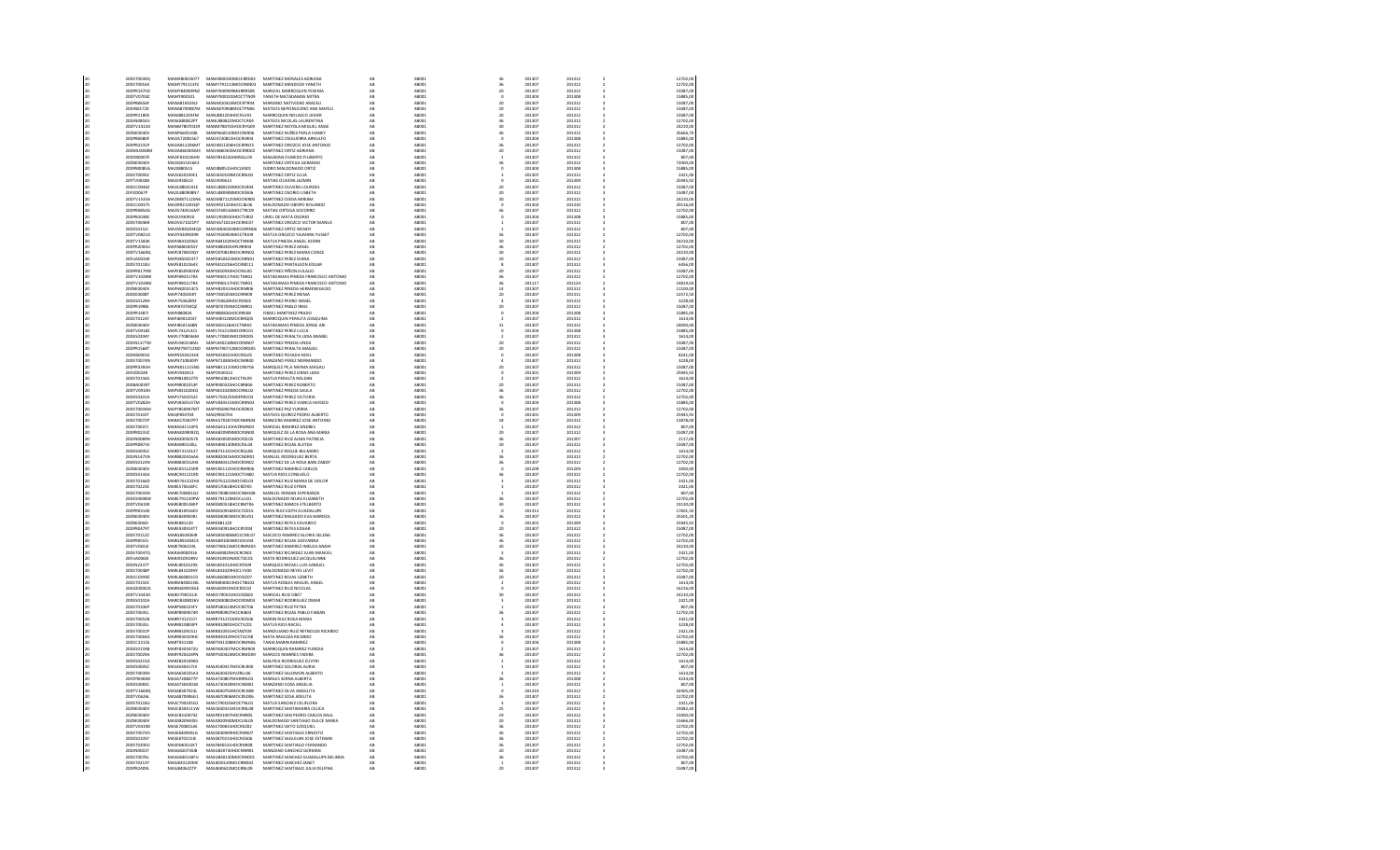| | | | | | | | | | | | |
|---|---|---|---|---|---|---|---|---|---|---|---|
| 20 | 20DST0002Q | MAMA800318I77 | MAMA800318MOCRRD03 | MARTINEZ MORALES ADRIANA | AB | AB001 | 36 | 201307 | 201312 | 2 | 12702.00 |
| 20 | 20DST0016X | MAMY791113IF2 | MAMY791113MOCRNN03 | MARTINEZ MENDOZA YANETH | AB | AB001 | 36 | 201307 | 201312 | 2 | 12702.00 |
| 20 | 20DPR1675D | MAMY860909IN2 | MAMY860909MOCRRS00 | MARCIAL MARROQUIN YESENIA | AB | AB001 | 20 | 201307 | 201312 | 3 | 15087.00 |
| 20 | 20DTV0704Z | MAMY900101 | MAMY900101MOCTTN09 | YANETH MATADAMAS MITRA | AB | AB001 | 0 | 201304 | 201308 | 3 | 15885.00 |
| 20 | 20DPR0846H | MANA810624I2 | MANA810624MOCRTR04 | MARIANO NATIVIDAD ARACELI | AB | AB001 | 20 | 201307 | 201312 | 3 | 15087.00 |
| 20 | 20DNE0172X | MANA870909I7M | MANA870909MOCTPN06 | MATEOS NEPOMUCENO ANA MARELI | AB | AB001 | 20 | 201307 | 201312 | 3 | 15087.00 |
| 20 | 20DPR1180X | MANJ881203HOA | MANJ881203HOCRLV01 | MARROQUIN NOLASCO JAVIER | AB | AB001 | 20 | 201307 | 201312 | 3 | 15087.00 |
| 20 | 20DIN0800U | MANL880822PT | MANL880822MOCTCR04 | MATEOS NICOLAS LAURENTINA | AB | AB001 | 36 | 201307 | 201312 | 2 | 12702.00 |
| 20 | 20DTV1141U | MANM780703I4 | MANM780703HOCRYG09 | MARTINEZ NOYOLA MIGUEL ANGE | AB | AB001 | 30 | 201307 | 201312 | 3 | 24210.00 |
| 20 | 20DNE0004V | MANP860510BL | MANP860510MOCRXR06 | MARTINEZ NUÑEZ PERLA VIANEY | AB | AB001 | 36 | 201307 | 201312 | 2 | 35666.70 |
| 20 | 20DPR0480Y | MAOA720815I7 | MAOA720815HOCRSR04 | MARTINEZ OSEGUERA ARNULFO | AB | AB001 | 0 | 201304 | 201308 | 3 | 15885.00 |
| 20 | 20DPR2231P | MAOA811206MT | MAOA811206HOCRRN15 | MARTINEZ OROZCO JOSE ANTONIO | AB | AB001 | 36 | 201307 | 201312 | 2 | 12702.00 |
| 20 | 20DML0008M | MAOA860405MG | MAOA860405MOCRRD02 | MARTINEZ ORTIZ ADRIANA | AB | AB001 | 20 | 201307 | 201312 | 3 | 15087.00 |
| 20 | 20DNE0007S | MAOF810226HN | MAOF810226HGRLLL05 | MALDONADO OLMEDO FILIBERTO | AB | AB001 | 1 | 201307 | 201312 | 3 | 807.00 |
| 20 | 20DNE0040V | MAOG811019K3 | | MARTINEZ ORTEGA GERARDO | AB | AB001 | 36 | 201307 | 201312 | 3 | 72000.00 |
| 20 | 20DPR0085G | MAOJ880515 | MAOJ880515HOCLRS05 | MALDONADO OROZCO JESUS | AB | AB001 | 0 | 201304 | 201308 | 3 | 15885.00 |
| 20 | 20DST0095Z | MAOJ650109C1 | MAOJ650109MOCRRL00 | MARTINEZ ORTIZ JULIA | AB | AB001 | 3 | 201307 | 201312 | 3 | 2421.00 |
| 20 | 20FTV0018B | MAOJ930613 | MAOJ930613 | MATIAS OLIVERA JAZMIN | AB | AB001 | 0 | 201301 | 201309 | 3 | 25945.92 |
| 20 | 20DCC0096Z | MAOL880224I1 | MAOL880224MOCRLR04 | MARTINEZ OLIVERA LOURDES | AB | AB001 | 20 | 201307 | 201312 | 3 | 15087.00 |
| 20 | 20FIZ0067P | MAOL880908K7 | MAOL880908MOCRSS06 | MARTINEZ OSORIO LISBETH | AB | AB001 | 20 | 201307 | 201312 | 3 | 15087.00 |
| 20 | 20DTV1155A | MAOM871125N4 | MAOM871125MOCRJR03 | MARTINEZ OJEDA MIRIAM | AB | AB001 | 30 | 201307 | 201312 | 3 | 24210.00 |
| 20 | 20DCC0067S | MAOR821030JP | MAOR821030HOCLBL06 | MALDONADO OBISPO ROLANDO | AB | AB001 | 0 | 201302 | 201310 | 3 | 20136.00 |
| 20 | 20DPR0054G | MAOS740514AT | MAOS740514MOCTRC09 | MATIAS ORTEGA SOCORRO | AB | AB001 | 36 | 201307 | 201312 | 2 | 12702.00 |
| 20 | 20DPR0318C | MAOU930913 | MAOU930913MOCTSR02 | URIEL DE MATA OSORIO | AB | AB001 | 0 | 201304 | 201308 | 3 | 15885.00 |
| 20 | 20DST0046R | MAOV671021I7 | MAOV671021HOCRRC07 | MARTINEZ OROZCO VICTOR MANUE | AB | AB001 | 1 | 201307 | 201312 | 3 | 807.00 |
| 20 | 20DIV0151I | MAOW830216CK | MAOW830216MOCRRN06 | MARTINEZ ORTIZ WENDY | AB | AB001 | 20 | 201307 | 201312 | 3 | 15087.00 |
| 20 | 20DTV1062U | MAOY920919IN | MAOY920919MOCTRS09 | MATUS OROZCO YASMIN YUSSET | AB | AB001 | 36 | 201307 | 201312 | 2 | 12702.00 |
| 20 | 20DTV1160X | MAPA861020I6 | MAPA861020HOCTNN08 | MATUS PINEDA ANGEL JOVINN | AB | AB001 | 30 | 201307 | 201312 | 3 | 24210.00 |
| 20 | 20DPR2061J | MAPA880305G7 | MAPA880305HPLRRN06 | MARTINEZ PEREZ ANGEL | AB | AB001 | 36 | 201307 | 201312 | 2 | 12702.00 |
| 20 | 20DTV1160X | MAPC870919QY | MAPC870919MOCRRN02 | MARTINEZ PEREZ MARIA CONCE | AB | AB001 | 30 | 201307 | 201312 | 3 | 24210.00 |
| 20 | 20FUA0033K | MAPD850623T7 | MAPD850623MOCRRN01 | MARTINEZ PEREZ DIANA | AB | AB001 | 20 | 201307 | 201312 | 3 | 15087.00 |
| 20 | 20DST0118U | MAPE810226I3 | MAPE810226HOCRND11 | MARTINEZ PANTALEON EDGAR | AB | AB001 | 8 | 201307 | 201312 | 3 | 6456.00 |
| 20 | 20DPR0179M | MAPE850903DW | MAPE850903HOCRXL02 | MARTINEZ PIÑON EULALIO | AB | AB001 | 20 | 201307 | 201312 | 3 | 15087.00 |
| 20 | 20DTV1028W | MAPF890117B4 | MAPF890117HOCTNR01 | MATADAMAS PINEDA FRANCISCO ANTONIO | AB | AB001 | 36 | 201307 | 201312 | 2 | 12702.00 |
| 20 | 20DTV1028W | MAPF890117B4 | MAPF890117HOCTNR01 | MATADAMAS PINEDA FRANCISCO ANTONIO | AB | AB001 | 36 | 201117 | 201124 | 2 | 16829.04 |
| 20 | 20DNE0040V | MAPH820313C5 | MAPH820313HOCRNR06 | MARTINEZ PINEDA HERMENEGILDO | AB | AB001 | 14 | 201307 | 201312 | 3 | 11100.00 |
| 20 | 20DES0008T | MAPI740509Y | MAPI740509MOCRRR09 | MARTINEZ PEREZ IRENIA | AB | AB001 | 20 | 201307 | 201311 | 3 | 12572.50 |
| 20 | 20DES0119H | MAPI790628MX | MAPI790628HOCRDS05 | MARTINEZ PEDRO ISRAEL | AB | AB001 | 4 | 201307 | 201312 | 3 | 3228.00 |
| 20 | 20DPR1986I | MAPJ870704QZ | MAPJ870704MOCRBR01 | MARTINEZ PABLO IRENE | AB | AB001 | 20 | 201307 | 201312 | 3 | 15087.00 |
| 20 | 20DPR1485I | MAPJ880826 | MAPJ880826HOCRRL05 | ISRAEL MARTINEZ PRADO | AB | AB001 | 0 | 201304 | 201308 | 3 | 15885.00 |
| 20 | 20DST0123F | MAPJ890120EF | MAPJ890120MOCRRQ05 | MARROQUIN PERALTA JOAQUINA | AB | AB001 | 2 | 201307 | 201312 | 3 | 1614.00 |
| 20 | 20DNE0040V | MAPJ891204BN | MAPJ891204HOCTNR02 | MATADAMAS PINEDA JORGE ARI | AB | AB001 | 31 | 201307 | 201312 | 3 | 24000.00 |
| 20 | 20DTV0918Z | MAPL741213Z1 | MAPL741213MOCRRC01 | MARTINEZ PEREZ LUCIA | AB | AB001 | 0 | 201304 | 201308 | 3 | 15885.00 |
| 20 | 20DES0036Y | MAPL770804AM | MAPL770804MOCRDD05 | MARTINEZ PERALTA LIDIA ANABEL | AB | AB001 | 2 | 201307 | 201312 | 3 | 1614.00 |
| 20 | 20DJN1377M | MAPL840218M1 | MAPL840218MOCRNN07 | MARTINEZ PINEDA LINDA | AB | AB001 | 20 | 201307 | 201312 | 3 | 15087.00 |
| 20 | 20DPR1568T | MAPM790712MD | MAPM790712MOCRRG05 | MARTINEZ PERALTA MAGALI | AB | AB001 | 20 | 201307 | 201312 | 3 | 15087.00 |
| 20 | 20DNS0001X | MAPN550423HE | MAPN550423HOCRSL05 | MARTINEZ POSADA NOEL | AB | AB001 | 0 | 201307 | 201308 | 3 | 9241.00 |
| 20 | 20DST0074N | MAPN710830FY | MAPN710830HOCRRR00 | MANZANO PEREZ NORMANDO | AB | AB001 | 4 | 201307 | 201312 | 3 | 3228.00 |
| 20 | 20DPR1933H | MAPN831115HG | MAPN831115MOCRYR06 | MARQUEZ PE-A NAYMA MAGALI | AB | AB001 | 20 | 201307 | 201312 | 3 | 15087.00 |
| 20 | 20FIZ0022R | MAPO930613 | MAPO930613 | MARTINEZ PEREZ ODIRIS LIDIA | AB | AB001 | 0 | 201301 | 201309 | 3 | 25945.92 |
| 20 | 20DST0156X | MAPR810812TK | MAPR810812HOCTRL09 | MATUS PEREZ ROLDAN | AB | AB001 | 2 | 201307 | 201312 | 3 | 1614.00 |
| 20 | 20DBA0019T | MAPR900325EP | MAPR900325HOCRRB06 | MARTINEZ PEREZ ROBERTO | AB | AB001 | 20 | 201307 | 201312 | 3 | 15087.00 |
| 20 | 20DTV0910H | MAPS831020Q1 | MAPS831020MOCRNL02 | MARTINEZ PINEDA SAULA | AB | AB001 | 36 | 201307 | 201312 | 2 | 12702.00 |
| 20 | 20DES0201A | MAPV750325LC | MAPV750325MDFRRC03 | MARTINEZ PEREZ VICTORIA | AB | AB001 | 36 | 201307 | 201312 | 2 | 12702.00 |
| 20 | 20DTV0262H | MAPV850517M | MAPV850517MOCRRN03 | MARTINEZ PEREZ VIANCA HAYDEE | AB | AB001 | 0 | 201304 | 201308 | 3 | 15885.00 |
| 20 | 20DST0034M | MAPY850907NT | MAPY850907MOCRZR03 | MARTINEZ PAZ YURIRIA | AB | AB001 | 36 | 201307 | 201312 | 2 | 12702.00 |
| 20 | 20DST0032T | MAQP850704 | MAQP850704 | MATEOS QUIROZ PEDRO ALBERTO | AB | AB001 | 0 | 201301 | 201309 | 3 | 25945.92 |
| 20 | 20DST0072P | MARA570307P7 | MARA570307HOCNMN04 | MANCERA RAMIREZ JOSE ANTONIO | AB | AB001 | 18 | 201307 | 201312 | 3 | 13878.00 |
| 20 | 20DST0007I | MARA641110FS | MARA641110HOCRMN03 | MARCIAL RAMIREZ ANDRES | AB | AB001 | 1 | 201307 | 201312 | 3 | 807.00 |
| 20 | 20DPR0233Z | MARA820909Q1 | MARA820909MOCRSN00 | MARQUEZ DE LA ROSA ANA MARIA | AB | AB001 | 20 | 201307 | 201312 | 3 | 15087.00 |
| 20 | 20DNS0089N | MARA850507E | MARA850507MOCRZL05 | MARTINEZ RUIZ ALMA PATRICIA | AB | AB001 | 36 | 201307 | 201307 | 2 | 2117.00 |
| 20 | 20DPR0871V | MARA880918EL | MARA880918MOCRLL04 | MARTINEZ ROJAS ALEYDA | AB | AB001 | 20 | 201307 | 201312 | 3 | 15087.00 |
| 20 | 20DES0026Z | MARB731021I7 | MARB731021HOCRQL00 | MARQUEZ ROQUE BELISARIO | AB | AB001 | 2 | 201307 | 201312 | 3 | 1614.00 |
| 20 | 20DES0170W | MARB820416A6 | MARB820416MOCNDR01 | MANUEL RODRIGUEZ BERTA | AB | AB001 | 36 | 201307 | 201312 | 2 | 12702.00 |
| 20 | 20DES0123N | MARB840312HX | MARB840312MOCRSN02 | MARTINEZ DE LA ROSA BANI ZAIDY | AB | AB001 | 36 | 201307 | 201312 | 2 | 12702.00 |
| 20 | 20DNE0040V | MARC851125HA | MARC851125HOCRMR06 | MARTINEZ RAMIREZ CARLOS | AB | AB001 | 0 | 201209 | 201209 | 3 | 3000.00 |
| 20 | 20DES0156A | MARC901121ND | MARC901121MOCTSN00 | MATUS RIOS CONSUELO | AB | AB001 | 36 | 201307 | 201312 | 2 | 12702.00 |
| 20 | 20DST0166D | MARD761222HA | MARD761222MOCRZL03 | MARTINEZ RUIZ MARIA DE DOLOR | AB | AB001 | 3 | 201307 | 201312 | 3 | 2421.00 |
| 20 | 20DST0223E | MARE570610FC | MARE570610HOCRZF05 | MARTINEZ RUIZ EFREN | AB | AB001 | 3 | 201307 | 201312 | 3 | 2421.00 |
| 20 | 20DST0003N | MARE700801Q2 | MARE700801MOCNMS00 | MANUEL ROMAN ESPERANZA | AB | AB001 | 1 | 201307 | 201312 | 3 | 807.00 |
| 20 | 20DES0008M | MARE791120PW | MARE791120MOCLJL01 | MALDONADO ROJAS ELIZABETH | AB | AB001 | 36 | 201307 | 201312 | 2 | 12702.00 |
| 20 | 20DTV0610E | MARE850518KP | MARE850518HOCRMT06 | MARTINEZ RAMOS ETELBERTO | AB | AB001 | 30 | 201307 | 201312 | 3 | 24150.00 |
| 20 | 20DPR0516E | MARE810916IG | MARE820916MOCTZD15 | MATUS RUIZ EDITH GUADALUPE | AB | AB001 | 0 | 201312 | 201312 | 3 | 17601.50 |
| 20 | 20DNE0040V | MARE840903BI | MARE840903MOCRSV01 | MARTINEZ RASGADO EVA MARISOL | AB | AB001 | 36 | 201307 | 201312 | 2 | 25501.20 |
| 20 | 20DNE0040I | MARE881120 | MARE881120 | MARTINEZ REYES EDUARDO | AB | AB001 | 0 | 201301 | 201309 | 3 | 25945.92 |
| 20 | 20DPR0679F | MARE830516T3 | MARE830516HOCRYD04 | MARTINEZ REYES EDGAR | AB | AB001 | 20 | 201307 | 201312 | 3 | 15087.00 |
| 20 | 20DST0112Z | MARG850406U8 | MARG850406MOCCML07 | MARCO RAMIREZ GLORIA SELENA | AB | AB001 | 36 | 201307 | 201312 | 2 | 12702.00 |
| 20 | 20DPR0551 | MARG891006CK | MARG891006MOCDVN04 | MARTINEZ ROJAS GIOVANNA | AB | AB001 | 36 | 201307 | 201312 | 2 | 12702.00 |
| 20 | 20DTV0564I | MARI790615HL | MARI790615MOCRMN03 | MARTINEZ RAMIREZ IMELDA ANAHI | AB | AB001 | 30 | 201307 | 201312 | 3 | 24210.00 |
| 20 | 20DST0047Q | MARJ840829J6 | MARJ840829HOCRCN01 | MARTINEZ RICARDEZ JUAN MANUEL | AB | AB001 | 3 | 201307 | 201312 | 3 | 2421.00 |
| 20 | 20FUA0066X | MARJ910919NV | MARJ910919MOCTDC01 | MATA RODRIGUEZ JACQUELINNE | AB | AB001 | 36 | 201307 | 201312 | 2 | 12702.00 |
| 20 | 20DJN2247T | MARL80101298 | MARL801012HOCRYF09 | MARQUEZ RAFAEL LUIS SAMUEL | AB | AB001 | 36 | 201307 | 201312 | 2 | 12702.00 |
| 20 | 20DTV0846P | MARL841029HF | MARL841029HOCLYV00 | MALDONADO REYES LEVIT | AB | AB001 | 36 | 201307 | 201312 | 2 | 12702.00 |
| 20 | 20DCC0099Z | MARL860801CD | MARL860801MOCRJZ07 | MARTINEZ ROJAS LIZBETH | AB | AB001 | 20 | 201307 | 201312 | 3 | 15087.00 |
| 20 | 20DST0156C | MARM860813EL | MARM860813HOCTBG02 | MATUS ROBLES MIGUEL ANGEL | AB | AB001 | 2 | 201307 | 201312 | 3 | 1614.00 |
| 20 | 20AGD0002A | MARN850919G8 | MARN850919HOCRZC02 | MARTINEZ RUIZ NICOLAS | AB | AB001 | 0 | 201307 | 201312 | 3 | 16226.00 |
| 20 | 20DTV1163U | MARO790514UI | MARO790514HOCRJM02 | MARCIAL RUIZ OBET | AB | AB001 | 30 | 201307 | 201312 | 3 | 24210.00 |
| 20 | 20DST0032A | MARO830803IV | MARO830803HOCRDM09 | MARTINEZ RODRIGUEZ OMAR | AB | AB001 | 3 | 201307 | 201312 | 3 | 2421.00 |
| 20 | 20DST0106P | MARP580223FY | MARP580223MOCRZT06 | MARTINEZ RUIZ PETRA | AB | AB001 | 1 | 201307 | 201312 | 3 | 807.00 |
| 20 | 20DST0003L | MARP890907ER | MARP890907HOCRSB03 | MARTINEZ ROSAS PABLO FABIAN | AB | AB001 | 36 | 201307 | 201312 | 2 | 12702.00 |
| 20 | 20DST0052B | MARR741215TI | MARR741215MOCRZS06 | MARIN RUIZ ROSA MIRNA | AB | AB001 | 3 | 201307 | 201312 | 3 | 2421.00 |
| 20 | 20DST0036X | MARR810803FF | MARR810803HOCTSC05 | MATUS RIOS RACIEL | AB | AB001 | 4 | 201307 | 201312 | 3 | 3228.00 |
| 20 | 20DST0031P | MARR810915UJ | MARR810915HCSNZY09 | MANZUANO RUIZ REYNELDS RICARDO | AB | AB001 | 3 | 201307 | 201312 | 3 | 2421.00 |
| 20 | 20DST0064G | MARR830329HC | MARR830329HOCTGC08 | MATA RAGOZA RICARDO | AB | AB001 | 36 | 201307 | 201312 | 2 | 12702.00 |
| 20 | 20DCC2215S | MART81108C | MART91108MOCRMN06 | TANIA MARIN RAMIREZ | AB | AB001 | 0 | 201304 | 201308 | 3 | 15885.00 |
| 20 | 20DES0199B | MARY850807ZU | MARY850807MOCRMR09 | MARROQUIN RAMIREZ YURIDIA | AB | AB001 | 2 | 201307 | 201312 | 3 | 1614.00 |
| 20 | 20DST0029H | MARY920424PN | MARY920424MOCRMD09 | MARCOS RAMIREZ YADIRA | AB | AB001 | 36 | 201307 | 201312 | 2 | 12702.00 |
| 20 | 20DES0215D | MARZ810109KG | | MALPICA RODRIGUEZ ZUVIRI | AB | AB001 | 2 | 201307 | 201312 | 3 | 1614.00 |
| 20 | 20DES0005Z | MASA540417I4 | MASA540417MOCRLR00 | MARTINEZ SALGADO AURIA | AB | AB001 | 1 | 201307 | 201312 | 3 | 807.00 |
| 20 | 20DST0039H | MASA610425U3 | MASA610425HVZRLL06 | MARTINEZ SALDIVAR ALBERTO | AB | AB001 | 2 | 201307 | 201312 | 3 | 1614.00 |
| 20 | 20DPR0346H | MASA720807TF | MASA720807MGRRRL04 | MARQUES SERNA ALBERTA | AB | AB001 | 36 | 201307 | 201308 | 2 | 4234.00 |
| 20 | 20DES0083C | MASA730403IB | MASA730403MOCNSN01 | MANZANO SOSA ANGELIA | AB | AB001 | 1 | 201307 | 201312 | 3 | 807.00 |
| 20 | 20DTV1669Q | MASA800702SL | MASA800702MOCRLN08 | MARTINEZ SILVA ANGELITA | AB | AB001 | 0 | 201210 | 201312 | 3 | 42005.00 |
| 20 | 20DTV0624L | MASA870906I1 | MASA870906MOCRLN06 | MARTINEZ SOSA ADELITA | AB | AB001 | 36 | 201307 | 201312 | 2 | 12702.00 |
| 20 | 20DST0118U | MASC790105U4 | MASC790105MOCTNL01 | MATUS SANCHEZ CELERLENA | AB | AB001 | 3 | 201307 | 201312 | 3 | 2421.00 |
| 20 | 20DNE0040V | MASC830411TW | MASC830411MOCRNL08 | MARTINEZ SANTAMARIA CELICA | AB | AB001 | 25 | 201307 | 201312 | 3 | 19882.40 |
| 20 | 20DNE0040V | MASC810307IZ | MASP810307HOCRNR05 | MARTINEZ SAN PEDRO CARLOS RAUL | AB | AB001 | 19 | 201307 | 201312 | 3 | 15000.00 |
| 20 | 20DNE0040V | MASD820904S5 | MASD820904MOCLNL05 | MALDONADO SANTIAGO DULCE MARIA | AB | AB001 | 20 | 201307 | 201312 | 3 | 15666.00 |
| 20 | 20DTV0419O | MASE700815A6 | MASE700815HOCRZS01 | MARTINEZ SOTO EZEQUIEL | AB | AB001 | 36 | 201307 | 201312 | 2 | 12702.00 |
| 20 | 20DST0073O | MASE830909LS | MASE830909HOCRNR07 | MARTINEZ SANTIAGO ERNESTO | AB | AB001 | 36 | 201307 | 201312 | 2 | 12702.00 |
| 20 | 20DES0035Y | MASE870215UI | MASE870215HOCRGS06 | MARTINEZ SEGOLLAN JOSE ESTEBAN | AB | AB001 | 36 | 201307 | 201312 | 2 | 12702.00 |
| 20 | 20DST0200U | MASF840516KT | MASF840516HOCRNR06 | MARTINEZ SANTIAGO FERNANDO | AB | AB001 | 36 | 201307 | 201312 | 2 | 12702.00 |
| 20 | 20DPR2001T | MASG820718LB | MASG820718HOCNRR01 | MANZANO SANCHEZ GERMAN | AB | AB001 | 20 | 201307 | 201312 | 3 | 15087.00 |
| 20 | 20DST0076L | MASH810530FU | MASH810530MOCRNB05 | MARTINEZ SANCHEZ HERMILLFE BELINDA | AB | AB001 | 36 | 201307 | 201312 | 2 | 12702.00 |
| 20 | 20DST0213Y | MASJ820120ME | MASJ820120MOCRNN02 | MARTINEZ SANCHEZ JANET | AB | AB001 | 1 | 201307 | 201312 | 3 | 807.00 |
| 20 | 20DPR2409L | MASJ840622TP | MASJ840622MOCRNL09 | MARTINEZ SANTIAGO JULIA DELFINA | AB | AB001 | 20 | 201307 | 201312 | 3 | 15087.00 |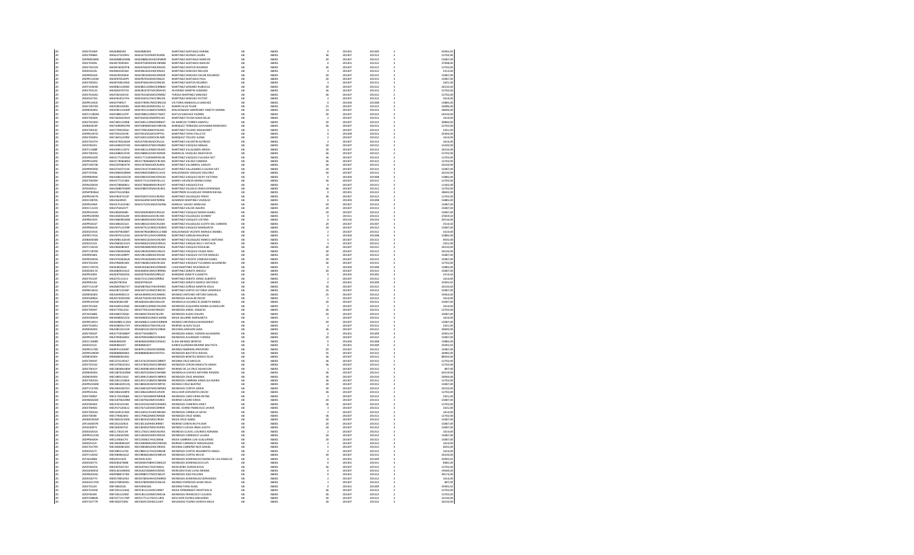| | | | | | | | | | | | | |
|---|---|---|---|---|---|---|---|---|---|---|---|---|
| 20 | 20DST0106P | MASK880302 | MASK880302 | MARTINEZ SANTIAGO KARINA | AB | AB001 | 0 | 201301 | 201309 | 3 | 25945,92 |
| 20 | 20DST0086S | MASL671019HV | MASL671019MOCRLR06 | MARTINEZ SALINAS LAURA | AB | AB001 | 36 | 201307 | 201312 | 2 | 12702,00 |
| 20 | 20DPR0003RM | MASM880105U5 | MASM880105HOCRNR09 | MARTINEZ SANTIAGO MARCOS | AB | AB001 | 20 | 201307 | 201312 | 2 | 15087,00 |
| 20 | 20DST0109L | MASN750902HJ | MASN750902HOCHRN08 | MARTINEZ SANTIAGO NAHUM | AB | AB001 | 0 | 201301 | 201312 | 3 | 37008,00 |
| 20 | 20DST0241N | MASN760207F8 | MASN760207HOCRNL03 | MARTINEZ SANTOS NEANDO | AB | AB001 | 36 | 201307 | 201312 | 2 | 12702,00 |
| 20 | 20DES0224L | MASN850613K6 | MASN851022HOCRNL01 | MARTINEZ SANCHEZ NELSON | AB | AB001 | 3 | 201307 | 201312 | 3 | 2311,00 |
| 20 | 20DPR0545X | MASO900304I8 | MASO900304HOCRNS09 | MARTINEZ SANCHEZ OSCAR EDUARDO | AB | AB001 | 20 | 201307 | 201312 | 2 | 15087,00 |
| 20 | 20DPR1145M | MASP870520PU | MASP870520HOCRNL04 | MARTINEZ SANTIAGO PAUL | AB | AB001 | 20 | 201307 | 201312 | 2 | 15087,00 |
| 20 | 20DST0042V | MASR760623ND | MASR760623HOCRNC06 | MARTINEZ SANTOS RICARDO | AB | AB001 | 3 | 201307 | 201312 | 3 | 2421,00 |
| 20 | 20DTV0063D | MASR821230N2 | MASR821230MOCRRB00 | MARTINEZ SORIANO RUBICELA | AB | AB001 | 30 | 201307 | 201312 | 3 | 24210,00 |
| 20 | 20DST0212Z | MASS820707Y3 | MASS820707HOCRNV03 | SEVERINO MARTIN SURIANO | AB | AB001 | 36 | 201307 | 201312 | 2 | 12702,00 |
| 20 | 20DST0164G | MAST821001SC | MAST821001MOCRNR02 | TERESA MARTINEZ SANCHEZ | AB | AB001 | 36 | 201307 | 201312 | 2 | 12702,00 |
| 20 | 20DES0176S | MASV640127YII | MASV640127HOCRNC06 | MARTINEZ SANCHEZ VICTOR | AB | AB001 | 2 | 201307 | 201312 | 3 | 1614,00 |
| 20 | 20DPR1345K | MASV790917 | MASV790917MOCRNC02 | VICTORIA MARAVILLA SANCHEZ | AB | AB001 | 0 | 201304 | 201308 | 3 | 15885,00 |
| 20 | 20DST0076N | MASY801205V5 | MASY801205MOCRLL12 | MARIN SILVA YELMI | AB | AB001 | 21 | 201307 | 201312 | 3 | 16086,00 |
| 20 | 20ZNE0040V | MASY851216AP | MASY851216MOCRNN05 | MALDONADO SANPEDRO YANETH KARINA | AB | AB001 | 23 | 201307 | 201312 | 3 | 18001,00 |
| 20 | 20DTV1082M | MASY880122FP | MASY880122MOCTNZ07 | MATUS SANCHEZ YAZMIN | AB | AB001 | 30 | 201307 | 201312 | 3 | 24210,00 |
| 20 | 20DST0040X | MATA650419UH | MATA650419MOFRYL02 | MARTINEZ TOVAR ALMA DELIA | AB | AB001 | 2 | 201307 | 201312 | 3 | 1614,00 |
| 20 | 20DST0230O | MATA851120R8 | MATA851120MZRRNY07 | DE MARCOS TORRES ANAYELI | AB | AB001 | 20 | 201307 | 201312 | 3 | 40840,00 |
| 20 | 20DBA0019F | MATG890901PN | MATG890901MOCRRV06 | MARQUEZ TERRAZAS GIOVANNA REMEDIOS | AB | AB001 | 36 | 201307 | 201312 | 2 | 12702,00 |
| 20 | 20DST0014Z | MATI790522QJ | MATI790522MOCRLS05 | MARTINEZ TOLEDO ISMUIKANET | AB | AB001 | 3 | 201307 | 201312 | 3 | 2421,00 |
| 20 | 20DPR2407O | MATI911013HL | MATI911013MOCRPT01 | MARTINEZ TAPIA ITALLETZI | AB | AB001 | 0 | 201308 | 201312 | 3 | 25000,00 |
| 20 | 20DST0200U | MATJ651222MD | MATJ651222MOCRLN00 | MARQUEZ TOLEDO JUANA | AB | AB001 | 2 | 201307 | 201312 | 3 | 1614,00 |
| 20 | 20DST0237H | MAVA790526G8 | MAVA790526HOCLLL01 | MARTINEZ VALENTIN ALFREDO | AB | AB001 | 2 | 201307 | 201312 | 3 | 1614,00 |
| 20 | 20FZF0025V | MAVA840307HD | MAVA840307MOCRSB02 | MARTINEZ VASQUEZ ABIGAIL | AB | AB001 | 20 | 201307 | 201312 | 3 | 15420,00 |
| 20 | 20DTV1588F | MAVA851120TJ | MAVA851120MOCRLB03 | MARTINEZ VILLALOBOS ABIDAI | AB | AB001 | 30 | 201307 | 201312 | 3 | 24210,00 |
| 20 | 20DST0036J | MAVA880221HA | MAVA880221HOCRZN00 | MARQUEZ VASQUEZ ANASTACIO | AB | AB001 | 36 | 201307 | 201312 | 2 | 12702,00 |
| 20 | 20DIN0242R | MAVC771203QD | MAVC771203MDFRZL08 | MARTINEZ VAZQUEZ CLAUDIA IVET | AB | AB001 | 36 | 201307 | 201312 | 2 | 12702,00 |
| 20 | 20DPR1609Z | MAVC790606HX | MAVC790606MOCRLN01 | MARTINEZ VALDEZ CANDIDA | AB | AB001 | 36 | 201307 | 201312 | 2 | 12702,00 |
| 20 | 20DTV0074E | MAVC870603TN | MAVC870603HOCRLR05 | MARTINEZ VILLARREAL CARLOS | AB | AB001 | 30 | 201307 | 201312 | 3 | 24210,00 |
| 20 | 20DPR0509U | MAVC910721SD | MAVC910721MOCLLL07 | MARTINEZ VALLADARES CLAUDIA IVET | AB | AB001 | 20 | 201307 | 201312 | 2 | 15087,00 |
| 20 | 20DTV0766L | MAVD800328RW | MAVD800328MOCLSL03 | MALDONADO VASQUEZ DOLORES | AB | AB001 | 30 | 201307 | 201312 | 3 | 24210,00 |
| 20 | 20DPR0994X | MAVD861025CW | MAVD861025MOCRSS04 | MARTINEZ VASQUEZ DEISY VICTORIA | AB | AB001 | 0 | 201304 | 201308 | 3 | 15885,00 |
| 20 | 20DST0039H | MAVE771215B2 | MAVE771215MOCRLL12 | MARES VALENCIA MARIA ELENA | AB | AB001 | 36 | 201307 | 201312 | 2 | 12702,00 |
| 20 | 20DNL0001K | MAVE780608ZU | MAVE780608MOCRSV07 | MARTINEZ VASQUEZ EVA | AB | AB001 | 0 | 201307 | 201312 | 3 | 11565,00 |
| 20 | 20FIZ0001U | MAVE800701MV | MAVE800701MOCRLR01 | MARTINEZ VELASCO ERIKA ESPERANZA | AB | AB001 | 36 | 201307 | 201312 | 2 | 12702,00 |
| 20 | 20FMP0006H | MAVF761220BS | MAVF761220HOCRLR07 | MARTIÑON VELAZQUEZ FERMIN RAFAEL | AB | AB001 | 0 | 201301 | 201312 | 3 | 28802,00 |
| 20 | 20DPR2407N | MAVF820731ZF | MAVF820731HOCRLR02 | MARTINEZ VELASQUEZ FREDY | AB | AB001 | 36 | 201307 | 201312 | 2 | 12702,00 |
| 20 | 20DCC0070I | MAVG610921 | MAVG610921HOFRZR06 | GERARDO MARTINEZ VAZQUEZ | AB | AB001 | 0 | 201304 | 201308 | 3 | 15885,00 |
| 20 | 20DPR2296F | MAVG751015BC | MAVG751015MOCNLR06 | MANUEL VALDEZ GERALDIN | AB | AB001 | 20 | 201307 | 201312 | 2 | 15087,00 |
| 20 | 20DCC1123V | MAVI750421FT | | MARTINEZ VALDES ISAURO | AB | AB001 | 20 | 201307 | 201312 | 2 | 15087,00 |
| 20 | 20DPR1254G | MAVI830504B5 | MAVI830504MOCRSS10 | MARTINEZ VASQUEZ MARIA ISABEL | AB | AB001 | 20 | 201307 | 201312 | 2 | 15087,00 |
| 20 | 20DPR2409M | MAVJ800416JW | MAVJ800416HOCRLH00 | MARTINEZ VELAZQUEZ JOHNNY | AB | AB001 | 0 | 201211 | 201312 | 3 | 27659,50 |
| 20 | 20DPR2192C | MAVJ860905WB | MAVJ860905MOCRSS03 | MARTINEZ VASQUEZ JUSTINA | AB | AB001 | 0 | 201216 | 201224 | 3 | 20136,00 |
| 20 | 20DPR2442T | MAVJ881021LH | MAVJ881021MOCRLD04 | MARTINEZ VELAZQUEZ JUDITH DEL CARMEN | AB | AB001 | 20 | 201307 | 201307 | 3 | 2513,50 |
| 20 | 20DPR0662E | MAVM751219RF | MAVM751219MOCSZR03 | MARTINEZ VASQUEZ MARGARITA | AB | AB001 | 20 | 201307 | 201312 | 2 | 15087,00 |
| 20 | 20DES0193X | MAVM790208KT | MAVM790208MOCLCN08 | MALDONADO VICENTE MONICA ANABEL | AB | AB001 | 2 | 201307 | 201312 | 3 | 1614,00 |
| 20 | 20DPR1741E | MAVM791125G6 | MAVM791125HOCRRR00 | MARTINEZ VARGAS MAURILIO | AB | AB001 | 0 | 201304 | 201308 | 3 | 15885,00 |
| 20 | 20DBA0018X | MAVM811025ES | MAVM811025HOCRLR09 | MARTINEZ VELASQUEZ MARCO ANTONIO | AB | AB001 | 5 | 201307 | 201312 | 3 | 4035,00 |
| 20 | 20DES0110I | MAVN880215V3 | MAVN880215MOCRRL01 | MARTINEZ VARGAS NELLY KATHLIN | AB | AB001 | 3 | 201307 | 201312 | 3 | 2421,00 |
| 20 | 20DTV1420V | MAVR820828KF | MAVR820828MOCRSS02 | MARTINEZ VASQUEZ ROSALBA | AB | AB001 | 30 | 201307 | 201312 | 3 | 24210,00 |
| 20 | 20DTV1870D | MAVV850503D8 | MAVV850503MOCRLD11 | MARTINEZ VASQUEZ VILMA IDELI | AB | AB001 | 30 | 201307 | 201312 | 3 | 24210,00 |
| 20 | 20DPR0180L | MAVV851008PY | MAVV851008HOCRSC06 | MARTINEZ VASQUEZ VICTOR MANUEL | AB | AB001 | 20 | 201307 | 201312 | 2 | 15087,00 |
| 20 | 20DPR2493G | MAVY910626U6 | MAVY910626MOCRCN03 | MARTINEZ VICENTE VANESSA ISABEL | AB | AB001 | 20 | 201307 | 201312 | 2 | 15087,00 |
| 20 | 20DST0220H | MAVY860813B5 | MAVY860813MOCRLS02 | MARTINEZ VASQUEZ YULIANNA ALEJANDRA | AB | AB001 | 36 | 201307 | 201312 | 2 | 12702,00 |
| 20 | 20DCC1957Q | MAXJ810624 | MAXJ810624HOCRNN00 | JUAN MARTINEZ WUENDOLAY | AB | AB001 | 0 | 201304 | 201308 | 3 | 15885,00 |
| 20 | 20DES0057A | MAZA801014U2 | MAZA801014MOCRRN06 | MARTINEZ ZARATE ANGELI | AB | AB001 | 20 | 201307 | 201312 | 2 | 15087,00 |
| 20 | 20DPR0309Y | MAZE870402D6 | MAZE870402MVZRRL02 | MARIANO ZARATE ELIZABETH | AB | AB001 | 0 | 201305 | 201305 | 3 | 2513,50 |
| 20 | 20DST0123F | MAZJ721115S1 | MAZJ721115HOCRRR02 | MARTINEZ ZARATE JORGE ALBERTO | AB | AB001 | 2 | 201307 | 201312 | 3 | 1614,00 |
| 20 | 20DPR0015E | MAZM790103 | MAZM790103 | MARTINEZ ZARATE MARCO ANTONIO | AB | AB001 | 0 | 201301 | 201309 | 3 | 25945,92 |
| 20 | 20DTV1514P | MAZM870627S7 | MAZM870627HOCRXR03 | MARTINEZ ZUÑIGA MARTIN IDILIA | AB | AB001 | 30 | 201307 | 201312 | 3 | 24210,00 |
| 20 | 20DPR2361A | MAZV871225EP | MAZV871225MOCRRC04 | MARTINEZ ZURITA VICTORIA VERONICA | AB | AB001 | 20 | 201307 | 201312 | 2 | 15087,00 |
| 20 | 20ZNE0010V | MEAA690911I3 | MEAA690911HOCNNR01 | MENDEZ ANTONIO ARTURO SAMUEL | AB | AB001 | 21 | 201307 | 201312 | 3 | 15564,00 |
| 20 | 20DES0085A | MEAD761031DD | MEAD761031HOCNGV09 | MENDOZA AGUILAR DAVID | AB | AB001 | 2 | 201307 | 201312 | 3 | 1614,00 |
| 20 | 20DPR1053W | MEAE850410IR | MEAE850410MVZNLL09 | MENDOZA ALVAREZ ELIZABETH MARIA | AB | AB001 | 20 | 201307 | 201312 | 2 | 15087,00 |
| 20 | 20DES0156K | MEAG801220SZ | MEAG801220MOCNLD09 | MENDOZA ALQUISIRIS MARIA GUADALUPE | AB | AB001 | 2 | 201307 | 201312 | 3 | 1614,00 |
| 20 | 20DST0033T | MEAI770412CS | MEAI770412HOCNNG07 | MENDOZA ANGEL IGNACIO | AB | AB001 | 36 | 201307 | 201312 | 2 | 12702,00 |
| 20 | 20FJA0026N | MEAI840720QH | MEAI840720HOCNLZ05 | MENDOZA ALDAZ IZAURO | AB | AB001 | 20 | 201307 | 201312 | 2 | 15087,00 |
| 20 | 20DES0065N | MEAM800222IU | MEAM800222MOCJGR08 | MEJIA AGUIRRE MARGARITA | AB | AB001 | 2 | 201307 | 201312 | 3 | 1614,00 |
| 20 | 20DPR1491V | MEAM881111M1 | MEAM881111MOCNRN08 | MENDEZ ARONEGUI MONSERRAT | AB | AB001 | 20 | 201307 | 201312 | 2 | 15087,00 |
| 20 | 20DST0183U | MEAO800317V9 | MEAO800317MOCRLL03 | MERINO ALAVEZ OLGA | AB | AB001 | 3 | 201307 | 201312 | 3 | 2421,00 |
| 20 | 20ZNE0040V | MEAS851011H9 | MEAS851011MOCDRR04 | MEDINAS ARAGON SARA | AB | AB001 | 36 | 201307 | 201312 | 2 | 30000,00 |
| 20 | 20DST0003T | MEAY750508MT | MEAY750508MT5 | MENDOZA ANGEL YAZMIN ALEJANDRA | AB | AB001 | 0 | 201301 | 201309 | 3 | 25945,92 |
| 20 | 20DPR1557F | MEAY900428KE | MEAY900428MOCNLR03 | MENDOZA ALVARADO YURIDIA | AB | AB001 | 20 | 201307 | 201312 | 2 | 15087,00 |
| 20 | 20DCC1008D | MEBE800309 | MEBE800309MOCNNL02 | ELIDA MENDEZ BENITEZ | AB | AB001 | 0 | 201304 | 201308 | 3 | 15885,00 |
| 20 | 20DES0152J | MEBK880327 | MEBK880327 | KAREN ALEJNDRA MERINO BAUTISTA | AB | AB001 | 0 | 201301 | 201309 | 3 | 25945,92 |
| 20 | 20DPR1179D | MEBP911205BP | MEBP911205HOCNRR08 | MENDEZ BARRERA PREPURIO | AB | AB001 | 20 | 201307 | 201312 | 2 | 15087,00 |
| 20 | 20DPR1690W | MEBR880828K0 | MEBR880828HOCNTF01 | MENDOZA BAUTISTA RAFAEL | AB | AB001 | 35 | 201307 | 201312 | 3 | 26985,00 |
| 20 | 20ZNE0040V | MEBS800923AL | | MENDOZA BENITEZ SERGIO FELIX | AB | AB001 | 36 | 201307 | 201312 | 2 | 38450,00 |
| 20 | 20DST0033T | MECA741201E7 | MECA741201MOCDRN07 | MEDINA CRUZ ARCELIA | AB | AB001 | 20 | 201307 | 201312 | 2 | 12702,00 |
| 20 | 20DST0153Z | MECA790225DU | MECA790225MOCNRN05 | MENDOZA CERON ANGELITA ANAHI | AB | AB001 | 36 | 201307 | 201312 | 2 | 12702,00 |
| 20 | 20DST0015Y | MECA830814EW | MECA830814MOCRRS07 | MERINO DE LA CRUZ ASUNCION | AB | AB001 | 1 | 201307 | 201312 | 3 | 807,00 |
| 20 | 20ZNE0040V | MECA870103NW | MECA870103HOCHHR08 | MENDOZA CHAVEZ ANTONIO RAMON | AB | AB001 | 36 | 201307 | 201312 | 2 | 63519,00 |
| 20 | 20ZNE0040V | MECA891216LE | MECA891216MOCNRR03 | MENDOZA CRUZ ARIADNA | AB | AB001 | 36 | 201307 | 201310 | 2 | 20000,00 |
| 20 | 20DST0025L | MECA911226K8 | MECA911226MOCNBN08 | MENDOZA CABRERA ANGELICA MARIA | AB | AB001 | 36 | 201307 | 201312 | 2 | 12702,00 |
| 20 | 20DPR2158W | MECB850205UQ | MECB850205MOCNRT01 | MENDEZ CRUZ BEATRIZ | AB | AB001 | 20 | 201307 | 201312 | 2 | 15087,00 |
| 20 | 20DTV1570G | MECD800307G3 | MECD800307MOCNRN05 | MENDOZA CORTES DENIA | AB | AB001 | 30 | 201307 | 201312 | 3 | 24210,00 |
| 20 | 20DPR1910L | MECD861003PD | MECD861003HOCLRV03 | MELLCHOR CERVANTES DAVID | AB | AB001 | 36 | 201307 | 201312 | 2 | 12702,00 |
| 20 | 20DST0085T | MECE750306BA | MECE750306MDFNRR08 | MENDOZA CARO ERIKA REYNA | AB | AB001 | 3 | 201307 | 201312 | 3 | 2421,00 |
| 20 | 20DNS0006M | MECE870610RM | MECE870610MOCRSR02 | MERINO CASTRO ERIKA | AB | AB001 | 20 | 201307 | 201312 | 2 | 15087,00 |
| 20 | 20FZF0054H | MECE921021B3 | MECE921021MOCNSM01 | MENDOZA CISNEROS EMILY | AB | AB001 | 36 | 201307 | 201312 | 2 | 12702,00 |
| 20 | 20DST0092C | MECF671208LQ | MECF671208HOCDRR09 | MEDEL CORRO FRANCISCO JAVIER | AB | AB001 | 3 | 201307 | 201312 | 3 | 2421,00 |
| 20 | 20DST0054A | MECG691211S9 | MECG691211HOCNRH03 | MENDOZA CARBALLO GEHU | AB | AB001 | 2 | 201307 | 201312 | 3 | 1614,00 |
| 20 | 20DST0008I | MECI790624HU | MECI790624MOCNRS00 | MENDOZA CRUZ ISABEL | AB | AB001 | 36 | 201307 | 201312 | 2 | 12702,00 |
| 20 | 20HMC0026P | MECI801021MN | MECI801021MOCJRS04 | MEJIA CRUZ ISABEL | AB | AB001 | 20 | 201307 | 201312 | 2 | 15087,00 |
| 20 | 20FUA0007N | MECI811029Z4 | MECI811029HOCRRR07 | MERINO CERON RUTH ZAIR | AB | AB001 | 20 | 201307 | 201312 | 2 | 15087,00 |
| 20 | 20FSE0007V | MECI830507IC | MECI830507MOCNVR05 | MENDEZ CUEVAS IRMA JUDITH | AB | AB001 | 20 | 201307 | 201312 | 2 | 15087,00 |
| 20 | 20DES0201A | MECL730211I9 | MECL730211MOCNLR05 | MENESES CLAVEL LOURDES ADRIANA | AB | AB001 | 2 | 201307 | 201312 | 3 | 1614,00 |
| 20 | 20DPR3125M | MECL850425HS | MECL850425MOCNRL03 | MENDOZA CARRASCO LILIANA | AB | AB001 | 20 | 201307 | 201312 | 2 | 15087,00 |
| 20 | 20DPR0460H | MECL900617EV | MECL900617HOCJBS06 | MEJIA CABRERA LUIS GUILLERMO | AB | AB001 | 20 | 201307 | 201312 | 2 | 15087,00 |
| 20 | 20DES0152I | MECM690605GF | MECM690605MOCRRG05 | MERINO CARRASCO MAGDALENA | AB | AB001 | 2 | 201307 | 201312 | 3 | 1614,00 |
| 20 | 20DST0179H | MECN800814IX | MECN800814HOCDRS02 | MEDINA CARREÑO NOE DANIEL | AB | AB001 | 5 | 201307 | 201312 | 3 | 4035,00 |
| 20 | 20DES0227I | MECR801127SL | MECR801127HOCNRG08 | MENDOZA CORTES RIGOBERTO ANGEL | AB | AB001 | 2 | 201307 | 201312 | 3 | 1614,00 |
| 20 | 20DTV1643Z | MECR860616IZ | MECR860616MOCNRC04 | MENDOZA CORTES ROCIO | AB | AB001 | 30 | 201307 | 201312 | 3 | 24210,00 |
| 20 | 20FJA0026N | MEDA911025 | MEDA911025 | MENDOZA DOMINGUEZ MARIA DE LOS ANGELES | AB | AB001 | 0 | 201301 | 201309 | 3 | 25945,92 |
| 20 | 20DES0077S | MEDE850708IE | MEDE850708HOCMML03 | MENDOZA DOMINGUEZ ELOY | AB | AB001 | 0 | 201301 | 201311 | 3 | 8481,00 |
| 20 | 20FZF0055N | MEDJ870417K3 | MEDJ870417HOCRRS01 | MEDUERRO DURAN JESUS | AB | AB001 | 36 | 201307 | 201312 | 2 | 12702,00 |
| 20 | 20HGD0035Z | MEDL821006M2 | MEDL821006MOCRZS05 | MERCADO DIAZ LUISA ORAIMA | AB | AB001 | 20 | 201307 | 201312 | 2 | 19560,00 |
| 20 | 20DPR2024G | MEDP880727BV | MEDP880727MOCNZL07 | MENDOZA DIAZ PAULINA | AB | AB001 | 0 | 201301 | 201312 | 3 | 30174,00 |
| 20 | 20DES0077S | MEDS780529SC | MEDS780529HOCNMR05 | MENDOZA DOMINGUEZ SERVANDO | AB | AB001 | 2 | 201307 | 201312 | 3 | 1614,00 |
| 20 | 20DES0172V | MEEA780920KU | MEEA780920MOCNSL04 | MENDEZ ESPINOZA ALMA DELIA | AB | AB001 | 1 | 201307 | 201312 | 3 | 807,00 |
| 20 | 20DST0126Y | MEFA850326 | MEFA850326 | MEDINA FERIA ASAEL | AB | AB001 | 0 | 201301 | 201309 | 3 | 25945,92 |
| 20 | 20DST0205R | MEFC811214EL | MEFC811214HOCJRR07 | MEJIA FERNANDEZ CRISTIAN JE | AB | AB001 | 36 | 201307 | 201312 | 2 | 12702,00 |
| 20 | 20ZNE0040V | MEFC851224HO | MEFC851224MOCNNL06 | MENDOZA FRANCISCO CLAUDIA | AB | AB001 | 36 | 201307 | 201312 | 2 | 12702,00 |
| 20 | 20DTV0882B | MEFG771117NP | MEFG771117HOCLLR05 | MELCHOR FLORES GREGORIO | AB | AB001 | 30 | 201307 | 201312 | 3 | 23130,00 |
| 20 | 20DTV0777K | MEFJ820724HV | MEFJ820724HOCLLH07 | MELENDEZ FLORES JEHOVA ANILA | AB | AB001 | 30 | 201307 | 201312 | 3 | 24210,00 |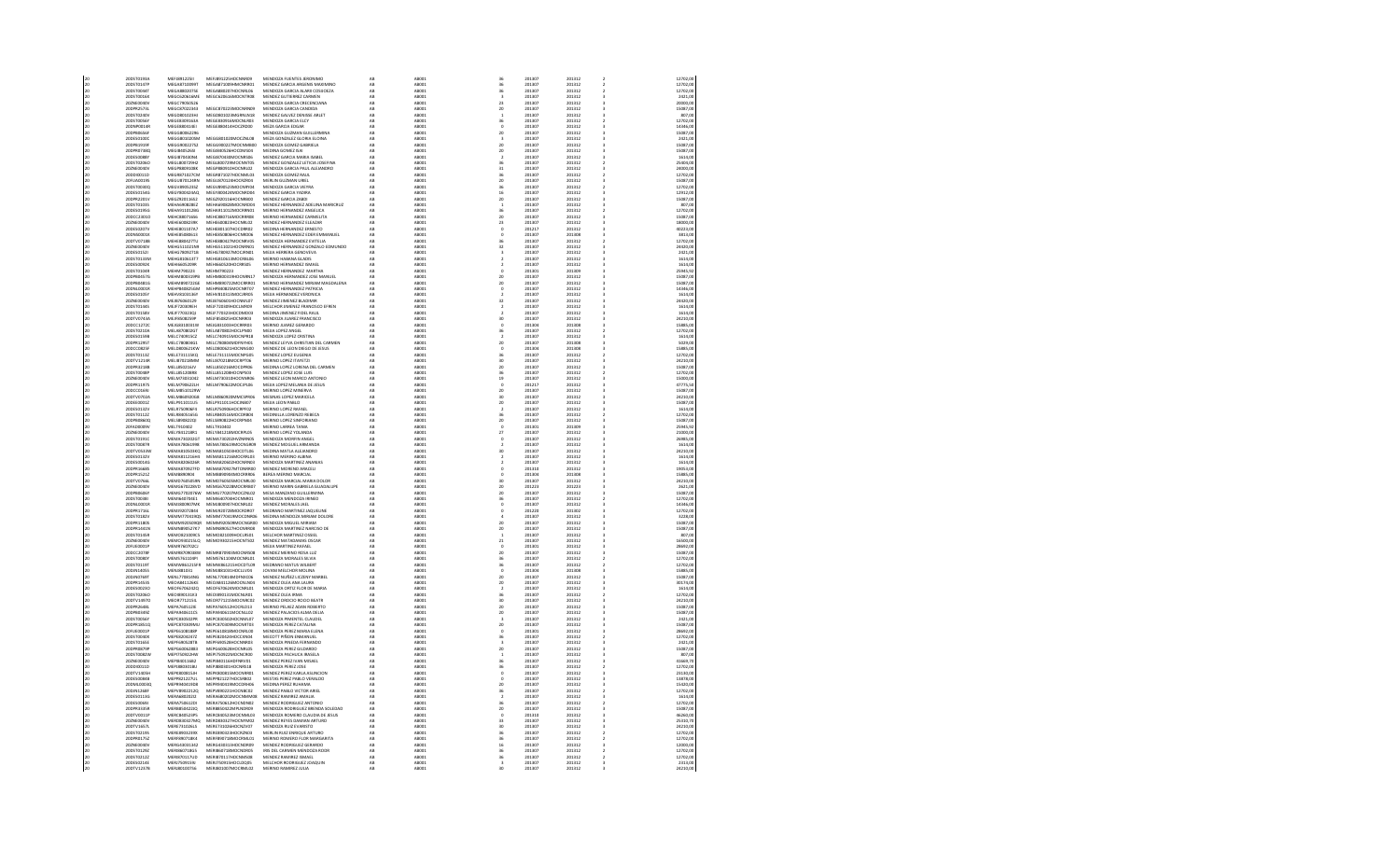| | | | | | | | | | | | |
|---|---|---|---|---|---|---|---|---|---|---|---|
| 20 | 20DST0194A | MEFJ891225S1 | MEFJ891225HOCNNR09 | MENDOZA FUENTES JERONIMO | AB | AB001 | 36 | 201307 | 201312 | 2 | 12702.00 |
| 20 | 20DST0167P | MEGA871009HT | MEGA871009HMCNRR01 | MENDEZ GARCIA ARSENIS MAXIMINO | AB | AB001 | 36 | 201307 | 201312 | 2 | 12702.00 |
| 20 | 20DST0094T | MEGA880207TD | MEGA880207HOCNRL06 | MENDOZA GARCIA ALARIC COSSOKZA | AB | AB001 | 36 | 201307 | 201312 | 2 | 12702.00 |
| 20 | 20DST0016K | MEGC620604ME | MEGC620604MOCNTR08 | MENDEZ GUTIERREZ CARMEN | AB | AB001 | 3 | 201307 | 201312 | 2 | 2421.00 |
| 20 | 20DNE0040V | MEGC790615I6 | | MENDOZA GARCIA CRECENCIANA | AB | AB001 | 23 | 201307 | 201312 | 3 | 20000.00 |
| 20 | 20DPR2574L | MEGC870221HJ | MEGC870221MOCNRN09 | MENDOZA GARCIA CANDIDA | AB | AB001 | 20 | 201307 | 201312 | 3 | 15087.00 |
| 20 | 20DST0249V | MEGD801023H1 | MEGD801023MGRNLN00 | MENDEZ GALVEZ DENISSE ARLET | AB | AB001 | 1 | 201307 | 201312 | 2 | 807.00 |
| 20 | 20DST0056Y | MEGE830916JA | MEGE830916MOCNLR03 | MENDOZA GARCIA ELCY | AB | AB001 | 36 | 201307 | 201312 | 2 | 12702.00 |
| 20 | 20DNP0014R | MEGE800413IC | MEGE800414HOCZRD00 | MEZA GARCIA EDGAR | AB | AB001 | 0 | 201307 | 201312 | 3 | 14346.00 |
| 20 | 20DPR0466F | MEGG800422R6 | | MENDOZA GUZMAN GUILLERMINA | AB | AB001 | 20 | 201307 | 201312 | 3 | 15087.00 |
| 20 | 20DES0100C | MEGG801020NM | MEGG801020MOCZNL08 | MEZA GONZALEZ GLORIA ELOINA | AB | AB001 | 3 | 201307 | 201312 | 2 | 2421.00 |
| 20 | 20DPR0930F | MEGG900227I2 | MEGG900227MOCNMB00 | MENDOZA GOMEZ GABRIELA | AB | AB001 | 20 | 201307 | 201312 | 3 | 15087.00 |
| 20 | 20DPR4738Q | MEGI840526I4 | MEGI840526HOCDMV01 | MEDINA GOMEZ IVAN | AB | AB001 | 20 | 201307 | 201312 | 3 | 15087.00 |
| 20 | 20DES0088Y | MEGI870430N8 | MEGI870430MOCNRS06 | MENDEZ GARCIA MARIA ISABEL | AB | AB001 | 2 | 201307 | 201312 | 3 | 1614.00 |
| 20 | 20DST0206O | MEGL800729HZ | MEGL800729MOCNNT05 | MENDEZ GONZALEZ LETICIA JOSEFINA | AB | AB001 | 36 | 201307 | 201312 | 3 | 25404.00 |
| 20 | 20DNE0040V | MEGP800919IX | MEGP800919HOCNRL02 | MENDOZA GARCIA PAUL ALEJANDRO | AB | AB001 | 31 | 201307 | 201312 | 3 | 24001.00 |
| 20 | 20DDI0011D | MEGR871027CM | MEGR871027HOCNML03 | MENDOZA GOMEZ RAUL | AB | AB001 | 36 | 201307 | 201312 | 2 | 12702.00 |
| 20 | 20FUA0010N | MEGU870124RN | MEGU870124HOCRZL06 | MERLIN GUZMAN URIEL | AB | AB001 | 20 | 201307 | 201312 | 3 | 15087.00 |
| 20 | 20DST0040X | MEGV890523JZ | MEGV890523MOCNYR04 | MENDOZA GARCIA VIETNA | AB | AB001 | 36 | 201307 | 201312 | 2 | 12702.00 |
| 20 | 20DES0194G | MEGY800424MQ | MEGY800424MOCNRD04 | MENDOZA GARCIA YADIRA | AB | AB001 | 16 | 201307 | 201312 | 3 | 12912.00 |
| 20 | 20DPR2201V | MEGZ920116G2 | MEGZ920116HOCNRB02 | MENDEZ GARCIA ZABDI | AB | AB001 | 20 | 201307 | 201312 | 3 | 15087.00 |
| 20 | 20DST0103L | MEHA840828BZ | MEHA840828MOCNRD03 | MENDEZ HERNANDEZ ADELINA MARICRUZ | AB | AB001 | 1 | 201307 | 201312 | 2 | 807.00 |
| 20 | 20DES0195G | MEHA911012E6 | MEHA911012MOCRRN01 | MERINO HERNANDEZ ANGELICA | AB | AB001 | 36 | 201307 | 201312 | 2 | 12702.00 |
| 20 | 20DCC1300U | MEHC880716S6 | MEHC880716MOCRRR08 | MERINO HERNANDEZ CARMELITA | AB | AB001 | 20 | 201307 | 201312 | 3 | 15087.00 |
| 20 | 20DNE0040V | MEHE840823R6 | MEHE840823HOCNRL02 | MENDEZ HERNANDEZ ELEAZAR | AB | AB001 | 23 | 201307 | 201312 | 3 | 18000.00 |
| 20 | 20DES0207V | MEHE801107H7 | MEHE801107HOCDRR02 | MEDINA HERNANDEZ ERNESTO | AB | AB001 | 0 | 201217 | 201312 | 3 | 30213.00 |
| 20 | 20DNE0010A | MEHE850806G3 | MEHE850806HOCNRD06 | MENDEZ HERNANDEZ EDER EMMANUEL | AB | AB001 | 0 | 201307 | 201308 | 3 | 5813.00 |
| 20 | 20DTV0718B | MEHE880427TU | MEHE880427MOCNRS05 | MENDOZA HERNANDEZ ESTELLA | AB | AB001 | 36 | 201307 | 201312 | 2 | 12702.00 |
| 20 | 20DNE0040V | MEHG511021MI | MEHG511021HOCNRN01 | MENDEZ HERNANDEZ GONZALO SONUNDO | AB | AB001 | 32 | 201307 | 201312 | 3 | 24420.00 |
| 20 | 20DES0152I | MEHG780927GB | MEHG780927MOCJRN01 | MEJIA HERRERA GENOVEVA | AB | AB001 | 3 | 201307 | 201312 | 2 | 2421.00 |
| 20 | 20DST0110M | MEHG810613TT | MEHG810613MOCRRL06 | MERINO HAMANA GLADIS | AB | AB001 | 2 | 201307 | 201312 | 3 | 1614.00 |
| 20 | 20DES0092K | MEHI660529RR | MEHI660529HOCRRS05 | MERINO HERNANDEZ ISMAEL | AB | AB001 | 2 | 201307 | 201312 | 3 | 1614.00 |
| 20 | 20DST0194R | MEHM790223 | MEHM790223 | MENDEZ HERNANDEZ MARTHA | AB | AB001 | 0 | 201301 | 201309 | 3 | 25945.92 |
| 20 | 20DPR0457G | MEHM800519RR | MEHM800519HOCNRL17 | MENDOZA HERNANDEZ JOSE MANUEL | AB | AB001 | 20 | 201307 | 201312 | 3 | 15087.00 |
| 20 | 20DPR0881S | MEHM880722GB | MEHM880722MOCRRR01 | MERINO HERNANDEZ MIRIAM MAGDALENA | AB | AB001 | 20 | 201307 | 201312 | 3 | 15087.00 |
| 20 | 20DNL0001K | MEHP860825UM | MEHP860825MOCNRT07 | MENDEZ HERNANDEZ PATRICIA | AB | AB001 | 0 | 201307 | 201312 | 3 | 14346.00 |
| 20 | 20DES0105Y | MEHV920313KF | MEHV920313MOCJRR05 | MEJIA HERNANDEZ VERONICA | AB | AB001 | 2 | 201307 | 201312 | 3 | 1614.00 |
| 20 | 20DNE0040V | MEJB760602I2R | MEJB760602HOCNML07 | MENDEZ JIMENEZ BLADEMIR | AB | AB001 | 32 | 201307 | 201312 | 3 | 24420.00 |
| 20 | 20DST0104L | MEJF720809KH | MEJF720809HOCLMR09 | MELCHOR JIMENEZ FRANCISCO EFREN | AB | AB001 | 2 | 201307 | 201312 | 3 | 1614.00 |
| 20 | 20DST0108V | MEJF770323Q2 | MEJF770323HOCDMD03 | MEDINA JIMENEZ FIDEL RAUL | AB | AB001 | 2 | 201307 | 201312 | 3 | 1614.00 |
| 20 | 20DTV0743A | MEJF850825HP | MEJF850825HOCNRR03 | MENDOZA JUAREZ FRANCISCO | AB | AB001 | 30 | 201307 | 201312 | 3 | 24210.00 |
| 20 | 20DCC1272C | MEJG810303I8 | MEJG810303HOCRRR02 | MERINO JUAREZ GERARDO | AB | AB001 | 0 | 201304 | 201308 | 3 | 15885.00 |
| 20 | 20DST0210A | MELA870802GT | MELA870802HOCJPN00 | MEJIA LOPEZ ANGEL | AB | AB001 | 36 | 201307 | 201312 | 2 | 12702.00 |
| 20 | 20DES0159B | MELC740915CZ | MELC740915MOCNPR18 | MENDOZA LOPEZ CRISTINA | AB | AB001 | 2 | 201307 | 201312 | 3 | 1614.00 |
| 20 | 20DPR1295T | MELC780804G1 | MELC780804MDFNYH01 | MENDOZA LEYVA CHRISTIAN DEL CARMEN | AB | AB001 | 20 | 201307 | 201308 | 3 | 5029.00 |
| 20 | 20DCC0825F | MELD800621KW | MELD800621HOCNNG00 | MENDEZ DE LEON DIEGO DE JESUS | AB | AB001 | 0 | 201304 | 201308 | 3 | 15885.00 |
| 20 | 20DST0113Z | MELE731115KQ | MELE731115MOCNPG05 | MENDEZ LOPEZ EUGENIA | AB | AB001 | 36 | 201307 | 201312 | 2 | 12702.00 |
| 20 | 20DTV1214R | MELE870218MM | MELE870218MOCRPT06 | MERINO LOPEZ ESTELA | AB | AB001 | 30 | 201307 | 201312 | 3 | 24210.00 |
| 20 | 20DPR3238B | MELL850216IV | MELL850216MOCDPR06 | MEDINA LOPEZ LORENA DEL CARMEN | AB | AB001 | 20 | 201307 | 201312 | 3 | 15087.00 |
| 20 | 20DST0048P | MELL851208RK | MELL851208HOCNPS03 | MENDEZ LOPEZ JOSE LUIS | AB | AB001 | 36 | 201307 | 201312 | 2 | 12702.00 |
| 20 | 20DNE0040V | MELM730104R2 | MELM730104HOCLPR06 | MELCHOR LOPEZ MARCO ANTONIO | AB | AB001 | 19 | 201307 | 201312 | 3 | 15000.00 |
| 20 | 20DPR1197S | MELM740622LH | MELM740622MOCJPL06 | MEJIA LOPEZ MELANIA DE JESUS | AB | AB001 | 0 | 201217 | 201312 | 3 | 37775.50 |
| 20 | 20DCC0583K | MELM851012RW | | MERINO LOPEZ MINERVA | AB | AB001 | 20 | 201307 | 201312 | 3 | 15087.00 |
| 20 | 20DTV0702A | MELM840920GB | MELM840920MOCSPR06 | MESINAS LOPEZ MARISELA | AB | AB001 | 30 | 201307 | 201312 | 3 | 24210.00 |
| 20 | 20DES0001C | MELP911011U5 | MELP911011HOCJNB07 | MEJIA LEON PABLO | AB | AB001 | 20 | 201307 | 201312 | 3 | 15087.00 |
| 20 | 20DES0132V | MELR750906F6 | MELR750906HOCRPF02 | MERINO LOPEZ RAFAEL | AB | AB001 | 2 | 201307 | 201312 | 3 | 1614.00 |
| 20 | 20DST0112Z | MELR840516G6 | MELR840516MOCDRB04 | MEDINILLA LORENZO REBECA | AB | AB001 | 36 | 201307 | 201312 | 2 | 12702.00 |
| 20 | 20DPR0806Q | MELS890822GI | MELS890822HOCRPN04 | MERINO LOPEZ SINFORIANO | AB | AB001 | 20 | 201307 | 201312 | 3 | 15087.00 |
| 20 | 20FIZ0009N | MELT901002 | MELT901002 | MERINO LARREA TANIA | AB | AB001 | 0 | 201301 | 201309 | 3 | 25945.92 |
| 20 | 20DNE0040V | MELY841218R1 | MELY841218MOCRPL05 | MERINO LOPEZ YOLANDA | AB | AB001 | 27 | 201307 | 201312 | 3 | 21000.00 |
| 20 | 20DST0191C | MEMA740202GT | MEMA740202HZNDRN05 | MENDOZA MORFIN ANGEL | AB | AB001 | 0 | 201307 | 201312 | 3 | 26985.00 |
| 20 | 20DST0087F | MEMA760619HB | MEMA760619HOCNRM09 | MENDEZ MOGUEL ARMANDO | AB | AB001 | 2 | 201307 | 201312 | 3 | 1614.00 |
| 20 | 20DTV0124W | MEMA840926KQ | MEMA840926HOCDTL06 | MEDINA MATUL ALEJANDRO | AB | AB001 | 30 | 201307 | 201312 | 3 | 24210.00 |
| 20 | 20DES0135B | MEMA851216HS | MEMA851216MOCRRL03 | MERINO MARINO ALBINA | AB | AB001 | 2 | 201307 | 201312 | 3 | 1614.00 |
| 20 | 20DES0014G | MEMA820602AK | MEMA820602HOCNRN03 | MENDOZA MARTINEZ ANANIAS | AB | AB001 | 2 | 201307 | 201312 | 3 | 1614.00 |
| 20 | 20DPR1668S | MEMA870927FD | MEMA870927MTSNRR00 | MENDEZ MORENO ARACELI | AB | AB001 | 0 | 201210 | 201312 | 3 | 19053.00 |
| 20 | 20DPR1521Z | MEMB890903 | MEMB890903HOCRRR06 | BERZA MERINO MARCIAL | AB | AB001 | 0 | 201304 | 201308 | 3 | 15885.00 |
| 20 | 20DTV0766L | MEMD760505MN | MEMD760505MOCNRL00 | MENDOZA MARCIAL MARIA DOLOR | AB | AB001 | 30 | 201307 | 201312 | 3 | 24210.00 |
| 20 | 20DNE0030V | MEMG670228VD | MEMG670228MOCRRR07 | MERINO MARIN GABRIELA GUADALUPE | AB | AB001 | 20 | 201223 | 201223 | 3 | 2621.00 |
| 20 | 20DPR0846H | MEMG770207NW | MEMG770207MOCZNL02 | MESA MANZANO GUILLERMINA | AB | AB001 | 20 | 201307 | 201312 | 3 | 15087.00 |
| 20 | 20DST0038I | MEMI840704G1 | MEMI840704HOCNRR01 | MENDOZA MENDOZA IRINEO | AB | AB001 | 36 | 201307 | 201312 | 2 | 12702.00 |
| 20 | 20DNL0001K | MEMJ880907MK | MEMJ880907HOCNRL02 | MENDEZ MORALES JAEL | AB | AB001 | 0 | 201307 | 201312 | 3 | 14346.00 |
| 20 | 20DPR1726L | MEMJ920728KB | MEMJ920728MOCRDR07 | MEDRANO MARTINEZ JAQUELINE | AB | AB001 | 0 | 201210 | 201302 | 3 | 12702.00 |
| 20 | 20DST0182V | MEMM770319QI | MEMM770319MOCDNR06 | MEDINA MENDOZA MIRIAM DOLORE | AB | AB001 | 4 | 201307 | 201312 | 3 | 3228.00 |
| 20 | 20DPR1180S | MEMM920503QF | MEMM920503MOCNGR00 | MENDOZA MIGUEL MIRIAM | AB | AB001 | 20 | 201307 | 201312 | 3 | 15087.00 |
| 20 | 20DPR1612N | MEMN880529K7 | MEMN880529HOCNRR08 | MENDOZA MARTINEZ NARCISO DE | AB | AB001 | 20 | 201307 | 201312 | 3 | 15087.00 |
| 20 | 20DST0146R | MEMO821009ES | MEMO821009HOCLRS01 | MELCHOR MARTINEZ OSCEL | AB | AB001 | 1 | 201307 | 201312 | 2 | 807.00 |
| 20 | 20DNE0040V | MEMO900115LQ | MEMO900215HOCNTS02 | MENDEZ MATADAMAS OSCAR | AB | AB001 | 21 | 201307 | 201312 | 3 | 16500.00 |
| 20 | 20FUE0001P | MEMR760702CI | | MEJIA MARTINEZ RAFAEL | AB | AB001 | 0 | 201301 | 201312 | 3 | 28692.00 |
| 20 | 20DCC1078F | MEMR870930EM | MEMR870930MOCRNS08 | MENDEZ MERINO ROSA LUZ | AB | AB001 | 20 | 201307 | 201312 | 3 | 15087.00 |
| 20 | 20DST0080Y | MEMS761105PI | MEMS761105MOCNRL01 | MENDOZA MORALES SILVIA | AB | AB001 | 36 | 201307 | 201312 | 2 | 12702.00 |
| 20 | 20DST0119T | MEMW861215FR | MEMW861215HOCDTL09 | MEDRANO MATUS WILBERT | AB | AB001 | 36 | 201307 | 201312 | 2 | 12702.00 |
| 20 | 20DNL0001L | MEMJ881031 | MEMJ881031HOCLLV03 | JOVANI MELCHOR MOLINA | AB | AB001 | 0 | 201304 | 201308 | 3 | 15885.00 |
| 20 | 20DPR3769T | MENL770814NG | MENL770814MDFNXZ06 | MENDEZ NUÑEZ LIZZENY MARIBEL | AB | AB001 | 20 | 201307 | 201312 | 3 | 15087.00 |
| 20 | 20DPR1453S | MEOA861126K0 | MEOA861126MOCNLN03 | MENDEZ OLEA ANA LAURA | AB | AB001 | 0 | 201307 | 201312 | 3 | 30174.00 |
| 20 | 20DES0025O | MEOF670624ZQ | MEOF670624MOCNRL01 | MENDOZA ORTIZ FLOR DE MARIA | AB | AB001 | 2 | 201307 | 201312 | 3 | 1614.00 |
| 20 | 20DST0206O | MEOI890513F4 | MEOI890513MOCSJR01 | MESA OJDA IRMA | AB | AB001 | 36 | 201307 | 201312 | 2 | 12702.00 |
| 20 | 20DTV1062W | MEOR771215I6 | MEOR771215MOCNSR07 | MENDOZA OROSCO ROCIO BEATRI | AB | AB001 | 30 | 201307 | 201312 | 3 | 24210.00 |
| 20 | 20DPR2648L | MEPA760512IE | MEPA760512HOCRLD13 | MERINO PELAEZ ADAN ROBERTO | AB | AB001 | 20 | 201307 | 201312 | 3 | 15087.00 |
| 20 | 20DPR0499Z | MEPA840611C5 | MEPA840611MOCNLL02 | MENDOZA PALACIOS ALMA DELIA | AB | AB001 | 20 | 201307 | 201312 | 3 | 15087.00 |
| 20 | 20DST0056Y | MEPC830502PK | MEPC830502HOCNML07 | MENDOZA PIMENTEL CLAUDEL | AB | AB001 | 3 | 201307 | 201312 | 2 | 2421.00 |
| 20 | 20DPR1831Q | MEPC870309MU | MEPC870309MOCNRT01 | MENDOZA PEREZ CATALINA | AB | AB001 | 20 | 201307 | 201312 | 3 | 15087.00 |
| 20 | 20FUE0001P | MEPE610818BP | MEPE610818MOCNRL00 | MENDOZA PEREZ MARIA ELENA | AB | AB001 | 0 | 201301 | 201312 | 3 | 28692.00 |
| 20 | 20DST0040X | MEPE820413IZ | MEPE820424HOCCXN04 | MECOTT PIÑON EMMANUEL | AB | AB001 | 36 | 201307 | 201312 | 2 | 12702.00 |
| 20 | 20DST0164S | MEPF680528TB | MEPF680528HOCNNR03 | MENDOZA PINEDA FERNANDO | AB | AB001 | 3 | 201307 | 201312 | 2 | 2421.00 |
| 20 | 20DPR0079P | MEPG840628BX | MEPG840628HOCNRL05 | MENDOZA PEREZ GILDARDO | AB | AB001 | 20 | 201307 | 201312 | 3 | 15087.00 |
| 20 | 20DST0083W | MEPI750922HW | MEPI750922MOCNCR00 | MENDOZA PACHUCA IRASELA | AB | AB001 | 1 | 201307 | 201312 | 2 | 807.00 |
| 20 | 20DNE0040V | MEPM831166E2 | MEPM831166HDFNRV01 | MENDEZ PEREZ JUAN MIGUEL | AB | AB001 | 36 | 201307 | 201312 | 3 | 31669.73 |
| 20 | 20DDI0011D | MEPM850415BJ | MEPM850415HOCNRL18 | MENDOZA PEREZ JOSE | AB | AB001 | 36 | 201307 | 201312 | 2 | 12702.00 |
| 20 | 20DTV1063H | MEPR800815JH | MEPR800815MOCNRS01 | MENDOZA PEREZ KARLA ASUNCION | AB | AB001 | 0 | 201307 | 201312 | 3 | 25134.00 |
| 20 | 20DES0086B | MEPP821227U1 | MEPP821227HOCSRB02 | MESTAS PEREZ PABLO VENALDO | AB | AB001 | 0 | 201307 | 201312 | 3 | 13878.00 |
| 20 | 20DML0003D | MEPR940319D8 | MEPR940319MOCDRH06 | MEDINA PEREZ RUHAMA | AB | AB001 | 20 | 201307 | 201312 | 3 | 15420.00 |
| 20 | 20DES1268F | MEPV800212QJ | MEPV800212HOCNBC02 | MENDEZ PABLO VICTOR ARIEL | AB | AB001 | 36 | 201307 | 201312 | 2 | 12702.00 |
| 20 | 20DES0113G | MERA680203I2 | MERA680203MOCNMM08 | MENDEZ RAMIREZ AMALIA | AB | AB001 | 2 | 201307 | 201312 | 3 | 1614.00 |
| 20 | 20DES0004I | MERA750611DX | MERA750611HOCNDN02 | MENDEZ RODRIGUEZ ANTONIO | AB | AB001 | 36 | 201307 | 201312 | 2 | 12702.00 |
| 20 | 20DPR3459R | MERB850423IG | MERB850423MPLNDR09 | MENDOZA RODRIGUEZ BRENDA SOLEDAD | AB | AB001 | 20 | 201307 | 201312 | 3 | 15087.00 |
| 20 | 20DTV0011P | MERC860423PS | MERC860423MOCNML02 | MENDOZA ROMERO CLAUDIA DE JESUS | AB | AB001 | 0 | 201210 | 201312 | 3 | 36260.00 |
| 20 | 20DNE0040V | MERD830327MQ | MERD830327HOCNYM02 | MENDEZ REYES DAMIAN ARTURO | AB | AB001 | 33 | 201307 | 201312 | 3 | 25231.73 |
| 20 | 20DTV1567L | MERE731026L9 | MERE731026HOCNZH07 | MENDOZA RUIZ EVARISTO | AB | AB001 | 30 | 201307 | 201312 | 3 | 24210.00 |
| 20 | 20DST0219S | MERE890323H5 | MERE890323HOCRZN03 | MERLIN RUIZ ENRIQUE ARTURO | AB | AB001 | 36 | 201307 | 201312 | 2 | 12702.00 |
| 20 | 20DPR0175Z | MERF890714K4 | MERF890714MOCRMLO1 | MERINO ROMERO FLOR MARGARITA | AB | AB001 | 36 | 201307 | 201312 | 2 | 12702.00 |
| 20 | 20DNE0040V | MERG541031M2 | MERG541031HOCNDR09 | MENDEZ RODRIGUEZ GERARDO | AB | AB001 | 16 | 201307 | 201312 | 3 | 12000.00 |
| 20 | 20DST0129Z | MERI860718G1 | MERI860718MOCSZS05 | RIOS RUIZ CARMEN MENDOZA ROSE | AB | AB001 | 36 | 201307 | 201312 | 2 | 12702.00 |
| 20 | 20DST0212Z | MERI870117UD | MERI870117HOCNMS00 | MENDEZ RAMIREZ ISMAEL | AB | AB001 | 36 | 201307 | 201312 | 2 | 12702.00 |
| 20 | 20DES0214S | MERJ750915I6 | MERJ750915HOCLDQ05 | MELCHOR RODRIGUEZ JOAQUIN | AB | AB001 | 3 | 201307 | 201312 | 2 | 2313.00 |
| 20 | 20DTV1237E | MERJ800107S6 | MERJ800107MOCRML02 | MERINO RAMIREZ JULIA | AB | AB001 | 30 | 201307 | 201312 | 3 | 24210.00 |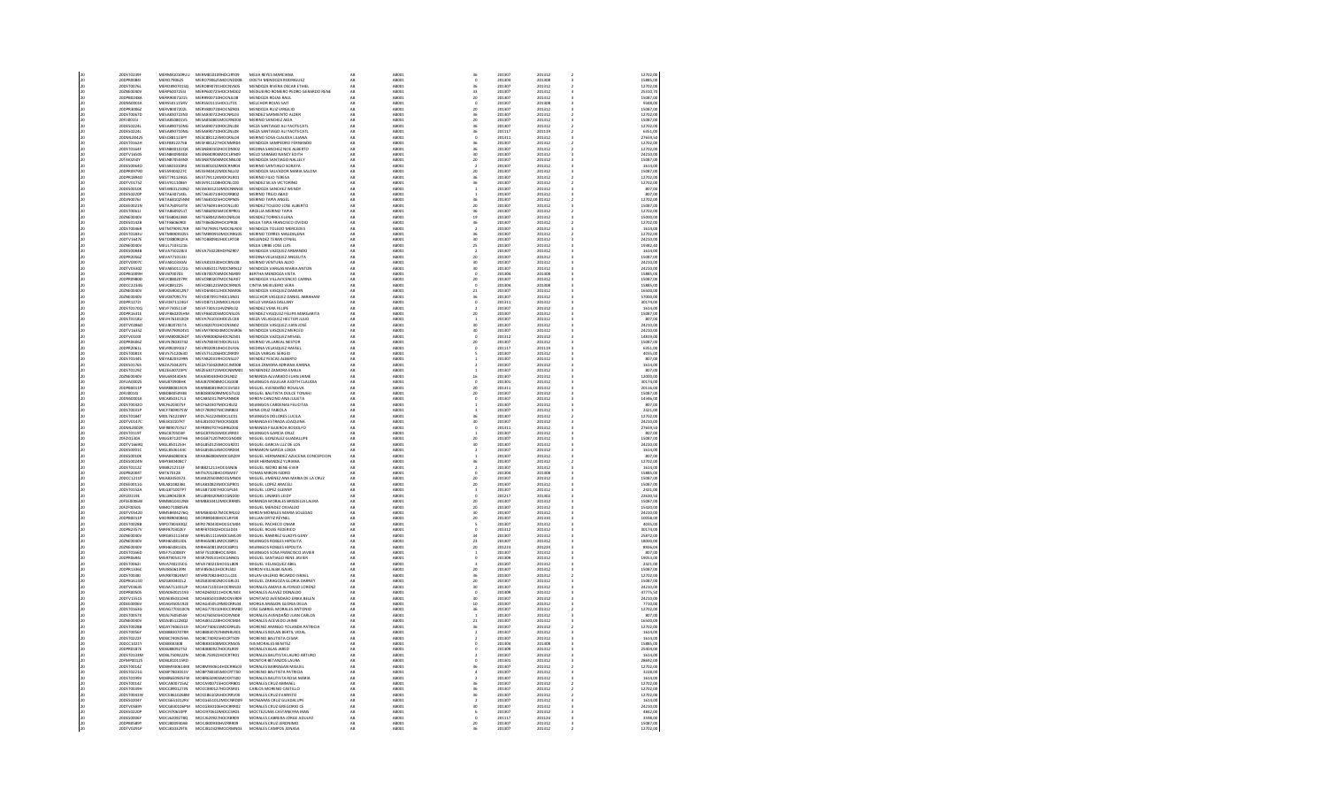| | | | | | | | | | | | |
|---|---|---|---|---|---|---|---|---|---|---|---|
| 20 | 20DST0238Y | MERM8010309U2 | MERM810309HOCJYR09 | MEJIA REYES MARCIANA | AB | AB001 | 36 | 201307 | 201312 | 2 | 12702,00 |
| 20 | 20DPR0084I | MERO790625 | MERO790625MOCNDD08 | OJEDA MENDOZA RODRIGUEZ | AB | AB001 | 16 | 201304 | 201308 | 3 | 15865,00 |
| 20 | 20DST0076L | MERO891093SQ | MERO881014HOCNVS05 | MENDOZA RIVERA OSCAR ETHIEL | AB | AB001 | 36 | 201307 | 201312 | 2 | 12702,00 |
| 20 | 20DES0006Y | MERP6007255I | MERP600725HOCCMD02 | MELQUIADES ROMERO PEDRO GERARDO RENE | AB | AB001 | 33 | 201307 | 201312 | 2 | 25410,70 |
| 20 | 20DPR0048A | MERR800715S5 | MERR800715HOCNJL08 | MENDOZA ROJAS RAUL | AB | AB001 | 20 | 201307 | 201312 | 3 | 15087,00 |
| 20 | 20DES0003I | MERS501115RY | MERS501115HOCLJT01 | MELCHOR ROJAS SAYT | AB | AB001 | 0 | 201307 | 201308 | 3 | 9348,00 |
| 20 | 20DPR3036Z | MERV880726QL | MERV880726HOCNZR04 | MENDOZA RUIZ VIRGILIO | AB | AB001 | 20 | 201307 | 201312 | 3 | 15087,00 |
| 20 | 20DST0067D | MESA830722N3 | MESA830722HOCNRL03 | MENDEZ SARMIENTO ALDER | AB | AB001 | 36 | 201307 | 201312 | 2 | 12702,00 |
| 20 | 20FIZ0015I | MESA850802US | MESA850802MOCNND04 | MENDEZ SANCHEZ AIDA | AB | AB001 | 20 | 201307 | 201312 | 3 | 15087,00 |
| 20 | 20DES0324L | MESA890710NG | MESA890710HOCJNL08 | MEJIA SANTIAGO ALI YAOTECATL | AB | AB001 | 36 | 201307 | 201312 | 2 | 12702,00 |
| 20 | 20DES0324L | MESA890710NG | MESA890710HOCJNL08 | MEJIA SANTIAGO ALI YAOTECATL | AB | AB001 | 36 | 201117 | 201119 | 2 | 6351,00 |
| 20 | 20DML0042S | MESC881123PF | MESC881123MOCRSL04 | MERINO SOSA CLAUDIA LILIANA | AB | AB001 | 0 | 201311 | 201312 | 2 | 27659,32 |
| 20 | 20DST0162H | MESF881227S8 | MESF881227HOCNMR06 | MENDOZA SEMPEDRO FERNANDO | AB | AB001 | 36 | 201307 | 201312 | 2 | 12702,00 |
| 20 | 20DST0164F | MESN880101QX | MESN880101HOCDNB02 | MEDINA SANCHEZ NOE ALBERTO | AB | AB001 | 36 | 201307 | 201312 | 2 | 12702,00 |
| 20 | 20DTV1660S | MESN860904GX | MESN860904MOCLRN09 | MELO SARMIENTO NANCY EDITH | AB | AB001 | 30 | 201307 | 201312 | 2 | 24210,00 |
| 20 | 20FIA0002V | MESN870504NX | MESN870504MOCNNL00 | MENDOZA SANTIAGO NALLELY | AB | AB001 | 20 | 201307 | 201312 | 3 | 15087,00 |
| 20 | 20DES0064O | MESS8010139G | MESS801013MOCRNR04 | MERINO SANTIAGO SORAYA | AB | AB001 | 2 | 201307 | 201312 | 2 | 1614,00 |
| 20 | 20DPR0979G | MESS900422YC | MESS900422MOCNLL02 | MENDOZA SALVADOR MARIA SALOME | AB | AB001 | 20 | 201307 | 201312 | 3 | 15087,00 |
| 20 | 20DPR1694O | MEST79112465 | MEST791124MOCRLR01 | MERINO FILIO TERESA | AB | AB001 | 36 | 201307 | 201312 | 2 | 12702,00 |
| 20 | 20DTV0175Z | MESV911108HH | MESV911108HOCNLC00 | MENDEZ SILVA VICTORINO | AB | AB001 | 36 | 201307 | 201312 | 2 | 12702,00 |
| 20 | 20DES0001K | MESW830123NZ | MESW830123MOCNNN04 | MENDOZA SANCHEZ WENDY | AB | AB001 | 1 | 201307 | 201312 | 3 | 807,00 |
| 20 | 20DES0222P | META830714EL | META830714HOCRRB02 | MERINO TREJO ABAD | AB | AB001 | 1 | 201307 | 201312 | 3 | 807,00 |
| 20 | 20DJN0076I | META8010236M | META801023MOCRPN05 | MERINO TAPIA ANGEL | AB | AB001 | 36 | 201307 | 201312 | 2 | 12702,00 |
| 20 | 20DES0021N | META760915TK | META760915HOCNLL00 | MENDEZ TOLEDO JOSE ALBERTO | AB | AB001 | 20 | 201307 | 201312 | 3 | 15087,00 |
| 20 | 20DST0061I | META860925UT | META860925MOCRPR01 | ARCELIA MERINO TAPIA | AB | AB001 | 36 | 201307 | 201312 | 2 | 12702,00 |
| 20 | 20DNE0040V | METE8804238K | METE880423MOCNRL04 | MENDOZA TORRES ELENA | AB | AB001 | 19 | 201307 | 201312 | 3 | 15000,00 |
| 20 | 20DES0192B | METF8606090I | METF860609HOCCRR08 | MECIA TIRSA FRANCISCO OVIDIO | AB | AB001 | 36 | 201307 | 201312 | 2 | 12702,00 |
| 20 | 20DST0066E | METM7909179R | METM790917MOCNLR03 | MENDOZA TOLEDO MERCEDES | AB | AB001 | 2 | 201307 | 201312 | 2 | 1614,00 |
| 20 | 20DST0181U | METM890910SS | METM890910MOCRRG05 | MERINO TORRES MAGDALENA | AB | AB001 | 36 | 201307 | 201312 | 2 | 12702,00 |
| 20 | 20DTV1647E | METO880802FA | METO880802HOCLRT08 | MELENDEZ TERAN OTNIEL | AB | AB001 | 30 | 201307 | 201312 | 2 | 24210,00 |
| 20 | 20DNE0040V | MEUL71091236 | MEUL710912HOCJRS09 | MEJIA URIBE JOSE LUIS | AB | AB001 | 25 | 201307 | 201312 | 3 | 19082,40 |
| 20 | 20DES0098B | MEVA750223E0 | MEVA750223HDFNZR07 | MENDOZA VAZQUEZ ARMANDO | AB | AB001 | 2 | 201307 | 201312 | 2 | 1614,00 |
| 20 | 20DPR2056Z | MEVA7710119J | | MEDINA VELASQUEZ ANGELITA | AB | AB001 | 20 | 201307 | 201312 | 3 | 15087,00 |
| 20 | 20DTV0007C | MEVA8010304N | MEVA801030HOCRNL08 | MERINO VENTURA ALDO | AB | AB001 | 30 | 201307 | 201312 | 2 | 24210,00 |
| 20 | 20DTV0166Z | MEVA850117GG | MEVA850117MOCNRN12 | MENDOZA VARGAS MARIA ANTON | AB | AB001 | 30 | 201307 | 201312 | 2 | 24210,00 |
| 20 | 20DPR0309H | MEVB700703 | MEVB700703MOCNRR09 | BERTHA MENDOZA VISTA | AB | AB001 | 0 | 201304 | 201308 | 3 | 15865,00 |
| 20 | 20DPR0980D | MEVC880207PK | MEVC880207MOCNLR07 | MENDOZA VILLAVICENCIO CARINA | AB | AB001 | 20 | 201307 | 201312 | 3 | 15087,00 |
| 20 | 20DCC2240S | MEVC880215 | MEVC881225MOCRRN05 | CINTIA MERGUERIO VERA | AB | AB001 | 0 | 201304 | 201308 | 3 | 15865,00 |
| 20 | 20DNE0040V | MEVD690412LY | MEVD690412HOCNMN06 | MENDOZA VASQUEZ DAMIAN | AB | AB001 | 21 | 201307 | 201312 | 3 | 16500,00 |
| 20 | 20DNE0040V | MEVD870917YV | MEVD870917HOCLSN01 | MELCHOR VASQUEZ DANIEL ABRAHAM | AB | AB001 | 36 | 201307 | 201312 | 3 | 37000,00 |
| 20 | 20DPR1272I | MEVD871124EF | MEVD871124MOCLRL03 | MELO VARGAS DALLANY | AB | AB001 | 0 | 201311 | 201312 | 2 | 30174,00 |
| 20 | 20DST0179G | MEVF7305119F | MEVF730511HVZNRL02 | MENDEZ VERA FELIPE | AB | AB001 | 2 | 201307 | 201312 | 2 | 1614,00 |
| 20 | 20DPR1641E | MEVF860205HM | MEVF860205MOCNSL05 | MENDEZ VASQUEZ FELIPA MARGARITA | AB | AB001 | 20 | 201307 | 201312 | 3 | 15087,00 |
| 20 | 20DST0118U | MEVH761010Q9 | MEVH761010HOCZLC08 | MEZA VELASQUEZ HECTOR JULIO | AB | AB001 | 1 | 201307 | 201312 | 3 | 807,00 |
| 20 | 20DTV0286D | MEVJ820701T4 | MEVJ820701HOCNSN02 | MENDOZA VASQUEZ JUAN JOSE | AB | AB001 | 30 | 201307 | 201312 | 2 | 24210,00 |
| 20 | 20DTV1645G | MEVM7909245S | MEVM790924MOCNSR06 | MENDOZA VASQUEZ MARISOL | AB | AB001 | 30 | 201307 | 201312 | 2 | 24210,00 |
| 20 | 20DTV0330Y | MEVN890826DT | MEVN890826HOCNZS01 | MENDOZA VAZQUEZ NESAEL | AB | AB001 | 0 | 201312 | 201312 | 2 | 14819,00 |
| 20 | 20DPR0686Z | MEVN780307AU | MEVN780307HOCRLS15 | MERINO VILLAREAL NESTOR | AB | AB001 | 20 | 201307 | 201312 | 3 | 15087,00 |
| 20 | 20DPR2061L | MEVR900910C7 | MEVR900910HOCDLF06 | MEDINA VELASQUEZ RAFAEL | AB | AB001 | 0 | 201117 | 201119 | 2 | 6351,00 |
| 20 | 20DST0081X | MEVS751206UD | MEVS751206HOCJRR09 | MEJIA VARGAS SERGIO | AB | AB001 | 5 | 201307 | 201312 | 3 | 4035,00 |
| 20 | 20DST0198I | MEYA830329RN | MEYA830329HOCNSL07 | MENDEZ YESCAS ALBERTO | AB | AB001 | 1 | 201307 | 201312 | 3 | 807,00 |
| 20 | 20DES0176S | MEZA750420TE | MEZA750420MOCJMD08 | MEJIA ZAMORA ADRIANA KARINA | AB | AB001 | 2 | 201307 | 201312 | 2 | 1614,00 |
| 20 | 20DST0129Z | MEZE640724PV | MEZE640724MOCNMM01 | MENENDEZ ZAMORA EMILIA | AB | AB001 | 1 | 201307 | 201312 | 3 | 807,00 |
| 20 | 20DNE0040V | MIAJ690430RN | MIAJ690430HOCRLM02 | MIRANDA ALVARADO JUAN JAIME | AB | AB001 | 16 | 201307 | 201312 | 3 | 12000,00 |
| 20 | 20FUA0002S | MIAJ870908HK | MIAJ870908MOCSGD08 | MIJANGOS AGUILAR JUDITH CLAUDIA | AB | AB001 | 0 | 201301 | 201312 | 2 | 30174,00 |
| 20 | 20DPR0011P | MIAR8808193N | MIAR880819MOCGVS03 | MIGUEL AVENDAÑO ROSALVA | AB | AB001 | 20 | 201311 | 201312 | 3 | 20116,00 |
| 20 | 20FIZ0013J | MIBD800505N6 | MIBD800505MOCGTL03 | MIGUEL BAUTISTA DULCE TONAHI | AB | AB001 | 20 | 201307 | 201312 | 3 | 15087,00 |
| 20 | 20DNS0001I | MICA8501171J | MICA850117MPLRNN08 | MIRON CANCINO ANA JULIETA | AB | AB001 | 0 | 201307 | 201312 | 2 | 14346,00 |
| 20 | 20DST0043O | MICF620407SX | MICF620407MOCJRL02 | MIJANGOS CARDENAS FELICITAS | AB | AB001 | 1 | 201307 | 201312 | 3 | 807,00 |
| 20 | 20DST0031P | MICF780907GW | MICF780907MCSNRB03 | MINA CRUZ FABIOLA | AB | AB001 | 3 | 201307 | 201312 | 3 | 2421,00 |
| 20 | 20DST0184T | MIDL7612249V | MIDL761224MOCJLC01 | MIJANGOS DOLORES LUCILA | AB | AB001 | 36 | 201307 | 201312 | 2 | 12702,00 |
| 20 | 20DTV0167C | MIEJ8302079T | MIEJ830207MOCRSQ00 | MIRANDA ESTRADA JOAQUINA | AB | AB001 | 30 | 201307 | 201312 | 2 | 24210,00 |
| 20 | 20DNL0002R | MIFR890707LY | MIFR890707HGRRGD00 | MIRANDA FIGUEROA RODOLFO | AB | AB001 | 0 | 201311 | 201312 | 2 | 27659,32 |
| 20 | 20DST0119T | MIGC870503HY | MIGC870503HOCJRR02 | MIJANGOS GARCIA CRUZ | AB | AB001 | 1 | 201307 | 201312 | 3 | 807,00 |
| 20 | 20FZE0130I | MIGG871207H6 | MIGG871207MOCGND08 | MIGUEL GONZALEZ GUADALUPE | AB | AB001 | 20 | 201307 | 201312 | 3 | 15087,00 |
| 20 | 20DTV1568Q | MIGL850125IH | MIGL850125MOCGRZ01 | MIGUEL GARCIA LUZ DE LOS | AB | AB001 | 30 | 201307 | 201312 | 2 | 24210,00 |
| 20 | 20DES0001C | MIGL8506144C | MIGL850614MOCRRD04 | MIRAMON GARCIA LINDA | AB | AB001 | 2 | 201307 | 201312 | 2 | 1614,00 |
| 20 | 20DES0010K | MIHA860805C6 | MIHA860805MOCGRZ09 | MIGUEL HERNANDEZ AZUCENA CONCEPCION | AB | AB001 | 1 | 201307 | 201312 | 3 | 807,00 |
| 20 | 20DES0024N | MIHY840408C7 | | MIER HERNANDEZ YURIXMA | AB | AB001 | 36 | 201307 | 201312 | 2 | 12702,00 |
| 20 | 20DST0113Z | MIIB8212113F | MIIB821211HOCGSN06 | MIGUEL ISIDRO BENE-EVER | AB | AB001 | 2 | 201307 | 201312 | 2 | 1614,00 |
| 20 | 20DPR2084T | MITI670128 | MITI670128HOCRSN07 | TOMAS MIRON ISIDRO | AB | AB001 | 0 | 201304 | 201308 | 3 | 15865,00 |
| 20 | 20DCC1211P | MIJA820423TI | MIJA820423MOCGMN03 | MIGUEL JIMENEZ ANA MARIA DE LA CRUZ | AB | AB001 | 20 | 201307 | 201312 | 3 | 15087,00 |
| 20 | 20DES0011G | MILA810823S6 | MILA810823MOCGPR01 | MIGUEL LOPEZ ARACELI | AB | AB001 | 20 | 201307 | 201312 | 3 | 15087,00 |
| 20 | 20DST0152A | MILG870307PT | MILG870307HOCGPL06 | MIGUEL LOPEZ GLENNY | AB | AB001 | 3 | 201307 | 201312 | 3 | 2421,00 |
| 20 | 20FIZ0110B | MILL890920EH | MILL890920MOCGNS00 | MIGUEL LINARES LISSET | AB | AB001 | 0 | 201217 | 201302 | 2 | 22645,50 |
| 20 | 20FSE0006M | MIMB810412NR | MIMB810412MOCRRR05 | MIRANDA MORALES BRISEIDA LAURA | AB | AB001 | 20 | 201307 | 201312 | 3 | 15087,00 |
| 20 | 20DJN0060L | MIMO710801RS | | MIGUEL MENDEZ OSVALDO | AB | AB001 | 20 | 201307 | 201312 | 3 | 15023,00 |
| 20 | 20DTV0042D | MIMS840427KQ | MIMS840427MOCRRL02 | MIRON MORALES MARIA SOLEDAD | AB | AB001 | 30 | 201307 | 201312 | 2 | 24210,00 |
| 20 | 20DPR0051P | MIOR890408AQ | MIOR890408HOCLRY08 | MILLAN ORTIZ REYNEL | AB | AB001 | 20 | 201307 | 201310 | 3 | 10059,00 |
| 20 | 20DST0028B | MIPO780930QZ | MIPO780930HOCGCM04 | MIGUEL PACHECO OMAR | AB | AB001 | 5 | 201307 | 201312 | 3 | 4035,00 |
| 20 | 20DPR2357V | MIRF870302H3 | MIRF870302HOCGJD03 | MIGUEL ROJAS FEDERICO | AB | AB001 | 0 | 201312 | 201312 | 2 | 30174,00 |
| 20 | 20DNE0040V | MIRG851113 4V | MIRG851113MOCGMD09 | MIGUEL RAMIREZ GLADYS GENY | AB | AB001 | 34 | 201307 | 201312 | 3 | 25872,00 |
| 20 | 20DNE0040V | MIRH840801DL | MIRH840801MOCJBP01 | MIJANGOS ROBLES HIPOLITA | AB | AB001 | 23 | 201307 | 201312 | 3 | 18000,00 |
| 20 | 20DNE0040V | MIRH840801DL | MIRH840801MOCJBP01 | MIJANGOS ROBLES HIPOLITA | AB | AB001 | 20 | 201223 | 201224 | 2 | 8926,04 |
| 20 | 20DST0166D | MISF751008GY | MISF751008HOCJSR04 | MIJANGOS SOSA FRANCISCO JAVIER | AB | AB001 | 1 | 201307 | 201312 | 3 | 807,00 |
| 20 | 20DPR0846I | MISR790531TN | MISR790531HOCGNN02 | MIGUEL SANTIAGO RENE JAVIER | AB | AB001 | 0 | 201308 | 201312 | 3 | 19054,00 |
| 20 | 20DST0062I | MIVA7902154S | MIVA790215HOCGLB09 | MIGUEL VELASQUEZ ABEL | AB | AB001 | 3 | 201307 | 201312 | 3 | 2421,00 |
| 20 | 20DES0156E | MIVI850613 9N | MIVI850613HOCRLS02 | MIRON VILLALBA ISAIAS | AB | AB001 | 20 | 201307 | 201312 | 3 | 15087,00 |
| 20 | 20DST0038I | MIVR870824MT | MIVR870824HOCLLC01 | MILAN VILLEGAS RICARDO ISRAEL | AB | AB001 | 36 | 201307 | 201312 | 2 | 12702,00 |
| 20 | 20DPR0615D | MIZG850402L2 | MIZG850402MOCGRL01 | MIGUEL ZARAGOZA GLORIA DARNEY | AB | AB001 | 20 | 201307 | 201312 | 3 | 15087,00 |
| 20 | 20DTV0364S | MOAA711031JP | MOAA711031HOCRNL04 | MORALES ANAYA ALFONSO LORENZO | AB | AB001 | 30 | 201307 | 201312 | 2 | 24210,00 |
| 20 | 20DPR0030G | MOAD6002135V | MOAD600213HOCRLN03 | MORALES ALVAREZ DONALDO | AB | AB001 | 0 | 201309 | 201312 | 3 | 37775,52 |
| 20 | 20DTV1551S | MOAE850316HK | MOAE850316MOCNVR09 | MONTAÑO AVENDAÑO ERIKA BELEN | AB | AB001 | 30 | 201307 | 201312 | 2 | 24210,00 |
| 20 | 20DES0006I | MOAG450519E8 | MOAG450519MOCRRL04 | MORGA ARAGON GLORIA DELIA | AB | AB001 | 10 | 201307 | 201312 | 3 | 7750,00 |
| 20 | 20DST0163G | MOAG770310CN | MOAG770310HOCRNM80 | JOSE GABRIEL MORALES ANTONIO | AB | AB001 | 36 | 201307 | 201312 | 2 | 12702,00 |
| 20 | 20DST0057X | MOAJ760503UE | MOAJ760503HOCRVN08 | MORALES AVENDAÑO JUAN CARLOS | AB | AB001 | 1 | 201307 | 201312 | 3 | 807,00 |
| 20 | 20DNE0040V | MOAL851220QZ | MOAL851220HOCRCM04 | MORALES ACEVEDO JAIME | AB | AB001 | 21 | 201307 | 201312 | 3 | 16500,00 |
| 20 | 20DST0028B | MOAY7406151X | MOAY740615MOCRRL05 | MORENO ARANGO YOLANDA PATRICIA | AB | AB001 | 36 | 201307 | 201312 | 2 | 12702,00 |
| 20 | 20DST0056Y | MOBB800707RH | MOBB800707HMNRLR01 | MORALES BOLAN BERTIL VIDAL | AB | AB001 | 2 | 201307 | 201312 | 2 | 1614,00 |
| 20 | 20DST0122Y | MOBC760925VN | MOBC760925HOCRTS09 | MORENO BAUTISTA CESAR | AB | AB001 | 2 | 201307 | 201312 | 2 | 1614,00 |
| 20 | 20DCC1021Y | MOBE800308 | MOBE800308MOCRNS05 | ISIS MORALES BENITEZ | AB | AB001 | 0 | 201304 | 201308 | 3 | 15865,00 |
| 20 | 20DPR0187S | MOBJ8809275J | MOBJ880927HOCRLR09 | MORALES BLAS JARED | AB | AB001 | 0 | 201309 | 201312 | 3 | 25004,00 |
| 20 | 20DST0143M | MOBL7509223X | MOBL750922HOCRTR01 | MORALES BAUTISTA LAURO ARTURO | AB | AB001 | 2 | 201307 | 201312 | 2 | 1614,00 |
| 20 | 20FMP0012S | MOBL810113RD | | MONTOR BETANZOS LAURA | AB | AB001 | 0 | 201301 | 201312 | 3 | 28692,00 |
| 20 | 20DST0014C | MOBM9006149X | MOBM900614HOCRRG03 | MORALES BARRAGAN MIGUEL | AB | AB001 | 36 | 201307 | 201312 | 2 | 12702,00 |
| 20 | 20DST0221G | MOBP7803051V | MOBP780305MOCRTT00 | MORENO BAUTISTA PATRICIA | AB | AB001 | 4 | 201307 | 201312 | 3 | 3228,00 |
| 20 | 20DST0199V | MOBR6509054W | MOBR650905MOCRTS00 | MORALES BAUTISTA ROSA MARIA | AB | AB001 | 2 | 201307 | 201312 | 2 | 1614,00 |
| 20 | 20DST0014Z | MOCA800715AZ | MOCA800715HOCRRB01 | MORALES CRUZ ABIMAEL | AB | AB001 | 36 | 201307 | 201312 | 2 | 12702,00 |
| 20 | 20DST0089H | MOCC800127JN | MOCC800127HOCRSR01 | CARLOS MORENO CASTILLO | AB | AB001 | 36 | 201307 | 201312 | 2 | 12702,00 |
| 20 | 20DST0019E | MOCE861026BM | MOCE861026HOCRRV00 | MORALES CRUZ EVARISTO | AB | AB001 | 36 | 201307 | 201312 | 2 | 12702,00 |
| 20 | 20DES0208Y | MOCG561012RV | MOCG561012MOCNRD09 | MONARRES CRUZ GUADALUPE | AB | AB001 | 2 | 201307 | 201312 | 2 | 1614,00 |
| 20 | 20DTV0589Y | MOCG830106PM | MOCG830106HOCRRR02 | MORALES CRUZ GREGORIO | AB | AB001 | 30 | 201307 | 201312 | 2 | 24210,00 |
| 20 | 20DES0220Y | MOCI570618HP | MOCI570618MOCCSR08 | MOCTEZUMA CASTAÑEYRA IRMA | AB | AB001 | 6 | 201307 | 201312 | 3 | 4842,00 |
| 20 | 20DJN0026F | MOCJ620927BQ | MOCJ620927HOCRBR09 | MORALES CABRERA JORGE RODOLFO | AB | AB001 | 0 | 201117 | 201124 | 2 | 3386,00 |
| 20 | 20DPR0589Y | MOCJ800930AN | MOCJ800930HOCRRR00 | MORALES CRUZ JERONIMO | AB | AB001 | 20 | 201307 | 201312 | 3 | 15087,00 |
| 20 | 20DTV0290P | MOCJ810329TE | MOCJ810329MOCRMS03 | MORALES CAMPOS JOSAFA | AB | AB001 | 36 | 201307 | 201312 | 2 | 12702,00 |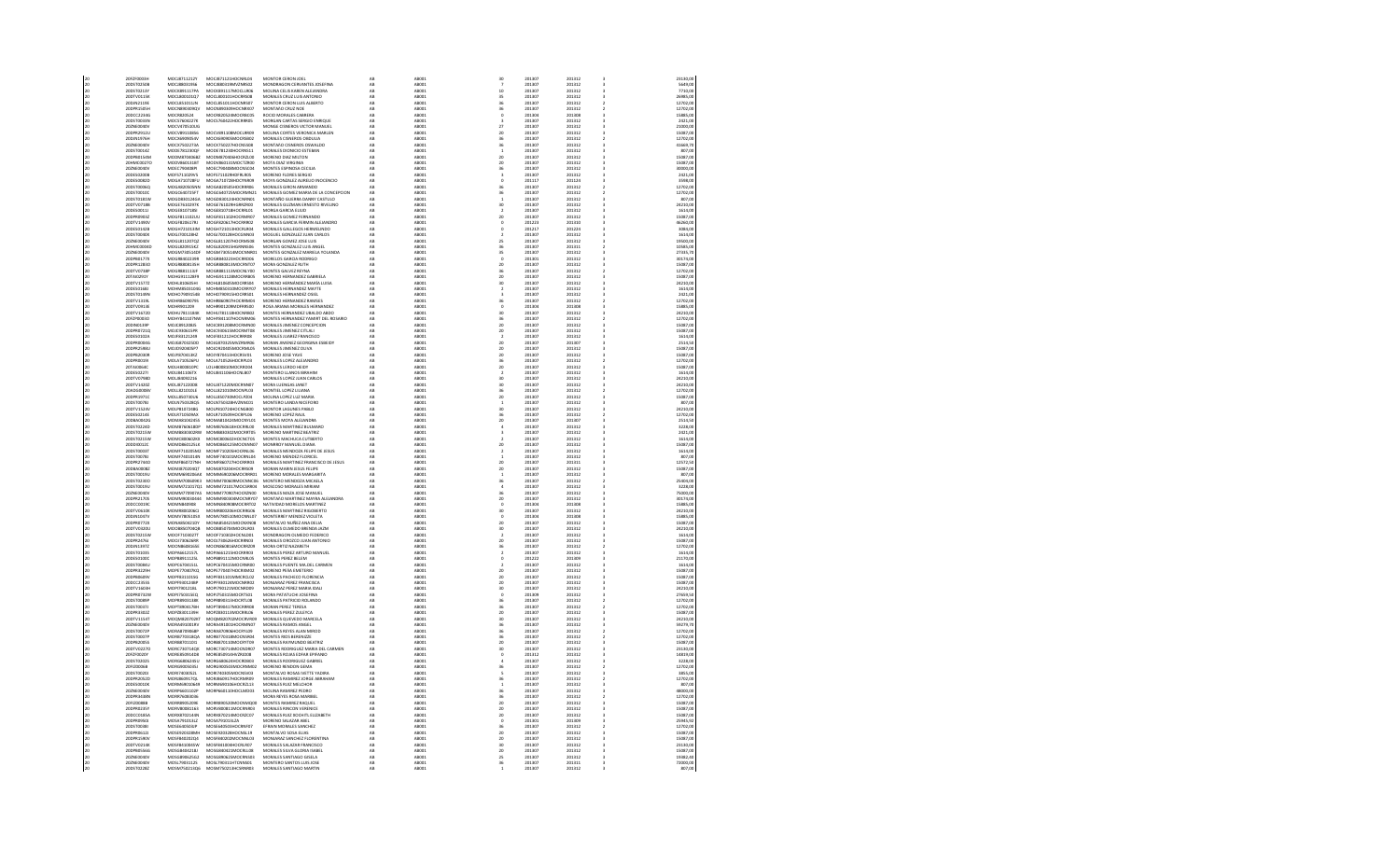| | | | | | | | | | | | |
|---|---|---|---|---|---|---|---|---|---|---|---|
| 20 | 20DPZ0003H | MOCJ871121ZY | MOCJ871121HOCNRL04 | MONTOR CERON JOEL | AB | AB001 | 30 | 201307 | 201312 | 3 | 24130,00 |
| 20 | 20DST0230B | MOCJ880319I6 | MOCJ880319MVZNRS02 | MONDRAGON CERVANTES JOSEFINA | AB | AB001 | 7 | 201307 | 201312 | 3 | 5649,00 |
| 20 | 20DST0213Y | MOCK880117PA | MOCK880117MOCLLA06 | MOLINA CELIS KAREN ALEJANDRA | AB | AB001 | 10 | 201307 | 201312 | 3 | 7710,00 |
| 20 | 20DTV0115K | MOCL800101QZ | MOCL800101HOCRRS08 | MORALES CRUZ LUIS ANTONIO | AB | AB001 | 35 | 201307 | 201312 | 3 | 26985,00 |
| 20 | 20DIN2119K | MOCL8510311N | MOCL851031HOCNRS07 | MONTOR CERON LUIS ALBERTO | AB | AB001 | 36 | 201307 | 201312 | 2 | 12702,00 |
| 20 | 20DPR2585H | MOCN880409Q2 | MOCN880409HOCNRX07 | MONTAÑO CRUZ NOE | AB | AB001 | 36 | 201307 | 201312 | 2 | 12702,00 |
| 20 | 20DCC2239J | MOCR820524 | MOCR820524MOCRBC05 | ROCIO MORALES CABRERA | AB | AB001 | 0 | 201304 | 201308 | 3 | 15885,00 |
| 20 | 20DST0033N | MOCS760422TA | MOCS760422HOCRRR05 | MORGAN CARTAS SERGIO ENRIQUE | AB | AB001 | 3 | 201307 | 201312 | 3 | 2321,00 |
| 20 | 20ZNE0030V | MOCV670510UG | MOCV670510 | MONGE CISNEROS VICTOR MANUEL | AB | AB001 | 27 | 201307 | 201312 | 3 | 23000,00 |
| 20 | 20DPR2912U | MOCV891108EU | MOCV891108MOCLRR09 | MOLINA CORTES VERONICA MARLEN | AB | AB001 | 20 | 201307 | 201312 | 3 | 15087,00 |
| 20 | 20DJN1974H | MOCX690905IV | MOCX690905MOCRRB02 | MORALES CISNEROS OBDULIA | AB | AB001 | 36 | 201307 | 201312 | 2 | 12702,00 |
| 20 | 20ZNE0030V | MOCX750227JA | MOCX750227HOCNSS08 | MONTAÑO CISNEROS OSWALDO | AB | AB001 | 36 | 201307 | 201312 | 3 | 41669,73 |
| 20 | 20DST0014Z | MODE781230QF | MODE781230HOCRRS11 | MORALES DIONICIO ESTEBAN | AB | AB001 | 1 | 201307 | 201312 | 3 | 807,00 |
| 20 | 20DPR0154M | MODM870406B2 | MODM870406HOCRZL04 | MORENO DIAZ MILTON | AB | AB001 | 20 | 201307 | 201312 | 3 | 15087,00 |
| 20 | 20HMC0027O | MODV860111BT | MODV860111MOCTZR08 | MOTA DIAZ VIRGINIA | AB | AB001 | 20 | 201307 | 201312 | 3 | 15087,00 |
| 20 | 20ZNE0030V | MOEC790408PE | MOEC790408MOCNSC04 | MONTES ESPINOZA CECILIA | AB | AB001 | 36 | 201307 | 201312 | 3 | 30000,00 |
| 20 | 20DES0208I | MOFS711029V5 | MOFS711029HDFRLR05 | MORENO FLORES SERGIO | AB | AB001 | 3 | 201307 | 201312 | 3 | 2321,00 |
| 20 | 20DES0060D | MOGA710728FU | MOGA710728HOCYNR09 | MOYA GONZALEZ AURELIO INOCENCIO | AB | AB001 | 0 | 201117 | 201124 | 3 | 3398,00 |
| 20 | 20DST0006Q | MOGA820505HN | MOGA820505HOCRMR06 | MORALES GIRON ARMANDO | AB | AB001 | 36 | 201307 | 201312 | 2 | 12702,00 |
| 20 | 20DST0010C | MOGC640725FT | MOGC640725MOCRMN03 | MORALES GOMEZ MARIA DE LA CONCEPCION | AB | AB001 | 36 | 201307 | 201312 | 2 | 12702,00 |
| 20 | 20DST0181W | MOGD830124GA | MOGD830124HOCNRN05 | MONTAÑO GUERRA DANNY CASTULO | AB | AB001 | 1 | 201307 | 201312 | 3 | 807,00 |
| 20 | 20DTV0718B | MOGE761029TK | MOGE761029HGRRZR00 | MORALES GUZMAN ERNESTO TAVELINO | AB | AB001 | 30 | 201307 | 201312 | 3 | 24210,00 |
| 20 | 20DES0011I | MOGE8107189 | MOGE810718HOCRRL01 | MORGA GARCIA ELIUD | AB | AB001 | 2 | 201307 | 201312 | 3 | 1614,00 |
| 20 | 20DPR0993Z | MOGF811102U3 | MOGF811102HOCRMR07 | MORALES GOMEZ FERNANDO | AB | AB001 | 20 | 201307 | 201312 | 3 | 15087,00 |
| 20 | 20DTV1000V | MOGF8105179 | MOGF810517HOCRRR02 | MORALES GARCIA FERMIN ALEJANDRO | AB | AB001 | 0 | 201223 | 201310 | 3 | 36260,00 |
| 20 | 20DES0132B | MOGH721013RB | MOGH721013HOCRLR04 | MORALES GALLEGOS HERMELINDO | AB | AB001 | 0 | 201217 | 201224 | 3 | 6982,00 |
| 20 | 20DST0040X | MOGL700128HZ | MOGL700128HOCRNR03 | MORALES GONZALEZ LUIS CARLOS | AB | AB001 | 2 | 201307 | 201312 | 3 | 1614,00 |
| 20 | 20ZNE0030V | MOGL811207QZ | MOGL811207HOCRRS08 | MORGAN GOMEZ JOSE LUIS | AB | AB001 | 25 | 201307 | 201312 | 3 | 19500,00 |
| 20 | 20HMC0004D | MOGL820915CX | MOGL820915HGRRNS06 | MORALES GONZALEZ LUIS ANGEL | AB | AB001 | 36 | 201301 | 201312 | 3 | 10985,00 |
| 20 | 20ZNE0030V | MOGM730514DF | MOGM730514MOCNRR01 | MONTES GONZALEZ MARISELA YOLANDA | AB | AB001 | 35 | 201307 | 201312 | 3 | 27335,70 |
| 20 | 20DPR0177E | MOGR840223HR | MOGR840223HOCRRD06 | MORELOS GARCIA RODRIGO | AB | AB001 | 0 | 201301 | 201312 | 3 | 30174,00 |
| 20 | 20DPR1283O | MOGR8081354H | MOGR808135MOCRNT07 | MORA GONZALEZ RUTH | AB | AB001 | 20 | 201307 | 201312 | 3 | 15087,00 |
| 20 | 20DTV0738F | MOGR881113JF | MOGR881113MOCNLY00 | MONTES GALVEZ REYNA | AB | AB001 | 36 | 201307 | 201312 | 2 | 12702,00 |
| 20 | 20TAI0292Y | MOHG911128FF | MOHG911128MOCRRB05 | MORENO HERNANDEZ GABRIELA | AB | AB001 | 20 | 201307 | 201312 | 3 | 15087,00 |
| 20 | 20DTV1577Z | MOHL830605H | MOHL830605MOCRRS04 | MORENO HERNANDEZ MARIA LUISA | AB | AB001 | 30 | 201307 | 201312 | 3 | 24210,00 |
| 20 | 20DES0166I | MOHM850910UG | MOHM850910MOCRRY07 | MORALES HERNANDEZ MAYTE | AB | AB001 | 2 | 201307 | 201312 | 3 | 1614,00 |
| 20 | 20DST0199V | MOHO790915EB | MOHO790915HOCRRS01 | MORALES HERNANDEZ OSIEL | AB | AB001 | 3 | 201307 | 201312 | 3 | 2321,00 |
| 20 | 20DTV1159L | MOHR860907FS | MOHR860907HOCRRM03 | MORENO HERNANDEZ RAMIRO | AB | AB001 | 36 | 201307 | 201312 | 2 | 12702,00 |
| 20 | 20DTV0913E | MOHR901203F | MOHR901203MOCRRS00 | ROSA ARIANA MORALES HERNANDEZ | AB | AB001 | 0 | 201304 | 201308 | 3 | 15885,00 |
| 20 | 20DTV1670D | MOHU781118D6 | MOHU781118HOCNRB02 | MONTES HERNANDEZ UBALDO ABDO | AB | AB001 | 30 | 201307 | 201312 | 3 | 24210,00 |
| 20 | 20DPZ0003D | MOHY841107NW | MOHY841107HOCNRM06 | MONTES HERNANDEZ YAMIRT DEL ROSARIO | AB | AB001 | 36 | 201307 | 201312 | 2 | 12702,00 |
| 20 | 20DIN0149P | MOJC891208Z6 | MOJC891208MOCRMN00 | MORALES JIMENEZ CONCEPCION | AB | AB001 | 20 | 201307 | 201312 | 3 | 15087,00 |
| 20 | 20DPR0721Q | MOJC930615PK | MOJC930615MOCRMT04 | MORALES JIMENEZ CITLALI | AB | AB001 | 20 | 201307 | 201312 | 3 | 15087,00 |
| 20 | 20DES0102A | MOJF831212H9 | MOJF831212HOCRRR08 | MORALES JUAREZ FRANCISCO | AB | AB001 | 2 | 201307 | 201312 | 3 | 1614,00 |
| 20 | 20DPR0084G | MOJG870423DD | MOJG870423MZNMRD05 | MORAN JIMENEZ GEORGINA ESMEIDY | AB | AB001 | 20 | 201307 | 201307 | 3 | 2514,50 |
| 20 | 20DPR2548U | MOJO920403V7 | MOJO920403MOCRML05 | MORALES JIMENEZ OLIVIA | AB | AB001 | 20 | 201307 | 201312 | 3 | 15087,00 |
| 20 | 20DPR0240R | MOJY870412KZ | MOJY870412MOCRSY01 | MORENO JESE YAYE | AB | AB001 | 20 | 201307 | 201312 | 3 | 15087,00 |
| 20 | 20DPR0018N | MOLA710526PU | MOLA710526HOCRPL05 | MORALES LOPEZ ALEJANDRO | AB | AB001 | 36 | 201307 | 201312 | 2 | 12702,00 |
| 20 | 20TAI0064C | MOLH800812PK | MOLH800812MOCRRD04 | MORALES LURDO HEIDY | AB | AB001 | 20 | 201307 | 201312 | 3 | 15087,00 |
| 20 | 20DES0227I | MOLI841106TX | MOLI841106HOCNLB07 | MONTERO LLANOS IBRAHIM | AB | AB001 | 2 | 201307 | 201312 | 3 | 1614,00 |
| 20 | 20DTV1798D | MOLJ8409215L | | MONDRAGON LOPEZ JUAN CARLOS | AB | AB001 | 30 | 201307 | 201312 | 3 | 24210,00 |
| 20 | 20DTV1420Z | MOLJ871220D8 | MOLJ871220MOCRNS07 | MORA LLERGAS JANET | AB | AB001 | 30 | 201307 | 201312 | 3 | 24210,00 |
| 20 | 20ADG0009H | MOLL821010G4 | MOLL821010MOCNPL02 | MONTIEL LOPEZ LILIANA | AB | AB001 | 36 | 201307 | 201312 | 2 | 12702,00 |
| 20 | 20DPR1971C | MOLL850730VA | MOLL850730MOCLPZ04 | MOLINA LOPEZ LUZ MARIA | AB | AB001 | 20 | 201307 | 201312 | 3 | 15087,00 |
| 20 | 20DST0078J | MOLN750428QS | MOLN750428HOCNNS01 | MONTERO LANDA NESTOR | AB | AB001 | 1 | 201307 | 201312 | 3 | 807,00 |
| 20 | 20DTV1529V | MOLP810724BG | MOLP810724HOCNGB00 | MONTOR LAGUNES PABLO | AB | AB001 | 30 | 201307 | 201312 | 3 | 24210,00 |
| 20 | 20DES0214E | MOLR710509MQ | MOLR710509HOCRPL06 | MORENO LOPEZ RAUL | AB | AB001 | 36 | 201307 | 201312 | 2 | 12702,00 |
| 20 | 20ABA0002Q | MOMA830402D3 | MOMA830402MOCNRL01 | MONTES MORA ALEJANDRA | AB | AB001 | 20 | 201307 | 201307 | 3 | 2514,50 |
| 20 | 20DST0224D | MOMB760618DP | MOMB760618HOCRRL00 | MORALES MARTINEZ BLUMARO | AB | AB001 | 3 | 201307 | 201312 | 3 | 3228,00 |
| 20 | 20DST0215W | MOMB830302RM | MOMB830302MOCRRT05 | MORENO MARTINEZ BEATRIZ | AB | AB001 | 3 | 201307 | 201312 | 3 | 2321,00 |
| 20 | 20DST0215W | MOMC800602K8 | MOMC800602HOCNCT05 | MONTES MACHUCA CUTBERTO | AB | AB001 | 2 | 201307 | 201312 | 3 | 1614,00 |
| 20 | 20DDI0032C | MOMD840121LE | MOMD840121MOCNYN07 | MONROY MANUEL DIANA | AB | AB001 | 20 | 201307 | 201312 | 3 | 15087,00 |
| 20 | 20DST0009T | MOMF711025HO | MOMF711025HOCRNL06 | MORALES MENDOZA FELIPE DE JESUS | AB | AB001 | 1 | 201307 | 201312 | 3 | 807,00 |
| 20 | 20DST0079N | MOMF740101BN | MOMF740101MOCNNL04 | MONTES MENDEZ FLORENCIA | AB | AB001 | 1 | 201307 | 201312 | 3 | 807,00 |
| 20 | 20DPR2764O | MOMF860727NH | MOMF860727HOCRRR03 | MORALES MARTINEZ FRANCISCO DE JESUS | AB | AB001 | 20 | 201307 | 201311 | 3 | 12572,50 |
| 20 | 20DBA0008Z | MOMJ870204Q7 | MOMJ870204HOCRRS09 | MORAN MARIN JESUS FELIPE | AB | AB001 | 20 | 201307 | 201312 | 3 | 15087,00 |
| 20 | 20DST0019U | MOMM890206AB | MOMM890206MOCRNR01 | MORENO MORALES MARGARITA | AB | AB001 | 1 | 201307 | 201312 | 3 | 807,00 |
| 20 | 20DST0228O | MOMM700609KX | MOMM700609MOCNNC06 | MONTERO MENDOZA MICAELA | AB | AB001 | 36 | 201307 | 201312 | 2 | 25800,00 |
| 20 | 20DST0019U | MOMM721017Q1 | MOMM721017MOCSRR04 | MOSCOSO MORALES MIRIAM | AB | AB001 | 4 | 201307 | 201312 | 3 | 3228,00 |
| 20 | 20ZNE0030V | MOMM770907KS | MOMM770907HOCRZN00 | MORALES MAZA JOSE MANUEL | AB | AB001 | 36 | 201307 | 201312 | 3 | 75000,00 |
| 20 | 20DPR2170S | MOMM900304A6 | MOMM900304MOCNRY07 | MONTAÑO MARTINEZ MAYRA ALEJANDRA | AB | AB001 | 20 | 201307 | 201312 | 3 | 30174,00 |
| 20 | 20DCC0019C | MOMN840908 | MOMN840908MOCRRT02 | NATIVIDAD MORELOS MARTINEZ | AB | AB001 | 0 | 201304 | 201308 | 3 | 15885,00 |
| 20 | 20DTV0634R | MOMR800206CI | MOMR800206HOCRRG06 | MORALES MARTINEZ RIGOBERTO | AB | AB001 | 30 | 201307 | 201312 | 3 | 24210,00 |
| 20 | 20DJN1047V | MOMV780514SB | MOMV780514MOCNNL07 | MONTERREY MENDEZ VIOLETA | AB | AB001 | 0 | 201304 | 201308 | 3 | 15885,00 |
| 20 | 20DPR1772I | MONA900823V1 | MONA900823MOCNXN08 | MONTALVO NUÑEZ ANA DELIA | AB | AB001 | 20 | 201307 | 201312 | 3 | 15087,00 |
| 20 | 20DTV0249U | MOOB850704QB | MOOB850704MOCLRN03 | MORALES OLMEDO BRENDA JAZMIN | AB | AB001 | 30 | 201307 | 201312 | 3 | 24210,00 |
| 20 | 20DST0210A | MOOF710302TT | MOOF710302HOCNLD01 | MONDRAGON OLMEDO FEDERICO | AB | AB001 | 2 | 201307 | 201312 | 3 | 1614,00 |
| 20 | 20DPR2476I | MOOJ740626HR | MOOJ740626HOCRRN03 | MORALES OROZCO JUAN ANTONIO | AB | AB001 | 20 | 201307 | 201312 | 3 | 15087,00 |
| 20 | 20DJN1397Z | MOON880816KK | MOON880816MOCRRZ09 | MORA ORTIZ NAZARETH | AB | AB001 | 36 | 201307 | 201312 | 2 | 12702,00 |
| 20 | 20DST0030S | MOPA661215/5 | MOPA661215HOCRRR03 | MORALES PEREZ ARTURO MANUEL | AB | AB001 | 2 | 201307 | 201312 | 3 | 1614,00 |
| 20 | 20DES0180C | MOPB891112SL | MOPB891112MOCNRL05 | MONTES PEREZ BELEM | AB | AB001 | 0 | 201222 | 201309 | 3 | 21170,00 |
| 20 | 20DST0084U | MOPC670415LL | MOPC670415MOCRNR00 | MORALES PUENTE MA.DEL CARMEN | AB | AB001 | 2 | 201307 | 201312 | 3 | 1614,00 |
| 20 | 20DPR2229H | MOPE770407KQ | MOPE770407HOCRXR02 | MORENO PEÑA ERATERIO | AB | AB001 | 20 | 201307 | 201312 | 3 | 15087,00 |
| 20 | 20DPR0849V | MOPF831101SG | MOPF831101MMCRCL02 | MORALES PACHECO FLORENCIA | AB | AB001 | 20 | 201307 | 201312 | 3 | 15087,00 |
| 20 | 20DCC2455I | MOPF901124BP | MOPF901124MOCNRR02 | MONJARAZ PEREZ FRANCISCA | AB | AB001 | 20 | 201307 | 201312 | 3 | 15087,00 |
| 20 | 20DTV1663H | MOPF790123EL | MOPF790123MOCNRD09 | MONJARAZ PEREZ MARIA IDALI | AB | AB001 | 30 | 201307 | 201312 | 3 | 24210,00 |
| 20 | 20DST0211X | MOPJ740411UL | MOPJ740411MOCRTS06 | MORA PATATUCHI JOSEFINA | AB | AB001 | 0 | 201309 | 201312 | 3 | 27659,50 |
| 20 | 20DST0009T | MOPR880318E | MOPR880318HOCRTL08 | MORALES PATRICIO ROLANDO | AB | AB001 | 36 | 201307 | 201312 | 2 | 12702,00 |
| 20 | 20DST0037I | MOPT800417KH | MOPT800417MOCRRR08 | MORAN PEREZ TERESA | AB | AB001 | 36 | 201307 | 201312 | 2 | 12702,00 |
| 20 | 20DPR0302Z | MOPZ800111HH | MOPZ800111MOCRRL06 | MORALES PEREZ ZULEYCA | AB | AB001 | 20 | 201307 | 201312 | 3 | 15087,00 |
| 20 | 20DTV1554T | MOQM820702RT | MOQM820702MOCRVR09 | MORALES QUEVEDO MARCELA | AB | AB001 | 30 | 201307 | 201312 | 3 | 24210,00 |
| 20 | 20ZNE0030V | MORA690818IV | MORA690818HOCRMN07 | MORALES RAMOS ANGEL | AB | AB001 | 36 | 201307 | 201312 | 3 | 59279,70 |
| 20 | 20DST0072P | MORA870906IP | MORA870906HOCRYL09 | MORALES REYES ALAN MIRZO | AB | AB001 | 36 | 201307 | 201312 | 2 | 12702,00 |
| 20 | 20DST0007P | MORB770418QA | MORB770418MOCNSR04 | MONTES RIOS BERENIZE | AB | AB001 | 36 | 201307 | 201312 | 2 | 12702,00 |
| 20 | 20DPR2085S | MORB870110I1 | MORB870110MOCRYT09 | MORALES RAYMUNDO BEATRIZ | AB | AB001 | 20 | 201307 | 201312 | 3 | 15087,00 |
| 20 | 20DTV0227Q | MORC730714QB | MORC730714MOCNDR07 | MONTES RODRIGUEZ MARIA DEL CARMEN | AB | AB001 | 30 | 201307 | 201312 | 3 | 24130,00 |
| 20 | 20FZF0020Y | MORE850915DB | MORE850915HOCRSP08 | MORALES ROJAS ESPAR EPIFANIO | AB | AB001 | 0 | 201312 | 201312 | 3 | 14819,00 |
| 20 | 20DST0202S | MORG680610LU | MORG680610HOCRDB03 | MORALES RODRIGUEZ GABRIEL | AB | AB001 | 4 | 201307 | 201312 | 3 | 3228,00 |
| 20 | 20FUZ0006B | MORG900503GL | MORG900503MOCRNM02 | MORENO RENDON GEMA | AB | AB001 | 36 | 201307 | 201312 | 2 | 12702,00 |
| 20 | 20DST0020Z | MORH740905SL | MORH740905MOCNSV03 | MONTALVO ROSAS HETTIE YADIRA | AB | AB001 | 5 | 201307 | 201312 | 3 | 3859,00 |
| 20 | 20DPR2053O | MORJ860917CL | MORJ860917HOCRMR09 | MORALES RAMIREZ JORGE ABRAHAM | AB | AB001 | 36 | 201307 | 201312 | 2 | 12702,00 |
| 20 | 20DES0016K | MORM860106H9 | MORM860106HOCRZL13 | MORALES RUIZ MELCHOR | AB | AB001 | 1 | 201307 | 201312 | 3 | 807,00 |
| 20 | 20ZNE0030V | MORP660112QP | MORP660112HOCLMD03 | MOLINA RAMIREZ PEDRO | AB | AB001 | 36 | 201307 | 201312 | 3 | 38000,00 |
| 20 | 20DPR2438N | MORR760830GG | | MORA REYES ROSA MARIBEL | AB | AB001 | 36 | 201307 | 201312 | 2 | 12702,00 |
| 20 | 20FUZ0008B | MORR890520RE | MORR890520MOCNMQ00 | MONTES RAMIREZ RAQUEL | AB | AB001 | 20 | 201307 | 201312 | 3 | 15087,00 |
| 20 | 20DPR0235Y | MORV800311E1 | MORV800311MOCNRR03 | MOLINA RINCON VERENICE | AB | AB001 | 20 | 201307 | 201312 | 3 | 15087,00 |
| 20 | 20DCC0165A | MORX870214IN | MORX870214MOCNZC07 | MORALES RUIZ XOCHITL ELIZABETH | AB | AB001 | 20 | 201307 | 201312 | 3 | 15087,00 |
| 20 | 20DPR0956E | MOSA791015LZ | MOSA791015LZA | MORENO SALAZAR ABEL | AB | AB001 | 0 | 201301 | 201309 | 3 | 25945,50 |
| 20 | 20DST0038I | MOSE640501IP | MOSE640501HOCRNF07 | EFRAIN MORALES SANCHEZ | AB | AB001 | 36 | 201307 | 201312 | 2 | 12702,00 |
| 20 | 20DPR0612I | MOSE920428AH | MOSE920428HOCMLL19 | MONTALVO SOSA ELIAS | AB | AB001 | 20 | 201307 | 201312 | 3 | 15087,00 |
| 20 | 20DPR1580V | MOSF840202G5 | MOSF840202MOCNNL03 | MONJARAZ SANCHEZ FLORENTINA | AB | AB001 | 20 | 201307 | 201312 | 3 | 15087,00 |
| 20 | 20DTV0215R | MOSF861004GW | MOSF861004HOCNLR07 | MONDRAGON SALAZAR FRANCISCO | AB | AB001 | 30 | 201307 | 201312 | 3 | 24160,00 |
| 20 | 20DPR1566S | MOSG880423EI | MOSG880423MOCRLS08 | MORALES SILVA GLORIA ISABEL | AB | AB001 | 20 | 201307 | 201312 | 3 | 15087,00 |
| 20 | 20ZNE0030V | MOSG890620S2 | MOSG890620MOCNNS05 | MONTES SANTIAGO GISELA | AB | AB001 | 25 | 201307 | 201312 | 3 | 19082,00 |
| 20 | 20ZNE0030V | MOSL790311Z5 | MOSL790311HTDNNS01 | MONTERO SANTOS LUIS JOSE | AB | AB001 | 36 | 201301 | 201311 | 3 | 72000,00 |
| 20 | 20DST0128Z | MOSM750212Q6 | MOSM750212HOCRNR08 | MORALES SANTIAGO MARTIN | AB | AB001 | 1 | 201307 | 201312 | 3 | 807,00 |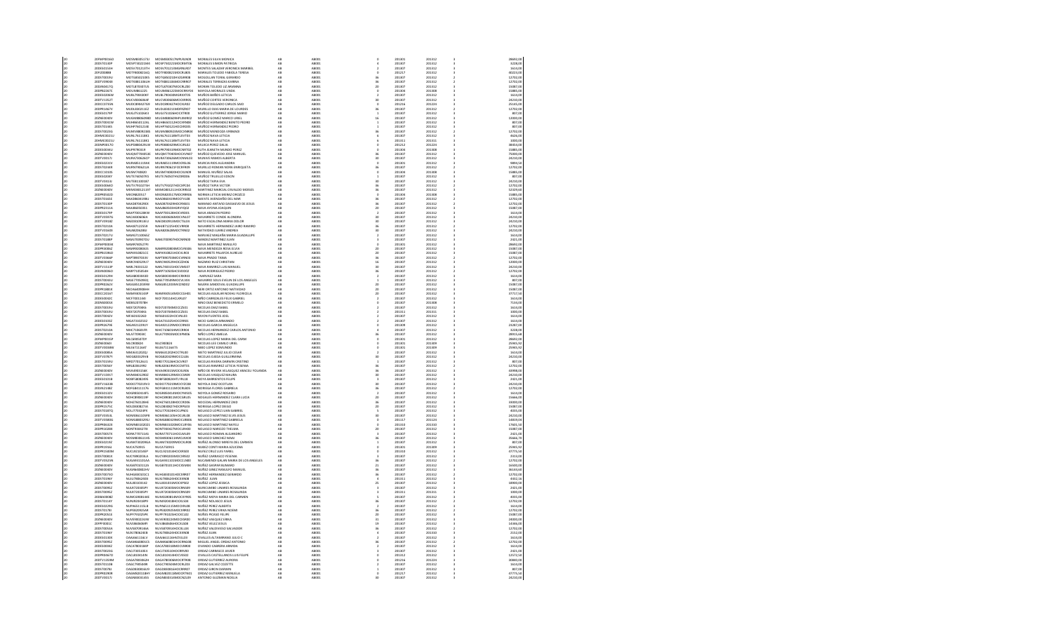| | | | | | | | | | | | |
|---|---|---|---|---|---|---|---|---|---|---|---|
| 20 | 20DPR0166O | MOSM850517SU | MOSM850517MPLRLN09 | MORALES SILVA MONICA | AB | AB001 | 0 | 201301 | 201312 | 3 | 28692,09 |
| 20 | 20DST0130P | MOSP730221M4 | MOSP730221MOCRMT06 | MORALES SIMON PATRICIA | AB | AB001 | 4 | 201307 | 201312 | 3 | 3228,00 |
| 20 | 20DES0155H | MOSV701213TH | MOSV701213MGRNLR07 | MONTES SALAZAR VERONICA MARIBEL | AB | AB001 | 2 | 201312 | 201312 | 3 | 1614,00 |
| 20 | 20FZI0008B | MOTF800821GQ | MOTF800821MOCRLB05 | MARALES TOLEDO FABIOLA TERESA | AB | AB001 | 0 | 201217 | 201312 | 3 | 40223,00 |
| 20 | 20DST0035U | MOTG680210KS | MOTG680210HOCGRR08 | MOGOLLAN TORAL GERARDO | AB | AB001 | 06 | 201307 | 201312 | 2 | 12702,00 |
| 20 | 20DTV0904X | MOTK881106LH | MOTK881106MOCRRR07 | MORALES TERRAZAS KARINA | AB | AB001 | 06 | 201307 | 201312 | 2 | 12702,00 |
| 20 | 20DIN0417Q | MOTL870307U5 | MOTL870307MOCRLZ00 | MORAN TOLEDO LIZ ARIANNA | AB | AB001 | 20 | 201307 | 201312 | 3 | 15087,00 |
| 20 | 20DPR0267C | MOUM861125 | MOUM861125MOCRNY04 | MAYOLA MORALES UNDA | AB | AB001 | 0 | 201304 | 201308 | 3 | 15885,00 |
| 20 | 20DES0206V | MUBL790430KF | MUBL790430MGRXXT05 | MUÑOS BAÑOS LETICIA | AB | AB001 | 2 | 201307 | 201312 | 3 | 1614,00 |
| 20 | 20DTV1352T | MUCV860606ST | MUCV860606MOCXRR05 | MUÑOZ CORTES VERONICA | AB | AB001 | 30 | 201307 | 201312 | 3 | 24210,00 |
| 20 | 20DCC0735N | MUDC890427 | MUDC890427HOCXLR02 | MUÑOZ DELGADO CARLOS SAID | AB | AB001 | 0 | 201216 | 201224 | 3 | 25145,00 |
| 20 | 20DPR1467V | MUDL830212 | MUDL830212MOCRRD07 | MURILLO DIAS MARIA DE LOURDES | AB | AB001 | 06 | 201307 | 201312 | 2 | 12702,00 |
| 20 | 20DES0179P | MUGJ751026 | MUGJ751026HOCXTR08 | MUÑOZ GUTIERREZ JORGE MARIO | AB | AB001 | 1 | 201307 | 201312 | 3 | 807,00 |
| 20 | 20ZNE0040V | MUGM880609 | MUGM880609MPLXMR02 | MUÑOZ GOMEZ MARCO URIEL | AB | AB001 | 16 | 201307 | 201312 | 3 | 12000,00 |
| 20 | 20DST0003W | MUHB691112 | MUHB691112HOCXRN00 | MUÑOZ HERNANDEZ BENITO PEDRO | AB | AB001 | 1 | 201307 | 201312 | 3 | 807,00 |
| 20 | 20DST0184S | MUHP760121 | MUHP760121HOCXRD05 | MUÑOZ HERNANDEZ PEDRO | AB | AB001 | 1 | 201307 | 201312 | 3 | 807,00 |
| 20 | 20DST0023G | MUMV880823 | MUMV880823MOCXNR04 | MUÑOZ MENDOZA VIRIDIANA | AB | AB001 | 06 | 201307 | 201312 | 2 | 12702,00 |
| 20 | 20HMC0021U | MUNL761118 | MUNL761118MTLXVT05 | MUÑOZ NAVA LETICIA | AB | AB001 | 6 | 201307 | 201312 | 3 | 4626,00 |
| 20 | 20HMC0021U | MUNL761118 | MUNL761118MTLXVT05 | MUÑOZ NAVA LETICIA | AB | AB001 | 6 | 201311 | 201311 | 3 | 1000,00 |
| 20 | 20DNP0017O | MUPD880425 | MUPD880425MOCJRL02 | MUJICA PEREZ DALIA | AB | AB001 | 0 | 201212 | 201224 | 3 | 38454,00 |
| 20 | 20DES0034U | MUPR780319 | MUPR780319MOCXRT02 | RUTH JEANETH MUNDO PEREZ | AB | AB001 | 0 | 201304 | 201308 | 3 | 15865,00 |
| 20 | 20ZNE0040V | MUQM770405 | MUQM770405HOCXVN07 | MUÑOZ QUEVEDO JOSE MANUEL | AB | AB001 | 06 | 201307 | 201312 | 3 | 75000,00 |
| 20 | 20DTV0017I | MURA730626 | MURA730626MOCNML00 | MUNVE RAMOS ALBERTA | AB | AB001 | 30 | 201307 | 201312 | 3 | 24210,00 |
| 20 | 20DES0231V | MURA851119 | MURA851119MOCRRL06 | MURCIA RIOS ALEJANDRA | AB | AB001 | 0 | 201301 | 201312 | 3 | 9894,56 |
| 20 | 20DST0246R | MURN780621 | MURN780621FOCRRR09 | MURILLO ROMAN NORA ENRIQUETA | AB | AB001 | 06 | 201307 | 201312 | 2 | 12702,00 |
| 20 | 20DCC1210S | MUSM740830 | MUSM740830HOCXLN08 | MANUEL MUÑOZ SALAS | AB | AB001 | 0 | 201304 | 201308 | 3 | 15865,00 |
| 20 | 20DES0204F | MUTE760507 | MUTE760507HOCXRD05 | MUÑOZ TRUJILLO EDUARDO | AB | AB001 | 1 | 201307 | 201312 | 3 | 807,00 |
| 20 | 20DTV0413U | MUTE811000 | | MUÑOZ TAPIA EVA | AB | AB001 | 30 | 201307 | 201312 | 3 | 24210,00 |
| 20 | 20DES0066D | MUTV791027 | MUTV791027HOCXPC04 | MUÑOZ TAPIA VICTOR | AB | AB001 | 06 | 201307 | 201312 | 2 | 12702,00 |
| 20 | 20ZNE0030X | MXMO801211 | MXMO801211HOCRRS02 | MARTINEZ MARCIAL OSVALDO MOISES | AB | AB001 | 06 | 201307 | 201312 | 3 | 52329,60 |
| 20 | 20DPR0540D | MXON820517 | MXON820517MOCRRR06 | NORMA LETICIA MUÑIZ OROZCO | AB | AB001 | 0 | 201304 | 201308 | 3 | 15865,00 |
| 20 | 20DST0165S | NAAD860419 | NAAD860419MOCFVL08 | NAVATE AVENDAÑO DEL MAR | AB | AB001 | 06 | 201307 | 201312 | 2 | 12702,00 |
| 20 | 20DST0130P | NAAD870429 | NAAD870429HOCRSN01 | NARVAEZ ANTONIO DIOSADO DE JESUS | AB | AB001 | 06 | 201307 | 201312 | 2 | 12702,00 |
| 20 | 20DPR2351A | NAAJ860415 | NAAJ860415HGRVYQ02 | NAVA AYONA JOAQUIN | AB | AB001 | 20 | 201307 | 201312 | 3 | 15087,00 |
| 20 | 20DES0179P | NAAP700124 | NAAP700124HOCVRD05 | NAVA ARAGON PEDRO | AB | AB001 | 2 | 201307 | 201312 | 3 | 1614,00 |
| 20 | 20DTV0597G | NACA830606 | NACA830606MOCVNL07 | NAVARRETE CONDE ALONDRA | AB | AB001 | 30 | 201307 | 201312 | 3 | 24210,00 |
| 20 | 20DTV0918Z | NAED830918 | NAED830918MOCTSL06 | NATO ESCALONA MARIA DOLOR | AB | AB001 | 30 | 201307 | 201312 | 3 | 24210,00 |
| 20 | 20DST0210X | NAHB751225 | NAHB751225HOCVRR08 | NAVARRETE HERNANDEZ JAIRO RAMIRO | AB | AB001 | 06 | 201307 | 201312 | 2 | 12702,00 |
| 20 | 20DTV0160V | NAJA820428 | NAJA820428MOCTRN02 | NATIVIDAD JUAREZ ANDREA | AB | AB001 | 30 | 201307 | 201312 | 3 | 24210,00 |
| 20 | 20DST0217U | NAMG710306 | | NARVAEZ MENDAÑA MARIA GUADALUPE | AB | AB001 | 2 | 201307 | 201312 | 3 | 1614,00 |
| 20 | 20DST0188P | NAMJ700907 | NAMJ700907HOCNRN00 | NANDEZ MARTINEZ JUAN | AB | AB001 | 3 | 201307 | 201312 | 3 | 2421,00 |
| 20 | 20HMP0038I | NAMM740527 | | NAVA MARTINEZ MANUEL | AB | AB001 | 0 | 201301 | 201312 | 3 | 28692,00 |
| 20 | 20DPR0006Z | NAMR820804 | NAMR820804MOCVNS06 | NAVA MENDOZA ROSA ELVIA | AB | AB001 | 20 | 201307 | 201312 | 3 | 15087,00 |
| 20 | 20DPR0546D | NAPA910821 | NAPA910821HOCVLR02 | NAVARRETE PALAFOX AURELIO | AB | AB001 | 20 | 201307 | 201312 | 3 | 15087,00 |
| 20 | 20DTV0366P | NAPT890703 | NAPT890703HOCVRN03 | NAVA PRADO TANIA | AB | AB001 | 06 | 201307 | 201312 | 2 | 12702,00 |
| 20 | 20ZNE0040V | NARC940529 | NARC940529HOCZHD06 | NAZARIO RUIZ CHRISTIAN | AB | AB001 | 16 | 201307 | 201312 | 3 | 12000,00 |
| 20 | 20DTV1513P | NARL740115 | NARL740115HOCVMS07 | NAVA RAMIREZ LUIS MANUEL | AB | AB001 | 30 | 201307 | 201312 | 3 | 24210,00 |
| 20 | 20DJN0006O | NARP720605 | NARP720605HOCVDD02 | NAVA RODRIGUEZ PEDRO | AB | AB001 | 06 | 201307 | 201312 | 2 | 12702,00 |
| 20 | 20DES0129H | NASA830403 | NASA830403MOCXXR03 | ,NARVAEZ SARA | AB | AB001 | 2 | 201307 | 201312 | 3 | 1614,00 |
| 20 | 20DST0026U | NASJ770509 | NASJ770509HOCVLX04 | NAVARRO SOLIS JULIAN DE LOS ANGELES | AB | AB001 | 1 | 201307 | 201312 | 3 | 807,00 |
| 20 | 20DPR0262C | NASM512030 | NASM512030MOZNID02 | NAVARRA MARIA GUADALUPE | AB | AB001 | 20 | 201307 | 201312 | 3 | 15087,00 |
| 20 | 20DPR1881K | NEOA640908 | | NERI ORTIZ ANTONIO NATIVIDAD | AB | AB001 | 20 | 201307 | 201312 | 3 | 15087,00 |
| 20 | 20DCC2016T | NIAF690514 | NIAF690514MOCCGH01 | NICOLAS AGUILAR NOEHLI FLORICELA | AB | AB001 | 20 | 201307 | 201312 | 3 | 37717,50 |
| 20 | 20DES0032C | NICF701114 | NICF701114HOCXRL07 | NIÑO CARRIZALES FELIX GABRIEL | AB | AB001 | 2 | 201307 | 201312 | 3 | 1614,00 |
| 20 | 20DAI0001X | NIDB | | NINO DIAZ BENEDICTO ERMILO | AB | AB001 | 0 | 201307 | 201308 | 3 | 7134,00 |
| 20 | 20DST0019U | NIDI720708 | NIDI720708MOCCZS01 | NICOLAS DIAZ ISABEL | AB | AB001 | 2 | 201307 | 201312 | 3 | 1614,00 |
| 20 | 20DST0019U | NIDI720708 | NIDI720708MOCCZS01 | NICOLAS DIAZ ISABEL | AB | AB001 | 2 | 201311 | 201312 | 3 | 1000,00 |
| 20 | 20DST0042V | NIFJ610226 | NIFJ610226HOCVNL05 | NEVON FUENTES JOEL | AB | AB001 | 2 | 201307 | 201312 | 3 | 1614,00 |
| 20 | 20DES0103Z | NIGA731025 | NIGA731025HOCCRR01 | NICIO GARCIA ARMANDO | AB | AB001 | 2 | 201307 | 201312 | 3 | 1614,00 |
| 20 | 20DPR2679E | NIGA911229 | NIGA911229MOCCRN03 | NICOLAS GARCIA ANGELICA | AB | AB001 | 0 | 201309 | 201312 | 3 | 23287,00 |
| 20 | 20DST0210A | NIHC730601 | NIHC730601HMCCRR08 | NICOLAS HERNANDEZ CARLOS ANTONIO | AB | AB001 | 4 | 201307 | 201312 | 3 | 3228,00 |
| 20 | 20ZNE0040V | NILA770909 | NILA770909MOCXPM06 | NIÑO LOPEZ AMELIA | AB | AB001 | 06 | 201307 | 201312 | 3 | 28915,68 |
| 20 | 20FMP0015P | NILC680407 | | NICOLAS LOPEZ MARIA DEL CARMEN | AB | AB001 | 0 | 201301 | 201312 | 3 | 28692,00 |
| 20 | 20ZNE0006I | NILC908824 | NILC908824 | NICOLAS LUZ CAMILO URIEL | AB | AB001 | 0 | 201301 | 201309 | 3 | 25945,92 |
| 20 | 20DTV0038M | NILE711164 | NILE711164 | NIÑO LOPEZ EDMUNDO | AB | AB001 | 0 | 201301 | 201309 | 3 | 25945,92 |
| 20 | 20DES0085A | NIMJ621202 | NIMJ621202HOCTRL00 | NIETO MARTINEZ JULIO CESAR | AB | AB001 | 2 | 201307 | 201312 | 3 | 1614,00 |
| 20 | 20DTV0787Y | NIOG820329 | NIOG820329MOCCLL06 | NICOLAS OJEDA GUILLERMINA | AB | AB001 | 30 | 201307 | 201312 | 3 | 24210,00 |
| 20 | 20DST0158U | NIRD770126 | NIRD770126HOCSCV07 | NICOLAS RIVERA DARWIN CRISTINO | AB | AB001 | 1 | 201307 | 201312 | 3 | 807,00 |
| 20 | 20DST0056Y | NIRL820619 | NIRL820619MOCCMT01 | NICOLAS RAMIREZ LETICIA YESENIA | AB | AB001 | 06 | 201307 | 201312 | 2 | 12702,00 |
| 20 | 20ZNE0030V | NIVA490515 | NIVA490515MOCXLR06 | NIÑO DE RIVERA VELASQUEZ ARACELI YOLANDA | AB | AB001 | 06 | 201307 | 201312 | 3 | 63998,00 |
| 20 | 20DTV1391T | NIVM800129 | NIVM800129MOCCSR09 | NICOLAS VASQUEZ MAURA | AB | AB001 | 30 | 201307 | 201312 | 3 | 24210,00 |
| 20 | 20DES0101B | NOBF680820 | NOBF680820HTLYRL18 | NOYA BARRIENTOS FELIPE | AB | AB001 | 3 | 201307 | 201312 | 3 | 2421,00 |
| 20 | 20DTV1664B | NODO770219 | NODO770219MOCYZC06 | NOYOLA DIAZ OCOTLAN | AB | AB001 | 30 | 201307 | 201312 | 3 | 24210,00 |
| 20 | 20DST0128Z | NOFG811111 | NOFG811111MOCRLB05 | NORIEGA FLORES GABRIELA | AB | AB001 | 06 | 201307 | 201312 | 2 | 12702,00 |
| 20 | 20DES0102V | NOGR850405 | NOGR850405MOCYMS05 | NOYOLA GOMEZ ROSARIO | AB | AB001 | 2 | 201307 | 201312 | 3 | 1614,00 |
| 20 | 20DPR0028V | NOHC800218 | NOHC800218MOCCRL05 | NOGALES HERNANDEZ CLARA LUCIA | AB | AB001 | 20 | 201307 | 201312 | 3 | 15866,00 |
| 20 | 20ZNE0040V | NOHZ760128 | NOHZ760128HOCCRD06 | NOGUEL HERNANDEZ ZAID | AB | AB001 | 06 | 201307 | 201312 | 3 | 33000,00 |
| 20 | 20DPR1375C | NOLE800827 | NOLE800827HOCRPS03 | NORIEGA LOPEZ ESEQUI | AB | AB001 | 20 | 201307 | 201312 | 3 | 15087,00 |
| 20 | 20DST0187Q | NOLG770304 | NOLG770304HOCLPB01 | NOLASCO LOPEZ JUAN GABRIEL | AB | AB001 | 5 | 201307 | 201312 | 3 | 4035,00 |
| 20 | 20DTV0581L | NOME861105 | NOME861105HOCLRL05 | NOLASCO MARTINEZ ELVIS JESUS | AB | AB001 | 30 | 201307 | 201312 | 3 | 24210,00 |
| 20 | 20DTV0680G | NOMG840229 | NOMG840229MOCLRB06 | NOLASCO MARTINEZ GABRIELA | AB | AB001 | 0 | 201117 | 201124 | 3 | 14819,04 |
| 20 | 20DPR0462X | NOMN831020 | NOMN831020MOCLRY06 | NOLASCO MARTINEZ NAYELI | AB | AB001 | 0 | 201110 | 201112 | 3 | 17661,50 |
| 20 | 20DPR1608O | NONT840427 | NONT840427MOCLRH00 | NOLASCO NARCIZO THELMA | AB | AB001 | 20 | 201307 | 201312 | 3 | 15087,00 |
| 20 | 20DST0057X | NORA770714 | NORA770714HOCLML09 | NOLASCO ROMAN ALEJANDRO | AB | AB001 | 3 | 201307 | 201312 | 3 | 2421,00 |
| 20 | 20ZNE0030V | NOSM800615 | NOSM800615MOCLNX00 | NOLASCO SANCHEZ MAXI | AB | AB001 | 06 | 201307 | 201312 | 3 | 35666,79 |
| 20 | 20DES0216Z | NUAM730209 | NUAM730209MOCXLR08 | NUÑEZ ALONSO MIREYA DEL CARMEN | AB | AB001 | 1 | 201307 | 201312 | 3 | 807,00 |
| 20 | 20DPR2016I | NUCA750915 | NUCA750915 | NUÑEZ CONTI MARIA AZUCENA | AB | AB001 | 0 | 201301 | 201309 | 3 | 25945,92 |
| 20 | 20DPR1508M | NUCJ810510 | NUCJ810510HOCXXS00 | NUÑEZ CRUZ JOSE | AB | AB001 | 0 | 201310 | 201312 | 3 | 47775,50 |
| 20 | 20DST0081X | NUCY890203 | NUCY890203MOCXRS02 | NUÑEZ CARRASCO YESENIA | AB | AB001 | 3 | 201307 | 201312 | 3 | 2313,00 |
| 20 | 20DTV0325N | NUGM811015 | NUGM811015MOCCLN00 | NUCAMENDI GALAN MARIA DE LOS ANGELES | AB | AB001 | 06 | 201307 | 201312 | 2 | 12702,00 |
| 20 | 20ZNE0030V | NUGB701011 | NUGB701011HOCXSM04 | NUÑEZ GASPAR BUMARO | AB | AB001 | 21 | 201307 | 201312 | 3 | 16000,00 |
| 20 | 20ZNE0030V | NUGR860823 | | NUÑEZ GINEZ RANULFO MANUEL | AB | AB001 | 06 | 201307 | 201312 | 3 | 36144,60 |
| 20 | 20DST0073O | NUHG810310 | NUHG810310HOCXRR07 | NUÑEZ HERNANDEZ GERARDO | AB | AB001 | 06 | 201307 | 201312 | 2 | 12702,00 |
| 20 | 20DST0196Y | NUXJ780624 | NUXJ780624HOCXXN08 | NUÑEZ JUAN | AB | AB001 | 4 | 201311 | 201312 | 3 | 4432,16 |
| 20 | 20ZNE0030V | NULJ810314 | NULJ810314MOCXPS02 | NUÑEZ LOPEZ JESSICA | AB | AB001 | 25 | 201307 | 201312 | 3 | 18900,00 |
| 20 | 20DST0095Z | NULR720305 | NULR720305MOCRNS09 | NURICUMBO LINARES ROSALINDA | AB | AB001 | 3 | 201307 | 201312 | 3 | 2421,00 |
| 20 | 20DST0095Z | NULR720305 | NULR720305MOCRNS09 | NURICUMBO LINARES ROSALINDA | AB | AB001 | 3 | 201311 | 201311 | 3 | 1000,00 |
| 20 | 20ADG0038Z | NUMC680814 | NUMC680814MOCXYR05 | NUÑEZ MOYA MARIA DEL CARMEN | AB | AB001 | 5 | 201307 | 201312 | 3 | 4035,00 |
| 20 | 20DST0114Y | NUNJ810324 | NUNJ810324HOCXLS08 | NUÑEZ NOLASCO JESUS | AB | AB001 | 06 | 201307 | 201312 | 2 | 12702,00 |
| 20 | 20DES0229S | NUPA611115 | NUPA611115HOCXRL08 | NUÑEZ PEREZ ALBERTO | AB | AB001 | 2 | 201307 | 201312 | 3 | 1614,00 |
| 20 | 20DST0178I | NUPE820923 | NUPE820923HOCXRN02 | NUÑEZ PEREZ ERIKA NOEMI | AB | AB001 | 06 | 201307 | 201312 | 2 | 12702,00 |
| 20 | 20DPR2051S | NUPF791025 | NUPF791025HOCXSL02 | NUÑES PICASO FELIPE | AB | AB001 | 20 | 201307 | 201312 | 3 | 15087,00 |
| 20 | 20ZNE0040V | NUVE860224 | NUVE860224MOCXSR00 | NUÑEZ VASQUEZ ERIKA | AB | AB001 | 31 | 201307 | 201312 | 3 | 24000,00 |
| 20 | 20FPF0001C | NUVJ860606 | NUVJ860606HOCXLS08 | NUÑEZ VELEZ JESUS | AB | AB001 | 19 | 201307 | 201312 | 3 | 14346,00 |
| 20 | 20DST0034A | NUVS870916 | NUVS870916HOCXLL04 | NUÑEZ VALDIVIESO SALVADOR | AB | AB001 | 06 | 201307 | 201312 | 2 | 12702,00 |
| 20 | 20DST0196Y | NUXJ780624 | NUXJ780624HOCXXN08 | NUÑEZ JUAN | AB | AB001 | 4 | 201307 | 201312 | 3 | 2152,00 |
| 20 | 20DES0110K | OAAJ611163 | OAAJ611163HOCVLL02 | OVALLES ALTAMIRANO JULIO C | AB | AB001 | 2 | 201307 | 201312 | 3 | 1614,00 |
| 20 | 20DST0095Z | OAAM640815 | OAAM640815HOCRNG08 | MIGUEL ANGEL ORDAZ ANTONIO | AB | AB001 | 06 | 201307 | 201312 | 2 | 12702,00 |
| 20 | 20DES0004Z | OACA780318 | OACA780318MOCVBR08 | OVANDO CABRERA ARAIDA | AB | AB001 | 2 | 201307 | 201312 | 3 | 1614,00 |
| 20 | 20DST0023G | OACJ730510 | OACJ730510HOCRRV00 | ORDAZ CARRASCO JAVIER | AB | AB001 | 3 | 201307 | 201312 | 3 | 2421,00 |
| 20 | 20DPR0467O | OACL810419 | OACL810419HOCVSS02 | OVALLES CASTELLANOS LUIS FELIPE | AB | AB001 | 0 | 201312 | 201312 | 3 | 12572,50 |
| 20 | 20DTV1593R | OAGA780306 | OAGA780306MOCRTR08 | ORDAZ GUTIERREZ AURORA | AB | AB001 | 0 | 201216 | 201224 | 3 | 30863,00 |
| 20 | 20DST0218B | OAGC780509 | OAGC780509MOCRLZ03 | ORDAZ GALVEZ COZETTE | AB | AB001 | 2 | 201307 | 201312 | 3 | 1614,00 |
| 20 | 20DST0078J | OAGD830816 | OAGD830816HOCRRR07 | ORDAZ GIRON DARWIN | AB | AB001 | 1 | 201307 | 201312 | 3 | 807,00 |
| 20 | 20DPR0290R | OAGM820118 | OAGM820118MOCRTN01 | ORDAZ GUTIERREZ MANUELA | AB | AB001 | 0 | 201217 | 201312 | 3 | 47775,50 |
| 20 | 20DTV0017I | OAGN800415 | OAGN800415MOCRZL09 | ANTONIO GUZMAN NOELIA | AB | AB001 | 30 | 201307 | 201312 | 3 | 24210,00 |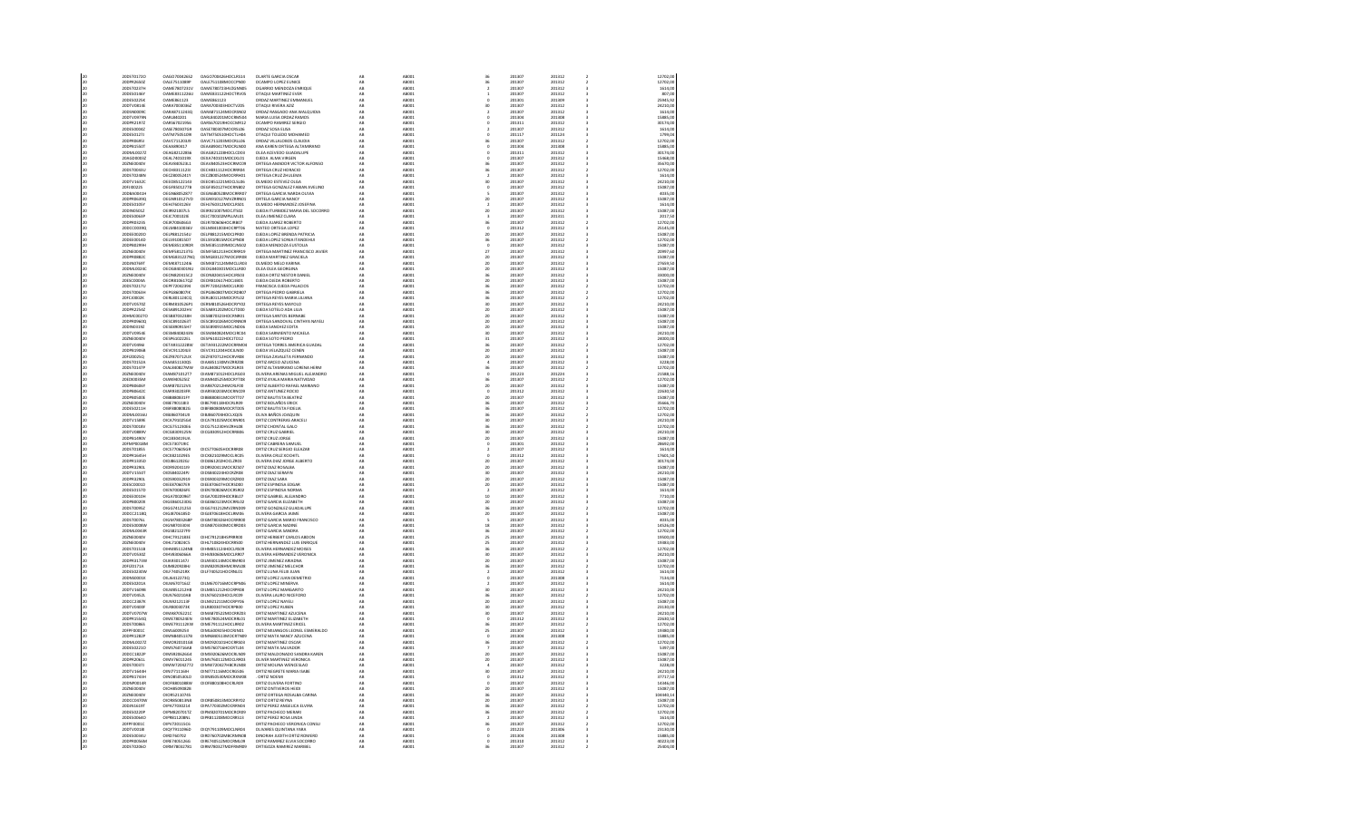| | | | | | | | | | | |
|---|---|---|---|---|---|---|---|---|---|---|
| 20 | DOGO700426 | DOGO700426HOCLRS14 | DUARTE GARCIA OSCAR | AB | AB001 | 36 | 201307 | 201312 | 2 | 12702.00 |
| 20 | OOLE751108 | OOLE751108MOCCPN06 | OCAMPO LOPEZ EUNICE | AB | AB001 | 36 | 201307 | 201312 | 2 | 12702.00 |
| 20 | OOME780721 | OOME780721HOCLNN05 | OLGUIN MENDOZA ENRIQUE | AB | AB001 | 2 | 201307 | 201312 | 3 | 1614.00 |
| 20 | OAME830112 | OAME830112HOCTRV05 | OTAQUE MARTINEZ EVER | AB | AB001 | 1 | 201307 | 201312 | 3 | 807.00 |
| 20 | OAME861123 | OAME861123 | ORDAZ MARTINEZ EMMANUEL | AB | AB001 | 0 | 201301 | 201309 | 3 | 25965.92 |
| 20 | OARA780306 | OARA780306HOCTVZ05 | OTAQUE RIVERA AZIZ | AB | AB001 | 30 | 201307 | 201312 | 3 | 24210.00 |
| 20 | OARA871124 | OARA871124MOCRMN02 | ORDAZ RAMIREZ ANA WALQUIDIA | AB | AB001 | 2 | 201307 | 201312 | 3 | 1614.00 |
| 20 | OARL860201 | OARL860201MOCRMS04 | MARIA LUISA ORDAZ RAMOS | AB | AB001 | 0 | 201304 | 201308 | 3 | 15885.09 |
| 20 | OARS670219 | OARS670219HOCCMR12 | OCAMPO RAMIREZ SERGIO | AB | AB001 | 0 | 201311 | 201312 | 3 | 30174.00 |
| 20 | OASE780307 | OASE780307MOCRSL06 | ORDAZ SOSA ELISA | AB | AB001 | 2 | 201307 | 201312 | 3 | 1614.00 |
| 20 | OATM750510 | OATM750510HOCTLH08 | OTAQUE TOLEDO MOHAMED | AB | AB001 | 0 | 201117 | 201124 | 3 | 1799.04 |
| 20 | OAVC711203 | OAVC711203MOCRLL06 | ORDAZ VILLALOBOS CLAUDIA | AB | AB001 | 36 | 201307 | 201312 | 2 | 12702.00 |
| 20 | OEAA890417 | OEAA890417MOCRLN00 | ANA KAREN ORTEGA ALTAMIRANO | AB | AB001 | 0 | 201304 | 201308 | 3 | 15885.09 |
| 20 | OEAG821228 | OEAG821228HOCLCD03 | OLEA ACEVEDO GUADALUPE | AB | AB001 | 0 | 201311 | 201312 | 3 | 30174.00 |
| 20 | OEAL740319 | OEAL740319MOCJLL01 | OJEDA ALMA LIRIAN | AB | AB001 | 0 | 201307 | 201312 | 3 | 15868.00 |
| 20 | OEAV850523 | OEAV850523HOCRML09 | ORTEGA AMADOR VICTOR ALFONSO | AB | AB001 | 36 | 201307 | 201312 | 3 | 35670.00 |
| 20 | OECH831123 | OECH831123HOCRRR04 | ORTEGA CRUZ HORACIO | AB | AB001 | 36 | 201307 | 201312 | 2 | 12702.00 |
| 20 | OECZ800524 | OECZ800524MOCRRH01 | ORTEGA CRUZ ZHULEMA | AB | AB001 | 2 | 201307 | 201312 | 3 | 1614.00 |
| 20 | OEEO851221 | OEEO851221MOCLSL06 | OLMEDO ESTEVEZ OLGA | AB | AB001 | 30 | 201307 | 201312 | 3 | 24210.00 |
| 20 | OEGF850127 | OEGF850127HOCRNB02 | ORTEGA GONZALEZ FABIAN AVELINO | AB | AB001 | 0 | 201307 | 201312 | 3 | 15087.00 |
| 20 | OEGN880529 | OEGN880529MOCRRR07 | ORTEGA GARCIA NARDA OLIVIA | AB | AB001 | 5 | 201307 | 201312 | 3 | 4035.00 |
| 20 | OEGN910127 | OEGN910127MOCRRN01 | ORTEGA GARCIA NANCY | AB | AB001 | 20 | 201307 | 201312 | 3 | 15087.00 |
| 20 | OEHJ760125 | OEHJ760125MOCLRS02 | OLMEDO HERNANDEZ JOSEFINA | AB | AB001 | 2 | 201307 | 201312 | 3 | 1614.00 |
| 20 | OEIR821007 | OEIR821007MOCJTS02 | OJEDA ITURBIDEZ MARIA DEL SOCORRO | AB | AB001 | 20 | 201307 | 201312 | 3 | 15087.00 |
| 20 | OEJC780103 | OEJC780103MPLLML01 | OLEA JIMENEZ CLARA | AB | AB001 | 3 | 201307 | 201311 | 3 | 2017.50 |
| 20 | OEJR780604 | OEJR780604HOCRMB07 | ORTEGA JUAREZ ROBERTO | AB | AB001 | 36 | 201307 | 201312 | 2 | 12702.00 |
| 20 | OELM610030 | OELM610030HOCSPT09 | MATEO ORTEGA LOPEZ | AB | AB001 | 0 | 201312 | 201312 | 3 | 25165.00 |
| 20 | OELP881215 | OELP881215MOCJRR01 | OJEDA LOPEZ BRENDA PATRICIA | AB | AB001 | 20 | 201307 | 201312 | 3 | 15087.00 |
| 20 | OELS910815 | OELS910815MOCJPN08 | OJEDA LOPEZ SONIA ITANDEHUI | AB | AB001 | 36 | 201307 | 201312 | 2 | 12702.00 |
| 20 | OEME851109 | OEME851109MOCJNS02 | OJEDA MENDOZA EUSTOLIA | AB | AB001 | 0 | 201307 | 201312 | 3 | 15087.00 |
| 20 | OEMF641210 | OEMF641210HOCRRR09 | ORTEGA MARTINEZ FRANCISCO JAVIER | AB | AB001 | 27 | 201307 | 201312 | 3 | 20997.60 |
| 20 | OEMG811227 | OEMG811227MOCJRR08 | OJEDA MARTINEZ GRACIELA | AB | AB001 | 20 | 201307 | 201312 | 3 | 15087.00 |
| 20 | OEMK871124 | OEMK871124MOCLLR03 | OLMEDO MELO KARINA | AB | AB001 | 20 | 201307 | 201312 | 3 | 27659.50 |
| 20 | OEOG840301 | OEOG840301MOCLLR00 | OLEA OLEA GEORGINA | AB | AB001 | 20 | 201307 | 201312 | 3 | 15087.00 |
| 20 | OEON820415 | OEON820415HOCJRS03 | OJEDA ORTIZ NESTOR DANIEL | AB | AB001 | 36 | 201307 | 201312 | 3 | 33000.00 |
| 20 | OEOR830617 | OEOR830617HOCJJB01 | OJEDA OJEDA ROBERTO | AB | AB001 | 20 | 201307 | 201312 | 3 | 15087.00 |
| 20 | OEPF720623 | OEPF720623MOCJLR00 | FRANCISCA OJEDA PALACIOS | AB | AB001 | 36 | 201307 | 201312 | 2 | 12702.00 |
| 20 | OEPG860831 | OEPG860831MOCRDB07 | ORTEGA PEDRO GABRIELA | AB | AB001 | 36 | 201307 | 201312 | 2 | 12702.00 |
| 20 | OERL801122 | OERL801122MOCRYL02 | ORTEGA REYES MARIA LILIANA | AB | AB001 | 36 | 201307 | 201312 | 2 | 12702.00 |
| 20 | OERM810526 | OERM810526HOCRYF02 | ORTEGA REYES MAFOLO | AB | AB001 | 30 | 201307 | 201312 | 3 | 24210.00 |
| 20 | OESA891203 | OESA891203MOCJTD00 | OJEDA SOTELO ADA LILIA | AB | AB001 | 20 | 201307 | 201312 | 3 | 15087.00 |
| 20 | OESB781208 | OESB781208HOCRNR01 | ORTEGA SANTOS BERNABE | AB | AB001 | 20 | 201307 | 201312 | 3 | 15087.00 |
| 20 | OESC891026 | OESC891026MOCRNN09 | ORTEGA SANDOVAL CINTHYA NAYELI | AB | AB001 | 20 | 201307 | 201312 | 3 | 15087.00 |
| 20 | OESE890516 | OESE890516MOCJND06 | OJEDA SANCHEZ EDITA | AB | AB001 | 20 | 201307 | 201312 | 3 | 15087.00 |
| 20 | OESM880824 | OESM880824MOCJRC04 | OJEDA SARMIENTO MICAELA | AB | AB001 | 30 | 201307 | 201312 | 3 | 24210.00 |
| 20 | OESP610221 | OESP610221HOCJTD12 | OJEDA SOTO PEDRO | AB | AB001 | 31 | 201307 | 201312 | 3 | 24000.00 |
| 20 | OETA910224 | OETA910224MOCRRM09 | ORTEGA TORRES AMERICA GUADAL | AB | AB001 | 36 | 201307 | 201312 | 2 | 12702.00 |
| 20 | OEVC911206 | OEVC911206HOCJLN00 | OJEDA VELAZQUEZ CENEN | AB | AB001 | 20 | 201307 | 201312 | 3 | 15087.00 |
| 20 | OEZF870712 | OEZF870712HOCRVR08 | ORTEGA ZAVALETA FERNANDO | AB | AB001 | 20 | 201307 | 201312 | 3 | 15087.00 |
| 20 | OIAA851130 | OIAA851130MOCRRZ08 | ORTIZ ARROYO AZUCENA | AB | AB001 | 4 | 201307 | 201312 | 3 | 3228.00 |
| 20 | OIAL860827 | OIAL860827MOCRLR01 | ORTIZ ALTAMIRANO LORENA HERM | AB | AB001 | 36 | 201307 | 201312 | 2 | 12702.00 |
| 20 | OIAM870129 | OIAM870129HOCLRG04 | OLIVERA ARENAS MIGUEL ALEJANDRO | AB | AB001 | 0 | 201223 | 201224 | 3 | 21588.16 |
| 20 | OIAN880625 | OIAN880625MOCRYT00 | ORTIZ AYALA MARIA NATIVIDAD | AB | AB001 | 36 | 201307 | 201312 | 2 | 12702.00 |
| 20 | OIAR870215 | OIAR870215HOCRLF00 | ORTIZ ALBERTO RAFAEL MARIANO | AB | AB001 | 20 | 201307 | 201312 | 3 | 15087.00 |
| 20 | OIAR850208 | OIAR850208MOCRNC09 | ORTIZ ANTUNEZ ROCIO | AB | AB001 | 0 | 201312 | 201312 | 3 | 22630.50 |
| 20 | OIBB880831 | OIBB880831MOCRTT07 | ORTIZ BAUTISTA BEATRIZ | AB | AB001 | 20 | 201307 | 201312 | 3 | 15087.00 |
| 20 | OIBE790118 | OIBE790118HOCRLR09 | ORTIZ BOLAÑOS EROS | AB | AB001 | 36 | 201307 | 201312 | 3 | 35666.79 |
| 20 | OIBF880820 | OIBF880820MOCRTD05 | ORTIZ BAUTISTA FIDELIA | AB | AB001 | 36 | 201307 | 201312 | 2 | 12702.00 |
| 20 | OIBJ860709 | OIBJ860709HOCLXQ05 | OLIVA BAÑOS JOAQUIN | AB | AB001 | 36 | 201307 | 201312 | 2 | 12702.00 |
| 20 | OICA790325 | OICA790325MOCRNR01 | ORTIZ CONTRERAS ARACELI | AB | AB001 | 30 | 201307 | 201312 | 3 | 24210.00 |
| 20 | OICG751230 | OICG751230HOCRHL08 | ORTIZ CHONTAL GALO | AB | AB001 | 36 | 201307 | 201312 | 2 | 12702.00 |
| 20 | OICG830912 | OICG830912HOCRRB06 | ORTIZ CRUZ GABRIEL | AB | AB001 | 30 | 201307 | 201312 | 3 | 24210.00 |
| 20 | OICJ820519 | | ORTIZ CRUZ JORGE | AB | AB001 | 20 | 201307 | 201312 | 3 | 15087.00 |
| 20 | OICS730705 | | ORTIZ CISNEROS SAMUEL | AB | AB001 | 0 | 201305 | 201312 | 3 | 28692.00 |
| 20 | OICS770605 | OICS770605HOCRRR08 | ORTIZ CRUZ SERGIO ELEAZAR | AB | AB001 | 2 | 201307 | 201312 | 3 | 1614.00 |
| 20 | OICX821029 | OICX821029MOCLRC05 | OLIVERA CRUZ XOCHITL | AB | AB001 | 0 | 201312 | 201312 | 3 | 17605.50 |
| 20 | OIDJ820402 | OIDJ820402HOCLZR03 | OLIVERA DIAZ JORGE ALBERTO | AB | AB001 | 0 | 201311 | 201312 | 3 | 30174.00 |
| 20 | OIDR820411 | OIDR820411MOCRZS07 | ORTIZ DIAZ ROSALBA | AB | AB001 | 20 | 201307 | 201312 | 3 | 15087.00 |
| 20 | OIDS840224 | OIDS840224HOCRZR00 | ORTIZ DIAZ SERAFIN | AB | AB001 | 30 | 201307 | 201312 | 3 | 24210.00 |
| 20 | OIDS830229 | OIDS830229MOCRZR03 | ORTIZ DIAZ SARA | AB | AB001 | 20 | 201307 | 201312 | 3 | 15087.00 |
| 20 | OIEE870607 | OIEE870607HOCRSD00 | ORTIZ ESPINOSA EDGAR | AB | AB001 | 20 | 201307 | 201312 | 3 | 15087.00 |
| 20 | OIEN700828 | OIEN700828MOCRSR02 | ORTIZ ESPINOSA NORMA | AB | AB001 | 2 | 201307 | 201312 | 3 | 1614.00 |
| 20 | OIGA700206 | OIGA700206HOCRBL07 | ORTIZ GABRIEL ALEJANDRO | AB | AB001 | 10 | 201307 | 201312 | 3 | 7710.00 |
| 20 | OIGE861230 | OIGE861230MOCRRL02 | ORTIZ GARCIA ELIZABETH | AB | AB001 | 20 | 201307 | 201312 | 3 | 15087.00 |
| 20 | OIGG741215 | OIGG741215MVZRND09 | ORTIZ GONZALEZ GUADALUPE | AB | AB001 | 36 | 201307 | 201312 | 2 | 12702.00 |
| 20 | OIGJ870630 | OIGJ870630HOCLRM06 | OLIVERA GARCIA JAIME | AB | AB001 | 20 | 201307 | 201312 | 3 | 15087.00 |
| 20 | OIGM740526 | OIGM740526HOCRRR08 | ORTIZ GARCIA MARCO FRANCISCO | AB | AB001 | 5 | 201307 | 201312 | 3 | 4035.00 |
| 20 | OIGN870330 | OIGN870330MOCRRD03 | ORTIZ GARCIA NADINE | AB | AB001 | 18 | 201307 | 201312 | 3 | 14526.00 |
| 20 | OIGS821227 | | ORTIZ GARCIA SANDRA | AB | AB001 | 36 | 201307 | 201312 | 2 | 12702.00 |
| 20 | OIHC791218 | OIHC791218HPRRRR08 | ORTIZ HERBERT CARLOS ABDON | AB | AB001 | 25 | 201307 | 201312 | 3 | 19500.00 |
| 20 | OIHL710820 | OIHL710820HOCRRS00 | ORTIZ HERNANDEZ LUIS ENRIQUE | AB | AB001 | 25 | 201307 | 201312 | 3 | 19383.00 |
| 20 | OIHM851124 | OIHM851124HOCLRS09 | OLIVERA HERNANDEZ MOISES | AB | AB001 | 36 | 201307 | 201312 | 2 | 12702.00 |
| 20 | OIHV830606 | OIHV830606MOCLRR07 | OLIVERA HERNANDEZ VERONICA | AB | AB001 | 30 | 201307 | 201312 | 3 | 24210.00 |
| 20 | OIJA831107 | OIJA831107MOCRMR03 | ORTIZ JIMENEZ ARIADNA | AB | AB001 | 20 | 201307 | 201312 | 3 | 15087.00 |
| 20 | OIJM820908 | OIJM820908HMCRML08 | ORTIZ JIMENEZ MELCHOR | AB | AB001 | 36 | 201307 | 201312 | 2 | 12702.00 |
| 20 | OILF740519 | OILF740519HOCRNL01 | ORTIZ LUNA FELIX JUAN | AB | AB001 | 2 | 201307 | 201312 | 3 | 1614.00 |
| 20 | OILJ641227 | | ORTIZ LOPEZ JUAN DEMETRIO | AB | AB001 | 0 | 201307 | 201308 | 3 | 7116.00 |
| 20 | OILM670716 | OILM670716MOCRPN06 | ORTIZ LOPEZ MINERVA | AB | AB001 | 2 | 201307 | 201312 | 3 | 1614.00 |
| 20 | OILM851213 | OILM851213HOCRPR08 | ORTIZ LOPEZ MARGARITO | AB | AB001 | 30 | 201307 | 201312 | 3 | 24210.00 |
| 20 | OILN760210 | OILN760210HOCLRS09 | OLIVERA LAURO NOEFORO | AB | AB001 | 36 | 201307 | 201312 | 2 | 12702.00 |
| 20 | OILN921211 | OILN921211MOCRPY06 | ORTIZ LOPEZ NAYELI | AB | AB001 | 20 | 201307 | 201312 | 3 | 15087.00 |
| 20 | OILR800307 | OILR800307HOCRPB00 | ORTIZ LOPEZ RUBEN | AB | AB001 | 30 | 201307 | 201312 | 3 | 24141.00 |
| 20 | OIMA870521 | OIMA870521MOCRRZ03 | ORTIZ MARTINEZ AZUCENA | AB | AB001 | 30 | 201307 | 201312 | 3 | 24210.00 |
| 20 | OIME780524 | OIME780524MOCRRL01 | ORTIZ MARTINEZ ELIZABETH | AB | AB001 | 0 | 201312 | 201312 | 3 | 22630.50 |
| 20 | OIME791112 | OIME791112HOCLRR02 | OLIVERA MARTINEZ ERIZEL | AB | AB001 | 36 | 201307 | 201312 | 2 | 12702.00 |
| 20 | OIML840925 | OIML840925HOCRNS01 | ORTIZ MUNGUÍA LEONEL ESMERALDO | AB | AB001 | 25 | 201307 | 201312 | 3 | 19383.00 |
| 20 | OIMN850513 | OIMN850513MOCRTB09 | ORTIZ MATA NANCY AZUCENA | AB | AB001 | 0 | 201304 | 201308 | 3 | 15885.00 |
| 20 | OIMO920214 | OIMO920214HOCRRS04 | ORTIZ MARTINEZ OSCAR | AB | AB001 | 36 | 201307 | 201312 | 2 | 12702.00 |
| 20 | OIMS760716 | OIMS760716HOCRTL06 | ORTIZ MATA SALVADOR | AB | AB001 | 7 | 201307 | 201312 | 3 | 5397.28 |
| 20 | OIMS820626 | OIMS820626MOCRLN09 | ORTIZ MALDONADO SANDRA KAREN | AB | AB001 | 20 | 201307 | 201312 | 3 | 15087.00 |
| 20 | OIMV760123 | OIMV760123MOCLRR08 | OLIVER MARTINEZ VERONICA | AB | AB001 | 20 | 201307 | 201312 | 3 | 15087.00 |
| 20 | OIMW720427 | OIMW720427HOCRLN08 | ORTIZ MOLINA WENCESLAO | AB | AB001 | 4 | 201307 | 201312 | 3 | 3228.00 |
| 20 | OINI771116 | OINI771116MOCRGS05 | ORTIZ NEGRETE MARIA ISABE | AB | AB001 | 30 | 201307 | 201312 | 3 | 24210.00 |
| 20 | OINO850510 | OINO850510MOCRXM08 | ORTIZ NOEMI | AB | AB001 | 0 | 201312 | 201312 | 3 | 37717.50 |
| 20 | OIOF880108 | OIOF880108HOCLRR09 | ORTIZ OLIVERA FORTINO | AB | AB001 | 0 | 201307 | 201312 | 3 | 14466.00 |
| 20 | OIOH850908 | | ORTIZ ONTIVEROS HEIDI | AB | AB001 | 20 | 201307 | 201312 | 3 | 15087.00 |
| 20 | OIOR521107 | | ORTIZ ORTEGA ROSALBA CARINA | AB | AB001 | 36 | 201307 | 201312 | 3 | 104940.14 |
| 20 | OIOR850813 | OIOR850813MOCRRY04 | ORTIZ ORTIZ REYNA | AB | AB001 | 20 | 201307 | 201312 | 3 | 15087.00 |
| 20 | OIPA770402 | OIPA770402MOCRRN06 | ORTIZ PEREZ ANGELICA ELVIRA | AB | AB001 | 36 | 201307 | 201312 | 2 | 12702.00 |
| 20 | OIPM820701 | OIPM820701MOCRCR09 | ORTIZ PACHECO MIRIAM | AB | AB001 | 36 | 201307 | 201312 | 2 | 12702.00 |
| 20 | OIPR811208 | OIPR811208MOCRRS13 | ORTIZ PEREZ ROSA LINDA | AB | AB001 | 2 | 201307 | 201312 | 3 | 1614.00 |
| 20 | OIPV730115 | | ORTIZ PACHECO VERONICA CONSU | AB | AB001 | 36 | 201307 | 201312 | 2 | 12702.00 |
| 20 | OIQY761109 | OIQY761109MOCLNR05 | OLIVERA QUINTANA YARA | AB | AB001 | 0 | 201218 | 201306 | 3 | 25130.00 |
| 20 | OIRD760702 | OIRD760702MOCRMM08 | OSORIO RODRIGUEZ DORIS | AB | AB001 | 0 | 201304 | 201308 | 3 | 15885.00 |
| 20 | OIRE740512 | OIRE740512MOCRML09 | ORTIZ RAMIREZ ELVIA SOCORRO | AB | AB001 | 0 | 201310 | 201312 | 3 | 40023.00 |
| 20 | OIRM780327 | OIRM780327MDFRMR09 | ORTIGOZA RAMIREZ MARIBEL | AB | AB001 | 36 | 201307 | 201312 | 2 | 25405.00 |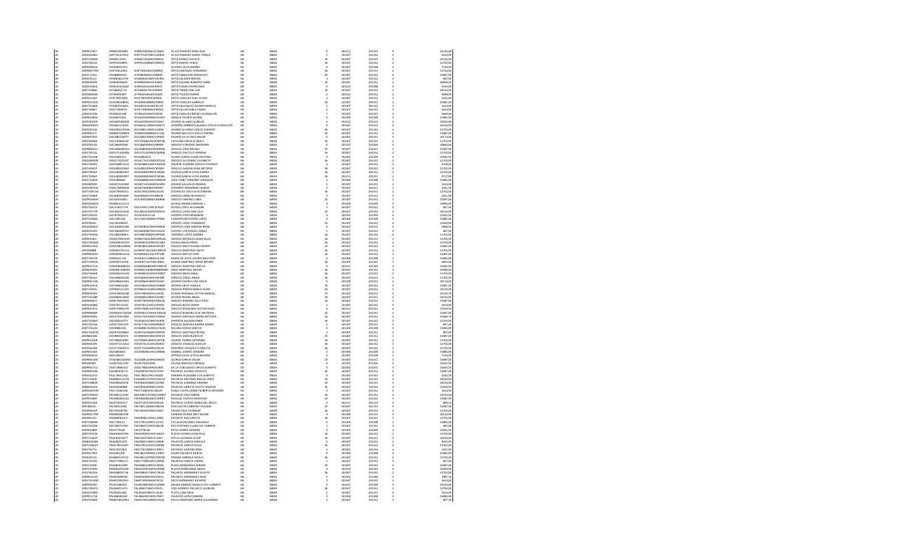| | | | | | | | | | | | |
|---|---|---|---|---|---|---|---|---|---|---|---|
| 20 | 20DPR1296T | OIRR870829B1 | OIRR870829MOCLMS01 | OLIVO ROMERO ROSA AIDE | AB | AB001 | 0 | 201312 | 201312 | 3 | 25145.09 |
| 20 | 20DES0208U | OIRT701107M3 | OIRT701107MOCLMR02 | OLIVO ROMERO MARIA TERESA | AB | AB001 | 2 | 201307 | 201312 | 2 | 1614.00 |
| 20 | 20DTV1600G | OIRR821202M0 | OIRR821202MOCRML03 | ORTIZ ROBLES ROCHITL | AB | AB001 | 30 | 201307 | 201312 | 3 | 24210.00 |
| 20 | 20DST0012Z | OIRP551008PA | OIRP551008MOCRMS01 | ORTIZ RAMOS PESCA | AB | AB001 | 36 | 201307 | 201312 | 2 | 12702.00 |
| 20 | 20DNS0001E | OISA580521GH | | OLIVERA SILVA ANDRES | AB | AB001 | 0 | 201307 | 201308 | 3 | 7134.00 |
| 20 | 20DPR0179W | OIST740529EQ | OIST740529HOCRNN03 | ORTIZ SANTIAGO FERNANDO | AB | AB001 | 36 | 201307 | 201312 | 2 | 12702.00 |
| 20 | 20DCC1101J | OISF880920C3 | OISF880920HOCRBR09 | ORTIZ SEBASTIAN FRANCISCO | AB | AB001 | 20 | 201307 | 201312 | 2 | 15087.00 |
| 20 | 20DES0052J | OISM640213H3 | OISM640213MOCRLR03 | ORTIZ SALAZAR MAURA | AB | AB001 | 1 | 201307 | 201312 | 3 | 807.00 |
| 20 | 20DNE0040V | OISR660206Z0 | OISR660206HOCRLB00 | ORTIZ SOLANO ROBERTO JAIME | AB | AB001 | 36 | 201307 | 201312 | 3 | 60000.00 |
| 20 | 20DES0181D | OISR650215QM | OISR650215HOCRRY07 | ORTIZ SUAREZ RAYMUNDO | AB | AB001 | 0 | 201223 | 201308 | 3 | 5140.00 |
| 20 | 20DTV0386C | OITL860527U3 | OITL860527HOCRRS09 | ORTIZ TERAN JOSE LUIS | AB | AB001 | 30 | 201307 | 201312 | 3 | 24210.00 |
| 20 | 20DNE0004R | OITR640506P9 | OITR640506HOCRLB00 | ORTIZ TOLEDO RUBEN | AB | AB001 | 0 | 201312 | 201312 | 3 | 3084.00 |
| 20 | 20DES0134Z | OIVE780520HC | OIVE780520HOCRZS08 | ORTIZ VAZQUEZ ESAU ELIHA | AB | AB001 | 3 | 201307 | 201312 | 3 | 2421.00 |
| 20 | 20DPR2233D | OIVG900318HQ | OIVG900318MOCRSB03 | ORTIZ VASQUEZ GABRIELA | AB | AB001 | 20 | 201307 | 201312 | 2 | 15087.00 |
| 20 | 20DST0166D | OIVH820316HQ | OIVH820316HOCRLL03 | ORTIZ VELASQUEZ HUGIRO MANUEL | AB | AB001 | 2 | 201307 | 201312 | 3 | 1614.00 |
| 20 | 20DST0080S | OIVK770930T1 | OIVK770930MOCRLR09 | ORTIZ VILLAFUERTE YANAEL | AB | AB001 | 2 | 201307 | 201312 | 3 | 1614.00 |
| 20 | 20DES0154G | OIVR810329H | OIVR810329HOCRSF00 | ORTIZ VASQUEZ RAFAEL GUADALUPE | AB | AB001 | 7 | 201307 | 201312 | 3 | 5649.00 |
| 20 | 20DPR0209H | OOAA870503 | OOAA870503MOCSLN02 | ANGELA OSORIO ALVARO | AB | AB001 | 0 | 201304 | 201308 | 3 | 15885.00 |
| 20 | 20FZF0023V | OOAA870823GB | OOAA870829HOCSLR07 | OSORIO ALVAREZ AURELIO | AB | AB001 | 0 | 201312 | 201312 | 3 | 3393.00 |
| 20 | 20AGD0002A | OOAB541103D5 | OOAB541103MOCRRL07 | ORDOÑEZ ARMENTA BLANCA OCILIA GUADALUPE | AB | AB001 | 0 | 201307 | 201312 | 3 | 16256.00 |
| 20 | 20DES0214E | OOAC891129UN | OOCA891129HOCSLR06 | OSORIO ALVAREZ CARLOS ALBERTO | AB | AB001 | 36 | 201307 | 201312 | 2 | 12702.00 |
| 20 | 20DPR0217I | OOBD870408EN | OOBD870408MOCSTL04 | OSORIO BAUTISTA DULCE KARINA | AB | AB001 | 20 | 201307 | 201312 | 2 | 15087.00 |
| 20 | 20DPR0781C | OOCA801204TP | OOCA801204HOCSRN02 | OSORIO DE LA CRUZ ANGAR | AB | AB001 | 0 | 201301 | 201312 | 3 | 30174.00 |
| 20 | 20DST0036K | OOCC900823IP | OOCC900823MOCRRT06 | CATALINA OROZCO CIRILO | AB | AB001 | 36 | 201307 | 201312 | 2 | 12702.00 |
| 20 | 20FZF0013O | OOCJ860908SR | OOCJ860908HOCRRR08 | OROZCO CORDERO JERONIMO | AB | AB001 | 0 | 201222 | 201309 | 3 | 30845.00 |
| 20 | 20DTV1022U | OOCM960605GU | OOCM860605HOCRRS06 | OROZCO CRUZ MOISES | AB | AB001 | 20 | 201307 | 201312 | 2 | 15087.00 |
| 20 | 20DST0113Z | OOCV751003EN | OOCV751003MOCRSR06 | OROZCO CASTILLO VIRGINIA | AB | AB001 | 36 | 201307 | 201312 | 2 | 12702.00 |
| 20 | 20DST0110B | OOGA861013 | OOGA861013 | OCHOA GAMEZ ALMA ANTONIA | AB | AB001 | 0 | 201301 | 201309 | 3 | 25945.92 |
| 20 | 20AGD0002B | OOGE770212SC | OOGE770212MOCRTL04 | OROZCO GUTIERREZ ELIZABETH | AB | AB001 | 36 | 201307 | 201312 | 2 | 12702.00 |
| 20 | 20DST0059V | OOGF680515U2 | OOGF680515MOCNZD05 | ONOFRE GUZMAN FIDELFA YOLANDA | AB | AB001 | 4 | 201307 | 201312 | 3 | 3228.00 |
| 20 | 20DTV0341F | OOGJ891019H4 | OOGJ891019HOCRSN04 | OROZCO GASPAR JUAN ANTONIO | AB | AB001 | 36 | 201307 | 201312 | 2 | 12702.00 |
| 20 | 20DST0056Y | OOGL800819D7 | OOGL800819MOCSRS06 | OSORIO GARCIA LUISA KARINA | AB | AB001 | 36 | 201307 | 201312 | 2 | 12702.00 |
| 20 | 20DST0056Y | OOGL800819D7 | OOGL800819MOCSRS06 | OSORIO GARCIA LUISA KARINA | AB | AB001 | 36 | 201211 | 201211 | 2 | 3117.00 |
| 20 | 20DCC2282R | OOGL880603 | OOGL880603MOCRND09 | LIDIA YANET ORDOÑEZ GONZALEZ | AB | AB001 | 0 | 201304 | 201308 | 3 | 15885.00 |
| 20 | 20DNE0009C | OOGR721019R2 | OOGR721019HOCSLM04 | OSORIO GALLEGOS ROMAN | AB | AB001 | 2 | 201307 | 201312 | 3 | 1614.00 |
| 20 | 20DES0032W | OOHS740908Q9 | OOHS740908HPLRRR07 | ORDOÑEZ HERNANDEZ SERGIO | AB | AB001 | 3 | 201307 | 201312 | 3 | 2421.00 |
| 20 | 20DTV0871W | OOJG780501S5 | OOJG780501MOCSSL05 | OSORIO DE JESUS GUILLERMINA | AB | AB001 | 36 | 201307 | 201312 | 2 | 12702.00 |
| 20 | 20DST0108M | OOJI680201MD | OOJI680201HOCRRG00 | OROZCO JARQUIN IGNACIO | AB | AB001 | 3 | 201307 | 201312 | 3 | 2421.00 |
| 20 | 20DPR0466W | OOLE830418S5 | OOLE830418MOCRMR06 | OROZCO JIMENEZ LUBIA | AB | AB001 | 20 | 201307 | 201312 | 2 | 15087.00 |
| 20 | 20AGD0002X | OOJM601212T2 | | OCHOA JIMENEZ MANUEL J | AB | AB001 | 0 | 201304 | 201309 | 3 | 39995.00 |
| 20 | 20DTV0057X | OOLA760717SF | OOLA760717MCSCPL02 | OCHOA LOPEZ ALEJANDRA | AB | AB001 | 1 | 201307 | 201312 | 3 | 807.00 |
| 20 | 20DTV0777R | OOLA810310D1 | OOLA810310MOCRPN14 | OROZCO LOPEZ ANA LILIA | AB | AB001 | 30 | 201307 | 201312 | 3 | 24210.00 |
| 20 | 20DTV0031Z | OOLB740311J1 | OOLB740311118 | OSORIO LOPEZ BENJAMIN | AB | AB001 | 0 | 201301 | 201309 | 3 | 25945.92 |
| 20 | 20DTV0465A | OOLC901106 | OOLC901106MOCSPN05 | CONCEPCION OSORIO LOPEZ | AB | AB001 | 0 | 201304 | 201308 | 3 | 15885.00 |
| 20 | 20FZF0043I | OOLF810806F6 | | OROZCO LOPEZ FERNANDO | AB | AB001 | 20 | 201307 | 201312 | 3 | 15420.00 |
| 20 | 20AGD0002Z | OOLM580229IK | OOLM580229MPLRRR06 | ORDOÑEZA LARA MARTHA IRENE | AB | AB001 | 0 | 201307 | 201312 | 3 | 5868.00 |
| 20 | 20DES0139V | OOLM640907IV | OOLM640907HOCSSG25 | OSORIO LUIS MIGUEL ANGEL | AB | AB001 | 1 | 201307 | 201312 | 3 | 807.00 |
| 20 | 20DTI0235Q | OOLS800808K3 | OOLS800808MOCRPN08 | ORDOÑEZ LOPEZ SANDRA | AB | AB001 | 36 | 201307 | 201312 | 2 | 12702.00 |
| 20 | 20DPR3991I | OOMA700522S6 | OOMA700522MOCRRL04 | OROZCO MORALES ALMA DELIA | AB | AB001 | 36 | 201307 | 201312 | 2 | 12702.00 |
| 20 | 20DST0045N | OOMA810101IF | OOMA810101MOCCNB05 | OCHOA MEJIA ANAHI | AB | AB001 | 36 | 201307 | 201312 | 2 | 12702.00 |
| 20 | 20DPR2286G | OOMC881108DN | OOMC881108HOCRCR07 | OROZCO MOCTEZUMA CRISPIN | AB | AB001 | 20 | 201307 | 201312 | 2 | 15087.00 |
| 20 | 20FZI0088E | OOME871011LL | OOME871011MOCRRD05 | OROZCO MARTINEZ EDITH | AB | AB001 | 36 | 201307 | 201312 | 2 | 12702.00 |
| 20 | 20DPR0242H | OOMI880611U2 | OOMI880611HOCRTV08 | OROZCO MATUS IVAN | AB | AB001 | 20 | 201307 | 201312 | 2 | 15087.00 |
| 20 | 20DTV0672X | OOMJ621118 | OOMJ621118MOCSLS04 | MARIA DE JESUS OSORIO MELCHOR | AB | AB001 | 0 | 201304 | 201308 | 3 | 15885.00 |
| 20 | 20DTV0392N | OOMR711074J6 | OOMR711074HOCLRR05 | OLMOS MARTINEZ JORGE BRYANT | AB | AB001 | 30 | 201307 | 201307 | 3 | 3855.00 |
| 20 | 20DPR1571I | OOMM680808G3 | OOMM680808MOCRRL04 | OROZCO MARTINEZ MELVA | AB | AB001 | 0 | 201221 | 201302 | 3 | 10565.00 |
| 20 | 20DNE0040V | OOMN671005Q5 | OOMN671005MMNRRM03 | OROS MARTINEZ NOEMI | AB | AB001 | 0 | 201304 | 201309 | 3 | 39280.00 |
| 20 | 20DST0086R | OOMZ821015D0 | OOMZ821015MOCRZR07 | OROZCO MEZA ZARAI | AB | AB001 | 36 | 201307 | 201312 | 2 | 12702.00 |
| 20 | 20DST0010C | OOOA840419Q6 | OOOA840419HOCRJN06 | OROZCO OJEDA ANAIN | AB | AB001 | 36 | 201307 | 201312 | 2 | 12702.00 |
| 20 | 20DPR0113N | OOOD860418ES | OOOD860418HDFSSV00 | OSORIO OSORIO JOSE DAVID | AB | AB001 | 0 | 201309 | 201312 | 3 | 30174.00 |
| 20 | 20DPR1031K | OOOF860223AL | OOOF860223MOCSRB08 | OSORIO ORTIZ FABIOLA | AB | AB001 | 20 | 201307 | 201312 | 2 | 15087.00 |
| 20 | 20DTV0392L | OOPB861211AD | OOPB861211MOCRRN03 | OROZCO PEREIRA BLANCA SILVIA | AB | AB001 | 30 | 201307 | 201312 | 3 | 24210.00 |
| 20 | 20DNE0040V | OOPV780402I8 | OOPV780402HOCLRC09 | OLMOS PERDOMO VICTOR MANUEL | AB | AB001 | 14 | 201307 | 201312 | 3 | 21410.70 |
| 20 | 20DTV0134W | OORA800128DV | OORA800128HOCSVN07 | OSORIO RIVERA ANGEL | AB | AB001 | 30 | 201307 | 201312 | 3 | 24210.00 |
| 20 | 20DPR0481F | OORE790220H3 | OORE790220HOCRML06 | OROZCO RAMIREZ ELEUTERIO | AB | AB001 | 20 | 201307 | 201312 | 2 | 15087.00 |
| 20 | 20DES0008Q | OORJ781125ID | OORJ781125HOCRYM03 | OROZCO REYES JIMMY | AB | AB001 | 2 | 201307 | 201312 | 3 | 1614.00 |
| 20 | 20DPR2197Z | OORV790815C9 | OORV790815HOCRGC06 | OROZCO REGALADO VICTOR HUGO | AB | AB001 | 0 | 201311 | 201312 | 3 | 27659.50 |
| 20 | 20DPR0688P | OORW810720QM | OORW810720HOCRML06 | OROZCO ROMERO JOSE WILFRIDO | AB | AB001 | 20 | 201307 | 201312 | 2 | 15087.00 |
| 20 | 20NEI000V | OOSA750510NS | OOSA750510MOCSNR04 | OSORIO SANTIAGO MARIA ANTONIA | AB | AB001 | 36 | 201307 | 201312 | 3 | 31666.70 |
| 20 | 20DST0026Z | OOSE850107T1 | OOSE850107MOCRLR09 | OROPEZA SALAZAR ERIKA | AB | AB001 | 36 | 201307 | 201312 | 2 | 12702.00 |
| 20 | 20DST0152A | OOSK770411PV | OOSK770411MGRRNR07 | OROZCO SANCHEZ KARINA JANINE | AB | AB001 | 1 | 201307 | 201312 | 3 | 807.00 |
| 20 | 20DTV0122U | OOSM881103 | OOSM881103MOCCNL05 | MELINA OCHOA SANTOS | AB | AB001 | 0 | 201304 | 201308 | 3 | 15885.00 |
| 20 | 20DST0180W | OOSR741006G1 | OOSR741006MOCRNY03 | OROZCO SANTIAGO REYNA | AB | AB001 | 1 | 201307 | 201312 | 3 | 807.00 |
| 20 | 20DNE0220Q | OOSR860403Y4 | OOSR860403MOCRNC05 | OROZCO SANCHEZ ROCIO | AB | AB001 | 20 | 201307 | 201312 | 2 | 15087.00 |
| 20 | 20DPR3035R | OOTD860530PC | OOTD860530MOCRRY06 | OROZCO TORRES DEYANIRA | AB | AB001 | 36 | 201307 | 201312 | 2 | 12702.00 |
| 20 | 20DIN0429V | OOVA731112Q1 | OOVA731112HOCRSR02 | OROZCO VASQUEZ AURELIO | AB | AB001 | 36 | 201307 | 201312 | 2 | 12702.00 |
| 20 | 20DES0120W | OOVF710830UU | OOVF710830MOCSSL02 | OSORIO VASQUEZ FLORICETA | AB | AB001 | 36 | 201307 | 201312 | 2 | 12702.00 |
| 20 | 20DPR2366E | OOZG850821 | OOZG850821HOCSMB06 | GABRIEL OSORIO ZAMORA | AB | AB001 | 0 | 201304 | 201308 | 3 | 15885.00 |
| 20 | 20DNS0001E | ORSL541027 | | ORTEGA SILVA LETICIA NOHEMI | AB | AB001 | 0 | 201307 | 201308 | 3 | 7134.00 |
| 20 | 20DPR0519D | OUGO861205RM | OUGO861205HOCRRS03 | QUIROZ GARCIA OSCAR | AB | AB001 | 20 | 201307 | 201312 | 2 | 15087.00 |
| 20 | 20FZI0004E | OUNE740214PZ | OUNE740214PZA | OSUNA NARVAEZ ENRIQUE | AB | AB001 | 0 | 201301 | 201309 | 3 | 25945.92 |
| 20 | 20DPR1571U | OXDC780814I2 | OXDC780814HOCRLR00 | DE LA O DELGADO CARLOS ALBERTO | AB | AB001 | 0 | 201302 | 201311 | 3 | 22630.50 |
| 20 | 20DPR2239J | PAAH850307S5 | PAAH850307HOCCLP09 | PACHECO ALONSO HIPOLITO | AB | AB001 | 20 | 201307 | 201312 | 2 | 15087.00 |
| 20 | 20DES0237X | PAAL780517S2 | PAAL780517HOCNLS08 | PANIAGUA ALDAZABA LUIS ALBERTO | AB | AB001 | 0 | 201312 | 201312 | 3 | 4240.50 |
| 20 | 20DTV1641E | PAAM801121J9 | PAAM801121HOCCNG10 | PACHECO ANTONIO MIGUEL ANGE | AB | AB001 | 30 | 201307 | 201312 | 3 | 24210.00 |
| 20 | 20DTV0802N | PAAV860204V4 | PAAV860204MOCCLR09 | PACHECO ALVARADO VIRGINIA | AB | AB001 | 30 | 201307 | 201312 | 3 | 24210.00 |
| 20 | 20DNE0040V | PAAY860808B8 | PAAY860808MOCLRV05 | PALACIOS ARRIETA YVETTE SHARON | AB | AB001 | 0 | 201307 | 201312 | 3 | 27602.00 |
| 20 | 20DES0203M | PACF710822N8 | PACF710822HOCSBL01 | PASOS CABALLERO FILIBERTO ZEFERINO | AB | AB001 | 2 | 201307 | 201312 | 3 | 1614.00 |
| 20 | 20DTV0043G | PACM851221EF | MACM851221MOCCRR07 | PACHECO CRUZ MIRNA | AB | AB001 | 30 | 201307 | 201312 | 3 | 24210.00 |
| 20 | 20DPR1060F | PACM850812Q1 | PACM850812MOCSHR07 | PASCUAL CHAVEZ MARYSSAY | AB | AB001 | 20 | 201307 | 201312 | 2 | 15087.00 |
| 20 | 20DES0126K | PACR730107LY | PACR730107MZSCRC05 | PACHECO CORTES MARIA DEL ROCIO | AB | AB001 | 0 | 201117 | 201124 | 3 | 899.52 |
| 20 | 20FIS0036D | PACY801109KI | PACY801109MOCNBL04 | PANTALEON CABRERA YOLANDA | AB | AB001 | 20 | 201307 | 201312 | 2 | 15087.00 |
| 20 | 20DIN0616P | PACY901007SC | PACY901007MOCLRS07 | PALMA CRUZ YOSMARA | AB | AB001 | 36 | 201307 | 201312 | 2 | 12702.00 |
| 20 | 20DPR0179W | PADN850823R8 | | PAREDES DURAN NELY NOEMI | AB | AB001 | 0 | 201309 | 201312 | 3 | 20116.00 |
| 20 | 20DIN0235I | PADS880613LY | PADS880613HOCCZN06 | PACHECO DIAZ SANTOS | AB | AB001 | 36 | 201307 | 201312 | 2 | 12702.00 |
| 20 | 20DTV0699O | PAFC790123 | PAFC790123MOCCGT07 | CITLALIN PALOMEC FIGUEROA | AB | AB001 | 0 | 201304 | 201308 | 3 | 15885.00 |
| 20 | 20DST0220H | PAFC860713RG | PAFC860713MOCZNL08 | PAZ FONTANES CLARA DEL CARMEN | AB | AB001 | 1 | 201307 | 201312 | 3 | 807.00 |
| 20 | 20DPR1589F | PAFG770526 | PAFG770526 | PAYO FERRER GERMAN | AB | AB001 | 0 | 201301 | 201309 | 3 | 25945.92 |
| 20 | 20DTV0342E | PAGA930907F6 | PAGA930907HOCLML03 | PLAYAS GOMEZ ALDO PAUL | AB | AB001 | 36 | 201307 | 201312 | 2 | 12702.00 |
| 20 | 20DTV1362Y | PAGC830726TF | PAGC830726HOCLZS05 | PAULO GUZMAN CESAR | AB | AB001 | 30 | 201307 | 201312 | 3 | 24210.00 |
| 20 | 20DNS0018B | PAGE800518I1 | PAGE800518HOCLRN08 | PALACIOS GARCIA ENRIQUE | AB | AB001 | 5 | 201307 | 201312 | 3 | 4035.00 |
| 20 | 20DTV0084U | PAGH781115HT | PAGH781115HOCCRG06 | PACHECO GARCIA HUGO | AB | AB001 | 36 | 201307 | 201312 | 2 | 12702.00 |
| 20 | 20DST0175L | PAGI730728U5 | PAGI730728MOCCRR01 | PACHECO GARZON IRMA | AB | AB001 | 3 | 201307 | 201312 | 3 | 2421.00 |
| 20 | 20DPR1780S | PAGL861206 | PAGL861206MOCCRR05 | LAURA PACHECO GARCIA | AB | AB001 | 0 | 201304 | 201308 | 3 | 15885.00 |
| 20 | 20DES0012C | PAGN851107Z3 | PAGN851107MOCRRY08 | PARADA GARNICA NAYELY | AB | AB001 | 36 | 201307 | 201312 | 2 | 12702.00 |
| 20 | 20DST0124E | PAGY770801CZ | PAGY770801MOCLRD06 | PALACIOS GARCIA YADIRA | AB | AB001 | 1 | 201307 | 201312 | 3 | 807.00 |
| 20 | 20DCC0169V | PAHA840120PF | PAHA840120HOCLRD00 | PLAZA HERNANDEZ ADRIAN | AB | AB001 | 20 | 201307 | 201312 | 2 | 15087.00 |
| 20 | 20DTV0749V | PAHA910915G8 | PAHA910915MOCLRN08 | PLAYAS HERNANDEZ ANAHI | AB | AB001 | 0 | 201310 | 201312 | 3 | 25604.00 |
| 20 | 20DTS0240V | PAHG880317KG | PAHG880317MOCCRL00 | PACHECO HERNANDEZ GLADYS | AB | AB001 | 36 | 201307 | 201312 | 2 | 12702.00 |
| 20 | 20DPR1613O | PAHN940903I6 | PAHN940903HOCCRL01 | PACHECO HERNANDEZ NOEL | AB | AB001 | 0 | 201301 | 201306 | 3 | 1987.50 |
| 20 | 20DST0133M | PAHR720919HG | PAHR720919HGRCRC02 | PACO HERNANDEZ RICARDO | AB | AB001 | 2 | 201307 | 201312 | 3 | 1614.00 |
| 20 | 20DPR0406T | PAJM830823 | PAJM830823MOCLMR05 | PALMA JIMENEZ MARIA DE LOS ANGELES DEL CARMEN | AB | AB001 | 0 | 201222 | 201309 | 3 | 25145.09 |
| 20 | 20DTV0387Q | PALA850714TL | PALA850714HOCCPL01 | LUIS ALFREDO PACHECO LAUREAN | AB | AB001 | 36 | 201307 | 201312 | 2 | 12702.00 |
| 20 | 20DES0198D | PALR640518G1 | PALR640518HOCLNL02 | PLATA LUNA RAUL | AB | AB001 | 2 | 201307 | 201312 | 3 | 1614.00 |
| 20 | 20DPR1171K | PALS840104 | PALS840104MOCLPN07 | PALACIOS LOPEZ SANDRA | AB | AB001 | 0 | 201304 | 201308 | 3 | 15885.00 |
| 20 | 20DST0166D | PAMA740529R2 | PAMA740529MOCLRL01 | PAULO MARTINEZ MARIA ALEJANDRA | AB | AB001 | 1 | 201307 | 201312 | 3 | 807.00 |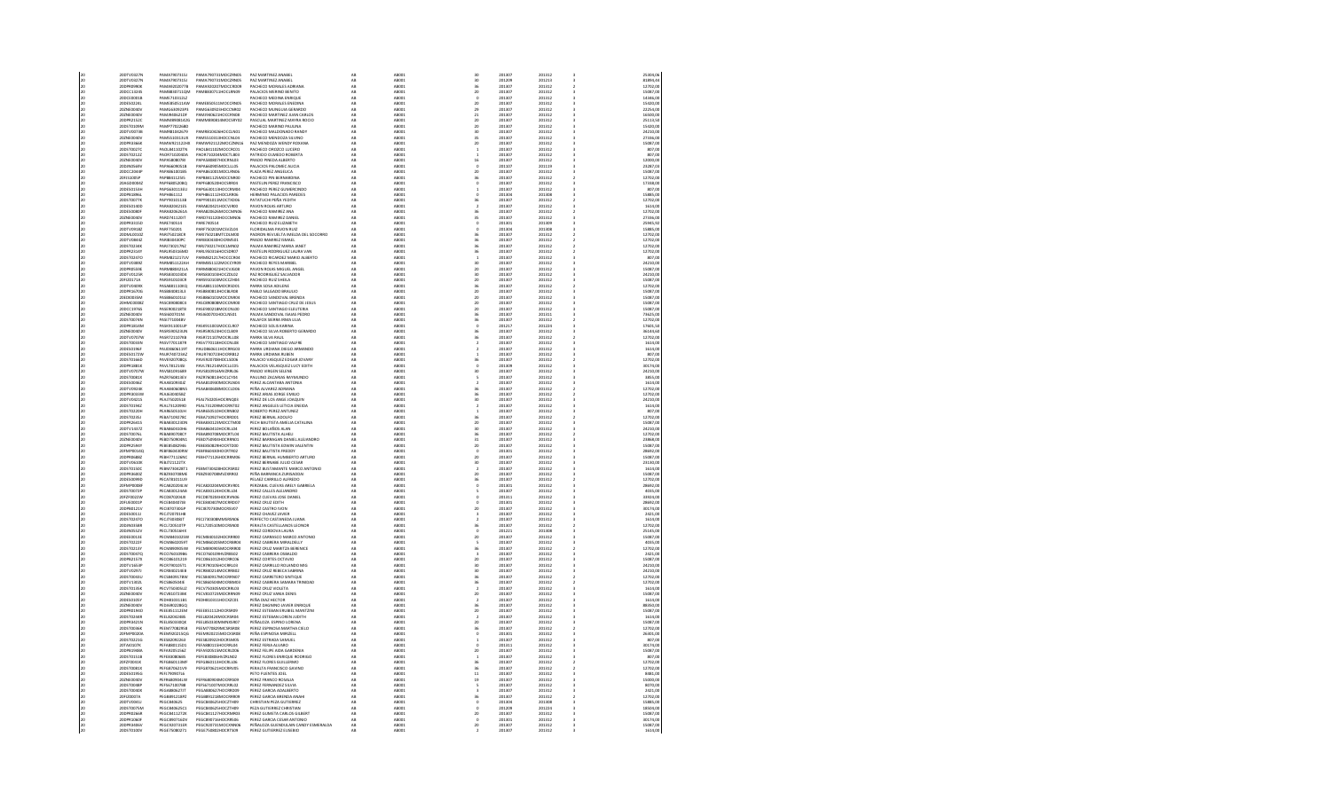| | | | | | | | | | | | |
|---|---|---|---|---|---|---|---|---|---|---|---|
| 20 | 20DTV0427N | PAMA790731LI | PAMA790731MOCZRN05 | PAZ MARTINEZ ANABEL | AB | AB001 | 30 | 201307 | 201312 | 3 | 25006,06 |
| 20 | 20DTV0427N | PAMA790731LI | PAMA790731MOCZRN05 | PAZ MARTINEZ ANABEL | AB | AB001 | 30 | 201209 | 201213 | 3 | 81895,61 |
| 20 | 20DPR0390K | PAMA820207TB | PAMA820207MOCCRD08 | PACHECO MORALES ADRIANA | AB | AB001 | 36 | 201307 | 201312 | 2 | 12702,00 |
| 20 | 20DCC1324S | PAMB860711QM | PAMB860711HOCLRN09 | PALACIOS MERINO BENITO | AB | AB001 | 20 | 201307 | 201312 | 3 | 15087,00 |
| 20 | 20DCE0001B | PAME710412LI | | PACHECO MEDINA ENRIQUE | AB | AB001 | 0 | 201307 | 201312 | 3 | 14366,00 |
| 20 | 20DES0224L | PAME850511AW | PAME850511MOCCRN05 | PACHECO MORALES ENEDINA | AB | AB001 | 20 | 201307 | 201312 | 3 | 15403,00 |
| 20 | 20ZNE0040V | PAMG630923P1 | PAMG630923HOCCNR02 | PACHECO MUNGUIA GERARDO | AB | AB001 | 29 | 201307 | 201312 | 3 | 22254,00 |
| 20 | 20ZNE0040V | PAMJ940621DF | PAMJ940621HOCCRN08 | PACHECO MARTINEZ JUAN CARLOS | AB | AB001 | 21 | 201307 | 201312 | 3 | 16500,00 |
| 20 | 20DPR2152C | PAMM890814ZG | PAMM890814MOCSRY02 | PASCUAL MARTINEZ MAYRA ROCIO | AB | AB001 | 20 | 201307 | 201312 | 3 | 25113,50 |
| 20 | 20DST0109M | PAMP770226BD | | PACHECO MARINO PAULINA | AB | AB001 | 20 | 201307 | 201312 | 3 | 15403,00 |
| 20 | 20DTV0073B | PAMR811002KJ9 | PAMR810626HOCCLN01 | PACHECO MALDONADO RANDY | AB | AB001 | 30 | 201307 | 201312 | 3 | 24231,00 |
| 20 | 20ZNE0040V | PAMS510313U4 | PAMS510313HOCCNL04 | PACHECO MENDOZA SILVINO | AB | AB001 | 35 | 201307 | 201312 | 3 | 27336,00 |
| 20 | 20DPR3386K | PAMW921112H8 | PAMW921112MOCZNN16 | PAZ MENDOZA WENDY ROXANA | AB | AB001 | 20 | 201307 | 201312 | 3 | 15087,00 |
| 20 | 20DST0021Y | PAOL841102TN | PAOL841102MOCCRD01 | PACHECO OROZCO LUCERO | AB | AB001 | 1 | 201307 | 201312 | 3 | 807,00 |
| 20 | 20DST0111Z | PAOR710204DA | PAOR710204MOCTLB03 | PATRICIO OLMEDO ROBERTA | AB | AB001 | 1 | 201307 | 201312 | 3 | 807,00 |
| 20 | 20ZNE0040V | PAPA680807EI | PAPA680807HOCRNL03 | PRADO PINEDA ALBERTO | AB | AB001 | 16 | 201307 | 201312 | 3 | 12001,00 |
| 20 | 20DIN0564V | PAPA660905IB | PAPA660905MOCLLL05 | PALACIOS PALOMEC ALICIA | AB | AB001 | 0 | 201107 | 201119 | 3 | 23287,10 |
| 20 | 20DCC2080P | PAPA861001BS | PAPA861001MOCLRN06 | PLAZA PEREZ ANGELICA | AB | AB001 | 20 | 201307 | 201312 | 3 | 15087,00 |
| 20 | 20FJS0005P | PAPB841125SL | PAPB841125MOCCRR00 | PACHECO PIN BERNARDINA | AB | AB001 | 36 | 201307 | 201312 | 2 | 12702,00 |
| 20 | 20AGD0006Z | PAPF640520BQ | PAPF640520HOCSRR03 | PASTELIN PEREZ FRANCISCO | AB | AB001 | 0 | 201307 | 201312 | 3 | 17338,00 |
| 20 | 20DES0151H | PAPG640313DJ | PAPG640313HOCCRM04 | PACHECO PEREZ GUMERCINDO | AB | AB001 | 1 | 201307 | 201312 | 3 | 807,00 |
| 20 | 20DPR1696L | PAPH861112 | PAPH861112HOCLRR06 | HERMINIO PALACIOS PAREDES | AB | AB001 | 0 | 201304 | 201308 | 3 | 15885,00 |
| 20 | 20DST0077K | PAPY901011N8 | PAPY901011MOCTXD06 | PATATUCHI PEÑA YEDITH | AB | AB001 | 36 | 201307 | 201312 | 2 | 12702,00 |
| 20 | 20DES0130D | PARA820421SS | PARA820421HOCVSR00 | PAVON ROSAS ARTURO | AB | AB001 | 2 | 201307 | 201312 | 3 | 1614,00 |
| 20 | 20DES0080F | PARA820626CA | PARA820626MOCCMN06 | PACHECO RAMIREZ ANA | AB | AB001 | 36 | 201307 | 201312 | 2 | 12702,00 |
| 20 | 20ZNE0040V | PARD741120T7 | PARD741120HOCCMN06 | PACHECO RAMIREZ DANIEL | AB | AB001 | 35 | 201307 | 201312 | 3 | 27336,00 |
| 20 | 20DPR1022O | PARE740514 | PARE740514 | PACHECO RUIZ ELIZABETH | AB | AB001 | 0 | 201301 | 201309 | 3 | 25845,92 |
| 20 | 20DTV0918Z | PARF750201 | PARF750201MOCVZL04 | FLORIDALMA PAVON RUIZ | AB | AB001 | 0 | 201306 | 201308 | 3 | 15885,00 |
| 20 | 20DML0010Z | PARI750218DE | PARI750218MTCDLM08 | PADRON REVUELTA IMELDA DEL SOCORRO | AB | AB001 | 36 | 201307 | 201312 | 2 | 12702,00 |
| 20 | 20DTV0884Z | PARI830430PC | PARI830430HOCRMS01 | PRADO RAMIREZ ISMAEL | AB | AB001 | 36 | 201307 | 201312 | 2 | 12702,00 |
| 20 | 20DTV0234K | PARJ730217N2 | PARJ730217HOCLMN02 | PALMA RAMIREZ MARIA JANET | AB | AB001 | 36 | 201307 | 201312 | 2 | 12702,00 |
| 20 | 20DPR2316Y | PARL950316MD | PARL950316HOCSDR07 | PASTELIN RODRIGUEZ LAURA VAN | AB | AB001 | 36 | 201307 | 201312 | 2 | 12702,00 |
| 20 | 20DST0237O | PARM821217UV | PARM821217HOCCCR04 | PACHECO RICARDEZ MARIO ALBERTO | AB | AB001 | 1 | 201307 | 201312 | 3 | 807,00 |
| 20 | 20DTV0489Z | PARM851122LH | PARM851122MOCCYR09 | PACHECO REYES MARIBEL | AB | AB001 | 30 | 201307 | 201312 | 3 | 24231,00 |
| 20 | 20DPR0059S | PARM880421LA | PARM880421HOCVSG08 | PAVON ROSAS MIGUEL ANGEL | AB | AB001 | 20 | 201307 | 201312 | 3 | 15087,00 |
| 20 | 20DTV0125R | PARS800324DK | PARS800324HOCZDL02 | PAZ RODRIGUEZ SALVADOR | AB | AB001 | 30 | 201307 | 201312 | 3 | 24231,00 |
| 20 | 20FJZ0171A | PARS910106CR | PARS910106MOCCZH04 | PACHECO RUIZ SHEILA | AB | AB001 | 20 | 201307 | 201312 | 3 | 15087,00 |
| 20 | 20DTV0490V | PASA801110HQ | PASA801110MOCRSD01 | PARRA SOSA ADELINA | AB | AB001 | 36 | 201307 | 201312 | 2 | 12702,00 |
| 20 | 20DPR1670U | PASB8508114J | PASB850811HOCBLR08 | PABLO SALVADO BRAULIO | AB | AB001 | 20 | 201307 | 201312 | 3 | 15087,00 |
| 20 | 20DCC0656W | PASB860321U3 | PASB860321MOCCNR04 | PACHECO SANDOVAL BRENDA | AB | AB001 | 20 | 201307 | 201312 | 3 | 15087,00 |
| 20 | 20HMC0008Z | PASC890808C4 | PASC890808MOCCNR00 | PACHECO SANTIAGO CRUZ DE JESUS | AB | AB001 | 20 | 201307 | 201312 | 3 | 15087,00 |
| 20 | 20DCC1976S | PASE900218TE | PASE900218MOCCNL00 | PACHECO SANTIAGO ELEUTERIA | AB | AB001 | 20 | 201307 | 201312 | 3 | 15087,00 |
| 20 | 20ZNE0040V | PASI600701N | PASI600701HOCLNS01 | PALMA SANDOVAL ISAIAS PEDRO | AB | AB001 | 36 | 201307 | 201311 | 3 | 73625,00 |
| 20 | 20DST0074N | PASI771004FJ | | PALAFOX SIERRA IRMA LILIA | AB | AB001 | 36 | 201307 | 201312 | 2 | 12702,00 |
| 20 | 20DPR1654M | PASK911001JP | PASK911001MOCCLR07 | PACHECO SOLIS KARINA | AB | AB001 | 0 | 201217 | 201223 | 3 | 17601,50 |
| 20 | 20ZNE0040V | PASR590523UN | PASR590523HOCCLB09 | PACHECO SILVA ROBERTO GERARDO | AB | AB001 | 36 | 201307 | 201312 | 3 | 36144,60 |
| 20 | 20DTV0797W | PASR721107EB | PASR721107HOCRLL08 | PARRA SILVA RAUL | AB | AB001 | 36 | 201307 | 201312 | 2 | 12702,00 |
| 20 | 20DST0069N | PASV770118TR | PASV770118HOCCNL08 | PACHECO SANTIAGO VALFRE | AB | AB001 | 2 | 201307 | 201312 | 3 | 1614,00 |
| 20 | 20DES0196F | PAUD860613FF | PAUD860613HOCRRG03 | PARRA URDIANA DIEGO ARMANDO | AB | AB001 | 2 | 201307 | 201312 | 3 | 1614,00 |
| 20 | 20DES0177Q | PAUR740723NZ | PAUR740723HOCRRB12 | PARRA URDIANA RUBEN | AB | AB001 | 1 | 201307 | 201312 | 3 | 807,00 |
| 20 | 20DST0166D | PAVE920706DL | PAVE920706HOCLSD06 | PALACIOS VASCONCELOS EDGAR JOVANY | AB | AB001 | 36 | 201307 | 201312 | 2 | 12702,00 |
| 20 | 20DPR3081E | PAVL781214SI | PAVL781214MOCLLC05 | PALACIOS VELASQUEZ LUCY EDITH | AB | AB001 | 0 | 201309 | 201312 | 3 | 30173,00 |
| 20 | 20DTV0707W | PAVS810916EB | PAVS810916MVZRRL06 | PRADO VERGEN SELENE | AB | AB001 | 30 | 201307 | 201312 | 3 | 24231,00 |
| 20 | 20DST0083X | PAZR760811EV | PAZR760811HOCLCY06 | PAULINO ZACARIAS RAYMUNDO | AB | AB001 | 5 | 201307 | 201312 | 3 | 3955,00 |
| 20 | 20DES0046Z | PEAA810904DZ | PEAA810904MOCRLN03 | PEREZ ALCANTARA ANTONIA | AB | AB001 | 2 | 201307 | 201312 | 3 | 1614,00 |
| 20 | 20DTV0924E | PEAA840608N3 | PEAA840608MOCCLD06 | PEÑA ALVAREZ ADRIANA | AB | AB001 | 36 | 201307 | 201312 | 2 | 12702,00 |
| 20 | 20DPR3033W | PEAJ630404IZ | | PEREZ ARIAS JORGE EMILIO | AB | AB001 | 36 | 201307 | 201312 | 2 | 12702,00 |
| 20 | 20DTV0421S | PEAJ750205I3 | PEAJ750205HOCRNQ03 | PEREZ DE LOS ANGE JOAQUIN | AB | AB001 | 30 | 201307 | 201312 | 3 | 24231,00 |
| 20 | 20DST0194Z | PEAL731209RD | PEAL731209MOCRNT02 | PEREZ ANGELES LETICIA ENEIDA | AB | AB001 | 2 | 201307 | 201312 | 3 | 1614,00 |
| 20 | 20DST0220H | PEAR650531KH | PEAR650531HOCRRN02 | ROBERTO PEREZ MARTINEZ | AB | AB001 | 1 | 201307 | 201312 | 3 | 807,00 |
| 20 | 20DST0235U | PEBA710927EC | PEBA710927HOCRRD01 | PEREZ BERNAL ADOLFO | AB | AB001 | 36 | 201307 | 201312 | 2 | 12702,00 |
| 20 | 20DPR2941S | PEBA830123DN | PEBA830123MOCCTM00 | PECH BAUTISTA AMELIA CATALINA | AB | AB001 | 20 | 201307 | 201312 | 3 | 15087,00 |
| 20 | 20DTV1167Z | PEBA860523HA | PEBA860523HOCRLL04 | PEREZ BOLAÑOS ALAN | AB | AB001 | 30 | 201307 | 201312 | 3 | 24231,00 |
| 20 | 20DST0076L | PEBA890706EY | PEBA890706MOCRTL08 | PEREZ BAUTISTA ALMA | AB | AB001 | 36 | 201307 | 201312 | 2 | 12702,00 |
| 20 | 20ZNE0040V | PEBD750909N1 | PEBD750909HOCRRN01 | PEREZ BARRAGAN DANIEL ALEJANDRO | AB | AB001 | 31 | 201307 | 201312 | 3 | 23868,00 |
| 20 | 20DPR2349T | PEBE850829N6 | PEBE850829HOCRTD00 | PEREZ BAUTISTA EDWIN VALENTIN | AB | AB001 | 20 | 201307 | 201312 | 3 | 15087,00 |
| 20 | 20FMP0014Q | PEBF860430RW | PEBF860430HOCRTR02 | PEREZ BAUTISTA FREDDY | AB | AB001 | 0 | 201301 | 201312 | 3 | 28692,00 |
| 20 | 20DPR0486Z | PEBH771126NC | PEBH771126HOCRRM06 | PEREZ BERNAL HUMBERTO ARTURO | AB | AB001 | 20 | 201307 | 201312 | 3 | 15087,00 |
| 20 | 20DTV0610E | PEBJ721227X | | PEREZ BERNABE JULIO CESAR | AB | AB001 | 30 | 201307 | 201312 | 3 | 23130,00 |
| 20 | 20DST0150C | PEBM730428T1 | PEBM730428HOCRSR02 | PEREZ BUSTAMANTE MARCO ANTONIO | AB | AB001 | 2 | 201307 | 201312 | 3 | 1614,00 |
| 20 | 20DPR0460Z | PEBZ890708ME | PEBZ890708MVZRRR02 | PEÑA BARRANCA ZURISADDAI | AB | AB001 | 20 | 201307 | 201312 | 3 | 15087,00 |
| 20 | 20DES0099D | PECA781013J3 | | PELAEZ CARRILLO ALFREDO | AB | AB001 | 36 | 201307 | 201312 | 2 | 12702,00 |
| 20 | 20FMP0008F | PECA820204AV | PECA820204MOCRYB01 | PERZABAL CUEVAS ARELY GABRIELA | AB | AB001 | 0 | 201301 | 201312 | 3 | 28692,00 |
| 20 | 20DST0072P | PECA810124AE | PECA810124HOCRLL06 | PEREZ CALLES ALEJANDRO | AB | AB001 | 5 | 201307 | 201312 | 3 | 4035,00 |
| 20 | 20FZF0002W | PECD870206JI | PECD870206HOCRVN06 | PEREZ CUEVAS JOSE DANIEL | AB | AB001 | 0 | 201311 | 201312 | 3 | 33924,00 |
| 20 | 20FJE0001P | PECE840207IB | PECE840207MOCRRD07 | PEREZ CRUZ EDITH | AB | AB001 | 0 | 201301 | 201312 | 3 | 28692,00 |
| 20 | 20DPR0121V | PECJ870706GP | PECJ870706MOCRST07 | PEREZ CASTRO JUDITH | AB | AB001 | 20 | 201307 | 201312 | 3 | 30174,00 |
| 20 | 20DES0011I | PECJ720701HB | | PEREZ CHAVEZ JAVIER | AB | AB001 | 3 | 201307 | 201312 | 3 | 2421,00 |
| 20 | 20DST0237O | PECJ740406IT | PECL730608MMSRRN06 | PERFECTO CASTAÑEDA LIVINA | AB | AB001 | 2 | 201307 | 201312 | 3 | 1614,00 |
| 20 | 20DIN0058R | PECL720510TP | PECL720510MOCRSN00 | PERALTA CASTELLANOS LEONOR | AB | AB001 | 36 | 201307 | 201312 | 2 | 12702,00 |
| 20 | 20DIN0551V | PECL730516HX | | PEREZ CORDOVA LAURA | AB | AB001 | 0 | 201221 | 201308 | 3 | 25145,00 |
| 20 | 20DEE0013X | PECM840102SW | PECM840102HOCRRR03 | PEREZ CARRASCO MARCO ANTONIO | AB | AB001 | 20 | 201307 | 201312 | 3 | 15087,00 |
| 20 | 20DST0222F | PECM860205ST | PECM860205MOCRBR04 | PEREZ CABRERA MIRALDELLY | AB | AB001 | 5 | 201307 | 201312 | 3 | 4035,00 |
| 20 | 20DST0213Y | PECM890905NI | PECM890905MOCRRR08 | PEREZ CRUZ MARITZA BERENICE | AB | AB001 | 36 | 201307 | 201312 | 2 | 12702,00 |
| 20 | 20DST0047Q | PECO760309NA | PECO760309HVZRBS02 | PEREZ CABRERA OSWALDO | AB | AB001 | 3 | 201307 | 201312 | 3 | 2421,00 |
| 20 | 20DPR2157X | PECO861012LX | PECO861012HOCRRC06 | PEREZ CORTES OCTAVIO | AB | AB001 | 20 | 201307 | 201312 | 3 | 15087,00 |
| 20 | 20DTV1163F | PECR790101TL | PECR790101HOCRRL03 | PEREZ CARRILLO ROLANDO MIG | AB | AB001 | 30 | 201307 | 201312 | 3 | 24231,00 |
| 20 | 20DTV0767S | PECR810118SE | PECR810118MOCRBB06 | PEREZ CRUZ REBECA SABRINA | AB | AB001 | 30 | 201307 | 201312 | 3 | 24231,00 |
| 20 | 20DST0065U | PECS840917BN | PECS840917MOCRRN07 | PEREZ CARRETERO SINTIQUE | AB | AB001 | 36 | 201307 | 201312 | 2 | 12702,00 |
| 20 | 20DTV1183S | PECS860504II | PECS860504MOCRBM03 | PEREZ CABRERA SAMARA TRINIDAD | AB | AB001 | 36 | 201307 | 201312 | 2 | 12702,00 |
| 20 | 20DST0145K | PECV750305UZ | PECV750305MOCRRL03 | PEREZ CRUZ VIOLETA | AB | AB001 | 2 | 201307 | 201312 | 3 | 1614,00 |
| 20 | 20ZNE0040V | PECV810721BB | PECV810721MOCRRN09 | PEREZ CRUZ VANIA DENIS | AB | AB001 | 20 | 201307 | 201312 | 3 | 15087,00 |
| 20 | 20DES0105Y | PEDH810311B1 | PEDH810311HOCXZC01 | PEÑA DIAZ HECTOR | AB | AB001 | 2 | 201307 | 201312 | 3 | 1614,00 |
| 20 | 20ZNE0040V | PEDH930209Q | | PEREZ DAGNINO JAVIER ENRIQUE | AB | AB001 | 36 | 201307 | 201312 | 3 | 38350,00 |
| 20 | 20DPR0196D | PEEB851112SM | PEEB851112HOCRSR09 | PEREZ ESTEBAN ERUBIEL MANTZINI | AB | AB001 | 20 | 201307 | 201312 | 3 | 15087,00 |
| 20 | 20DST0238X | PELE820428BS | PELE820428MOCRSR04 | PEREZ ESTEBAN LOBEN JUDITH | AB | AB001 | 2 | 201307 | 201312 | 3 | 1614,00 |
| 20 | 20DPR3421N | PELL860330DJ | PELL860330MMSXSR07 | PEÑALOZA ESPINO LORENA | AB | AB001 | 20 | 201307 | 201312 | 3 | 15087,00 |
| 20 | 20DST0036X | PEEM770829GB | PEEM770829MOCSRS08 | PEREZ ESPINOSA MARTHA CIELO | AB | AB001 | 36 | 201307 | 201312 | 2 | 12702,00 |
| 20 | 20FMP0020A | PEEM820315QG | PEEM820315MOCSXR08 | PEÑA ESPINOSA MIRDELL | AB | AB001 | 0 | 201301 | 201312 | 3 | 26301,00 |
| 20 | 20DST0123G | PEES820925SG | PEES820925HOCRSM05 | PEREZ ESTRADA SAMUEL | AB | AB001 | 1 | 201307 | 201312 | 3 | 807,00 |
| 20 | 20FJA0027K | PEFA881115CI | PEFA881115HOCRRL00 | PEREZ FRIAS ALVARO | AB | AB001 | 0 | 201311 | 201312 | 3 | 30174,00 |
| 20 | 20DPR2980A | PEFA920515AZ | PEFA920515MOCRLD06 | PEREZ FELIPE AIDA GARDENIA | AB | AB001 | 20 | 201307 | 201312 | 3 | 15087,00 |
| 20 | 20DST0151B | PEFE830806I5 | PEFE830806HVZRLN02 | PEREZ FLORES ENRIQUE RODRIGO | AB | AB001 | 1 | 201307 | 201312 | 3 | 807,00 |
| 20 | 20FZF0001X | PEFG860113MP | PEFG860113HOCRLL06 | PEREZ FLORES GUILLERMO | AB | AB001 | 36 | 201307 | 201312 | 2 | 12702,00 |
| 20 | 20DST0081Z | PEFG870621VE | PEFG870621HOCRRV01 | PERALTA FRANCISCO GAVINO | AB | AB001 | 36 | 201307 | 201312 | 2 | 12702,00 |
| 20 | 20DES0195G | PEFJ790907I6 | | PETO FUENTES JOEL | AB | AB001 | 11 | 201307 | 201312 | 3 | 8881,00 |
| 20 | 20ZNE0040V | PEFR680904UH | PEFR680904MOCRRS09 | PEREZ FRANCO ROSALIA | AB | AB001 | 19 | 201307 | 201312 | 3 | 15003,00 |
| 20 | 20DST0048P | PEFS671007NB | PEFS671007MOCRRL02 | PEREZ FERNANDEZ SILVIA | AB | AB001 | 5 | 201307 | 201312 | 3 | 3070,00 |
| 20 | 20DST0040X | PEGA860627JV | PEGA860627HOCRRD09 | PEREZ GARCIA ADALBERTO | AB | AB001 | 3 | 201307 | 201312 | 3 | 2421,00 |
| 20 | 20FIZ0007X | PEGB891218RZ | PEGB891218MOCRRR09 | PEREZ GARCIA BRENDA ANAHI | AB | AB001 | 36 | 201307 | 201312 | 2 | 12702,00 |
| 20 | 20DTV0041U | PEGC860625 | PEGC860625HOCZTH09 | CHRISTIAN PEZA GUTIERREZ | AB | AB001 | 0 | 201304 | 201308 | 3 | 15885,00 |
| 20 | 20DTV0075W | PEGC860625CT | PEGC860625HOCZTH00 | PEZA GUTIERREZ CHRISTIAN | AB | AB001 | 0 | 201209 | 201223 | 3 | 18564,00 |
| 20 | 20DPR2390I | PEGC861127ZK | PEGC861127HOCRMR03 | PEREZ GOMETA CARLOS GILBERT | AB | AB001 | 20 | 201307 | 201312 | 3 | 15087,00 |
| 20 | 20DPR0286R | PEGC890716DV | PEGC890716HOCRRS00 | PEREZ GARCIA CESAR ANTONIO | AB | AB001 | 0 | 201301 | 201312 | 3 | 30174,00 |
| 20 | 20DPR3405U | PEGE920731S9 | PEGE920731MOCRNN06 | PEÑALOZA GUENDULAIN CANDY ESMERALDA | AB | AB001 | 20 | 201307 | 201312 | 3 | 15087,00 |
| 20 | 20DST0105V | PEGE750802T1 | PEGE750802HOCRTS09 | PEREZ GUTIERREZ EUSEBIO | AB | AB001 | 2 | 201307 | 201312 | 3 | 1614,00 |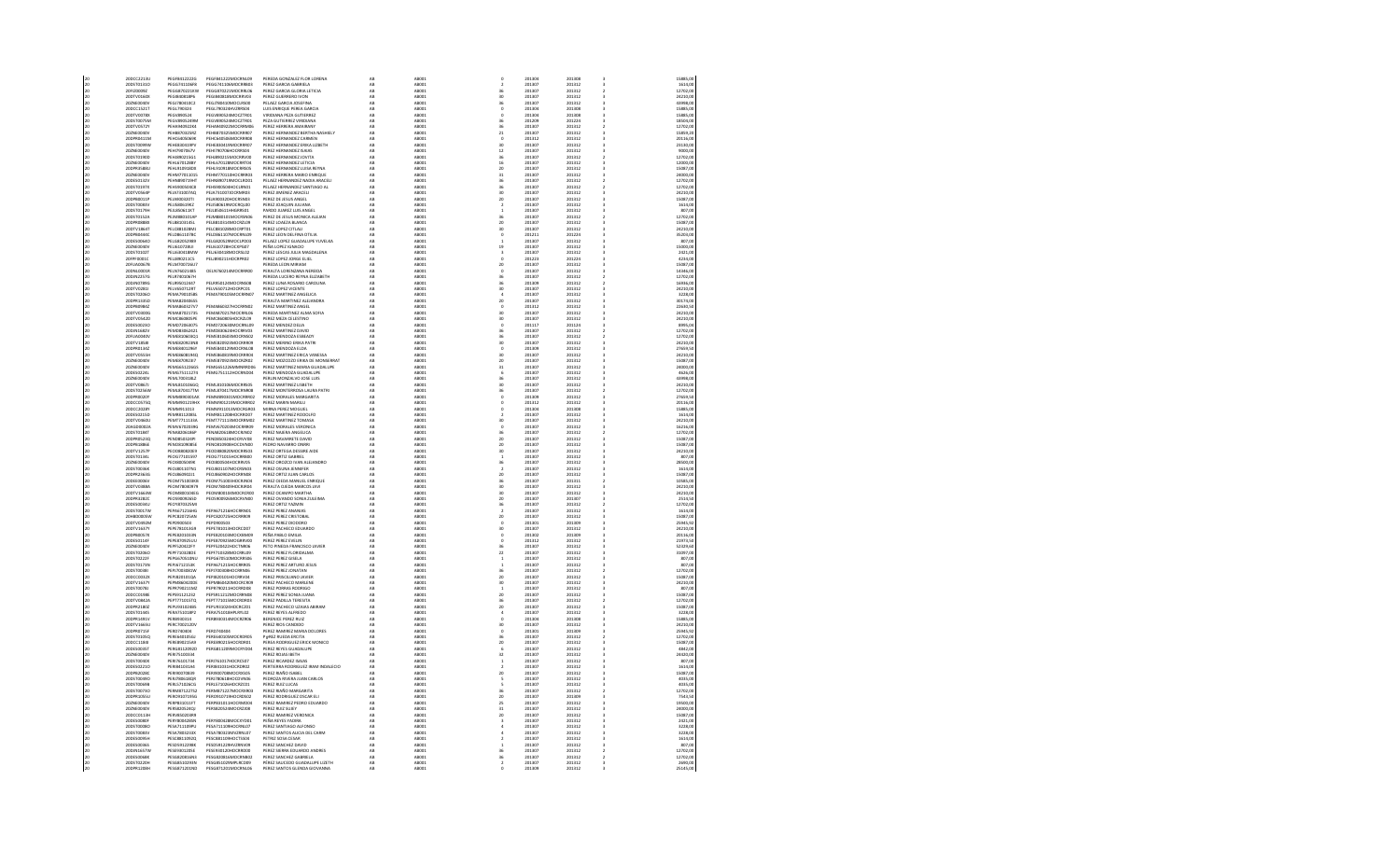| | | | | | | | | | | |
|---|---|---|---|---|---|---|---|---|---|---|
| 20 | 20DCC2213U | PEGF8412222G | PEGF841222MOCRNL09 | PEREDA GONZALEZ FLOR LORENA | AB | AB001 | 0 | 201304 | 201308 | 3 | 15885,06 |
| 20 | 20DTV0151O | PEGG741106PX | PEGG741106MOCRRB01 | PEREZ GARCIA GABRIELA | AB | AB001 | 2 | 201307 | 201312 | 3 | 1614,00 |
| 20 | 20FIZ0009Z | PEGG8702231B | PEGG870223MOCRRL06 | PEREZ GARCIA GLORIA LETICIA | AB | AB001 | 36 | 201307 | 201312 | 3 | 12702,00 |
| 20 | 20DTV1064X | PEGI880818P6 | PEGI880818MOCRRV04 | PEREZ GUERRERO IVON | AB | AB001 | 30 | 201307 | 201312 | 3 | 24210,00 |
| 20 | 20DNE0040V | PEGJ780410C3 | PEGJ780410MOCLRS00 | PELAEZ GARCIA JOSEFINA | AB | AB001 | 36 | 201307 | 201312 | 3 | 43998,00 |
| 20 | 20DCC1521T | PEGL790324 | PEGL790324HVZRRS03 | LUIS ENRIQUE PEREZ GARCIA | AB | AB001 | 0 | 201304 | 201308 | 3 | 15885,06 |
| 20 | 20DTV0078X | PEGV890524 | PEGV890524MOCZTR01 | VIRIDIANA PEZA GUTIERREZ | AB | AB001 | 0 | 201304 | 201308 | 3 | 15885,06 |
| 20 | 20DST0075M | PEGV890524XM | PEGV890524MOCZTR01 | PEZA GUTIERREZ VIRIDIANA | AB | AB001 | 36 | 201209 | 201224 | 3 | 18504,00 |
| 20 | 20DTV0572Y | PEHA940923HE | PEHA940923MOCRRM06 | PEREZ HERRERA AMAIRANY | AB | AB001 | 36 | 201307 | 201312 | 3 | 12702,00 |
| 20 | 20DNE0040V | PEHB870325NZ | PEHB870325MOCRRR07 | PEREZ HERNANDEZ BERTHA NASHIELY | AB | AB001 | 21 | 201307 | 201312 | 3 | 15859,20 |
| 20 | 20DPR0415M | PEHC6805069E | PEHC680506MOCRRR08 | PEREZ HERNANDEZ CARMEN | AB | AB001 | 0 | 201312 | 201312 | 3 | 20116,00 |
| 20 | 20DST0099W | PEHE830419FV | PEHE830419MOCRRR07 | PEREZ HERNANDEZ ERIKA LIZBETH | AB | AB001 | 30 | 201307 | 201312 | 3 | 23130,00 |
| 20 | 20DNE0040V | PEHJ780706TV | PEHJ780706HOCRRL03 | PEREZ HERNANDEZ JULIAN | AB | AB001 | 12 | 201307 | 201312 | 3 | 9000,00 |
| 20 | 20DST0190D | PEHJ890215G1 | PEHJ890215MOCRRV00 | PEREZ HERNANDEZ JOVITA | AB | AB001 | 36 | 201307 | 201312 | 3 | 12702,00 |
| 20 | 20DNE0040V | PEHL870128RY | PEHL870128MOCRRT06 | PEREZ HERNANDEZ LETICIA | AB | AB001 | 16 | 201307 | 201312 | 3 | 12000,00 |
| 20 | 20DPR3588U | PEHL910918DX | PEHL910918MOCRRS05 | PEREZ HERNANDEZ LUISA BETHA | AB | AB001 | 20 | 201307 | 201312 | 3 | 15087,00 |
| 20 | 20DNE0040V | PEHM770110I5 | PEHM770110HOCRRR03 | PEREZ HERRERA MARIO ENRIQUE | AB | AB001 | 31 | 201307 | 201312 | 3 | 24000,00 |
| 20 | 20DES0132X | PEHN890719HT | PEHN890719MOCLRD01 | PELAEZ HERNANDEZ NADIA ARACELI | AB | AB001 | 36 | 201307 | 201312 | 3 | 12702,00 |
| 20 | 20DST0197X | PEHS900504CB | PEHS900504HOCLRN01 | PELAEZ HERNANDEZ SANTIAGO AL | AB | AB001 | 36 | 201307 | 201312 | 3 | 12702,00 |
| 20 | 20DTV0944P | PEJA731007A0 | PEJA731007ADCRMR03 | PEREZ JIMENEZ ARACELI | AB | AB001 | 30 | 201307 | 201312 | 3 | 24210,00 |
| 20 | 20DPR0031P | PEJA900420TI | PEJA900420HOCRSN03 | PEREZ DE JESUS ANGEL | AB | AB001 | 20 | 201307 | 201312 | 3 | 15087,00 |
| 20 | 20DST0083V | PEJJ580619K2 | PEJJ580619MOCRQL00 | PEREZ JOAQUIN JULIANA | AB | AB001 | 2 | 201307 | 201312 | 3 | 1614,00 |
| 20 | 20DST0179H | PEJL850613C7 | PEJL850613HHGRRS01 | PARDO JUAREZ LUIS ANGEL | AB | AB001 | 1 | 201307 | 201312 | 3 | 807,00 |
| 20 | 20DST0152A | PEJM880101NF | PEJM880101MOCRSN06 | PEREZ DE JESUS MONICA ALEJAN | AB | AB001 | 36 | 201307 | 201312 | 3 | 12702,00 |
| 20 | 20DPR0085R | PELB810414GL | PELB810414MOCRZL09 | PEREZ LOAEZA BLANCA | AB | AB001 | 20 | 201307 | 201312 | 3 | 15087,00 |
| 20 | 20DTV1486Y | PELC881028S4 | PELC881028MOCRPT01 | PEREZ LOPEZ CITLALI | AB | AB001 | 30 | 201307 | 201312 | 3 | 24210,00 |
| 20 | 20DPR0406E | PELE861107BD | PELE861107MOCRRN09 | PEREZ LORENZO ERNESTELIA | AB | AB001 | 0 | 201211 | 201224 | 3 | 35203,00 |
| 20 | 20DES0064D | PELG820529R8 | PELG820529MOCLPD03 | PELAEZ LOPEZ GUADALUPE YUVELKA | AB | AB001 | 1 | 201307 | 201312 | 3 | 807,00 |
| 20 | 20DNE0040V | PELI610720L0 | PELI610720HOCXPG07 | PEÑA LOPEZ IGNACIO | AB | AB001 | 19 | 201307 | 201312 | 3 | 15000,00 |
| 20 | 20DST0192T | PELJ640818MV | PELJ640818MOCRSL02 | PEREZ LESCAS JULIA MAGDALENA | AB | AB001 | 3 | 201307 | 201312 | 3 | 2421,00 |
| 20 | 20FPF0001E | PELJ690211C5 | PELJ690211HOCRPR02 | PEREZ LOPEZ JORGE ELIEL | AB | AB001 | 0 | 201223 | 201224 | 3 | 4294,00 |
| 20 | 20FUA0067B | PELM700716U7 | | PEREDA LEON MIRIAM | AB | AB001 | 20 | 201307 | 201312 | 3 | 15087,00 |
| 20 | 20DNL0001K | PELN760214BS | OELN760214MOCRRR00 | PERALTA LORENZANA NEREIDA | AB | AB001 | 0 | 201307 | 201312 | 3 | 14366,00 |
| 20 | 20DIN2257G | PELR740106TH | | PEREDA LUCERO REYNA ELIZABETH | AB | AB001 | 36 | 201307 | 201312 | 3 | 12702,00 |
| 20 | 20DIN0789G | PELR950124H2 | PELR950124MOCRNS08 | PEREZ LUNA ROSARIO CAROLINA | AB | AB001 | 36 | 201309 | 201312 | 3 | 13456,00 |
| 20 | 20DTV0281I | PELV650712RT | PELV650712HOCRPC00 | PEREZ LOPEZ VICENTE | AB | AB001 | 30 | 201307 | 201312 | 3 | 24210,00 |
| 20 | 20DST0206D | PEMA790101BL | PEMA790101MOCRRN07 | PEREZ MARTINEZ ANGELICA | AB | AB001 | 4 | 201307 | 201312 | 3 | 3228,00 |
| 20 | 20DPR1435D | PEMA830406G5 | | PERALTA MARTINEZ ALEJANDRA | AB | AB001 | 20 | 201307 | 201312 | 3 | 30174,00 |
| 20 | 20DPR0085Z | PEMA860427V7 | PEMA860427HOCRRN02 | PEREZ MARTINEZ ANGEL | AB | AB001 | 0 | 201312 | 201312 | 3 | 23343,50 |
| 20 | 20DTV0045G | PEMA870217D5 | PEMA870217MOCRRL05 | PEREDA MARTINEZ ALMA SOFIA | AB | AB001 | 30 | 201307 | 201312 | 3 | 24210,00 |
| 20 | 20DTV0042D | PEMC860805PE | PEMC860805HOCRZL09 | PEREZ MEZA CELESTINO | AB | AB001 | 30 | 201307 | 201312 | 3 | 24210,00 |
| 20 | 20DES0025O | PEMD720606TG | PEMD720606MOCRNL09 | PEREZ MENDEZ DELIA | AB | AB001 | 0 | 201117 | 201124 | 3 | 8995,04 |
| 20 | 20DIN1682V | PEMD830624Z1 | PEMD830624HOCRRV03 | PEREZ MARTINEZ DAVID | AB | AB001 | 36 | 201307 | 201312 | 3 | 12702,00 |
| 20 | 20FUA0060V | PEME830603Q1 | PEME830603MOCRNM02 | PEREZ MENDOZA ESMEIDY | AB | AB001 | 36 | 201307 | 201312 | 3 | 12702,00 |
| 20 | 20DTV1496E | PEME820823N8 | PEME820823MOCRRR09 | PEREZ MERINO ERIKA PATRI | AB | AB001 | 30 | 201307 | 201312 | 3 | 24210,00 |
| 20 | 20DPR0516Z | PEME840129W9 | PEME840129MOCRNL08 | PEREZ MENDOZA ELDA | AB | AB001 | 0 | 201309 | 201312 | 3 | 27659,50 |
| 20 | 20DTV0555H | PEME860805M1 | PEME860805MOCRRR04 | PEREZ MARTINEZ ERICA VANESSA | AB | AB001 | 30 | 201307 | 201312 | 3 | 24210,00 |
| 20 | 20DNE0040V | PEMI870923D7 | PEMI870923MOCRZR02 | PEREZ MOZCOZO ERIKA DE MONSERRAT | AB | AB001 | 20 | 201307 | 201312 | 3 | 15087,00 |
| 20 | 20DNE0040V | PEMG651226IG | PEMG651226MMNRRD06 | PEREZ MARTINEZ MARIA GUADALUPE | AB | AB001 | 31 | 201307 | 201312 | 3 | 24000,00 |
| 20 | 20DES0224L | PEMG751112T3 | PEMG751112HOCRND04 | PEREZ MENDOZA GUADALUPE | AB | AB001 | 6 | 201307 | 201312 | 3 | 4626,00 |
| 20 | 20DNE0040V | PEML700518L2 | | PERLIN MONGES JOSE LUIS | AB | AB001 | 36 | 201307 | 201312 | 3 | 43998,00 |
| 20 | 20DTV0867I | PEML810106GQ | PEML810106MOCRRS05 | PEREZ MARTINEZ LISBETH | AB | AB001 | 30 | 201307 | 201312 | 3 | 24210,00 |
| 20 | 20DST0256W | PEML870417TM | PEML870417MOCRNR08 | PEREZ MONTERROSA LAURA PATRI | AB | AB001 | 36 | 201307 | 201312 | 3 | 12702,00 |
| 20 | 20DPR0020F | PEMM890301AK | PEMM890301MOCRRR02 | PEREZ MORALES MARGARITA | AB | AB001 | 0 | 201309 | 201312 | 3 | 27659,50 |
| 20 | 20DCC0576Q | PEMM921219HX | PEMM921219MOCRRR02 | PEREZ MARIN MARILU | AB | AB001 | 0 | 201312 | 201312 | 3 | 20116,00 |
| 20 | 20DCC2028Y | PEMM911013 | PEMM911013MOCRLR03 | MERRA PEREZ MIGUUEL | AB | AB001 | 0 | 201304 | 201308 | 3 | 15885,06 |
| 20 | 20DES0215D | PEMR811208EL | PEMR811208HOCRRD07 | PEREZ MARTINEZ RODOLFO | AB | AB001 | 2 | 201307 | 201312 | 3 | 1614,00 |
| 20 | 20DTV0460U | PEMT771113EA | PEMT771113MOCRRM03 | PEREZ MARTINEZ TOMASA | AB | AB001 | 30 | 201307 | 201312 | 3 | 24210,00 |
| 20 | 20AGD0002A | PEMV870203RG | PEMV870203MOCRRR09 | PEREZ MORALES VERONICA | AB | AB001 | 0 | 201307 | 201312 | 3 | 16216,00 |
| 20 | 20DST0184T | PENA820628EF | PENA820628MOCRJN02 | PEREZ NAJERA ANGELICA | AB | AB001 | 36 | 201307 | 201312 | 3 | 12702,00 |
| 20 | 20DPR0524Q | PENDB50324R | PENDB50324HOCRVV06 | PEREZ NAVARRETE DAVID | AB | AB001 | 20 | 201307 | 201312 | 3 | 15087,00 |
| 20 | 20DPR0486E | PENO830908HE | PENO830908HOCDVN00 | PEDRO NAVARRO ONMRI | AB | AB001 | 20 | 201307 | 201312 | 3 | 15087,00 |
| 20 | 20DTV1257P | PEOD880620EY | PEOD880620MOCRRS03 | PEREZ ORTEGA DESIRE JADE | AB | AB001 | 30 | 201307 | 201312 | 3 | 24210,00 |
| 20 | 20DST0219U | PEOG771015D7 | PEOG771015HOCRRB03 | PEREZ ORTIZ GABRIEL | AB | AB001 | 1 | 201307 | 201312 | 3 | 807,00 |
| 20 | 20DNE0040V | PEOI800506RK | PEOI800506HOCRRV05 | PEREZ OROZCO IVAN ALEJANDRO | AB | AB001 | 36 | 201307 | 201312 | 3 | 28500,00 |
| 20 | 20DST0046K | PEOJ801107KG | PEOJ801107MOCRSN03 | PEREZ OSUNA JENNIFER | AB | AB001 | 2 | 201307 | 201312 | 3 | 1614,00 |
| 20 | 20DPR2363G | PEOJ860902J1 | PEOJ860902HOCRRN08 | PEREZ ORTIZ JUAN CARLOS | AB | AB001 | 20 | 201307 | 201312 | 3 | 15087,00 |
| 20 | 20DES0006H | PEOM751003KB | PEOM751003HOCRRN04 | PEREZ OJEDA MANUEL ENRIQUE | AB | AB001 | 36 | 201307 | 201311 | 3 | 10585,00 |
| 20 | 20DTV0388A | PEOM780809TB | PEOM780809HOCRJR04 | PERALTA OJEDA MARCOS JAVI | AB | AB001 | 30 | 201307 | 201312 | 3 | 24210,00 |
| 20 | 20DTV1664M | PEOM800104EG | PEOM800104MOCRCR00 | PEREZ OCAMPO MARTHA | AB | AB001 | 30 | 201307 | 201312 | 3 | 24210,00 |
| 20 | 20DPR3382C | PEOS900926ID | PEOS900926MOCRVN00 | PEREZ OVANDO SONIA ZULEIMA | AB | AB001 | 20 | 201307 | 201307 | 3 | 2514,50 |
| 20 | 20DES0041U | PEOY870121AR | | PEREZ ORTIZ YAZMIN | AB | AB001 | 36 | 201307 | 201312 | 3 | 12702,00 |
| 20 | 20DST0017W | PEPA671216HD | PEPA671216HOCRRN01 | PEREZ PEREZ ANANIAS | AB | AB001 | 2 | 201307 | 201312 | 3 | 1614,00 |
| 20 | 20HBD0035W | PEPC820725A9 | PEPC820725HOCRRR09 | PEREZ PEREZ CRISTOBAL | AB | AB001 | 20 | 201307 | 201312 | 3 | 15087,00 |
| 20 | 20DTV0892M | PEPE850615 | PEPE850615 | PEREZ PEREZ EXOCIMIO | AB | AB001 | 0 | 201301 | 201309 | 3 | 25065,92 |
| 20 | 20DTV1647Y | PEPE781014LN | PEPE781014HOCRCD07 | PEREZ PACHECO EDUARDO | AB | AB001 | 30 | 201307 | 201312 | 3 | 24210,00 |
| 20 | 20DPR0476Y | PEPE820102A5 | PEPE820102MOCXXM09 | PEÑA PEREZ EMILIA | AB | AB001 | 0 | 201302 | 201309 | 3 | 20116,00 |
| 20 | 20DES0114F | PEPE870925UU | PEPE870925MOCRRV03 | PEREZ PEREZ EVELIN | AB | AB001 | 0 | 201312 | 201312 | 3 | 23974,50 |
| 20 | 20DNE0040V | PEPF520422HY | PEPF520422HOCTNR08 | PETO PINEDA FRANCISCO JAVIER | AB | AB001 | 36 | 201307 | 201312 | 3 | 52329,60 |
| 20 | 20DST0206D | PEPF7103280E | PEPF710328MOCRRL09 | PEREZ PEREZ FLORIDALMA | AB | AB001 | 22 | 201307 | 201312 | 3 | 31097,00 |
| 20 | 20DST0022F | PEPG670510N2 | PEPG670510MOCRRS06 | PEREZ PEREZ GISELA | AB | AB001 | 1 | 201307 | 201312 | 3 | 807,00 |
| 20 | 20DST0173N | PEPJ671215JK | PEPJ671215HOCRRR01 | PEREZ PEREZ ARTURO JESUS | AB | AB001 | 1 | 201307 | 201312 | 3 | 807,00 |
| 20 | 20DST0068I | PEPJ700408GW | PEPJ700408HOCRRN06 | PEREZ PEREZ JONATAN | AB | AB001 | 36 | 201307 | 201312 | 3 | 12702,00 |
| 20 | 20DCC0332X | PEPJ820101QL | PEPJ820101HOCRRV00 | PEREZ PRISCILIANO JAVIER | AB | AB001 | 20 | 201307 | 201312 | 3 | 15087,00 |
| 20 | 20DTV1667Y | PEPM860403DE | PEPM860403MOCRCR09 | PEREZ PACHECO MARILENE | AB | AB001 | 30 | 201307 | 201312 | 3 | 24210,00 |
| 20 | 20DST0078J | PEPR740115HZ | PEPR740115HOCRRD08 | PEREZ PORRAS RODRIGO | AB | AB001 | 1 | 201307 | 201312 | 3 | 807,00 |
| 20 | 20DCC0198E | PEPS911212S2 | PEPS911212MOCRRN08 | PEREZ PEREZ SONIA LILIANA | AB | AB001 | 20 | 201307 | 201312 | 3 | 15087,00 |
| 20 | 20DTV0401E | PEPT771103TQ | PEPT771103MOCRGR04 | PEREZ PUGA TERESITA | AB | AB001 | 36 | 201307 | 201312 | 3 | 12702,00 |
| 20 | 20DPR2180Z | PEPU910224B5 | PEPU910224HOCRCZ01 | PEREZ PACHECO UZIAS ABIRAM | AB | AB001 | 20 | 201307 | 201312 | 3 | 15087,00 |
| 20 | 20DST0144S | PERA751018PZ | PERA751018HPLRYL02 | PEREZ REYES ALFREDO | AB | AB001 | 4 | 201307 | 201312 | 3 | 3228,00 |
| 20 | 20DPR1491V | PERB850315 | PERB850314MOCRZR06 | BERENICE PEREZ RUIZ | AB | AB001 | 0 | 201304 | 201308 | 3 | 15885,06 |
| 20 | 20DTV1663U | PERC700212DV | | PEREZ RIOS CANDIDO | AB | AB001 | 30 | 201307 | 201312 | 3 | 24210,00 |
| 20 | 20DPR0735F | PERD740404 | PERD740404 | PEREZ RAMIREZ MARIA DOLORES | AB | AB001 | 0 | 201301 | 201309 | 3 | 25941,92 |
| 20 | 20DST0105Q | PERE6401054U | PERE640105MOCRDR05 | PgREZ RUEDA ERCITA | AB | AB001 | 36 | 201307 | 201312 | 3 | 12702,00 |
| 20 | 20DCC1186I | PERE890215XH | PERE890215HOCRDR01 | PERIRA RODRIGUEZ ERICK MONICO | AB | AB001 | 20 | 201307 | 201312 | 3 | 15087,00 |
| 20 | 20DES0045T | PERG811209Q3 | PERG811209MOCYYD04 | PEREZ REYES GUADALUPE | AB | AB001 | 6 | 201307 | 201312 | 3 | 4842,00 |
| 20 | 20DNE0040V | PERI751003 | | PEREZ ROJAS IBETH | AB | AB001 | 32 | 201307 | 201312 | 3 | 24500,00 |
| 20 | 20DST0030X | PERI7610714 | PERI761017HOCRCS07 | PEREZ RICARDEZ ISAIAS | AB | AB001 | 1 | 201307 | 201312 | 3 | 807,00 |
| 20 | 20DES0221O | PERI831013AI | PERI831013HOCRDR03 | PERREIRA RODRIGUEZ IRANI INDALECIO | AB | AB001 | 2 | 201307 | 201312 | 3 | 1614,00 |
| 20 | 20DPR2026C | PERI900708I0 | PERI900708MOCRXS05 | PEREZ IBAÑO ISABEL | AB | AB001 | 20 | 201307 | 201312 | 3 | 15087,00 |
| 20 | 20DST0099D | PERJ780618GR | PERJ780618HOCDVN06 | PEDROZA RIVERA JUAN CARLOS | AB | AB001 | 5 | 201307 | 201312 | 3 | 4035,00 |
| 20 | 20DST0094B | PERL571026C6 | PERL571026HOCRZC01 | PEREZ RUIZ LUCAS | AB | AB001 | 5 | 201307 | 201312 | 3 | 4035,00 |
| 20 | 20DST0073O | PERM712275Z | PERM712275MOCRXR03 | PEREZ IBAÑO MARGARITA | AB | AB001 | 36 | 201307 | 201312 | 3 | 12702,00 |
| 20 | 20DPR1655U | PERO910719S6 | PERO910719HOCRDS02 | PEREZ RODRIGUEZ OSCAR ELI | AB | AB001 | 20 | 201307 | 201309 | 3 | 7543,50 |
| 20 | 20DNE0040V | PERP811011FT | PERP811011HOCRMD04 | PEREZ RAMIREZ PEDRO EDUARDO | AB | AB001 | 25 | 201307 | 201312 | 3 | 19500,00 |
| 20 | 20DNE0040V | PERS820524QJ | PERS820524MOCRZL08 | PEREZ RUIZ SULBY | AB | AB001 | 31 | 201307 | 201312 | 3 | 24000,00 |
| 20 | 20DCC0111H | PERV850204RR | | PEREZ RAMIREZ VERONICA | AB | AB001 | 20 | 201307 | 201312 | 3 | 15087,00 |
| 20 | 20DES0080F | PERY800820SN | PERY800820MOCXYD01 | PEÑA REYES YADIRA | AB | AB001 | 3 | 201307 | 201312 | 3 | 2421,00 |
| 20 | 20DST0008O | PESA711109PU | PESA711109HOCRNL07 | PEREZ SANTIAGO ALFONSO | AB | AB001 | 4 | 201307 | 201312 | 3 | 3228,00 |
| 20 | 20DST0083V | PESA780324GN | PESA780324HVZRNL07 | PEREZ SANTOS ALICIA DEL CARM | AB | AB001 | 4 | 201307 | 201312 | 3 | 3228,00 |
| 20 | 20DES0095H | PESC801109UD | PESC801109HOCTSS04 | PETRIZ SOSA CESAR | AB | AB001 | 2 | 201307 | 201312 | 3 | 1614,00 |
| 20 | 20DES0024X | PESD591229BE | PESD591229HVZRNV09 | PEREZ SANCHEZ DAVID | AB | AB001 | 1 | 201307 | 201312 | 3 | 807,00 |
| 20 | 20DES0167W | PESE9012205I | PESE901220HOCRRD03 | PEREZ SIERRA EDUARDO ANDRES | AB | AB001 | 36 | 201307 | 201312 | 3 | 12702,00 |
| 20 | 20DES0068E | PESG820816RD | PESG820816MOCRNB02 | PEREZ SANCHEZ GABRIELA | AB | AB001 | 36 | 201307 | 201312 | 3 | 12702,00 |
| 20 | 20DST0220H | PESG851029XN | PESG851029MPLRCD09 | PEREZ SAUCEDO GUADALUPE LIZETH | AB | AB001 | 2 | 201307 | 201312 | 3 | 2690,00 |
| 20 | 20DPR2286H | PESG871201ND | PESG871201MOCRNL06 | PEREZ SANTOS GLENDA GIOVANNA | AB | AB001 | 0 | 201309 | 201312 | 3 | 25145,00 |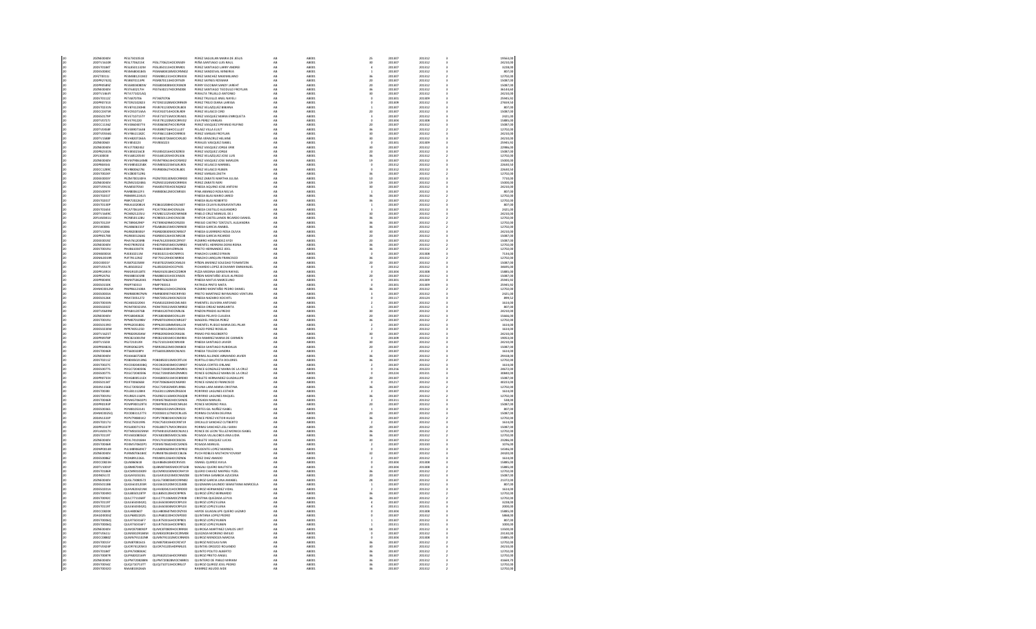| | | | | | | | | | | |
|---|---|---|---|---|---|---|---|---|---|---|
| 20 | 20DNE0040V | PESL730310 | PEREZ SAGAHUN MARIA DE JESUS | AB | AB001 | 25 | 201307 | 201312 | 3 | 19564,00 |
| 20 | 20DTV1443K | PESL770621HC | PESL770621HOCXNS09 | PEÑA SANTIAGO LUIS RAUL | AB | AB001 | 30 | 201307 | 201312 | 3 | 24210,00 |
| 20 | 20DST0184T | PESL850113 | PESL850113HOCRNR01 | PEREZ SANTIAGO LARRY ANDREI | AB | AB001 | 4 | 201307 | 201312 | 3 | 3228,00 |
| 20 | 20DES0083C | PESM680403 | PESM680403MOCRNN02 | PEREZ SANDOVAL MINERVA | AB | AB001 | 1 | 201307 | 201312 | 3 | 807,00 |
| 20 | 20DST0031J | PESM681231 | PESM681231HOCRNX00 | PEREZ SANCHEZ MAXIMILIANO | AB | AB001 | 06 | 201307 | 201312 | 2 | 12702,00 |
| 20 | 20DPR2782Q | PESR870113 | PESR870113HOCRYS09 | PEREZ SAYNES ROSMAR | AB | AB001 | 20 | 201307 | 201312 | 3 | 15087,00 |
| 20 | 20DPR0589Z | PESS800808 | PESS800808MOCRGN09 | PERRY ESCOBAR SANDY JARETH | AB | AB001 | 20 | 201307 | 201312 | 3 | 15087,00 |
| 20 | 20DNE0040V | PEST630217 | PEST630217HOCRND08 | PEREZ SANTIAGO TEODULO FROYLAN | AB | AB001 | 36 | 201307 | 201312 | 3 | 36144,00 |
| 20 | 20DTV1362Y | PETA770221 | | PERALTA TRUJILLO ANTONIO | AB | AB001 | 30 | 201307 | 201312 | 3 | 24210,00 |
| 20 | 20DST0112Z | PETA870706 | PETA870706 | PEREZ TRUJILLO ARIEL NAYELI | AB | AB001 | 0 | 201301 | 201309 | 3 | 25945,92 |
| 20 | 20DPR0731I | PETD921028 | PETD921028MOCRRN09 | PEREZ TREJO DIANA LARISSA | AB | AB001 | 0 | 201309 | 201312 | 3 | 27659,54 |
| 20 | 20DST0231N | PEVB741230 | PEVB741230MOCRLB03 | PEREZ VELAZQUEZ BIBIANA | AB | AB001 | 1 | 201307 | 201312 | 3 | 807,00 |
| 20 | 20DCC0373R | PEVC910714 | PEVC910714HOCRLR09 | PEREZ VELASCO CIRO | AB | AB001 | 20 | 201307 | 201312 | 3 | 15087,00 |
| 20 | 20DES0179P | PEVE720731 | PEVE720731MOCRSN01 | PEREZ VASQUEZ MARIA ENRIQUETA | AB | AB001 | 3 | 201307 | 201312 | 3 | 2421,00 |
| 20 | 20DTV0717J | PEVE791220 | PEVE791220MOCRRV02 | EVA PEREZ VARGAS | AB | AB001 | 0 | 201304 | 201308 | 3 | 15885,09 |
| 20 | 20DCC1136Z | PEVE860407 | PEVE860407HOCRSR00 | PEREZ VASQUEZ ERNANDO RUFINO | AB | AB001 | 20 | 201307 | 201312 | 3 | 15087,00 |
| 20 | 20DTV0358F | PEVE890716 | PEVE890716HOCLLL07 | PELAEZ VILLA ELIUT | AB | AB001 | 06 | 201307 | 201312 | 2 | 12702,00 |
| 20 | 20DTV0556G | PEVF861118 | PEVF861118HOCRRR03 | PEREZ VARGAS FROYLAN | AB | AB001 | 30 | 201307 | 201312 | 3 | 24210,00 |
| 20 | 20DTV1388F | PEVH820726 | PEVH820726MOCRLS00 | PEÑA VERACRUZ HELIANE | AB | AB001 | 30 | 201307 | 201312 | 3 | 24210,00 |
| 20 | 20DNE0040V | PEVI850223 | PEVI850223 | PERALES VASQUEZ ISABEL | AB | AB001 | 0 | 201301 | 201309 | 3 | 25945,92 |
| 20 | 20DNE0040V | PEVJ770824 | | PEREZ VASQUEZ JORGE ERIK | AB | AB001 | 30 | 201307 | 201312 | 3 | 22986,00 |
| 20 | 20DPR2419N | PEVJ850216 | PEVJ850216HOCRZR03 | PEREZ VAZQUEZ JORGE | AB | AB001 | 20 | 201307 | 201312 | 3 | 15087,00 |
| 20 | 20FIZ0002E | PEVL681205 | PEVL681205HOCRLS06 | PEREZ VELAZQUEZ JOSE LUIS | AB | AB001 | 06 | 201307 | 201312 | 2 | 12702,00 |
| 20 | 20DNE0040V | PEVM790614 | PEVM790614HOCRSR02 | PEREZ VASQUEZ JOSE MARLON | AB | AB001 | 19 | 201307 | 201312 | 3 | 15000,00 |
| 20 | 20DPR0056U | PEVM840225 | PEVM840225MVZLRR05 | PEREZ VELASCO MARIBEL | AB | AB001 | 0 | 201312 | 201312 | 3 | 22630,14 |
| 20 | 20DCC1289E | PEVR800427 | PEVR800427HOCRLB01 | PEREZ VELASCO RUBEN | AB | AB001 | 0 | 201312 | 201312 | 3 | 22630,14 |
| 20 | 20DST0026Y | PEZE800713 | | PEREZ ZAVALA ZAETH | AB | AB001 | 06 | 201307 | 201312 | 2 | 12702,00 |
| 20 | 20DES0031Y | PEZM700130 | PEZM700130MOCRRR03 | PEREZ ZARATE MARTHA JULISA | AB | AB001 | 10 | 201307 | 201312 | 3 | 7733,00 |
| 20 | 20DNE0040V | PEZN921024 | PEZN921024MOCRRR04 | PEREZ ZARATE NERI | AB | AB001 | 19 | 201307 | 201312 | 3 | 15000,00 |
| 20 | 20DTV0915C | PIAA850705 | PIAA850705HOCNQN02 | PINEDA AQUINO JOSE ANTONI | AB | AB001 | 30 | 201307 | 201312 | 3 | 24210,00 |
| 20 | 20DES0097F | PIAR800612 | PIAR800612MOCNRS03 | PIHA ARANGO ROSA NELVA | AB | AB001 | 1 | 201307 | 201312 | 3 | 807,00 |
| 20 | 20DST0201T | PIBM891220 | | PINEDA BLAS MARIO JARED | AB | AB001 | 06 | 201307 | 201312 | 2 | 12702,00 |
| 20 | 20DST0201T | PIBR720262 | | PINEDA BLAS ROBERTO | AB | AB001 | 06 | 201307 | 201312 | 2 | 12702,00 |
| 20 | 20DST0130P | PICB620208 | PICB620208HOCNLN07 | PINEDA CELAYA BUENAVENTURA | AB | AB001 | 1 | 201307 | 201312 | 3 | 807,00 |
| 20 | 20DST0166E | PICA770614 | PICA770614HOCNSL06 | PINEDA CASTILLO ALEJANDRO | AB | AB001 | 3 | 201307 | 201312 | 3 | 2421,00 |
| 20 | 20DTV1443K | PICM821225 | PICM821225HOCNRN08 | PINELO CRUZ MANUEL ELI | AB | AB001 | 30 | 201307 | 201312 | 3 | 24210,00 |
| 20 | 20FUA0031U | PICR850113 | PICR850113HOCNSC06 | PINTOR CASTELLANOS RICARDO DANIEL | AB | AB001 | 06 | 201307 | 201312 | 2 | 12702,00 |
| 20 | 20DST0215Y | PICT890629 | PICT890629MOCRZL05 | PRIEGO CASTRO TZITZIUTL ALEJANDRA | AB | AB001 | 06 | 201307 | 201312 | 2 | 12702,00 |
| 20 | 20FSI0009G | PIGA860615 | PIGA860615MOCNRN03 | PINEDA GARCIA ANABEL | AB | AB001 | 30 | 201307 | 201312 | 3 | 24210,00 |
| 20 | 20DTV1226U | PIGR820830 | PIGR820830MOCNNS07 | PINELO GUERRERO ROSA OLIVIA | AB | AB001 | 30 | 201307 | 201312 | 3 | 24210,00 |
| 20 | 20DPR0170B | PIGR890126 | PIGR890126HOCNRC08 | PINEDA GARCIA RICARDO | AB | AB001 | 20 | 201307 | 201312 | 3 | 15087,00 |
| 20 | 20DES0019D | PIHA761203 | PIHA761203MOCZRY07 | PIZARRO HERNANDEZ AYDI | AB | AB001 | 20 | 201307 | 201312 | 3 | 15087,00 |
| 20 | 20DNE0040V | PIHD790925 | PIHD790925MOCMRR01 | PIMENTEL HERRERA DORA REINA | AB | AB001 | 06 | 201307 | 201312 | 2 | 12702,00 |
| 20 | 20DST0035U | PIHJ861030 | PIHJ861030HVZRRL06 | PRIETO HERNANDEZ JOEL | AB | AB001 | 06 | 201307 | 201312 | 2 | 12702,00 |
| 20 | 20DNE0001X | PIJE810211 | PIJE810211HOCNRF01 | PINACHO JUAREZ EFRAIN | AB | AB001 | 0 | 201307 | 201308 | 3 | 7134,00 |
| 20 | 20DML0019R | PILF791129 | PILF791129HOCNRR04 | PINACHO LINO JUAN FRANCISCO | AB | AB001 | 06 | 201307 | 201312 | 2 | 12702,00 |
| 20 | 20DCC0001T | PIJS870225 | PIJS870225MOCXML03 | PIÑON JIMENEZ SOLEDAD TONANTZIN | AB | AB001 | 20 | 201307 | 201312 | 3 | 15087,00 |
| 20 | 20DTV0517E | PILE850202 | PILE850202HOCCPV05 | PICHARDO LOPEZ JEOVANNY EMMANUEL | AB | AB001 | 0 | 201312 | 201312 | 3 | 46695,09 |
| 20 | 20DPR1491V | PIMG910516 | PIMG910516HOCZDR09 | PIZZA MEDINA GERSON RAFAEL | AB | AB001 | 0 | 201304 | 201308 | 3 | 15885,00 |
| 20 | 20DPR2676G | PIMJ880101 | PIMJ880101HOCXNS03 | PIÑON MONTAÑO JESUS ALFREDO | AB | AB001 | 20 | 201307 | 201312 | 3 | 15087,00 |
| 20 | 20DPR0898K | PIMM750623 | PIMM750623HOCNRR09 | PINEDA MATIAS MARCELINO | AB | AB001 | 0 | 201301 | 201309 | 3 | 25945,92 |
| 20 | 20DES0316K | PIMP740313 | PIMP740313 | PATRICIA PINTO MATA | AB | AB001 | 0 | 201301 | 201309 | 3 | 25945,92 |
| 20 | 20HMC0012M | PIMP861230 | PIMP861230HOCZND06 | PIZARRO MONTAÑO PEDRO DANIEL | AB | AB001 | 06 | 201307 | 201312 | 2 | 12702,00 |
| 20 | 20DES0003A | PIMR800907 | PIMR800907HOCRRY00 | PRIETO MARTINEZ RAYMUNDO VENTURA | AB | AB001 | 3 | 201307 | 201312 | 3 | 2421,00 |
| 20 | 20DES0126K | PINX720512 | PINX720512MOCNZC03 | PINEDA NAZARIO XOCHITL | AB | AB001 | 0 | 201117 | 201124 | 3 | 899,52 |
| 20 | 20DST0003N | PIOA810220 | PIOA810220HOCMLN03 | PIMENTEL OLIVERA ANTONIO | AB | AB001 | 2 | 201307 | 201312 | 3 | 1614,00 |
| 20 | 20DES0101Z | PIOM700325 | PIOM700325MOCNRR02 | PINEDA ORDAZ MARGARITA | AB | AB001 | 1 | 201307 | 201312 | 3 | 807,00 |
| 20 | 20DTV0469W | PIPA841207 | PIPA841207HOCNRL06 | PINZON PRADO ALFREDO | AB | AB001 | 30 | 201307 | 201312 | 3 | 24210,00 |
| 20 | 20DNE0040V | PIPC680406 | PIPC680406MOCNLL09 | PINEDA PELAYO CLAUDIA | AB | AB001 | 20 | 201307 | 201312 | 3 | 15666,00 |
| 20 | 20DST0059U | PIPM870109 | PIPM870109HOCNRG07 | MAGDIEL PINEDA PEREZ | AB | AB001 | 06 | 201307 | 201312 | 2 | 12702,00 |
| 20 | 20DES0119O | PIPP620310 | PIPP620310MOCMLL04 | PIMENTEL PUBLIO MARIA DEL PILAR | AB | AB001 | 2 | 201307 | 201312 | 3 | 1614,00 |
| 20 | 20DES0230W | PIPR760512 | PIPR760512MOCCRS05 | PICAZO PEREZ ROSALVA | AB | AB001 | 2 | 201307 | 201312 | 3 | 1614,00 |
| 20 | 20DTV1621T | PIPR820504 | PIPR820504HOCRXG06 | PRIMO PIO RIGOBERTO | AB | AB001 | 30 | 201307 | 201312 | 3 | 24210,00 |
| 20 | 20DPR0978P | PIRC821001 | PIRC821001MOCXMR09 | PIUS RAMIREZ MARIA DEL CARMEN | AB | AB001 | 0 | 201309 | 201312 | 3 | 19053,00 |
| 20 | 20DTV1343I | PISJ721013 | PISJ721013HOCNNV08 | PINEDA SANTIAGO JAVIER | AB | AB001 | 30 | 201307 | 201312 | 3 | 24210,00 |
| 20 | 20DPR0482G | PISR850622 | PISR850622MOCNBB03 | PINEDA SANTIAGO RUBIDALIA | AB | AB001 | 20 | 201307 | 201312 | 3 | 15087,00 |
| 20 | 20DST0046H | PITS600328 | PITS600328MOCNLN01 | PINEDA TOLEDO SANDRA | AB | AB001 | 2 | 201307 | 201312 | 3 | 1614,00 |
| 20 | 20DNE0040V | POAA660726 | | PORRAS ALLENDE ARMANDO JAVIER | AB | AB001 | 36 | 201307 | 201312 | 3 | 29418,00 |
| 20 | 20DST0211Z | POBD850213 | POBD850213MOCRTL04 | PORTILLO BAUTISTA DOLORES | AB | AB001 | 06 | 201307 | 201312 | 2 | 12702,00 |
| 20 | 20DST0027C | POCD820404 | POCD820404MOCSRN07 | POSADA CORTES DIANA | AB | AB001 | 2 | 201307 | 201312 | 3 | 1614,00 |
| 20 | 20DES0077S | POGC720405 | POGC720405MVZNNR05 | PONCE GONZALEZ MARIA DE LA CRUZ | AB | AB001 | 0 | 201216 | 201223 | 3 | 24672,00 |
| 20 | 20DES0077S | POGC720405 | POGC720405MVZNNR05 | PONCE GONZALEZ MARIA DE LA CRUZ | AB | AB001 | 0 | 201224 | 201301 | 3 | 30840,00 |
| 20 | 20DPR0743V | POHG880511 | POHG880511MOCBRD00 | ROBLETE HERNANDEZ GUADALUPE | AB | AB001 | 20 | 201307 | 201312 | 3 | 15087,00 |
| 20 | 20DES0134T | POIF700606 | POIF700606HOCNGR00 | PONCE IGNACIO FRANCISCO | AB | AB001 | 0 | 201217 | 201312 | 3 | 40223,00 |
| 20 | 20DNS1356B | POLC720502 | POLC720502MOCRRR06 | POLINA LARA MARIA CRISTINA | AB | AB001 | 06 | 201307 | 201312 | 2 | 12702,00 |
| 20 | 20DST0038I | POLE811228 | POLE811228MOCRGS04 | PORFIRIO LAGUNES ESTHER | AB | AB001 | 2 | 201307 | 201312 | 3 | 1614,00 |
| 20 | 20DST0019U | POLR821116 | POLR821116MOCRGQ08 | PORFIRIO LAGUNES RAQUEL | AB | AB001 | 06 | 201307 | 201312 | 2 | 12702,00 |
| 20 | 20DST0046H | POMA570602 | POMA570602HOCSXN06 | POSADA MANUEL | AB | AB001 | 2 | 201311 | 201312 | 3 | 538,00 |
| 20 | 20DPR0193P | POMP800129 | POMP800129HOCNRL04 | PONCE MORENO PAUL | AB | AB001 | 20 | 201307 | 201312 | 3 | 15087,00 |
| 20 | 20DES0036S | PONI810531 | PONI810531MVZRXS01 | PORTES GIL NUÑEZ ISABEL | AB | AB001 | 1 | 201307 | 201312 | 3 | 807,00 |
| 20 | 20HMC0025Q | POOD861227 | POOD861227MOCRLL05 | PORRAS OLIVERA DELFINA | AB | AB001 | 20 | 201307 | 201312 | 3 | 15087,00 |
| 20 | 20DNS1332P | POPV780801 | POPV780801HOCNRC02 | PONCE PEREZ VICTOR HUGO | AB | AB001 | 06 | 201307 | 201312 | 2 | 12702,00 |
| 20 | 20DST0217U | POSC750319 | POSC750319HOCRNT03 | ORDAZ LO SANCHEZ CUTBERTO | AB | AB001 | 2 | 201307 | 201312 | 3 | 1614,00 |
| 20 | 20DPR0437P | POSL800717 | POSL800717MOCRNS04 | PORRAS SANCHEZ LESLI MARI | AB | AB001 | 20 | 201307 | 201312 | 3 | 15087,00 |
| 20 | 20FUA0017U | POTM830325 | POTM830325MOCNLN11 | PONCE DE LEON TELLEZ MONICA ISABEL | AB | AB001 | 06 | 201307 | 201312 | 2 | 12702,00 |
| 20 | 20DST0219T | POVA850805 | POVA850805MOCSLN06 | POSADA VILLACORES ANA LIDIA | AB | AB001 | 06 | 201307 | 201312 | 2 | 12702,00 |
| 20 | 20DNE0040V | POVL741026 | POVL741026HOCBSC05 | POBLETE VASQUEZ LUCAS | AB | AB001 | 30 | 201307 | 201312 | 3 | 22986,00 |
| 20 | 20DST0046H | POXM570602 | POXM570602HOCSXN06 | POSADA MANUEL | AB | AB001 | 2 | 201307 | 201310 | 3 | 1076,00 |
| 20 | 20DNP0014R | PULM880409 | PULM880409MOCRPR02 | PRUDENTE LOPEZ MARISOL | AB | AB001 | 0 | 201307 | 201312 | 3 | 14346,00 |
| 20 | 20DNE0040V | PURM870616 | PURM870616HOCCBL06 | PUCH ROBLES MILTHON YOVANY | AB | AB001 | 32 | 201307 | 201312 | 3 | 24320,00 |
| 20 | 20DES0086Z | PXDA891226 | PXDA891226HOCRZN06 | PEREZ DIAZ AMADO | AB | AB001 | 2 | 201307 | 201312 | 3 | 1614,00 |
| 20 | 20DCC0810H | QUAI860618 | QUAI860618HOCRVS01 | ISMAEL QUIROZ AVILA | AB | AB001 | 0 | 201304 | 201308 | 3 | 15885,09 |
| 20 | 20DTV1301P | QUBM870405 | QUBM870405MOCRTG08 | MAGALI QUIRO BAUTISTA | AB | AB001 | 0 | 201304 | 201308 | 3 | 15885,09 |
| 20 | 20DST0186R | QUCM931030 | QUCM931030MOCRHY19 | QUERO CHAVEZ MAYREU YIZEL | AB | AB001 | 06 | 201307 | 201312 | 2 | 12702,00 |
| 20 | 20DNS0172 | QUGA910323 | QUGA910323MOCNMZ08 | QUINTANA GAMBOA AZUCENA | AB | AB001 | 20 | 201307 | 201312 | 3 | 15087,00 |
| 20 | 20DNE0040V | QUGL780805 | QUGL780805MOCRRN02 | QUIROZ GARCIA LINA MARIEL | AB | AB001 | 28 | 201307 | 201312 | 3 | 21372,00 |
| 20 | 20DES0118B | QUGS611020 | QUGS611020MOCZLB08 | QUEZAMAN GALINDO SEBASTIANA MARICELA | AB | AB001 | 1 | 201307 | 201312 | 3 | 807,00 |
| 20 | 20DES0201A | QUHV820421 | QUHV820421HOCRRD03 | QUIROZ HERNANDEZ VIDAL | AB | AB001 | 2 | 201307 | 201312 | 3 | 1614,00 |
| 20 | 20DST0009O | QULB850120 | QULB850120HOCRPR05 | QUIROZ LOPEZ BERNARDO | AB | AB001 | 06 | 201307 | 201312 | 2 | 12702,00 |
| 20 | 20DST0050C | QULC771106 | QULC771106MOCZYR08 | CRISTINA QUEZADA LEYVA | AB | AB001 | 06 | 201307 | 201312 | 2 | 12702,00 |
| 20 | 20DST0219T | QULE650304 | QULE650304MOCRPL03 | QUIROZ LOPEZ ELENA | AB | AB001 | 4 | 201307 | 201312 | 3 | 3228,00 |
| 20 | 20DST0219T | QULE650304 | QULE650304MOCRPL03 | QUIROZ LOPEZ ELENA | AB | AB001 | 4 | 201311 | 201311 | 3 | 2001,00 |
| 20 | 20DCC0820E | QULH800607 | QULH800607MOCRZY03 | HAYDE ELIZABETH QUERO LAZARO | AB | AB001 | 0 | 201304 | 201308 | 3 | 15885,09 |
| 20 | 20AGD0002Z | QULP880220 | QULP880220HOCNPD00 | QUINTANA LOPEZ PEDRO | AB | AB001 | 0 | 201307 | 201312 | 3 | 5868,00 |
| 20 | 20DST0006Q | QULR750316 | QULR750316HOCRPB01 | QUIROZ LOPEZ RUBEN | AB | AB001 | 1 | 201307 | 201312 | 3 | 807,00 |
| 20 | 20DST0006Q | QULR750316 | QULR750316HOCRPB01 | QUIROZ LOPEZ RUBEN | AB | AB001 | 1 | 201311 | 201311 | 3 | 1000,00 |
| 20 | 20DNE0040V | QUMC870809 | QUMC870809HOCRRR08 | QUIROGA MARTINEZ CARLOS URIT | AB | AB001 | 18 | 201307 | 201312 | 3 | 13500,00 |
| 20 | 20DTV0611J | QUME830918 | QUME830918HOCZRM08 | QUEZADA MORENO EMILIO | AB | AB001 | 0 | 201307 | 201312 | 3 | 23130,00 |
| 20 | 20DCC0880Z | QUMN791102 | QUMN791102MOCRNR05 | QUIROZ MENDOZA NARCISA | AB | AB001 | 0 | 201304 | 201308 | 3 | 15885,09 |
| 20 | 20DST0055Y | QUNI870816 | QUNI870816HOCRCV07 | QUIROZ NICOLAS IVAN | AB | AB001 | 06 | 201307 | 201312 | 2 | 12702,00 |
| 20 | 20DTV0434F | QUOR761205 | QUOR761205HDFNRL01 | QUINTAS OROZCO ROLANDO | AB | AB001 | 30 | 201307 | 201312 | 3 | 24210,00 |
| 20 | 20DST0188T | QUPA730804 | | QUINTO POLITO ALBERTO | AB | AB001 | 06 | 201307 | 201312 | 2 | 12702,00 |
| 20 | 20DST0087F | QUPA820316 | QUPA820316HOCRRN03 | QUIROZ PRIETO ANGEL | AB | AB001 | 06 | 201307 | 201312 | 2 | 12702,00 |
| 20 | 20DNE0040V | QUPM720818 | QUPM720818MOCNBR01 | QUINTERO DE PABLO MIRIAM | AB | AB001 | 36 | 201307 | 201312 | 3 | 31669,70 |
| 20 | 20DST0054Z | QUQJ710713 | QUQJ710713HOCRRL07 | QUIROZ QUIROZ JOEL PEDRO | AB | AB001 | 06 | 201307 | 201312 | 2 | 12702,00 |
| 20 | 20DST0032I | RAAA810424 | | RAMIREZ AGUDO AIDE | AB | AB001 | 06 | 201307 | 201312 | 2 | 12702,00 |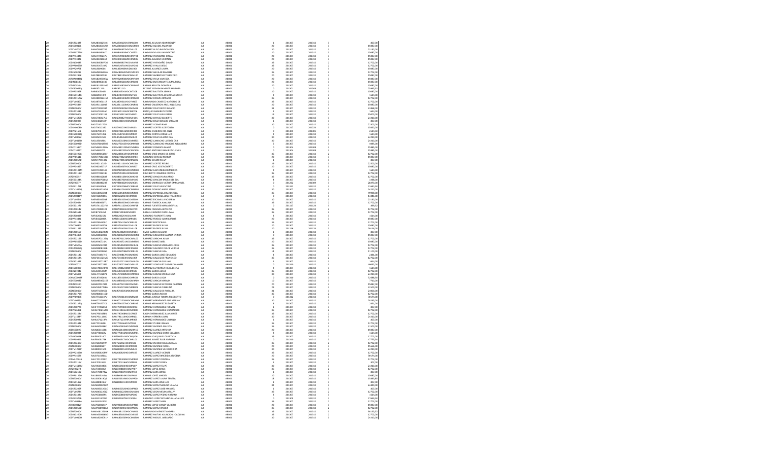| | | | | | | | | | | | |
|---|---|---|---|---|---|---|---|---|---|---|---|
| 20 | 20DST0242T | RAAA801125NC | RAAA801125HVZMGD03 | RAMOS AGUILAR ADAN SIDNEY | AB | AB001 | 1 | 201307 | 201312 | 3 | 807,08 |
| 20 | 20DCC0010L | RAAA860616IAU | RAAA860616HOCMGM03 | RAMIREZ AGUIDO ARMANDO | AB | AB001 | 20 | 201307 | 201312 | 3 | 15087,00 |
| 20 | 20DTV0706Z | RAAA780827RL | RAAA780827MVZMLL05 | RAMIREZ ALLEO BALDOMERO | AB | AB001 | 30 | 201307 | 201312 | 3 | 23130,00 |
| 20 | 20DPR0772W | RAAB880816U7 | RAAB880816MOCYGT03 | RAYMUNDO AGUILAR BEATRIZ | AB | AB001 | 20 | 201307 | 201312 | 3 | 15087,00 |
| 20 | 20DPR1664K | RAAC770924PJ | RAAC770924MOCVNT01 | RAMIREZ AVENDAÑO CITLALI | AB | AB001 | 20 | 201307 | 201312 | 3 | 15087,00 |
| 20 | 20DPR1046L | RAAC8401065F | RAAC840106MOCMLR06 | RAMOS ALCAZAR CARMEN | AB | AB001 | 20 | 201307 | 201312 | 3 | 15087,00 |
| 20 | 20DNS0041S | RAAD860807DL | RAAD860807HOCMVV03 | RAMIREZ AVENDAÑO DAVID | AB | AB001 | 36 | 201307 | 201312 | 2 | 12702,00 |
| 20 | 20DPR0065U | RAAD920710A2 | RAAD920710HOCMYG01 | RAMIREZ AYALA DIEGO | AB | AB001 | 36 | 201307 | 201312 | 2 | 12702,00 |
| 20 | 20DPR2976E | RAAL860906AT | RAAL860906MVZMLR03 | RAMOS ALVAREZ LAURA | AB | AB001 | 20 | 201307 | 201312 | 3 | 15087,00 |
| 20 | 20DES0028J | RAAM820622NN | RAAM820622MOCMGR03 | RAMIREZ AGUILAR MARIBEL | AB | AB001 | 36 | 201307 | 201312 | 2 | 12702,00 |
| 20 | 20DPR2235E | RAAT880105IM | RAAT880105HOCMML00 | RAMIREZ AMBROSIO TELESFORO | AB | AB001 | 20 | 201307 | 201312 | 3 | 15087,00 |
| 20 | 20FUA0048N | RAAV820930KW | RAAV820930MOCMVN09 | RAMIREZ AVILA VANESSA | AB | AB001 | 20 | 201307 | 201312 | 3 | 15087,00 |
| 20 | 20DNS0138G | RABA890611B6 | RABA890611MOCMSL04 | RAMIREZ BUSTAMANTE ALMA ROSA | AB | AB001 | 20 | 201307 | 201312 | 3 | 15087,00 |
| 20 | 20DNS0400V | RABD910901MB | RABD910901MOCMLM07 | RAMOS BELLEZA DOMITILA | AB | AB001 | 20 | 201307 | 201312 | 3 | 15087,00 |
| 20 | 20DES0062Q | RABE871213 | RABE871212 | EL PART YAZMIN RAMIREZ BARBOSA | AB | AB001 | 0 | 201301 | 201309 | 3 | 29965,92 |
| 20 | 20DPR3545P | RABE800504HI | RABE800504MOCMTS08 | RAMIREZ BAUTISTA ESMARI | AB | AB001 | 20 | 201307 | 201312 | 3 | 15087,00 |
| 20 | 20DES0154G | RABJ820919F3 | RABJ820919MOCMTS03 | RAMIREZ BAUTISTA JOSEFINA ESTHER | AB | AB001 | 2 | 201307 | 201312 | 3 | 1614,00 |
| 20 | 20DST0157W | RACA800124LM | RACA800124MOCMSM08 | RAMIREZ COSME AMPARO | AB | AB001 | 36 | 201307 | 201312 | 2 | 12702,00 |
| 20 | 20DTV0547Z | RACA870611LT | RACA870611HOCYMB07 | RAYMUNDO CARDECO ANTONIO DE | AB | AB001 | 36 | 201307 | 201312 | 2 | 12702,00 |
| 20 | 20DPR3586Y | RACA911110BZ | RACA911110MOCMLR01 | RAMOS CALDERON ARELI ANGELINA | AB | AB001 | 20 | 201307 | 201312 | 3 | 15087,00 |
| 20 | 20DNS0040V | RACD790329EA | RACD790329HOCMRV09 | RAMIREZ CRUZ DAVID IGNACIO | AB | AB001 | 31 | 201307 | 201312 | 3 | 23868,00 |
| 20 | 20DST0103L | RACE670113AD | RACE670113HOCMRT06 | EUTIQUIO RAMIREZ CORTES | AB | AB001 | 2 | 201307 | 201312 | 3 | 1614,00 |
| 20 | 20DNS0030V | RACG740921H | RACG740921HOCMRL01 | RAMIREZ CRUZ GUILLERMO | AB | AB001 | 19 | 201307 | 201312 | 3 | 15003,00 |
| 20 | 20DTV1627R | RACG780427VH | RACG780427HOCHHL01 | RAMIREZ CHAVEZ GILBERTO | AB | AB001 | 30 | 201307 | 201312 | 3 | 24210,00 |
| 20 | 20DTV0038I | RACI640524DP | RACI640524HOCMRG04 | RAMIREZ CRUZ IGNACIO URBANO | AB | AB001 | 1 | 201307 | 201312 | 3 | 807,08 |
| 20 | 20DNS0040V | RACI751017GU | | RAMIREZ COSME IRMA | AB | AB001 | 30 | 201307 | 201312 | 3 | 22800,00 |
| 20 | 20DNS0008D | RACI790123SG | RACI790123HOCMRL01 | RAMIREZ CORTES ILDEFONSO | AB | AB001 | 0 | 201217 | 201224 | 3 | 15420,00 |
| 20 | 20DPR2160L | RACI870113FG | RACI870113MOCSRS00 | RAMOS CISNEROS IRIS ANEL | AB | AB001 | 0 | 201305 | 201305 | 3 | 2514,50 |
| 20 | 20DES0038Q | RACJ760714S6 | RACJ760714HOCMRR07 | RAMOS CORTES JORGE LUIS | AB | AB001 | 2 | 201307 | 201312 | 3 | 1614,00 |
| 20 | 20DTV0802Z | RACJ850126T3 | RACJ850126MOCMRL09 | RAMIREZ CRUZ JULIANA DAN | AB | AB001 | 30 | 201307 | 201312 | 3 | 24210,00 |
| 20 | 20DTV0169D | RACL850426A4 | RACL850426MOCMMZ03 | RAMIREZ CAMACHO LUZ DEL CAR | AB | AB001 | 30 | 201307 | 201312 | 3 | 24210,00 |
| 20 | 20DES0099D | RACM760425U7 | RACM760425HOCMMR04 | RAMIREZ CAMACHO MARCOS ALEJANDRO | AB | AB001 | 5 | 201307 | 201312 | 3 | 4035,00 |
| 20 | 20DCC1531Y | RACM800129GV | RACM800129MOCSSR05 | RAMOS CISNEROS MARIA | AB | AB001 | 0 | 201304 | 201308 | 3 | 15085,00 |
| 20 | 20DCC1021Y | RACM880702 | RACM880702HOCMVR00 | MARCO ANTONIO RAMIREZ CUEVAS | AB | AB001 | 0 | 201304 | 201308 | 3 | 15085,00 |
| 20 | 20DES0195G | RACM890619HF | RACM890619HOCMRR08 | RAMOS CRUZ MARIO DE JESUS | AB | AB001 | 36 | 201307 | 201312 | 2 | 12702,00 |
| 20 | 20DPR0511L | RACN770823IQ | RACN770823MOCSHR03 | RASGADO CHAVEZ NORMA | AB | AB001 | 20 | 201307 | 201312 | 3 | 15087,00 |
| 20 | 20DST0067D | RACN770913IZ | RACN770913MGRMLL01 | RAMOS COLON NELVY | AB | AB001 | 1 | 201307 | 201312 | 3 | 807,08 |
| 20 | 20DNS0040V | RACP821103D | RACP821103HOCMRD00 | RAMIREZ CORTEZ PEDRO | AB | AB001 | 29 | 201307 | 201312 | 3 | 22500,00 |
| 20 | 20DPR1612T | RACR620607SF | RACR620607HOCMRB07 | RAMOS CRUZ JOSE ROBERTO | AB | AB001 | 20 | 201307 | 201312 | 3 | 15087,00 |
| 20 | 20DST0116M | RACR710911A6 | RACR710911MOCMSM03 | RAMIREZ CASTAÑEDA REMEDIOS | AB | AB001 | 2 | 201307 | 201312 | 3 | 1614,00 |
| 20 | 20DST0118U | RACR77032186 | RACR770321HOCMRG00 | RIGOBERTO RAMIREZ CORTES | AB | AB001 | 36 | 201307 | 201312 | 2 | 12702,00 |
| 20 | 20FZF0005Y | RACR860128BE | RACR860128HOCMHC04 | RAMIREZ CHAGOYA RICARDO | AB | AB001 | 36 | 201307 | 201312 | 2 | 12702,00 |
| 20 | 20DES0184A | RACS840701EM | RACS840701MOCMHL05 | RAMIREZ CHACON MARIA DEL SOL | AB | AB001 | 4 | 201307 | 201312 | 3 | 3228,00 |
| 20 | 20FZF0037Y | RACV880402RR | RACV880402HOCMRC05 | RAMOS CARRASCO VICTOR EMMANUEL | AB | AB001 | 0 | 201222 | 201309 | 3 | 28270,00 |
| 20 | 20DPR1177E | RACV900206IB | RACV900206MOCMRL04 | RAMIREZ CRUZ VALENTINA | AB | AB001 | 0 | 201312 | 201312 | 3 | 22630,50 |
| 20 | 20DTV1501Q | RADA861016GG | RADA861016MOCMMR03 | RAMOS DIONISIO ARELY JANNE | AB | AB001 | 30 | 201307 | 201312 | 3 | 24210,00 |
| 20 | 20DNS0040V | RAEC640503NE | RAEC640503MOCMSR03 | RAMIREZ ESPINOZA CRUZ ESTELA | AB | AB001 | 36 | 201307 | 201312 | 3 | 49998,00 |
| 20 | 20DNP0010V | RAEF660201ES | RAEF660201HOCMSR05 | RAMIREZ ESPINOZA JOSE FRANCISCO | AB | AB001 | 0 | 201307 | 201312 | 3 | 14466,00 |
| 20 | 20DTV0554I | RAER850319KB | RAER850319MOCSSR09 | RAMIREZ ESCAMILLA ROSARIO | AB | AB001 | 30 | 201307 | 201312 | 3 | 23130,00 |
| 20 | 20DST0042V | RAFA880820TU | RAFA880820MOCMNM06 | RAMOS FONSECA AMALINA | AB | AB001 | 36 | 201307 | 201312 | 2 | 12702,00 |
| 20 | 20DES0117V | RAFC711223FM | RAFC711223MOCMNF18 | RAMOS FUENTES MARIA CECIFILIA | AB | AB001 | 0 | 201217 | 201124 | 3 | 499,52 |
| 20 | 20DST0014Z | RAFH700814KE | RAFH700814HOCMCP09 | RAMOS FAJARDO HIPOLITO | AB | AB001 | 36 | 201307 | 201312 | 2 | 12702,00 |
| 20 | 20DES1184I | RAFI871024MF | RAFI871024HMNFJV09 | RAFAEL FAJARDO ISRAEL IVAN | AB | AB001 | 36 | 201307 | 201312 | 2 | 12702,00 |
| 20 | 20DST0089P | RAFJ6206252L | RAFJ620625HOCSLN09 | RASGADO FLORENTE JUAN | AB | AB001 | 2 | 201307 | 201312 | 3 | 1614,00 |
| 20 | 20DPR2104L | RAFJ841208R6 | RAFJ841208HOCMRN06 | RAMIREZ FRASCO JUAN CARLOS | AB | AB001 | 20 | 201307 | 201312 | 3 | 15087,00 |
| 20 | 20DST0114Y | RAFR790410FC | RAFR790410HOCMRL09 | RAMIREZ FORTIZ RAUL | AB | AB001 | 36 | 201307 | 201312 | 2 | 12702,00 |
| 20 | 20DCC0357S | RAFS871002TH | RAFS871002MOCMLL08 | RAMIREZ FLORES SILVIA | AB | AB001 | 20 | 201307 | 201312 | 3 | 15087,00 |
| 20 | 20DPR1123Z | RAFS871002TH | RAFS871002MOCMLL08 | RAMIREZ FLORES SILVIA | AB | AB001 | 20 | 201116 | 201124 | 3 | 20116,00 |
| 20 | 20DST0015Y | RAGA640220SN | RAGA640220HOCMRL04 | RMZ GARCIA ALVARO | AB | AB001 | 1 | 201307 | 201312 | 3 | 807,08 |
| 20 | 20DPR0019S | RAGA800609CJ | RAGA800609MOCMRM08 | RAMIREZ GREGORIO AMADA EMMA | AB | AB001 | 0 | 201307 | 201312 | 3 | 15087,00 |
| 20 | 20DST0219S | RAGA870112G | RAGA870112MOCMRL03 | RAMIREZ GARCIA ALMA | AB | AB001 | 36 | 201307 | 201312 | 2 | 12702,00 |
| 20 | 20DPR0582D | RAGA890721AZ | RAGA890721HOCMMR05 | RAMOS GOMEZ ARIEL | AB | AB001 | 20 | 201307 | 201312 | 3 | 15087,00 |
| 20 | 20DTV0569A | RAGD850620CB | RAGD850620MOCRRL06 | RAMIREZ GARCIA MARIA DOLORES | AB | AB001 | 36 | 201307 | 201312 | 2 | 12702,00 |
| 20 | 20DST0008V | RAGD880801DB | RAGD880801MDFALL08 | RAMIREZ GALEANO DULCE VERONI | AB | AB001 | 36 | 201307 | 201312 | 2 | 12702,00 |
| 20 | 20DNS0040V | RAGE700708NG | RAGE700708MOCMRL05 | RAMIREZ GARCIA ELSA | AB | AB001 | 14 | 201307 | 201312 | 3 | 11100,00 |
| 20 | 20DST0113Z | RAGE740817S6 | RAGE740817HOCMRD06 | RAMOS GARCIA JOSE EDUARDO | AB | AB001 | 3 | 201307 | 201312 | 3 | 2421,00 |
| 20 | 20DST0152A | RAGF641023MC | RAGF641023HOCMLR09 | RAMIREZ GALLEGOS FRANCISCO | AB | AB001 | 36 | 201307 | 201312 | 2 | 12702,00 |
| 20 | 20DES0134Z | RAGG520711B7 | RAGG520711MOCMRL00 | RAMIREZ GARCIA GUILLIANI | AB | AB001 | 2 | 201307 | 201312 | 3 | 1614,00 |
| 20 | 20FZF0007D | RAGG760723SE | RAGG760723HOCMNL12 | RAMIREZ GONZALEZ GALDARDO ANGEL | AB | AB001 | 0 | 201310 | 201312 | 3 | 40092,00 |
| 20 | 20DES0030Y | RAGH780123PM | RAGH780123MDFMTL06 | RAMIREZ GUTIERREZ HILDA ELENA | AB | AB001 | 2 | 201307 | 201312 | 3 | 1614,00 |
| 20 | 20DNS0768L | RAGJ690524AM | RAGJ690524HOCMRS05 | RAMOS GARCIA JESUS | AB | AB001 | 36 | 201307 | 201312 | 2 | 12702,00 |
| 20 | 20DTV0480F | RAGL771028PL | RAGL771028MOCMMR04 | RAMIREZ GOMEZ MARIA LUISA | AB | AB001 | 30 | 201307 | 201312 | 3 | 24210,00 |
| 20 | 20HMC0002F | RAGL870326L6 | RAGL870326MOCMRC04 | RAMOS GARCIA LUCIA | AB | AB001 | 0 | 201310 | 201312 | 3 | 32468,50 |
| 20 | 20DES0002Z | RAGM850621ST | RAGM850621HOCMRR09 | RAMIREZ GARCIA MARVIN | AB | AB001 | 10 | 201307 | 201312 | 3 | 7710,00 |
| 20 | 20DNS0200 | RAGN870321IR | RAGN870321MOCMRY01 | RAMIREZ GARCIA NEYRI DEL CARMEN | AB | AB001 | 20 | 201307 | 201312 | 3 | 15087,00 |
| 20 | 20DNS0040V | RAGO850721B6 | RAGO850721MOCMRB06 | RAMIREZ GARCIA URBELINA | AB | AB001 | 29 | 201307 | 201312 | 3 | 22500,00 |
| 20 | 20DNS0040V | RAGR750505SC | RAGR750505MOCMLS03 | RAMIREZ GALLEGOS ROSALBA | AB | AB001 | 31 | 201307 | 201312 | 3 | 24005,00 |
| 20 | 20DST0179H | RAGR880611SD | | RAMOS GARCIA ROCIO | AB | AB001 | 36 | 201307 | 201312 | 2 | 12702,00 |
| 20 | 20DPR0966I | RAGT750213HJ | RAGT750213HOCNRM02 | RANGEL GARCIA TOMAS RIGOBERTO | AB | AB001 | 0 | 201312 | 201312 | 3 | 30174,00 |
| 20 | 20DTV0691U | RAHA771209BN | RAHA771209MOCMRN06 | RAMIREZ HERNANDEZ ANA MARIA C | AB | AB001 | 30 | 201307 | 201312 | 3 | 28245,00 |
| 20 | 20DES0137Q | RAHE791227K1 | RAHE791227MOCMRL06 | RAMOS HERNANDEZ ELIZABETH | AB | AB001 | 3 | 201307 | 201312 | 3 | 2421,00 |
| 20 | 20DST0077K | RAHF770920I4 | RAHF770920HOCMRR02 | RAMIREZ HERNANDEZ FERMIN | AB | AB001 | 1 | 201307 | 201312 | 3 | 807,08 |
| 20 | 20DPR2648E | RAHG780816HM | RAHG780816HOCMRD00 | RAMIREZ HERNANDEZ GUADALUPE | AB | AB001 | 36 | 201307 | 201312 | 2 | 12702,00 |
| 20 | 20DST0158V | RAHJ790408BU | RAHJ790408MOCCRN05 | RACINO HERNANDEZ JUANA INES | AB | AB001 | 36 | 201307 | 201312 | 2 | 12702,00 |
| 20 | 20DTV1158Y | RAHJ791114DC | RAHJ791114HOCMRN01 | RAMON HERRERA JUAN | AB | AB001 | 30 | 201307 | 201312 | 3 | 24210,00 |
| 20 | 20DST0092C | RAHU671219F9 | RAHU671219HPLMRR09 | RAMIREZ HERNANDEZ URBANO | AB | AB001 | 1 | 201307 | 201312 | 3 | 807,08 |
| 20 | 20DST0234R | RAIE770106HS | RAIE770106HOCMTS03 | RAMIREZ ITURBE ISMAEL | AB | AB001 | 36 | 201307 | 201312 | 2 | 12702,00 |
| 20 | 20DNS0040V | RAJA650903HC | RAJA650903HOCMMG08 | RAMIREZ JIMENEZ AGUSTIN | AB | AB001 | 36 | 201307 | 201312 | 3 | 31500,00 |
| 20 | 20ESC0002C | RAJA840110BB | RAJA840110MOCMRN15 | RAMIREZ JUAREZ ANTONIA | AB | AB001 | 20 | 201307 | 201312 | 3 | 15087,00 |
| 20 | 20DST0005T | RAJD770816AV | RAJD770816MOCMMR01 | RAMIREZ JIMENEZ DORIS CLAUDIA | AB | AB001 | 2 | 201307 | 201312 | 3 | 1614,00 |
| 20 | 20DIN0901K | RAJF800510C2 | RAJF800514MOCMQL06 | RAMON JOAQUIN FLOR LETICIA | AB | AB001 | 36 | 201307 | 201312 | 2 | 12702,00 |
| 20 | 20DPR0357S | RAJF900917TK | RAJF900917MOCMRL01 | RAMOS JUAREZ FLOR ADRIANA | AB | AB001 | 0 | 201310 | 201312 | 3 | 37775,50 |
| 20 | 20DST0230V | RAJI760206NW | RAJI760206HOCMCS03 | RAMIREZ JACOBO ISAIAS MISAEL | AB | AB001 | 36 | 201307 | 201312 | 2 | 12702,00 |
| 20 | 20DNS0040V | RAJI860802ET | RAJI860802HOCMMS08 | RAMIREZ JIMENEZ ISRAEL | AB | AB001 | 20 | 201307 | 201312 | 3 | 15866,00 |
| 20 | 20DTV1298P | RAJS800315R0 | RAJS800315HOCMML03 | RAMIREZ JIMENEZ SALVADOR IN | AB | AB001 | 30 | 201307 | 201312 | 3 | 24210,00 |
| 20 | 20DPR2307D | RAJV680820BW | RAJV680820HOCMRC05 | RAMIREZ JUAREZ VICENTE | AB | AB001 | 36 | 201307 | 201312 | 2 | 12702,00 |
| 20 | 20DPR1451S | RALA711026AU | | RAMIREZ LOPEZ BRICEIDA AZUCENA | AB | AB001 | 20 | 201307 | 201312 | 3 | 30174,00 |
| 20 | 20DML0001S | RALC701205PC | RALC701205MOCMPR02 | RAMIREZ LOPEZ CRISTINA | AB | AB001 | 36 | 201307 | 201312 | 2 | 12702,00 |
| 20 | 20DST0216V | RALE700516B | RALE700516HOCMPF03 | RAMIREZ LOPEZ EFREN | AB | AB001 | 1 | 201307 | 201312 | 3 | 807,08 |
| 20 | 20DTV1113M | RALF850507IS | RALF850506HOCMPL07 | RAMIREZ LOPEZ FELIPE | AB | AB001 | 30 | 201307 | 201312 | 3 | 24210,00 |
| 20 | 20FZF0037B | RALJ740818KJ | RALJ740818HOCMPR07 | RAMOS LOPEZ JORGE | AB | AB001 | 36 | 201307 | 201312 | 2 | 12702,00 |
| 20 | 20DES0219Z | RALJ770407BW | RALJ770407HOCMRR18 | RAMIREZ LARA JORGE | AB | AB001 | 1 | 201307 | 201312 | 3 | 807,08 |
| 20 | 20DPR0129G | RALJ860914AW | RALJ860914HOCMPH02 | RAMOS LOPEZ JAHDIEL | AB | AB001 | 20 | 201307 | 201312 | 3 | 15087,00 |
| 20 | 20DNS0040V | RALL850619Q4 | RALL850619MOCMPR00 | RAMIREZ LOPEZ LAURA TERESA | AB | AB001 | 18 | 201307 | 201312 | 3 | 15813,05 |
| 20 | 20DES0146Z | RALL880811LV | RALL880811HOCMRS00 | RAMIREZ LARA JOSE LUIS | AB | AB001 | 1 | 201307 | 201312 | 3 | 807,08 |
| 20 | 20DNS0040V | RALM841023UZ | | RAMIREZ LOPEZ MAGALY LILIANA | AB | AB001 | 32 | 201307 | 201312 | 3 | 24320,00 |
| 20 | 20DST0235P | RALM850320GC | RALM850320HOCMPN04 | RAMIREZ LOPEZ JOSE MANUEL | AB | AB001 | 1 | 201307 | 201312 | 3 | 807,08 |
| 20 | 20DTV0578S | RALM861226I2 | RALM861226MOCMNL04 | RAMIREZ LEON MELINA ITALVI | AB | AB001 | 36 | 201307 | 201312 | 2 | 12702,00 |
| 20 | 20DST0182V | RALP680819PL | RALP680819HOCMPD06 | RAMIREZ LOPEZ PEDRO ARTURO | AB | AB001 | 2 | 201307 | 201312 | 3 | 1614,00 |
| 20 | 20DPR2974B | RALR921007KP | RALR921007MOCSPS06 | RASGADO LOPEZ ROSARIO GUADALUPE | AB | AB001 | 0 | 201309 | 201312 | 3 | 27459,50 |
| 20 | 20DTV0958A | RALS831021CF | | RAMIREZ LOPEZ SAIRY | AB | AB001 | 36 | 201307 | 201312 | 2 | 12702,00 |
| 20 | 20HBD0013P | RALV830813DF | RALV830813MOCMPN00 | RAMOS LOPEZ YANELY LILIBETH | AB | AB001 | 20 | 201307 | 201312 | 3 | 15087,00 |
| 20 | 20DST0092D | RALW910903A3 | RALW910903HOCMPL05 | RAMIREZ LOPEZ WILBER | AB | AB001 | 36 | 201307 | 201312 | 2 | 12702,00 |
| 20 | 20DNS0040V | RAMA681221LK | RAMA681221HOCYND01 | RAYMUNDO MENDEZ ANDRES | AB | AB001 | 36 | 201307 | 201312 | 3 | 98124,50 |
| 20 | 20DNS0160H | RAMA840816D2 | RAMA840816MOCMSS09 | RAMIREZ MATIAS ASUNCION JOAQUINA | AB | AB001 | 36 | 201307 | 201312 | 2 | 12702,00 |
| 20 | 20DTV0350H | RAMA820509EH | RAMA820509HOCMGB03 | RAMIREZ MIGUEL ABELARDO | AB | AB001 | 30 | 201307 | 201312 | 3 | 24210,00 |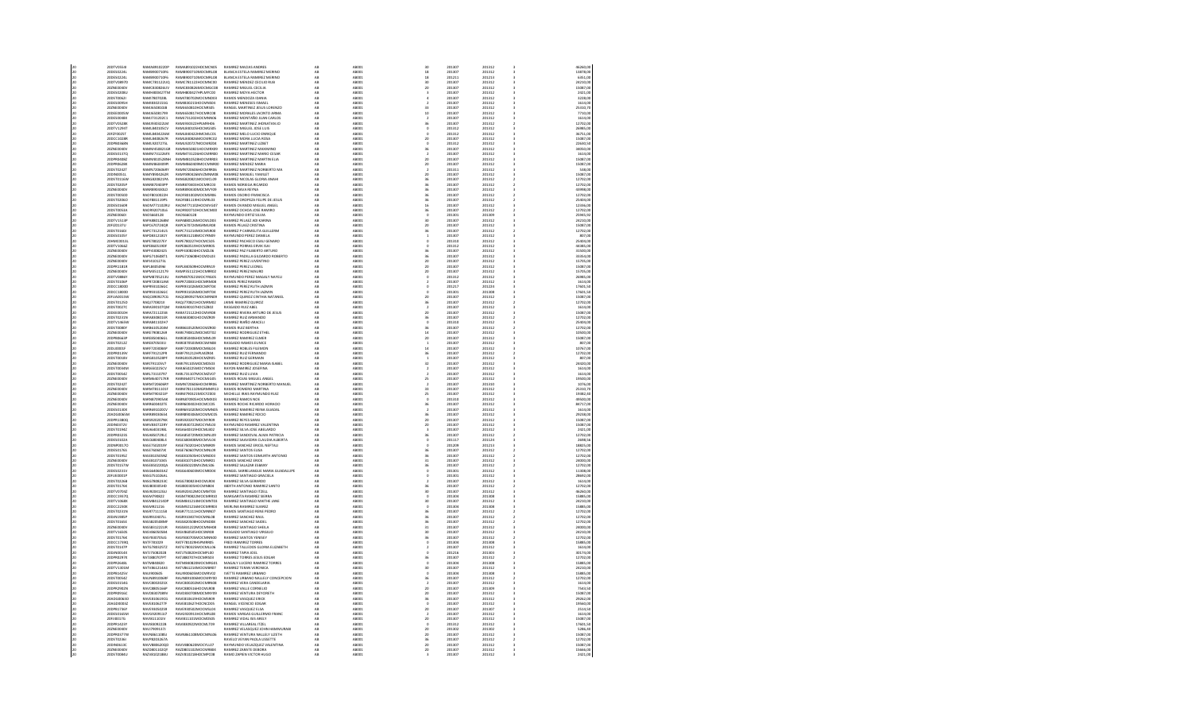| | | | | | | | | | | |
|---|---|---|---|---|---|---|---|---|---|---|
| 20 | 20DTV0553I | RASA890101I20P | RASA890101HOCMCN05 | RAMIREZ SALDAS ANDRES | AB | AB001 | 30 | 201307 | 201312 | 3 | 46260,00 |
| 20 | 20DES0224L | RAMB900710IF6 | RAMB900710MOCMRL08 | BLANCA ESTELA RAMIREZ MERINO | AB | AB001 | 18 | 201307 | 201312 | 3 | 13878,00 |
| 20 | 20DES0224L | RAMB900710IF6 | RAMB900710MOCMRL08 | BLANCA ESTELA RAMIREZ MERINO | AB | AB001 | 18 | 201211 | 201213 | 3 | 6051,00 |
| 20 | 20DTV0997D | RAMC781122UQ | RAMC781122HOCMNC00 | RAMIREZ MENDEZ CECILIO RUIZ | AB | AB001 | 30 | 201307 | 201312 | 3 | 24210,00 |
| 20 | 20DNE0040V | RAMC8308084AV | RAMC830808MOCMGC08 | RAMIREZ MIGUEL CECILIA | AB | AB001 | 20 | 201307 | 201312 | 3 | 15087,00 |
| 20 | 20DES0208U | RAMI480417TM | RAMI480417HPLMYV00 | RAMIREZ MOYA HECTOR | AB | AB001 | 3 | 201307 | 201312 | 3 | 2421,00 |
| 20 | 20DST0062I | RAMI7807028L | RAMI780702MOCMND04 | RAMOS MENDOZA IDANIA | AB | AB001 | 4 | 201307 | 201312 | 3 | 3228,00 |
| 20 | 20DES0095H | RAMI800315S4 | RAMI800315HOCMNS05 | RAMIREZ MENESES ISMAEL | AB | AB001 | 2 | 201307 | 201312 | 3 | 1614,00 |
| 20 | 20DNE0040V | RAMJ650831UB | RAMJ650831HOCMRS05 | RANGEL MARTINEZ JESUS LORENZO | AB | AB001 | 33 | 201307 | 201312 | 3 | 25331,70 |
| 20 | 20DES0005W | RAMJ640817R9 | RAMJ640817HOCMRC08 | RAMIREZ MORALES JACINTO ARMA | AB | AB001 | 10 | 201307 | 201312 | 3 | 7710,00 |
| 20 | 20DES0008X | RAMJ731202C1 | RAMJ731202HOCMNN06 | RAMIREZ MONTAÑO JUAN CARLOS | AB | AB001 | 2 | 201307 | 201312 | 3 | 1614,00 |
| 20 | 20DTV0528K | RAMJ900322VR | RAMJ900322HPLMRH06 | RAMIREZ MARTINEZ JHONATAN JO | AB | AB001 | 36 | 201307 | 201312 | 2 | 12702,00 |
| 20 | 20DTV1299T | RAML860105CY | RAML860105HOCMGS05 | RAMIREZ MIGUEL JOSE LUIS | AB | AB001 | 0 | 201312 | 201312 | 3 | 26985,00 |
| 20 | 20FZH0025T | RAML840425AW | RAML840425HMCMLC01 | RAMIREZ MELO LUCIO ENRIQUE | AB | AB001 | 0 | 201312 | 201312 | 3 | 46752,00 |
| 20 | 20DCC1028R | RAML860825TK | RAML860825MOCMRC02 | RAMIREZ MORA LUCIA ROSA | AB | AB001 | 20 | 201307 | 201312 | 3 | 15087,00 |
| 20 | 20DPR4569N | RAML920727SL | RAML920727MOCMRZ03 | RAMIREZ MARTINEZ LIZETH | AB | AB001 | 0 | 201312 | 201312 | 3 | 22663,50 |
| 20 | 20DNE0040V | RAMM450821GR | RAMM450821HOCMRX09 | RAMIREZ MARTINEZ MAXIMINO | AB | AB001 | 36 | 201307 | 201312 | 3 | 34050,00 |
| 20 | 20DES0217Q | RAMM741226FR | RAMM741226HOCMRR00 | RAMIREZ MARTINEZ MARIO CESAR | AB | AB001 | 2 | 201307 | 201312 | 3 | 1614,00 |
| 20 | 20DPR4688Z | RAMM810528IH | RAMM810528MOCMRR05 | RAMIREZ MARTINEZ MARTIN ELIA | AB | AB001 | 20 | 201307 | 201312 | 3 | 15087,00 |
| 20 | 20DPR4528K | RAMM860409IR | RAMM860409MOCMNR00 | RAMIREZ MENDEZ MARIA | AB | AB001 | 20 | 201307 | 201312 | 3 | 15087,00 |
| 20 | 20DST0243T | RAMN720606RY | RAMN720606HOCMRR05 | RAMIREZ MARTINEZ NORBERTO MA | AB | AB001 | 2 | 201111 | 201112 | 3 | 538,00 |
| 20 | 20DNE0051L | RAMY890426LR | RAMY890426MVZMNN08 | RAMIREZ MENDEZ YANELLY | AB | AB001 | 20 | 201307 | 201312 | 3 | 15087,00 |
| 20 | 20DST0116W | RANG820821PA | RANG820821MOCMLL09 | RAMIREZ NICOLAS GLORIA ANAHI | AB | AB001 | 36 | 201307 | 201312 | 2 | 12702,00 |
| 20 | 20DST0205P | RANR870405PP | RANR870405HOCMRC01 | RAMOS NORIEGA RICARDO | AB | AB001 | 36 | 201307 | 201312 | 2 | 12702,00 |
| 20 | 20DNE0040V | RANR890430GD | RANR890430MOCMVY09 | RAMOS NAVA REYNA | AB | AB001 | 36 | 201307 | 201312 | 3 | 34998,00 |
| 20 | 20DST0050D | RAOF800302QH | RAOF800302MOCMRR06 | RAMOS OROZCO FRANCISCA | AB | AB001 | 36 | 201307 | 201312 | 2 | 12702,00 |
| 20 | 20DST0206O | RAOF801119PL | RAOF801119HOCMRL03 | RAMIREZ OROPEZA FELIPE DE JESUS | AB | AB001 | 36 | 201307 | 201312 | 2 | 25404,00 |
| 20 | 20DES0160R | RAOM771102RU | RAOM771102HOCMVG07 | RAMOS OVANDO MIGUEL ANGEL | AB | AB001 | 16 | 201307 | 201312 | 3 | 12336,00 |
| 20 | 20DST0055A | RAOR820710IJ | RAOR820710HOCMCM03 | RAMIREZ OCHOA JOSE RAMIRO | AB | AB001 | 36 | 201307 | 201312 | 2 | 12702,00 |
| 20 | 20ZNE0060I | RAOS660128 | RAOS660128 | RAYMUNDO ORTIZ SILVIA | AB | AB001 | 0 | 201301 | 201309 | 3 | 25945,92 |
| 20 | 20DTV1114F | RAPK880126BM | RAPK880126MOCMLD03 | RAMIREZ PELAEZ KID KARINA | AB | AB001 | 30 | 201307 | 201312 | 3 | 24210,00 |
| 20 | 20FZD0137U | RAPC670724QB | RAPC670724MGRMLR08 | RAMOS PELAEZ CRISTINA | AB | AB001 | 20 | 201307 | 201312 | 3 | 15087,00 |
| 20 | 20DST0204S | RAPC731214US | RAPC731214MOCMRR00 | RAMIREZ P CARMELITA GUILLERM | AB | AB001 | 36 | 201307 | 201312 | 2 | 12702,00 |
| 20 | 20DES0105Y | RAPD831218EY | RAPD831218MOCYRN09 | RAYMUNDO PEREZ DANIELA | AB | AB001 | 1 | 201307 | 201312 | 3 | 807,00 |
| 20 | 20HMC0053L | RAPE780227EY | RAPE780227HOCMCS05 | RAMIREZ PACHECO ESAU GENARO | AB | AB001 | 0 | 201310 | 201312 | 3 | 25404,00 |
| 20 | 20DTV1066Z | RAPE860519GF | RAPE860519HOCMRR05 | RAMIREZ PORRAS ERIVK ISAI | AB | AB001 | 0 | 201312 | 201312 | 3 | 34385,00 |
| 20 | 20ZNE0040V | RAPF430824ZS | RAPH430824HOCMZL06 | RAMIREZ PAZ FILIBERTO ARTURO | AB | AB001 | 36 | 201307 | 201312 | 3 | 31500,00 |
| 20 | 20DNE0040V | RAPG710608TL | RAPG710608HOCMDL03 | RAMIREZ PADILLA GUERARDO ROBERTO | AB | AB001 | 36 | 201307 | 201312 | 3 | 31014,00 |
| 20 | 20ZNE0040V | RAPH601027VL | | RAMIREZ PEREZ VIANNTINO | AB | AB001 | 20 | 201307 | 201312 | 3 | 15705,00 |
| 20 | 20PPR1181R | RAPL840509IH | RAPL840509HOCMRN19 | RAMIREZ PEREZ LEONEL | AB | AB001 | 20 | 201307 | 201312 | 3 | 15087,00 |
| 20 | 20ZNE0040V | RAPM551121TS | RAMP551121HOCMRN02 | RAMIREZ PEREZ MAURO | AB | AB001 | 20 | 201307 | 201312 | 3 | 15705,00 |
| 20 | 20DTV0886Y | RAPM870521IU | RAPM870521MOCYRG05 | RAYMUNDO PEREZ MAGALY YARELI | AB | AB001 | 0 | 201312 | 201312 | 3 | 26985,00 |
| 20 | 20DST0106P | RAPR720811AW | RAPR720811HOCMRM08 | RAMOS PEREZ RAMON | AB | AB001 | 2 | 201307 | 201312 | 3 | 1614,00 |
| 20 | 20DCC1800D | RAPR931026GC | RAPR931026MOCMRT04 | RAMIREZ PEREZ RUTH JAZMIN | AB | AB001 | 0 | 201217 | 201224 | 3 | 17665,50 |
| 20 | 20DCC1800D | RAPR931026GC | RAPR931026MOCMRT04 | RAMIREZ PEREZ RUTH JAZMIN | AB | AB001 | 0 | 201401 | 201408 | 3 | 17665,50 |
| 20 | 20FUA0015W | RAQC890927UG | RAQC890927MOCMRN09 | RAMIREZ QUIROZ CINTHIA NATANIEL | AB | AB001 | 20 | 201307 | 201312 | 3 | 15087,00 |
| 20 | 20DST0125D | RAQJ770821E | RAQJ770821HOCMRM02 | JAIME RAMIREZ QUIROZ | AB | AB001 | 36 | 201307 | 201312 | 2 | 12702,00 |
| 20 | 20DST0027C | RARA390327QM | RARA390327HOCSZB02 | RASGADO RUIZ ABEL | AB | AB001 | 2 | 201307 | 201312 | 3 | 1614,00 |
| 20 | 20DES0016H | RARA721122S8 | RARA721122HOCMVR08 | RAMIREZ RIVERA ARTURO DE JESUS | AB | AB001 | 20 | 201307 | 201312 | 3 | 15087,00 |
| 20 | 20DST0219N | RARA840803US | RARA840803HOCMZR09 | RAMIREZ RUIZ ARMANDO | AB | AB001 | 36 | 201307 | 201312 | 2 | 12702,00 |
| 20 | 20DTV1666W | RARA821008L1 | | RAMIREZ RAÑO ARACELI | AB | AB001 | 0 | 201310 | 201312 | 3 | 25404,00 |
| 20 | 20DST0080Y | RARB610520IM | RARB610520MOCMZR00 | RAMOS RUIZ BERTHA | AB | AB001 | 36 | 201307 | 201312 | 2 | 12702,00 |
| 20 | 20ZNE0040V | RARE790812K4 | RARE790812MOCMDT02 | RAMIREZ RODRIGUEZ ETHEL | AB | AB001 | 14 | 201307 | 201312 | 3 | 10500,00 |
| 20 | 20DPR0063P | RARE850406GL | RARE850406HOCMML09 | RAMIREZ RAMIREZ ELMER | AB | AB001 | 20 | 201307 | 201312 | 3 | 15087,00 |
| 20 | 20DST0212Z | RARE870503CU | RARE870503MOCMMN00 | RASGADO RAMOS EUNICE | AB | AB001 | 1 | 201307 | 201312 | 3 | 807,00 |
| 20 | 20DJN0005F | RARF720408AF | RARF720408MOCMBL03 | RAMIREZ ROBLES FILEMON | AB | AB001 | 14 | 201307 | 201312 | 3 | 10767,00 |
| 20 | 20DPR0139V | RARF791212PR | RARF791212HPLRZR04 | RAMIREZ RUIZ FERNANDO | AB | AB001 | 36 | 201307 | 201312 | 2 | 12702,00 |
| 20 | 20DST0030V | RARG810524PF | RARG810524HOCMZR05 | RAMIREZ RUIZ GERMAN | AB | AB001 | 1 | 201307 | 201312 | 3 | 807,00 |
| 20 | 20ZNE0040V | RARJ791105V7 | RARI791105MOCMDS01 | RAMIREZ RODRIGUEZ MARIA ISABEL | AB | AB001 | 32 | 201307 | 201312 | 3 | 24320,00 |
| 20 | 20DST0004M | RARJ660225CV | RARJ660225MOCYYS04 | RAYON RAMIREZ JOSEFINA | AB | AB001 | 2 | 201307 | 201312 | 3 | 1614,00 |
| 20 | 20DST0054Z | RARL731107KY | RARL731107MOCMZV07 | RAMIREZ RUIZ LUVIA | AB | AB001 | 2 | 201307 | 201312 | 3 | 1614,00 |
| 20 | 20ZNE0040V | RARM640717C8 | RARM640717HOCMSG05 | RAMIREZ ROJAS MIGUEL ANGEL | AB | AB001 | 25 | 201307 | 201312 | 3 | 19500,00 |
| 20 | 20DST0242T | RARN720606HY | RARN720606HOCMRR06 | RAMIREZ MARTINEZ NORBERTO MANUEL | AB | AB001 | 2 | 201307 | 201312 | 3 | 3274,00 |
| 20 | 20ZNE0040V | RARM781111LT | RARM781111MOCMMR13 | MILDRE ROMERO MARTINA | AB | AB001 | 33 | 201307 | 201312 | 3 | 25331,70 |
| 20 | 20ZNE0040V | RARM790321SF | RARM790321MOCYZB03 | MICHELLE IRAIS RAYMUNDO RUIZ | AB | AB001 | 25 | 201307 | 201312 | 3 | 19082,00 |
| 20 | 20ZNE0040V | RARN870405AX | RARN870405HOCMMD03 | RAMIREZ RAMOS NOE | AB | AB001 | 0 | 201310 | 201312 | 3 | 39500,00 |
| 20 | 20ZNE0040V | RARR600401T6 | RARR600401HOCMCC05 | RAMOS ROCHE RICARDO HORACIO | AB | AB001 | 36 | 201307 | 201312 | 3 | 34717,00 |
| 20 | 20DES0130X | RARR691020CV | RARR691020MOCMMN05 | RAMIREZ RAMIREZ REINA SUADIA | AB | AB001 | 2 | 201307 | 201312 | 3 | 1614,00 |
| 20 | 20ADG0036M | RARR890306S4 | RARR890306MOCMMC05 | RAMIREZ RAMIREZ ROCIO | AB | AB001 | 36 | 201307 | 201312 | 3 | 29238,00 |
| 20 | 20DPR1380Q | RARS920207KK | RARS920207MOCMYR09 | RAMIREZ REYES SARAI | AB | AB001 | 20 | 201307 | 201312 | 3 | 15087,00 |
| 20 | 20DNE0072V | RARV800722RY | RARV800722MOCYML03 | RAYMUNDO RAMIREZ VALENTINA | AB | AB001 | 20 | 201307 | 201312 | 3 | 15087,00 |
| 20 | 20DST0194Z | RASA640319KL | RASA640319HOCMLB02 | RAMIREZ SILVA JOSE ABELARDO | AB | AB001 | 3 | 201307 | 201312 | 3 | 2421,00 |
| 20 | 20DPR0323S | RASA850729IL | RASA850729MOCMNL09 | RAMIREZ SANDOVAL ALMA PATRICIA | AB | AB001 | 36 | 201307 | 201312 | 2 | 12702,00 |
| 20 | 20DES0102A | RASC680808L4 | RASC680808MOCVVL04 | RAMIREZ SAAVEDRA CLAUDIA ALBERTA | AB | AB001 | 0 | 201117 | 201124 | 3 | 2698,56 |
| 20 | 20DNP0017O | RASE750205SY | RASE750205HOCMNR09 | RAMOS SANCHEZ ERIZEL NEFTALI | AB | AB001 | 0 | 201308 | 201312 | 3 | 18825,00 |
| 20 | 20DES0176G | RASE760607XC | RASE760607MOCMNL08 | RAMIREZ SANTOS ELISA | AB | AB001 | 36 | 201307 | 201312 | 2 | 12702,00 |
| 20 | 20DST0195Z | RASE810504BQ | RASE810504HOCMNR03 | RAMIREZ SANTOS EDILBERTO ANTONIO | AB | AB001 | 36 | 201307 | 201312 | 2 | 12702,00 |
| 20 | 20ZNE0040V | RASE810710ES | RASE810710HOCMNR01 | RAMOS SANCHEZ ERICK | AB | AB001 | 31 | 201307 | 201312 | 3 | 24000,00 |
| 20 | 20DST0137W | RASE850220QA | RASE850220MVZMLS06 | RAMIREZ SALAZAR ESMARY | AB | AB001 | 36 | 201307 | 201312 | 2 | 12702,00 |
| 20 | 20DES0221V | RASG640603AZ | RASG640603MOCMRD04 | RANGEL SIERRA LEMUS MARIA GUADALUPE | AB | AB001 | 0 | 201301 | 201312 | 3 | 11308,00 |
| 20 | 20FUI0001P | RASG751026LL | | RAMIREZ SANTIAGO GRACIELA | AB | AB001 | 0 | 201301 | 201312 | 3 | 28692,00 |
| 20 | 20DST0026B | RASG780823JC | RASG780823HOCMLR00 | RAMIREZ SILVA GERARDO | AB | AB001 | 2 | 201307 | 201312 | 3 | 1614,00 |
| 20 | 20DST0176K | RASI800305HD | RASI800305HOCMNB04 | IBERTH ANTONIO RAMIREZ SANTO | AB | AB001 | 36 | 201307 | 201312 | 2 | 12702,00 |
| 20 | 20DTV0704Z | RASI920412GU | RASI920412MOCMNT03 | RAMIREZ SANTIAGO ITZELL | AB | AB001 | 30 | 201307 | 201312 | 3 | 46260,00 |
| 20 | 20DCC1037Q | RASM790822 | RASM790822MOCMRR03 | MARGARITA RAMIREZ SIERRA | AB | AB001 | 0 | 201304 | 201308 | 3 | 15885,00 |
| 20 | 20DTV1006R | RASM841216GP | RASM841216MOCMNT03 | RAMIREZ SANTIAGO MARTHE JANE | AB | AB001 | 30 | 201307 | 201312 | 3 | 24210,00 |
| 20 | 20DCC1230R | RASN931221G | RASN931221MOCMRR03 | MERLINA RAMIREZ SUAREZ | AB | AB001 | 0 | 201304 | 201308 | 3 | 15885,00 |
| 20 | 20DST0160H | RASP771111GB | RASP771111HOCMNR07 | RAMOS SANTIAGO JUAN PEDRO | AB | AB001 | 36 | 201307 | 201312 | 2 | 12702,00 |
| 20 | 20DJN1985P | RASR910407LL | RASR910407HOCMNL08 | RAMIREZ SANCHEZ RAUL | AB | AB001 | 36 | 201307 | 201312 | 2 | 12702,00 |
| 20 | 20DST0165E | RASS820408HM | RASS820408HOCMND00 | RAMIREZ SANCHEZ SAIDEL | AB | AB001 | 36 | 201307 | 201312 | 2 | 12702,00 |
| 20 | 20ZNE0040V | RASS811221UR | RASS811221MOCMNH08 | RAMIREZ SANTIAGO SHEILA | AB | AB001 | 31 | 201307 | 201312 | 3 | 24000,00 |
| 20 | 20DTV1660S | RASV860505KM | RASV860505HOCSNR08 | RASGADO SANTIAGO VIRGILIO | AB | AB001 | 30 | 201307 | 201312 | 3 | 24210,00 |
| 20 | 20DST0176K | RASY830705UG | RASY830705MOCMNN00 | RAMIREZ SANTOS YENISEY | AB | AB001 | 36 | 201307 | 201312 | 2 | 12702,00 |
| 20 | 20DCC1729Q | RATF781029 | RATF781029HOYMRR05 | FREDI RAMIREZ TORRES | AB | AB001 | 0 | 201304 | 201308 | 3 | 15885,00 |
| 20 | 20DST0107P | RATG780325TZ | RATG780325MOCMLL06 | RAMIREZ TALLEDOS GLORIA ELIZABETH | AB | AB001 | 2 | 201307 | 201312 | 3 | 1614,00 |
| 20 | 20DES0014X | RATJ750820DB | RATJ750820HOCMPL00 | RAMIREZ TAPIA JOEL | AB | AB001 | 0 | 201216 | 201303 | 3 | 30174,00 |
| 20 | 20DPR0297R | RATJ880707FT | RATJ880707HOCMRS03 | RAMIREZ TORRES JESUS EDGAR | AB | AB001 | 36 | 201307 | 201312 | 2 | 12702,00 |
| 20 | 20DPR2448L | RATM880820 | RATM880820MOCMRG01 | MAGALY LUCERO RAMIREZ TORRES | AB | AB001 | 0 | 201304 | 201308 | 3 | 15885,00 |
| 20 | 20DTV1403M | RATV861214AX | RATV861214MOCMRR07 | RAMIREZ TERAN VERONICA | AB | AB001 | 30 | 201307 | 201312 | 3 | 24210,00 |
| 20 | 20DPR1625V | RAUY820605 | RAUY820605MOCMRV02 | YVETTE RAMIREZ URBANO | AB | AB001 | 0 | 201304 | 201308 | 3 | 15885,00 |
| 20 | 20DST0054Z | RAUV850509HR | RAUV850509MOCMRY00 | RAMIREZ URBANO NALLELY CONCEPCION | AB | AB001 | 36 | 201307 | 201312 | 2 | 12702,00 |
| 20 | 20DES0154G | RAVC800202SX | RAVC800202MOCMRN08 | RAMIREZ VERA CANDELARIA | AB | AB001 | 2 | 201307 | 201312 | 3 | 1614,00 |
| 20 | 20DPR2402N | RAVC860516EP | RAVC860516HOCMLR08 | RAMIREZ VALLE CORNELIO | AB | AB001 | 20 | 201307 | 201309 | 3 | 7543,50 |
| 20 | 20DPR0916C | RAVD830708FN | RAVD830708MOCMNY09 | RAMIREZ VENTURA DEYCIRETH | AB | AB001 | 20 | 201307 | 201312 | 3 | 15087,00 |
| 20 | 20ADG0063O | RAVE810619G5 | RAVE810619HOCMSR09 | RAMIREZ VASQUEZ ERICK | AB | AB001 | 36 | 201307 | 201312 | 3 | 29262,00 |
| 20 | 20ADG0003Z | RAVE810627TF | RAVE810627HOCNCD05 | RANGEL VICENCIO EDGAR | AB | AB001 | 0 | 201307 | 201312 | 3 | 19560,00 |
| 20 | 20DPR1736F | RAVE850325R | RAVE850325MOCMSL06 | RAMIREZ VASQUEZ ELSA | AB | AB001 | 20 | 201307 | 201307 | 3 | 2514,50 |
| 20 | 20DES0104A | RAVG920911D | RAVG920911HOCMRL08 | RAMOS VARGAS GUILLERMO FRANC | AB | AB001 | 2 | 201307 | 201312 | 3 | 1614,00 |
| 20 | 20FJI0017G | RAVK011201V | RAVK011201MOCMDS05 | RAMIREZ VIDAL KIS ARELY | AB | AB001 | 20 | 201307 | 201312 | 3 | 15087,00 |
| 20 | 20DPR1623Y | RAVI660922ZB | RAVI660922MOCMLT09 | RAMIREZ VILLAREAL ITZEL | AB | AB001 | 0 | 201312 | 201312 | 3 | 17665,50 |
| 20 | 20ZNE0040V | RAVJ790911T | | RAMIREZ VELASQUEZ JOHN HAMMURAB | AB | AB001 | 20 | 201302 | 201302 | 3 | 5286,00 |
| 20 | 20DPR0377W | RAVN861108IU | RAVN861108MOCMNL06 | RAMIREZ VENTURA NALLELY LIZETH | AB | AB001 | 20 | 201307 | 201312 | 3 | 15087,00 |
| 20 | 20DST0238J | RAVP840325 | | REVELO VITAN PAULA LISSETTE | AB | AB001 | 36 | 201307 | 201312 | 2 | 12702,00 |
| 20 | 20DNE0413E | RAVV880620QD | RAVV880620MOCYLL07 | RAYMUNDO VELAZQUEZ VALENTINA | AB | AB001 | 20 | 201307 | 201312 | 3 | 15087,00 |
| 20 | 20ZNE0040V | RAZD801102QF | RAZD801102MOCMRB08 | RAMIREZ ZARATE DEBORA | AB | AB001 | 20 | 201307 | 201312 | 3 | 15666,00 |
| 20 | 20DST0084U | RAZV810208BU | RAZV810208HOCMPC08 | RAMO ZAPIEN VICTOR HUGO | AB | AB001 | 3 | 201307 | 201312 | 3 | 2421,00 |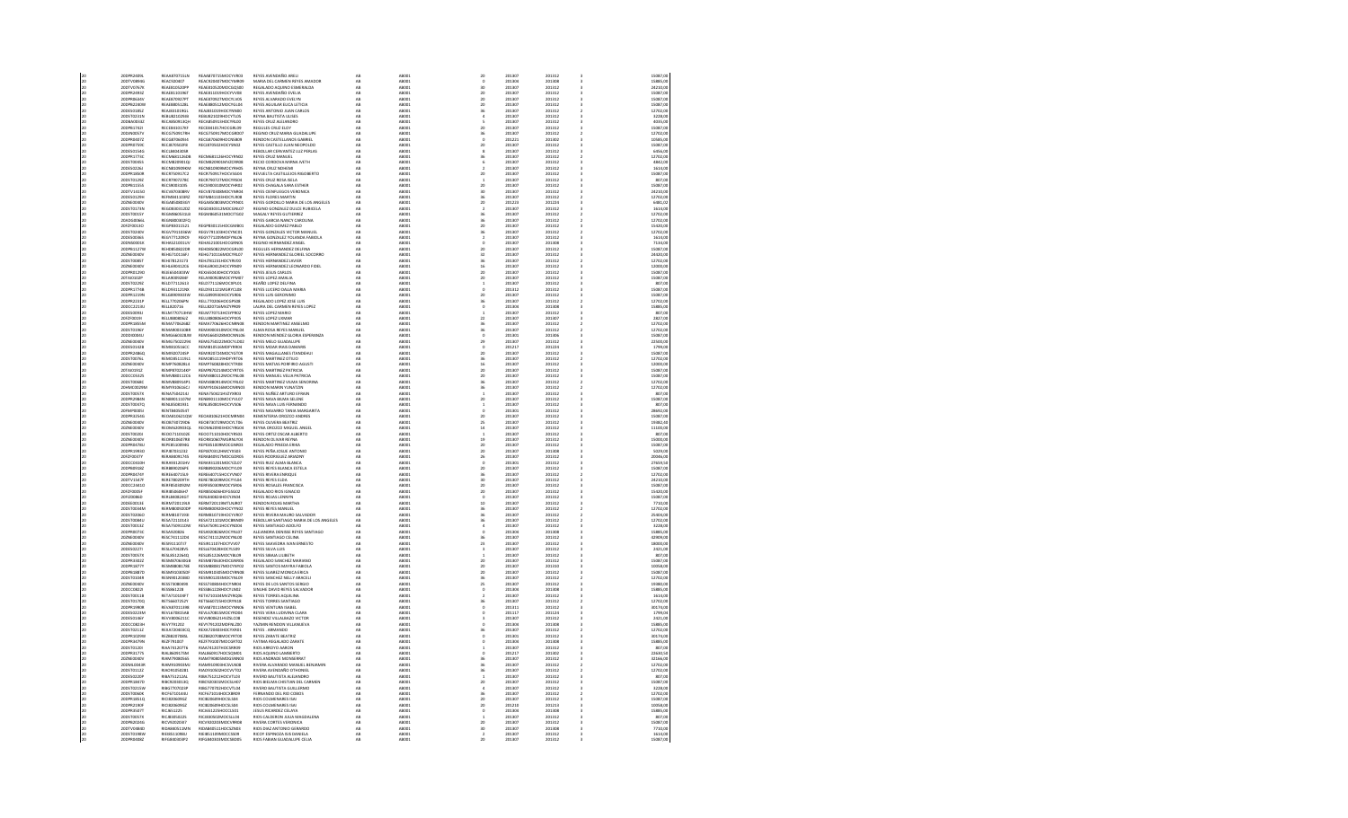| | | | | | | | | | | | |
|---|---|---|---|---|---|---|---|---|---|---|---|
| 20 | 20DPR2409L | REAA870715LN | REAA870715MOCYVR03 | REYES AVENDAÑO ARELI | AB | AB001 | 20 | 201307 | 201312 | 3 | 15087.00 |
| 20 | 20DTV0949G | REAC560407 | REAC560407MOCYMR09 | MARIA DEL CARMEN REYES AMADOR | AB | AB001 | 0 | 201304 | 201308 | 3 | 15885.00 |
| 20 | 20DTV0767R | REAE810520PF | REAE810520MOCGQS00 | REGALADO AQUINO ESMERALDA | AB | AB001 | 30 | 201307 | 201312 | 3 | 24210.00 |
| 20 | 20DPR2491J | REAE810109EY | REAE810109HOCYVX06 | REYES AVENDAÑO EVELIA | AB | AB001 | 20 | 201307 | 201312 | 3 | 15087.00 |
| 20 | 20DPR0624H | REAE870927MY | REAE870927MOCYLV05 | REYES ALVARADO EVELYN | AB | AB001 | 20 | 201307 | 201312 | 3 | 15087.00 |
| 20 | 20DPR2280M | REAE880512BL | REAE880512MOCYGL04 | REYES AGUILAR ELICIA LETICIA | AB | AB001 | 20 | 201307 | 201312 | 3 | 15087.00 |
| 20 | 20DES0185Z | REAJ601019GL | REAJ601019HOCYNN00 | REYES ANTONIO JUAN CARLOS | AB | AB001 | 36 | 201307 | 201312 | 2 | 12702.00 |
| 20 | 20DST0221N | REBL820102S8 | REBL820102HOCYTL05 | REYNA BAUTISTA ULISES | AB | AB001 | 4 | 201307 | 201312 | 3 | 3228.00 |
| 20 | 20DBA0033Z | RECA850913QH | RECA850913HOCYRL00 | REYES CRUZ ALEJANDRO | AB | AB001 | 5 | 201307 | 201312 | 3 | 4035.00 |
| 20 | 20DPR1742I | RECE841017KF | RECE841017HOCGRL09 | REGULES CRUZ ELOY | AB | AB001 | 20 | 201307 | 201312 | 3 | 15087.00 |
| 20 | 20ZHI0057V | RECG750917RH | RECG750917MOCGRD07 | REGINO CRUZ MARIA GUADALUPE | AB | AB001 | 36 | 201307 | 201312 | 2 | 12702.00 |
| 20 | 20DPR0407Z | RECG870609HI | RECG870609HOCNSB09 | RENDON CASTELLANOS GABRIEL | AB | AB001 | 0 | 201221 | 201302 | 3 | 10665.00 |
| 20 | 20DPR0759C | RECJ870502F8 | RECJ870502HOCYSN00 | REYES CASTILLO JUAN NEOPOLDO | AB | AB001 | 20 | 201307 | 201312 | 3 | 15087.00 |
| 20 | 20DES0154G | RECL860418SB | | REBOLLAR CERVANTEZ LUZ PERLAS | AB | AB001 | 8 | 201307 | 201312 | 3 | 6456.00 |
| 20 | 20DPR1773C | RECM861126DB | RECM861126HOCYRN02 | REYES CRUZ MANUEL | AB | AB001 | 36 | 201307 | 201312 | 2 | 12702.00 |
| 20 | 20DST0005L | RECM820901QJ | RECM820901MOCZRR06 | REZA CORDOVA MIRNA IVETH | AB | AB001 | 6 | 201307 | 201312 | 3 | 4842.00 |
| 20 | 20DES0224J | RECN810909KM | RECN810909MOCYRH05 | REYNA CRUZ NOHEMI | AB | AB001 | 2 | 201307 | 201312 | 3 | 1614.00 |
| 20 | 20DPR1806R | RECR750917SC | RECR750917HOCVSG03 | REVUELTA CASTILLEJOS RIGOBERTO | AB | AB001 | 20 | 201307 | 201312 | 3 | 15087.00 |
| 20 | 20DST0129Z | RECR790727RC | RECR790727MOCYRS04 | REYES CRUZ ROSA ISELA | AB | AB001 | 1 | 201307 | 201312 | 3 | 807.00 |
| 20 | 20DPR0155S | RECS900103S | RECS900103MOCHNR02 | REYES CHAGALA SARA ESTHER | AB | AB001 | 20 | 201307 | 201312 | 3 | 15087.00 |
| 20 | 20DTV1415O | RECV870308RH | RECV870308MOCYNR04 | REYES CIENFUEGOS VERONICA | AB | AB001 | 30 | 201307 | 201312 | 3 | 24210.00 |
| 20 | 20DES0129H | REFM841103RZ | REFM841103HOCYLR08 | REYES FLORES MARTIN | AB | AB001 | 36 | 201307 | 201312 | 2 | 12702.00 |
| 20 | 20ZNE0090V | REGA850401GY | REGA850401MOCNRN01 | REYES GORDILLO MARIA DE LOS ANGELES | AB | AB001 | 20 | 201223 | 201224 | 3 | 6481.02 |
| 20 | 20DST0173N | REGD830512DZ | REGD830512MOCGNL07 | REGINO GONZALEZ DULCE RUBICELA | AB | AB001 | 2 | 201307 | 201312 | 3 | 1614.00 |
| 20 | 20DST0015Y | REGM860515LB | REGM860515MOCYTG02 | MAGALY REYES GUTIERREZ | AB | AB001 | 36 | 201307 | 201312 | 2 | 12702.00 |
| 20 | 20ADG0084L | REGN800818FQ | | REYES GARCIA NANCY CAROLINA | AB | AB001 | 36 | 201307 | 201312 | 2 | 12702.00 |
| 20 | 20DPR0013O | REGP800115Z1 | REGP800115HOCGMB01 | REGALADO GOMEZ PABLO | AB | AB001 | 20 | 201307 | 201312 | 3 | 15420.00 |
| 20 | 20DST0240X | REGV791103KW | REGV791103HOCYNC01 | REYES GONZALES VICTOR MANUEL | AB | AB001 | 36 | 201307 | 201312 | 2 | 12702.00 |
| 20 | 20DES0036S | REGY771209G9 | REGY771209MOCYNL06 | REYNA GONZALEZ YOLANDA FABIOLA | AB | AB001 | 2 | 201307 | 201312 | 3 | 1614.00 |
| 20 | 20DNS0001K | REHA521001LV | REHA521001HOCGRN05 | REGINO HERNANDEZ ANGEL | AB | AB001 | 0 | 201307 | 201308 | 3 | 7134.00 |
| 20 | 20DPR1127M | REHD850822DR | REHD850822MOCGRL00 | REGULES HERNANDEZ DELFINA | AB | AB001 | 20 | 201307 | 201312 | 3 | 15087.00 |
| 20 | 20ZNE0090V | REHG710514FJ | REHG710514MOCYRL07 | REYES HERNANDEZ GLORIEL SOCORRO | AB | AB001 | 32 | 201307 | 201312 | 3 | 24420.00 |
| 20 | 20DST0085T | REHJ781217I3 | REHJ781217HOCYRV00 | REYES HERNANDEZ JAVIER | AB | AB001 | 36 | 201307 | 201312 | 2 | 12702.00 |
| 20 | 20ZNE0090V | REHL690412DL | REHL690412HOCYRN09 | REYES HERNANDEZ LEONARDO FIDEL | AB | AB001 | 16 | 201307 | 201312 | 3 | 12000.00 |
| 20 | 20DPR0129G | REJE650430CW | REXJ650430HOCYSS05 | REYES JESUS CARLOS | AB | AB001 | 20 | 201307 | 201312 | 3 | 15087.00 |
| 20 | 20TAI0102P | RELA800926EF | RELA800926MOCYPN01 | REYES LOPEZ ANALIA | AB | AB001 | 20 | 201307 | 201312 | 3 | 15087.00 |
| 20 | 20DST0229Z | RELD771226L3 | RELD771226MOCSPL05 | REAÑO LOPEZ DELFINA | AB | AB001 | 1 | 201307 | 201312 | 3 | 807.00 |
| 20 | 20DPR1776B | RELD931110X6 | RELD931110MGRYLS06 | REYES LUCERO DALIA MARIA | AB | AB001 | 0 | 201312 | 201312 | 3 | 15087.00 |
| 20 | 20DPR2219N | RELG890820JW | RELG890820HOCYSR06 | REYES LUIS GERONIMO | AB | AB001 | 20 | 201307 | 201312 | 3 | 15087.00 |
| 20 | 20DPR2231F | RELL770206PN | RELL770206HOCGPS08 | REGALADO LOPEZ JOSE LUIS | AB | AB001 | 36 | 201307 | 201312 | 2 | 12702.00 |
| 20 | 20DCC2213U | RELL820716 | RELL820716MVZYPR09 | LAURA DEL CARMEN REYES LOPEZ | AB | AB001 | 0 | 201304 | 201308 | 3 | 15885.00 |
| 20 | 20DES0093J | RELM770713HW | RELM770713HOCYPR02 | REYES LOPEZ MARIO | AB | AB001 | 1 | 201307 | 201312 | 3 | 807.00 |
| 20 | 20FZF0019I | RELU880806IZ | RELU880806HOCYPX05 | REYES LOPEZ UXMAR | AB | AB001 | 22 | 201307 | 201307 | 3 | 2827.00 |
| 20 | 20DPR1855M | REMA770626AE | REMA770626HOCNRN08 | RENDON MARTINEZ ANSELMO | AB | AB001 | 20 | 201307 | 201312 | 3 | 15087.00 |
| 20 | 20DST0196Y | REMA800318S8 | REMA800318MOCYNL04 | ALMA ROSA REYES MANUEL | AB | AB001 | 36 | 201307 | 201312 | 2 | 12702.00 |
| 20 | 20DIX0004U | REMG660328UM | REMG660328MOCNNL06 | RENDON MENDEZ GLORIA ESPERANZA | AB | AB001 | 0 | 201301 | 201306 | 3 | 15087.00 |
| 20 | 20ZNE0090V | REMG750222FM | REMG750222MOCYLD02 | REYES MELO GUADALUPE | AB | AB001 | 29 | 201307 | 201312 | 3 | 22500.00 |
| 20 | 20DES0142B | REMI850516CC | REMI850516MDFYRR04 | REYES MEJIA IRAIS DAMARIS | AB | AB001 | 0 | 201217 | 201224 | 3 | 3799.00 |
| 20 | 20DPR2086Q | REMI920720GP | REMI920720MOCYGT09 | REYES MAGALLANES ITANDEHUI | AB | AB001 | 20 | 201307 | 201312 | 3 | 15087.00 |
| 20 | 20DST0076L | REMO851119L1 | REMO851119HDFYRT06 | REYES MARTINEZ OTILIO | AB | AB001 | 36 | 201307 | 201312 | 2 | 12702.00 |
| 20 | 20ZNE0090V | REMP760828L4 | REMP760828HOCYTM08 | REYES MATUS PORFIRIO AGUSTI | AB | AB001 | 16 | 201307 | 201312 | 3 | 12000.00 |
| 20 | 20DPR0714D | REMP870214GP | REMP870214MOCYRT05 | REYES MARTINEZ PATRICIA | AB | AB001 | 20 | 201307 | 201312 | 3 | 15087.00 |
| 20 | 20DCC2352S | REMV881112CA | REMV881112MOCYNL08 | REYES MANUEL VELIA PATRICIA | AB | AB001 | 20 | 201307 | 201312 | 3 | 15087.00 |
| 20 | 20DST0068C | REMV880916P1 | REMV880916MOCYRL02 | REYES MARTINEZ VILMA SENORINA | AB | AB001 | 36 | 201307 | 201312 | 2 | 12702.00 |
| 20 | 20HMC0029M | REMY910616CJ | REMY910616HOCNRN03 | RENDON MARIN YUNATON | AB | AB001 | 36 | 201307 | 201312 | 2 | 12702.00 |
| 20 | 20DST0057X | RENA750421LI | RENA750421HVZYXR03 | REYES NUÑEZ ARTURO EFRAIN | AB | AB001 | 1 | 201307 | 201312 | 3 | 807.00 |
| 20 | 20DPR2986N | RENB911107M | RENB911107MOCYVL07 | REYES NAVA BELINA SELENE | AB | AB001 | 20 | 201307 | 201312 | 3 | 15087.00 |
| 20 | 20DST0037Q | RENL850813I1 | RENL850813HOCYVS06 | REYES NAVA LUIS FERNANDO | AB | AB001 | 1 | 201307 | 201312 | 3 | 807.00 |
| 20 | 20FMP0005I | RENT840525V7 | | REYES NAVARRO TANIA MARGARITA | AB | AB001 | 0 | 201301 | 201312 | 3 | 28662.00 |
| 20 | 20DPR3254G | REOA810621QW | REOA810621HOCMRN08 | REMENTERIA OROZCO ANDRES | AB | AB001 | 20 | 201307 | 201312 | 3 | 15087.00 |
| 20 | 20ZNE0090V | REOB730729DS | REOB730729MOCYLT06 | REYES OLIVERA BEATRIZ | AB | AB001 | 25 | 201307 | 201312 | 3 | 19382.40 |
| 20 | 20ZNE0090V | REOM820903QL | REOM820903HOCYRG03 | REYNA OROZCO MIGUEL ANGEL | AB | AB001 | 14 | 201307 | 201312 | 3 | 11100.00 |
| 20 | 20DST0020J | REOO751010ZE | REOO751010HOCYRS03 | REYES ORTIZ OSCAR ALBERTO | AB | AB001 | 1 | 201307 | 201312 | 3 | 807.00 |
| 20 | 20ZNE0090V | REOR810607RE | REOR810607MGRYSF00 | REYES OSORIO RAFAELA | AB | AB001 | 19 | 201307 | 201312 | 3 | 15000.00 |
| 20 | 20DPR0676U | REPE851009BQ | REPE851009MOCGNR03 | REGALADO PINEDA ERIKA | AB | AB001 | 20 | 201307 | 201312 | 3 | 15087.00 |
| 20 | 20DPR1990D | REPJ870312L2 | REPJ870312HOCYSS05 | REYES PEÑA JOSUE ANTONIO | AB | AB001 | 20 | 201307 | 201308 | 3 | 5029.00 |
| 20 | 20FZF0037Y | RERA880917A5 | RERA880917MOCGDM05 | REGES RODRIGUEZ AMADRE | AB | AB001 | 26 | 201307 | 201312 | 3 | 20466.00 |
| 20 | 20DCC0415H | RERA911201HV | RERA911201MOCYZL07 | REYES RUIZ ALMA BLANCA | AB | AB001 | 0 | 201301 | 201312 | 3 | 27669.50 |
| 20 | 20DPR0935Z | RERB890206PE | RERB890206MOCYVL09 | REYES REYES BLANCA ESTELA | AB | AB001 | 20 | 201307 | 201312 | 3 | 15087.00 |
| 20 | 20DPR0743I | RERE640715JK | RERE640715HOCYVN07 | REYES RIVERA ENRIQUE | AB | AB001 | 36 | 201307 | 201312 | 2 | 12702.00 |
| 20 | 20DTV1547F | RERE780209TH | RERE780209MOCYYL04 | REYES REYES ELDA | AB | AB001 | 30 | 201307 | 201312 | 3 | 24210.00 |
| 20 | 20DCC2341D | RERF850309QM | RERF850309MOCYSR06 | REYES ROSALES FRANCISCA | AB | AB001 | 20 | 201307 | 201312 | 3 | 15087.00 |
| 20 | 20FZF0005Y | RERI850404H7 | RERI850404HOCGSG02 | REGALADO RIOS IGNACIO | AB | AB001 | 20 | 201307 | 201312 | 3 | 15420.00 |
| 20 | 20FZI0086D | RERL840824UT | RERL840824HOCYVX08 | REYES ROJAS LENNYN | AB | AB001 | 0 | 201307 | 201312 | 3 | 15087.00 |
| 20 | 20DES0014G | RERM720119LE | RERM720119MTLNJR07 | RENDON ROJAS MARTHA | AB | AB001 | 10 | 201307 | 201312 | 3 | 7710.00 |
| 20 | 20DST0034N | RERM880602DP | RERM880602HOCYYN02 | REYES REYES MANUEL | AB | AB001 | 36 | 201307 | 201312 | 2 | 12702.00 |
| 20 | 20DST0028D | RERS811210JC | RERS811210HOCYVL07 | REYES RIVERA MAURO SALVADOR | AB | AB001 | 36 | 201307 | 201312 | 3 | 25306.00 |
| 20 | 20DST0084U | RESA721015E3 | RESA721015MOCBNN09 | REBOLLAR SANTIAGO MARIA DE LOS ANGELES | AB | AB001 | 36 | 201307 | 201312 | 2 | 12702.00 |
| 20 | 20DST0013Z | RESA750913M1 | RESA750913HOCYND04 | REYES SANTIAGO ADOLFO | AB | AB001 | 4 | 201307 | 201312 | 3 | 3228.00 |
| 20 | 20DPR0073C | RESA920826 | RESA920826MOCYNL07 | ALEJANDRA DENISSE REYES SANTIAGO | AB | AB001 | 0 | 201304 | 201308 | 3 | 15885.00 |
| 20 | 20ZNE0090V | RESC741112DI | RESC741112MOCYNL00 | REYES SANTIAGO CELINA | AB | AB001 | 36 | 201307 | 201312 | 3 | 42309.00 |
| 20 | 20ZNE0090V | RESE911107J7 | RESE911107HOCYVV07 | REYES SAAVEDRA IVAN ERNESTO | AB | AB001 | 23 | 201307 | 201312 | 3 | 18000.00 |
| 20 | 20DES0227I | RESL670428V5 | RESL670428HOCYLS09 | REYES SILVA LUIS | AB | AB001 | 3 | 201307 | 201312 | 3 | 2421.00 |
| 20 | 20DST0057X | RESL851226HQ | RESL851226MOCYBL09 | REYES SIBAJA LILIBETH | AB | AB001 | 1 | 201307 | 201312 | 3 | 807.00 |
| 20 | 20DPR3182Z | RESM870630G8 | RESM870630HOCGNR06 | REGALADO SANCHEZ MARIANO | AB | AB001 | 20 | 201307 | 201312 | 3 | 15087.00 |
| 20 | 20DPR2477Y | RESM880817KB | RESM880817MOCYPV03 | REYES SANTOS MAYRA FABIOLA | AB | AB001 | 20 | 201307 | 201310 | 3 | 10058.00 |
| 20 | 20DPR1887E | RESM910303DY | RESM910303MOCYRN08 | REYES SUAREZ MONICA ERICA | AB | AB001 | 20 | 201307 | 201312 | 3 | 15087.00 |
| 20 | 20DST0109Q | RESN911204EI | RESN911204MOCYNL01 | REYES SANCHEZ NELLY ARICELI | AB | AB001 | 36 | 201307 | 201312 | 2 | 12702.00 |
| 20 | 20ZNE0090V | RESS730804IW | RESS730804HOCYNR04 | REYES DE LOS SANTOS SERGIO | AB | AB001 | 25 | 201307 | 201312 | 3 | 19380.00 |
| 20 | 20DCC0822I | RESS861228 | RESS861228HOCYLN02 | SINUHE DAVID REYES SALVADOR | AB | AB001 | 0 | 201304 | 201308 | 3 | 15885.00 |
| 20 | 20DST0015B | RETA710104FT | RETA710104MVZYRQ06 | REYES TORRES AQUELINA | AB | AB001 | 2 | 201307 | 201312 | 3 | 1614.00 |
| 20 | 20DST0170Q | RETS660725Q7 | RETS660725HOCYRN08 | REYES TORRES SANTIAGO | AB | AB001 | 36 | 201307 | 201312 | 2 | 12702.00 |
| 20 | 20DPR1990R | REVA870113HE | REVA870113MOCYNN06 | REYES VENTURA ISABEL | AB | AB001 | 0 | 201311 | 201312 | 3 | 30174.00 |
| 20 | 20DES0223M | REVL670815K8 | REVL670815MOCYRZ04 | REYES VERA LUDIVINA CLARA | AB | AB001 | 0 | 201117 | 201124 | 3 | 3799.00 |
| 20 | 20DES0236Y | REVV800621CC | REVV800621HZSLCL08 | RESENDIZ VILLALVAZO VICTOR | AB | AB001 | 3 | 201307 | 201312 | 3 | 2421.00 |
| 20 | 20DCC0823H | REVY791202 | REVY791202MDFNLZ00 | YAZMIN RENDON VILLANUEVA | AB | AB001 | 0 | 201304 | 201308 | 3 | 15885.00 |
| 20 | 20DST0211Z | REXA720403CQ | REXA720403HOCYXR01 | REYES ARMANDO | AB | AB001 | 36 | 201307 | 201312 | 2 | 12702.00 |
| 20 | 20DPR3229W | REZB820708NL | REZB820708MOCYRT08 | REYES ZARATE BEATRIZ | AB | AB001 | 0 | 201301 | 201312 | 3 | 30174.00 |
| 20 | 20DPR3079N | REZF791007 | REZF791007MOCGRT02 | FATIMA REGALADO ZARATE | AB | AB001 | 0 | 201304 | 201308 | 3 | 15885.00 |
| 20 | 20DST0120I | RIAA741207T6 | RIAA741207HOCSRR09 | RIOS ARROYO AARON | AB | AB001 | 1 | 201307 | 201312 | 3 | 807.00 |
| 20 | 20DPR3177S | RIAL860917SM | RIAL860917HOCSQM01 | RIOS AQUINO LAMBERTO | AB | AB001 | 0 | 201217 | 201302 | 3 | 22640.50 |
| 20 | 20ZNE0090V | RIAM790805E6 | RIAM790805MOCSNN03 | RIOS ANDRADE MONSERRAT | AB | AB001 | 36 | 201307 | 201312 | 3 | 42166.00 |
| 20 | 20DML0043R | RIAM910903MU | RIAM910903HOCVLN08 | RIVERA ALVARADO MANUEL BENJAMIN | AB | AB001 | 36 | 201307 | 201312 | 2 | 12702.00 |
| 20 | 20DST0112Z | RIAO910402B1 | RIAO910402HOCVVT02 | RIVERA AVENDAÑO OTHONIEL | AB | AB001 | 36 | 201307 | 201312 | 2 | 12702.00 |
| 20 | 20DES0220P | RIBA751212AL | RIBA751212HOCVTL04 | RIVERO BAUTISTA ALEJANDRO | AB | AB001 | 1 | 201307 | 201312 | 3 | 807.00 |
| 20 | 20DPR2887D | RIBC920301BQ | RIBC920301MOCSLH07 | RIOS BIELMA CRISTIAN DEL CARMEN | AB | AB001 | 20 | 201307 | 201312 | 3 | 15087.00 |
| 20 | 20DST0215W | RIBG770703IP | RIBG770703HOCVTL04 | RIVERO BAUTISTA GUILLERMO | AB | AB001 | 4 | 201307 | 201312 | 3 | 3228.00 |
| 20 | 20DST0066X | RICF670504EU | RICF670504HOCSRR09 | FERNANDO DEL RIO CORES | AB | AB001 | 36 | 201307 | 201312 | 2 | 12702.00 |
| 20 | 20DPR0453Q | RICI820609G2 | RICI820609HOCSLS04 | RIOS COLMENARES ISAI | AB | AB001 | 20 | 201307 | 201312 | 3 | 15087.00 |
| 20 | 20DPR2180F | RICI820609G2 | RICI820609HOCSLS04 | RIOS COLMENARES ISAI | AB | AB001 | 20 | 201210 | 201213 | 3 | 10058.00 |
| 20 | 20DPR0567T | RICJ651225 | RICJ651225HOCCLS01 | JESUS RICARDEZ CELAYA | AB | AB001 | 0 | 201304 | 201308 | 3 | 15885.00 |
| 20 | 20DST0057X | RICJ850402ZL | RICJ850402MOCSLL06 | RIOS CALDERON JULIA MAGDALENA | AB | AB001 | 1 | 201307 | 201312 | 3 | 807.00 |
| 20 | 20DPR0204Q | RICV920405E7 | RICV920405MOCVRR08 | RIVERA CORTES VERONICA | AB | AB001 | 20 | 201307 | 201312 | 3 | 15087.00 |
| 20 | 20DTV0484D | RIDA800513MN | RIDA800513HOCSZN03 | RIOS DIAZ ANTONIO GERARDO | AB | AB001 | 10 | 201307 | 201309 | 3 | 7710.00 |
| 20 | 20DST0190R | RIEB851109KU | RIEB851109MOCCSD09 | RICOY ESPINOZA BUD DANIELA | AB | AB001 | 2 | 201307 | 201312 | 3 | 1614.00 |
| 20 | 20DPR0406Z | RIFG840303P2 | RIFG840303MOCSBD05 | RIOS FABIAN GUADALUPE CELIA | AB | AB001 | 20 | 201307 | 201312 | 3 | 15087.00 |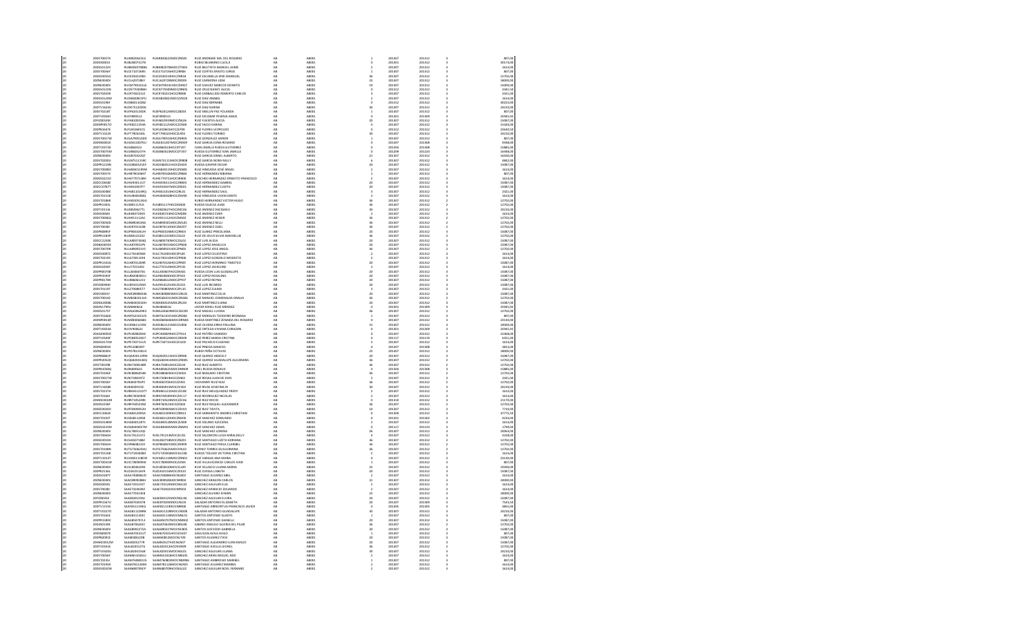| | | | | | | | | | | | |
|---|---|---|---|---|---|---|---|---|---|---|---|
| 20 | 20DST0057X | RUAM620622LI1 | RUAM620622MOCZNS05 | RUIZ ANDRADE MA. DEL ROSARIO | AB | AB001 | 1 | 201307 | 201312 | 3 | 807,00 |
| 20 | 20DDI0001I | RUBL880731TN | | RUBIO BEJARANO LUCILA | AB | AB001 | 0 | 201301 | 201312 | 3 | 30174,00 |
| 20 | 20DES0131Y | RUBM820708MA | RUBM820708HOCZTN03 | RUIZ BAUTISTA MANUEL JAIME | AB | AB001 | 2 | 201307 | 201312 | 3 | 1614,00 |
| 20 | 20DST0056Y | RUCE710726R5 | RUCE710726HOCZRR06 | RUIZ CORTES ERASTO JORGE | AB | AB001 | 1 | 201307 | 201312 | 3 | 807,00 |
| 20 | 20DES0056G | RUCE930219NG | RUCE930219HOCZSR18 | RUIZ ESCAMILLA ERIK EMMANUEL | AB | AB001 | 36 | 201307 | 201312 | 2 | 12702,00 |
| 20 | 20DNE0040V | RUCL620728EF | RUCL620728MOCZRD09 | RUIZ CARMONA LIDIA | AB | AB001 | 23 | 201307 | 201312 | 3 | 18003,00 |
| 20 | 20DNE0040V | RUCM790101G6 | RUCM790101HOCZHR07 | RUIZ CHAVEZ MARCOS DONATO | AB | AB001 | 19 | 201307 | 201312 | 3 | 15003,00 |
| 20 | 20DES0122N | RUCN770309KH | RUCN770309MOCZRN05 | RUIZ CRUZ NANCY ALICIA | AB | AB001 | 0 | 201312 | 201312 | 3 | 2441,50 |
| 20 | 20DST0200Y | RUCR740221LE | RUCR740221HOCZRB08 | RUIZ CARBALLIDO ROBERTO CARLOS | AB | AB001 | 3 | 201307 | 201312 | 3 | 2421,00 |
| 20 | 20DES0124M | RUDA820821PU | RUDA820821MOCZZN18 | RUIZ DIAZ ANABEL | AB | AB001 | 2 | 201307 | 201312 | 3 | 1614,00 |
| 20 | 20DES0196F | RUDB861102BZ | | RUIZ DIAZ BERNABE | AB | AB001 | 0 | 201312 | 201312 | 3 | 8022,00 |
| 20 | 20DTV1640U | RUDK751202PA | | RUIZ DIAZ KARINA | AB | AB001 | 30 | 201307 | 201312 | 3 | 24210,00 |
| 20 | 20DST0218T | RUEP601240K | RUEP620124MOCZBZ03 | RUIZ EBELLIN PAZ YOLANDA | AB | AB001 | 1 | 201307 | 201312 | 3 | 807,00 |
| 20 | 20DTV0036Y | RUEY890511 | RUEY890511 | RUIZ ESCOBAR YESENIA ANAIS | AB | AB001 | 0 | 201301 | 201309 | 3 | 25965,92 |
| 20 | 20FZE0018A | RUFK820919H6 | RUFK820919MOCZNL06 | RUIZ FUENTES KALILA | AB | AB001 | 20 | 201307 | 201312 | 3 | 15087,00 |
| 20 | 20DNP0017G | RUFK821125HA | RUFK821125MOCZCR08 | RUIZ FACIO KARINA | AB | AB001 | 0 | 201307 | 201312 | 3 | 15323,00 |
| 20 | 20DPR0347E | RUFL810601C5 | RUFL810601HOCZLP09 | RUIZ FLORES LEOPOLDO | AB | AB001 | 0 | 201312 | 201312 | 3 | 22643,50 |
| 20 | 20DTV1532X | RUFT790323DL | RUFT790323HOCZLR03 | RUIZ FLORES TORIBIO | AB | AB001 | 30 | 201307 | 201312 | 3 | 24210,00 |
| 20 | 20DST0017W | RUGA790510DD | RUGA790510HOCZNR09 | RUIZ GONZALEZ AARON | AB | AB001 | 1 | 201307 | 201312 | 3 | 807,00 |
| 20 | 20DNS0001K | RUGE811007KU | RUGE811007MOCZRD09 | RUIZ GARCIA EDNA ROSARIO | AB | AB001 | 0 | 201307 | 201308 | 3 | 6948,00 |
| 20 | 20DTV0374X | RUGI860523 | RUGI860523HOCZTV07 | IVAN JAMILLE RUEDA GUTIERREZ | AB | AB001 | 0 | 201304 | 201308 | 3 | 15865,00 |
| 20 | 20DST0075H | RUGI860523YH | RUGI860523HOCZTV07 | RUEDA GUTIERREZ IVAN JAMILLE | AB | AB001 | 0 | 201209 | 201224 | 3 | 16440,00 |
| 20 | 20DNE0040V | RUGI8703222T | RUGI870322MOCZRS06 | RUIZ GARCIA ISABEL ALBERTO | AB | AB001 | 21 | 201307 | 201312 | 3 | 16503,00 |
| 20 | 20DST0200U | RUGN751115RC | RUGN751115MOCZRR08 | RUIZ GARCIA NORA NELLY | AB | AB001 | 6 | 201307 | 201312 | 3 | 4842,00 |
| 20 | 20DPR1219N | RUGS860521EF | RUGS860521HOCZSS00 | RUEDA GASPAR OSCAR | AB | AB001 | 20 | 201307 | 201312 | 3 | 15087,00 |
| 20 | 20DST0008D | RUHA831219HM | RUHA831219HOCZNS00 | RUIZ HINOJOSA JOSE ANGEL | AB | AB001 | 2 | 201307 | 201312 | 3 | 1614,00 |
| 20 | 20DST0057X | RUHB790104A5 | RUHB790104MOCZRR08 | RUIZ HERNANDEZ BIBIANA | AB | AB001 | 1 | 201307 | 201312 | 3 | 807,00 |
| 20 | 20DES0221O | RUHE770713BH | RUHE770713HOCSRR00 | RUSCHKE HERNANDEZ ERNESTO FRANCISCO | AB | AB001 | 2 | 201307 | 201312 | 3 | 1614,00 |
| 20 | 20DCC0358Z | RUHG901111T7 | RUHG901111HOCZRB00 | RUIZ HERNANDEZ GABRIEL | AB | AB001 | 20 | 201307 | 201312 | 3 | 15087,00 |
| 20 | 20DCC0787T | RUHJ910607FT | RUHJ910607MOCZRD01 | RUIZ HERNANDEZ JUDITH | AB | AB001 | 20 | 201307 | 201312 | 3 | 15087,00 |
| 20 | 20DES0048X | RUHS811014RQ | RUHS811014HOCZRL01 | RUIZ HERNANDEZ SAUL | AB | AB001 | 3 | 201307 | 201312 | 3 | 2421,00 |
| 20 | 20DST0151B | RUHU840508KL | RUHU840508HOCZNV00 | RUIZ HINOJOSA ULVAN DANTE | AB | AB001 | 2 | 201307 | 201312 | 3 | 1614,00 |
| 20 | 20DST0186R | RUHV010513GG | | RUBIO HERNANDEZ VICTOR HUGO | AB | AB001 | 36 | 201307 | 201312 | 2 | 12702,00 |
| 20 | 20DPR1303L | RUIE911176A | RUIE911176HOCZGN00 | RUEDA IGLECIA JUAN | AB | AB001 | 36 | 201307 | 201312 | 2 | 12702,00 |
| 20 | 20DTV0114L | RUJD820627TV | RUJD820627HOCZMC06 | RUIZ JIMENEZ DACSNAELI | AB | AB001 | 30 | 201307 | 201312 | 3 | 24210,00 |
| 20 | 20DES0004H | RUJE840724K9 | RUJE840724HOCZMD08 | RUIZ JIMENEZ EDER | AB | AB001 | 2 | 201307 | 201312 | 3 | 1614,00 |
| 20 | 20DST0006Q | RUJH911124AC | RUJH911124HOCZMS02 | RUIZ JIMENEZ HEISER | AB | AB001 | 36 | 201307 | 201312 | 2 | 12702,00 |
| 20 | 20DST0050D | RUJN890305FN | RUJN890305MOCZML05 | RUIZ JIMENEZ NELLI | AB | AB001 | 36 | 201307 | 201312 | 2 | 12702,00 |
| 20 | 20DST0038I | RUJO870110B6 | RUJO870110HOCZMZ07 | RUIZ JIMENEZ OZIEL | AB | AB001 | 36 | 201307 | 201312 | 2 | 12702,00 |
| 20 | 20DPR0085F | RULP900104UV | RULP900104MOCZPR03 | RUIZ LOPEZ PRISCILIANA | AB | AB001 | 20 | 201307 | 201312 | 3 | 15087,00 |
| 20 | 20DPR1183P | RULS861222AZ | RULS861222MOCZSL02 | RUIZ DE JESUS SILVIA NASHIELLIB | AB | AB001 | 36 | 201307 | 201312 | 2 | 12702,00 |
| 20 | 20DCC2230R | RULA800730GEL | RULA800730MOCZLL02 | RUIZ LUIS ALICIA | AB | AB001 | 20 | 201307 | 201312 | 3 | 15087,00 |
| 20 | 20DBA0016X | RULA870915P5 | RULA870915MOCZPN00 | RUIZ LOPEZ ANGELICA | AB | AB001 | 20 | 201307 | 201312 | 3 | 15087,00 |
| 20 | 20DST0070R | RULA890921V3 | RULA890921HOCZPN00 | RUIZ LOPEZ JOSE ANGEL | AB | AB001 | 36 | 201307 | 201312 | 2 | 12702,00 |
| 20 | 20DES0087Z | RULC761005MC | RULC761005HOCZPL05 | RUIZ LOPEZ CELESTINO | AB | AB001 | 2 | 201307 | 201312 | 3 | 1614,00 |
| 20 | 20DST0219S | RULG760110H8 | RULG760110HOCZPM06 | RUIZ LOPEZ GONZALO MODESTO | AB | AB001 | 2 | 201307 | 201312 | 3 | 1614,00 |
| 20 | 20DPR1332G | RULH870126HR | RULH870126HOCZPR09 | RUIZ LOPEZ HERMINIO TIMOTEO | AB | AB001 | 20 | 201307 | 201312 | 3 | 15087,00 |
| 20 | 20DES0204Y | RULJ770110SC | RULJ770110MOCZPC05 | RUIZ LOPEZ JACKELINE | AB | AB001 | 2 | 201307 | 201312 | 3 | 1614,00 |
| 20 | 20DPR0574B | RULL830607HL | RULL830607HOCOSN01 | RUEDA LEON LUIS GUADALUPE | AB | AB001 | 20 | 201307 | 201312 | 3 | 15087,00 |
| 20 | 20DPR0349F | RULR820803HV | RULR820803HOCZPS00 | RUIZ LOPEZ ROSALINO | AB | AB001 | 20 | 201307 | 201312 | 3 | 15087,00 |
| 20 | 20DPR1279B | RULR860611IV | RULR860611MOCZPT07 | RUIZ LOPEZ RUTILIA | AB | AB001 | 20 | 201307 | 201312 | 3 | 15087,00 |
| 20 | 20FZD0096M | RULR910226NR | RULR910126HOCZSC03 | RUIZ LUIS RICARDO | AB | AB001 | 20 | 201307 | 201312 | 3 | 15087,00 |
| 20 | 20DST0119T | RULZ700807T7 | RULZ700808MOCZPL10 | RUIZ LOPEZ ZULMA | AB | AB001 | 3 | 201307 | 201312 | 3 | 2421,00 |
| 20 | 20DCD0001Y | RUMC890802H6 | RUMC890802MOCZRL05 | RUIZ MARTINEZ CELIA | AB | AB001 | 20 | 201307 | 201312 | 3 | 15087,00 |
| 20 | 20DST0016Z | RUME840111LR | RUME840111MOCZNS06 | RUIZ MANUEL ESMERALDA OFALIA | AB | AB001 | 36 | 201307 | 201312 | 2 | 12702,00 |
| 20 | 20DML0008L | RUME830325DH | RUME830325MOCZRL00 | RUIZ MARTINEZ ELIANA | AB | AB001 | 20 | 201307 | 201312 | 3 | 15087,00 |
| 20 | 20DIN1799U | RUMJ840616 | RUMJ840616 | JAVIER EDHEL RUIZ MENDEZ | AB | AB001 | 0 | 201301 | 201309 | 3 | 25965,92 |
| 20 | 20DES0175T | RUML840829K0 | RUML840829MOCZGC09 | RUIZ MIGUEL LUCINA | AB | AB001 | 36 | 201307 | 201312 | 2 | 12702,00 |
| 20 | 20DST0166D | RUMT621015US | RUMT621015HOCZRD06 | RUIZ MORALES TEODORO BEDNAGA | AB | AB001 | 1 | 201307 | 201312 | 3 | 807,00 |
| 20 | 20DNP0016H | RUMZ860606IW | RUMZ860606MOCDRN04 | RUEDA MARTINEZ ZENAIDA DEL ROSARIO | AB | AB001 | 0 | 201307 | 201312 | 3 | 23130,00 |
| 20 | 20DNE0040V | RUOP861221F8 | RUOP861221MOCZLR06 | RUIZ OLVERA PIRYA PAULINA | AB | AB001 | 31 | 201307 | 201312 | 3 | 20001,00 |
| 20 | 20DTV0053A | RUOV900621 | RUOV900621 | RUIZ ORTEGA VIVIANA CORAZON | AB | AB001 | 0 | 201301 | 201309 | 3 | 25965,92 |
| 20 | 20HGD0009Z | RUPC800819H4 | RUPC800819HOCZTN10 | RUIZ PATIÑO CANDIDO | AB | AB001 | 0 | 201307 | 201312 | 3 | 15468,00 |
| 20 | 20DTV1358X | RUPC840524UJ | RUPC840524MOCZBS09 | RUIZ PUBLO MARIA CRISTINA | AB | AB001 | 0 | 201217 | 201219 | 3 | 6351,00 |
| 20 | 20DES0172W | RUPE730715U9 | RUPE730715HOCZCG05 | RUIZ PACHECO EUGENIO | AB | AB001 | 2 | 201307 | 201312 | 3 | 1614,00 |
| 20 | 20DNS0001K | RUPI510802PZ | | RUIZ PINEDA IGNACIO | AB | AB001 | 0 | 201307 | 201308 | 3 | 3813,00 |
| 20 | 20DNE0040V | RUPO781230U3 | | RUBIO PEÑA OCTAVIO | AB | AB001 | 23 | 201307 | 201312 | 3 | 18003,00 |
| 20 | 20DPR0082P | RUQA901119PM | RUQA901119HOCZRR00 | RUIZ QUIROZ ARACELY | AB | AB001 | 20 | 201307 | 201312 | 3 | 15087,00 |
| 20 | 20DPR2052D | RUQG820414AQ | RUQG820414MOCZRD05 | RUIZ QUIROZ GUADALUPE ALEJANDRA | AB | AB001 | 36 | 201307 | 201312 | 2 | 12702,00 |
| 20 | 20FZT0019B | RURA76081489 | RURA760814HOCZZL00 | RUIZ RUIZ ALBERTO | AB | AB001 | 36 | 201307 | 201312 | 2 | 12702,00 |
| 20 | 20DPR0330Q | RURA80625 | RURA800625MOCDNN09 | ANEL RUEDA RENALLO | AB | AB001 | 0 | 201304 | 201308 | 3 | 15865,00 |
| 20 | 20DST0106P | RURC880405KE | RURC880405HOCZSH04 | RUIZ MAGUSTO CRISTIAN | AB | AB001 | 36 | 201307 | 201312 | 2 | 12702,00 |
| 20 | 20DST0017W | RURD730807F2 | RURD730807HOCZSN02 | RUIZ ROSAS JUAN DE DIOS | AB | AB001 | 3 | 201307 | 201312 | 3 | 2421,00 |
| 20 | 20DST0056Y | RURJ830705P2 | RURJ830705HOCZZH05 | JHOVANNY RUIZ RUIZ | AB | AB001 | 36 | 201307 | 201312 | 2 | 12702,00 |
| 20 | 20DTV1664B | RURJ840915IL | RURJ840915HOCZVS00 | RUIZ RIVAS JOSE HILARIO | AB | AB001 | 30 | 201307 | 201312 | 3 | 24210,00 |
| 20 | 20DST0237H | RURM661221CT | RURM661221HOCZLS00 | RUIZ RUIZ MELQUIADEZ FREDY | AB | AB001 | 2 | 201307 | 201312 | 3 | 1614,00 |
| 20 | 20DST0240L | RURN740509GE | RURN740509HOCZDC17 | RUIZ RODRIGUEZ NICOLAS | AB | AB001 | 2 | 201307 | 201312 | 3 | 1614,00 |
| 20 | 20HMC0024R | RURR710524BK | RURR710524MOCZZC06 | RUIZ RUIZ ROCIO | AB | AB001 | 0 | 201310 | 201312 | 3 | 21170,00 |
| 20 | 20DIN1274M | RURR760523HZ | RURR760523HOCZZQ04 | RUIZ RUIZ RAQUEL ALEXANDER | AB | AB001 | 36 | 201307 | 201312 | 2 | 12702,00 |
| 20 | 20DEE0020O | RURT690905ZH | RURT690905MOCZZV03 | RUIZ RUIZ TAVITA | AB | AB001 | 10 | 201307 | 201312 | 3 | 7710,00 |
| 20 | 20DCC2062E | RUSA851209SA | RUSA851209HOCZRN13 | RUIZ SARMIENTO ANDRES CHRISTIAN | AB | AB001 | 0 | 201309 | 201312 | 3 | 47775,50 |
| 20 | 20DST0102T | RUSE681120S8 | RUSE681120HOCZND00 | RUIZ SANCHEZ EDMUNDO | AB | AB001 | 0 | 201301 | 201302 | 3 | 6255,00 |
| 20 | 20DES0198W | RUSE840128T1 | RUSE840128MOCZLZ08 | RUIZ SOLANO AZUCENA | AB | AB001 | 2 | 201307 | 201312 | 3 | 1614,00 |
| 20 | 20DES0223M | RUSG830805TM | RUSG830805MOCZNM01 | RUIZ SANCHEZ GEMA | AB | AB001 | 0 | 201117 | 201124 | 3 | 1799,06 |
| 20 | 20DNE0040V | RUSL780512QS | | RUIZ SANCHEZ LORENA | AB | AB001 | 26 | 201307 | 201312 | 3 | 20064,00 |
| 20 | 20DST0064H | RUSL781213TZ | RUSL781213MOCDLC01 | RUIZ SALOMON LUCIA MIRALDELLY | AB | AB001 | 4 | 201307 | 201312 | 3 | 3228,00 |
| 20 | 20DES0010H | RUSL850718BE | RUSL850718MOCZNZ01 | RUIZ SANTIAGO LIZETH ADRIANA | AB | AB001 | 36 | 201307 | 201312 | 2 | 12702,00 |
| 20 | 20DST0005U | RUSP860821N0 | RUSP860821MOCZNR09 | RUIZ SANTIAGO PERLA CLARISA | AB | AB001 | 36 | 201307 | 201312 | 2 | 12702,00 |
| 20 | 20DST0089N | RUTG750625HU | RUTG750625MOCFRL02 | RUFINO TORRES GUILLERMINA | AB | AB001 | 36 | 201307 | 201312 | 2 | 12702,00 |
| 20 | 20DST0210B | RUTV720304BA | RUTV720304MOCDLC08 | RUEDA TOLEDO VICTORIA CRISTINA | AB | AB001 | 2 | 201307 | 201312 | 3 | 1614,00 |
| 20 | 20DTV1014T | RUVA851118U8 | RUVA851118MOCZRN01 | RUIZ VARGAS ANA MARIA | AB | AB001 | 0 | 201307 | 201312 | 3 | 23130,00 |
| 20 | 20DST0032W | RUVC780909HV | RUVC780909HOCZLR05 | RUIZ VILLAVICENCIO CARLOS IVAN | AB | AB001 | 1 | 201307 | 201312 | 3 | 807,00 |
| 20 | 20DNE0040V | RUVL85061091 | RUVL850610MOCZLL09 | RUIZ VELASCO LILIANA MARIA | AB | AB001 | 25 | 201307 | 201312 | 3 | 19203,00 |
| 20 | 20DPR2136L | RUZL810116VR | RUZL810116MOCZXS10 | RUIZ ZURIAGA LISBETH | AB | AB001 | 20 | 201307 | 201312 | 3 | 15087,00 |
| 20 | 20DES0187Y | SAAA740808UD | SAAA740808HOCNLB03 | SANTIAGO ALVAREZ ABEL | AB | AB001 | 2 | 201307 | 201312 | 3 | 1614,00 |
| 20 | 20DNE0040V | SAAC890928KH | SAAC890928HOCNRR04 | SANCHEZ ARAGON CARLOS | AB | AB001 | 31 | 201307 | 201312 | 3 | 24003,00 |
| 20 | 20DES0050L | SAAE720123LT | SAAE720123MOCNGL02 | SANCHEZ AGUILAR ELIA | AB | AB001 | 2 | 201307 | 201312 | 3 | 1614,00 |
| 20 | 20DST0038I | SAAE750302KZ | SAAE750302HOCNRD03 | SANCHEZ ARMENTA EDUARDO | AB | AB001 | 2 | 201307 | 201312 | 3 | 1614,00 |
| 20 | 20DNE0040V | SAAE770310E8 | | SANCHEZ ALFARO EFRAIN | AB | AB001 | 23 | 201307 | 201312 | 3 | 18003,00 |
| 20 | 20FZD0035X | SAAE830125KU | SAAE830125MOCNGL06 | SANCHEZ AGUILAR ELVIRA | AB | AB001 | 20 | 201307 | 201312 | 3 | 15087,00 |
| 20 | 20DPR1567U | SAAE870204TB | SAAE870204MOCLNL04 | SALAZAR ANTONIO ELIZABETH | AB | AB001 | 20 | 201307 | 201309 | 3 | 7564,50 |
| 20 | 20DTV1155S | SAAF851119HQ | SAAF851119HOCMRR08 | SANTIAGO ARRIORTUA FRANCISCO JAVIER | AB | AB001 | 0 | 201305 | 201305 | 3 | 3855,00 |
| 20 | 20DTV0227D | SAAG811228RB | SAAG811228MOCLND08 | SALAZAR ANTONIO GUADALUPE | AB | AB001 | 30 | 201307 | 201312 | 3 | 24210,00 |
| 20 | 20DST0165E | SAAG811130IC | SAAG811130MOCNNL01 | SANTOS ANTONIO GLADYS | AB | AB001 | 1 | 201307 | 201312 | 3 | 807,00 |
| 20 | 20DPR1580V | SAAG850707L3 | SAAG850707MOCNNR02 | SANTOS ANTONIO GRANELLI | AB | AB001 | 20 | 201307 | 201312 | 3 | 15087,00 |
| 20 | 20DIN0519E | SAAG870620IC | SAAG870620MOCBNL08 | SABINO ANGULO GLORIA DEL PILAR | AB | AB001 | 36 | 201307 | 201312 | 2 | 12702,00 |
| 20 | 20DNE0040V | SAAG890227SA | SAAG890227MOCNCB05 | SANTOS ACEVEDO GABRIELA | AB | AB001 | 20 | 201307 | 201312 | 3 | 15087,00 |
| 20 | 20DSN0007E | SAAH670331UT | SAAH670331HOCGVG07 | SAGUILAN AVILA HUGO | AB | AB001 | 1 | 201307 | 201312 | 3 | 807,00 |
| 20 | 20DPR0281E | SAAI800112DB | SAAI800112MOCNLT08 | SANTOS ALVAREZ ITZIHI | AB | AB001 | 20 | 201307 | 201312 | 3 | 15087,00 |
| 20 | 20HMC0012M | SAAJ850527TR | SAAJ850527HOCNLN07 | SANTIAGO ALEJANDRO JUAN EMILIO | AB | AB001 | 20 | 201307 | 201312 | 3 | 15087,00 |
| 20 | 20DTV0541I | SAAL820127TU | SAAL820127HOCNVN09 | SANTIAGO AVELLA LEONEL | AB | AB001 | 36 | 201307 | 201312 | 2 | 12702,00 |
| 20 | 20DTV0420U | SAAL820915GB | SAAL820915MOCNGL04 | SANCHEZ AGUILAR LILIANA | AB | AB001 | 30 | 201307 | 201312 | 3 | 24210,00 |
| 20 | 20DST0036Y | SAAM661026LU | SAAM661026HOCNRN05 | SANCHEZ ARIAS MIGUEL NOE | AB | AB001 | 3 | 201307 | 201312 | 3 | 2421,00 |
| 20 | 20DST0235J | SAAM760801US | SAAM760801MOCNMR06 | SANTIAGO AMBROSIO MARIBEL | AB | AB001 | 1 | 201307 | 201312 | 3 | 807,00 |
| 20 | 20DST0193A | SAAM781126MI | SAAM781126MOCNLR03 | SANTIAGO ALVAREZ MARIBEL | AB | AB001 | 2 | 201307 | 201312 | 3 | 1614,00 |
| 20 | 20DES0032W | SAAN680709CP | SAAN680709HOCNGL02 | SANCHEZ AGUILAR NOEL FERNANDO | AB | AB001 | 2 | 201307 | 201312 | 3 | 1614,00 |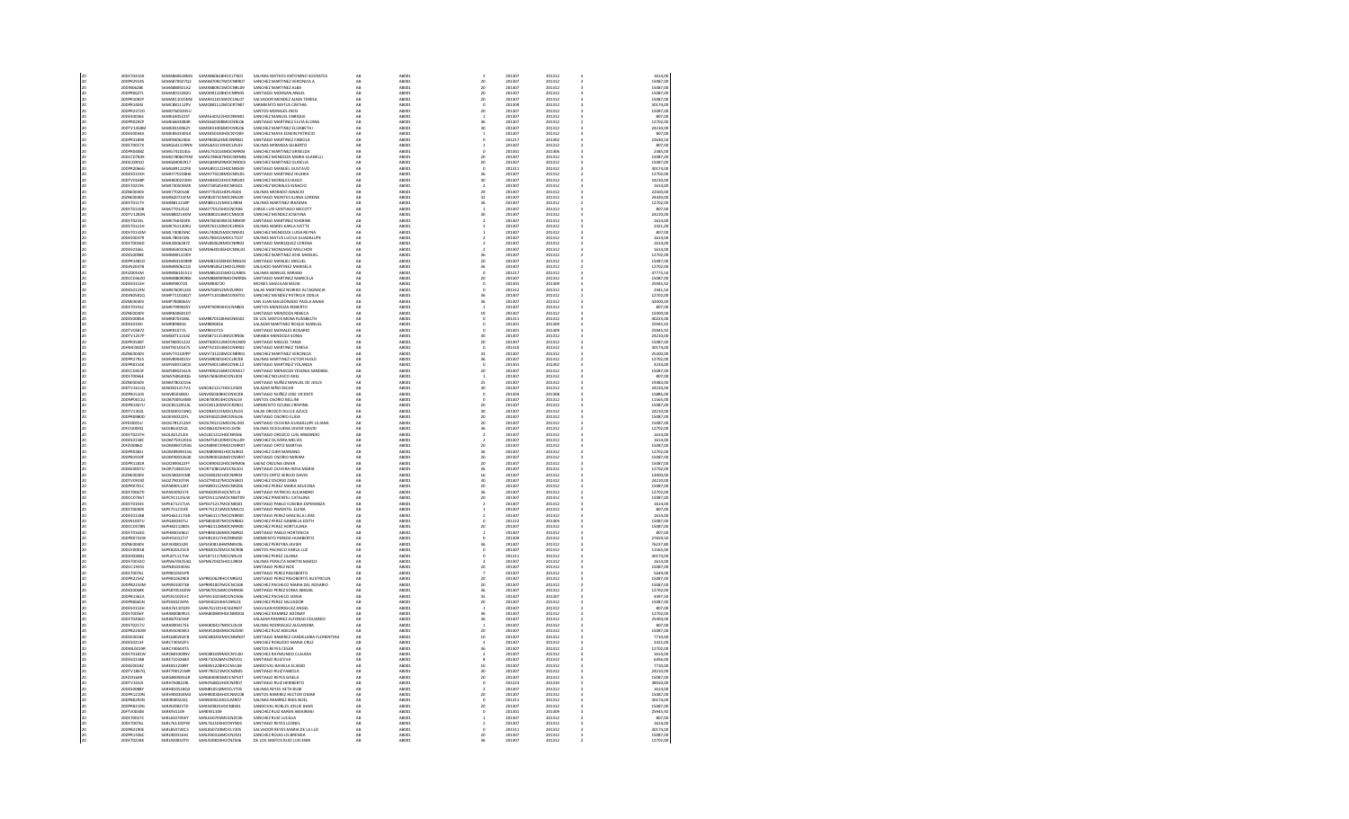| | | | | | | | | | | | |
|---|---|---|---|---|---|---|---|---|---|---|---|
| 20 | 20DST0210A | SAMA860418MQ | SAMA860418HOCLTN01 | SALINAS MATEOS ANTONINO SOCRATES | AB | AB001 | 2 | 201307 | 201312 | 3 | 1614,00 |
| 20 | 20DPR2914S | SAMV870927QJ | SAMV870927MOCNRR09 | SANCHEZ MARTINEZ VERONICA A | AB | AB001 | 20 | 201307 | 201312 | 3 | 15087,00 |
| 20 | 20DES0228E | SAMA880921A2 | SAMA880921MOCNRL09 | SANCHEZ MARTINEZ ALBA | AB | AB001 | 20 | 201307 | 201312 | 3 | 15087,00 |
| 20 | 20DPR0627L | SAMM911220ZU | SAMM911220HOCNRN05 | SANTIAGO MORGAN ANGEL | AB | AB001 | 20 | 201307 | 201312 | 3 | 15087,00 |
| 20 | 20DPR1083F | SAMA911015M4 | SAMA911015MOCLNL07 | SALVADOR MENDEZ ALMA TERESA | AB | AB001 | 20 | 201307 | 201312 | 3 | 15087,00 |
| 20 | 20DPR1404I | SAMC881112PV | SAMC881112MOCRTN07 | SARMIENTO MATUS CINTHIA | AB | AB001 | 0 | 201309 | 201312 | 3 | 30174,00 |
| 20 | 20DPR2372O | SAMD760420SU | SAMD760420MOCNRS01 | SANTOS MORALES DEISI | AB | AB001 | 20 | 201307 | 201312 | 3 | 15087,00 |
| 20 | 20DES0036S | SAME640522ST | SAME640522HOCNNN01 | SANCHEZ MANUEL ENRIQUE | AB | AB001 | 1 | 201307 | 201312 | 3 | 807,00 |
| 20 | 20DPR0282P | SAME660308SR | SAME660308MOCNRL06 | SANCHEZ MARTINEZ ELVIA ELENA | AB | AB001 | 06 | 201307 | 201312 | 3 | 12702,00 |
| 20 | 20DTV1458M | SAME831006ZY | SAME831006MOCNRL06 | SANCHEZ MARTINEZ ELIZABETH I | AB | AB001 | 30 | 201307 | 201312 | 3 | 24210,00 |
| 20 | 20DES0046A | SAME850930G4 | SAME850930HOCNYD09 | SANCHEZ MAYA EDWIN PATRICIO | AB | AB001 | 1 | 201307 | 201312 | 3 | 807,00 |
| 20 | 20DPR3189I | SAMF860624GA | SAMF860624MOCNRB01 | SANTIAGO MARTINEZ FABIOLA | AB | AB001 | 0 | 201217 | 201302 | 3 | 22641,50 |
| 20 | 20DST0057X | SAMG641119RN | SAMG641119HOCLRL03 | SALINAS MIRANDA GILBERTO | AB | AB001 | 1 | 201307 | 201312 | 3 | 807,00 |
| 20 | 20DPR0480Z | SAMG741031UL | SAMG741031MOCNRR08 | SANCHEZ MARTINEZ GRISELDA | AB | AB001 | 0 | 201301 | 201306 | 3 | 3465,00 |
| 20 | 20DCC0790X | SAMG780607KM | SAMG780607MOCNNN06 | SANCHEZ MENDOZA MARIA GIANELLI | AB | AB001 | 20 | 201307 | 201312 | 3 | 15087,00 |
| 20 | 20DCC0001D | SAMG840929S7 | SAMG840929MOCNRD03 | SANCHEZ MARTINEZ GUADALUPE | AB | AB001 | 20 | 201307 | 201312 | 3 | 15087,00 |
| 20 | 20DPR0066S | SAMG891122FB | SAMG891122HOCNRS09 | SANTIAGO MANUEL GUSTAVO | AB | AB001 | 0 | 201311 | 201312 | 3 | 30174,00 |
| 20 | 20DES0154H | SAMH770228H6 | SAMH770228MOCNRL05 | SANTIAGO MARTINEZ HILARIA | AB | AB001 | 06 | 201307 | 201312 | 2 | 12702,00 |
| 20 | 20DTV0168P | SAMH800220DH | SAMH800220HOCNRG01 | SANCHEZ MORALES HUGO | AB | AB001 | 30 | 201307 | 201312 | 3 | 24210,00 |
| 20 | 20DST0219S | SAMI730505M8 | SAMI730505HOCNRG01 | SANCHEZ MORALES IGNACIO | AB | AB001 | 2 | 201307 | 201312 | 3 | 1614,00 |
| 20 | 20ZNE0030V | SAMI770201ME | SAMI770201HDFLRG04 | SALINAS MORADO IGNACIO | AB | AB001 | 29 | 201307 | 201312 | 3 | 22500,00 |
| 20 | 20ZNE0040V | SAMI820715PM | SAMI820715MOCNLL09 | SANTIAGO MONTES ILIANA LORENA | AB | AB001 | 32 | 201307 | 201312 | 3 | 24420,00 |
| 20 | 20DST0117Y | SAMI881121SM | SAMI881121MOCLRB04 | SALINAS MARTINEZ IBAZEMA | AB | AB001 | 06 | 201307 | 201312 | 2 | 12702,00 |
| 20 | 20DST0110B | SAMJ770125J2 | SAMJ770125HOCNRL06 | JORGE LUIS SANTIAGO MECOTT | AB | AB001 | 1 | 201307 | 201312 | 3 | 807,00 |
| 20 | 20DTV1283N | SAMJ840104WM | SAMJ840104MOCNND08 | SANCHEZ MENDEZ JOSEFINA | AB | AB001 | 30 | 201307 | 201312 | 3 | 24210,00 |
| 20 | 20DST0210L | SAMK760403R8 | SAMK760403MOCNRR09 | SANCHEZ MARTINEZ KHARINE | AB | AB001 | 2 | 201307 | 201312 | 3 | 1614,00 |
| 20 | 20DST0222H | SAMK761130KU | SAMK761130MOCLRR03 | SALAZAR MERINO KARLA IVETTE | AB | AB001 | 3 | 201307 | 201312 | 3 | 2421,00 |
| 20 | 20DST0133M | SAML780819RC | SAML780825MOCNNL01 | SANCHEZ MENDOZA LUISA REYNA | AB | AB001 | 1 | 201307 | 201312 | 3 | 807,00 |
| 20 | 20DES0037R | SAML780315WL | SAML780315MOCLTG07 | SALINAS MATUS LUCILA GUADALUPE | AB | AB001 | 2 | 201307 | 201312 | 3 | 1614,00 |
| 20 | 20DST0026D | SAML850628TZ | SAML850628MOCNRR02 | SANTIAGO MARQUEZ LORENA | AB | AB001 | 2 | 201307 | 201312 | 3 | 1614,00 |
| 20 | 20DES0166L | SAMM640106J4 | SAMM640106HOCNLL02 | SANCHEZ MONJARAZ MELCHOR | AB | AB001 | 2 | 201307 | 201312 | 3 | 1614,00 |
| 20 | 20DES0098E | SAMM881224I9 | SAMM881224HOCNRN09 | SANCHEZ MARTINEZ JOSE MANUEL | AB | AB001 | 06 | 201307 | 201312 | 2 | 12702,00 |
| 20 | 20DPR1481D | SAMM861028RR | SAMM861028HOCNNG03 | SANTIAGO MANUEL MIGUEL | AB | AB001 | 20 | 201307 | 201312 | 3 | 15087,00 |
| 20 | 20DNZ0047B | SAMM850621Q3 | SAMM850621MOCLRR00 | SALGADO MARTINEZ MARISELA | AB | AB001 | 06 | 201307 | 201312 | 2 | 12702,00 |
| 20 | 20FZE0034V | SAMM861015S11 | SAMM861015MOCLNR05 | SALINAS MANUEL MIRIAM | AB | AB001 | 0 | 201217 | 201312 | 3 | 47775,50 |
| 20 | 20DCC0362U | SAMM880909BV | SAMM880909MOCNRR08 | SANTIAGO MARTINEZ MARCELA | AB | AB001 | 20 | 201307 | 201312 | 3 | 15087,00 |
| 20 | 20DES0155H | SAMM900720 | SAMM900720 | MOISES SAGUILAN MEJIA | AB | AB001 | 0 | 201301 | 201309 | 3 | 25945,92 |
| 20 | 20DES0129N | SAMN760812GE | SAMN760812MDZLRR01 | SALAS MARTINEZ NORMA AUXTRACIA | AB | AB001 | 0 | 201312 | 201312 | 3 | 2461,50 |
| 20 | 20DNS0441Q | SAMP711018QT | SAMP711018MOCNNT01 | SANCHEZ MENDEZ PATRICIA CIELIA | AB | AB001 | 06 | 201307 | 201312 | 2 | 12702,00 |
| 20 | 20ZNE0040V | SAMP780806SV | SAMP780806MOCNLL09 | SAN JUAN MALDONADO PAOLA ANAHI | AB | AB001 | 06 | 201307 | 201312 | 3 | 42000,00 |
| 20 | 20DST0191C | SAMR790909SY | SAMR790909HOCNNB03 | SANTOS MENDOZA ROBERTO | AB | AB001 | 1 | 201307 | 201312 | 3 | 807,00 |
| 20 | 20ZNE0040V | SAMR830601D7 | | SANTIAGO MENDOZA REBECA | AB | AB001 | 10 | 201307 | 201312 | 3 | 15000,00 |
| 20 | 20DES0085A | SAMR870918NL | SAMR870918HMCNSS02 | DE LOS SANTOS MENA RUSSBELTH | AB | AB001 | 0 | 201311 | 201312 | 3 | 40223,00 |
| 20 | 20DES0193I | SAMR890816 | SAMR890816 | SALAZAR MARTINEZ ROQUE MANUEL | AB | AB001 | 0 | 201301 | 201309 | 3 | 25945,92 |
| 20 | 20DTV0587Z | SAMR910715 | SAMR910715 | SANTIAGO MORALES ROSARIO | AB | AB001 | 0 | 201301 | 201309 | 3 | 25945,92 |
| 20 | 20DTV1257P | SAMS871115S2 | SAMS871115MOCBNN06 | SARABIA MENDOZA SONIA | AB | AB001 | 30 | 201307 | 201312 | 3 | 24210,00 |
| 20 | 20DPR0548T | SAMT800512Z2 | SAMT800512MOCNGN03 | SANTIAGO MIGUEL TANIA | AB | AB001 | 20 | 201307 | 201312 | 3 | 15087,00 |
| 20 | 20HMC0002H | SAMT821014T5 | SAMT821014MOCNRR02 | SANTIAGO MARTINEZ TERESA | AB | AB001 | 0 | 201310 | 201312 | 3 | 30174,00 |
| 20 | 20ZNE0040V | SAMV741220BP | SAMV741220MOCNRR01 | SANCHEZ MARTINEZ VERONICA | AB | AB001 | 34 | 201307 | 201312 | 3 | 25200,00 |
| 20 | 20DPR1791S | SAMV800401SY | SAMV800401HOCLRC08 | SALINAS MARTINEZ VICTOR HUGO | AB | AB001 | 06 | 201307 | 201312 | 2 | 12702,00 |
| 20 | 20DPR0254X | SAMY691108G3 | SAMY691108MOCNRL12 | SANCHEZ MARTINEZ YOLANDA | AB | AB001 | 0 | 201301 | 201302 | 3 | 4224,00 |
| 20 | 20DCC0353F | SAMY890216LS | SAMY890216MOCNNS17 | SANTIAGO MENDOZA YESENIA SANDIBEL | AB | AB001 | 20 | 201307 | 201312 | 3 | 15087,00 |
| 20 | 20DST0084X | SANA760604DD | SANA760604HOCNLX04 | SANCHEZ NOLASCO AXEL | AB | AB001 | 1 | 201307 | 201312 | 3 | 807,00 |
| 20 | 20ZNE0040V | SANM780315S6 | | SANTIAGO NUÑEZ MANUEL DE JESUS | AB | AB001 | 25 | 201307 | 201312 | 3 | 19483,00 |
| 20 | 20DTV1611Q | SANO821217V3 | SANO821217HOCLSS09 | SALAZAR NIÑO OSCAR | AB | AB001 | 30 | 201307 | 201312 | 3 | 24210,00 |
| 20 | 20DPR2510S | SANV850306U | SANV850306HOCNXC08 | SANTIAGO NUÑEZ JOSE VICENTE | AB | AB001 | 0 | 201304 | 201308 | 3 | 15885,00 |
| 20 | 20DPR0013U | SAOB700914MX | SAOB700914HOCNSL03 | SANTOS OSORIO BELLINI | AB | AB001 | 0 | 201307 | 201312 | 3 | 11565,00 |
| 20 | 20DPR3467U | SAOC851205UL | SAOC851205MOCRZR01 | SARMIENTO OZUNA CRISPINA | AB | AB001 | 20 | 201307 | 201312 | 3 | 15087,00 |
| 20 | 20DTV1180L | SAOD860115NQ | SAOD860115MOCLRL03 | SALAS OROZCO DULCE AZUCE | AB | AB001 | 30 | 201307 | 201312 | 3 | 24210,00 |
| 20 | 20DPR0980D | SAOE930222YL | SAOE930222MOCNSL06 | SANTIAGO OSORIO ELIDA | AB | AB001 | 20 | 201307 | 201312 | 3 | 15087,00 |
| 20 | 20FEI0031U | SAOG781212N9 | SAOG781212MOCNLD03 | SANTIAGO OLIVERA GUADALUPE LILIANA | AB | AB001 | 20 | 201307 | 201312 | 3 | 15087,00 |
| 20 | 20FTS0094Q | SAOJ840205J5 | SAOJ840205HOCLSV06 | SALINAS OCEGUERA JAVIER DAVID | AB | AB001 | 06 | 201307 | 201312 | 2 | 12702,00 |
| 20 | 20DST0237H | SAOL621212L8 | SAOL621212HOCNRS06 | SANTIAGO OROZCO LUIS ARMANDO | AB | AB001 | 2 | 201307 | 201312 | 3 | 1614,00 |
| 20 | 20DES0158E | SAOM750122S5 | SAOM750122MOCNLL07 | SANTIAGO OLIVERA MELVIDIA | AB | AB001 | 2 | 201307 | 201312 | 3 | 1614,00 |
| 20 | 20FZI0086D | SAOM890729SG | SAOM890729MOCNRR07 | SANTIAGO ORTIZ MARTHA | AB | AB001 | 20 | 201307 | 201312 | 3 | 15087,00 |
| 20 | 20DPR0481I | SAOM890901SG | SAOM890901HOCNJR03 | SANCHEZ OJEFI MARIANO | AB | AB001 | 06 | 201307 | 201312 | 2 | 12702,00 |
| 20 | 20DPR2935F | SAOM900526IB | SAOM900526MOCNSR07 | SANTIAGO OSORIO MIRIAM | AB | AB001 | 20 | 201307 | 201312 | 3 | 15087,00 |
| 20 | 20DPR1181R | SAOO890422FF | SAOO890422HOCNRM06 | SAENZ ORDUNA OMAR | AB | AB001 | 20 | 201307 | 201312 | 3 | 15087,00 |
| 20 | 20DES0071U | SAOR710801SV | SAOR710801MOCNLS01 | SANTIAGO OLIVERA ROSA MARIA | AB | AB001 | 06 | 201307 | 201312 | 2 | 12702,00 |
| 20 | 20ZNE0040V | SAOS580201SB | SAOS580201HOCNRR04 | SANTOS ORTIZ SERGIO DAVID | AB | AB001 | 16 | 201307 | 201312 | 3 | 12000,00 |
| 20 | 20DTV0919Z | SAOZ790107IN | SAOZ790107MOCNSR01 | SANCHEZ OSORIO ZARA | AB | AB001 | 30 | 201307 | 201312 | 3 | 24210,00 |
| 20 | 20DPR0791C | SAPA800112K9 | SAPA800112MOCNRZ06 | SANCHEZ PEREZ MARIA AZUCENA | AB | AB001 | 20 | 201307 | 201312 | 3 | 15087,00 |
| 20 | 20DST0067D | SAPA920921T6 | SAPA920921HOCNTL10 | SANTIAGO PATRICIO ALEJANDRO | AB | AB001 | 06 | 201307 | 201312 | 2 | 12702,00 |
| 20 | 20DCC0746T | SAPC911123LW | SAPC911123MOCNMT09 | SANCHEZ PIMENTEL CATALINA | AB | AB001 | 20 | 201307 | 201312 | 3 | 15087,00 |
| 20 | 20DST0103S | SAPE671217U5 | SAPE671217MOCNBS01 | SANTIAGO PABLO EUSEBIA ESPERANZA | AB | AB001 | 2 | 201307 | 201312 | 3 | 1614,00 |
| 20 | 20DST0240E | SAPE751221R5 | SAPE751221MOCNML01 | SANTIAGO PIMENTEL ELENA | AB | AB001 | 1 | 201307 | 201312 | 3 | 807,00 |
| 20 | 20DES0118B | SAPE661117G8 | SAPE661117MOCRRL00 | SANTIAGO PEREZ ARACELI ELENA | AB | AB001 | 2 | 201307 | 201312 | 3 | 1614,00 |
| 20 | 20DJN1007U | SAPG830307LI | SAPG830307MOCNRB02 | SANCHEZ PEREZ GABRIELA EDITH | AB | AB001 | 0 | 201222 | 201304 | 3 | 15087,00 |
| 20 | 20DCC0378N | SAPH821128D5 | SAPH821128MOCNRR00 | SANCHEZ PEREZ HORTULANA | AB | AB001 | 20 | 201307 | 201312 | 3 | 15087,00 |
| 20 | 20DST0163G | SAPH880106UI | SAPH880106MOCNBR02 | SANTIAGO PABLO HORTENCIA | AB | AB001 | 1 | 201307 | 201312 | 3 | 807,00 |
| 20 | 20DPR0732W | SAPH910127V7 | SAPH910127HOCRRM00 | SARMIENTO PEREDA HUMBERTO | AB | AB001 | 0 | 201309 | 201312 | 3 | 27669,50 |
| 20 | 20ZNE0040V | SAPJ830812ZR | SAPJ830812HMNRYV06 | SANCHEZ PEREYRA JAVIER | AB | AB001 | 06 | 201307 | 201312 | 3 | 76237,90 |
| 20 | 20DCC0001B | SAPK820125C8 | SAPK820125MOCNCR08 | SANTOS PACHECO KARLA LUZ | AB | AB001 | 0 | 201307 | 201312 | 3 | 11565,00 |
| 20 | 20DDI0008Q | SAPL871117JW | SAPL871117MOCNRL05 | SANCHEZ PEREZ LILIANA | AB | AB001 | 0 | 201311 | 201312 | 3 | 30174,00 |
| 20 | 20DST0010O | SAPM670425HQ | SAPM670425HOCLRR04 | SALINAS PERALTA MARTIN MARCO | AB | AB001 | 2 | 201307 | 201312 | 3 | 1614,00 |
| 20 | 20DCC1935S | SAPN810303SG | | SANTIAGO PEREZ NOE | AB | AB001 | 20 | 201307 | 201312 | 3 | 15087,00 |
| 20 | 20DST0076L | SAPR821015P8 | | SANTIAGO PEREZ RIGOBERTO | AB | AB001 | 7 | 201307 | 201312 | 3 | 5649,00 |
| 20 | 20DPR2256Z | SAPR850629K3 | SAPR850629HOCNRG03 | SANCHEZ PEREZ RIGOBERTO AUSTREILIN | AB | AB001 | 20 | 201307 | 201312 | 3 | 15087,00 |
| 20 | 20DPR2339M | SAPR9010073B | SAPR901007MOCNCS08 | SANCHEZ PACHECO MARIA DEL ROSARIO | AB | AB001 | 20 | 201307 | 201312 | 3 | 15087,00 |
| 20 | 20DES0089K | SAPS870516DW | SAPS870516MOCNRN06 | SANTIAGO PEREZ SONIA ABIGAIL | AB | AB001 | 06 | 201307 | 201312 | 2 | 12702,00 |
| 20 | 20DPR0361A | SAPS911025YC | SAPS911025MOCNCN06 | SANCHEZ PACHECO SONIA | AB | AB001 | 35 | 201307 | 201307 | 3 | 4997,50 |
| 20 | 20DPR0464H | SAPS930224P6 | SAPS930224HOCNRL05 | SANCHEZ PEREZ SALVADOR | AB | AB001 | 20 | 201307 | 201312 | 3 | 15087,00 |
| 20 | 20DES0153H | SARA761101DY | SARA761101HOCGDN07 | SAGUILAN RODRIGUEZ ANGEL | AB | AB001 | 1 | 201307 | 201312 | 3 | 807,00 |
| 20 | 20DST0036Y | SARA800809U5 | SARA800809HOCMMD04 | SANCHEZ RAMIREZ ADONAY | AB | AB001 | 06 | 201307 | 201312 | 2 | 12702,00 |
| 20 | 20DST0206O | SARA870226IP | | SALAZAR RAMIREZ ALFONSO EDUARDO | AB | AB001 | 36 | 201307 | 201312 | 2 | 25404,00 |
| 20 | 20DST0217U | SARA900117K6 | SARA900117MOCLDL04 | SALINAS RODRIGUEZ ALEJANDRA | AB | AB001 | 1 | 201307 | 201312 | 3 | 807,00 |
| 20 | 20DPR0230M | SARA910408C6 | SARA910408MOCNZD00 | SANCHEZ RUIZ ADELINA | AB | AB001 | 20 | 201307 | 201312 | 3 | 15087,00 |
| 20 | 20DES0018Z | SARC680202CB | SARC680202MOCMMN07 | SANTIAGO RAMIREZ CANDELARIA FLORENTINA | AB | AB001 | 10 | 201307 | 201312 | 3 | 7710,00 |
| 20 | 20DES0215F | SARC730502F5 | | SANCHEZ ROBLEDO MARIA CRUZ | AB | AB001 | 3 | 201307 | 201312 | 3 | 2421,00 |
| 20 | 20DNS0019R | SARC740601TL | | SANTOS REYES CESAR | AB | AB001 | 06 | 201307 | 201312 | 2 | 12702,00 |
| 20 | 20DST0181N | SARC881009RV | SARC881009MOCNYL00 | SANCHEZ RAYMUNDO CLAUDIA | AB | AB001 | 2 | 201307 | 201312 | 3 | 1614,00 |
| 20 | 20DES0118B | SARE710326B2 | SARE710326MVZNZV01 | SANTIAGO RUIZ EVA | AB | AB001 | 8 | 201307 | 201312 | 3 | 6456,00 |
| 20 | 20DES0018Z | SARE851228IT | SARE851228HOCNVL00 | SANDOVAL RAVELA ELISEO | AB | AB001 | 10 | 201307 | 201312 | 3 | 7710,00 |
| 20 | 20DTV1867Q | SARF790125MK | SARF790125MOCNZB05 | SANTIAGO RUIZ FABIOLA | AB | AB001 | 30 | 201307 | 201312 | 3 | 24210,00 |
| 20 | 20DZI0164F | SARG880905GB | SARG880905MOCNYS07 | SANTIAGO REYES GISELA | AB | AB001 | 20 | 201307 | 201312 | 3 | 15087,00 |
| 20 | 20DTV1092I | SARH760822RL | SARH760822HOCNZM07 | SANTIAGO RUIZ HUMBERTO | AB | AB001 | 0 | 201223 | 201312 | 3 | 38550,00 |
| 20 | 20DES0088Y | SARH810518Q4 | SARH810518MOCLYT05 | SALINAS REYES HETH RUBI | AB | AB001 | 2 | 201307 | 201312 | 3 | 1614,00 |
| 20 | 20DPR2239N | SARH900304MU | SARH900304HOCNMC08 | SANTOS RAMIREZ HECTOR OMAR | AB | AB001 | 20 | 201307 | 201312 | 3 | 15087,00 |
| 20 | 20DPR0290N | SARI800924Q | SARI800924HOCLMR07 | SALINAS RAMIREZ IRMS NOEL | AB | AB001 | 0 | 201311 | 201312 | 3 | 30174,00 |
| 20 | 20DPR0219G | SARJ830815TD | SARJ830815HOCNBS01 | SANDOVAL ROBLES JESUS JHAIR | AB | AB001 | 20 | 201307 | 201312 | 3 | 15087,00 |
| 20 | 20FTV0018B | SARK931109 | SARK931109 | SANCHEZ RUIZ KAREN MARIANA | AB | AB001 | 0 | 201301 | 201309 | 3 | 25945,92 |
| 20 | 20DST0027C | SARL660704VY | SARL660704MOCNZC06 | SANCHEZ RUIZ LUCELIA | AB | AB001 | 1 | 201307 | 201312 | 3 | 807,00 |
| 20 | 20DST0076L | SARL761103FW | SARL761103HOCNYN02 | SANTIAGO REYES LEONEL | AB | AB001 | 2 | 201307 | 201312 | 3 | 1614,00 |
| 20 | 20DPR2189E | SARL850720C3 | SARL850720MOCLYZ05 | SALVADOR REYES MARIA DE LA LUZ | AB | AB001 | 0 | 201311 | 201312 | 3 | 30174,00 |
| 20 | 20DPR1336C | SARL900316HJ | SARL900316MOCNSS01 | SANCHEZ ROJAS LIS BRENDA | AB | AB001 | 20 | 201307 | 201312 | 3 | 15087,00 |
| 20 | 20DST0234K | SARL920810TD | SARL920810HOCNZS06 | DE LOS SANTOS RUIZ LUIS ENRI | AB | AB001 | 06 | 201307 | 201312 | 2 | 12702,00 |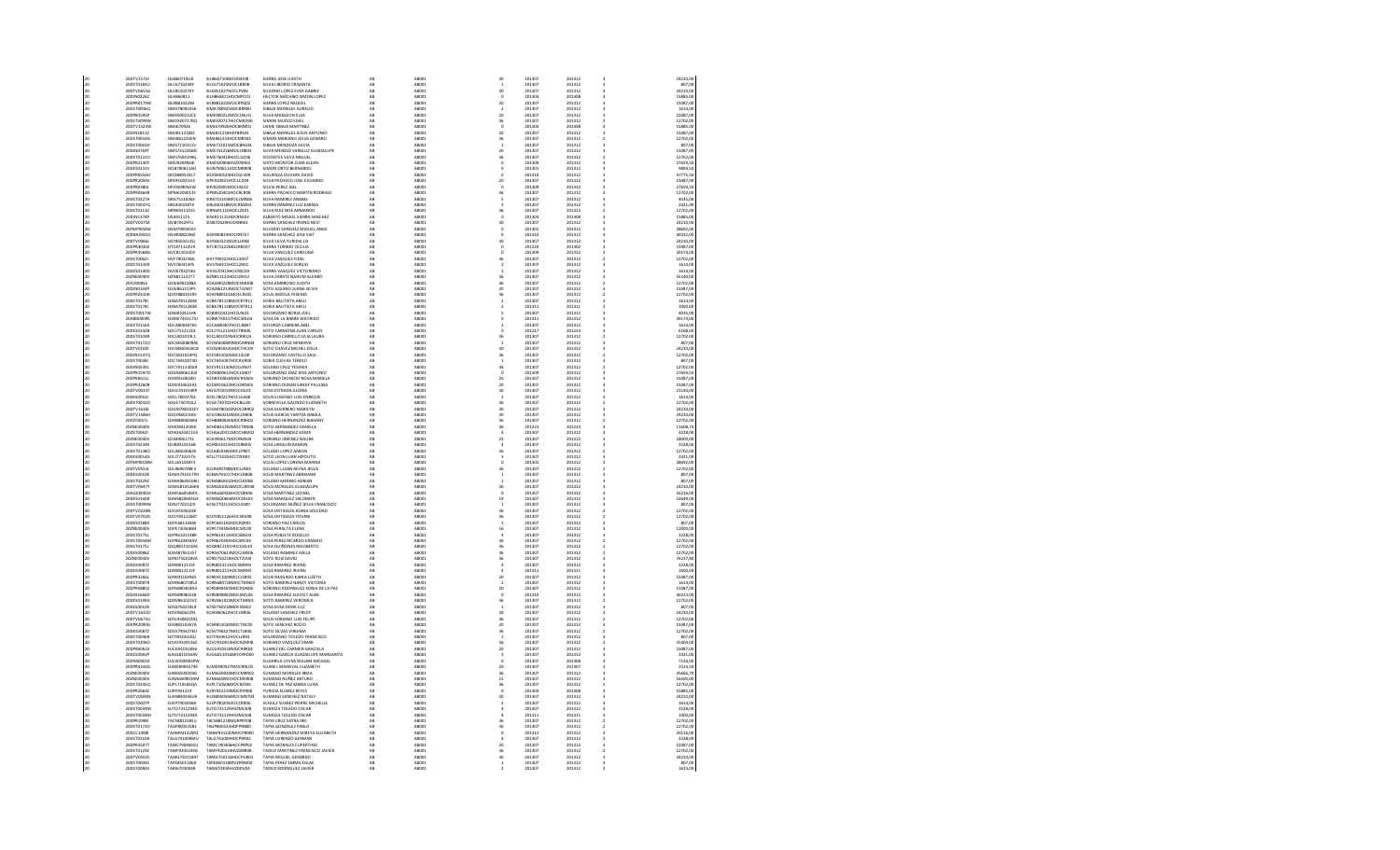| | | | | | | | | | | |
|---|---|---|---|---|---|---|---|---|---|---|
| 20 | 20DTV1571F | SIJU860719I18 | SIJU860719MOCRSD08 | SIERRA JOSE JUDITH | AB | AB001 | 30 | 201307 | 201312 | 3 | 24210,00 |
| 20 | 20DST0181U | SILC671025RY | SILC671025MOCLRR08 | SILVA LIBORIO CRISANTA | AB | AB001 | 1 | 201307 | 201312 | 3 | 807,00 |
| 20 | 20DTV0655G | SILE851027K7 | SILE851027HOCLPS06 | SILVERIO LOPEZ EVER GABRIEL | AB | AB001 | 30 | 201307 | 201312 | 3 | 24210,00 |
| 20 | 20DIN0026Z | SILH860811 | SILH860811HOCMPC01 | HECTOR MACARIO SIMON LOPEZ | AB | AB001 | 0 | 201304 | 201308 | 3 | 15885,00 |
| 20 | 20DPR0179W | SIMR850325S6 | SIMR850325MOCRRQ02 | SIERRA LOPEZ RAQUEL | AB | AB001 | 20 | 201307 | 201312 | 3 | 15087,00 |
| 20 | 20DST0026Q | SIMA780925S6 | SIMA780925HOCBRR00 | SIBAJA MORALES AURELIO | AB | AB001 | 2 | 201307 | 201312 | 3 | 1614,00 |
| 20 | 20DPR1349F | SIME900212CE | SIME900212MOCLNL01 | SILVA MANALON ELSA | AB | AB001 | 20 | 201307 | 201312 | 3 | 15087,00 |
| 20 | 20DST0099H | SIMS920717RQ | SIMS920717HOCMXD00 | SIMON MUÑOZ ODEL | AB | AB001 | 36 | 201307 | 201312 | 2 | 12702,00 |
| 20 | 20DTV1523W | SIMJ670926 | SIMJ670926HOCBRM01 | JAIME SIBAJA MARTINEZ | AB | AB001 | 0 | 201304 | 201308 | 3 | 15885,00 |
| 20 | 20DIN0161Z | SIMJ861123E5 | SIMJ861123HOCBRS03 | SIBAJA MORALES JESUS ANTONIO | AB | AB001 | 20 | 201307 | 201312 | 3 | 15087,00 |
| 20 | 20DST0034N | SIMJ861224H4 | SIMJ861224HOCMRS03 | SIMON MARIANO JESUS GENARO | AB | AB001 | 36 | 201307 | 201312 | 2 | 12702,00 |
| 20 | 20DST0063H | SIMS711015UV | SIMS711015MOCBNL04 | SIBAJA MENDOZA SILVIA | AB | AB001 | 1 | 201307 | 201312 | 3 | 807,00 |
| 20 | 20DIN0789T | SIMS741226MC | SIMS741226MOCLNR01 | SILVA MENDEZ SIRALLE GUADALUPE | AB | AB001 | 20 | 201307 | 201312 | 3 | 15087,00 |
| 20 | 20DST0155D | SIMS760419P6 | SIMS760419HOCLGC06 | SOCRATES SILVE MIGUEL | AB | AB001 | 36 | 201307 | 201312 | 2 | 12702,00 |
| 20 | 20DPR2140P | SIMZ902906I0 | SIMZ902906HVZXNN01 | SIXTO MONTOR ZIJIAR ALEXIS | AB | AB001 | 0 | 201309 | 201312 | 3 | 27659,50 |
| 20 | 20DES0233X | SIOB790611A0 | SIOB790611HOCNRR06 | SIXTOS ORTIZ BERNARDO | AB | AB001 | 0 | 201301 | 201312 | 3 | 9894,50 |
| 20 | 20DPR0556H | SIOD800524L7 | SIOD800524HOCGLV08 | SIGUENZA OLIVERA DAVID | AB | AB001 | 0 | 201310 | 201312 | 3 | 47775,50 |
| 20 | 20DPR2066V | SIPE910921H3 | SIPE910921HOCLCD04 | SILVA PACHECO JOSE EDUARDO | AB | AB001 | 20 | 201307 | 201312 | 3 | 15087,00 |
| 20 | 20DPR0380C | SIPJ920906LW | SIPJ920906MOCLRL02 | SILVA PEREZ JAEL | AB | AB001 | 0 | 201309 | 201312 | 3 | 27659,50 |
| 20 | 20DPR0466R | SIPM620815V | SIPM620815HOCRCR08 | SIERRA PACHECO MARTIN RODRIGO | AB | AB001 | 36 | 201307 | 201312 | 2 | 12702,00 |
| 20 | 20DST0227X | SIRA751103KK | SIRA751103MOCLMN06 | SILVA RAMIREZ ANABEL | AB | AB001 | 5 | 201307 | 201312 | 3 | 4035,00 |
| 20 | 20DST0047Q | SIRL830420TK | SIRL830420MOCRMZ06 | SIERRA RAMIREZ LUZ KARINA | AB | AB001 | 3 | 201307 | 201312 | 3 | 2421,00 |
| 20 | 20DST0113Z | SIRN691110S5 | SIRN691110HOCLZR01 | SILVA RUIZ NOE ARMANDO | AB | AB001 | 36 | 201307 | 201312 | 2 | 12702,00 |
| 20 | 20DIN1174P | SISA911115 | SISA911115HOCRNL03 | ALBERTO MISAEL SIERRA SANCHEZ | AB | AB001 | 0 | 201304 | 201308 | 3 | 15885,00 |
| 20 | 20DTV0375X | SISI870429FU | SISI870429HOCRNR01 | SIERRA SANCHEZ IRVING NEST | AB | AB001 | 30 | 201307 | 201312 | 3 | 24210,00 |
| 20 | 20FMP0002A | SISN790905ES | | SILVERIO SANCHEZ NALLEL ANGE | AB | AB001 | 0 | 201301 | 201312 | 3 | 28692,00 |
| 20 | 20DML0001S | SISS800819WZ | SISS800819HOCRNT07 | SIERRA SANCHEZ JOSE SANT | AB | AB001 | 0 | 201310 | 201312 | 3 | 30232,00 |
| 20 | 20DTV0966J | SIVY850213Q | SIVY850213MOCLLR08 | SILVA SILVA YURIDIA LIS | AB | AB001 | 30 | 201307 | 201312 | 3 | 24210,00 |
| 20 | 20DPR0030Z | SITC871122UV | SITC871122MOCRRC07 | SIERRA TORRES CECILIA | AB | AB001 | 0 | 201220 | 201302 | 3 | 15087,00 |
| 20 | 20DPR3568G | SIVC811015EX | | SILVA VASQUEZ CAROLINA | AB | AB001 | 0 | 201309 | 201312 | 3 | 30174,00 |
| 20 | 20DST0062I | SIVF790823BA | SIVF790823HOCLSD07 | SILVA VASQUEZ FIDEL | AB | AB001 | 36 | 201307 | 201312 | 2 | 12702,00 |
| 20 | 20DST0165K | SIVS760413P5 | SIVS760413HOCLZR02 | SILVA VAZQUEZ SERGIO | AB | AB001 | 2 | 201307 | 201312 | 3 | 1614,00 |
| 20 | 20DES0140D | SIVV670324K6 | SIVV670324HOCRSC05 | SIERRA VASQUEZ VICTORIANO | AB | AB001 | 2 | 201307 | 201312 | 3 | 1614,00 |
| 20 | 20DNE0040V | SIZN811127T7 | SIZN811127HOCLRH12 | SILVA ZARATE NAHUM ALVARO | AB | AB001 | 36 | 201307 | 201312 | 3 | 35140,00 |
| 20 | 20FZE0085E | SOAA690228BA | SOAA690228MOCSMD08 | SOSA AMBROSIO JUDITH | AB | AB001 | 36 | 201307 | 201312 | 2 | 12702,00 |
| 20 | 20DIN0034P | SOAJ861221P5 | SOAJ861221MOCTQN07 | SOTO AQUINO JUANA SILVIA | AB | AB001 | 20 | 201307 | 201312 | 3 | 15087,00 |
| 20 | 20DPR2410A | SOAY880314T5 | SOAY880314MOCLRS05 | SOLIS ARZOLA YESENIA | AB | AB001 | 36 | 201307 | 201312 | 2 | 12702,00 |
| 20 | 20DST0179I | SOBA781124KB | SOBA781124MOCRTR11 | SORIA BAUTISTA ARELI | AB | AB001 | 2 | 201307 | 201312 | 3 | 1614,00 |
| 20 | 20DST0179J | SOBA781124KB | SOBA781124MOCRTR11 | SORIA BAUTISTA ARELI | AB | AB001 | 2 | 201311 | 201311 | 3 | 1000,00 |
| 20 | 20DST0017W | SOBJ810421HE | SOBJ810421HOCLRL01 | SOLORZANO BORJA JOEL | AB | AB001 | 5 | 201307 | 201312 | 3 | 4035,00 |
| 20 | 20HBD0009S | SOBM740217LV | SOBM740217HOCSRL03 | SOSA DE LA BARRA WILFRIDO | AB | AB001 | 0 | 201311 | 201312 | 3 | 30174,00 |
| 20 | 20DST0136X | SOCA800307KL | SOCA800307HOCLBB07 | SOLORZA CABRERA ABEL | AB | AB001 | 2 | 201307 | 201312 | 3 | 1614,00 |
| 20 | 20DES0142B | SOCJ751211ZX | SOCJ751211HOCTRN06 | SOTO CARMONA JUAN CARLOS | AB | AB001 | 0 | 201217 | 201224 | 3 | 6168,00 |
| 20 | 20DST0104R | SOCL801019KL | SOCL801019MOCRRL02 | SORIANO CARRILLO LILIA LAURA | AB | AB001 | 36 | 201307 | 201312 | 2 | 12702,00 |
| 20 | 20DST0172O | SOCM660808NB | SOCM660808MOCRRN03 | SORIANO CRUZ MINERVA | AB | AB001 | 1 | 201307 | 201312 | 3 | 807,00 |
| 20 | 20DTV0500E | SOCM850626CB | SOCM850626HOCTHC09 | SOTO CHAVEZ MICHEL EDUA | AB | AB001 | 30 | 201307 | 201312 | 3 | 24210,00 |
| 20 | 20DIN1547Q | SOCS831024PD | SOCS831024HOCLSL08 | SOLORZANO CASTILLO SAUL | AB | AB001 | 36 | 201307 | 201312 | 2 | 12702,00 |
| 20 | 20DST0038I | SOCT691007XD | SOCT691007HOCRVR00 | SORIA CUEVAS TEREST | AB | AB001 | 1 | 201307 | 201312 | 3 | 807,00 |
| 20 | 20DIN0531O | SOCY911130G8 | SOCY911130MOCLRS07 | SOLANO CRUZ YESENIA | AB | AB001 | 36 | 201307 | 201312 | 2 | 12702,00 |
| 20 | 20DPR2347O | SODA880613L8 | SODA880613HOCLZN07 | SOLORZANO DIAZ JOSE ANTONIO | AB | AB001 | 0 | 201309 | 201312 | 3 | 27659,50 |
| 20 | 20DPR0411J | SODR910818SI | SODR910818MOCRSS03 | SORIANO DOMINGUEZ ROSA MARIELA | AB | AB001 | 20 | 201307 | 201312 | 3 | 15087,00 |
| 20 | 20DPR2260R | SODS910622A6 | SODS910622MOCRRN03 | SORIANO DURAN SANDY PAULINA | AB | AB001 | 20 | 201307 | 201312 | 3 | 15087,00 |
| 20 | 20DTV0023T | SOEG701014RP | SOEG701014MOCSSL01 | SOSA ESTRADA GLORIA | AB | AB001 | 30 | 201307 | 201312 | 3 | 23130,00 |
| 20 | 20DES0032I | SOEL780227K6 | SOEL780227HOCLSS08 | SOLIS EUSEBIO LUIS ENRIQUE | AB | AB001 | 2 | 201307 | 201312 | 3 | 1614,00 |
| 20 | 20DST0041D | SOGE730701Z2 | SOGE730701HOCBLL00 | SOBREVILLA GALINDO ELIZABETH | AB | AB001 | 36 | 201307 | 201312 | 2 | 12702,00 |
| 20 | 20DTV1633I | SOGM780102EY | SOGM780102MOCSRR02 | SOSA GUERRERO MARILYN | AB | AB001 | 30 | 201307 | 201312 | 3 | 24210,00 |
| 20 | 20DTV1586H | SOGY960210GL | SOGY860210MOCLRR06 | SOLIS GARCIA YARITZA MARILA | AB | AB001 | 30 | 201307 | 201312 | 3 | 24210,00 |
| 20 | 20FZF0017L | SOHB880824E4 | SOHB880824MOCRRH02 | SORIANO HERNANDEZ BIHANY | AB | AB001 | 36 | 201307 | 201312 | 2 | 12702,00 |
| 20 | 20DNE0040V | SOHD861204HI | SOHD861204MOCTRN08 | SOTO HERNANDEZ DANIELA | AB | AB001 | 36 | 201223 | 201224 | 3 | 11606,74 |
| 20 | 20DST0062I | SOHG620411SX | SOHG620411MOCSRM02 | SOSA HERNANDEZ GEMA | AB | AB001 | 4 | 201307 | 201312 | 3 | 3228,00 |
| 20 | 20DNE0040V | SOJI690617I1 | SOJI690617MOCRMS08 | SORIANO JIMENEZ ISAURA | AB | AB001 | 23 | 201307 | 201312 | 3 | 18000,00 |
| 20 | 20DST0224K | SOJR831015A8 | SOJR831015HOCRMM05 | SOSA JARQUIN RAMON | AB | AB001 | 4 | 201307 | 201312 | 3 | 3228,00 |
| 20 | 20DST0138O | SOLA860306S8 | SOLA860306HOCLPR07 | SOLANO LOPEZ AARON | AB | AB001 | 36 | 201307 | 201312 | 2 | 12702,00 |
| 20 | 20DES0013U | SOLJ771025YU | SOLJ771025HOCTNN03 | SOTO LEON JUAN HIPOLITO | AB | AB001 | 3 | 201307 | 201312 | 3 | 2421,00 |
| 20 | 20FMP0002M | SOLL651004F3 | | SOLIS LOPEZ LORENA MARINA | AB | AB001 | 0 | 201301 | 201312 | 3 | 28692,00 |
| 20 | 20DTV0553I | SOLR690708F3 | SOLR690708MOCLLN04 | SOLANO LLANN REYNA JESUS | AB | AB001 | 36 | 201307 | 201312 | 2 | 12702,00 |
| 20 | 20DES0010X | SOMA791017PD | SOMA791017HOCLRB08 | SOLIS MARTINEZ ABRAHAM | AB | AB001 | 1 | 201307 | 201312 | 3 | 807,00 |
| 20 | 20DST0226Z | SOMA860410BU | SOMA860410HOCLRD08 | SOLANO MERINO ADRIAN | AB | AB001 | 1 | 201307 | 201312 | 3 | 807,00 |
| 20 | 20DTV0467Y | SOMG851052A8 | SOMG851052MOCLRD08 | SOLIS MORALES GUADALUPE | AB | AB001 | 30 | 201307 | 201312 | 3 | 24210,00 |
| 20 | 20AGD0001S | SOML660504SX | SOML660504HOCRRN06 | SOSA MARTINEZ LEONEL | AB | AB001 | 0 | 201307 | 201312 | 3 | 16216,00 |
| 20 | 20DES0160K | SOMS820606Q9 | SOMS820606MOCRLD01 | SOSA MARQUEZ SALOMON | AB | AB001 | 19 | 201307 | 201312 | 3 | 14649,00 |
| 20 | 20DST0099H | SONJ770212LX | SONJ770212HOCLXS00 | SOLORZANO NUÑEZ JESUS FRANCISCO | AB | AB001 | 1 | 201307 | 201312 | 3 | 807,00 |
| 20 | 20DTV0228N | SOOE950623HE | | SOSA ORTEGOZA JENNA SOLEDAD | AB | AB001 | 36 | 201307 | 201312 | 2 | 12702,00 |
| 20 | 20DTV0702A | SOOY851126XT | SOOY851126HOCSRV08 | SOSA ORTEGOZA YOVANI | AB | AB001 | 36 | 201307 | 201312 | 2 | 12702,00 |
| 20 | 20DES0188X | SOPC681104A6 | SOPC681104HOCRZR01 | SORIANO PAZ CARLOS | AB | AB001 | 1 | 201307 | 201312 | 3 | 807,00 |
| 20 | 20DNE0040V | SOPE730308A6 | SOPE730308MOCSRL08 | SOSA PERALTA ELENA | AB | AB001 | 16 | 201307 | 201312 | 3 | 12000,00 |
| 20 | 20DST0175L | SOPR661114BX | SOPR661114HOCBSG00 | SOSA ROBLETE ROGELIO | AB | AB001 | 4 | 201307 | 201312 | 3 | 3228,00 |
| 20 | 20DST0034M | SOPR610404LV | SOPR610404HOCSRC04 | SOSA PEREZ RICARDO ERASMO | AB | AB001 | 36 | 201307 | 201312 | 2 | 12702,00 |
| 20 | 20DST0175L | SOQR811101DG | SOQR811101HOCSXG10 | SOSA QUIÑONES REGOBERTO | AB | AB001 | 36 | 201307 | 201312 | 2 | 12702,00 |
| 20 | 20DES0086Z | SORA870611ST | SORA870611MOCLMS06 | SOLANO RAMIREZ ASELA | AB | AB001 | 36 | 201307 | 201312 | 2 | 12702,00 |
| 20 | 20DNE0040V | SORD750218VA | SORD750218HOCTZV08 | SOTO RUIZ DAVID | AB | AB001 | 36 | 201307 | 201312 | 3 | 76237,00 |
| 20 | 20DES0087Z | SORI800121SF | SORI800121HOCSMR00 | SOSA RAMIREZ IRVING | AB | AB001 | 4 | 201307 | 201312 | 3 | 3228,00 |
| 20 | 20DES0087Z | SORI800121SF | SORI800121HOCSMR00 | SOSA RAMIREZ IRVING | AB | AB001 | 4 | 201311 | 201311 | 3 | 1000,00 |
| 20 | 20DPR3266L | SORK911009K6 | SORK911009MOCLLR05 | SOLIS RASGADO KARLA LIZETH | AB | AB001 | 20 | 201307 | 201312 | 3 | 15087,00 |
| 20 | 20DST0087R | SORN680728SZ | SORN680728MOCTMN03 | SOTO RAMIREZ NANCY VICTORIA | AB | AB001 | 2 | 201307 | 201312 | 3 | 1614,00 |
| 20 | 20DPR0085Z | SORS890303NV | SORS890303MOCRDN06 | SORIANO RODRIGUEZ SONIA DE LA PAZ | AB | AB001 | 20 | 201307 | 201312 | 3 | 15087,00 |
| 20 | 20DIN1166D | SOSD880802CB | SOSD880802MOCSNL06 | SOSA SANCHEZ SULEVIT ALBA | AB | AB001 | 0 | 201310 | 201312 | 3 | 30223,00 |
| 20 | 20DES0046X | SOSV861025VC | SOSV861025MOCTNR03 | SOTO SANCHEZ VERONICA | AB | AB001 | 36 | 201307 | 201312 | 2 | 12702,00 |
| 20 | 20DES0010X | SOSD760218LH | SOSD760218MOCSSR02 | SOSA SOSA DORA LUZ | AB | AB001 | 1 | 201307 | 201312 | 3 | 807,00 |
| 20 | 20DTV1631Q | SOSF860622SV | SOSF860622HOCLNR06 | SOLANO SANCHEZ FREDY | AB | AB001 | 30 | 201307 | 201312 | 3 | 24210,00 |
| 20 | 20DTV0675U | SOSL930822DQ | | SOLIS SORIANO LUIS FELIPE | AB | AB001 | 36 | 201307 | 201312 | 2 | 12702,00 |
| 20 | 20DPR2903L | SOSR851013TA | SOSR851013MOCTNC05 | SOTO SANCHEZ ROCIO | AB | AB001 | 20 | 201307 | 201312 | 3 | 15087,00 |
| 20 | 20DES0087Z | SOSV790627KU | SOSV790627MOCTLR06 | SOTO SILVAS VIRGINIA | AB | AB001 | 36 | 201307 | 201312 | 2 | 12702,00 |
| 20 | 20DST0036R | SOTF810612ZQ | SOTF810612HOCLLR03 | SOLORZANO TOLEDO FRANCISCO | AB | AB001 | 1 | 201307 | 201312 | 3 | 807,00 |
| 20 | 20DST0206O | SOVO910914SZ | SOVO910914HOCRZM08 | SORIANO VAZQUEZ OMAR | AB | AB001 | 36 | 201307 | 201312 | 2 | 25404,00 |
| 20 | 20DPR0061V | SUCG910518N8 | SUCG910518MOCRRR04 | SUAREZ DEL CARMEN GRACIELA | AB | AB001 | 20 | 201307 | 201312 | 3 | 15087,00 |
| 20 | 20DES0063F | SUGG811016RV | SUGG811016MOCRRD00 | SUAREZ GARCIA GUADALUPE MARGARITA | AB | AB001 | 3 | 201307 | 201312 | 3 | 2421,00 |
| 20 | 20DNS0001X | SULW940901PW | | SUGHRUA LYENS WILLIAM MICHAEL | AB | AB001 | 0 | 201307 | 201309 | 3 | 7134,00 |
| 20 | 20DPR0244S | SUME890427RE | SUME890427MOCRRL05 | SUAREZ MARROQUIL ELIZABETH | AB | AB001 | 20 | 201307 | 201307 | 3 | 2514,50 |
| 20 | 20DNE0040V | SUMI650920G6 | SUMI650920MOCMRR02 | SUMANO MORALES IRMA | AB | AB001 | 36 | 201307 | 201312 | 3 | 45866,70 |
| 20 | 20DNE0040V | SUNA600901HM | SUNA600901HOCMXR08 | SUMANO NUÑEZ ARTURO | AB | AB001 | 21 | 201307 | 201312 | 3 | 16500,00 |
| 20 | 20DST0016Q | SUPL710504QA | SUPL710504MOCRZR06 | SUAREZ DE PAZ MARIA LUISA | AB | AB001 | 36 | 201307 | 201312 | 2 | 12702,00 |
| 20 | 20DPR2664C | SURY941219 | SURY941219MOCFRY08 | YURIDIA SUAREZ REYES | AB | AB001 | 0 | 201304 | 201308 | 3 | 15885,00 |
| 20 | 20DTV0390N | SUSN860506U8 | SUSN860506MOCMNT04 | SUMANO SANCHEZ NATALY | AB | AB001 | 30 | 201307 | 201312 | 3 | 24210,00 |
| 20 | 20DST0007F | SUSP790205BA | SUSP790205HOCCRR06 | SCHULZ SUAREZ PIERRE MICHELLE | AB | AB001 | 2 | 201307 | 201312 | 3 | 1614,00 |
| 20 | 20DST0034M | SUTO731129HD | SUTO731129HOZMLS08 | SUMOZA TOLEDO OSCAR | AB | AB001 | 4 | 201307 | 201312 | 3 | 3228,00 |
| 20 | 20DST0034M | SUTO731129HD | SUTO731129HOZMLS08 | SUMOZA TOLEDO OSCAR | AB | AB001 | 4 | 201311 | 201311 | 3 | 1000,00 |
| 20 | 20DPR2390I | TACI681214SU | TACI681214MGRPRR08 | TAPIA CRUZ SAYRA IRIS | AB | AB001 | 36 | 201307 | 201312 | 2 | 12702,00 |
| 20 | 20DST0172O | TAGP800525A1 | TAGP800525HDFPNB00 | TAPIA GONZALEZ PABLO | AB | AB001 | 36 | 201307 | 201312 | 2 | 12702,00 |
| 20 | 20DCC1398I | TAHM951223RZ | TAHM951223MOCPRR00 | TAPIA HERNANDEZ MIREYA ELIZABETH | AB | AB001 | 0 | 201312 | 201312 | 3 | 20116,00 |
| 20 | 20DST0210A | TALG741009NU | TALG741009HOCPRR02 | TAPIA LORENZO GERMAN | AB | AB001 | 4 | 201307 | 201312 | 3 | 3228,00 |
| 20 | 20DPR0547T | TAML790404LU | TAML790404HOCPRP02 | TAPIA MORALES LUPERTINO | AB | AB001 | 20 | 201307 | 201312 | 3 | 15087,00 |
| 20 | 20DST0129Z | TAMF920519SU | TAMF920519HVZDRR08 | TADEO MARTINEZ FRANCISCO JAVIER | AB | AB001 | 36 | 201307 | 201312 | 2 | 12702,00 |
| 20 | 20DTV0602C | TAMG750118EY | TAMG750118HOCPGR01 | TAPIA MIGUEL GERARDO | AB | AB001 | 30 | 201307 | 201312 | 3 | 24210,00 |
| 20 | 20DST0004S | TAPE850118KD | TAPE850118MVZPRM00 | TAPIA PEREZ EMMA EGLAS | AB | AB001 | 1 | 201307 | 201312 | 3 | 807,00 |
| 20 | 20DST0083V | TARJ670304IR | TARJ670304HOZDDV04 | TADEO RODRIGUEZ JAVIER | AB | AB001 | 2 | 201307 | 201312 | 3 | 1614,00 |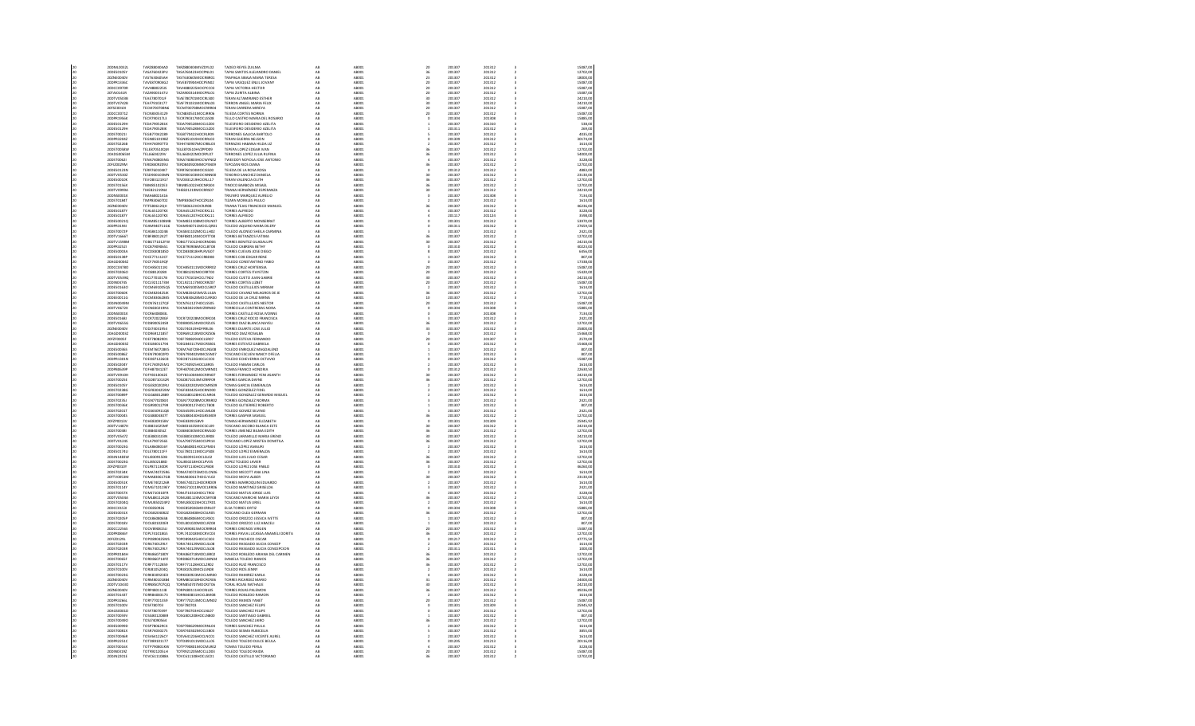| | | | | | | | | | | | |
|---|---|---|---|---|---|---|---|---|---|---|---|
| 20 | 20DML0032L | TARZ880404IND | TARZ880404MYZDYL02 | TADEO REYES ZULEMA | AB | AB001 | 20 | 201307 | 201312 | 3 | 15087,00 |
| 20 | 20DES0105Y | TASA760423PU | TASA760423HOCPNL01 | TAPIA SANTOS ALEJANDRO DANIEL | AB | AB001 | 06 | 201307 | 201312 | 2 | 12702,00 |
| 20 | 20DNE0040N | TAST610605HW | TAST610605MOCRRR01 | TRAPAGA SIBAJA MARIA TERESA | AB | AB001 | 23 | 201307 | 201312 | 3 | 18000,00 |
| 20 | 20DPR3166C | TAVE870908G2 | TAVE870908HOCPSN02 | TAPIA VASQUEZ ENELL JOVANY | AB | AB001 | 20 | 201307 | 201312 | 3 | 15087,00 |
| 20 | 20DCC0970R | TAVH880225I6 | TAVH880225HOCPCC03 | TAPIA VICTORIA HECTOR | AB | AB001 | 20 | 201307 | 201312 | 3 | 15087,00 |
| 20 | 20TAE0161R | TAZA800313TU | TAZA800324MOCPRL01 | TAPIA ZURITA ALBINA | AB | AB001 | 20 | 201307 | 201312 | 3 | 15087,00 |
| 20 | 20DTV0503B | TEAE780701JF | TEAE780701MOCRLS00 | TERAN ALTAMIRANO ESTHER | AB | AB001 | 30 | 201307 | 201312 | 3 | 24210,00 |
| 20 | 20DTV0792B | TEAF791031TY | TEAF791031MOCRNL03 | TERRON ANGEL MARIA FELIX | AB | AB001 | 30 | 201307 | 201312 | 3 | 24210,00 |
| 20 | 20FIZ0030X | TECM750708MA | TECM750708MOCRBR04 | TERAN CABRERA MIREYA | AB | AB001 | 20 | 201307 | 201312 | 3 | 15087,00 |
| 20 | 20DCC0071Z | TECN830531Z9 | TECN830531MOCJRR06 | TEJEDA CORTES NORMA | AB | AB001 | 20 | 201307 | 201312 | 3 | 15087,00 |
| 20 | 20DPR2956K | TECR780317L3 | TECR780317MOCLSS08 | TELLO CASTRO MARIA DEL ROSARIO | AB | AB001 | 0 | 201304 | 201308 | 2 | 15485,00 |
| 20 | 20DES0129H | TEDA790528G8 | TEDA790528MOCLSZ00 | TELESFORO DESIDERIO AZELITA | AB | AB001 | 1 | 201307 | 201310 | 3 | 558,00 |
| 20 | 20DES0129H | TEDA790528G8 | TEDA790528MOCLSZ00 | TELESFORO DESIDERIO AZELITA | AB | AB001 | 1 | 201311 | 201312 | 3 | 269,00 |
| 20 | 20DST0021I | TEGB770423B9 | TEGB770423HOCRLR09 | TERRONES GALICIA BARTOLO | AB | AB001 | 1 | 201307 | 201312 | 3 | 3555,00 |
| 20 | 20DPR1034Z | TEGN851019K2 | TEGN851019HOCRRL03 | TERAN GUERRA NELSON | AB | AB001 | 0 | 201308 | 201312 | 3 | 30174,00 |
| 20 | 20DST0226E | TEHH740907T2 | TEHH740907MOCRBL02 | TERRAZAS HABANA HILDA LIZ | AB | AB001 | 2 | 201307 | 201312 | 3 | 1614,00 |
| 20 | 20DST0058W | TELE870510QM | TELE870510HVZPPD09 | TEPEPA LOPEZ EDGAR IVAN | AB | AB001 | 06 | 201307 | 201312 | 2 | 12702,00 |
| 20 | 20HDG0060M | TELS660522PH | TELS660522MOCRPL07 | TERRONES LOPEZ ZULIA RUFINA | AB | AB001 | 06 | 201307 | 201312 | 3 | 54000,00 |
| 20 | 20DST0062I | TENA740802NG | TENA740802HOCWYN02 | TWEEDDY NOYOLA JOSE ANTONIO | AB | AB001 | 4 | 201307 | 201312 | 3 | 3228,00 |
| 20 | 20FJZ0029M | TERD840920NU | TERD840920MMCPSN09 | TEPOZAN RIOS DIANA | AB | AB001 | 06 | 201307 | 201312 | 2 | 12702,00 |
| 20 | 20DES0122N | TERR760510R7 | TERR760509MOCJSS00 | TEJEDA DE LA ROSA ROSA | AB | AB001 | 0 | 201312 | 201312 | 3 | 4884,00 |
| 20 | 20DTV0530Z | TESD900328M5 | TESD900328MOCNNN08 | TENORIO SANCHEZ DANIELA | AB | AB001 | 30 | 201307 | 201312 | 3 | 23140,00 |
| 20 | 20DES0010K | TEVO851219S7 | TEVO851219HOCRLL17 | TERAN VALENCIA OLITH | AB | AB001 | 06 | 201307 | 201312 | 2 | 12702,00 |
| 20 | 20DST0226E | TIMM511022I3 | TIMM511022HOCNRG04 | TINOCO MARMOLEJO MIGUEL | AB | AB001 | 06 | 201307 | 201312 | 2 | 12702,00 |
| 20 | 20DTV0990A | THEE821230N4 | THEE821230MOCRRS07 | TRIANA HERNANDEZ ESPERANZA | AB | AB001 | 30 | 201307 | 201312 | 3 | 24210,00 |
| 20 | 20DNE0003X | TIMA660214I6 | | TRUJANO MARQUEZ AURELIO | AB | AB001 | 0 | 201307 | 201308 | 3 | 7134,00 |
| 20 | 20DST0184T | TIMP830607Q2 | TIMP830607HOCZRL04 | TIZAPA MORALES PAULO | AB | AB001 | 2 | 201307 | 201312 | 3 | 1614,00 |
| 20 | 20DNE0040N | TITF580612QH | TITF580612HOCRJR08 | TIRADO TEJAS FRANCISCO MANUEL | AB | AB001 | 06 | 201307 | 201312 | 3 | 46236,00 |
| 20 | 20DES0187Y | TOAL651207KX | TOAL651207HOCRXL11 | TORRES ALFREDO | AB | AB001 | 4 | 201307 | 201312 | 3 | 3228,00 |
| 20 | 20DES0187Y | TOAL651207KX | TOAL651207HOCRXL11 | TORRES ALFREDO | AB | AB001 | 4 | 201117 | 201124 | 3 | 3398,00 |
| 20 | 20DES0215Q | TOAM851108M8 | TOAM851108MOCRLN07 | TORRES ALBERTO MONSERRAT | AB | AB001 | 0 | 201301 | 201312 | 3 | 54970,00 |
| 20 | 20DPR3194I | TOAM940711G6 | TOAM940711MOCLQR01 | TOLEDO AQUINO MARIA DELEIFY | AB | AB001 | 0 | 201311 | 201312 | 3 | 27659,50 |
| 20 | 20DST0072P | TOAS841102B6 | TOAS841102MOCLLH02 | TOLEDO ALONSO SHEILA CARMINA | AB | AB001 | 3 | 201307 | 201312 | 3 | 2421,00 |
| 20 | 20DTV1666T | TOBF880124IZ | TOBF880124MOCRTT08 | TORRES BETANZOS FATIMA | AB | AB001 | 06 | 201307 | 201312 | 2 | 12702,00 |
| 20 | 20DTV1398M | TOBG771012HB | TOBG771012MOCRND06 | TORRES BENITEZ GUADALUPE | AB | AB001 | 30 | 201307 | 201312 | 3 | 24210,00 |
| 20 | 20DPR3252I | TOCB790906U1 | TOCB790906MOCRBT08 | TOLEDO CABRERA BETHY | AB | AB001 | 0 | 201310 | 201312 | 3 | 30224,00 |
| 20 | 20DES0003A | TOCD830818G0 | TOCD830818HPLRVG07 | TORRES CUEVAS JOSE DIEGO | AB | AB001 | 8 | 201307 | 201312 | 3 | 6456,00 |
| 20 | 20DES0188P | TOCE771112CF | TOCE771112HCSRBD00 | TORRES COB EDGAR RENE | AB | AB001 | 1 | 201307 | 201312 | 3 | 807,00 |
| 20 | 20HDG0080Z | TOCF740513QE | | TOLEDO CONSTANTINO FABIO | AB | AB001 | 0 | 201307 | 201312 | 3 | 17348,00 |
| 20 | 20DCC0078D | TOCH850111H2 | TOCH850111MOCRRR02 | TORRES CRUZ HORTENSIA | AB | AB001 | 20 | 201307 | 201312 | 3 | 15087,00 |
| 20 | 20DST0206D | TOCI881202IB | TOCI881202MOCRRT00 | TORRES CORTES ITAYETZIN | AB | AB001 | 20 | 201307 | 201312 | 3 | 15420,00 |
| 20 | 20DTV0549Q | TOCJ770317SI | TOCJ770317HOCLTN02 | TOLEDO CURTO JUAN GABRIE | AB | AB001 | 30 | 201307 | 201312 | 3 | 24210,00 |
| 20 | 20DNE0470S | TOCL921117SM | TOCL921117MOCRRZ07 | TORRES CORTES LIZBET | AB | AB001 | 20 | 201307 | 201312 | 3 | 15087,00 |
| 20 | 20DES0165D | TOCM841005QS | TOCM841005MOCLSR07 | TOLEDO CASTILLEJOS MIRIAM | AB | AB001 | 2 | 201307 | 201312 | 3 | 1614,00 |
| 20 | 20DST0060K | TOCM820425UR | TOCM820425MVZLLG04 | TOLEDO CAVAZ MILAGROS DE JE | AB | AB001 | 06 | 201307 | 201312 | 2 | 12702,00 |
| 20 | 20DES0151S | TOCM830628K5 | TOCM830628MOCLRR00 | TOLEDO DE LA CRUZ MIRNA | AB | AB001 | 10 | 201307 | 201312 | 3 | 7710,00 |
| 20 | 20DJN0009M | TOCN761127QF | TOCN761127HOCLSS05 | TOLEDO CASTILLEJOS NESTOR | AB | AB001 | 20 | 201307 | 201312 | 3 | 15087,00 |
| 20 | 20DTV0672X | TOCR800219N1 | TOCR800219MVZRRR02 | TORRECILLA CONTRERAS NORA | AB | AB001 | 0 | 201304 | 201308 | 3 | 15485,00 |
| 20 | 20DNE0003X | TOCR640806IL | | TORRES CASTILLO ROSA IVONNE | AB | AB001 | 0 | 201307 | 201308 | 3 | 7134,00 |
| 20 | 20DES0166C | TOCR720226DI | TOCR720226MOCRRC04 | TORRES CRUZ ROCIO FRANCISCA | AB | AB001 | 3 | 201307 | 201312 | 3 | 2421,00 |
| 20 | 20DTV0655G | TODA850524G8 | TODA850524MOCRLD05 | TORRES DELGADO ALICIA AYELI | AB | AB001 | 06 | 201307 | 201312 | 2 | 12702,00 |
| 20 | 20DNE0040N | TODJ740303H4 | TODJ740303HDFRRL06 | TORRES DUARTE JOSE JULIO | AB | AB001 | 33 | 201307 | 201312 | 3 | 25802,00 |
| 20 | 20HDG0083Z | TODN841218GT | TODN841218MOCRZS06 | TRONCO DIAZ ROSALBA | AB | AB001 | 0 | 201307 | 201312 | 3 | 15968,00 |
| 20 | 20FZF0005F | TOEF780829DI | TOEF780829HOCLSR07 | TOLEDO ESTEVA FERNANDO | AB | AB001 | 20 | 201307 | 201307 | 3 | 2370,00 |
| 20 | 20HDG0083Z | TOEG840117RE | TOEG840117MOCRSB01 | TORRES ESTEVEZ GABRIELA | AB | AB001 | 0 | 201307 | 201312 | 3 | 15968,00 |
| 20 | 20DES0036S | TOEM760728K5 | TOEM760728HOCLNG08 | TOLEDO ENRIQUEZ MAGDALENO | AB | AB001 | 1 | 201307 | 201312 | 3 | 807,00 |
| 20 | 20DES0086C | TOEN790802PD | TOEN790802MMCSSN07 | TOSCANO ESCUEN NANCY OFELIA | AB | AB001 | 1 | 201307 | 201312 | 3 | 807,00 |
| 20 | 20DPR1301N | TOEO871226C8 | TOEO871226HOCLCC03 | TOLEDO ECHEVERRIA OCTAVIO | AB | AB001 | 0 | 201307 | 201312 | 3 | 15087,00 |
| 20 | 20DES0204Y | TOFC740925HQ | TOFC740925HOCLBR05 | TOLEDO FABIAN CARLOS | AB | AB001 | 2 | 201307 | 201312 | 3 | 1614,00 |
| 20 | 20DPB0649F | TOFH870412ET | TOFH870412MOCMRN01 | TOMAS FRANCO HONORIA | AB | AB001 | 0 | 201312 | 201312 | 3 | 22640,34 |
| 20 | 20DTV0910H | TOFY810304Z6 | TOFY810304MOCRRN07 | TORRES FERNANDEZ YENI ASUNTH | AB | AB001 | 30 | 201307 | 201312 | 3 | 24210,00 |
| 20 | 20DST0025E | TOGD871031QH | TOGD871031MVZRRF09 | TORRES GARCIA DAFNE | AB | AB001 | 06 | 201307 | 201312 | 2 | 12702,00 |
| 20 | 20DES0105Y | TOGE820320NU | TOGE820320MOCMRS09 | TOMAS GARCIA ESMERALDA | AB | AB001 | 2 | 201307 | 201312 | 3 | 1614,00 |
| 20 | 20DST0198G | TOGF830425HW | TOGF830425HOCRNS00 | TORRES GONZALEZ FIDEL | AB | AB001 | 2 | 201307 | 201312 | 3 | 1614,00 |
| 20 | 20DST0089P | TOGG680528B9 | TOGG680528HOCLNR04 | TOLEDO GONZALEZ GERARDO MIGUEL | AB | AB001 | 2 | 201307 | 201312 | 3 | 1614,00 |
| 20 | 20DST0235L | TOGN770208X3 | TOGN770208MOCRNR02 | TORRES GONZALEZ NORMA | AB | AB001 | 3 | 201307 | 201312 | 3 | 2421,00 |
| 20 | 20DST0036K | TOGR800127FB | TOGR800127HOCLTB08 | TOLEDO GUTIERREZ ROBERTO | AB | AB001 | 1 | 201307 | 201312 | 3 | 807,00 |
| 20 | 20DST0201T | TOGS650911Q6 | TOGS650911HOCLML08 | TOLEDO GOMEZ SILVINO | AB | AB001 | 3 | 201307 | 201312 | 3 | 2421,00 |
| 20 | 20DST0004S | TOGS880403T7 | TOGS880403HDGRSM09 | TORRES GASPAR SAMUEL | AB | AB001 | 06 | 201307 | 201312 | 2 | 12702,00 |
| 20 | 20DPR0115V | TOHE830915AV | TOHE830915MV9 | TOMAS HERNANDEZ ELIZABETH | AB | AB001 | 0 | 201301 | 201309 | 3 | 25965,92 |
| 20 | 20DTV1487H | TOJB810205MF | TOJB810205MOCSCL09 | TOSCANO JACOBO BLANCA ESTELA | AB | AB001 | 30 | 201307 | 201312 | 3 | 24210,00 |
| 20 | 20DST0038I | TOJB830305I2 | TOJB830305MOCRMA00 | TORRES JIMENEZ BILMA EDITH | AB | AB001 | 06 | 201307 | 201312 | 2 | 12702,00 |
| 20 | 20DTV0567Z | TOJE880310HN | TOJE880310MOCLRR00 | TOLEDO JARAMILLO MARIA ERENO | AB | AB001 | 30 | 201307 | 201312 | 3 | 24210,00 |
| 20 | 20DTV0123S | TOLA790725K6 | TOLA790725MOCSPN16 | TOSCANO LOPEZ ANETEA DONATILA | AB | AB001 | 06 | 201307 | 201312 | 2 | 12702,00 |
| 20 | 20DST0023G | TOLA860803H | TOLA860803HOCLPM03 | TOLEDO LOPEZ AMADO | AB | AB001 | 2 | 201307 | 201312 | 3 | 1614,00 |
| 20 | 20DES0176Q | TOLE780111F1 | TOLE780111MOCLPS08 | TOLEDO LOPEZ ESMERALDA | AB | AB001 | 2 | 201307 | 201312 | 3 | 1614,00 |
| 20 | 20DES0043V | TOLJ830515G8 | TOLJ830515HOCLSL01 | TOLEDO LUIS JULIO CESAR | AB | AB001 | 06 | 201307 | 201312 | 2 | 12702,00 |
| 20 | 20DST0023G | TOLJ850218BD | TOLJ850218HOCLPV05 | LOPEZ TOLEDO JAVIER | AB | AB001 | 06 | 201307 | 201312 | 2 | 12702,00 |
| 20 | 20DPR0102F | TOLP871104D6 | TOLP871104HOCLPB08 | TOLEDO LOPEZ JOSE PABLO | AB | AB001 | 0 | 201310 | 201312 | 3 | 36260,00 |
| 20 | 20DST0234K | TOMA740725H6 | TOMA740725MOCLCN06 | TOLEDO MECOTT ANA LINA | AB | AB001 | 2 | 201307 | 201312 | 3 | 1614,00 |
| 20 | 20FTV0054M | TOMA830617GB | TOMA830617HOCLYL02 | TOLEDO MOYA ALBER | AB | AB001 | 30 | 201307 | 201312 | 3 | 23130,00 |
| 20 | 20DES0051K | TOME740212G8 | TOME740212HOCRRD09 | TORRES MARROQUIN EDUARDO | AB | AB001 | 2 | 201307 | 201312 | 3 | 1614,00 |
| 20 | 20DST0114Y | TOMG710119EY | TOMG710119MOCLRR06 | TOLEDO MARTINEZ GRISELDA | AB | AB001 | 3 | 201307 | 201312 | 3 | 2421,00 |
| 20 | 20DST0057X | TOMJ720310FR | TOMJ720310HOCLTR02 | TOLEDO MATUS JORGE LUIS | AB | AB001 | 4 | 201307 | 201312 | 3 | 3228,00 |
| 20 | 20DTV0504A | TOML881124Q9 | TOML881124MOCSRY08 | TOSCANO MARCHE MARIA LEYDI | AB | AB001 | 06 | 201307 | 201312 | 2 | 12702,00 |
| 20 | 20DST0204Q | TOMU850225P2 | TOMU850225HOCLTR01 | TOLEDO MATUS URIEL | AB | AB001 | 2 | 201307 | 201312 | 3 | 1614,00 |
| 20 | 20DCC0152I | TOOE830926 | TOOE830926MOCRRL07 | ELSA TORRES ORTIZ | AB | AB001 | 0 | 201304 | 201308 | 3 | 15485,00 |
| 20 | 20DES0165D | TOOG830808JZ | TOOG830808HOCLJR05 | TOLEDO OJEDA GERMAN | AB | AB001 | 06 | 201307 | 201312 | 2 | 12702,00 |
| 20 | 20DST0205P | TOOI860806S8 | TOOI860806MOCRSS01 | TOLEDO OROZCO ISSOLA IVETTE | AB | AB001 | 1 | 201307 | 201312 | 3 | 807,00 |
| 20 | 20DST0018V | TOOL801020E9 | TOOL801020MOCLRZ08 | TOLEDO OROZCO LUZ ARACELI | AB | AB001 | 1 | 201307 | 201312 | 3 | 807,00 |
| 20 | 20DCC2256S | TOOV890815LI | TOOV890815MOCRRR04 | TORRES ORDNOS VIRGEN | AB | AB001 | 20 | 201307 | 201312 | 3 | 15087,00 |
| 20 | 20DPR0865X | TOPL741018GS | TOPL741018MOCRVC03 | TORRES PRIVA LUCRESIA ANAMELU DORITA | AB | AB001 | 06 | 201307 | 201312 | 2 | 12702,00 |
| 20 | 20FIZ0129L | TOPO890426M5 | TOPO890426HOCLCS03 | TOLEDO PACHECO OSCAR | AB | AB001 | 0 | 201217 | 201312 | 3 | 37775,50 |
| 20 | 20DST0233R | TORA740129UY | TORA740129MOCLSL08 | TOLEDO RASGADO ALICIA CONSEP | AB | AB001 | 2 | 201307 | 201312 | 3 | 1614,00 |
| 20 | 20DST0233R | TORA740129UY | TORA740129MOCLSL08 | TOLEDO RASGADO ALICIA CONCEPCION | AB | AB001 | 2 | 201311 | 201311 | 3 | 1002,00 |
| 20 | 20DPR0186H | TORA860718ZY | TORA860718MOCLBR02 | TOLEDO ROBLEDO ARIANA DEL CARMEN | AB | AB001 | 06 | 201307 | 201312 | 2 | 12702,00 |
| 20 | 20DST0065Y | TORD860714F2 | TORD860714MOCLMN04 | DANIELA TOLEDO RAMOS | AB | AB001 | 06 | 201307 | 201312 | 2 | 12702,00 |
| 20 | 20DST0117V | TORF771226SR | TORF771226HOCLZR02 | TOLEDO RUIZ FRANCISCO | AB | AB001 | 06 | 201307 | 201312 | 2 | 12702,00 |
| 20 | 20DST0200V | TORJ810529RQ | TORJ810529MOCLSN08 | TOLEDO RIOS JENNY | AB | AB001 | 2 | 201307 | 201312 | 3 | 1614,00 |
| 20 | 20DST0023G | TORK840923E3 | TORK840923MOCLMR00 | TOLEDO RAMIREZ KARLA | AB | AB001 | 4 | 201307 | 201312 | 3 | 3228,00 |
| 20 | 20DNE0040N | TORM830104M8 | TORM830104HOCRZR06 | TORRES RUJEREZ MARIO | AB | AB001 | 31 | 201307 | 201312 | 3 | 24000,00 |
| 20 | 20DTV1040O | TORN850707QQ | TORN850707MOCRST06 | TORAL ROJAS NATHALIE | AB | AB001 | 30 | 201307 | 201312 | 3 | 24210,00 |
| 20 | 20DNE0040N | TORP680111IB | TORP680111HOCRLL05 | TORRES ROJAS PALEMON | AB | AB001 | 06 | 201307 | 201312 | 3 | 49036,00 |
| 20 | 20DST0183T | TORR840831TJ | TORR840831HOCLBM06 | TOLEDO ROBLEDO RAMON | AB | AB001 | 2 | 201307 | 201312 | 3 | 1614,00 |
| 20 | 20DPR0266L | TORY770213N3 | TORY770213MOCLMN02 | TOLEDO RAMOS YANET | AB | AB001 | 20 | 201307 | 201312 | 3 | 15087,00 |
| 20 | 20DST0200V | TOSF780703 | TOSF780703 | TOLEDO SANCHEZ FELIPE | AB | AB001 | 0 | 201301 | 201309 | 3 | 25965,92 |
| 20 | 20HDG0003D | TOSF780703HH | TOSF780703HOCLNL07 | TOLEDO SANCHEZ FELIPE | AB | AB001 | 0 | 201307 | 201312 | 2 | 12702,00 |
| 20 | 20DST0059V | TOSG801208H8 | TOSG801208HOCLNB00 | TOLEDO SANTIAGO GABRIEL | AB | AB001 | 1 | 201307 | 201312 | 3 | 807,00 |
| 20 | 20DST0039O | TOSJ760906I4 | | TOLEDO SANCHEZ JAIRO | AB | AB001 | 1 | 201307 | 201312 | 3 | 807,00 |
| 20 | 20DES0090I | TOSP780629KD | TOSP780629MOCRNL03 | TORRES SANCHEZ PAULA | AB | AB001 | 2 | 201307 | 201312 | 3 | 1614,00 |
| 20 | 20DST0081X | TOSR760302T9 | TOSR760302MOCLSB03 | TOLEDO SOSMA RUBICELIA | AB | AB001 | 5 | 201307 | 201312 | 3 | 3855,00 |
| 20 | 20DST0084R | TOSV641226CY | TOSV641226HOCLNC00 | TOLEDO SANCHEZ VICENTE AUREL | AB | AB001 | 2 | 201307 | 201312 | 3 | 1614,00 |
| 20 | 20DPR2251C | TOTD890101T7 | TOTD890101MOCLLL05 | TOLEDO TOLEDO DULCE BELILA | AB | AB001 | 0 | 201205 | 201213 | 3 | 20110,00 |
| 20 | 20DST0026F | TOTF790805WW | TOTF790805MOCMLR02 | TOMAS TOLEDO FREDA | AB | AB001 | 4 | 201307 | 201312 | 3 | 3228,00 |
| 20 | 20DNE0319Z | TOTR931205LH | TOTR931205MOCLLD03 | TOLEDO TOLEDO RAIDA | AB | AB001 | 20 | 201307 | 201312 | 3 | 15087,00 |
| 20 | 20DNZ2331E | TOVC611108BA | TOVC611108HOCLSC01 | TOLEDO CASTILLO VICTORIANO | AB | AB001 | 06 | 201307 | 201312 | 2 | 12702,00 |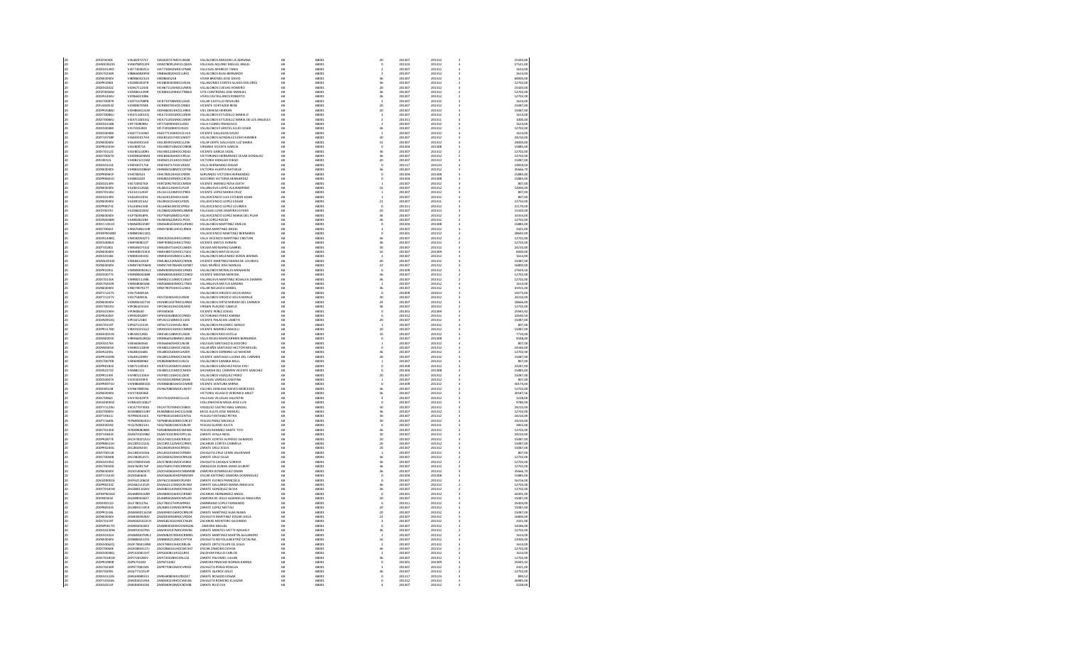| | | | | | | | | | | |
|---|---|---|---|---|---|---|---|---|---|---|
| 20 | 20FZF0304 | VIAL820727Z7 | VIAL820727MOCLRD08 | VILLALOBOS ARAGON LIA ADRIANA | AB | AB001 | 20 | 201307 | 201312 | 3 | 15420,00 |
| 20 | 20MMO3023S | VIAM780912FE | VIAM780912HOCLQG05 | VILLEGAS AQUINO MIGUEL ANGEL | AB | AB001 | 0 | 201310 | 201312 | 3 | 27521,00 |
| 20 | 20DES0139O | VIAT740402CU | VIAT740402MOCLPN08 | VILLEGAS APARICIO TANIA | AB | AB001 | 2 | 201307 | 201312 | 3 | 1614,00 |
| 20 | 20DST0234R | VIBB660820FM | VIBB660820HOCLLR01 | VILLALOBOS BLAS BERNARDO | AB | AB001 | 2 | 201307 | 201312 | 3 | 1614,00 |
| 20 | 20ZNE0040V | VIBD860321L9 | VIBD860321B | VIVAR BRIONES JOSE DAVID | AB | AB001 | 36 | 201307 | 201312 | 3 | 69000,00 |
| 20 | 20DPR1990I | VICD800303FR | VICD800303MOCLRL06 | VILLAGOMEZ CORTES GLADIS DOLORES | AB | AB001 | 36 | 201307 | 201312 | 2 | 12702,00 |
| 20 | 20DES0202Z | VICH671124I0 | VICH671124HOCLVM05 | VILLALOBOS CUEVAS HOMERO | AB | AB001 | 20 | 201307 | 201312 | 3 | 15420,00 |
| 20 | 20FZF0056M | VICM831229F | VICM831229HOCTNN03 | VITE CONTRERAS JOSE MANUEL | AB | AB001 | 36 | 201307 | 201312 | 2 | 12702,00 |
| 20 | 20DJN1414U | VICR6402108 | | VIVAS CASTELLANOS ROBERTO | AB | AB001 | 36 | 201307 | 201312 | 2 | 12702,00 |
| 20 | 20DST0087R | VICR710708PB | VICR710708MOCLSS05 | VILLAR CASTILLO ROSAURA | AB | AB001 | 2 | 201307 | 201312 | 3 | 1614,00 |
| 20 | 20FUA0053Z | VICR890705RE | VICR890705HOCRRN01 | VICENTE CORTAZAR RENE | AB | AB001 | 20 | 201307 | 201312 | 3 | 15087,00 |
| 20 | 20DPR3586U | VIDH860415LW | VIDH860415HOCLHR0 | VIEL DEHESA HERNAN | AB | AB001 | 20 | 201307 | 201312 | 3 | 15087,00 |
| 20 | 20DST0084U | VIEA711001SQ | VIEA711001MOCLSR09 | VILLALOBOS ESTUDILLO MARIA D | AB | AB001 | 2 | 201307 | 201312 | 3 | 1614,00 |
| 20 | 20DST0084U | VIEA711001SQ | VIEA711001MOCLSR09 | VILLALOBOS ESTUDILLO MARIA DE LOS ANGELES | AB | AB001 | 2 | 201311 | 201311 | 3 | 1000,00 |
| 20 | 20DES0118B | VIFF720909RJ | VIFF720909HOCLLR05 | VILLA FLORES FRANCISCO | AB | AB001 | 2 | 201307 | 201312 | 2 | 1614,00 |
| 20 | 20DES0048X | VIFJ720129HY | VIFJ720129HOCLNL03 | VILLALOBOS FUENTES JULIO CESAR | AB | AB001 | 36 | 201307 | 201312 | 2 | 12702,00 |
| 20 | 20DES0058K | VIGD771106SF | VIGD771106HOCCLY13 | VICENTE GALLEGOS DAVID | AB | AB001 | 2 | 201307 | 201312 | 3 | 1614,00 |
| 20 | 20DTV0758P | VIGE830107H3 | VIGE830107HOCLND07 | VILLALOBOS GONZALEZ EDER HUMBER | AB | AB001 | 30 | 201307 | 201312 | 3 | 24210,00 |
| 20 | 20ZNE0040V | VIGL850915SA | VIGL850915MOCLLZ06 | VILLAFUERTE GALLEGOS LUZ MARIA | AB | AB001 | 31 | 201307 | 201312 | 3 | 24000,00 |
| 20 | 20DPB1593H | VIGV800714 | VIGV800714MOCCRR08 | VIRGINIA VICENTE GARCIA | AB | AB001 | 0 | 201304 | 201308 | 3 | 15885,00 |
| 20 | 20DST0112Z | VIGV801220R5 | VIGV801220HOCCRD02 | VICENTE GARCIA VIDAL | AB | AB001 | 36 | 201307 | 201312 | 2 | 12702,00 |
| 20 | 20DST0067D | VIHC840204M3 | VIHC840204HOCCRS10 | VICTORIANO HERNANDEZ CESAR DONALDO | AB | AB001 | 36 | 201307 | 201312 | 2 | 12702,00 |
| 20 | 20FIE0012L | VIHD821211NE | VIHD821211HOCCDG07 | VICTORIA HIDALGO DIEGO | AB | AB001 | 20 | 201307 | 201312 | 3 | 15087,00 |
| 20 | 20DES0115E | VIHE930717SK | VIHE930717HOCLRD02 | VILLA HERNANDEZ EDGAR | AB | AB001 | 0 | 201117 | 201124 | 3 | 16819,00 |
| 20 | 20ZNE0040V | VIHN860608AM | VIHN860608MOCCRT06 | VICTORIA HUERTA NATHALIE | AB | AB001 | 36 | 201307 | 201312 | 2 | 35666,70 |
| 20 | 20DPR0961P | VIHS780323 | VIHS780324HOCCRR00 | SERVANDO VICTORIA HERNANDEZ | AB | AB001 | 0 | 201304 | 201308 | 3 | 15885,00 |
| 20 | 20DPR0931V | VIHS801029 | VIHS801029MOCCRC01 | SOCORRO VICTORIA HERNANDEZ | AB | AB001 | 0 | 201304 | 201308 | 3 | 15885,00 |
| 20 | 20DES0149V | VIJE720927S3 | VIJE720927MOCCMD00 | VICENTE JIMENEZ ROSA EDITH | AB | AB001 | 1 | 201307 | 201312 | 3 | 807,00 |
| 20 | 20ZNE0040V | VILA811206DJ | VILA811206MOCLPL07 | VILLANUEVA LOPEZ ALEJANDRINO | AB | AB001 | 16 | 201307 | 201312 | 3 | 12000,00 |
| 20 | 20DST0118U | VILC611124HF | VILC611124MOCCPR05 | VICENTE LOPEZ MARIA CRUZ | AB | AB001 | 1 | 201307 | 201312 | 3 | 807,00 |
| 20 | 20DES0149V | VILE620120U4 | VILE620120HOCLSS00 | VILLAVICENCIO LUIS ESTEBAN ADAN | AB | AB001 | 1 | 201307 | 201312 | 3 | 807,00 |
| 20 | 20ZNE0040V | VILE891015A2 | VILE891015HOCLPD05 | VILLAVICENCIO LOPEZ EDGAR | AB | AB001 | 21 | 201307 | 201311 | 3 | 13750,00 |
| 20 | 20DPR0073C | VILL600613KB | VILL600613MOCLPR02 | VILLAVICENCIO LOPEZ LOURDES | AB | AB001 | 0 | 201311 | 201312 | 3 | 21170,00 |
| 20 | 20FZF0033V | VILO860220X2 | VILO860220MNTLNS08 | VILLEGAS LUNA OSMYRA ESTHER | AB | AB001 | 20 | 201307 | 201312 | 3 | 15420,00 |
| 20 | 20ZNE0040V | VILP760818PA | VILP760818MOCLPL00 | VILLAVICENCIO LOPEZ MARIA DEL PILAR | AB | AB001 | 36 | 201307 | 201312 | 3 | 35454,00 |
| 20 | 20DJN0508N | VILR850622N6 | VILR850622MOCLPC03 | VILLA LOPEZ ROCIO | AB | AB001 | 36 | 201307 | 201312 | 2 | 12702,00 |
| 20 | 20DCC1451O | VIMA900225KF | VIMA900225MOCLRM02 | VILLALOBOS MARTINEZ AMELIA | AB | AB001 | 0 | 201304 | 201308 | 3 | 15885,00 |
| 20 | 20DST0084T | VIMA760811HB | VIMA760811HOCLRN04 | VILLAVA MARTINEZ ANGEL | AB | AB001 | 1 | 201307 | 201312 | 3 | 2421,00 |
| 20 | 20FMP0030M | VIMB810611K5 | | VILLALOBOS MARTINEZ BERNARDA | AB | AB001 | 2 | 201307 | 201312 | 3 | 28602,00 |
| 20 | 20DJN1448G | VIMC820503T3 | VIMC820503HOCLRR01 | VILLAVICENCIO MARTINEZ CRISTIAN | AB | AB001 | 36 | 201307 | 201312 | 2 | 12702,00 |
| 20 | 20DES0085A | VIMF900822T | VIMF900822HOCCTR02 | VICENTE MATIAS FERMIN | AB | AB001 | 36 | 201307 | 201312 | 2 | 12702,00 |
| 20 | 20DTV0282J | VIMG850714U2 | VIMG850714HOCLND01 | VILLANA MONJARAZ GABRIEL | AB | AB001 | 30 | 201307 | 201312 | 3 | 24210,00 |
| 20 | 20ZNE0040V | VIMH880723C8 | VIMH880723HOCLTG01 | VILLALOBOS MATUS HUGO | AB | AB001 | 16 | 201307 | 201309 | 3 | 6000,00 |
| 20 | 20DES0158C | VIMK810410NI | VIMK810410MOCLLR01 | VILLALOBOS MELENDEZ KEREN JEMIMA | AB | AB001 | 2 | 201307 | 201312 | 3 | 1614,00 |
| 20 | 20DML0010Z | VIML861220LR | VIML861220MOCCRR08 | VICENTE MARTINEZ MARIA DE LOURDES | AB | AB001 | 20 | 201307 | 201312 | 3 | 15087,00 |
| 20 | 20ZNE0040V | VIMM740706KB | VIMM740706HOCLNN07 | VIDAL MUÑOZ JOSE MANUEL | AB | AB001 | 22 | 201307 | 201312 | 3 | 16800,00 |
| 20 | 20DPR3391I | VIMM690924LS | VIMM690924HOCLRN01 | VILLALOBOS MORALES MENAHEM | AB | AB001 | 0 | 201309 | 201312 | 3 | 27659,50 |
| 20 | 20DES0077S | VIMN800424AR | VIMN800424MOCCDR02 | VICENTE MEDINA NEREIDA | AB | AB001 | 36 | 201307 | 201312 | 2 | 12702,00 |
| 20 | 20DST0135K | VIMR821119ML | VIMR821119MOCLRS07 | VILLANUEVA MARTINEZ ROSALVA DIANIRA | AB | AB001 | 36 | 201307 | 201312 | 2 | 12702,00 |
| 20 | 20DST0233S | VIMS680605AB | VIMS680605MOCLTN03 | VILLANUEVA MATUS SANDRA | AB | AB001 | 2 | 201307 | 201312 | 3 | 1614,00 |
| 20 | 20ZNE0040V | VINO780917T7 | VINO780917HOCLLS02 | VILLAFAÑE NOLASCO OSIRIS | AB | AB001 | 36 | 201307 | 201312 | 3 | 41915,00 |
| 20 | 20DTV1227V | VIOJ750401IA | | VILLALOBOS OROZCO JESUS MANU | AB | AB001 | 0 | 201309 | 201313 | 3 | 19275,00 |
| 20 | 20DTV1227V | VIOJ750401SL | VIOJ750401HOCLRS00 | VILLALOBOS OROZCO JESUS MANUE | AB | AB001 | 30 | 201307 | 201312 | 3 | 24210,00 |
| 20 | 20ZNE0040V | VIOM851027LK | VIOM851027MOCLRR02 | VILLALOBOS ORTIZ MIRIAM DEL CARMEN | AB | AB001 | 24 | 201307 | 201312 | 3 | 18666,00 |
| 20 | 20DST0019U | VIPC860101D4 | VIPC860101MOCRLM02 | VIRGEN PLACIDO CAMILO | AB | AB001 | 36 | 201307 | 201312 | 2 | 12702,00 |
| 20 | 20DES0194H | VIPJ940630 | VIPJ940630 | VICENTE PEREZ JOSIAS | AB | AB001 | 0 | 201301 | 201309 | 3 | 25945,92 |
| 20 | 20DPR3226Y | VIPK920428FY | VIPK920428MOCCRR05 | VICTORIANO PEREZ KARINA | AB | AB001 | 0 | 201312 | 201312 | 3 | 22649,54 |
| 20 | 20DJN0953Q | VIPL921218IC | VIPL921218MOCCLS09 | VICENTE PALACIOS LISBETH | AB | AB001 | 20 | 201307 | 201312 | 3 | 15087,00 |
| 20 | 20DST0119T | VIPS671215IR | VIPS671215HVZLLR03 | VILLALOBOS PALOMEC SERGIO | AB | AB001 | 1 | 201307 | 201312 | 3 | 807,00 |
| 20 | 20DPR1174D | VIRA950215U2 | VIRA950215MOCCMR09 | VICENTE RAMIREZ ARACELI | AB | AB001 | 20 | 201307 | 201312 | 3 | 15087,00 |
| 20 | 20DES0021N | VIRE581128K5 | VIRE581128MOCLSS09 | VILLALOBOS RIOS ESTELA | AB | AB001 | 10 | 201307 | 201312 | 3 | 7710,00 |
| 20 | 20DES0001Z | VIRB860528GN | VIRB860528MMCLJRN0 | VILLA ROJAS MARGARITA BERNARDA | AB | AB001 | 0 | 201307 | 201309 | 3 | 9168,00 |
| 20 | 20DES0176S | VISE660605S5 | VISE660605HOCLNL00 | VILLEGAS SANTIAGO ELEODORO | AB | AB001 | 1 | 201307 | 201312 | 3 | 807,00 |
| 20 | 20ZNE0040V | VISH801218DV | VISH801218HOCLNC05 | VILLAÑES SANTIAGO HECTOR MIGUEL | AB | AB001 | 0 | 201307 | 201312 | 3 | 14366,00 |
| 20 | 20DJN2293L | VISL881016E5 | VISL881016MOCLRZ09 | VILLALOBOS SERRANO LIZ NOHEMI | AB | AB001 | 36 | 201307 | 201312 | 2 | 12702,00 |
| 20 | 20DPR3509N | VISL891224NY | VISL891224MOCCNC04 | VICENTE SANTIAGO LUCINA DEL CARMEN | AB | AB001 | 20 | 201307 | 201312 | 3 | 15087,00 |
| 20 | 20DST0070R | VISR690809KK | VISR690809HOCLRL01 | VILLALOBOS SARABIA RAUL | AB | AB001 | 1 | 201307 | 201312 | 3 | 807,00 |
| 20 | 20DPR0181E | VISR721205E5 | VISR721205MOCLSN04 | VILLALOBOS SANCHEZ ROSA EYDI | AB | AB001 | 0 | 201309 | 201312 | 3 | 23287,00 |
| 20 | 20DJN2272Z | VISS801121 | VISS801121MOCCNH05 | SHUNASHI DEL CARMEN VICENTE SANCHEZ | AB | AB001 | 0 | 201304 | 201308 | 3 | 15885,00 |
| 20 | 20DPR1139I | VIVF801110HV | VIVF801110HOCLZB00 | VILLALOBOS VAZQUEZ FABIO | AB | AB001 | 20 | 201307 | 201312 | 3 | 15087,00 |
| 20 | 20DES0007X | VIVJ550419FB | VIVJ550419MMCLRS08 | VILLEGAS VARGAS JOSEFINA | AB | AB001 | 1 | 201307 | 201312 | 3 | 807,00 |
| 20 | 20DPR0974U | VIVM840802Q5 | VIVM840802MOCCNR00 | VICENTE VENTURA MIRNA | AB | AB001 | 0 | 201309 | 201312 | 3 | 30174,00 |
| 20 | 20DDI0013B | VIVN670805NI | VIVN670805MOCLNR07 | VILCHES VENEGAS NIEVES MERCEDES | AB | AB001 | 36 | 201307 | 201312 | 2 | 12702,00 |
| 20 | 20ZNE0040V | VIVV730203K8 | | VICTORIA VELASCO VERONICA ARLET | AB | AB001 | 36 | 201307 | 201312 | 3 | 30187,56 |
| 20 | 20DST0062I | VIVY761107F3 | VIVY761107HOCLLL02 | VILLEGAS VALENTE YULIANS | AB | AB001 | 4 | 201307 | 201312 | 3 | 3228,00 |
| 20 | 20ADG0001Z | VOML621206JY | | VOLLENHOVEN MEZA JOSE LUIS | AB | AB001 | 0 | 201307 | 201312 | 3 | 9780,00 |
| 20 | 20DTV1135E | VXCA770730B1 | VXCA770730HOCSSB01 | VASQUEZ CASTRO ABEL IVAN | AB | AB001 | 30 | 201307 | 201312 | 3 | 24210,00 |
| 20 | 20DST0083V | XEAM880513RY | XEAM880513HOCCLN08 | XECO AULIS JOSE MANUEL | AB | AB001 | 36 | 201307 | 201312 | 2 | 12702,00 |
| 20 | 20DTV0611J | YEFP850510I5 | YEFP850510MOCSNT01 | YESCAS FONTANEZ PETRA | AB | AB001 | 30 | 201307 | 201312 | 3 | 24210,00 |
| 20 | 20DTV1440L | YEPM850623GU | YEPM850623MOCSRC07 | YESCAS PEREZ MICAELA | AB | AB001 | 30 | 201307 | 201312 | 3 | 24210,00 |
| 20 | 20DES0019Z | YEQJ760823A1 | YEQJ760823MOCSJL09 | YESCAS QUERO JULITA | AB | AB001 | 6 | 201307 | 201311 | 3 | 3855,00 |
| 20 | 20DST0165R | YERD890828BA | YERD890828HOCSMT05 | YESCAS RAMIREZ DANTE TITO | AB | AB001 | 36 | 201307 | 201312 | 2 | 12702,00 |
| 20 | 20DTV0642C | ZAAN741019MZ | ZAAN741019HOCRYL16 | ZARATE AYALA NOEL | AB | AB001 | 30 | 201307 | 201312 | 3 | 24210,00 |
| 20 | 20DPR2877E | ZACA780212UU | ZACA780212HOCRRL02 | ZARATE CORTES ALFREDO GERARDO | AB | AB001 | 20 | 201307 | 201312 | 3 | 15087,00 |
| 20 | 20DPR0611H | ZACC891122IQ | ZACC891122MOCRRR01 | ZACARIAS CORTES CARMELA | AB | AB001 | 20 | 201307 | 201312 | 3 | 15087,00 |
| 20 | 20DPR2384G | ZACJ850924EI | ZACJ850924HOCRRS01 | ZARATE CRUZ JESUS | AB | AB001 | 20 | 201307 | 201312 | 3 | 15087,00 |
| 20 | 20DST0013B | ZACL841010G6 | ZACL841010HOCVRN05 | ZAVALETA CRUZ LENIN VALDEMAR | AB | AB001 | 1 | 201307 | 201312 | 3 | 807,00 |
| 20 | 20DST0045G | ZACO850521T5 | ZACO850521MOCRRL00 | ZARATE CRUZ OLGA | AB | AB001 | 36 | 201307 | 201312 | 2 | 12702,00 |
| 20 | 20DES0195G | ZACS780921H5 | ZACS780921MOCVRS02 | ZAVALETA CASIQUE SORAYA | AB | AB001 | 36 | 201307 | 201312 | 2 | 12702,00 |
| 20 | 20DST0056D | ZADE760917SP | ZADS760917HOCRRM00 | ZARAGOZA DURAN JAMES GILBERT | AB | AB001 | 36 | 201307 | 201312 | 2 | 12702,00 |
| 20 | 20ZNE0040V | ZADO540604TC | ZADO540604HOCMMM08 | ZAMORA DOMINGUEZ OMAR | AB | AB001 | 36 | 201307 | 201312 | 3 | 35666,70 |
| 20 | 20DTV1152D | ZADO660610 | ZADO660610HPRMMS09 | OSCAR ANTONIO ZAMORA DOMINGUEZ | AB | AB001 | 0 | 201304 | 201308 | 3 | 15885,00 |
| 20 | 20EGD0002A | ZAFF621106QE | ZAFF621106MOCRLR09 | ZARATE FLORES FRANCISCA | AB | AB001 | 0 | 201307 | 201312 | 3 | 16216,00 |
| 20 | 20DPR0233Z | ZAGA621125U5 | ZAGA621125MOCRLN02 | ZARATE GALLARDO MARIA ANGELICA | AB | AB001 | 36 | 201307 | 201312 | 2 | 12702,00 |
| 20 | 20DST0181W | ZAGS801102BV | ZAGS801102MOCRNL00 | ZARATE GONZALEZ SILVIA | AB | AB001 | 36 | 201307 | 201312 | 2 | 12702,00 |
| 20 | 20FMP0016D | ZAHA890316BR | ZAHA890316HOCRRN00 | ZACARIAS HERNANDEZ ANGEL | AB | AB001 | 0 | 201301 | 201312 | 3 | 26301,00 |
| 20 | 20DNE0034Z | ZAJA890926KY | ZAJA890926MOCMSL09 | ZAMORA DE JESUS ALMADELIA ANGELINA | AB | AB001 | 20 | 201307 | 201312 | 3 | 15087,00 |
| 20 | 20DDI0011D | ZALF780127SL | ZALF780127HPUMPR03 | ZAMBRANO LOPEZ FERNANDO | AB | AB001 | 0 | 201311 | 201312 | 3 | 25404,00 |
| 20 | 20DPB0943S | ZALN891119CR | ZALN891119MOCRPF06 | ZARATE LOPEZ NAFTALI | AB | AB001 | 20 | 201307 | 201312 | 3 | 15087,00 |
| 20 | 20DPR0124L | ZAMA840116UW | ZAMA840116MOCRRL08 | ZARATE MARTINEZ ALBA NUBIA | AB | AB001 | 20 | 201307 | 201312 | 3 | 15087,00 |
| 20 | 20ZNE0040V | ZAME830928GV | ZAME830928HOCVRD04 | ZAVALETA MARTINEZ EDGAR JESUS | AB | AB001 | 22 | 201307 | 201312 | 3 | 16800,00 |
| 20 | 20DST0119T | ZAMG821022CH | ZAMG821022HOCCNL04 | ZACARIAS MONTERO GALDARDO | AB | AB001 | 3 | 201307 | 201312 | 3 | 2421,00 |
| 20 | 20DMP0017Q | ZAMM690618 | ZAMM690618HOCMMG06 | ZAMORA MIGUEL | AB | AB001 | 0 | 201307 | 201312 | 3 | 14366,00 |
| 20 | 20DES0209W | ZAMY910107N5 | ZAMY910107MOCRNV06 | ZARATE MONTES YVETTE NASHELY | AB | AB001 | 36 | 201307 | 201312 | 2 | 12702,00 |
| 20 | 20DES0102A | ZAMM620708L1 | ZAMM620708HOCRRR05 | ZARATE MARTINEZ MARTIN ALEJANDRO | AB | AB001 | 2 | 201307 | 201312 | 3 | 1614,00 |
| 20 | 20ZNE0040V | ZANB800212SS | ZANB800212MOCVYT04 | ZAVALETA NOYOLA BEATRIZ CATALINA | AB | AB001 | 16 | 201307 | 201312 | 3 | 12000,00 |
| 20 | 20DES0062Q | ZAOF780519R8 | ZAOF780519HOCRRL06 | ZARATE ORTIZ FELIPE DE JESUS | AB | AB001 | 2 | 201307 | 201312 | 3 | 1614,00 |
| 20 | 20DST0060K | ZAOO840311T2 | ZAOO840311HOCMCS07 | OSCAR ZAMORA OCHOA | AB | AB001 | 36 | 201307 | 201312 | 2 | 12702,00 |
| 20 | 20DES0080Q | ZAPC650811HT | ZAPC650811HVZLLR03 | ZALDIVAR PALLO CARLOS | AB | AB001 | 2 | 201307 | 201312 | 3 | 1614,00 |
| 20 | 20DST0181W | ZAPJ720628XV | ZAPJ720628HOCRLL02 | ZARATE PALOMEC JULIAN | AB | AB001 | 36 | 201307 | 201312 | 2 | 12702,00 |
| 20 | 20DPR3198R | ZAPN751002 | ZAPN751002 | ZAMORA PINACHO NORMA KARINA | AB | AB001 | 0 | 201301 | 201309 | 3 | 25945,92 |
| 20 | 20DST0236R | ZAPR770815AN | ZAPR770815MOCVRS02 | ZAVALETA PEREA ROSELIA | AB | AB001 | 3 | 201307 | 201312 | 3 | 2421,00 |
| 20 | 20DST0029L | ZAQJ771225UP | | ZARATE QUIROZ JESUS | AB | AB001 | 36 | 201307 | 201312 | 2 | 12702,00 |
| 20 | 20DES0123N | ZARE640803T1 | ZARE640803HVZRDD07 | ZARATE RICARDO EDGAR | AB | AB001 | 0 | 201117 | 201124 | 3 | 895,56 |
| 20 | 20DTV0316G | ZARE800219G5 | ZARE800219HOCVML06 | ZAVALETA ROMERO ELEAZAR | AB | AB001 | 0 | 201312 | 201312 | 3 | 26985,00 |
| 20 | 20DES0213F | ZARE800918EA | ZARE800918MOCRZV08 | ZARATE RUIZ EVA | AB | AB001 | 4 | 201307 | 201312 | 3 | 3228,00 |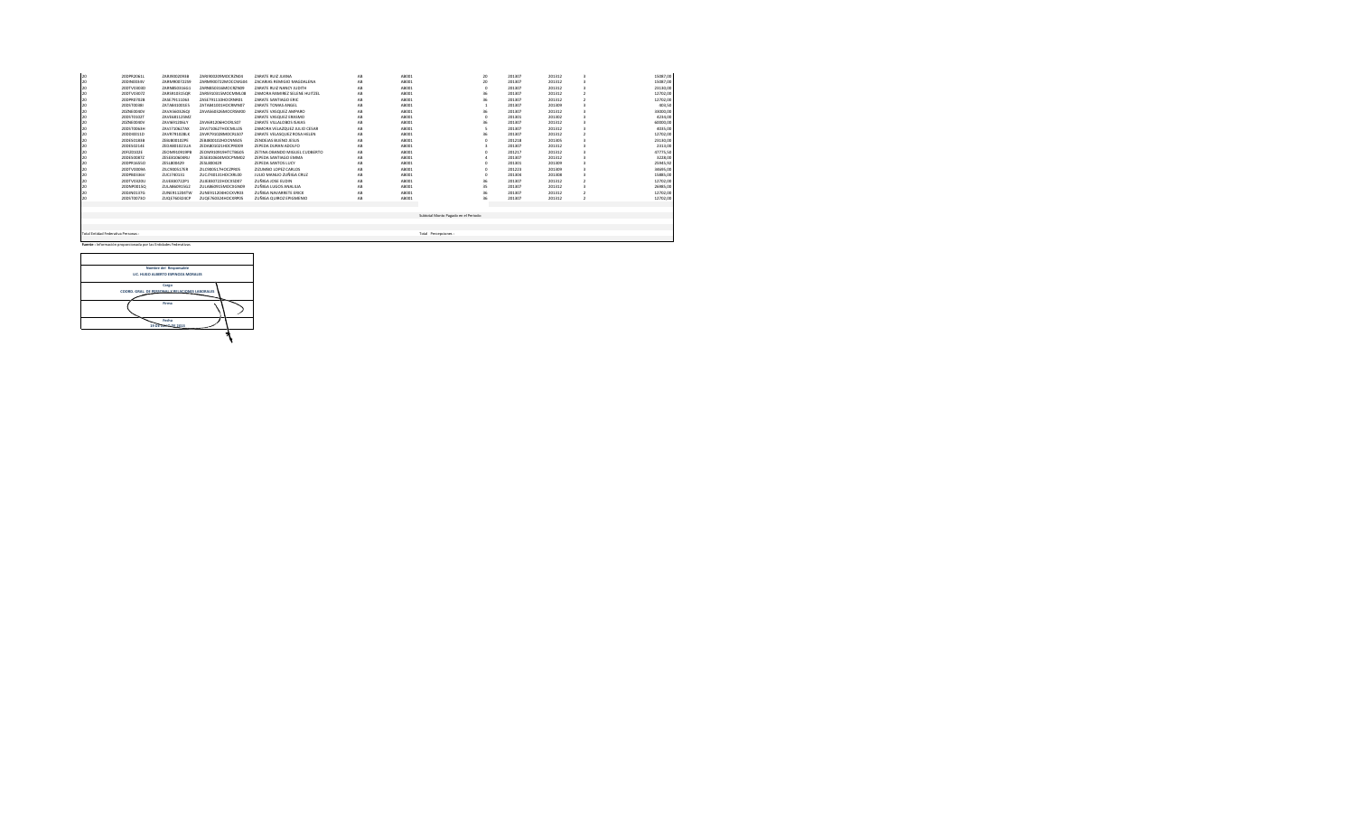| | | | | | | | | | | | | |
|---|---|---|---|---|---|---|---|---|---|---|---|---|
| 20 | 20DPR2061L | ZARJ900209SB | ZARJ900209MOCRZN04 | ZARATE RUIZ JUANA | AB | AB001 | 20 | 201307 | 201312 | 3 | 15087,00 |
| 20 | 20DIN0034V | ZARM900722S8 | ZARM900722MOCCMG04 | ZACARIAS REMIGIO MAGDALENA | AB | AB001 | 20 | 201307 | 201312 | 3 | 15087,00 |
| 20 | 20DTV0430D | ZARN850316G1 | ZARN850316MOCRZN09 | ZARATE RUIZ NANCY JUDITH | AB | AB001 | 0 | 201307 | 201312 | 3 | 23130,00 |
| 20 | 20DTV0307Z | ZARS810315QK | ZARS810315MOCMML08 | ZAMORA RAMIREZ SELENE HUITZEL | AB | AB001 | 86 | 201307 | 201312 | 2 | 12702,00 |
| 20 | 20DPR0702B | ZASE791110K6 | ZASE791110HOCRNR01 | ZARATE SANTIAGO ERIC | AB | AB001 | 86 | 201307 | 201312 | 2 | 12702,00 |
| 20 | 20DST0038I | ZATA810015E5 | ZATA810015HOCRMN07 | ZARATE TOMAS ANGEL | AB | AB001 | 1 | 201307 | 201309 | 3 | 303,50 |
| 20 | 20DNE0040V | ZAVA560326QI | ZAVA560326MOCRSM00 | ZARATE VASQUEZ AMPARO | AB | AB001 | 86 | 201307 | 201312 | 3 | 33000,00 |
| 20 | 20DST0102T | ZAVE681125MZ | ZAVE681125HOCRSR00 | ZARATE VASQUEZ ERASMO | AB | AB001 | 0 | 201301 | 201302 | 3 | 4234,00 |
| 20 | 20DNE0040V | ZAVI691206LY | ZAVI691206HOCRLS07 | ZARATE VILLALOBOS ISAIAS | AB | AB001 | 86 | 201307 | 201312 | 3 | 60000,00 |
| 20 | 20DST0063H | ZAVJ7106Z7A8 | ZAVJ710627HOCMLL05 | ZAMORA VELAZQUEZ JULIO CESAR | AB | AB001 | 5 | 201307 | 201312 | 3 | 4035,00 |
| 20 | 20DDI0011D | ZAVR791028LK | ZAVR791028MOCRLS07 | ZARATE VELASQUEZ ROSA HELEN | AB | AB001 | 86 | 201307 | 201312 | 2 | 12702,00 |
| 20 | 20DES0183B | ZEBJ800102P0 | ZEBJ800102HOCNNS05 | ZENDEJAS BUENO JESUS | AB | AB001 | 0 | 201218 | 201305 | 3 | 23130,00 |
| 20 | 20DES0214E | ZEDA801021U6 | ZEDA801021HOCPRD09 | ZEPEDA DURAN ADOLFO | AB | AB001 | 3 | 201307 | 201312 | 3 | 2311,00 |
| 20 | 20FUI0102E | ZEOM910919PB | ZEOM910919HTCTSG05 | ZETINA ORANDO MIGUEL CUDBERTO | AB | AB001 | 0 | 201217 | 201312 | 3 | 47776,50 |
| 20 | 20DES0087Z | ZESE650405RU | ZESE650405MOCPNM02 | ZEPEDA SANTIAGO EMMA | AB | AB001 | 4 | 201307 | 201312 | 3 | 3228,00 |
| 20 | 20DPR1665D | ZESL800629 | ZESL800629 | ZEPEDA SANTOS LUCY | AB | AB001 | 0 | 201301 | 201309 | 3 | 25961,50 |
| 20 | 20DTV0009A | ZILC900517ER | ZILC900517HOCZPR05 | ZIZUMBO LOPEZ CARLOS | AB | AB001 | 0 | 201223 | 201309 | 3 | 34605,00 |
| 20 | 20DPR0336V | ZUCJ740131 | ZUCJ740131HOCXRL00 | JULIO MANUEL ZUÑIGA CRUZ | AB | AB001 | 0 | 201304 | 201308 | 3 | 15865,00 |
| 20 | 20DTV0420U | ZUEJ830722P1 | ZUEJ830722HOCXSD07 | ZUÑIGA JOSE ELIDIN | AB | AB001 | 86 | 201307 | 201312 | 2 | 12702,00 |
| 20 | 20DNP0015Q | ZULA860915G2 | ZULA860915MOCXGN09 | ZUÑIGA LUGOS ANALILIA | AB | AB001 | 35 | 201307 | 201312 | 3 | 26985,00 |
| 20 | 20DJN0157G | ZUNE9112047W | ZUNE911204HOCXVR03 | ZUÑIGA NAVARRETE ERICK | AB | AB001 | 86 | 201307 | 201312 | 2 | 12702,00 |
| 20 | 20DST0073O | ZUQS760324CP | ZUQS760324HOCXRP05 | ZUÑIGA QUIROZ SPIGMENIO | AB | AB001 | 86 | 201307 | 201312 | 2 | 12702,00 |

Subtotal Monto Pagado en el Periodo:

Total Entidad Federativa Personas :

Total Percepciones :

**Fuente :** Información proporcionada por las Entidades Federativas

| Nombre del Responsable |
|---|
| LIC. HUGO ALBERTO ESPINOZA MORALES |
| Cargo |
| COORD. GRAL. DE PERSONAL Y RELACIONES LABORALES |
| Firma |
| |
| Fecha |
| 15 de Enero de 2015 |